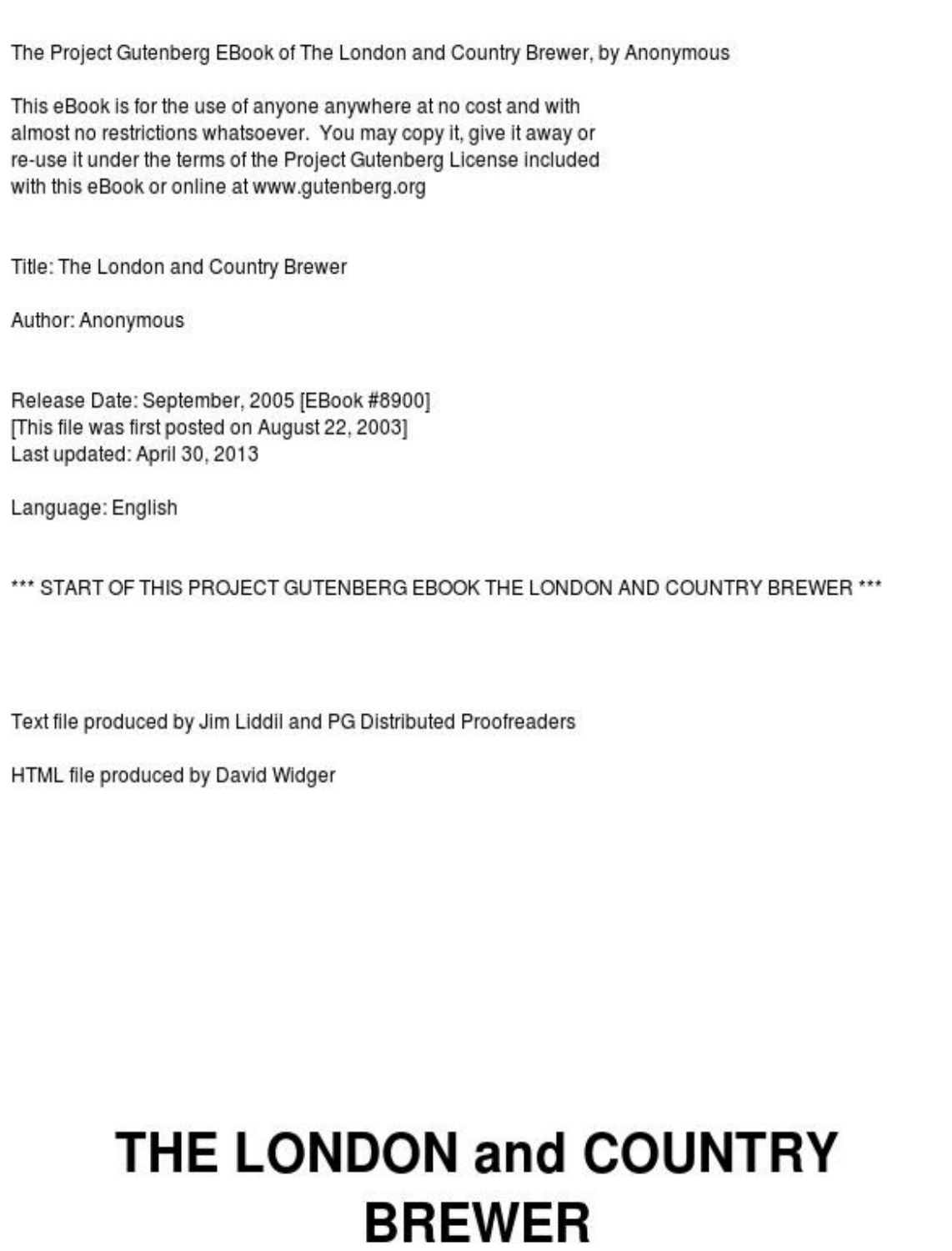The Project Gutenberg EBook of The London and Country Brewer, by Anonymous

This eBook is for the use of anyone anywhere at no cost and with almost no restrictions whatsoever. You may copy it, give it away or re-use it under the terms of the Project Gutenberg License included with this eBook or online at www.gutenberg.org

Title: The London and Country Brewer

Author: Anonymous

Release Date: September, 2005 [EBook #8900]
[This file was first posted on August 22, 2003]
Last updated: April 30, 2013

Language: English

*** START OF THIS PROJECT GUTENBERG EBOOK THE LONDON AND COUNTRY BREWER ***

Text file produced by Jim Liddil and PG Distributed Proofreaders

HTML file produced by David Widger

# THE LONDON and COUNTRY BREWER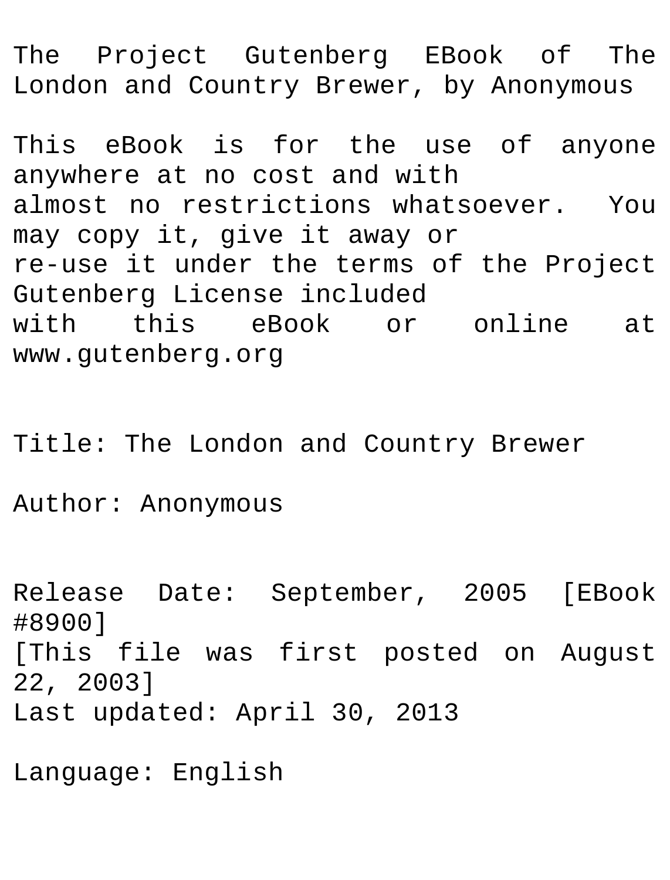The Project Gutenberg EBook of The London and Country Brewer, by Anonymous

This eBook is for the use of anyone anywhere at no cost and with
almost no restrictions whatsoever. You may copy it, give it away or
re-use it under the terms of the Project Gutenberg License included
with this eBook or online at www.gutenberg.org

Title: The London and Country Brewer

Author: Anonymous

Release Date: September, 2005 [EBook #8900]
[This file was first posted on August 22, 2003]
Last updated: April 30, 2013

Language: English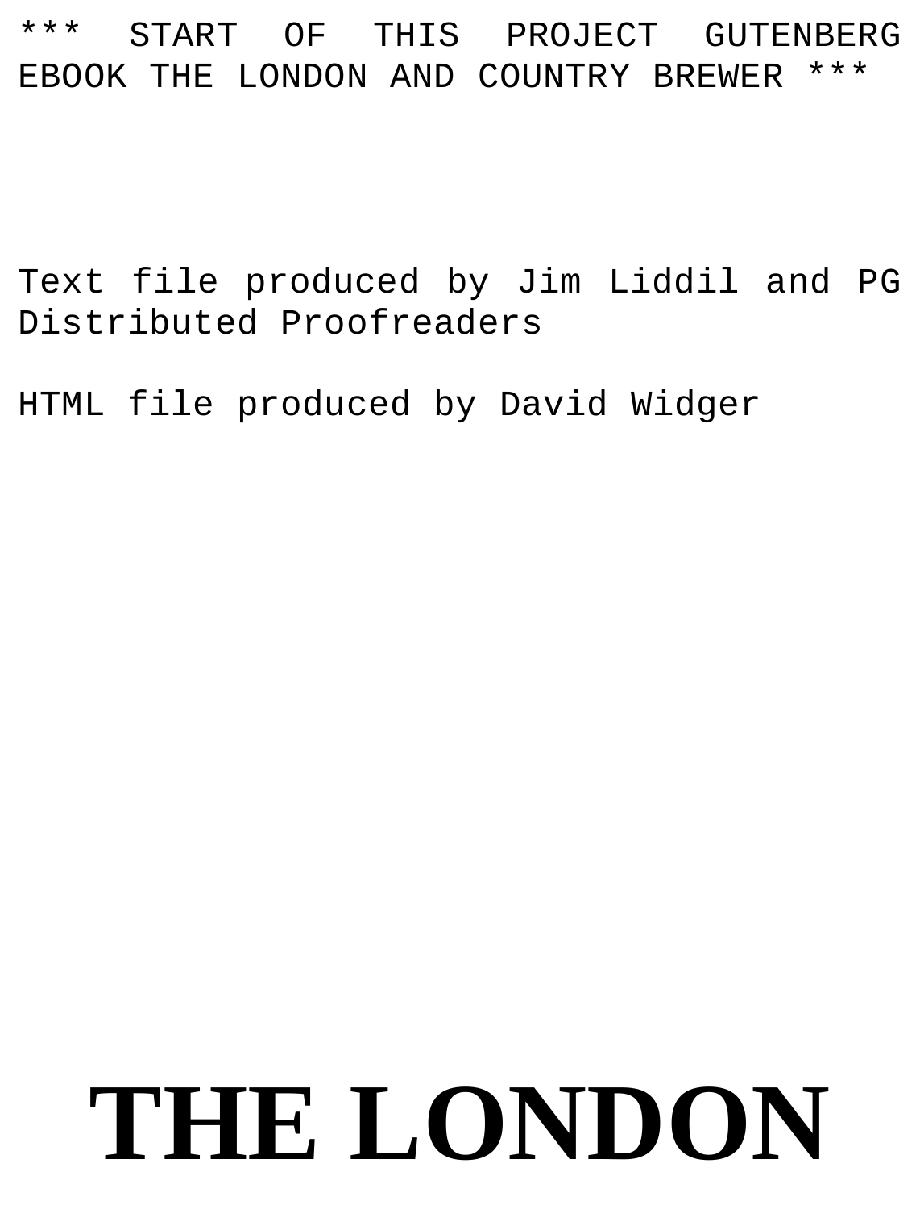*** START OF THIS PROJECT GUTENBERG EBOOK THE LONDON AND COUNTRY BREWER ***

Text file produced by Jim Liddil and PG Distributed Proofreaders

HTML file produced by David Widger

# THE LONDON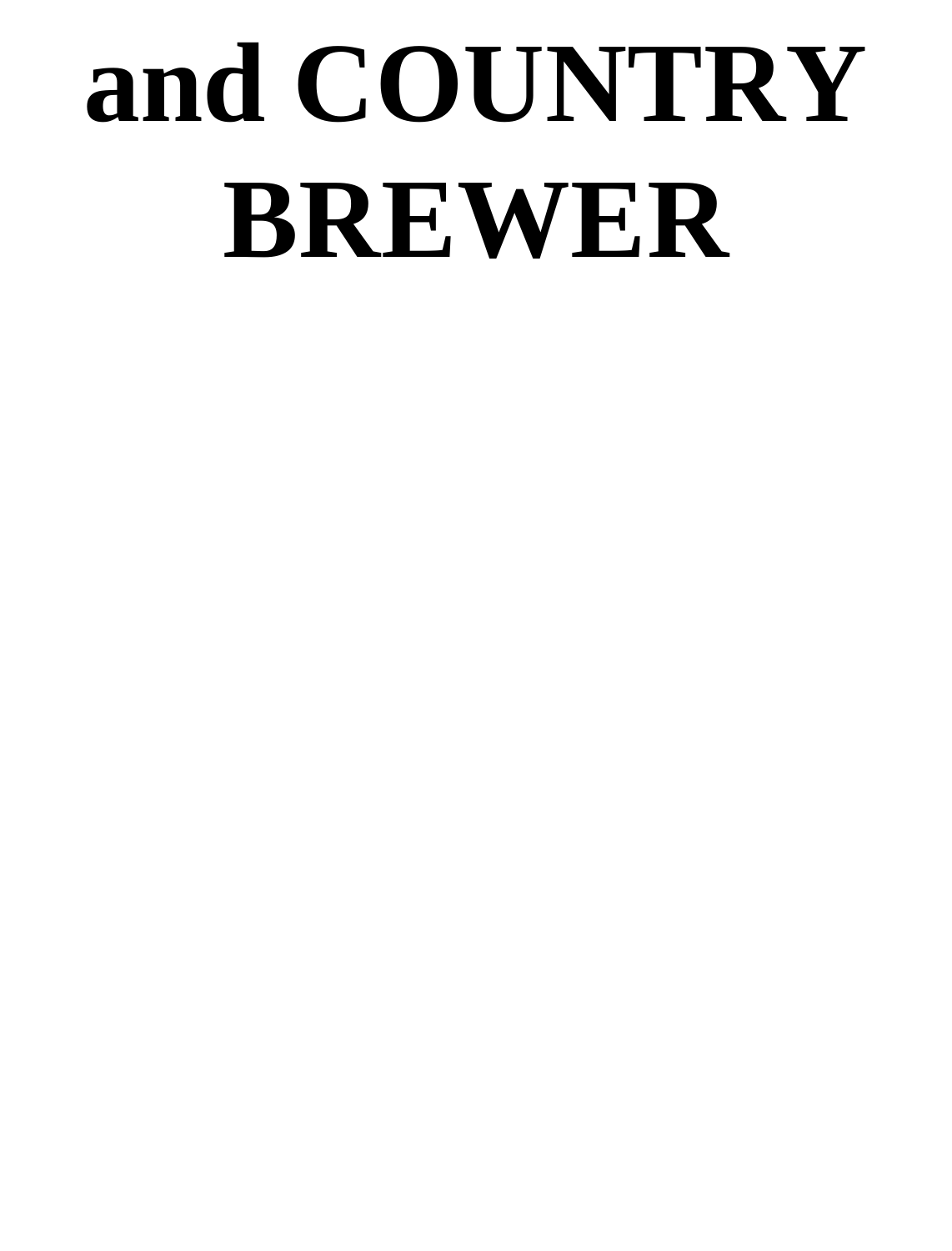# and COUNTRY BREWER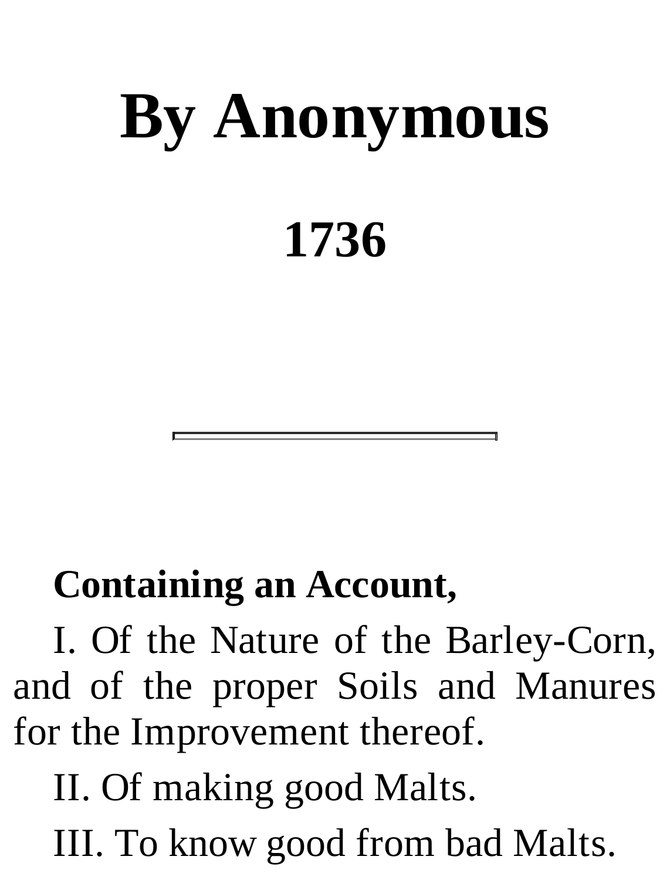# By Anonymous

## 1736

---

**Containing an Account,**

I. Of the Nature of the Barley-Corn, and of the proper Soils and Manures for the Improvement thereof.

II. Of making good Malts.

III. To know good from bad Malts.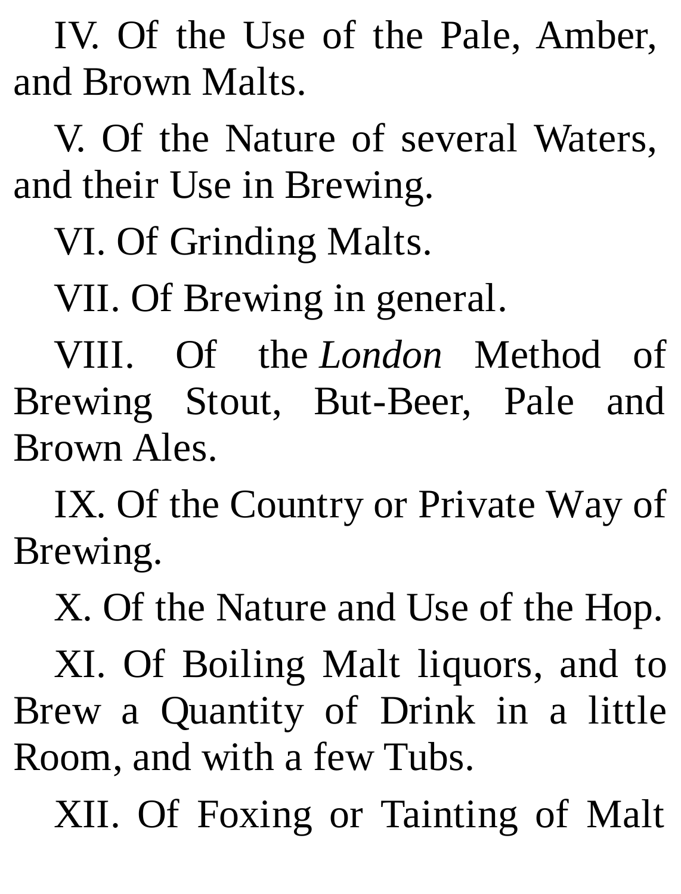IV. Of the Use of the Pale, Amber, and Brown Malts.

V. Of the Nature of several Waters, and their Use in Brewing.

VI. Of Grinding Malts.

VII. Of Brewing in general.

VIII. Of the *London* Method of Brewing Stout, But-Beer, Pale and Brown Ales.

IX. Of the Country or Private Way of Brewing.

X. Of the Nature and Use of the Hop.

XI. Of Boiling Malt liquors, and to Brew a Quantity of Drink in a little Room, and with a few Tubs.

XII. Of Foxing or Tainting of Malt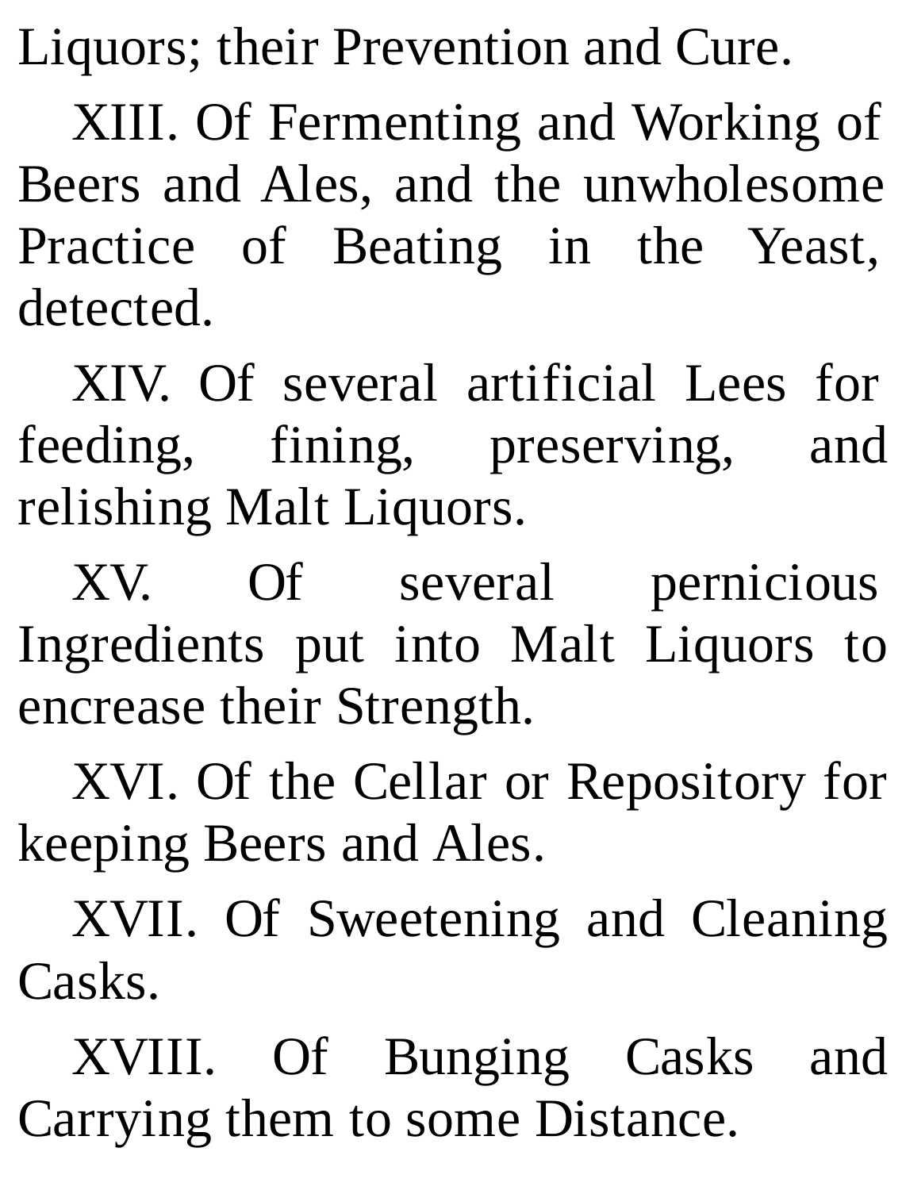Liquors; their Prevention and Cure.

XIII. Of Fermenting and Working of Beers and Ales, and the unwholesome Practice of Beating in the Yeast, detected.

XIV. Of several artificial Lees for feeding, fining, preserving, and relishing Malt Liquors.

XV. Of several pernicious Ingredients put into Malt Liquors to encrease their Strength.

XVI. Of the Cellar or Repository for keeping Beers and Ales.

XVII. Of Sweetening and Cleaning Casks.

XVIII. Of Bunging Casks and Carrying them to some Distance.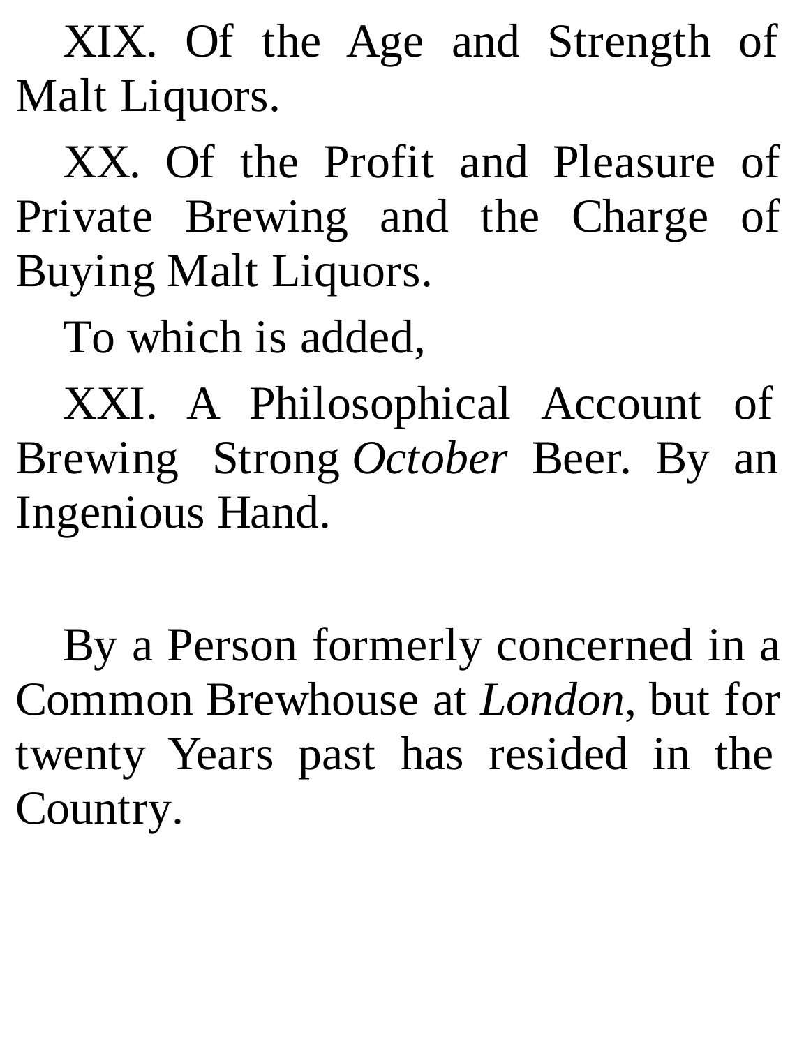XIX. Of the Age and Strength of Malt Liquors.

XX. Of the Profit and Pleasure of Private Brewing and the Charge of Buying Malt Liquors.

To which is added,

XXI. A Philosophical Account of Brewing Strong *October* Beer. By an Ingenious Hand.

By a Person formerly concerned in a Common Brewhouse at *London*, but for twenty Years past has resided in the Country.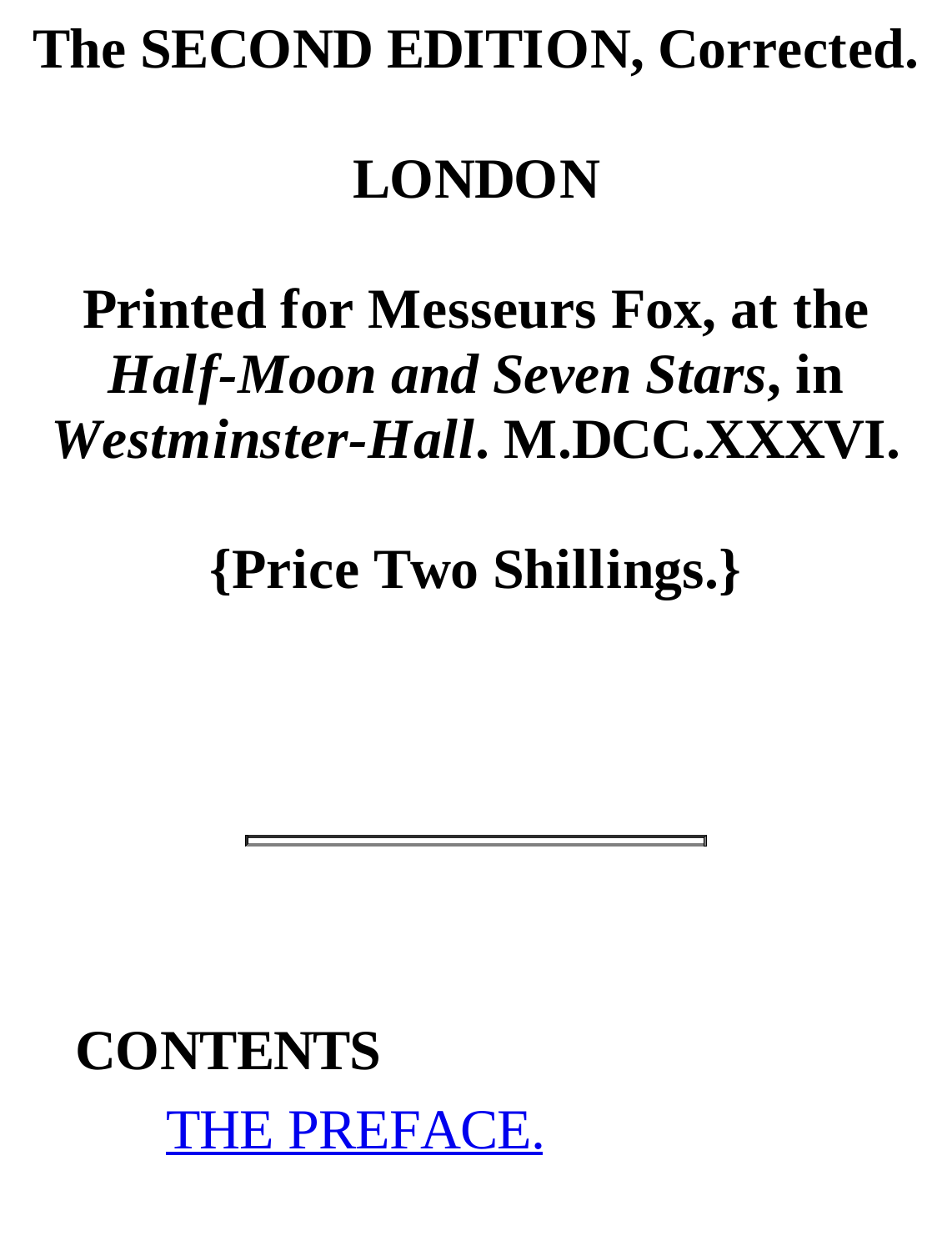# The SECOND EDITION, Corrected.

# LONDON

# Printed for Messeurs Fox, at the *Half-Moon and Seven Stars*, in *Westminster-Hall*. M.DCC.XXXVI.

# {Price Two Shillings.}

---

## CONTENTS

[THE PREFACE.]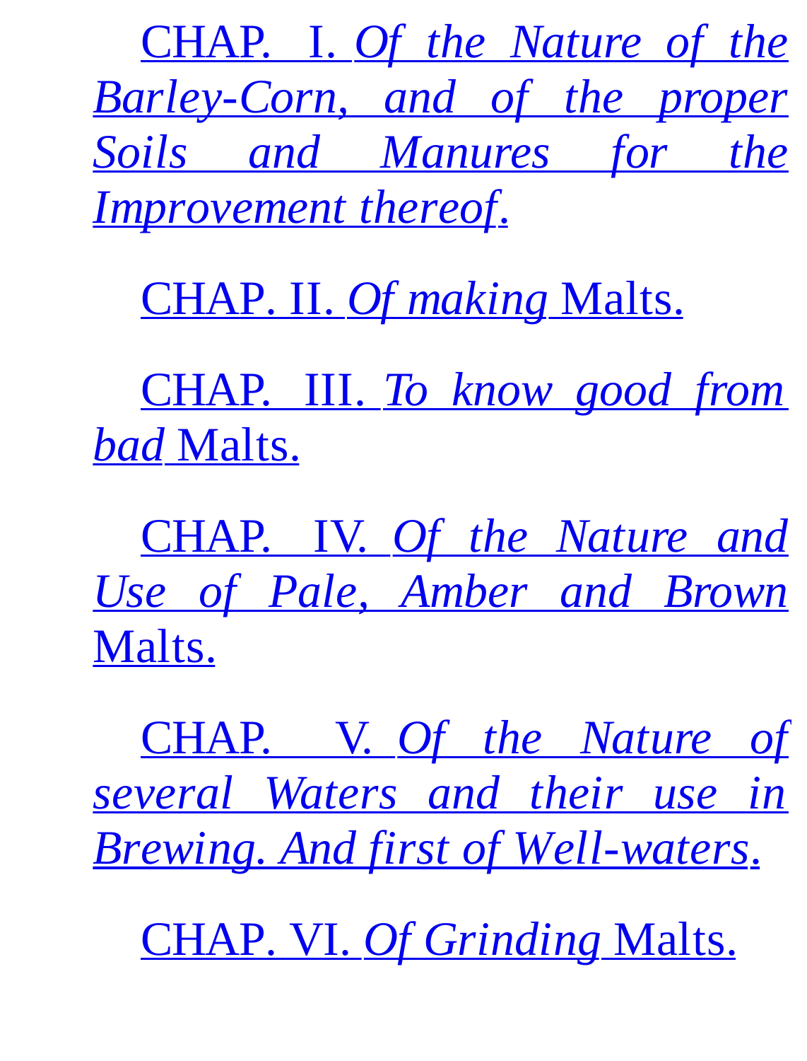CHAP. I. *Of the Nature of the Barley-Corn, and of the proper Soils and Manures for the Improvement thereof.*

CHAP. II. *Of making* Malts.

CHAP. III. *To know good from bad* Malts.

CHAP. IV. *Of the Nature and Use of Pale, Amber and Brown* Malts.

CHAP. V. *Of the Nature of several Waters and their use in Brewing. And first of Well-waters.*

CHAP. VI. *Of Grinding* Malts.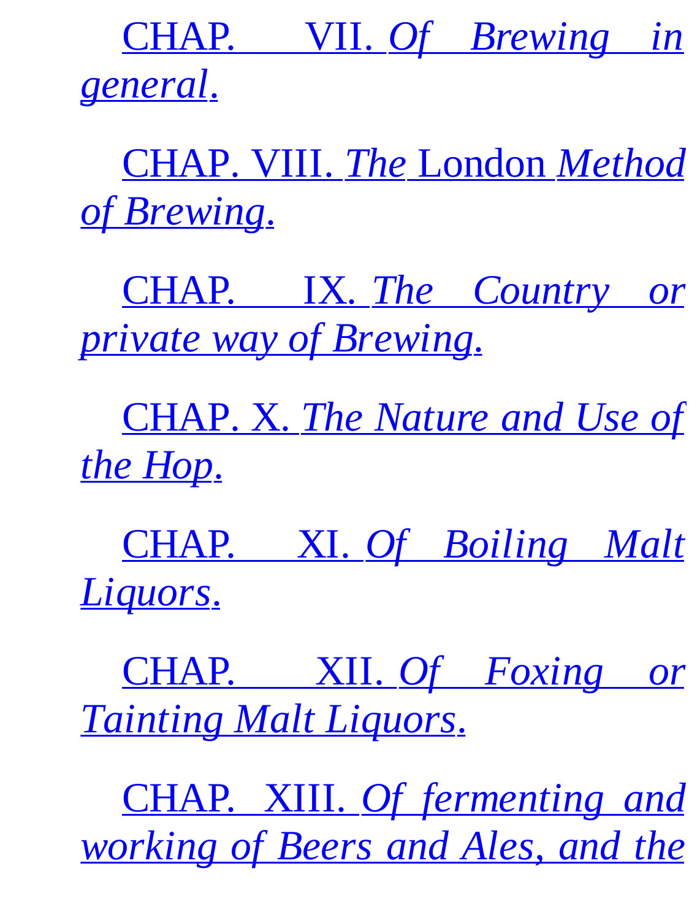CHAP. VII. *Of Brewing in general*.

CHAP. VIII. *The* London *Method of Brewing*.

CHAP. IX. *The Country or private way of Brewing*.

CHAP. X. *The Nature and Use of the Hop*.

CHAP. XI. *Of Boiling Malt Liquors*.

CHAP. XII. *Of Foxing or Tainting Malt Liquors*.

CHAP. XIII. *Of fermenting and working of Beers and Ales, and the*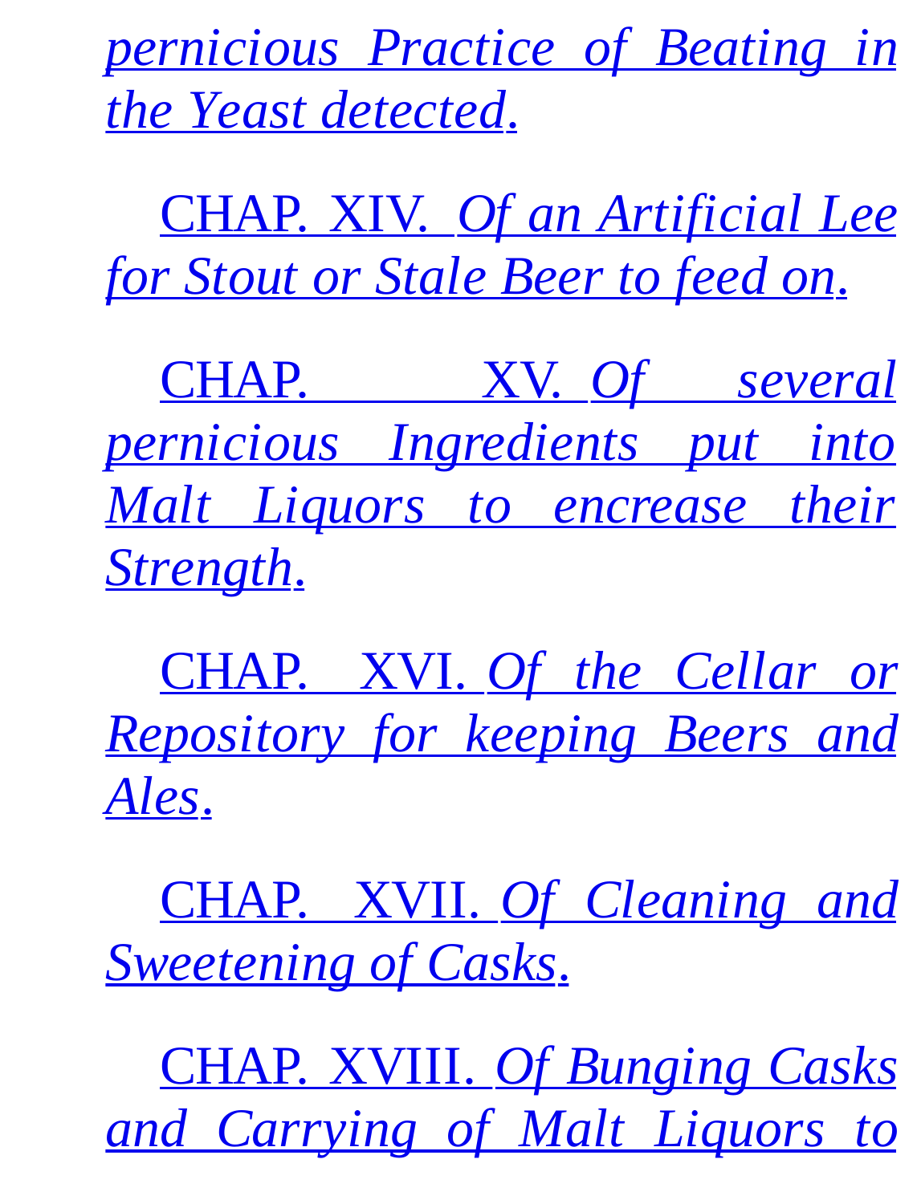*pernicious Practice of Beating in the Yeast detected*.

CHAP. XIV. *Of an Artificial Lee for Stout or Stale Beer to feed on*.

CHAP. XV. *Of several pernicious Ingredients put into Malt Liquors to encrease their Strength*.

CHAP. XVI. *Of the Cellar or Repository for keeping Beers and Ales*.

CHAP. XVII. *Of Cleaning and Sweetening of Casks*.

CHAP. XVIII. *Of Bunging Casks and Carrying of Malt Liquors to*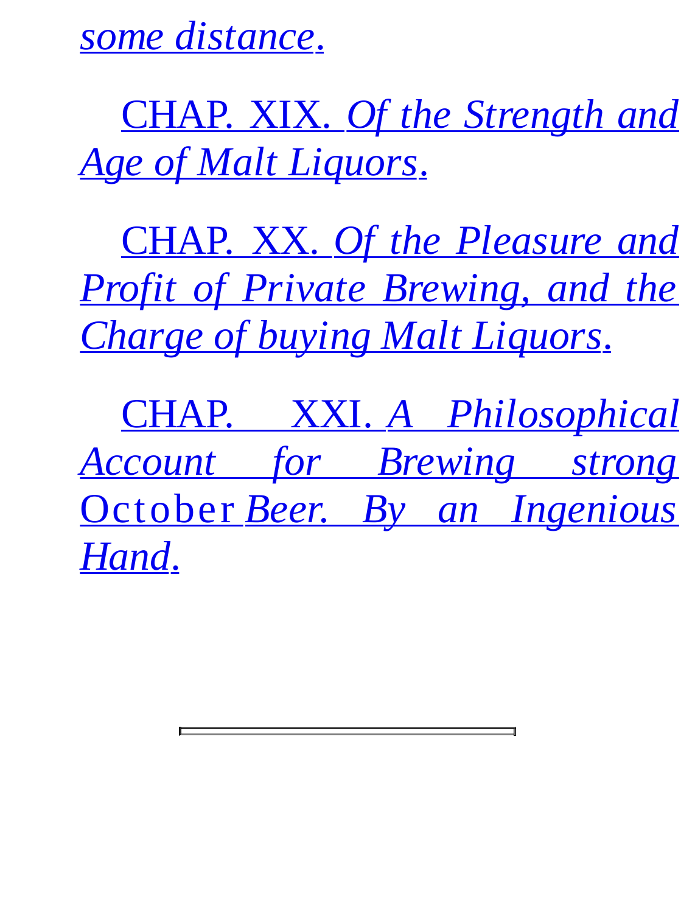*some distance*.

CHAP. XIX. *Of the Strength and Age of Malt Liquors*.

CHAP. XX. *Of the Pleasure and Profit of Private Brewing, and the Charge of buying Malt Liquors*.

CHAP. XXI. *A Philosophical Account for Brewing strong* October *Beer. By an Ingenious Hand*.

---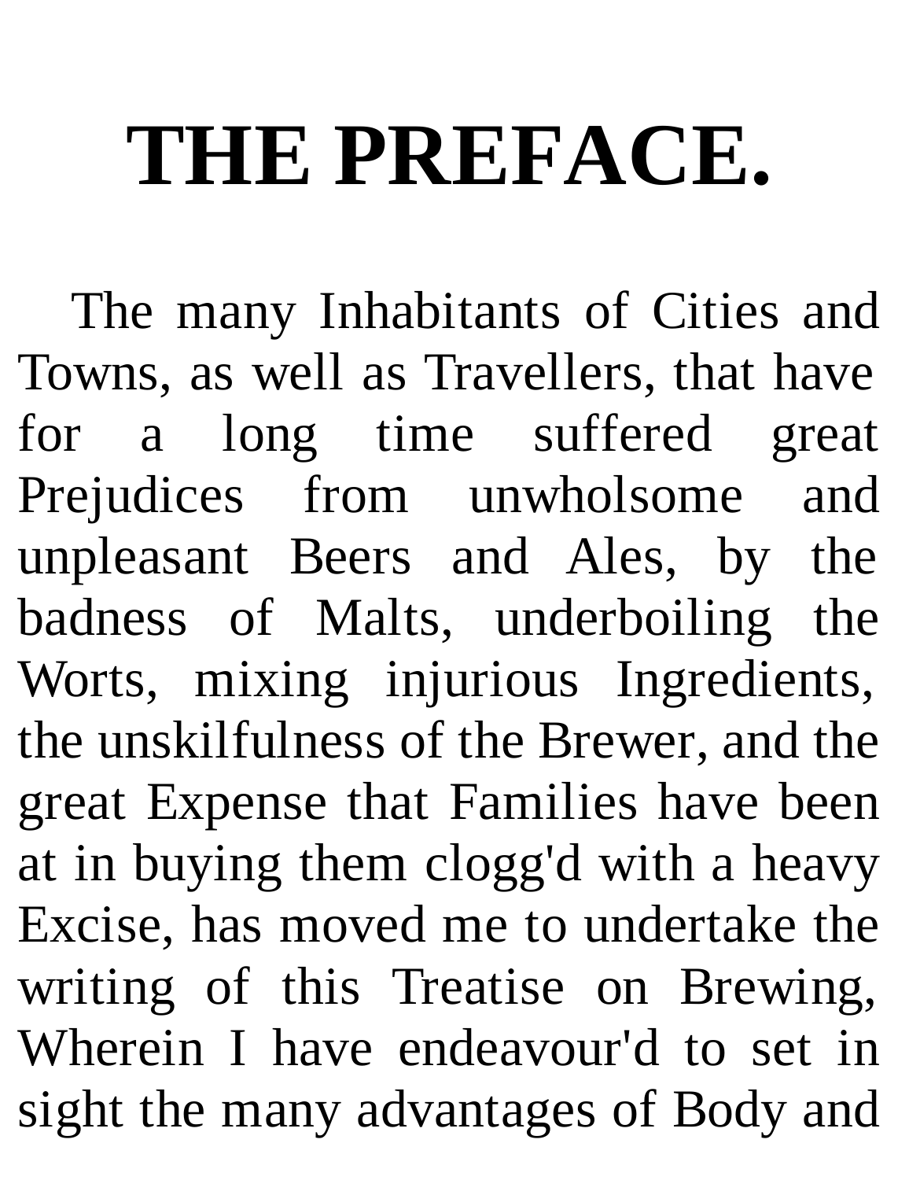# THE PREFACE.

The many Inhabitants of Cities and Towns, as well as Travellers, that have for a long time suffered great Prejudices from unwholsome and unpleasant Beers and Ales, by the badness of Malts, underboiling the Worts, mixing injurious Ingredients, the unskilfulness of the Brewer, and the great Expense that Families have been at in buying them clogg'd with a heavy Excise, has moved me to undertake the writing of this Treatise on Brewing, Wherein I have endeavour'd to set in sight the many advantages of Body and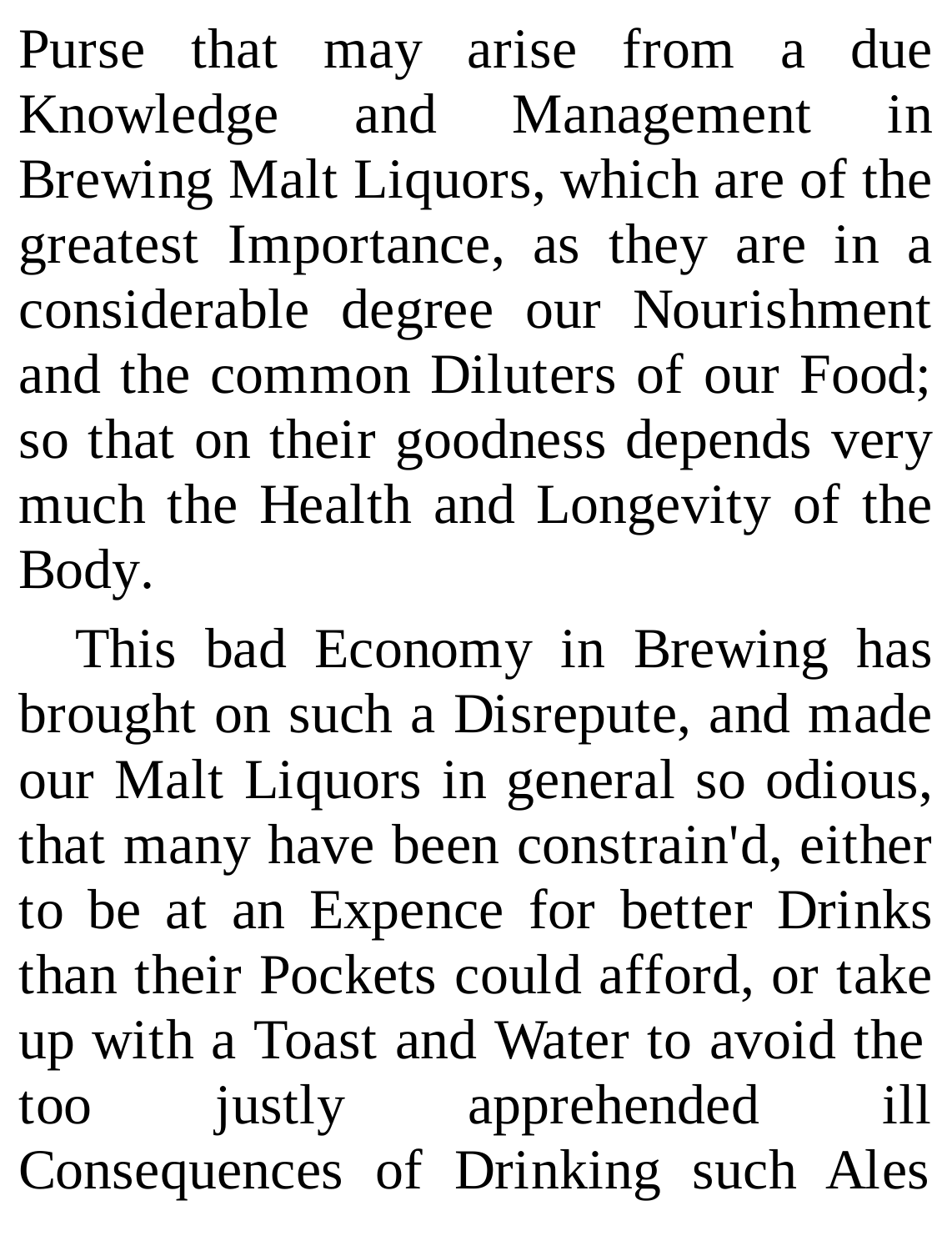Purse that may arise from a due Knowledge and Management in Brewing Malt Liquors, which are of the greatest Importance, as they are in a considerable degree our Nourishment and the common Diluters of our Food; so that on their goodness depends very much the Health and Longevity of the Body.

This bad Economy in Brewing has brought on such a Disrepute, and made our Malt Liquors in general so odious, that many have been constrain'd, either to be at an Expence for better Drinks than their Pockets could afford, or take up with a Toast and Water to avoid the too justly apprehended ill Consequences of Drinking such Ales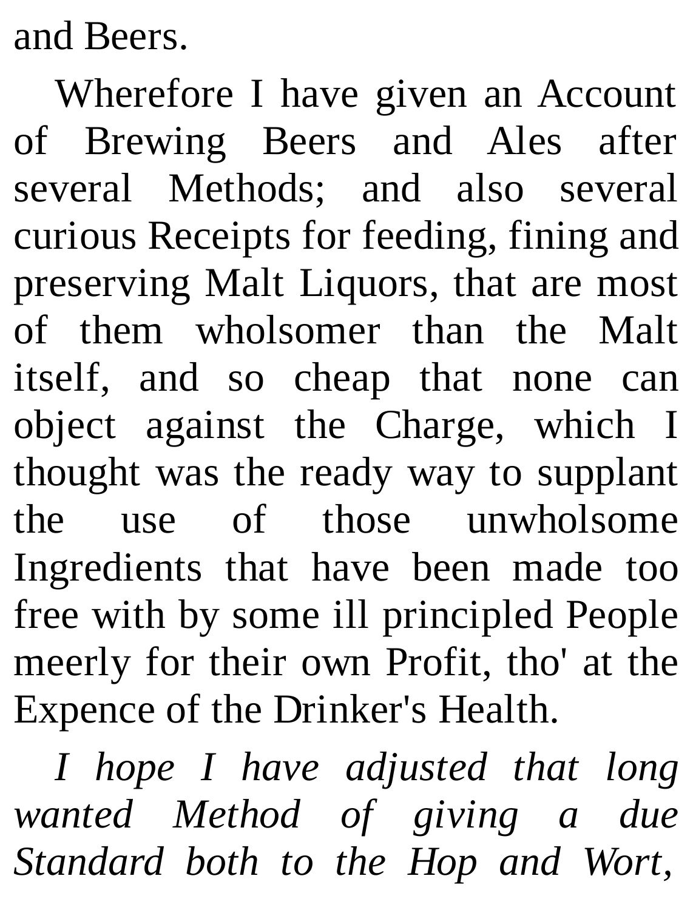and Beers.

Wherefore I have given an Account of Brewing Beers and Ales after several Methods; and also several curious Receipts for feeding, fining and preserving Malt Liquors, that are most of them wholsomer than the Malt itself, and so cheap that none can object against the Charge, which I thought was the ready way to supplant the use of those unwholsome Ingredients that have been made too free with by some ill principled People meerly for their own Profit, tho' at the Expence of the Drinker's Health.

*I hope I have adjusted that long wanted Method of giving a due Standard both to the Hop and Wort,*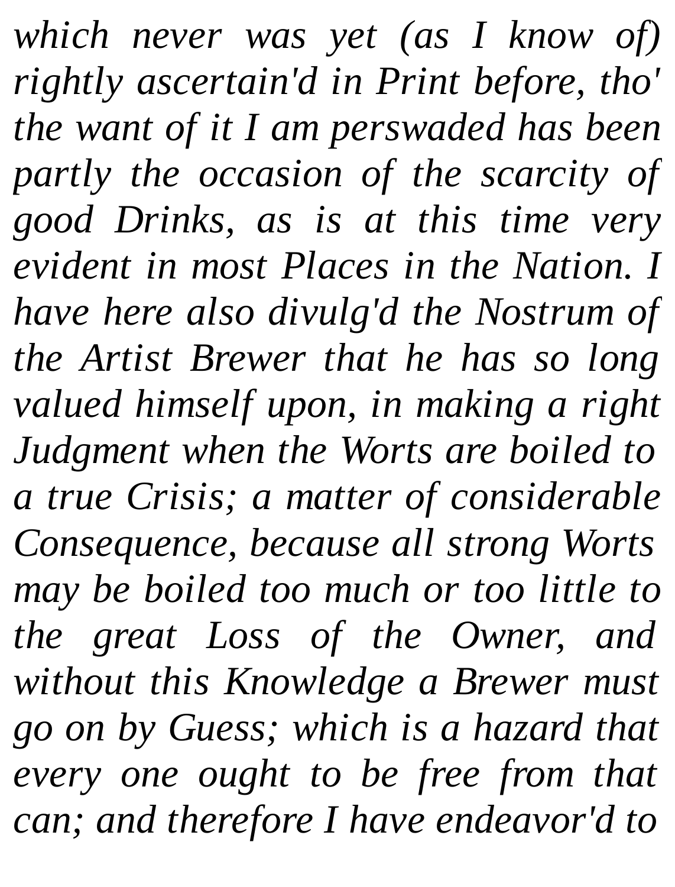*which never was yet (as I know of) rightly ascertain'd in Print before, tho' the want of it I am perswaded has been partly the occasion of the scarcity of good Drinks, as is at this time very evident in most Places in the Nation. I have here also divulg'd the Nostrum of the Artist Brewer that he has so long valued himself upon, in making a right Judgment when the Worts are boiled to a true Crisis; a matter of considerable Consequence, because all strong Worts may be boiled too much or too little to the great Loss of the Owner, and without this Knowledge a Brewer must go on by Guess; which is a hazard that every one ought to be free from that can; and therefore I have endeavor'd to*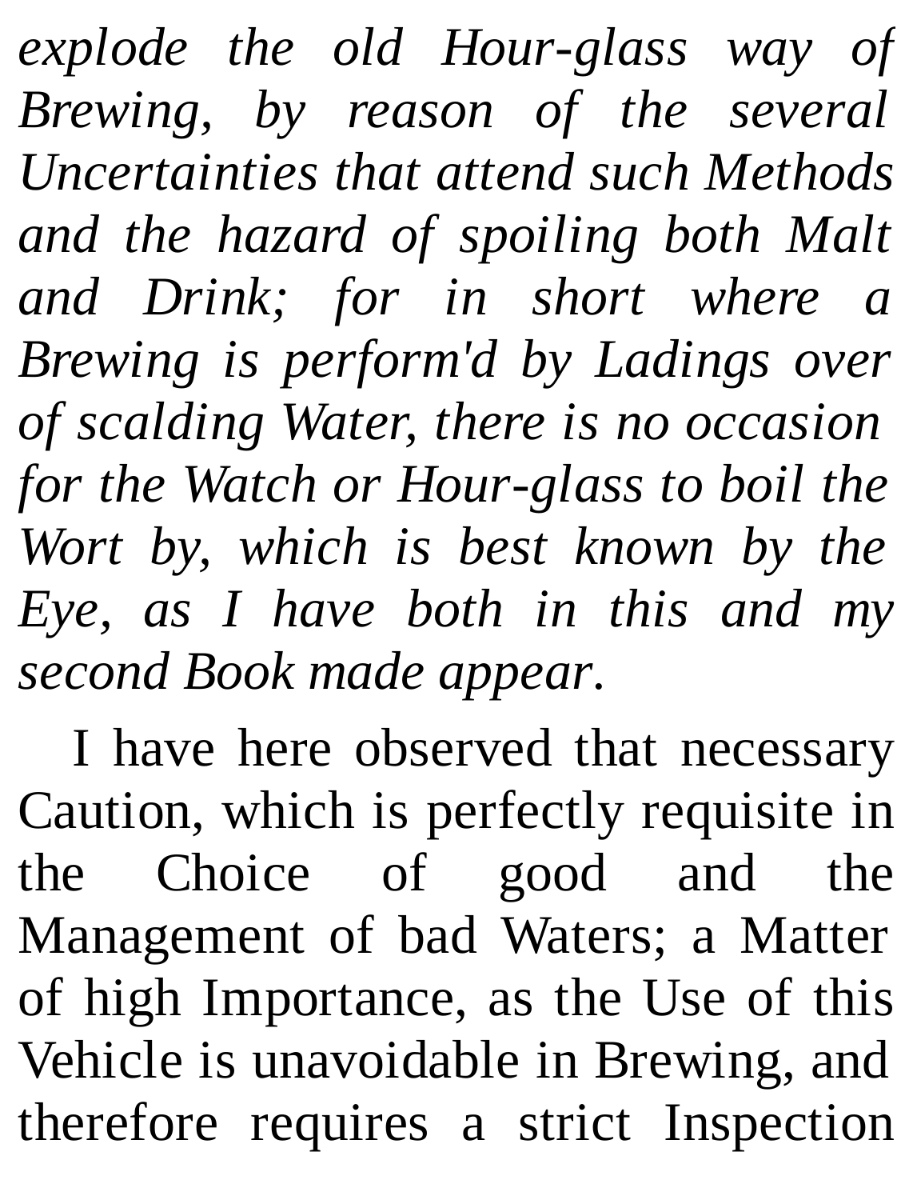*explode the old Hour-glass way of Brewing, by reason of the several Uncertainties that attend such Methods and the hazard of spoiling both Malt and Drink; for in short where a Brewing is perform'd by Ladings over of scalding Water, there is no occasion for the Watch or Hour-glass to boil the Wort by, which is best known by the Eye, as I have both in this and my second Book made appear.*

I have here observed that necessary Caution, which is perfectly requisite in the Choice of good and the Management of bad Waters; a Matter of high Importance, as the Use of this Vehicle is unavoidable in Brewing, and therefore requires a strict Inspection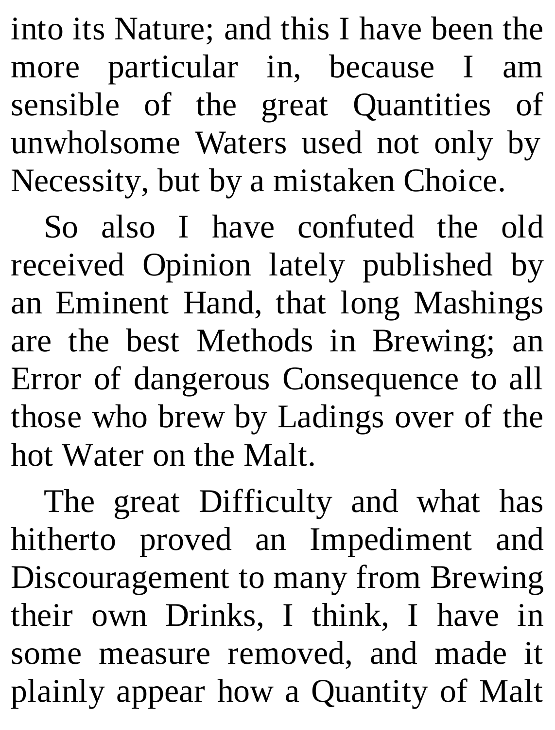into its Nature; and this I have been the more particular in, because I am sensible of the great Quantities of unwholsome Waters used not only by Necessity, but by a mistaken Choice.

So also I have confuted the old received Opinion lately published by an Eminent Hand, that long Mashings are the best Methods in Brewing; an Error of dangerous Consequence to all those who brew by Ladings over of the hot Water on the Malt.

The great Difficulty and what has hitherto proved an Impediment and Discouragement to many from Brewing their own Drinks, I think, I have in some measure removed, and made it plainly appear how a Quantity of Malt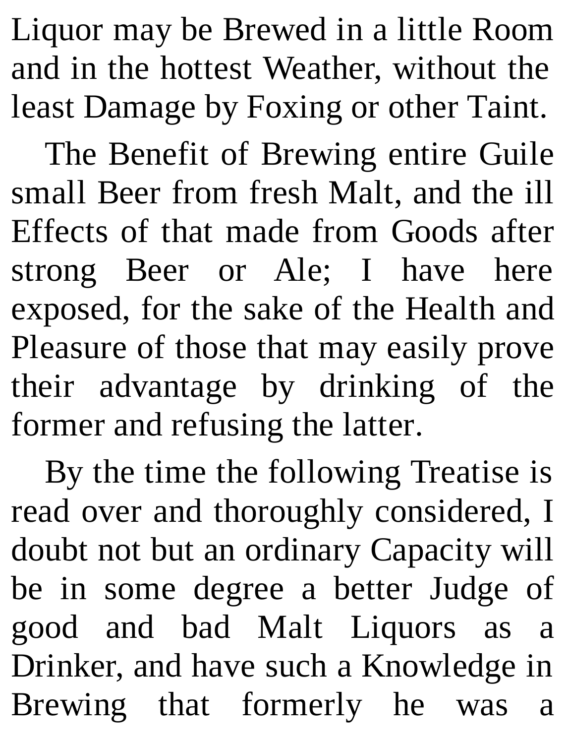Liquor may be Brewed in a little Room and in the hottest Weather, without the least Damage by Foxing or other Taint.

The Benefit of Brewing entire Guile small Beer from fresh Malt, and the ill Effects of that made from Goods after strong Beer or Ale; I have here exposed, for the sake of the Health and Pleasure of those that may easily prove their advantage by drinking of the former and refusing the latter.

By the time the following Treatise is read over and thoroughly considered, I doubt not but an ordinary Capacity will be in some degree a better Judge of good and bad Malt Liquors as a Drinker, and have such a Knowledge in Brewing that formerly he was a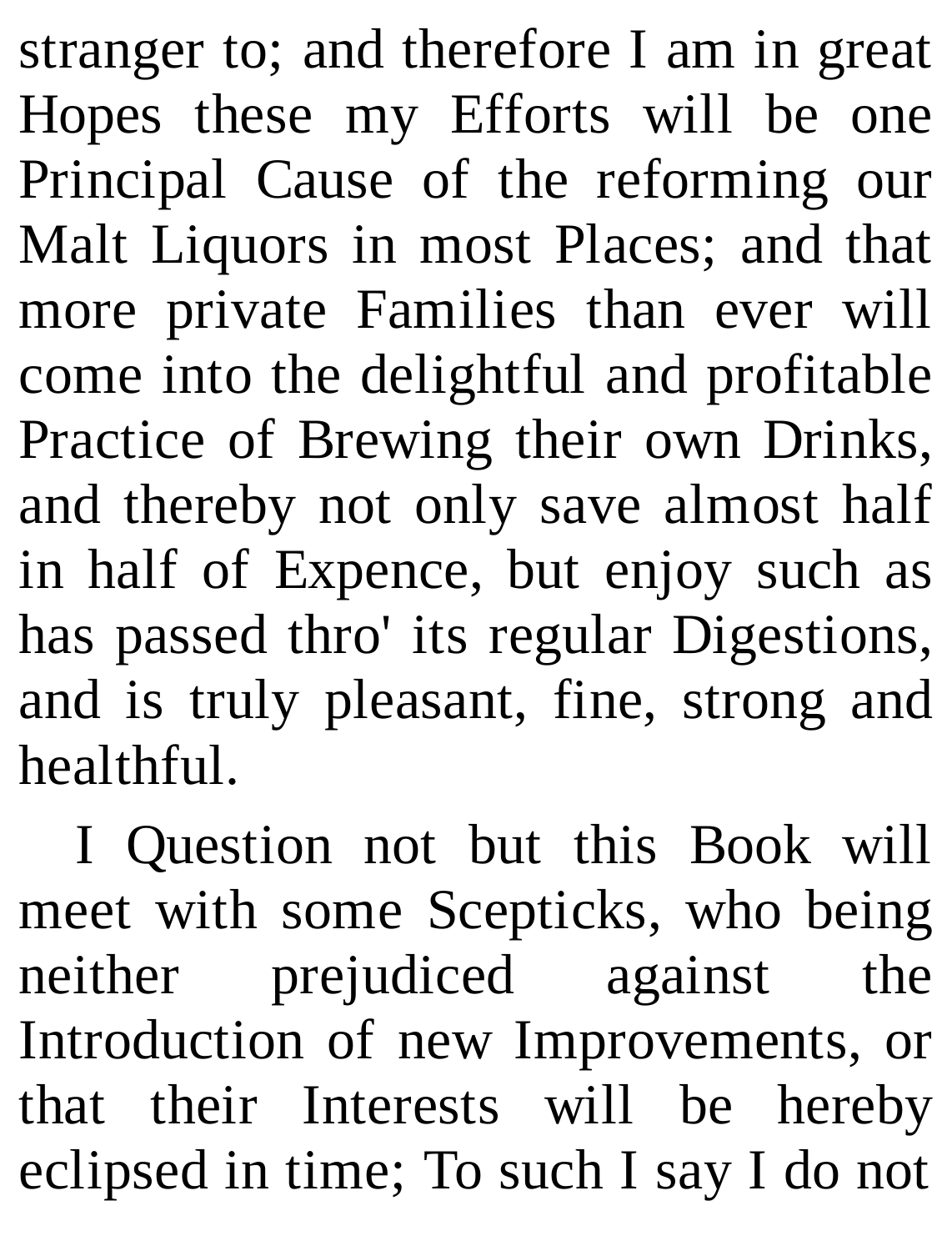stranger to; and therefore I am in great Hopes these my Efforts will be one Principal Cause of the reforming our Malt Liquors in most Places; and that more private Families than ever will come into the delightful and profitable Practice of Brewing their own Drinks, and thereby not only save almost half in half of Expence, but enjoy such as has passed thro' its regular Digestions, and is truly pleasant, fine, strong and healthful.

I Question not but this Book will meet with some Scepticks, who being neither prejudiced against the Introduction of new Improvements, or that their Interests will be hereby eclipsed in time; To such I say I do not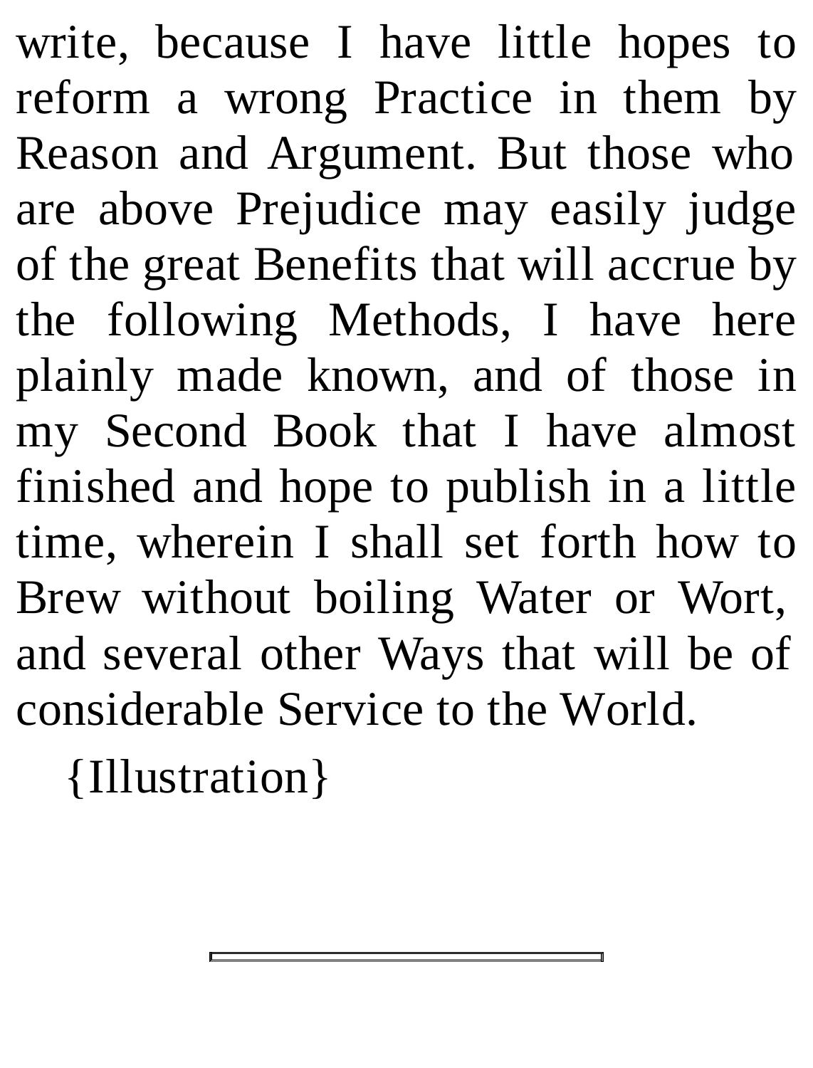write, because I have little hopes to reform a wrong Practice in them by Reason and Argument. But those who are above Prejudice may easily judge of the great Benefits that will accrue by the following Methods, I have here plainly made known, and of those in my Second Book that I have almost finished and hope to publish in a little time, wherein I shall set forth how to Brew without boiling Water or Wort, and several other Ways that will be of considerable Service to the World.

{Illustration}

---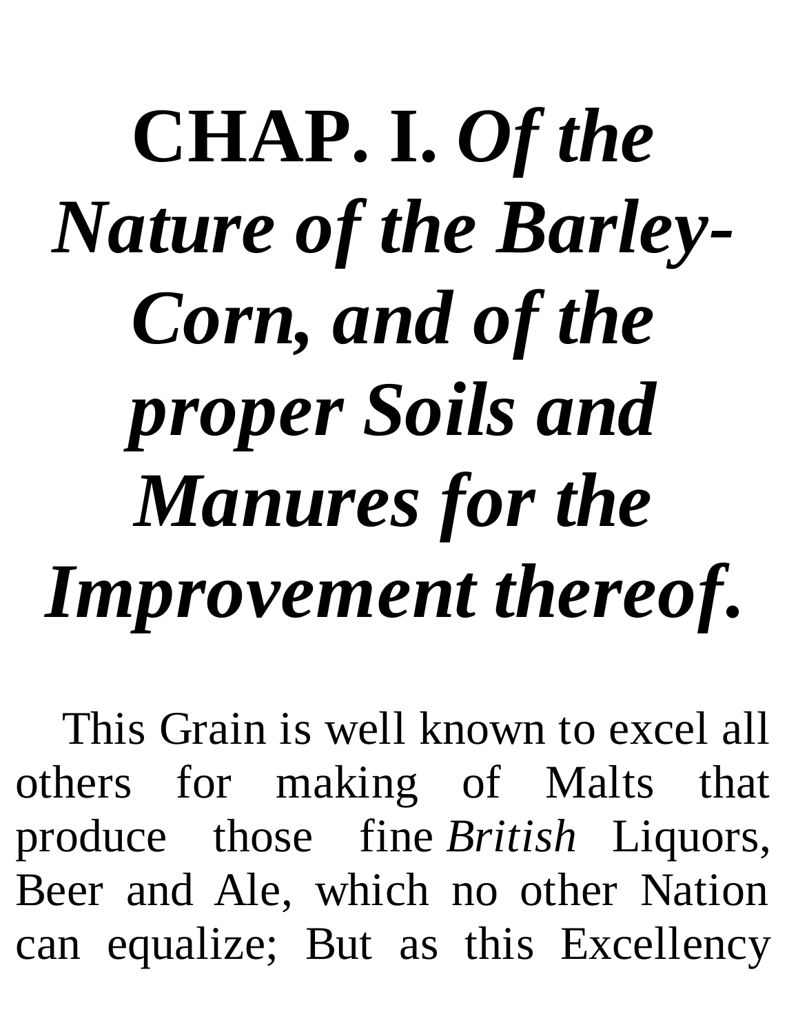# CHAP. I. *Of the Nature of the Barley-Corn, and of the proper Soils and Manures for the Improvement thereof.*

This Grain is well known to excel all others for making of Malts that produce those fine *British* Liquors, Beer and Ale, which no other Nation can equalize; But as this Excellency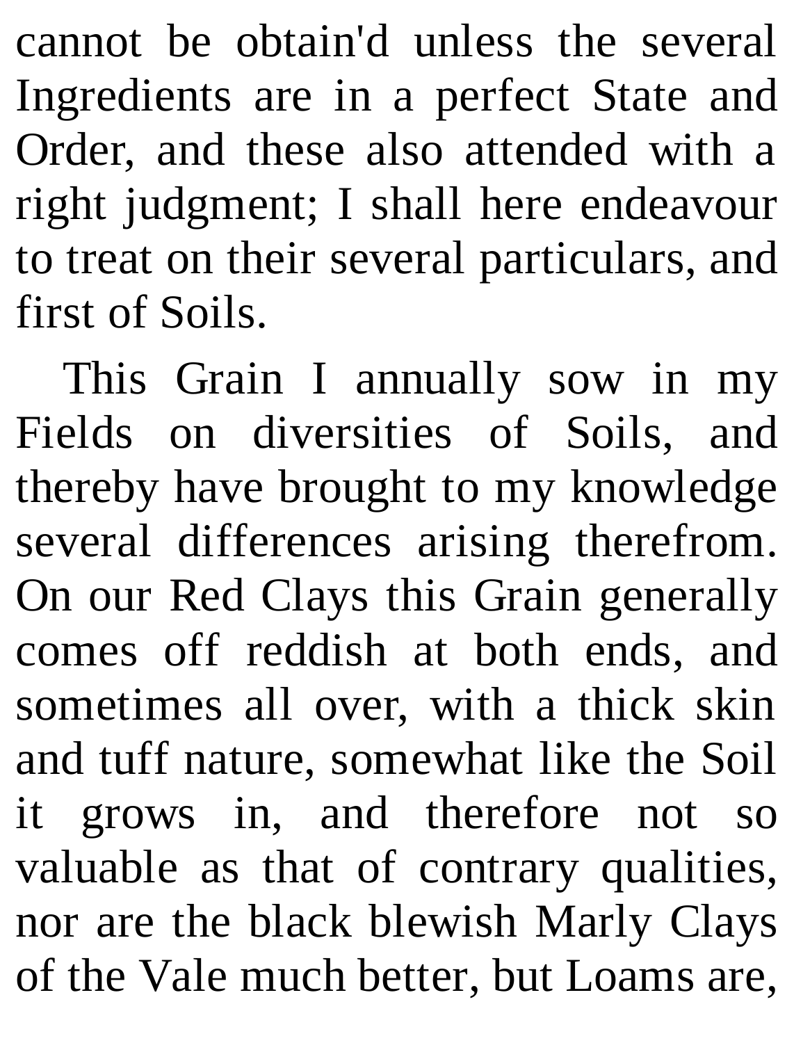cannot be obtain'd unless the several Ingredients are in a perfect State and Order, and these also attended with a right judgment; I shall here endeavour to treat on their several particulars, and first of Soils.

This Grain I annually sow in my Fields on diversities of Soils, and thereby have brought to my knowledge several differences arising therefrom. On our Red Clays this Grain generally comes off reddish at both ends, and sometimes all over, with a thick skin and tuff nature, somewhat like the Soil it grows in, and therefore not so valuable as that of contrary qualities, nor are the black blewish Marly Clays of the Vale much better, but Loams are,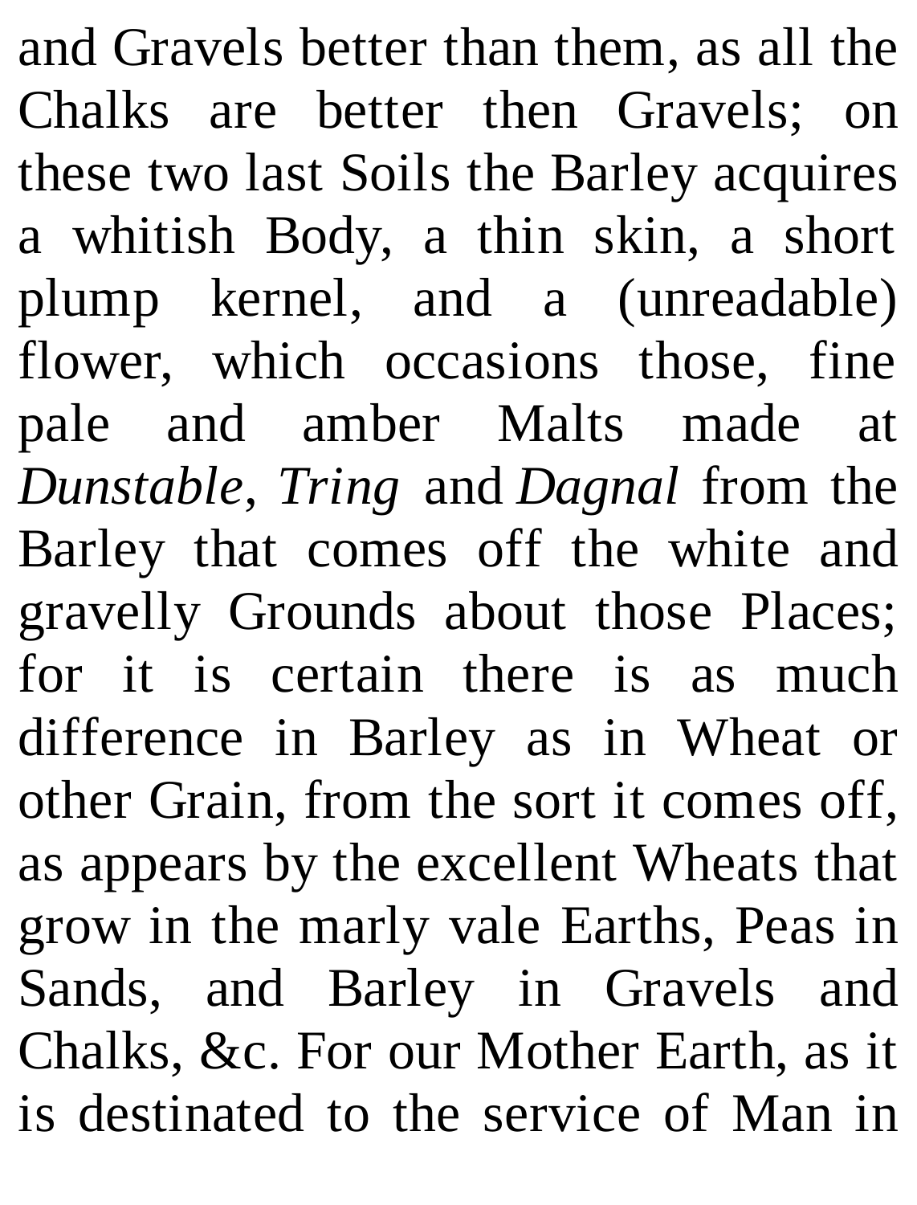and Gravels better than them, as all the Chalks are better then Gravels; on these two last Soils the Barley acquires a whitish Body, a thin skin, a short plump kernel, and a (unreadable) flower, which occasions those, fine pale and amber Malts made at *Dunstable*, *Tring* and *Dagnal* from the Barley that comes off the white and gravelly Grounds about those Places; for it is certain there is as much difference in Barley as in Wheat or other Grain, from the sort it comes off, as appears by the excellent Wheats that grow in the marly vale Earths, Peas in Sands, and Barley in Gravels and Chalks, &c. For our Mother Earth, as it is destinated to the service of Man in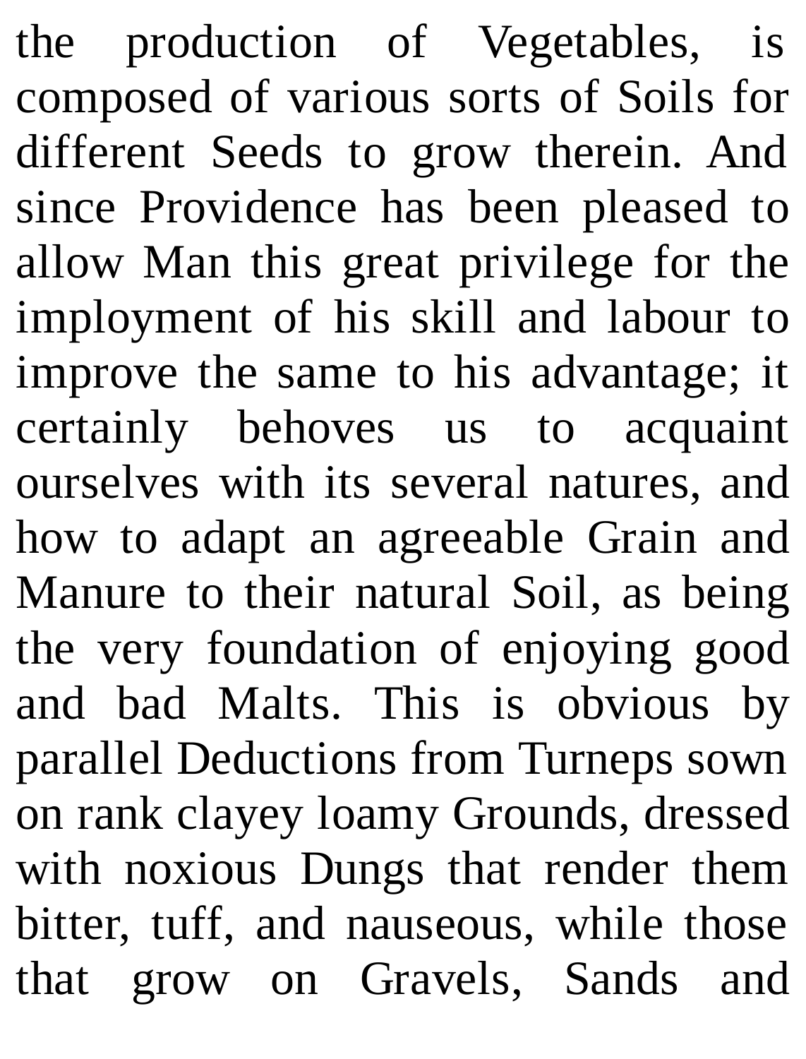the production of Vegetables, is composed of various sorts of Soils for different Seeds to grow therein. And since Providence has been pleased to allow Man this great privilege for the imployment of his skill and labour to improve the same to his advantage; it certainly behoves us to acquaint ourselves with its several natures, and how to adapt an agreeable Grain and Manure to their natural Soil, as being the very foundation of enjoying good and bad Malts. This is obvious by parallel Deductions from Turneps sown on rank clayey loamy Grounds, dressed with noxious Dungs that render them bitter, tuff, and nauseous, while those that grow on Gravels, Sands and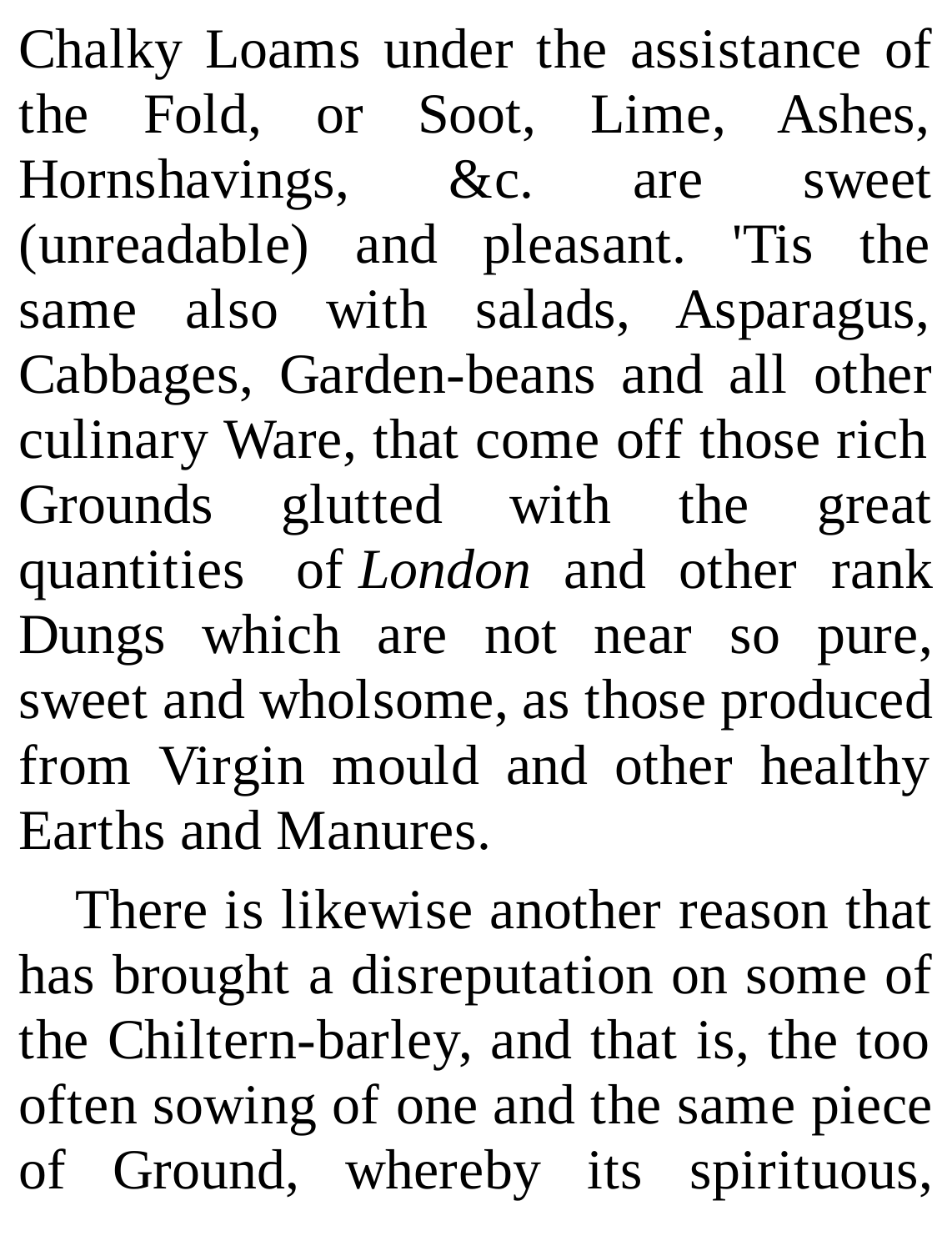Chalky Loams under the assistance of the Fold, or Soot, Lime, Ashes, Hornshavings, &c. are sweet (unreadable) and pleasant. 'Tis the same also with salads, Asparagus, Cabbages, Garden-beans and all other culinary Ware, that come off those rich Grounds glutted with the great quantities of *London* and other rank Dungs which are not near so pure, sweet and wholsome, as those produced from Virgin mould and other healthy Earths and Manures.

There is likewise another reason that has brought a disreputation on some of the Chiltern-barley, and that is, the too often sowing of one and the same piece of Ground, whereby its spirituous,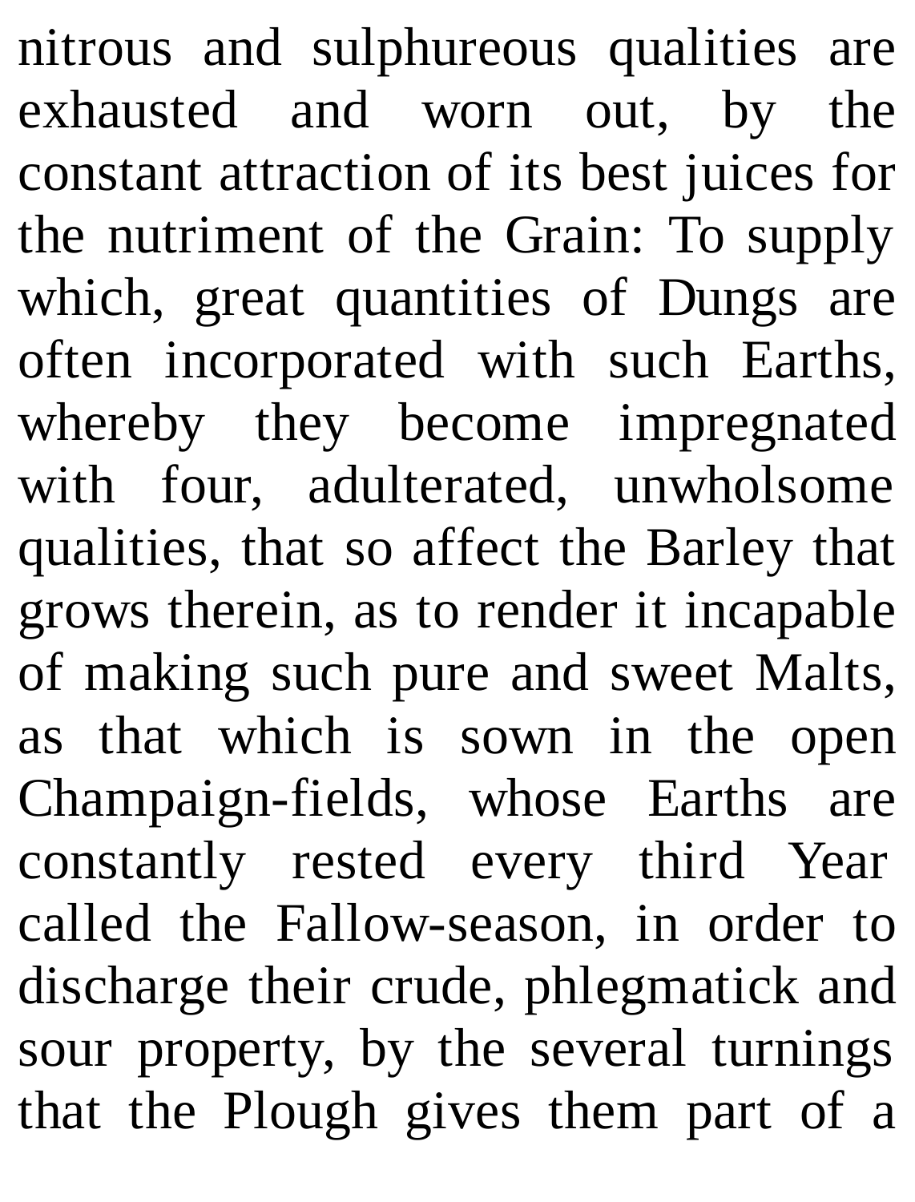nitrous and sulphureous qualities are exhausted and worn out, by the constant attraction of its best juices for the nutriment of the Grain: To supply which, great quantities of Dungs are often incorporated with such Earths, whereby they become impregnated with four, adulterated, unwholsome qualities, that so affect the Barley that grows therein, as to render it incapable of making such pure and sweet Malts, as that which is sown in the open Champaign-fields, whose Earths are constantly rested every third Year called the Fallow-season, in order to discharge their crude, phlegmatick and sour property, by the several turnings that the Plough gives them part of a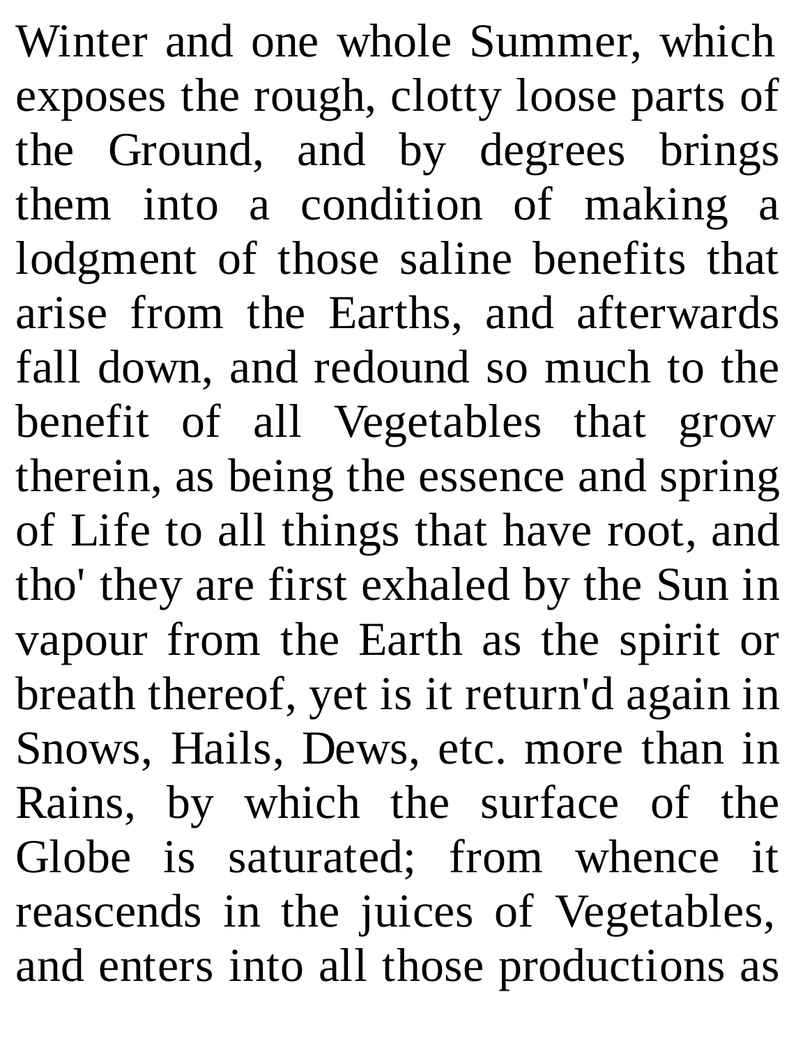Winter and one whole Summer, which exposes the rough, clotty loose parts of the Ground, and by degrees brings them into a condition of making a lodgment of those saline benefits that arise from the Earths, and afterwards fall down, and redound so much to the benefit of all Vegetables that grow therein, as being the essence and spring of Life to all things that have root, and tho' they are first exhaled by the Sun in vapour from the Earth as the spirit or breath thereof, yet is it return'd again in Snows, Hails, Dews, etc. more than in Rains, by which the surface of the Globe is saturated; from whence it reascends in the juices of Vegetables, and enters into all those productions as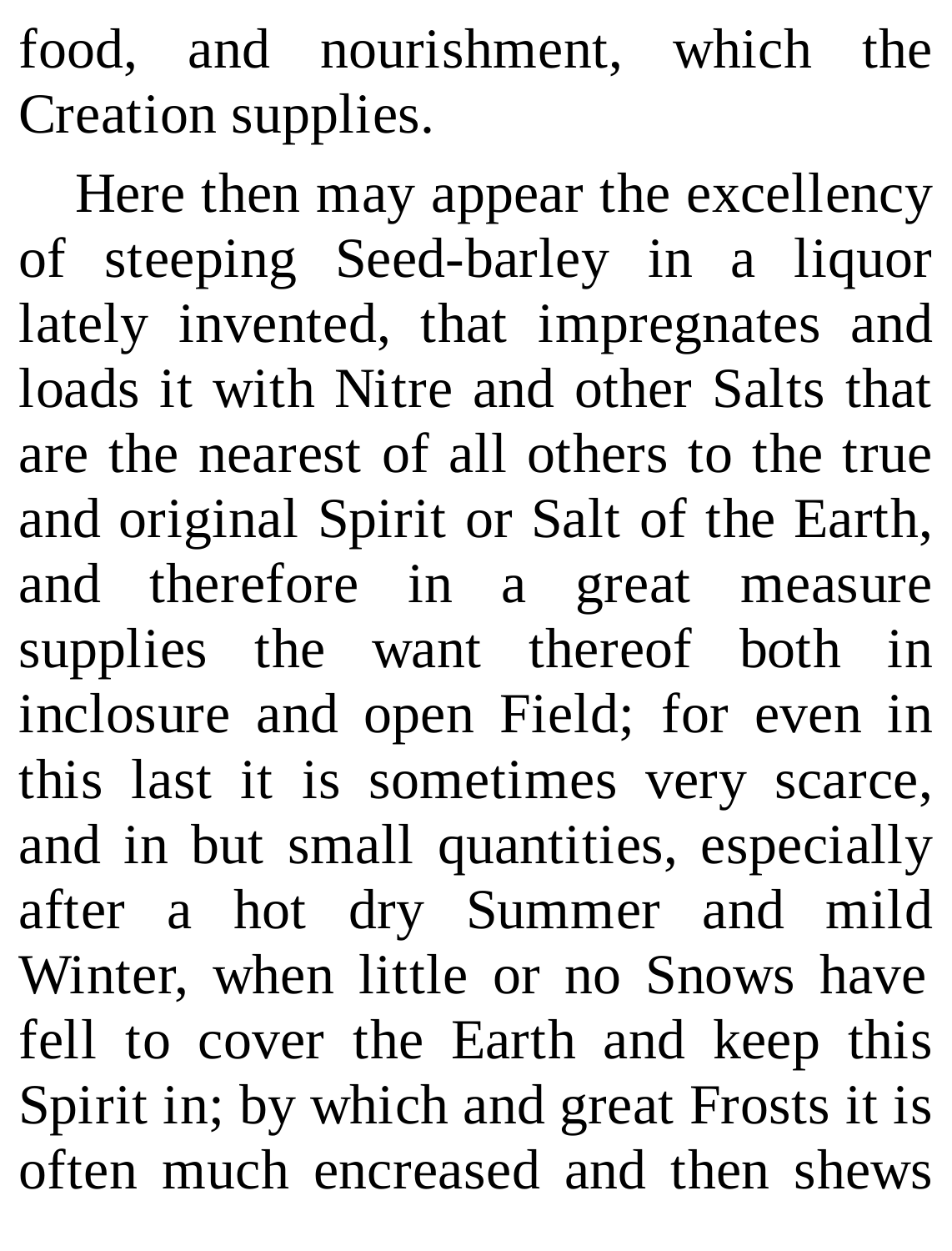food, and nourishment, which the Creation supplies.

Here then may appear the excellency of steeping Seed-barley in a liquor lately invented, that impregnates and loads it with Nitre and other Salts that are the nearest of all others to the true and original Spirit or Salt of the Earth, and therefore in a great measure supplies the want thereof both in inclosure and open Field; for even in this last it is sometimes very scarce, and in but small quantities, especially after a hot dry Summer and mild Winter, when little or no Snows have fell to cover the Earth and keep this Spirit in; by which and great Frosts it is often much encreased and then shews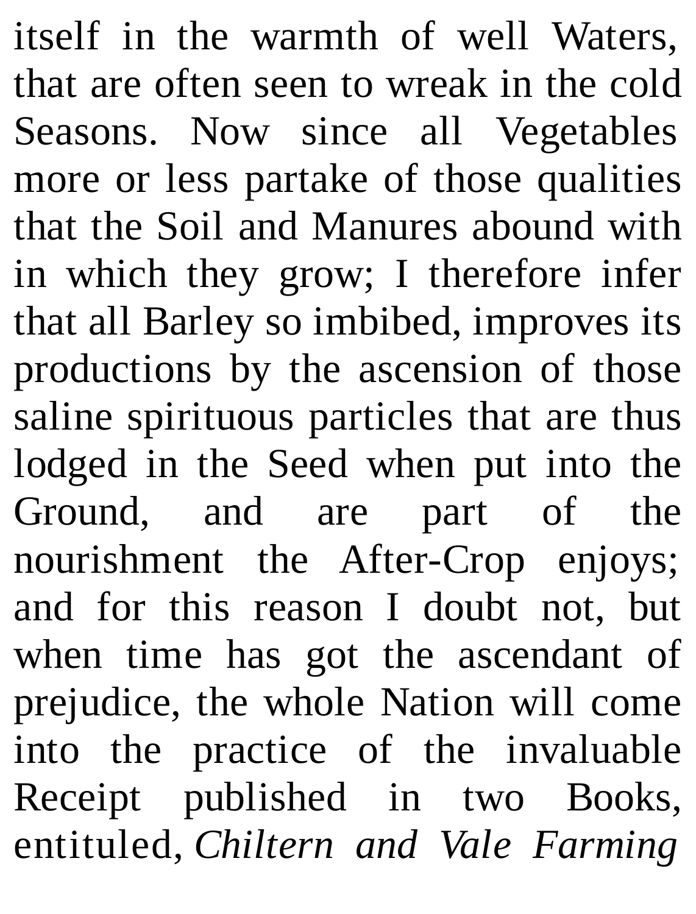itself in the warmth of well Waters, that are often seen to wreak in the cold Seasons. Now since all Vegetables more or less partake of those qualities that the Soil and Manures abound with in which they grow; I therefore infer that all Barley so imbibed, improves its productions by the ascension of those saline spirituous particles that are thus lodged in the Seed when put into the Ground, and are part of the nourishment the After-Crop enjoys; and for this reason I doubt not, but when time has got the ascendant of prejudice, the whole Nation will come into the practice of the invaluable Receipt published in two Books, entituled, *Chiltern and Vale Farming*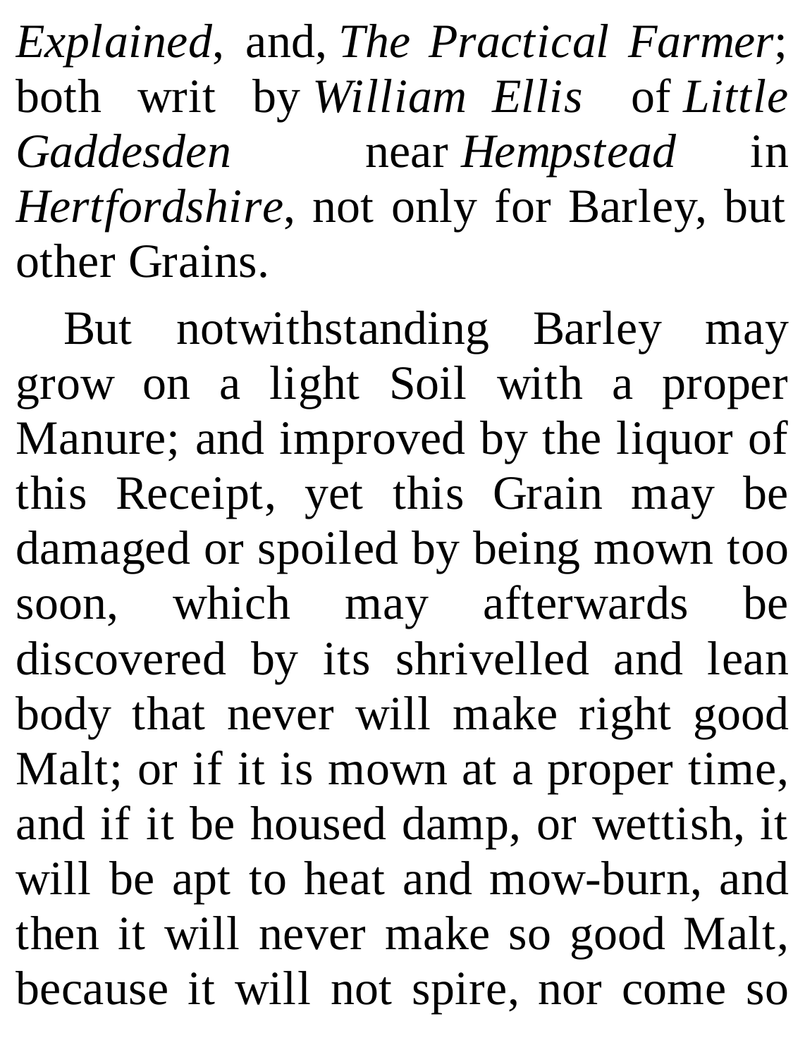*Explained*, and, *The Practical Farmer*; both writ by *William Ellis* of *Little Gaddesden* near *Hempstead* in *Hertfordshire*, not only for Barley, but other Grains.

But notwithstanding Barley may grow on a light Soil with a proper Manure; and improved by the liquor of this Receipt, yet this Grain may be damaged or spoiled by being mown too soon, which may afterwards be discovered by its shrivelled and lean body that never will make right good Malt; or if it is mown at a proper time, and if it be housed damp, or wettish, it will be apt to heat and mow-burn, and then it will never make so good Malt, because it will not spire, nor come so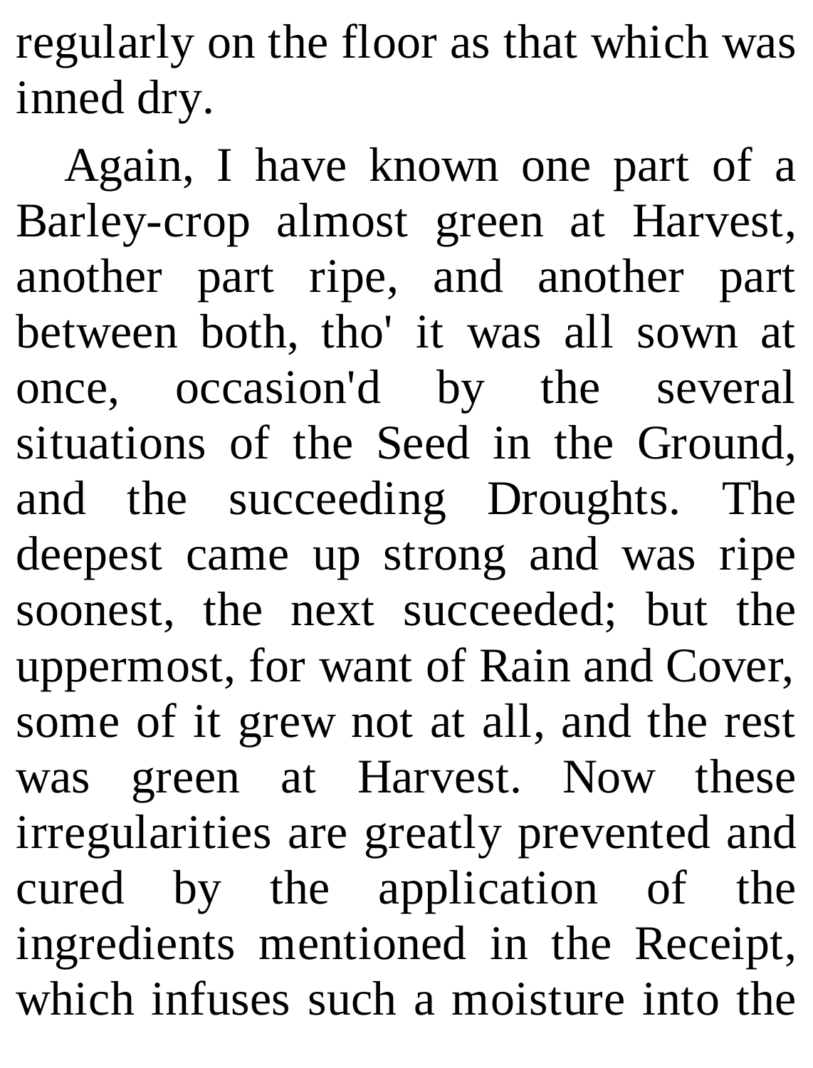regularly on the floor as that which was inned dry.

Again, I have known one part of a Barley-crop almost green at Harvest, another part ripe, and another part between both, tho' it was all sown at once, occasion'd by the several situations of the Seed in the Ground, and the succeeding Droughts. The deepest came up strong and was ripe soonest, the next succeeded; but the uppermost, for want of Rain and Cover, some of it grew not at all, and the rest was green at Harvest. Now these irregularities are greatly prevented and cured by the application of the ingredients mentioned in the Receipt, which infuses such a moisture into the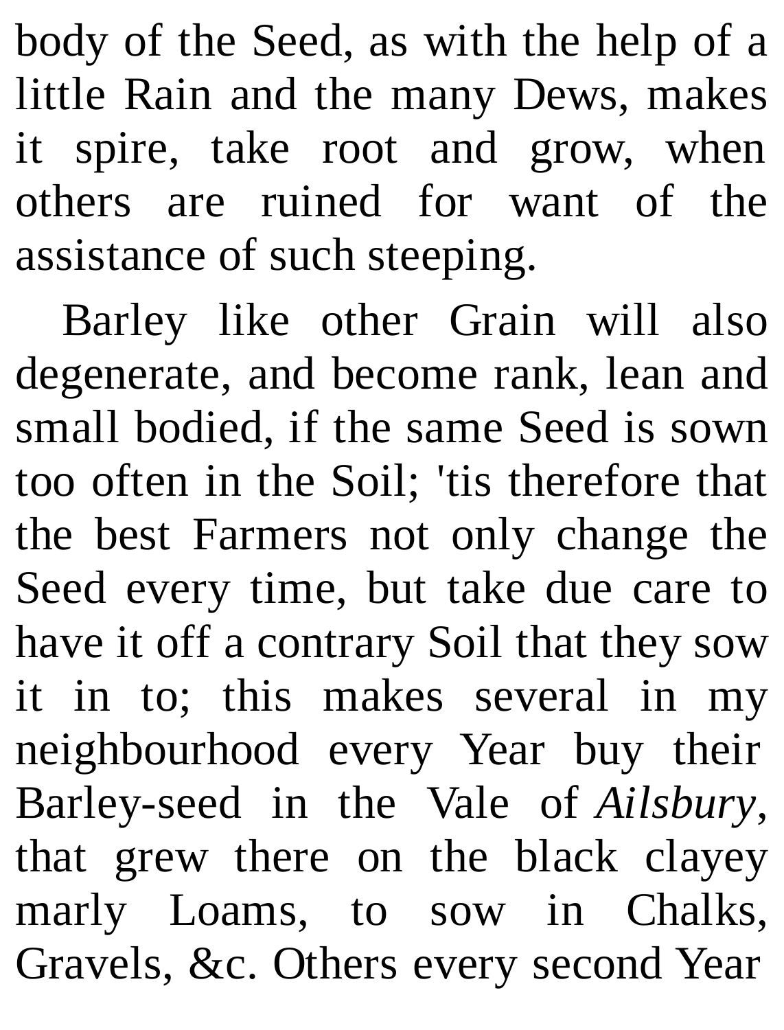body of the Seed, as with the help of a little Rain and the many Dews, makes it spire, take root and grow, when others are ruined for want of the assistance of such steeping.

Barley like other Grain will also degenerate, and become rank, lean and small bodied, if the same Seed is sown too often in the Soil; 'tis therefore that the best Farmers not only change the Seed every time, but take due care to have it off a contrary Soil that they sow it in to; this makes several in my neighbourhood every Year buy their Barley-seed in the Vale of *Ailsbury*, that grew there on the black clayey marly Loams, to sow in Chalks, Gravels, &c. Others every second Year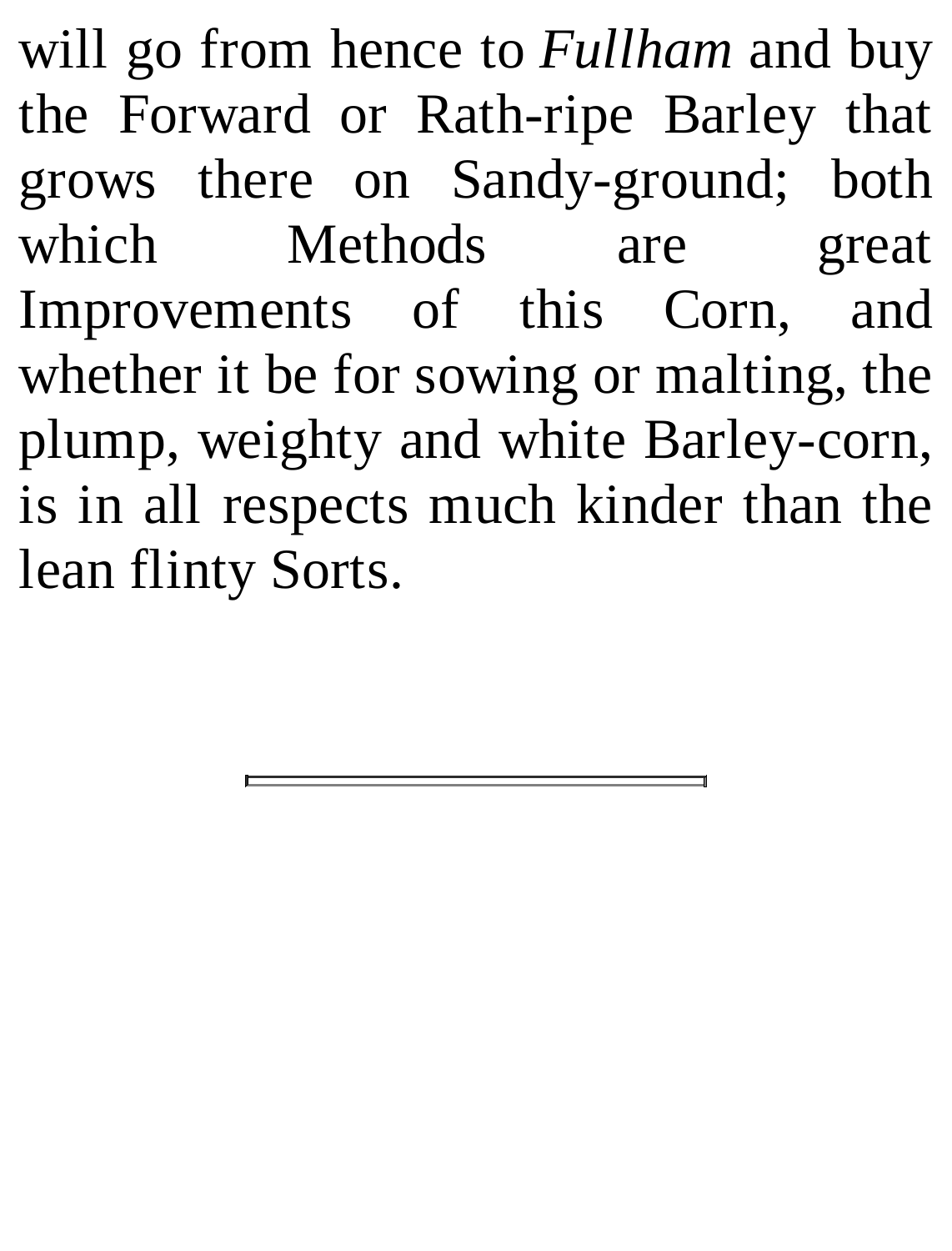will go from hence to *Fullham* and buy the Forward or Rath-ripe Barley that grows there on Sandy-ground; both which Methods are great Improvements of this Corn, and whether it be for sowing or malting, the plump, weighty and white Barley-corn, is in all respects much kinder than the lean flinty Sorts.

---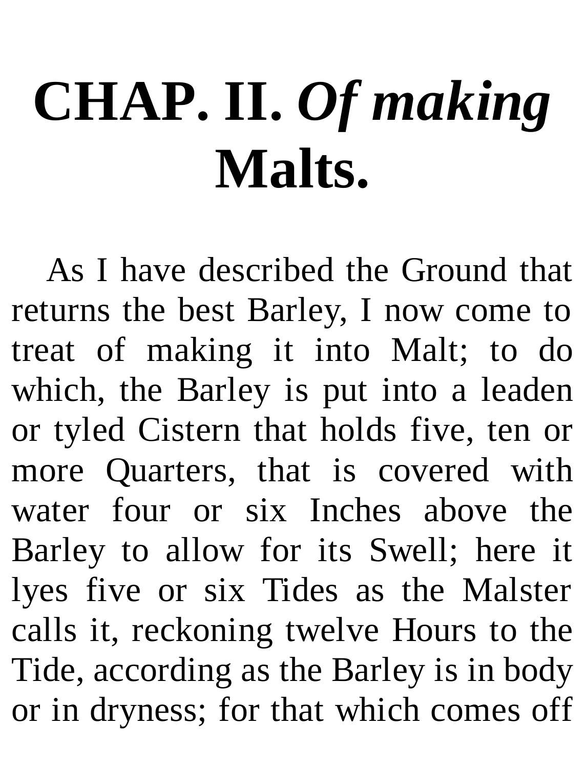# CHAP. II. *Of making* Malts.

As I have described the Ground that returns the best Barley, I now come to treat of making it into Malt; to do which, the Barley is put into a leaden or tyled Cistern that holds five, ten or more Quarters, that is covered with water four or six Inches above the Barley to allow for its Swell; here it lyes five or six Tides as the Malster calls it, reckoning twelve Hours to the Tide, according as the Barley is in body or in dryness; for that which comes off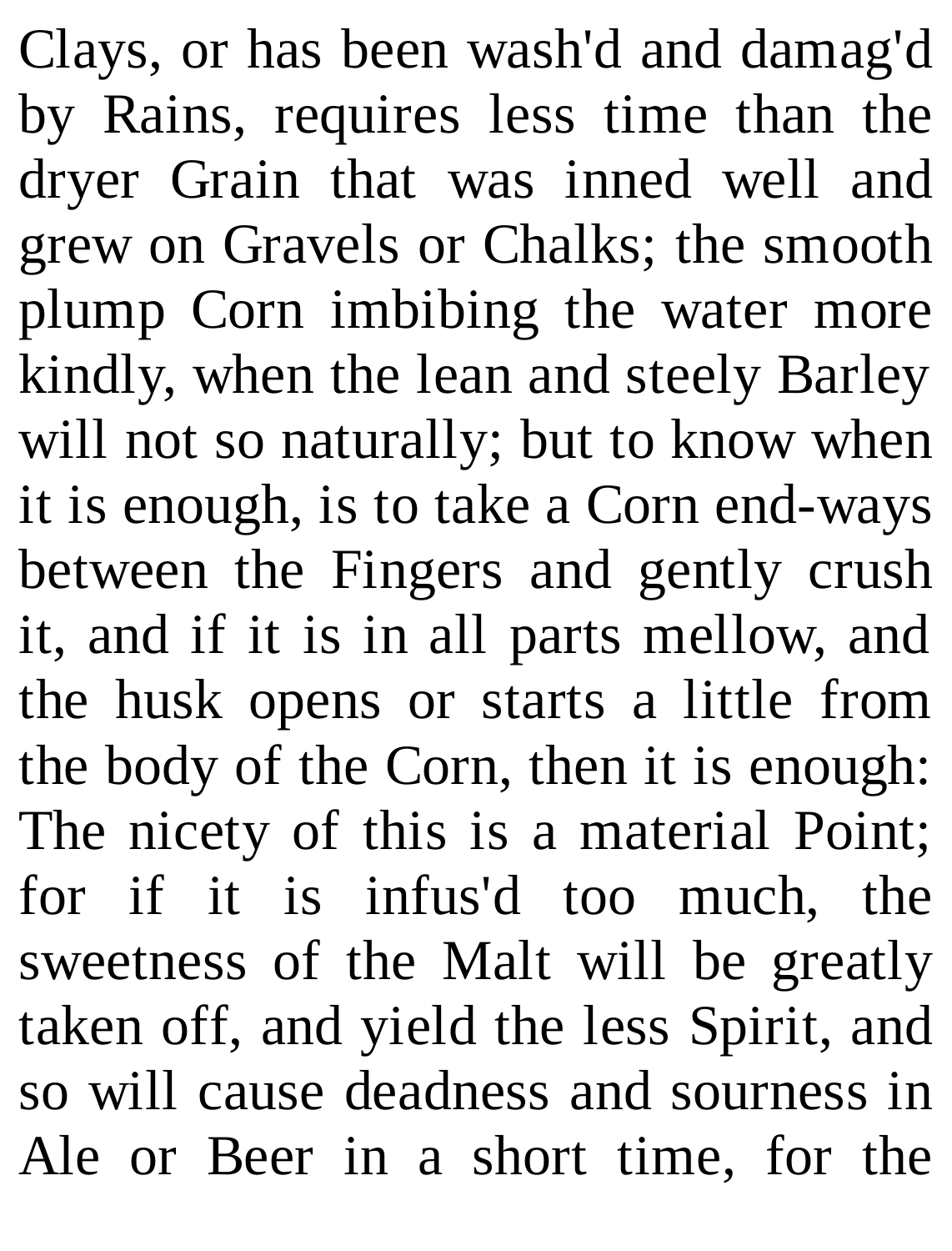Clays, or has been wash'd and damag'd by Rains, requires less time than the dryer Grain that was inned well and grew on Gravels or Chalks; the smooth plump Corn imbibing the water more kindly, when the lean and steely Barley will not so naturally; but to know when it is enough, is to take a Corn end-ways between the Fingers and gently crush it, and if it is in all parts mellow, and the husk opens or starts a little from the body of the Corn, then it is enough: The nicety of this is a material Point; for if it is infus'd too much, the sweetness of the Malt will be greatly taken off, and yield the less Spirit, and so will cause deadness and sourness in Ale or Beer in a short time, for the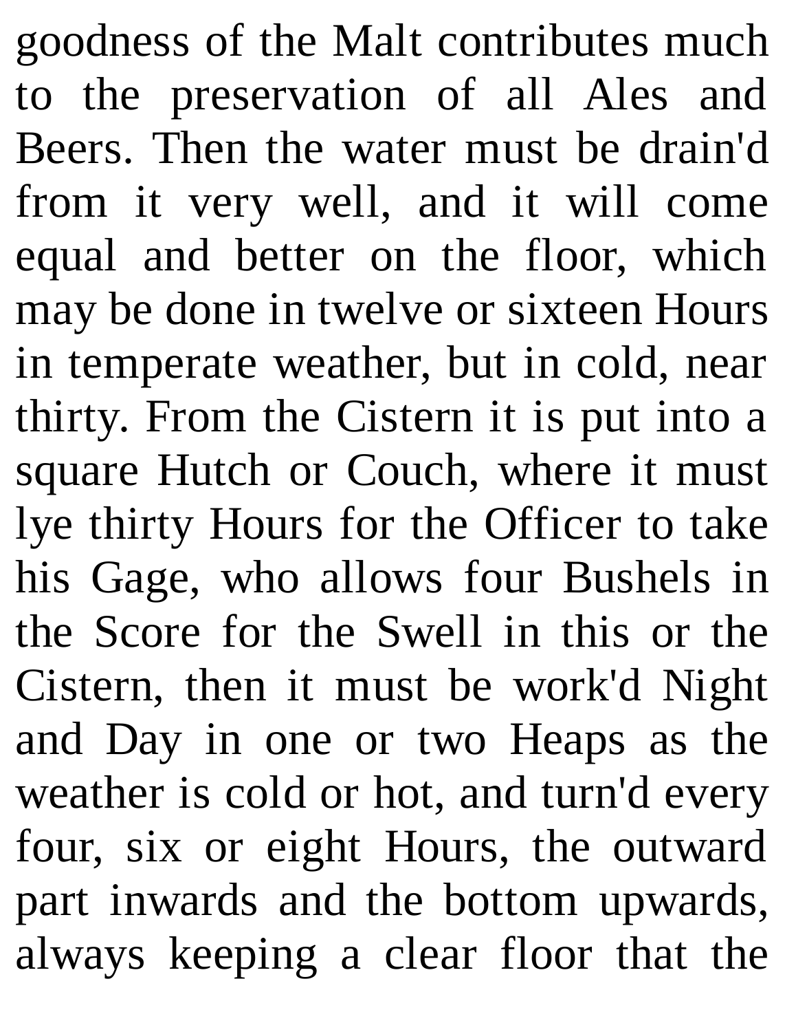goodness of the Malt contributes much to the preservation of all Ales and Beers. Then the water must be drain'd from it very well, and it will come equal and better on the floor, which may be done in twelve or sixteen Hours in temperate weather, but in cold, near thirty. From the Cistern it is put into a square Hutch or Couch, where it must lye thirty Hours for the Officer to take his Gage, who allows four Bushels in the Score for the Swell in this or the Cistern, then it must be work'd Night and Day in one or two Heaps as the weather is cold or hot, and turn'd every four, six or eight Hours, the outward part inwards and the bottom upwards, always keeping a clear floor that the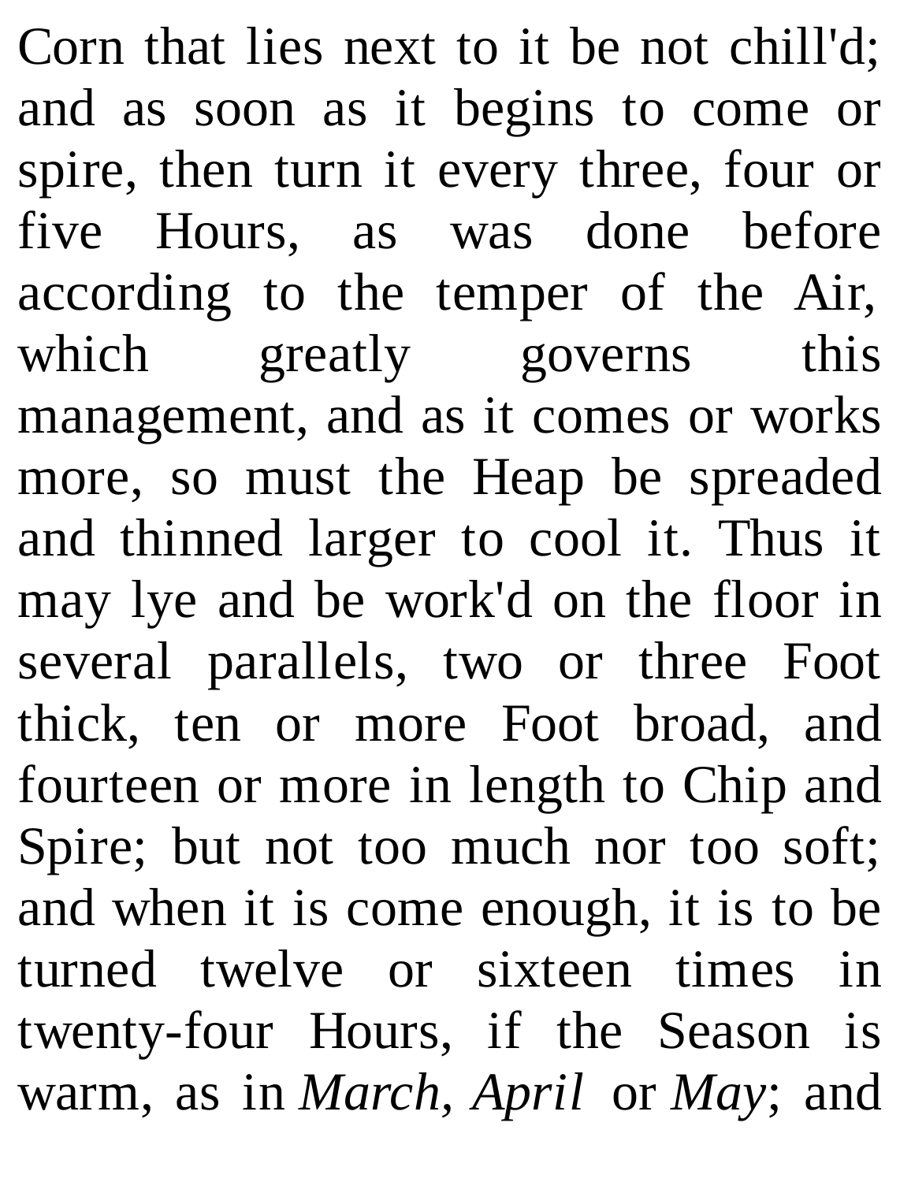Corn that lies next to it be not chill'd; and as soon as it begins to come or spire, then turn it every three, four or five Hours, as was done before according to the temper of the Air, which greatly governs this management, and as it comes or works more, so must the Heap be spreaded and thinned larger to cool it. Thus it may lye and be work'd on the floor in several parallels, two or three Foot thick, ten or more Foot broad, and fourteen or more in length to Chip and Spire; but not too much nor too soft; and when it is come enough, it is to be turned twelve or sixteen times in twenty-four Hours, if the Season is warm, as in *March*, *April* or *May*; and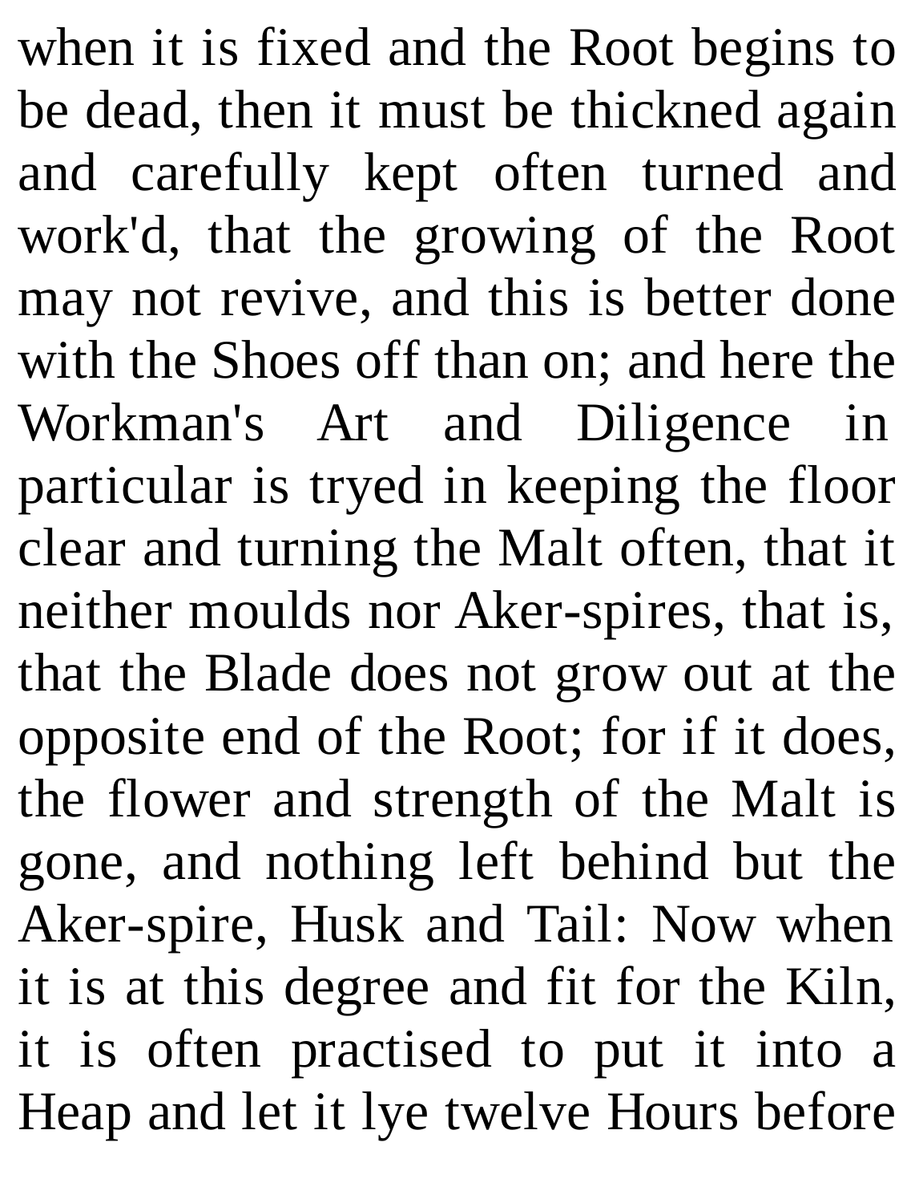when it is fixed and the Root begins to be dead, then it must be thickned again and carefully kept often turned and work'd, that the growing of the Root may not revive, and this is better done with the Shoes off than on; and here the Workman's Art and Diligence in particular is tryed in keeping the floor clear and turning the Malt often, that it neither moulds nor Aker-spires, that is, that the Blade does not grow out at the opposite end of the Root; for if it does, the flower and strength of the Malt is gone, and nothing left behind but the Aker-spire, Husk and Tail: Now when it is at this degree and fit for the Kiln, it is often practised to put it into a Heap and let it lye twelve Hours before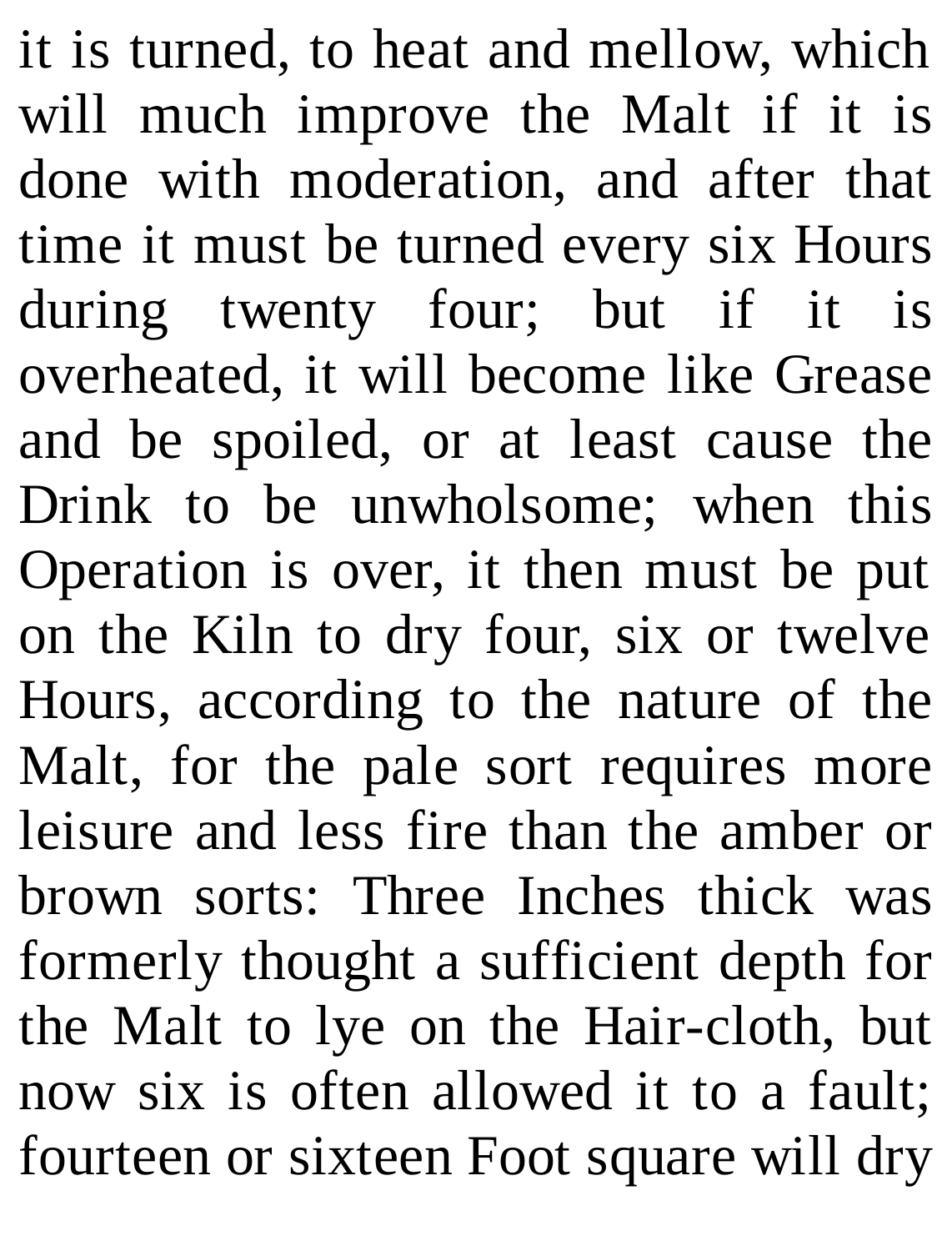it is turned, to heat and mellow, which will much improve the Malt if it is done with moderation, and after that time it must be turned every six Hours during twenty four; but if it is overheated, it will become like Grease and be spoiled, or at least cause the Drink to be unwholsome; when this Operation is over, it then must be put on the Kiln to dry four, six or twelve Hours, according to the nature of the Malt, for the pale sort requires more leisure and less fire than the amber or brown sorts: Three Inches thick was formerly thought a sufficient depth for the Malt to lye on the Hair-cloth, but now six is often allowed it to a fault; fourteen or sixteen Foot square will dry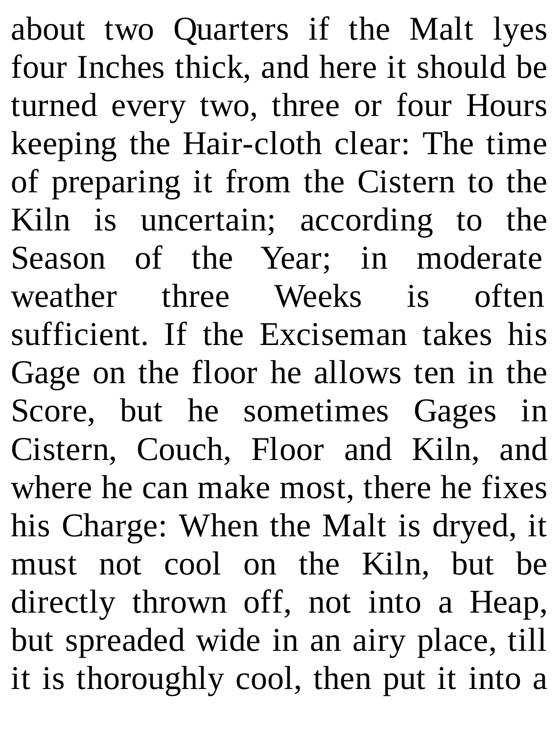about two Quarters if the Malt lyes four Inches thick, and here it should be turned every two, three or four Hours keeping the Hair-cloth clear: The time of preparing it from the Cistern to the Kiln is uncertain; according to the Season of the Year; in moderate weather three Weeks is often sufficient. If the Exciseman takes his Gage on the floor he allows ten in the Score, but he sometimes Gages in Cistern, Couch, Floor and Kiln, and where he can make most, there he fixes his Charge: When the Malt is dryed, it must not cool on the Kiln, but be directly thrown off, not into a Heap, but spreaded wide in an airy place, till it is thoroughly cool, then put it into a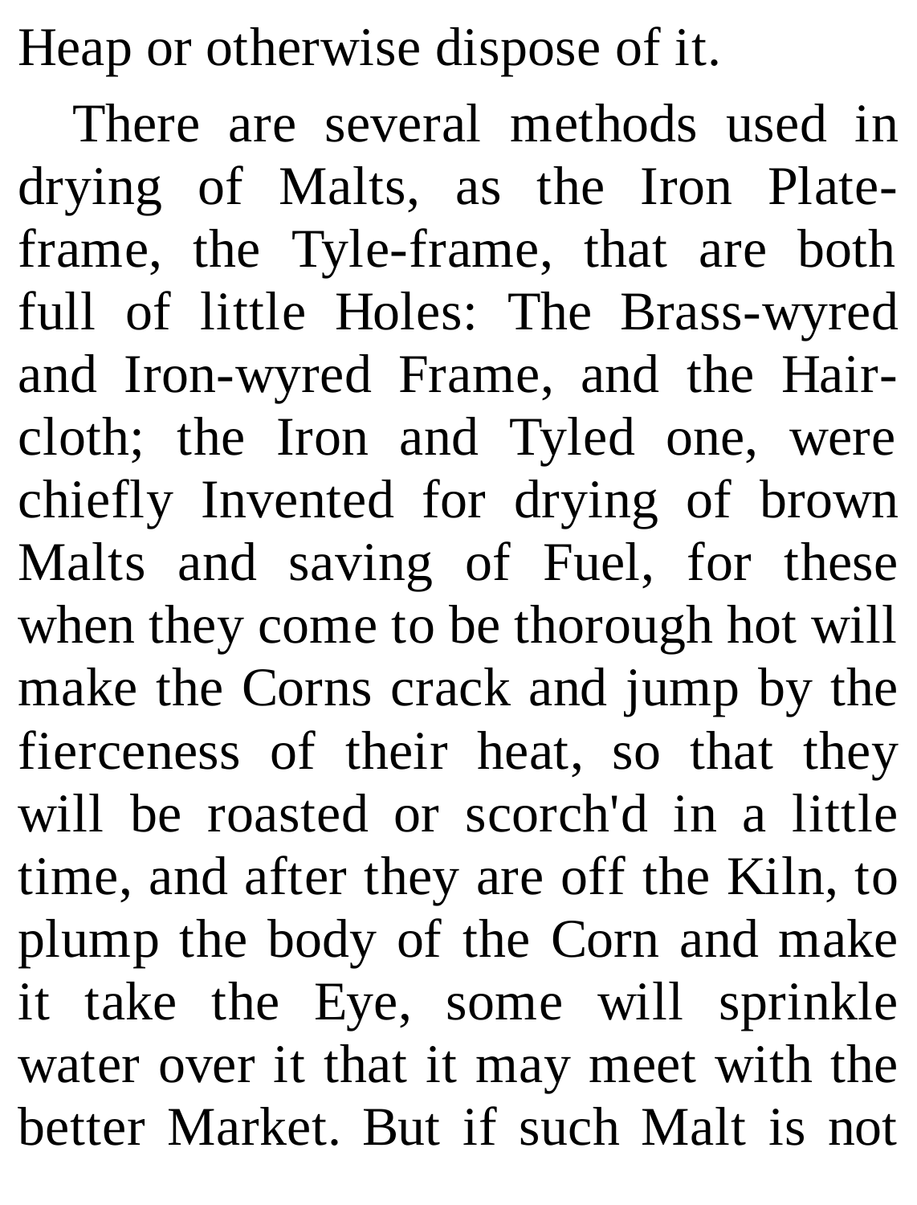Heap or otherwise dispose of it.

There are several methods used in drying of Malts, as the Iron Plate-frame, the Tyle-frame, that are both full of little Holes: The Brass-wyred and Iron-wyred Frame, and the Hair-cloth; the Iron and Tyled one, were chiefly Invented for drying of brown Malts and saving of Fuel, for these when they come to be thorough hot will make the Corns crack and jump by the fierceness of their heat, so that they will be roasted or scorch'd in a little time, and after they are off the Kiln, to plump the body of the Corn and make it take the Eye, some will sprinkle water over it that it may meet with the better Market. But if such Malt is not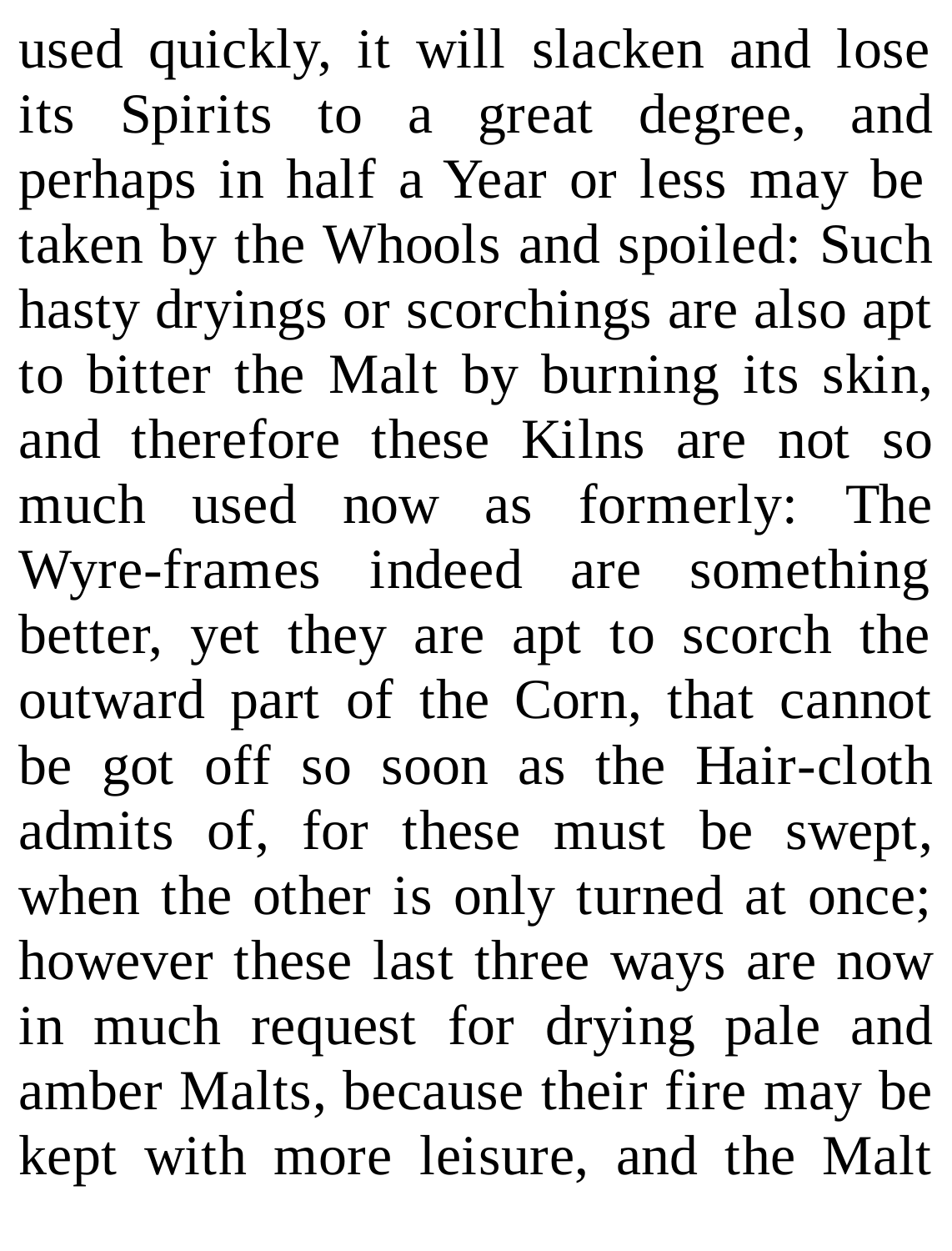used quickly, it will slacken and lose its Spirits to a great degree, and perhaps in half a Year or less may be taken by the Whools and spoiled: Such hasty dryings or scorchings are also apt to bitter the Malt by burning its skin, and therefore these Kilns are not so much used now as formerly: The Wyre-frames indeed are something better, yet they are apt to scorch the outward part of the Corn, that cannot be got off so soon as the Hair-cloth admits of, for these must be swept, when the other is only turned at once; however these last three ways are now in much request for drying pale and amber Malts, because their fire may be kept with more leisure, and the Malt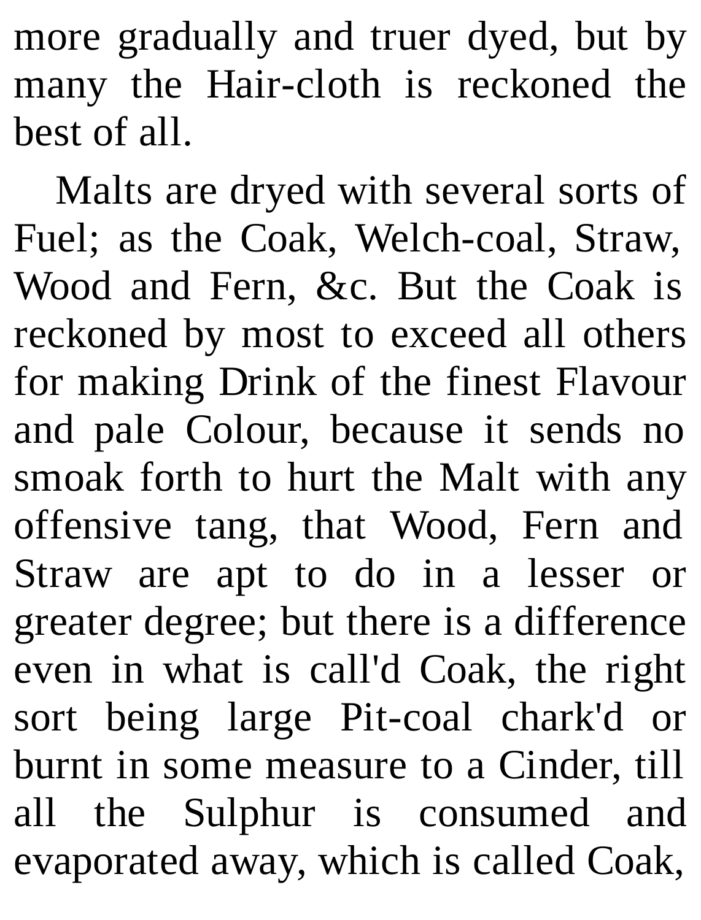more gradually and truer dyed, but by many the Hair-cloth is reckoned the best of all.

Malts are dryed with several sorts of Fuel; as the Coak, Welch-coal, Straw, Wood and Fern, &c. But the Coak is reckoned by most to exceed all others for making Drink of the finest Flavour and pale Colour, because it sends no smoak forth to hurt the Malt with any offensive tang, that Wood, Fern and Straw are apt to do in a lesser or greater degree; but there is a difference even in what is call'd Coak, the right sort being large Pit-coal chark'd or burnt in some measure to a Cinder, till all the Sulphur is consumed and evaporated away, which is called Coak,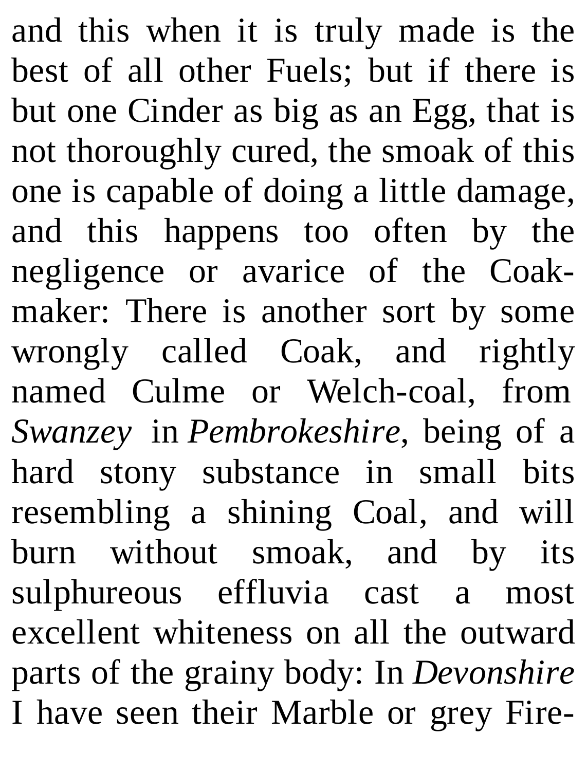and this when it is truly made is the best of all other Fuels; but if there is but one Cinder as big as an Egg, that is not thoroughly cured, the smoak of this one is capable of doing a little damage, and this happens too often by the negligence or avarice of the Coak-maker: There is another sort by some wrongly called Coak, and rightly named Culme or Welch-coal, from *Swanzey* in *Pembrokeshire*, being of a hard stony substance in small bits resembling a shining Coal, and will burn without smoak, and by its sulphureous effluvia cast a most excellent whiteness on all the outward parts of the grainy body: In *Devonshire* I have seen their Marble or grey Fire-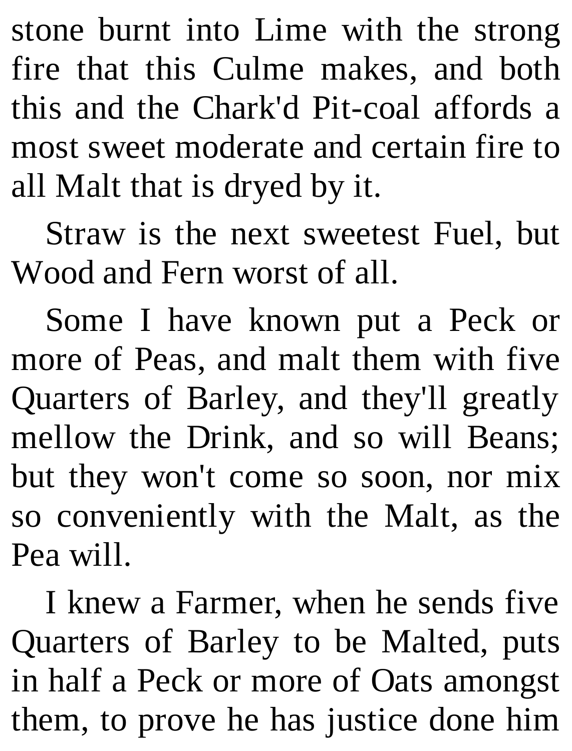stone burnt into Lime with the strong fire that this Culme makes, and both this and the Chark'd Pit-coal affords a most sweet moderate and certain fire to all Malt that is dryed by it.

Straw is the next sweetest Fuel, but Wood and Fern worst of all.

Some I have known put a Peck or more of Peas, and malt them with five Quarters of Barley, and they'll greatly mellow the Drink, and so will Beans; but they won't come so soon, nor mix so conveniently with the Malt, as the Pea will.

I knew a Farmer, when he sends five Quarters of Barley to be Malted, puts in half a Peck or more of Oats amongst them, to prove he has justice done him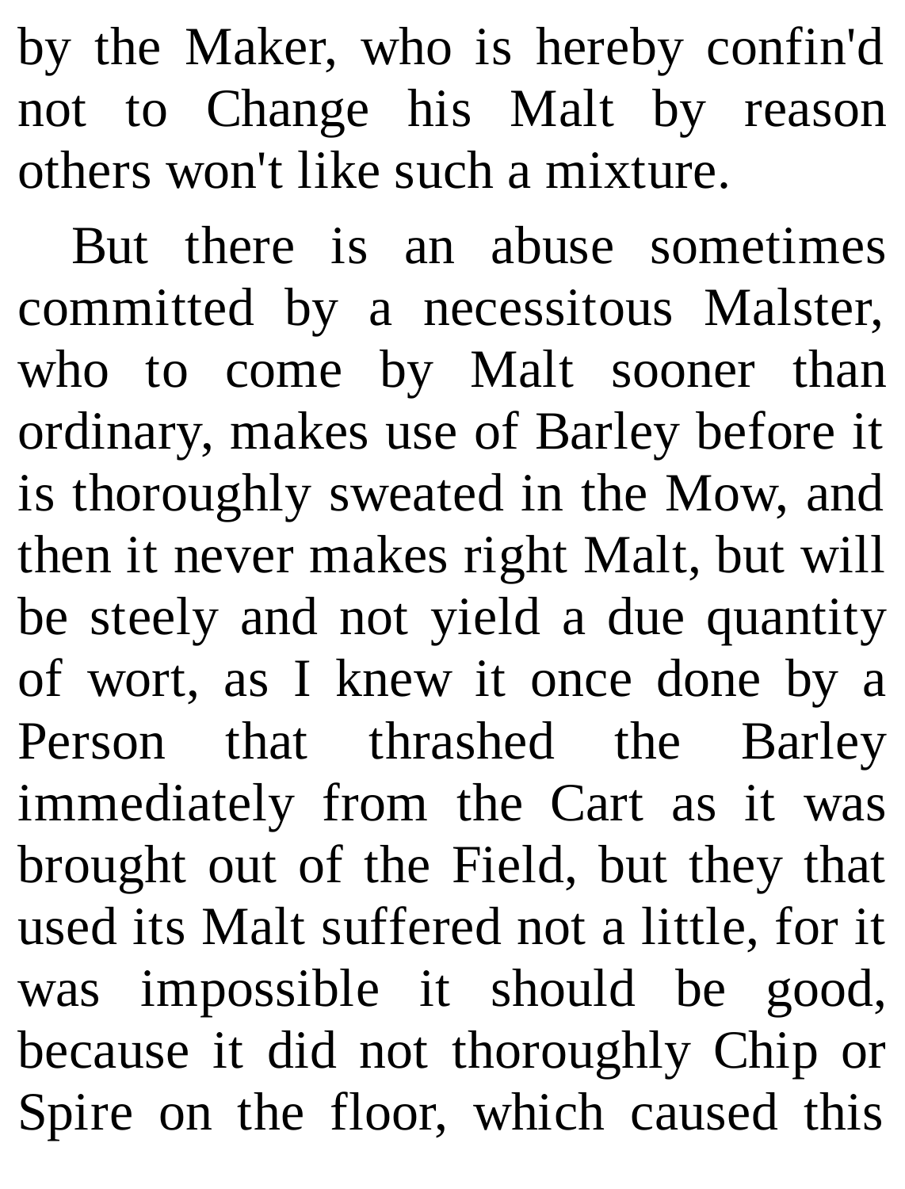by the Maker, who is hereby confin'd not to Change his Malt by reason others won't like such a mixture.

But there is an abuse sometimes committed by a necessitous Malster, who to come by Malt sooner than ordinary, makes use of Barley before it is thoroughly sweated in the Mow, and then it never makes right Malt, but will be steely and not yield a due quantity of wort, as I knew it once done by a Person that thrashed the Barley immediately from the Cart as it was brought out of the Field, but they that used its Malt suffered not a little, for it was impossible it should be good, because it did not thoroughly Chip or Spire on the floor, which caused this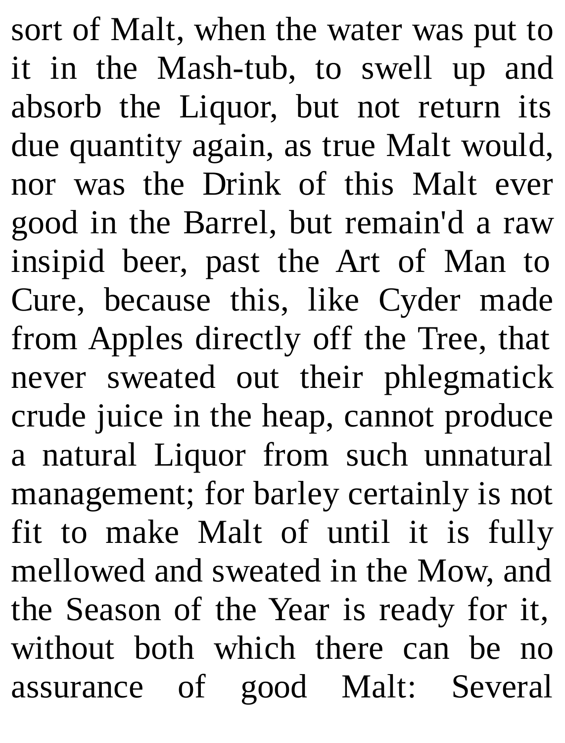sort of Malt, when the water was put to it in the Mash-tub, to swell up and absorb the Liquor, but not return its due quantity again, as true Malt would, nor was the Drink of this Malt ever good in the Barrel, but remain'd a raw insipid beer, past the Art of Man to Cure, because this, like Cyder made from Apples directly off the Tree, that never sweated out their phlegmatick crude juice in the heap, cannot produce a natural Liquor from such unnatural management; for barley certainly is not fit to make Malt of until it is fully mellowed and sweated in the Mow, and the Season of the Year is ready for it, without both which there can be no assurance of good Malt: Several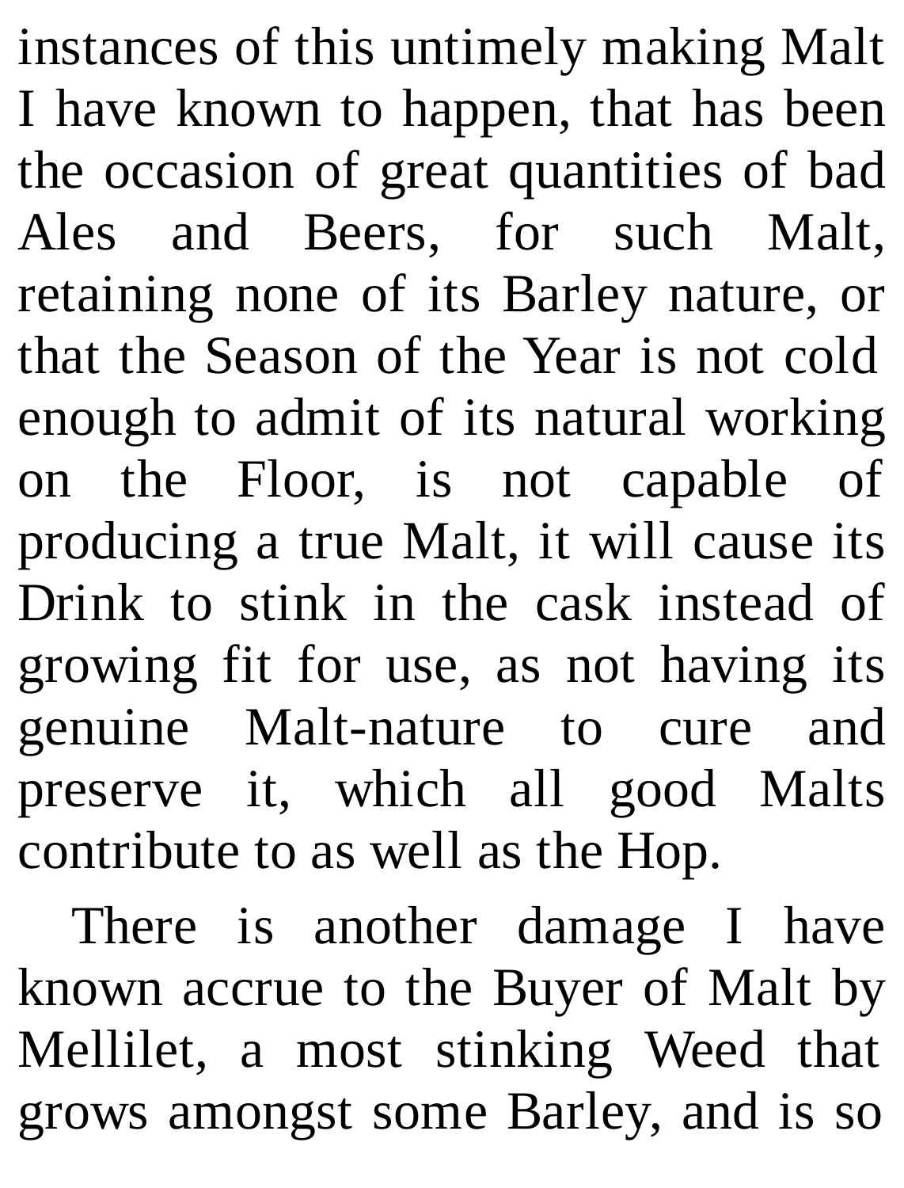instances of this untimely making Malt I have known to happen, that has been the occasion of great quantities of bad Ales and Beers, for such Malt, retaining none of its Barley nature, or that the Season of the Year is not cold enough to admit of its natural working on the Floor, is not capable of producing a true Malt, it will cause its Drink to stink in the cask instead of growing fit for use, as not having its genuine Malt-nature to cure and preserve it, which all good Malts contribute to as well as the Hop.

There is another damage I have known accrue to the Buyer of Malt by Mellilet, a most stinking Weed that grows amongst some Barley, and is so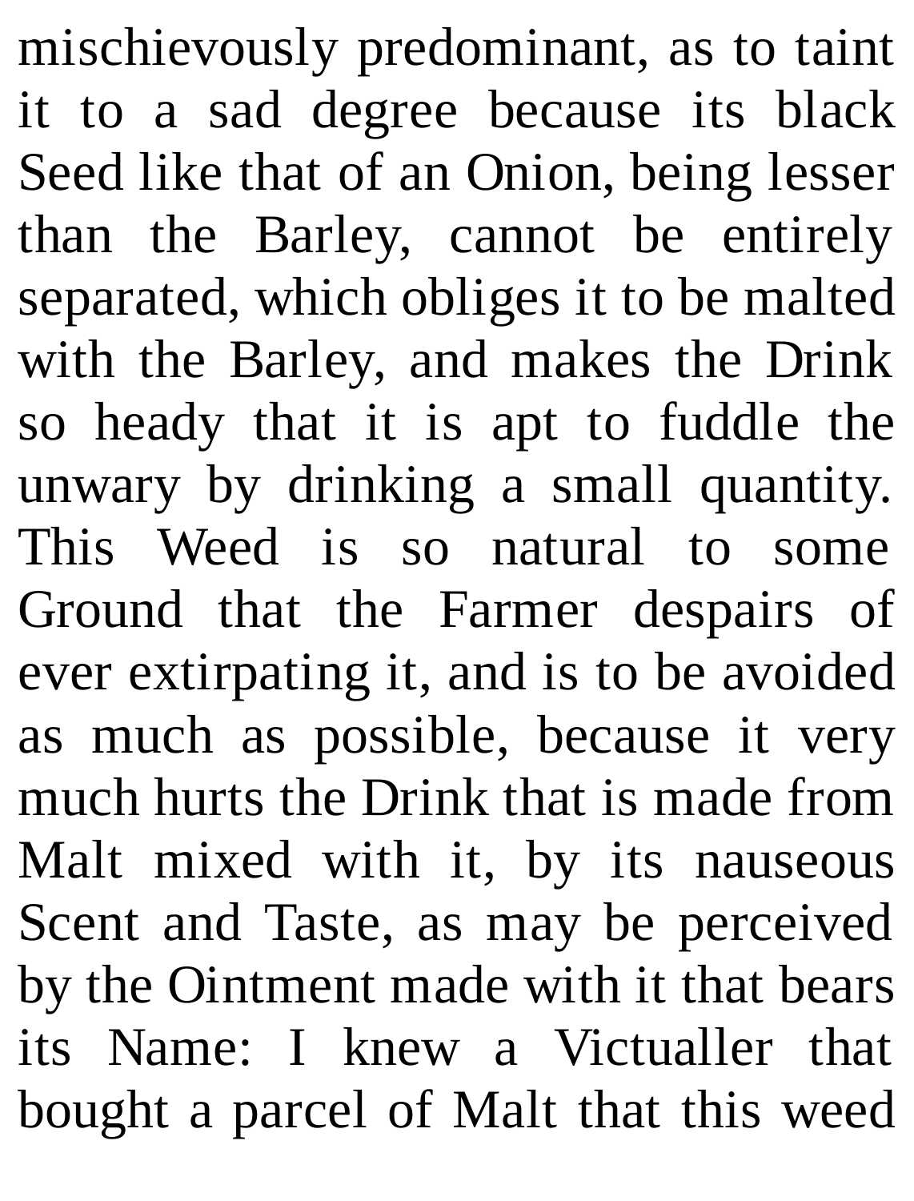mischievously predominant, as to taint it to a sad degree because its black Seed like that of an Onion, being lesser than the Barley, cannot be entirely separated, which obliges it to be malted with the Barley, and makes the Drink so heady that it is apt to fuddle the unwary by drinking a small quantity. This Weed is so natural to some Ground that the Farmer despairs of ever extirpating it, and is to be avoided as much as possible, because it very much hurts the Drink that is made from Malt mixed with it, by its nauseous Scent and Taste, as may be perceived by the Ointment made with it that bears its Name: I knew a Victualler that bought a parcel of Malt that this weed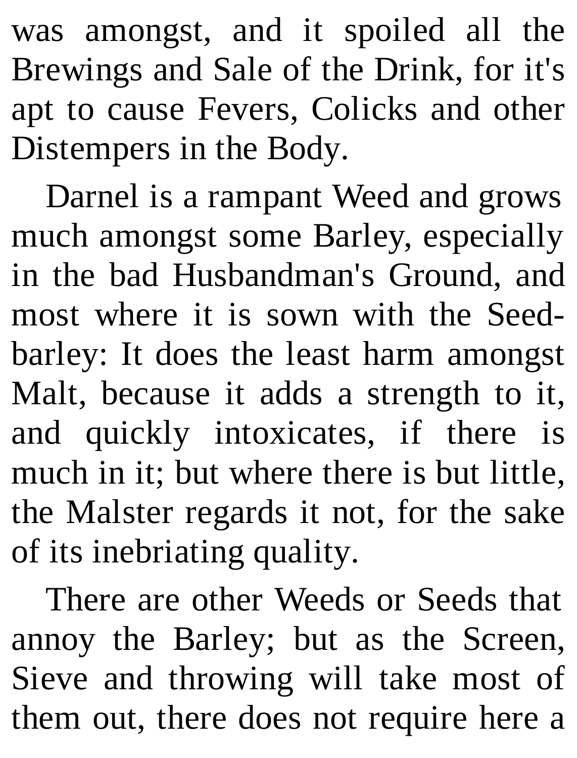was amongst, and it spoiled all the Brewings and Sale of the Drink, for it's apt to cause Fevers, Colicks and other Distempers in the Body.

Darnel is a rampant Weed and grows much amongst some Barley, especially in the bad Husbandman's Ground, and most where it is sown with the Seed-barley: It does the least harm amongst Malt, because it adds a strength to it, and quickly intoxicates, if there is much in it; but where there is but little, the Malster regards it not, for the sake of its inebriating quality.

There are other Weeds or Seeds that annoy the Barley; but as the Screen, Sieve and throwing will take most of them out, there does not require here a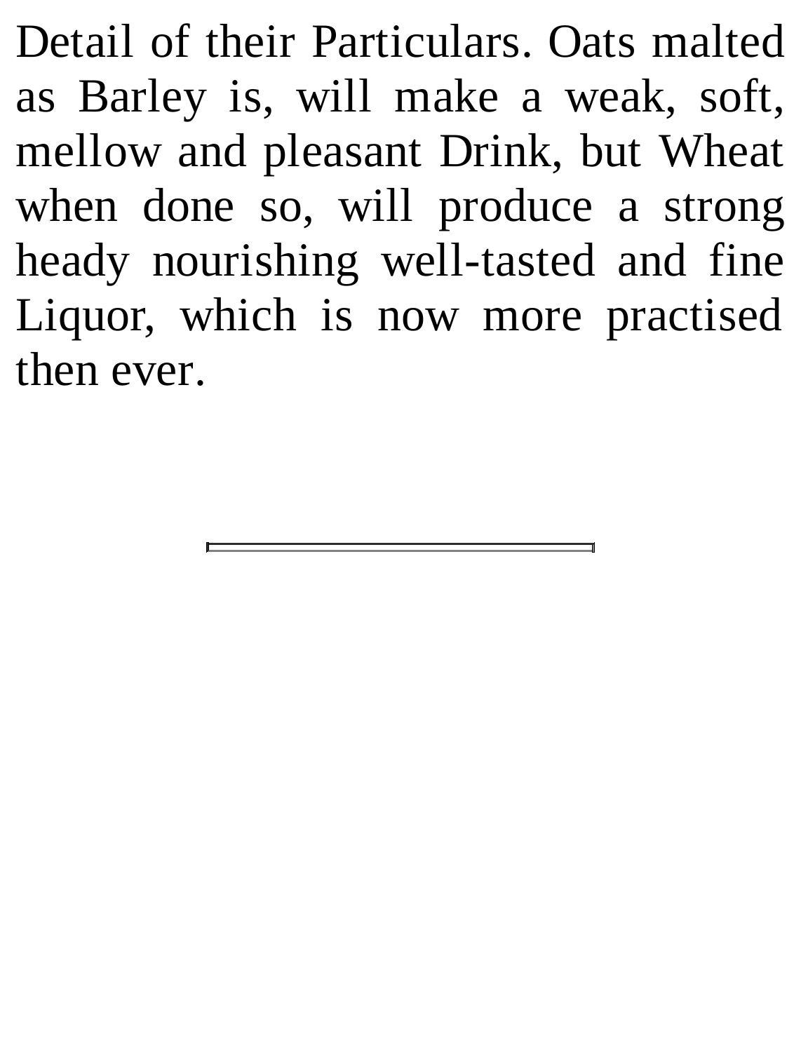Detail of their Particulars. Oats malted as Barley is, will make a weak, soft, mellow and pleasant Drink, but Wheat when done so, will produce a strong heady nourishing well-tasted and fine Liquor, which is now more practised then ever.

---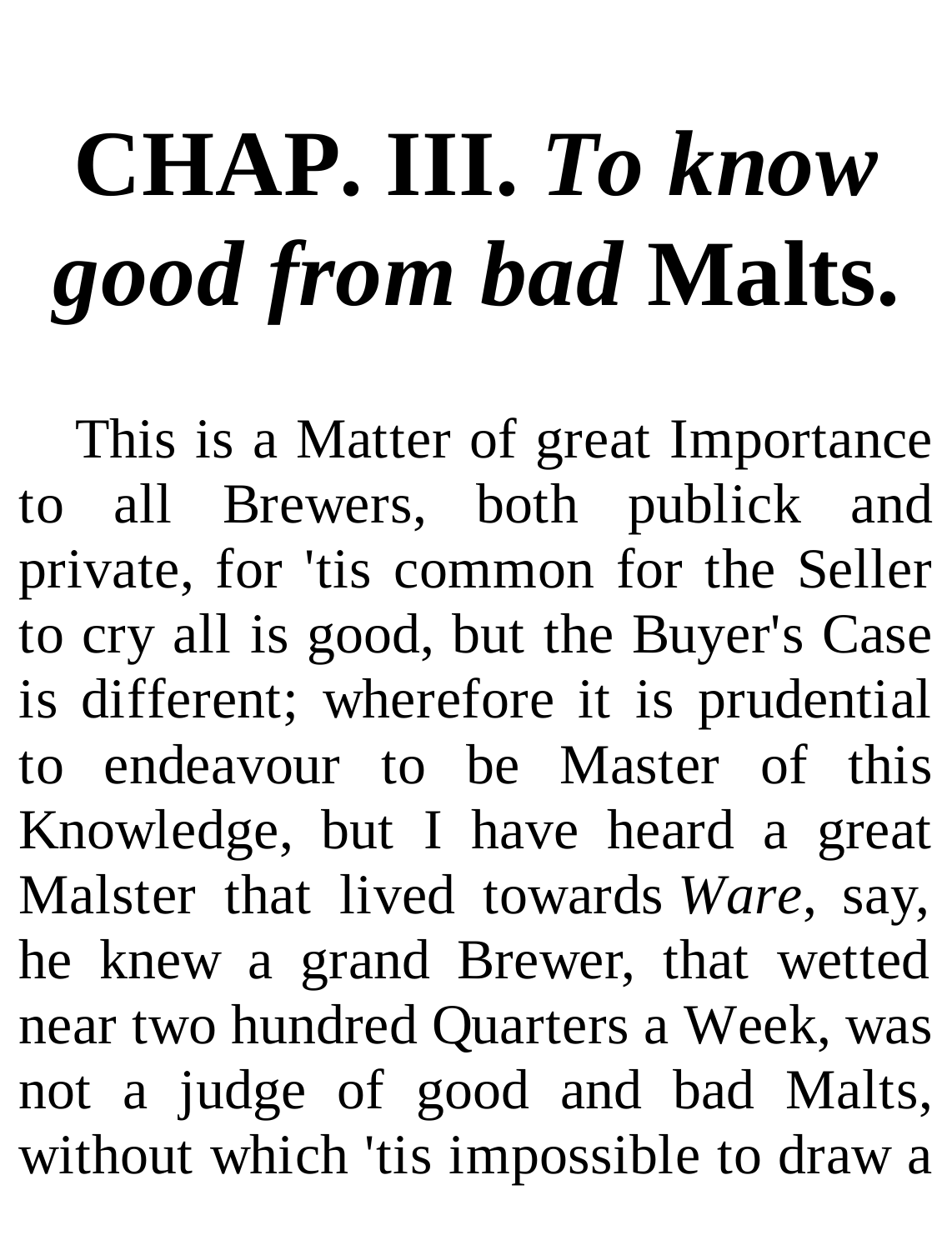# CHAP. III. *To know good from bad* Malts.

This is a Matter of great Importance to all Brewers, both publick and private, for 'tis common for the Seller to cry all is good, but the Buyer's Case is different; wherefore it is prudential to endeavour to be Master of this Knowledge, but I have heard a great Malster that lived towards *Ware*, say, he knew a grand Brewer, that wetted near two hundred Quarters a Week, was not a judge of good and bad Malts, without which 'tis impossible to draw a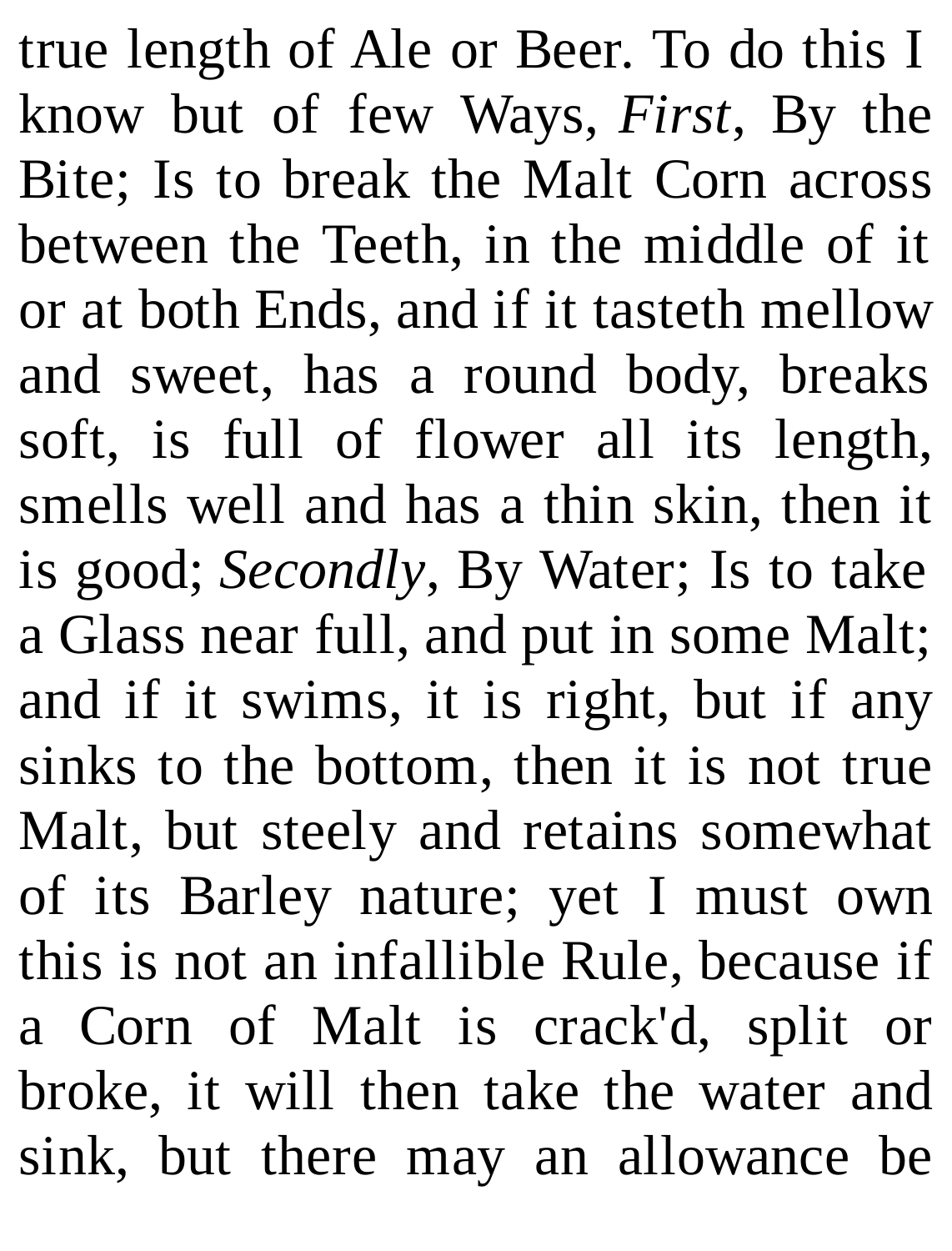true length of Ale or Beer. To do this I know but of few Ways, *First*, By the Bite; Is to break the Malt Corn across between the Teeth, in the middle of it or at both Ends, and if it tasteth mellow and sweet, has a round body, breaks soft, is full of flower all its length, smells well and has a thin skin, then it is good; *Secondly*, By Water; Is to take a Glass near full, and put in some Malt; and if it swims, it is right, but if any sinks to the bottom, then it is not true Malt, but steely and retains somewhat of its Barley nature; yet I must own this is not an infallible Rule, because if a Corn of Malt is crack'd, split or broke, it will then take the water and sink, but there may an allowance be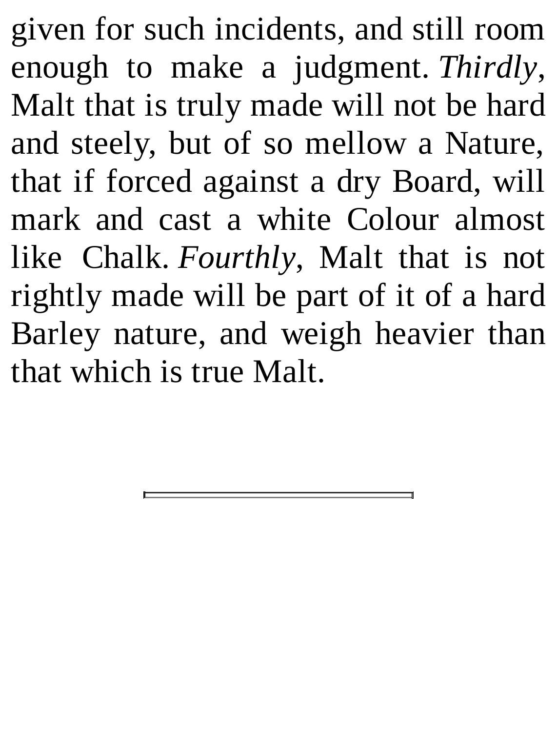given for such incidents, and still room enough to make a judgment. *Thirdly*, Malt that is truly made will not be hard and steely, but of so mellow a Nature, that if forced against a dry Board, will mark and cast a white Colour almost like Chalk. *Fourthly*, Malt that is not rightly made will be part of it of a hard Barley nature, and weigh heavier than that which is true Malt.

---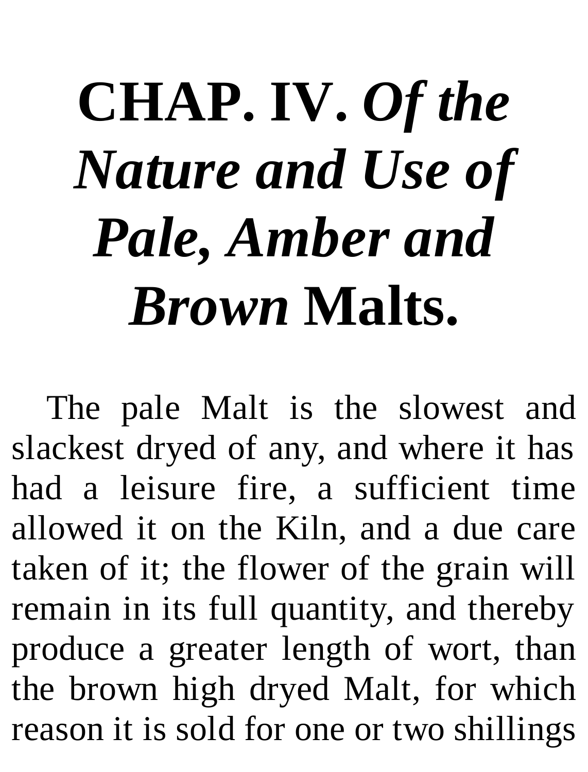# CHAP. IV. *Of the Nature and Use of Pale, Amber and Brown* Malts.

The pale Malt is the slowest and slackest dryed of any, and where it has had a leisure fire, a sufficient time allowed it on the Kiln, and a due care taken of it; the flower of the grain will remain in its full quantity, and thereby produce a greater length of wort, than the brown high dryed Malt, for which reason it is sold for one or two shillings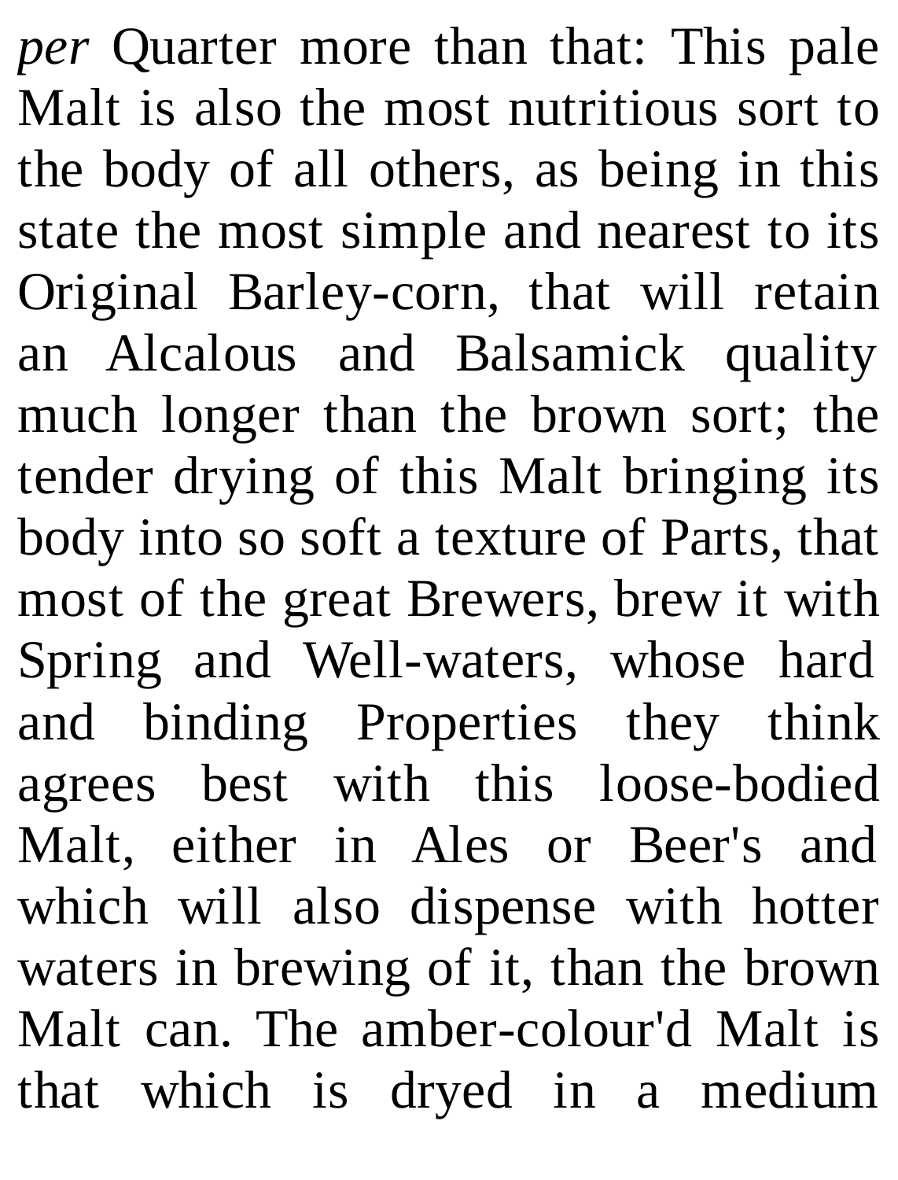*per* Quarter more than that: This pale Malt is also the most nutritious sort to the body of all others, as being in this state the most simple and nearest to its Original Barley-corn, that will retain an Alcalous and Balsamick quality much longer than the brown sort; the tender drying of this Malt bringing its body into so soft a texture of Parts, that most of the great Brewers, brew it with Spring and Well-waters, whose hard and binding Properties they think agrees best with this loose-bodied Malt, either in Ales or Beer's and which will also dispense with hotter waters in brewing of it, than the brown Malt can. The amber-colour'd Malt is that which is dryed in a medium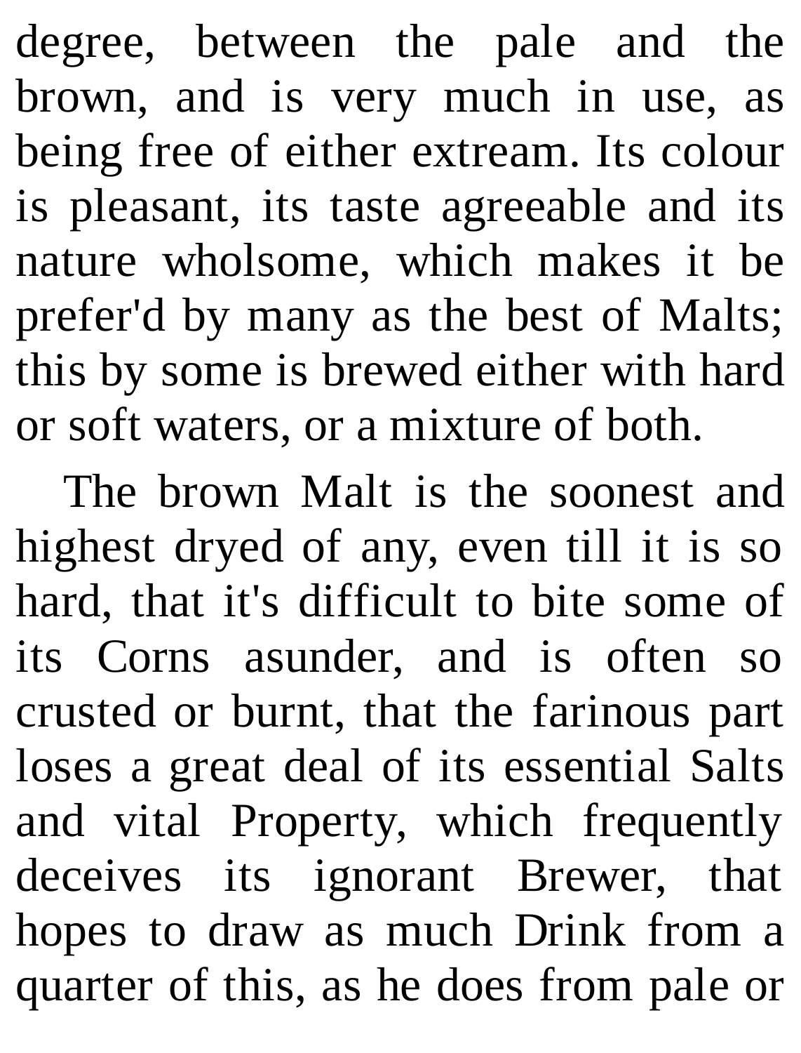degree, between the pale and the brown, and is very much in use, as being free of either extream. Its colour is pleasant, its taste agreeable and its nature wholsome, which makes it be prefer'd by many as the best of Malts; this by some is brewed either with hard or soft waters, or a mixture of both.

The brown Malt is the soonest and highest dryed of any, even till it is so hard, that it's difficult to bite some of its Corns asunder, and is often so crusted or burnt, that the farinous part loses a great deal of its essential Salts and vital Property, which frequently deceives its ignorant Brewer, that hopes to draw as much Drink from a quarter of this, as he does from pale or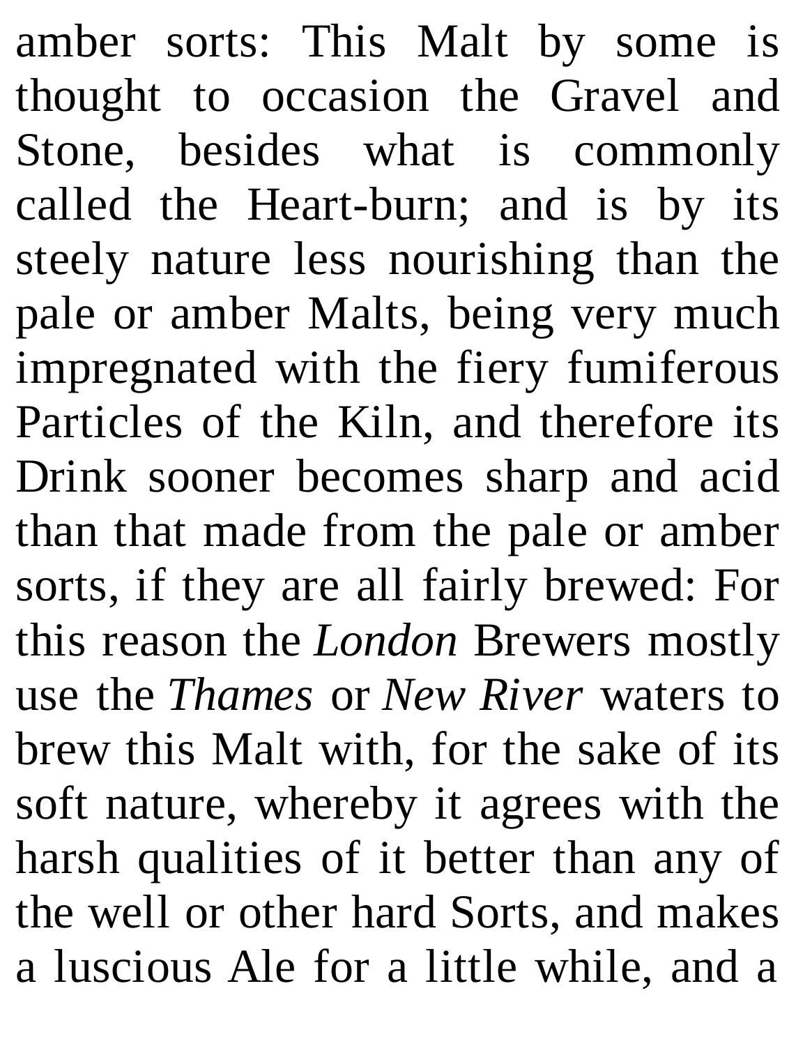amber sorts: This Malt by some is thought to occasion the Gravel and Stone, besides what is commonly called the Heart-burn; and is by its steely nature less nourishing than the pale or amber Malts, being very much impregnated with the fiery fumiferous Particles of the Kiln, and therefore its Drink sooner becomes sharp and acid than that made from the pale or amber sorts, if they are all fairly brewed: For this reason the *London* Brewers mostly use the *Thames* or *New River* waters to brew this Malt with, for the sake of its soft nature, whereby it agrees with the harsh qualities of it better than any of the well or other hard Sorts, and makes a luscious Ale for a little while, and a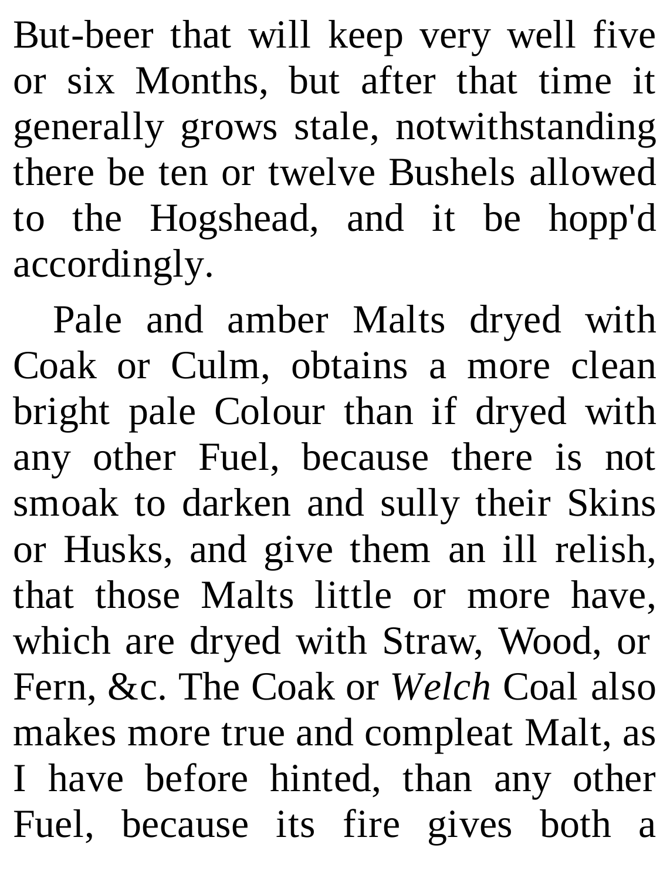But-beer that will keep very well five or six Months, but after that time it generally grows stale, notwithstanding there be ten or twelve Bushels allowed to the Hogshead, and it be hopp'd accordingly.

Pale and amber Malts dryed with Coak or Culm, obtains a more clean bright pale Colour than if dryed with any other Fuel, because there is not smoak to darken and sully their Skins or Husks, and give them an ill relish, that those Malts little or more have, which are dryed with Straw, Wood, or Fern, &c. The Coak or *Welch* Coal also makes more true and compleat Malt, as I have before hinted, than any other Fuel, because its fire gives both a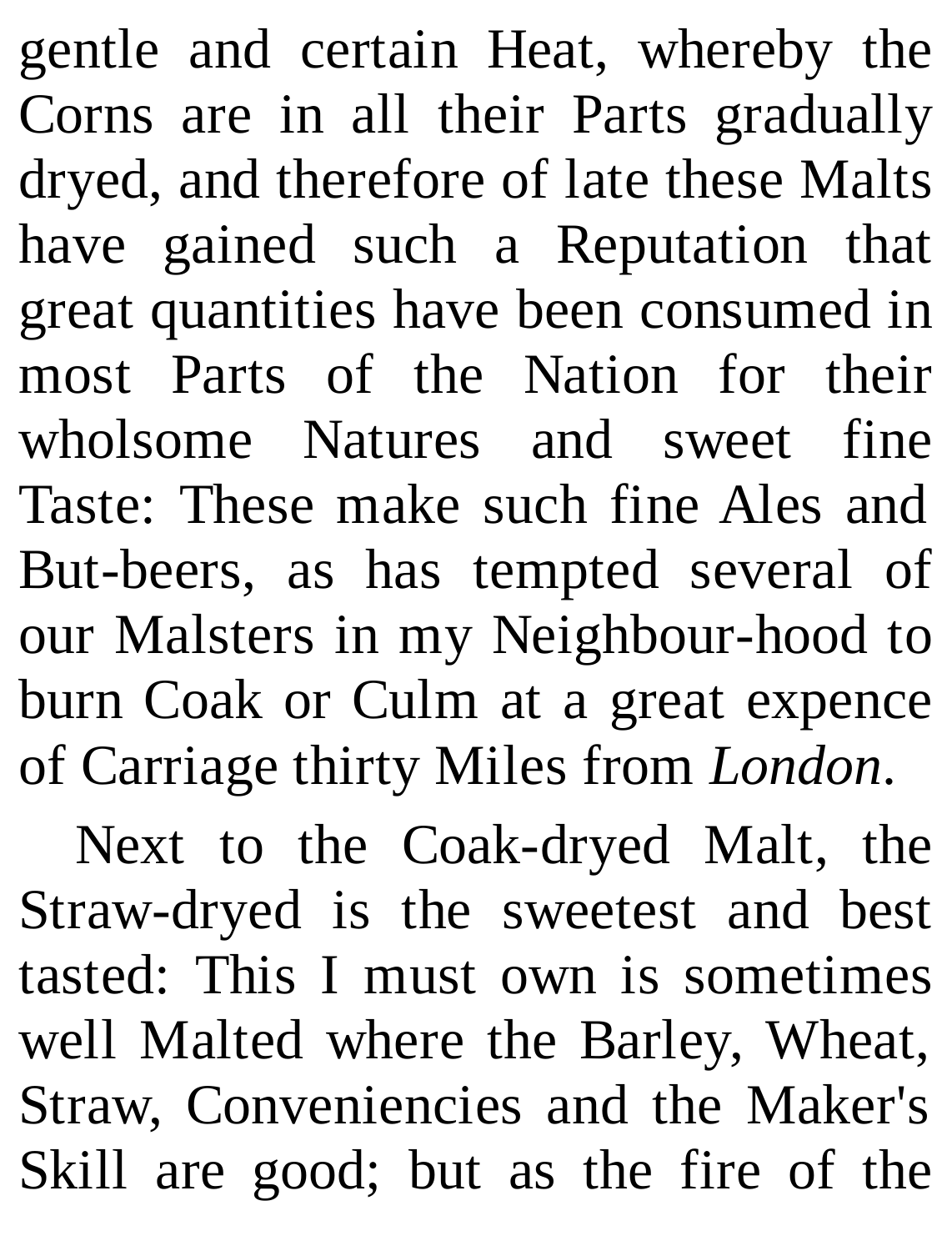gentle and certain Heat, whereby the Corns are in all their Parts gradually dryed, and therefore of late these Malts have gained such a Reputation that great quantities have been consumed in most Parts of the Nation for their wholsome Natures and sweet fine Taste: These make such fine Ales and But-beers, as has tempted several of our Malsters in my Neighbour-hood to burn Coak or Culm at a great expence of Carriage thirty Miles from *London*.

Next to the Coak-dryed Malt, the Straw-dryed is the sweetest and best tasted: This I must own is sometimes well Malted where the Barley, Wheat, Straw, Conveniencies and the Maker's Skill are good; but as the fire of the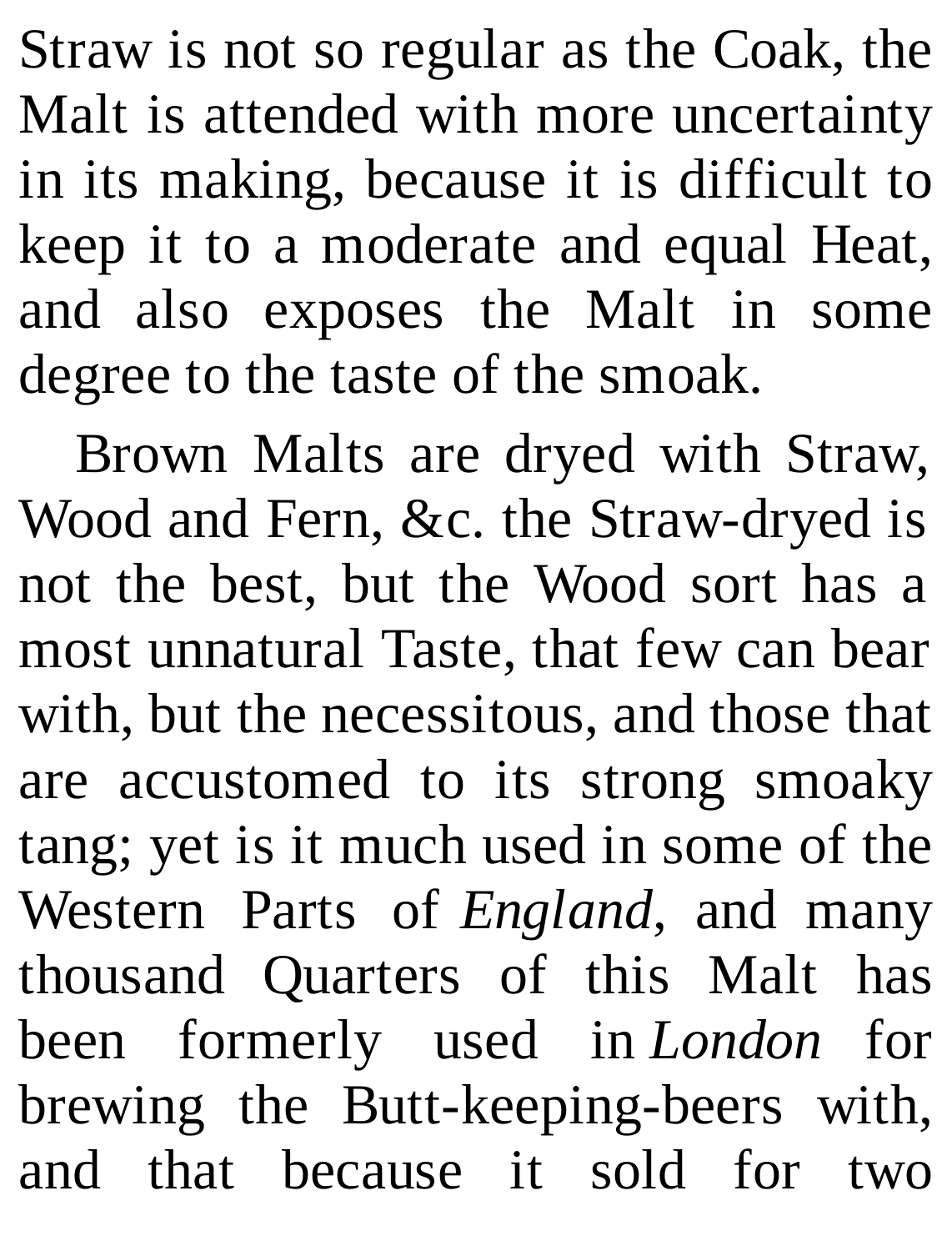Straw is not so regular as the Coak, the Malt is attended with more uncertainty in its making, because it is difficult to keep it to a moderate and equal Heat, and also exposes the Malt in some degree to the taste of the smoak.

Brown Malts are dryed with Straw, Wood and Fern, &c. the Straw-dryed is not the best, but the Wood sort has a most unnatural Taste, that few can bear with, but the necessitous, and those that are accustomed to its strong smoaky tang; yet is it much used in some of the Western Parts of *England*, and many thousand Quarters of this Malt has been formerly used in *London* for brewing the Butt-keeping-beers with, and that because it sold for two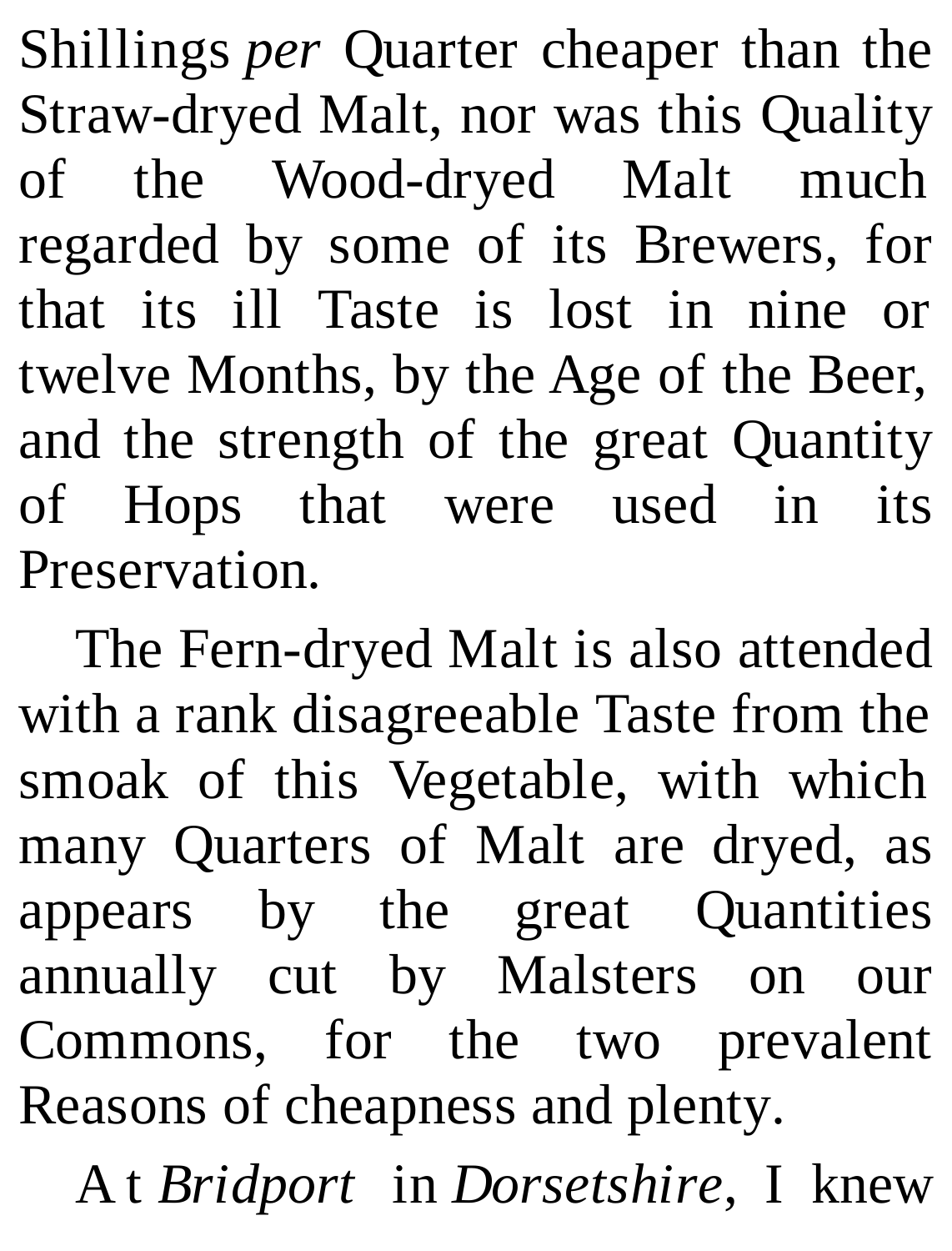Shillings *per* Quarter cheaper than the Straw-dryed Malt, nor was this Quality of the Wood-dryed Malt much regarded by some of its Brewers, for that its ill Taste is lost in nine or twelve Months, by the Age of the Beer, and the strength of the great Quantity of Hops that were used in its Preservation.

The Fern-dryed Malt is also attended with a rank disagreeable Taste from the smoak of this Vegetable, with which many Quarters of Malt are dryed, as appears by the great Quantities annually cut by Malsters on our Commons, for the two prevalent Reasons of cheapness and plenty.

At *Bridport* in *Dorsetshire*, I knew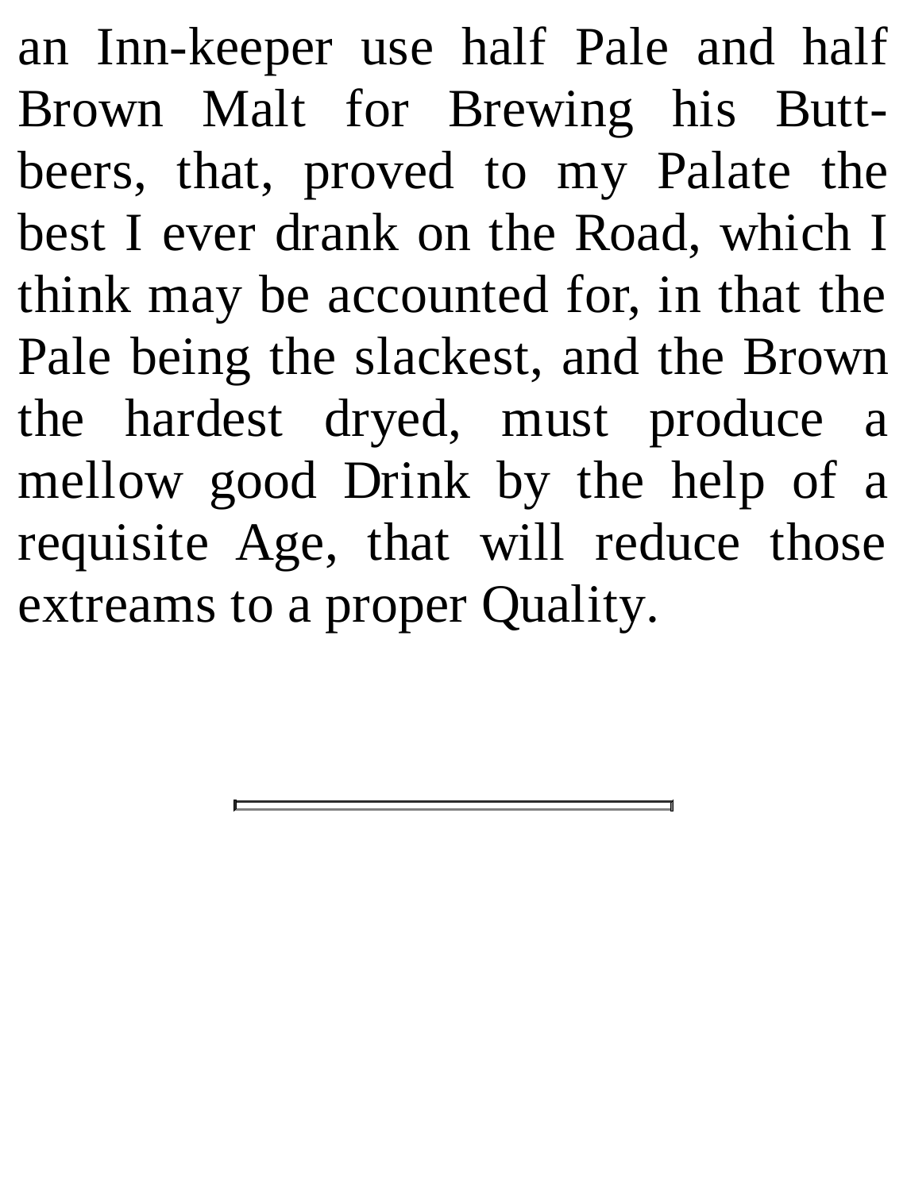an Inn-keeper use half Pale and half Brown Malt for Brewing his Butt-beers, that, proved to my Palate the best I ever drank on the Road, which I think may be accounted for, in that the Pale being the slackest, and the Brown the hardest dryed, must produce a mellow good Drink by the help of a requisite Age, that will reduce those extreams to a proper Quality.

---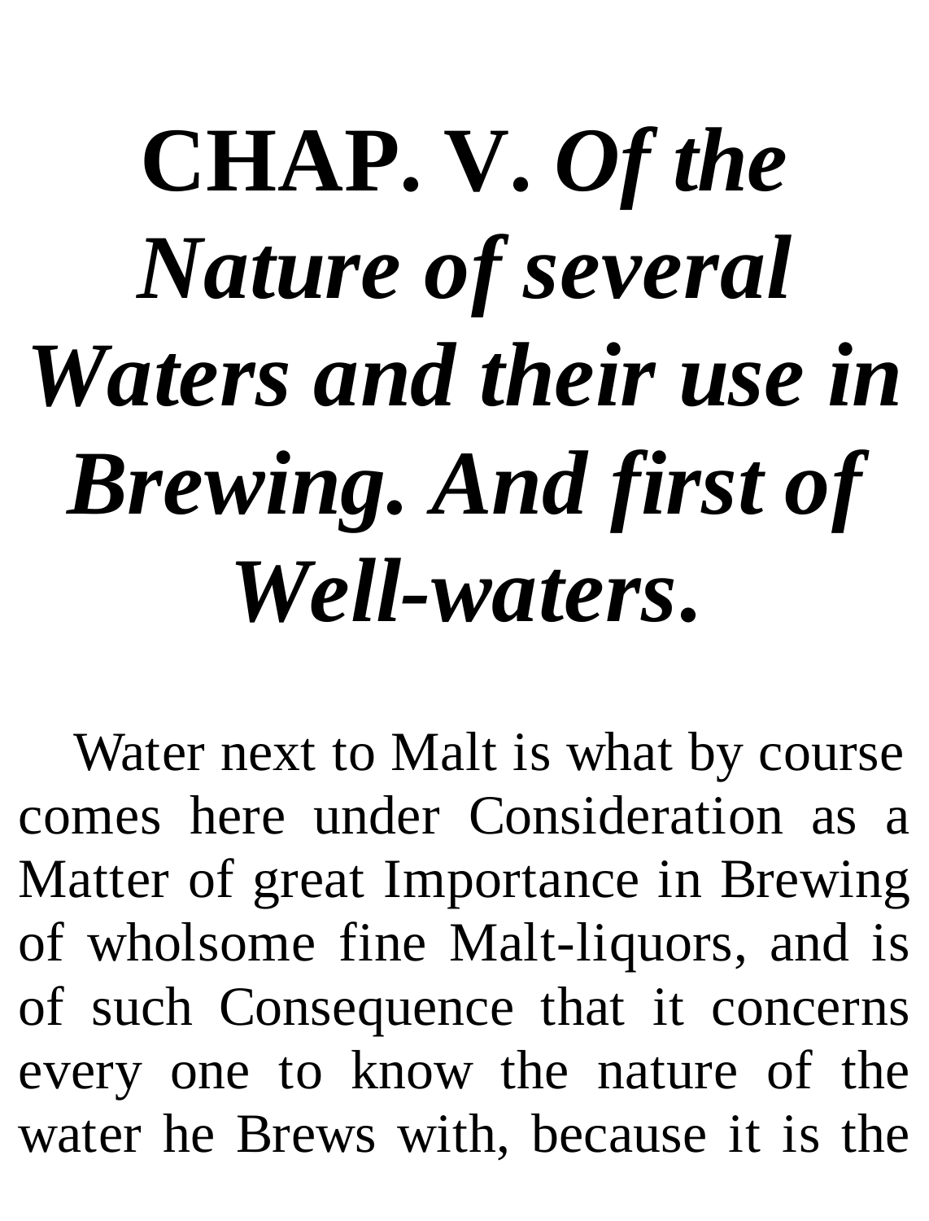# CHAP. V. *Of the Nature of several Waters and their use in Brewing. And first of Well-waters.*

Water next to Malt is what by course comes here under Consideration as a Matter of great Importance in Brewing of wholsome fine Malt-liquors, and is of such Consequence that it concerns every one to know the nature of the water he Brews with, because it is the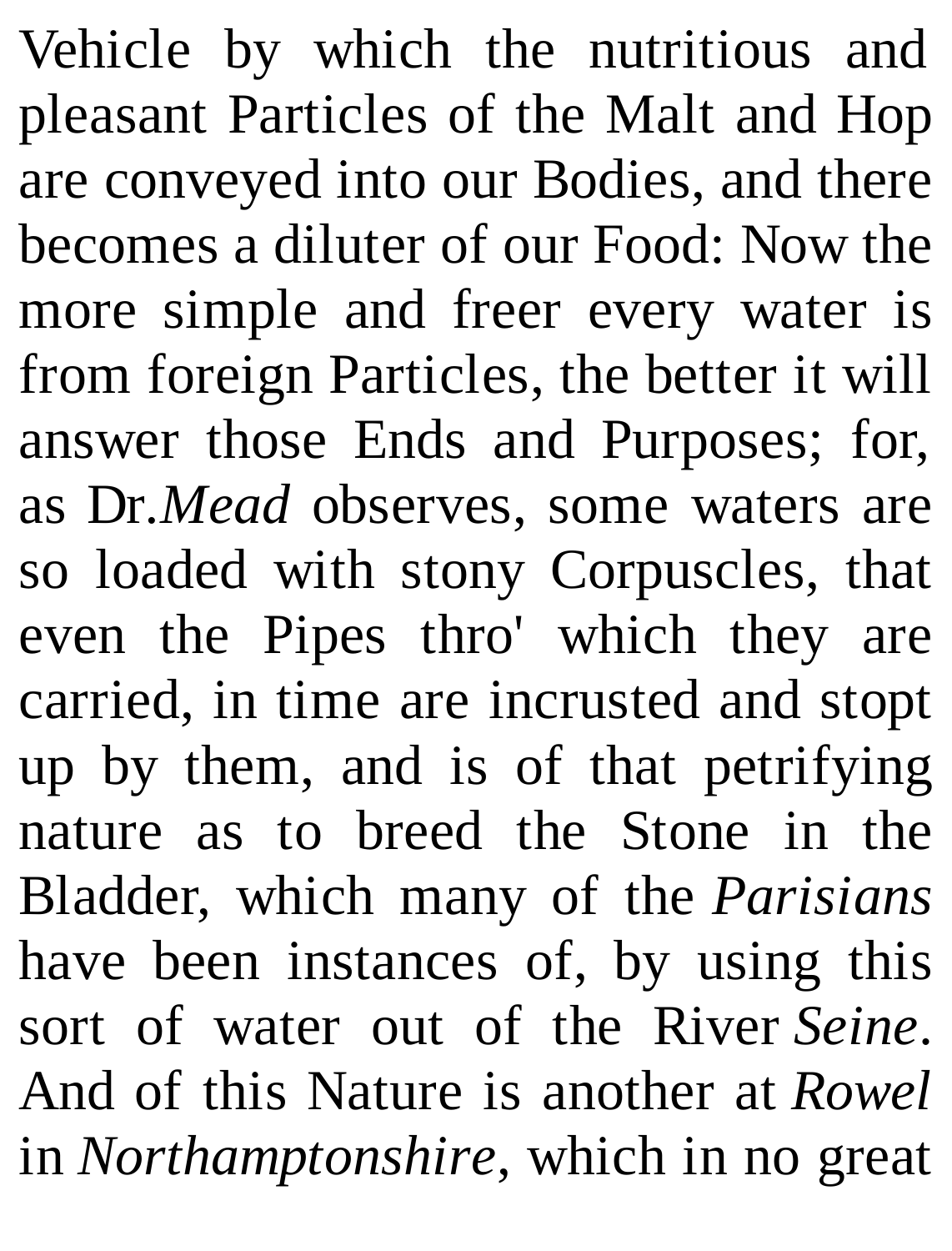Vehicle by which the nutritious and pleasant Particles of the Malt and Hop are conveyed into our Bodies, and there becomes a diluter of our Food: Now the more simple and freer every water is from foreign Particles, the better it will answer those Ends and Purposes; for, as Dr.*Mead* observes, some waters are so loaded with stony Corpuscles, that even the Pipes thro' which they are carried, in time are incrusted and stopt up by them, and is of that petrifying nature as to breed the Stone in the Bladder, which many of the *Parisians* have been instances of, by using this sort of water out of the River *Seine*. And of this Nature is another at *Rowel* in *Northamptonshire*, which in no great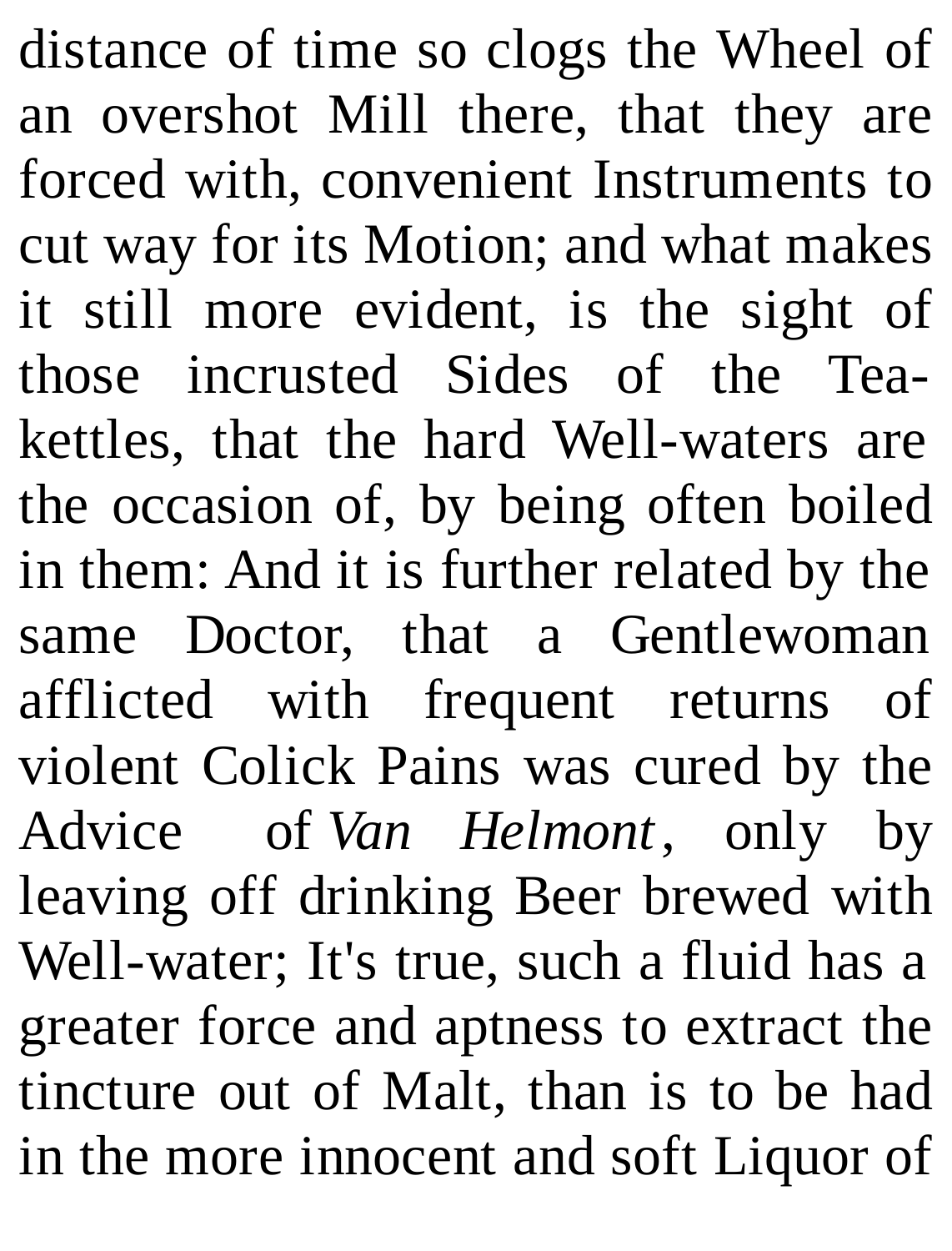distance of time so clogs the Wheel of an overshot Mill there, that they are forced with, convenient Instruments to cut way for its Motion; and what makes it still more evident, is the sight of those incrusted Sides of the Tea-kettles, that the hard Well-waters are the occasion of, by being often boiled in them: And it is further related by the same Doctor, that a Gentlewoman afflicted with frequent returns of violent Colick Pains was cured by the Advice of *Van Helmont*, only by leaving off drinking Beer brewed with Well-water; It's true, such a fluid has a greater force and aptness to extract the tincture out of Malt, than is to be had in the more innocent and soft Liquor of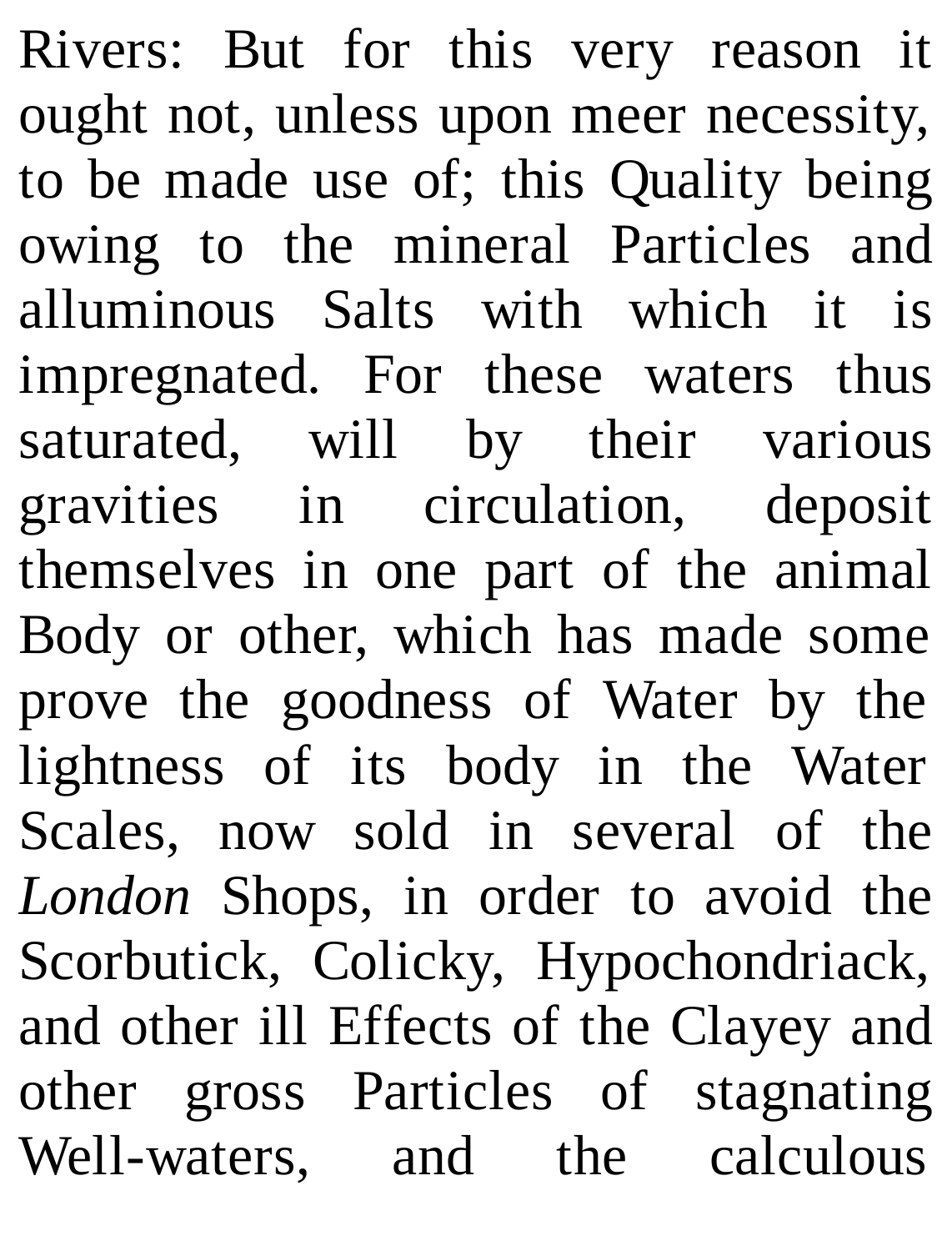Rivers: But for this very reason it ought not, unless upon meer necessity, to be made use of; this Quality being owing to the mineral Particles and alluminous Salts with which it is impregnated. For these waters thus saturated, will by their various gravities in circulation, deposit themselves in one part of the animal Body or other, which has made some prove the goodness of Water by the lightness of its body in the Water Scales, now sold in several of the *London* Shops, in order to avoid the Scorbutick, Colicky, Hypochondriack, and other ill Effects of the Clayey and other gross Particles of stagnating Well-waters, and the calculous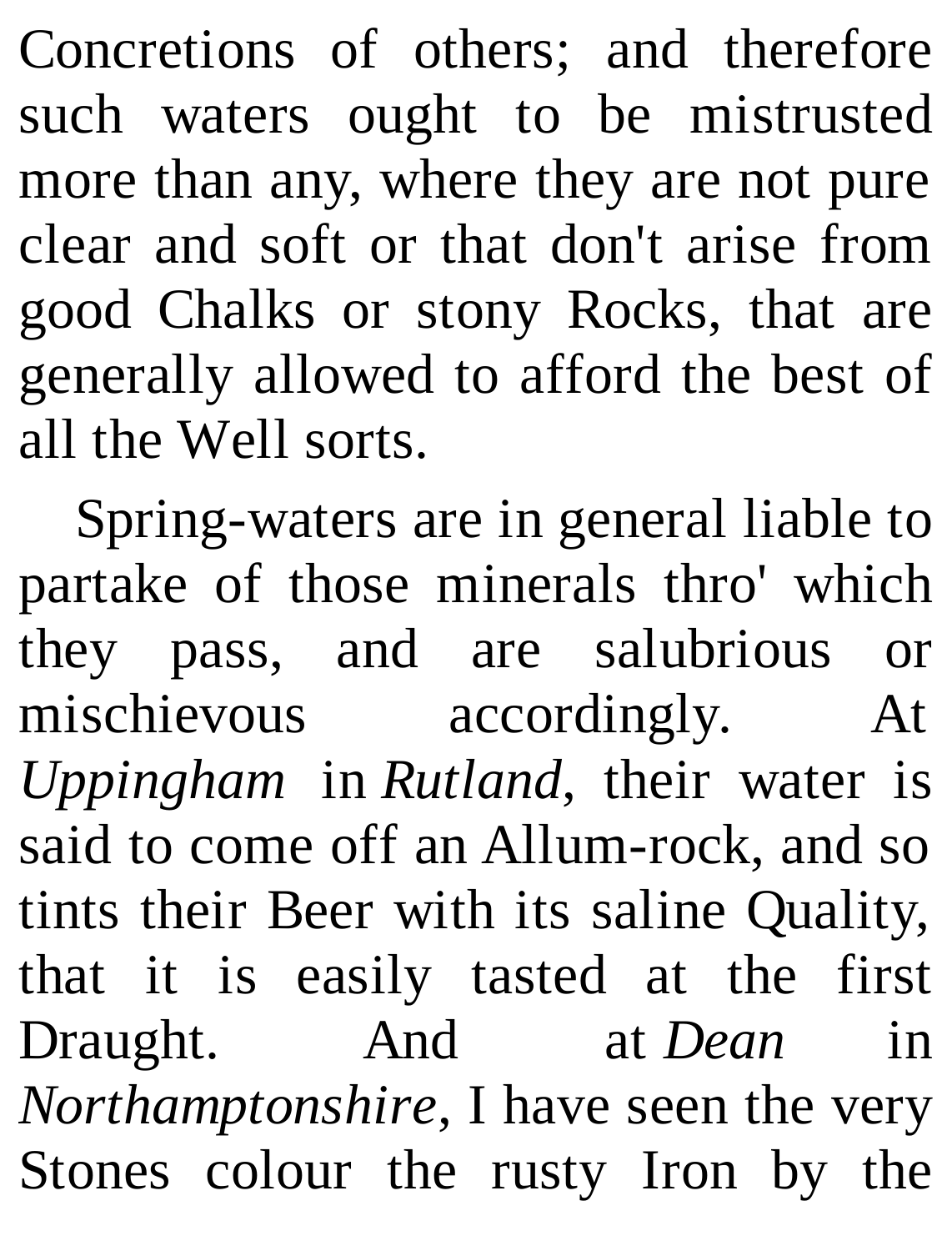Concretions of others; and therefore such waters ought to be mistrusted more than any, where they are not pure clear and soft or that don't arise from good Chalks or stony Rocks, that are generally allowed to afford the best of all the Well sorts.

Spring-waters are in general liable to partake of those minerals thro' which they pass, and are salubrious or mischievous accordingly. At *Uppingham* in *Rutland*, their water is said to come off an Allum-rock, and so tints their Beer with its saline Quality, that it is easily tasted at the first Draught. And at *Dean* in *Northamptonshire*, I have seen the very Stones colour the rusty Iron by the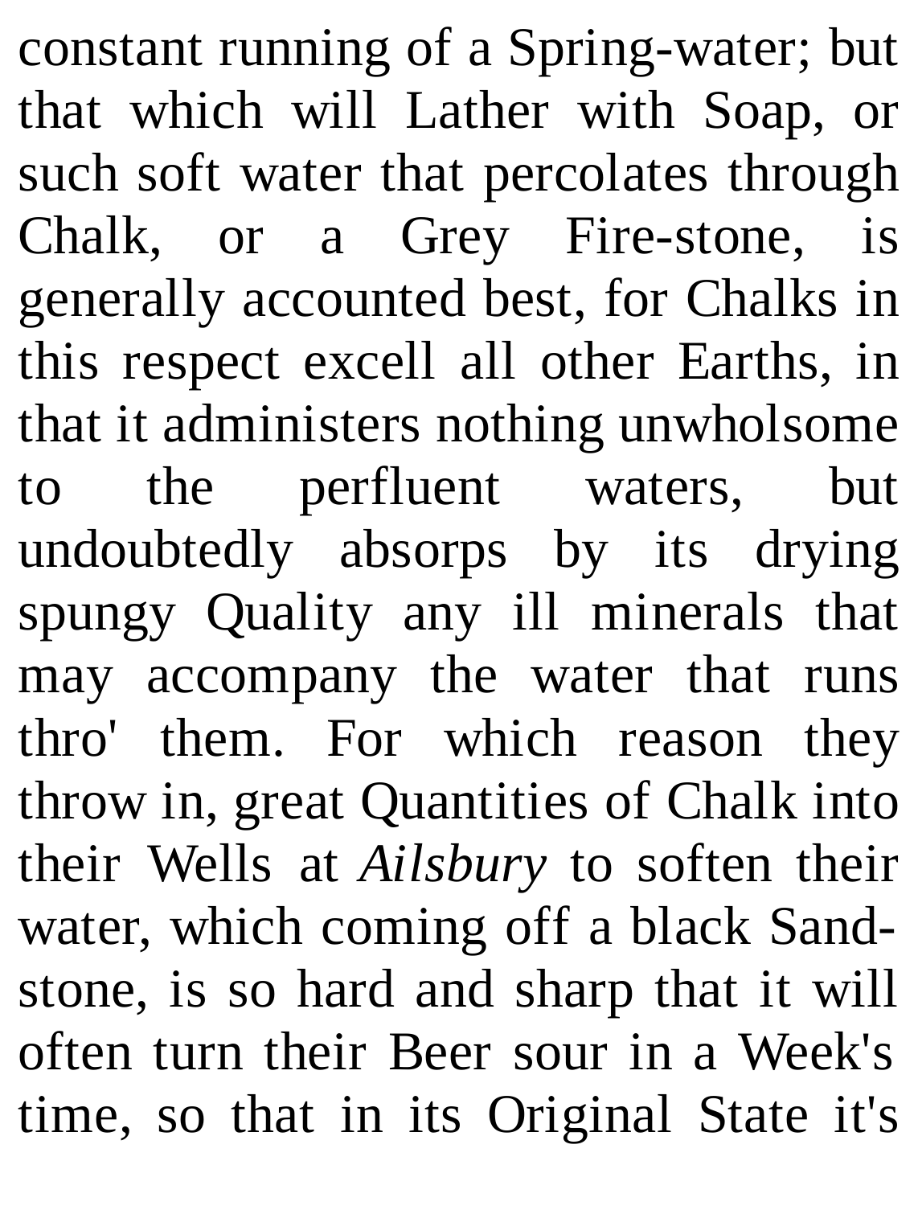constant running of a Spring-water; but that which will Lather with Soap, or such soft water that percolates through Chalk, or a Grey Fire-stone, is generally accounted best, for Chalks in this respect excell all other Earths, in that it administers nothing unwholsome to the perfluent waters, but undoubtedly absorps by its drying spungy Quality any ill minerals that may accompany the water that runs thro' them. For which reason they throw in, great Quantities of Chalk into their Wells at *Ailsbury* to soften their water, which coming off a black Sand-stone, is so hard and sharp that it will often turn their Beer sour in a Week's time, so that in its Original State it's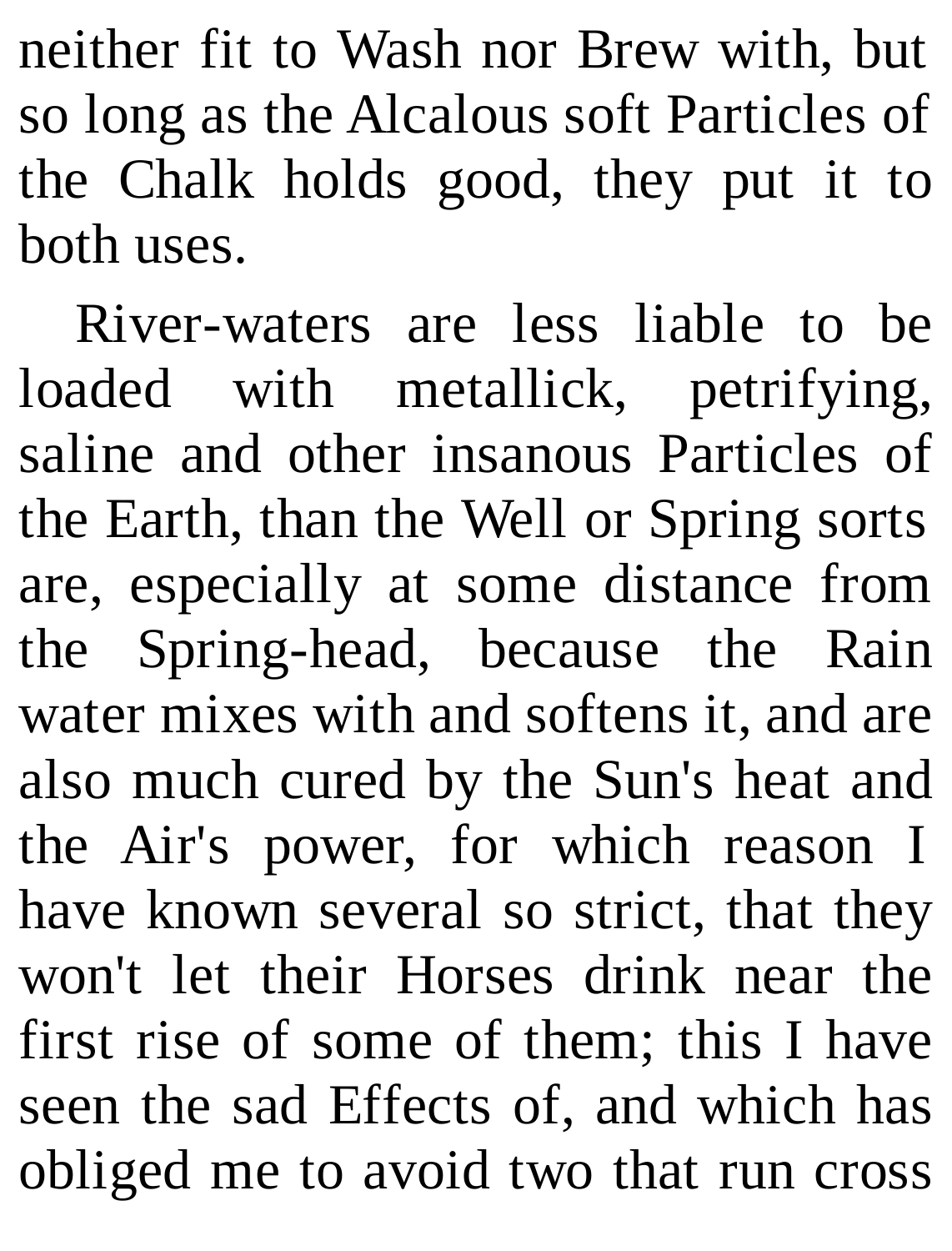neither fit to Wash nor Brew with, but so long as the Alcalous soft Particles of the Chalk holds good, they put it to both uses.

River-waters are less liable to be loaded with metallick, petrifying, saline and other insanous Particles of the Earth, than the Well or Spring sorts are, especially at some distance from the Spring-head, because the Rain water mixes with and softens it, and are also much cured by the Sun's heat and the Air's power, for which reason I have known several so strict, that they won't let their Horses drink near the first rise of some of them; this I have seen the sad Effects of, and which has obliged me to avoid two that run cross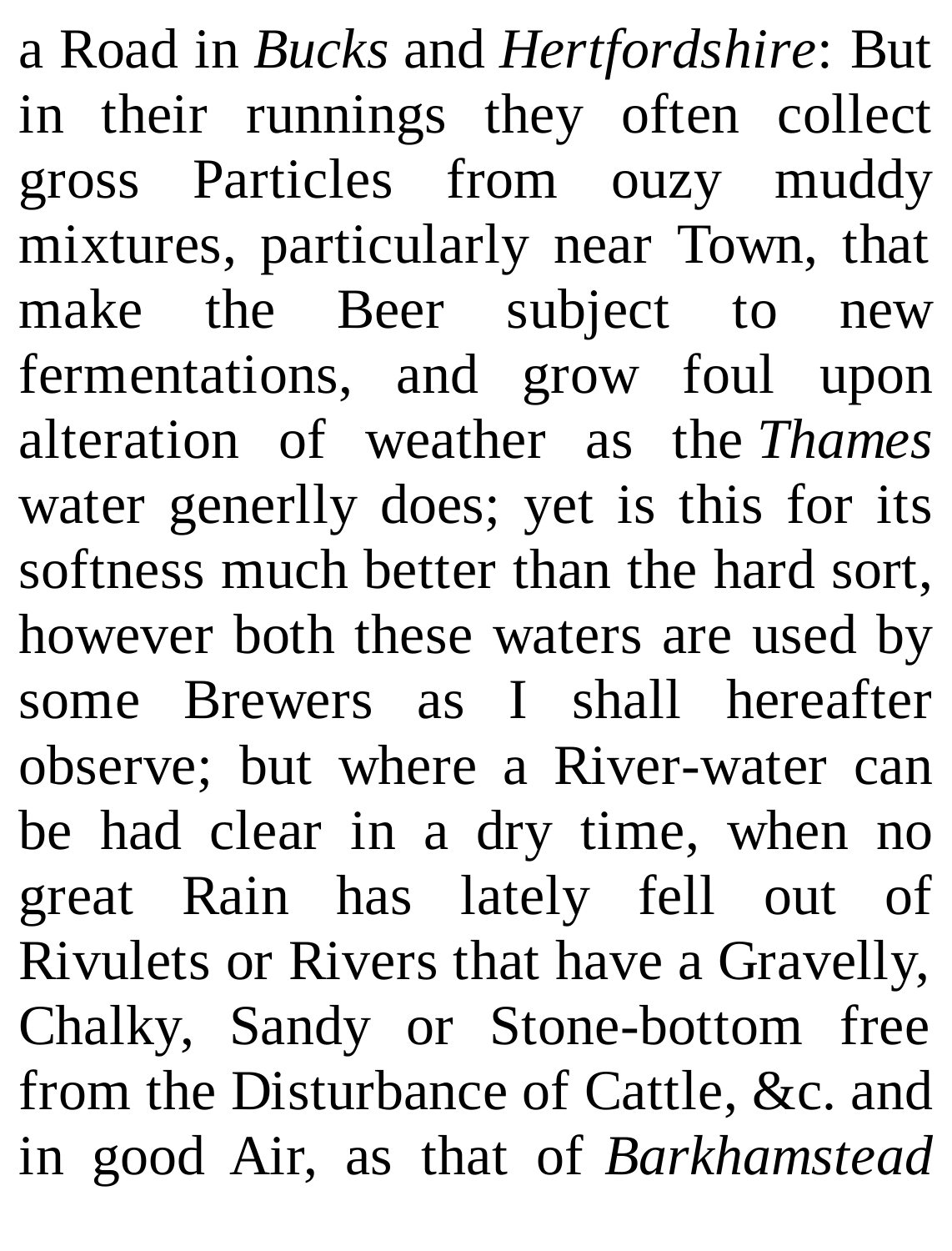a Road in *Bucks* and *Hertfordshire*: But in their runnings they often collect gross Particles from ouzy muddy mixtures, particularly near Town, that make the Beer subject to new fermentations, and grow foul upon alteration of weather as the *Thames* water generlly does; yet is this for its softness much better than the hard sort, however both these waters are used by some Brewers as I shall hereafter observe; but where a River-water can be had clear in a dry time, when no great Rain has lately fell out of Rivulets or Rivers that have a Gravelly, Chalky, Sandy or Stone-bottom free from the Disturbance of Cattle, &c. and in good Air, as that of *Barkhamstead*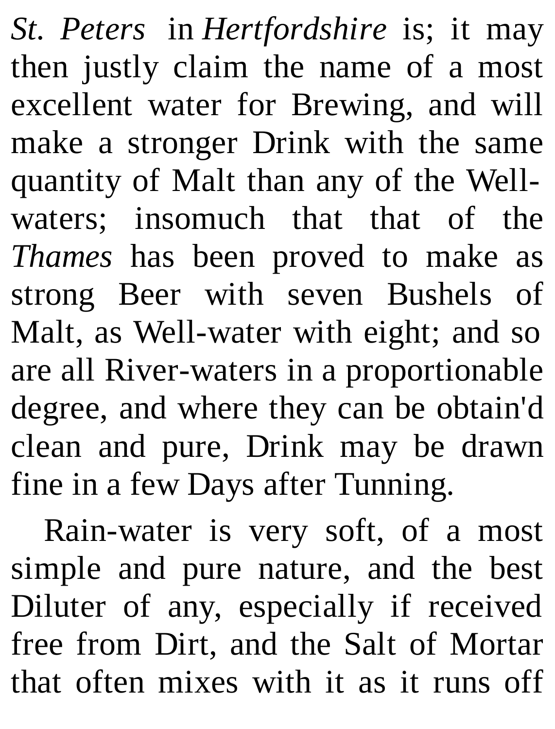*St. Peters* in *Hertfordshire* is; it may then justly claim the name of a most excellent water for Brewing, and will make a stronger Drink with the same quantity of Malt than any of the Well-waters; insomuch that that of the *Thames* has been proved to make as strong Beer with seven Bushels of Malt, as Well-water with eight; and so are all River-waters in a proportionable degree, and where they can be obtain'd clean and pure, Drink may be drawn fine in a few Days after Tunning.

Rain-water is very soft, of a most simple and pure nature, and the best Diluter of any, especially if received free from Dirt, and the Salt of Mortar that often mixes with it as it runs off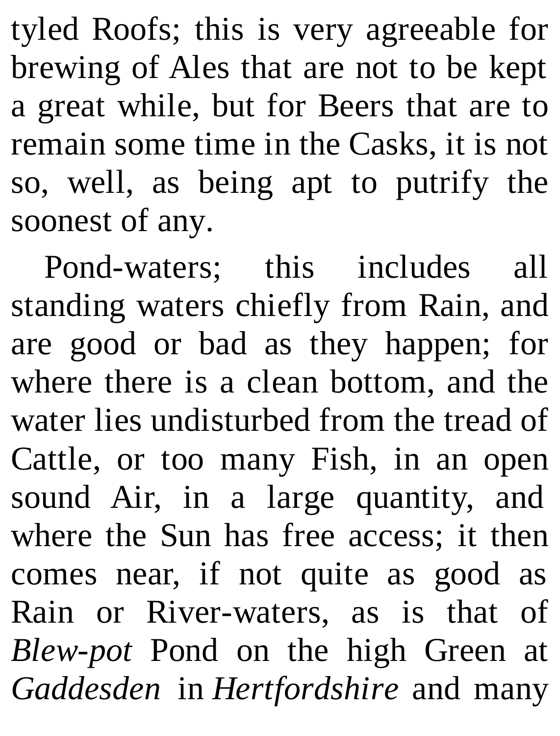tyled Roofs; this is very agreeable for brewing of Ales that are not to be kept a great while, but for Beers that are to remain some time in the Casks, it is not so, well, as being apt to putrify the soonest of any.

Pond-waters; this includes all standing waters chiefly from Rain, and are good or bad as they happen; for where there is a clean bottom, and the water lies undisturbed from the tread of Cattle, or too many Fish, in an open sound Air, in a large quantity, and where the Sun has free access; it then comes near, if not quite as good as Rain or River-waters, as is that of *Blew-pot* Pond on the high Green at *Gaddesden* in *Hertfordshire* and many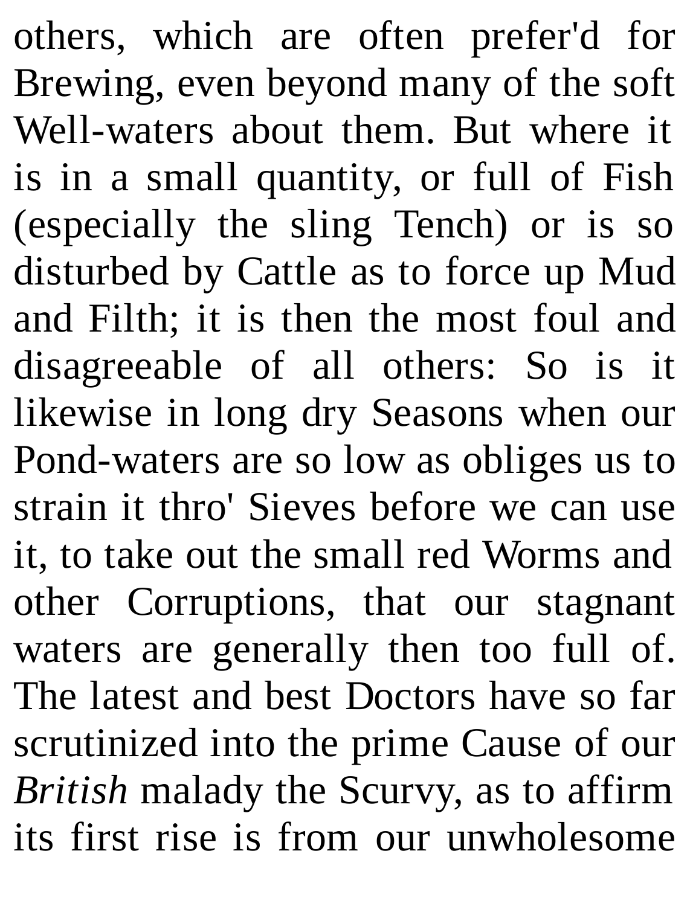others, which are often prefer'd for Brewing, even beyond many of the soft Well-waters about them. But where it is in a small quantity, or full of Fish (especially the sling Tench) or is so disturbed by Cattle as to force up Mud and Filth; it is then the most foul and disagreeable of all others: So is it likewise in long dry Seasons when our Pond-waters are so low as obliges us to strain it thro' Sieves before we can use it, to take out the small red Worms and other Corruptions, that our stagnant waters are generally then too full of. The latest and best Doctors have so far scrutinized into the prime Cause of our *British* malady the Scurvy, as to affirm its first rise is from our unwholesome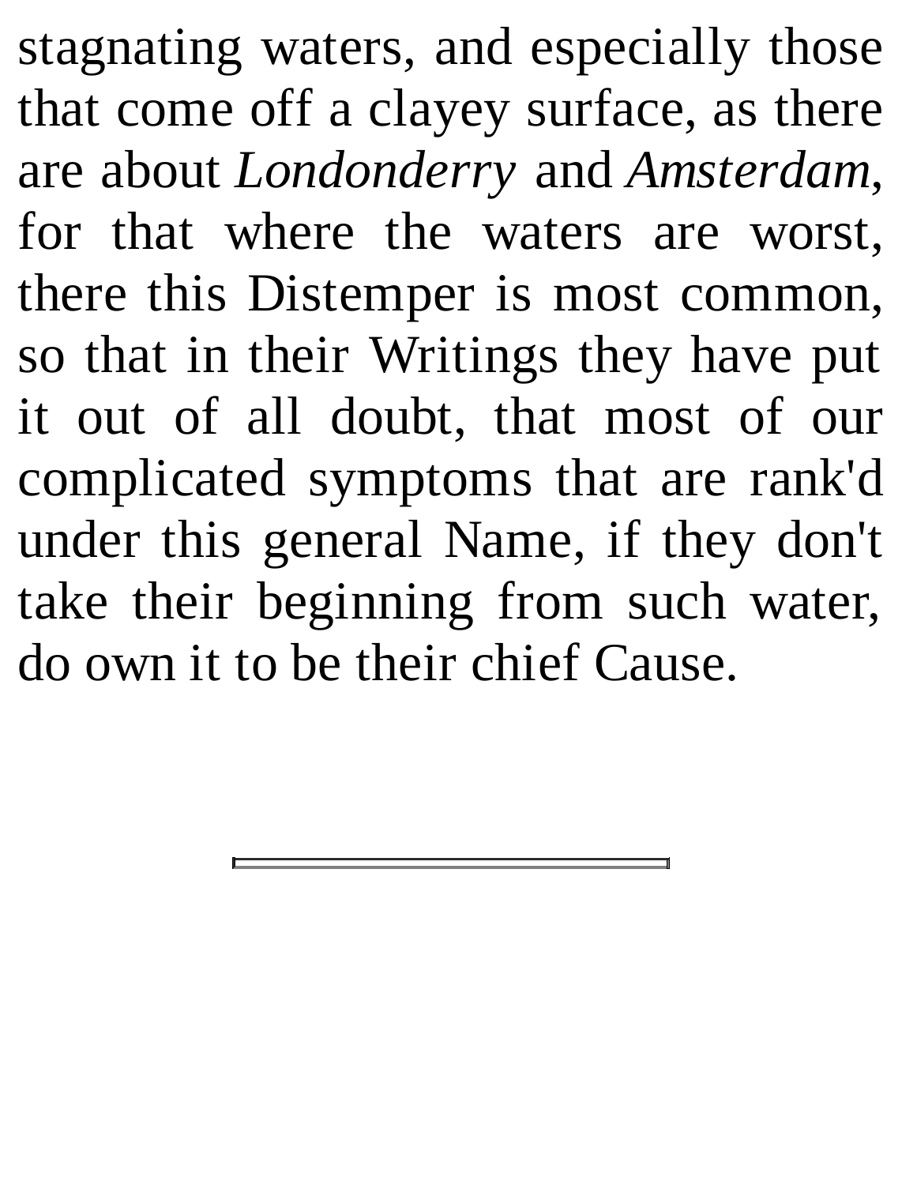stagnating waters, and especially those that come off a clayey surface, as there are about *Londonderry* and *Amsterdam*, for that where the waters are worst, there this Distemper is most common, so that in their Writings they have put it out of all doubt, that most of our complicated symptoms that are rank'd under this general Name, if they don't take their beginning from such water, do own it to be their chief Cause.

---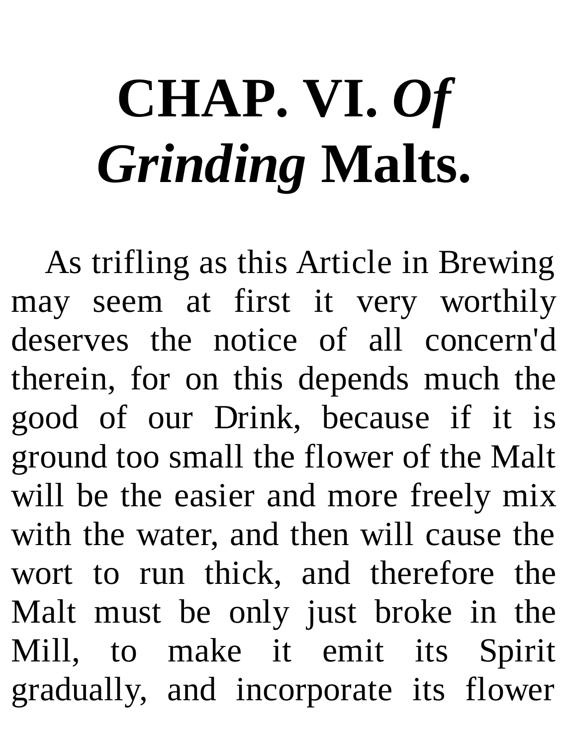# CHAP. VI. *Of Grinding* Malts.

As trifling as this Article in Brewing may seem at first it very worthily deserves the notice of all concern'd therein, for on this depends much the good of our Drink, because if it is ground too small the flower of the Malt will be the easier and more freely mix with the water, and then will cause the wort to run thick, and therefore the Malt must be only just broke in the Mill, to make it emit its Spirit gradually, and incorporate its flower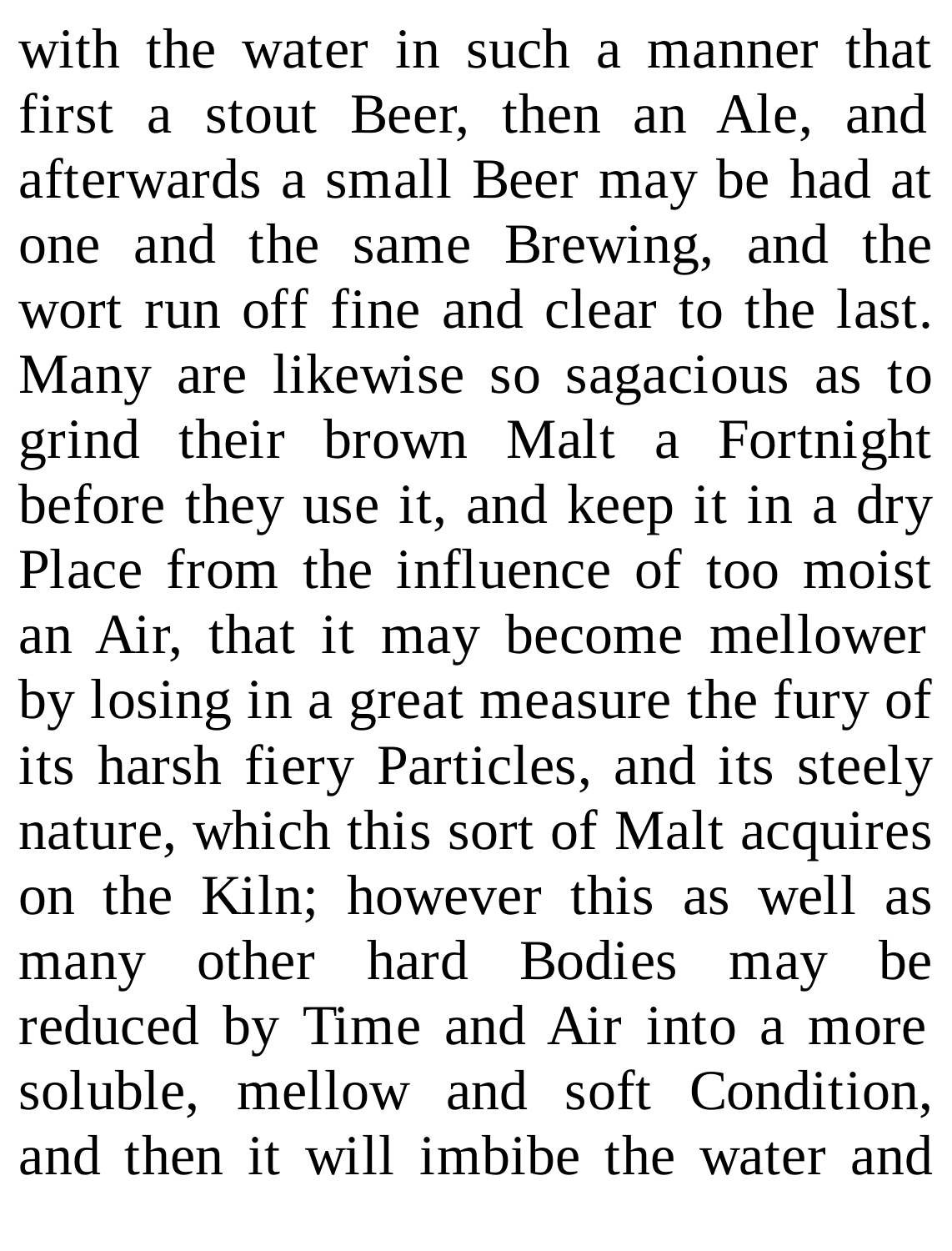with the water in such a manner that first a stout Beer, then an Ale, and afterwards a small Beer may be had at one and the same Brewing, and the wort run off fine and clear to the last. Many are likewise so sagacious as to grind their brown Malt a Fortnight before they use it, and keep it in a dry Place from the influence of too moist an Air, that it may become mellower by losing in a great measure the fury of its harsh fiery Particles, and its steely nature, which this sort of Malt acquires on the Kiln; however this as well as many other hard Bodies may be reduced by Time and Air into a more soluble, mellow and soft Condition, and then it will imbibe the water and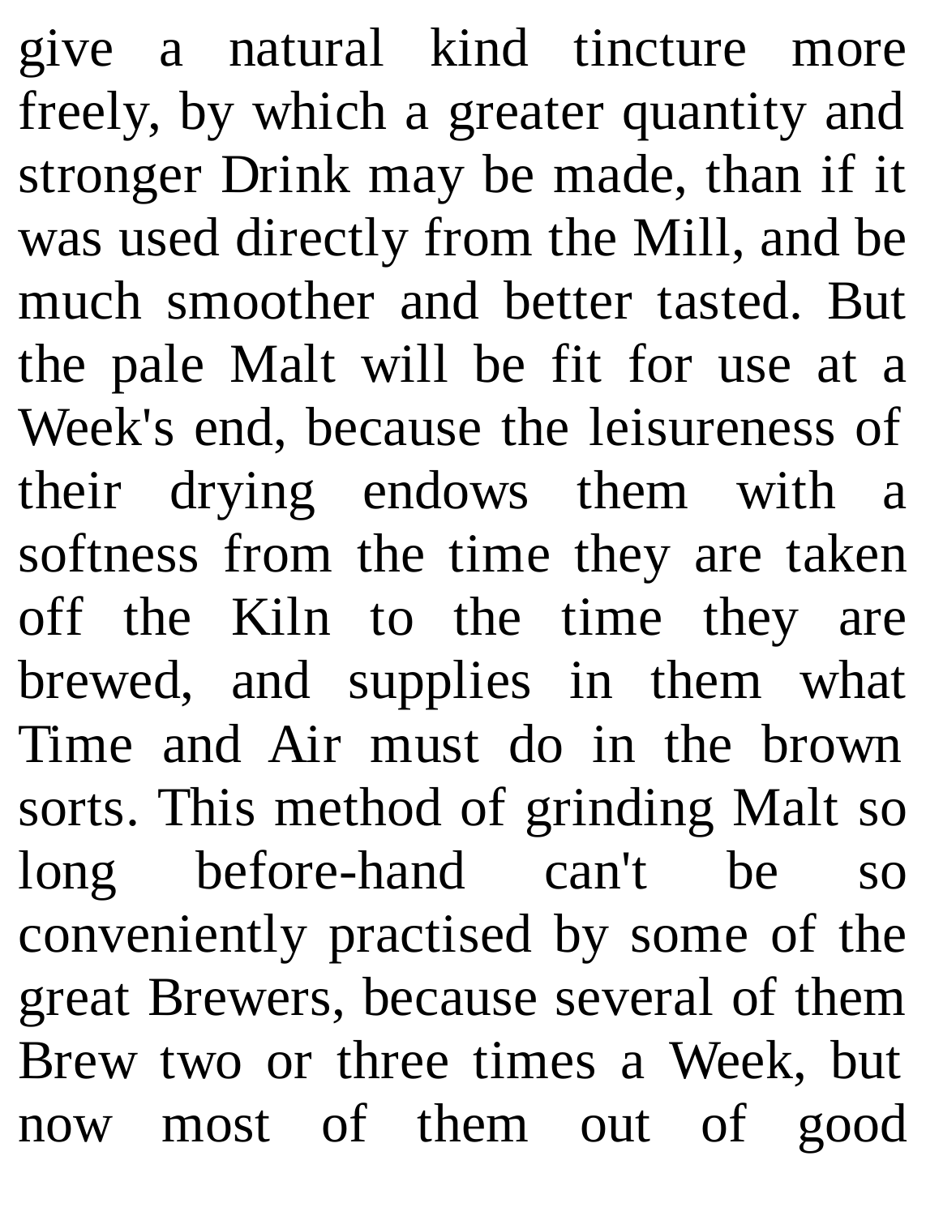give a natural kind tincture more freely, by which a greater quantity and stronger Drink may be made, than if it was used directly from the Mill, and be much smoother and better tasted. But the pale Malt will be fit for use at a Week's end, because the leisureness of their drying endows them with a softness from the time they are taken off the Kiln to the time they are brewed, and supplies in them what Time and Air must do in the brown sorts. This method of grinding Malt so long before-hand can't be so conveniently practised by some of the great Brewers, because several of them Brew two or three times a Week, but now most of them out of good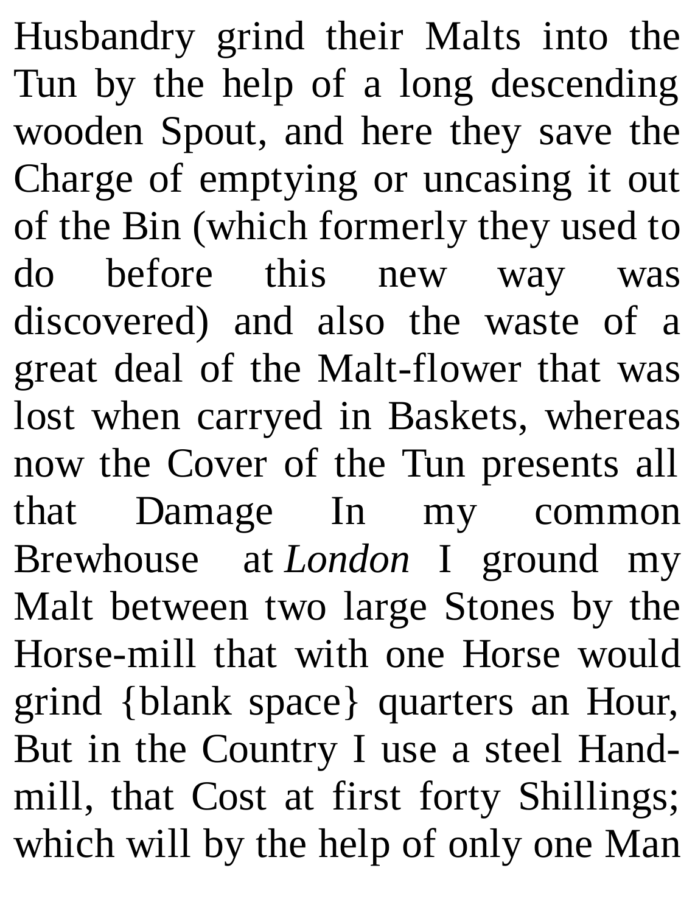Husbandry grind their Malts into the Tun by the help of a long descending wooden Spout, and here they save the Charge of emptying or uncasing it out of the Bin (which formerly they used to do before this new way was discovered) and also the waste of a great deal of the Malt-flower that was lost when carryed in Baskets, whereas now the Cover of the Tun presents all that Damage In my common Brewhouse at *London* I ground my Malt between two large Stones by the Horse-mill that with one Horse would grind {blank space} quarters an Hour, But in the Country I use a steel Hand-mill, that Cost at first forty Shillings; which will by the help of only one Man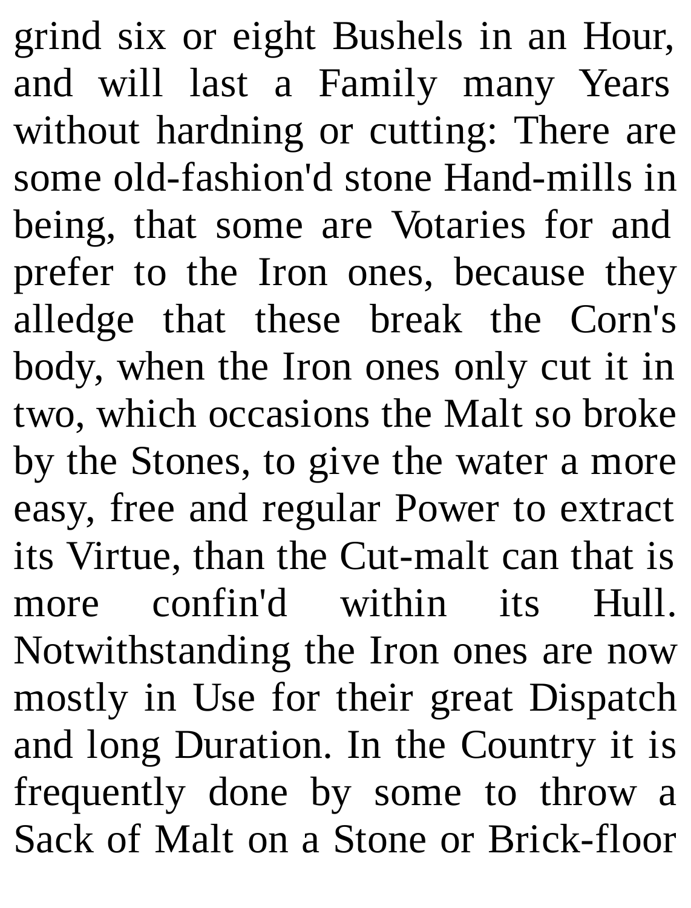grind six or eight Bushels in an Hour, and will last a Family many Years without hardning or cutting: There are some old-fashion'd stone Hand-mills in being, that some are Votaries for and prefer to the Iron ones, because they alledge that these break the Corn's body, when the Iron ones only cut it in two, which occasions the Malt so broke by the Stones, to give the water a more easy, free and regular Power to extract its Virtue, than the Cut-malt can that is more confin'd within its Hull. Notwithstanding the Iron ones are now mostly in Use for their great Dispatch and long Duration. In the Country it is frequently done by some to throw a Sack of Malt on a Stone or Brick-floor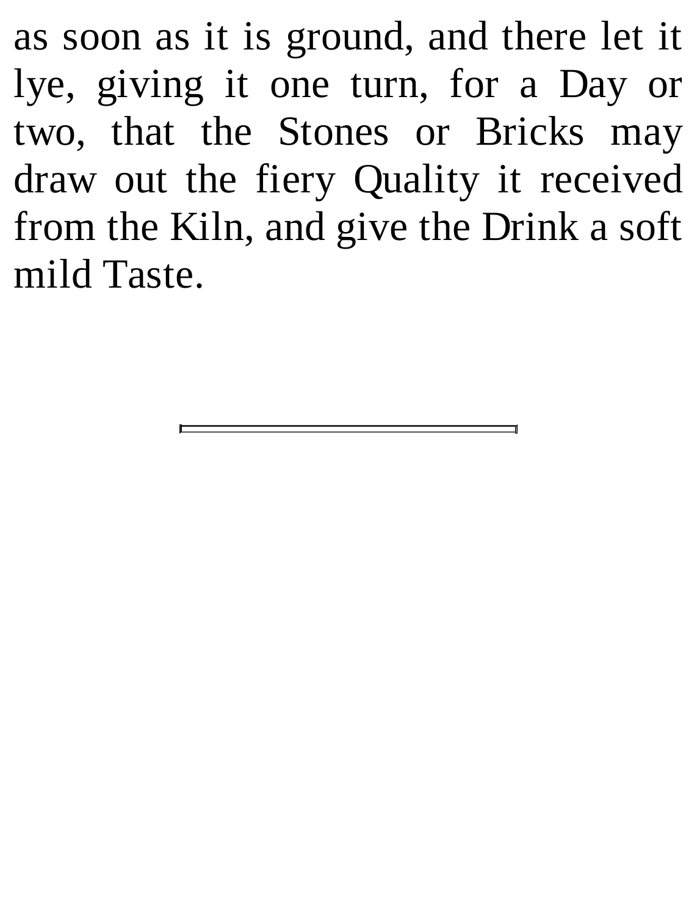as soon as it is ground, and there let it lye, giving it one turn, for a Day or two, that the Stones or Bricks may draw out the fiery Quality it received from the Kiln, and give the Drink a soft mild Taste.

---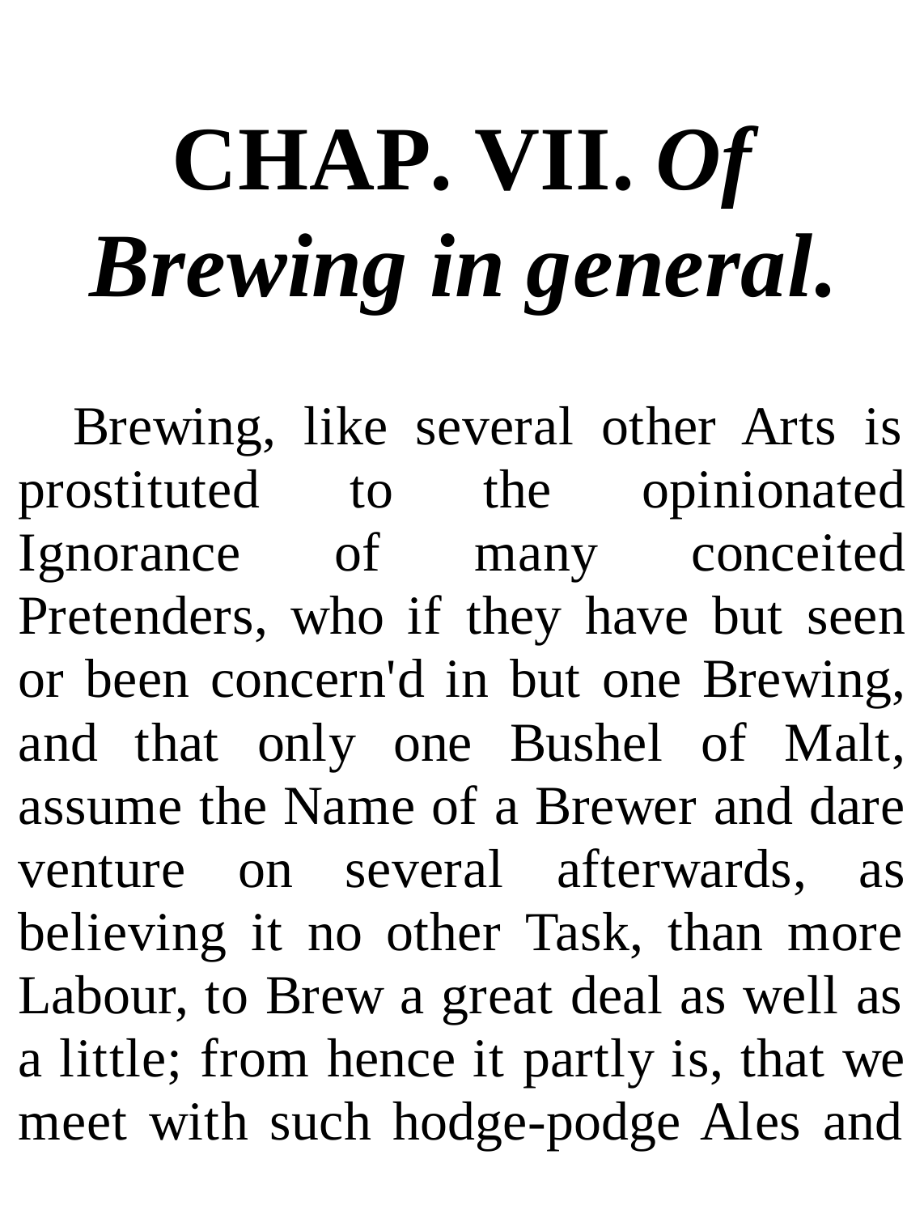# CHAP. VII. *Of Brewing in general.*

Brewing, like several other Arts is prostituted to the opinionated Ignorance of many conceited Pretenders, who if they have but seen or been concern'd in but one Brewing, and that only one Bushel of Malt, assume the Name of a Brewer and dare venture on several afterwards, as believing it no other Task, than more Labour, to Brew a great deal as well as a little; from hence it partly is, that we meet with such hodge-podge Ales and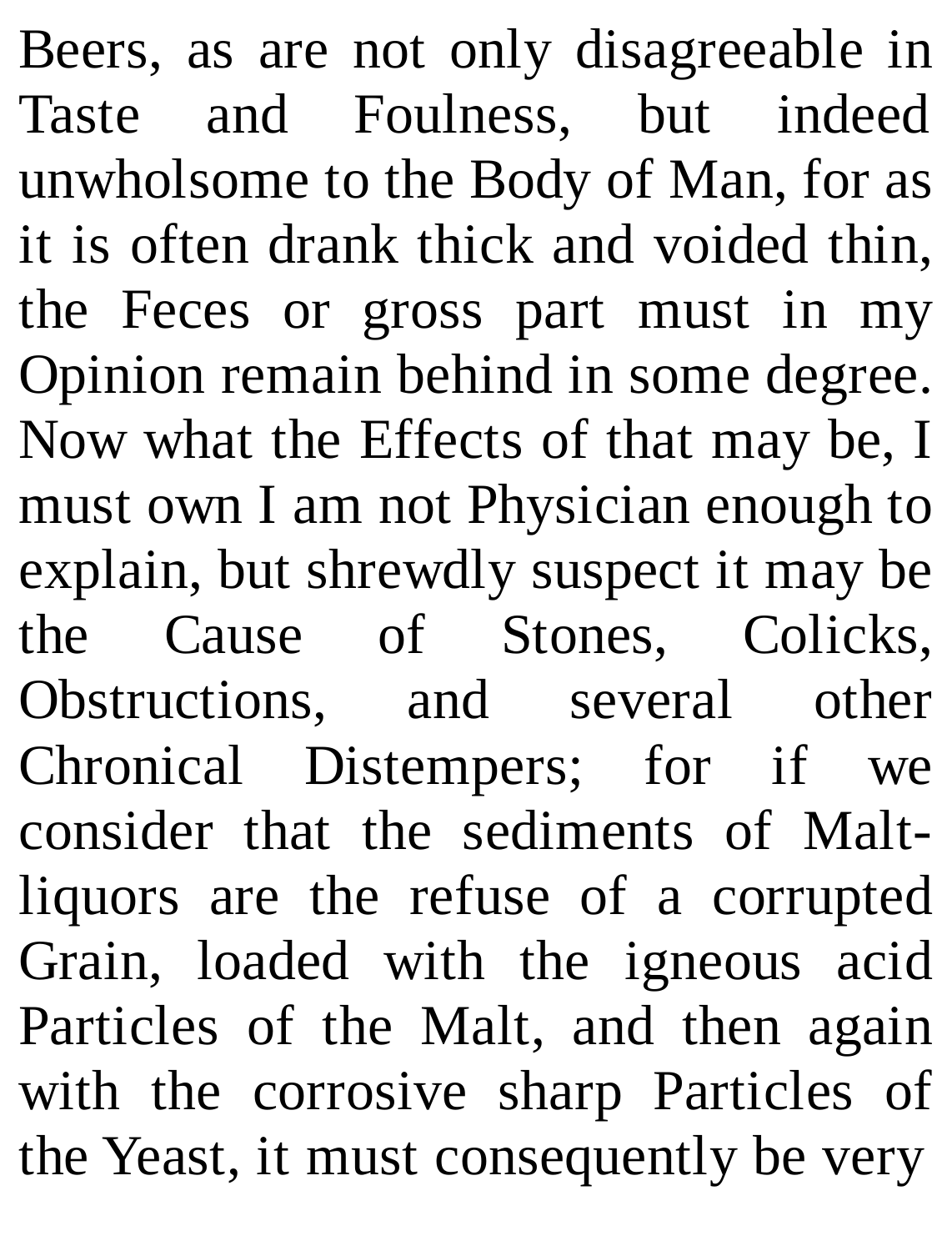Beers, as are not only disagreeable in Taste and Foulness, but indeed unwholsome to the Body of Man, for as it is often drank thick and voided thin, the Feces or gross part must in my Opinion remain behind in some degree. Now what the Effects of that may be, I must own I am not Physician enough to explain, but shrewdly suspect it may be the Cause of Stones, Colicks, Obstructions, and several other Chronical Distempers; for if we consider that the sediments of Malt-liquors are the refuse of a corrupted Grain, loaded with the igneous acid Particles of the Malt, and then again with the corrosive sharp Particles of the Yeast, it must consequently be very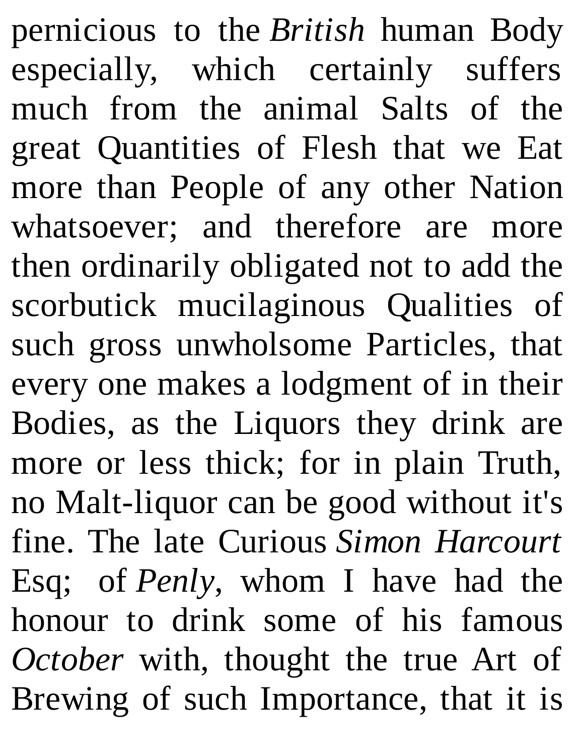pernicious to the *British* human Body especially, which certainly suffers much from the animal Salts of the great Quantities of Flesh that we Eat more than People of any other Nation whatsoever; and therefore are more then ordinarily obligated not to add the scorbutick mucilaginous Qualities of such gross unwholsome Particles, that every one makes a lodgment of in their Bodies, as the Liquors they drink are more or less thick; for in plain Truth, no Malt-liquor can be good without it's fine. The late Curious *Simon Harcourt* Esq; of *Penly*, whom I have had the honour to drink some of his famous *October* with, thought the true Art of Brewing of such Importance, that it is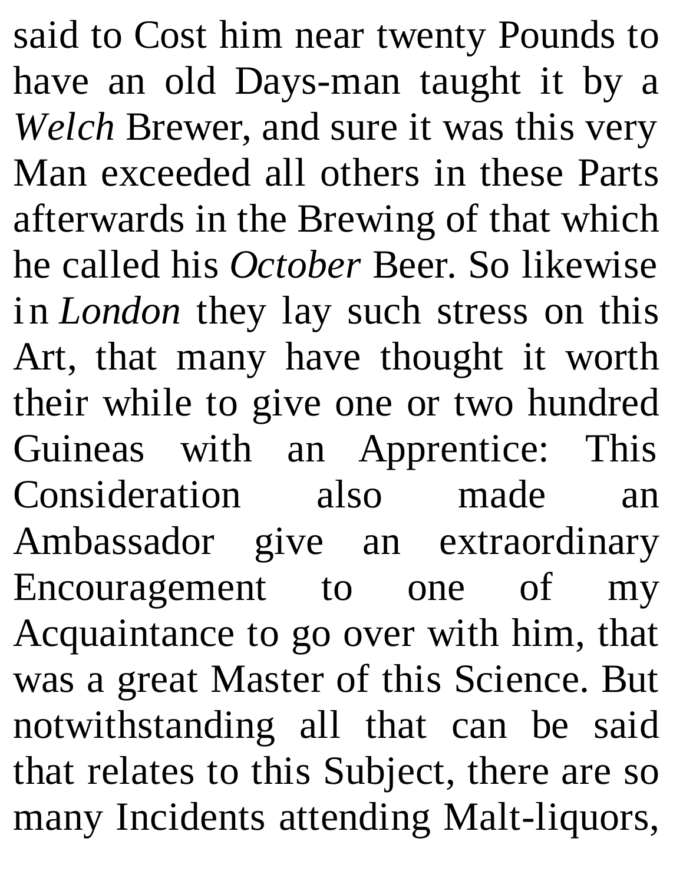said to Cost him near twenty Pounds to have an old Days-man taught it by a *Welch* Brewer, and sure it was this very Man exceeded all others in these Parts afterwards in the Brewing of that which he called his *October* Beer. So likewise in *London* they lay such stress on this Art, that many have thought it worth their while to give one or two hundred Guineas with an Apprentice: This Consideration also made an Ambassador give an extraordinary Encouragement to one of my Acquaintance to go over with him, that was a great Master of this Science. But notwithstanding all that can be said that relates to this Subject, there are so many Incidents attending Malt-liquors,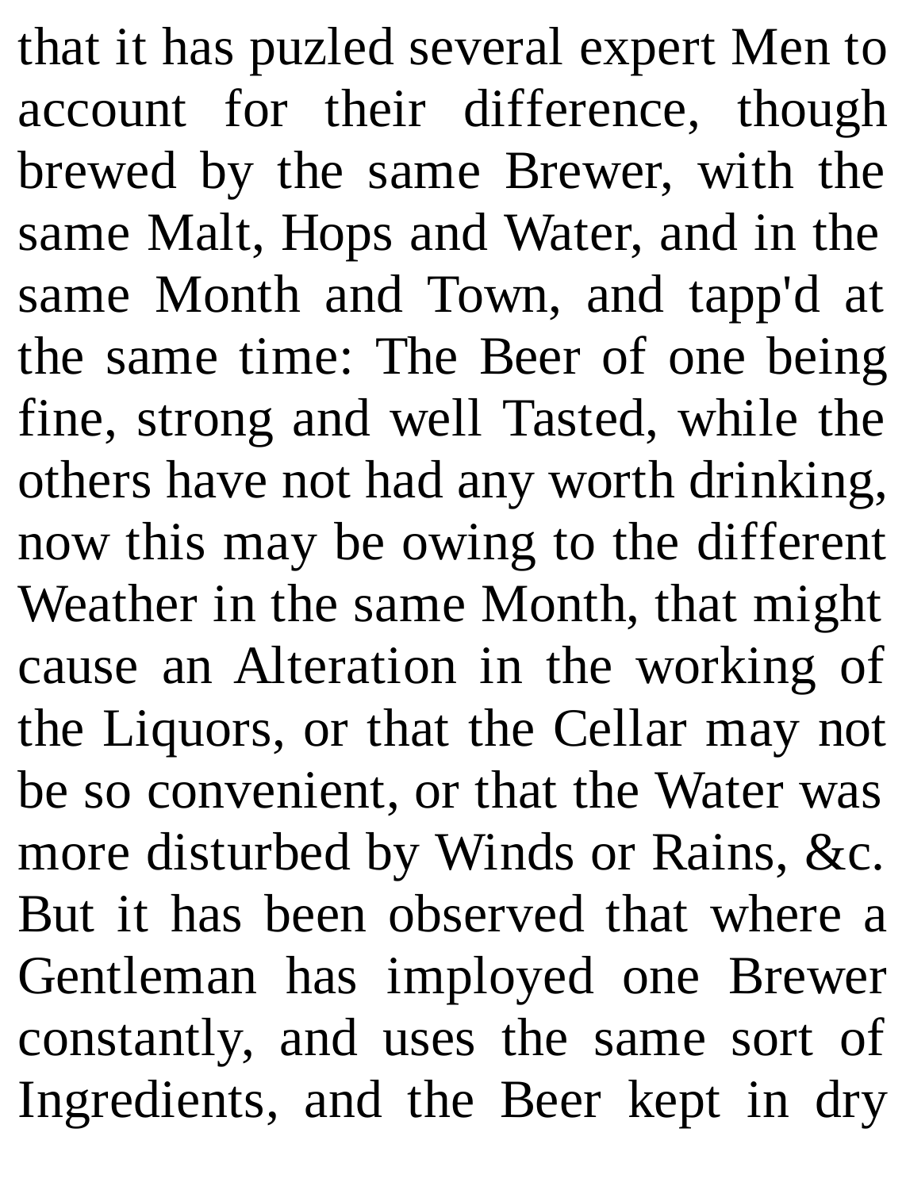that it has puzled several expert Men to account for their difference, though brewed by the same Brewer, with the same Malt, Hops and Water, and in the same Month and Town, and tapp'd at the same time: The Beer of one being fine, strong and well Tasted, while the others have not had any worth drinking, now this may be owing to the different Weather in the same Month, that might cause an Alteration in the working of the Liquors, or that the Cellar may not be so convenient, or that the Water was more disturbed by Winds or Rains, &c. But it has been observed that where a Gentleman has imployed one Brewer constantly, and uses the same sort of Ingredients, and the Beer kept in dry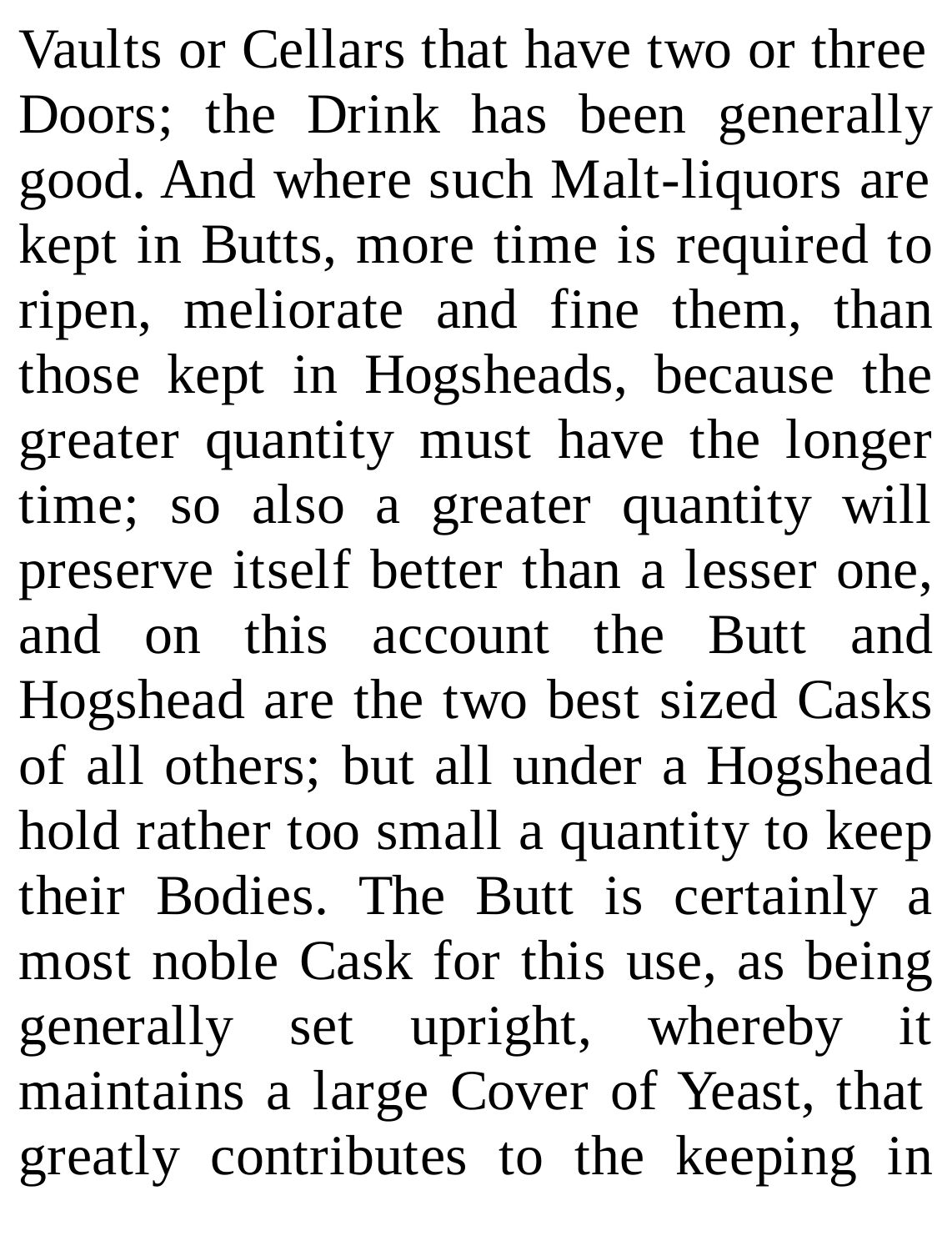Vaults or Cellars that have two or three Doors; the Drink has been generally good. And where such Malt-liquors are kept in Butts, more time is required to ripen, meliorate and fine them, than those kept in Hogsheads, because the greater quantity must have the longer time; so also a greater quantity will preserve itself better than a lesser one, and on this account the Butt and Hogshead are the two best sized Casks of all others; but all under a Hogshead hold rather too small a quantity to keep their Bodies. The Butt is certainly a most noble Cask for this use, as being generally set upright, whereby it maintains a large Cover of Yeast, that greatly contributes to the keeping in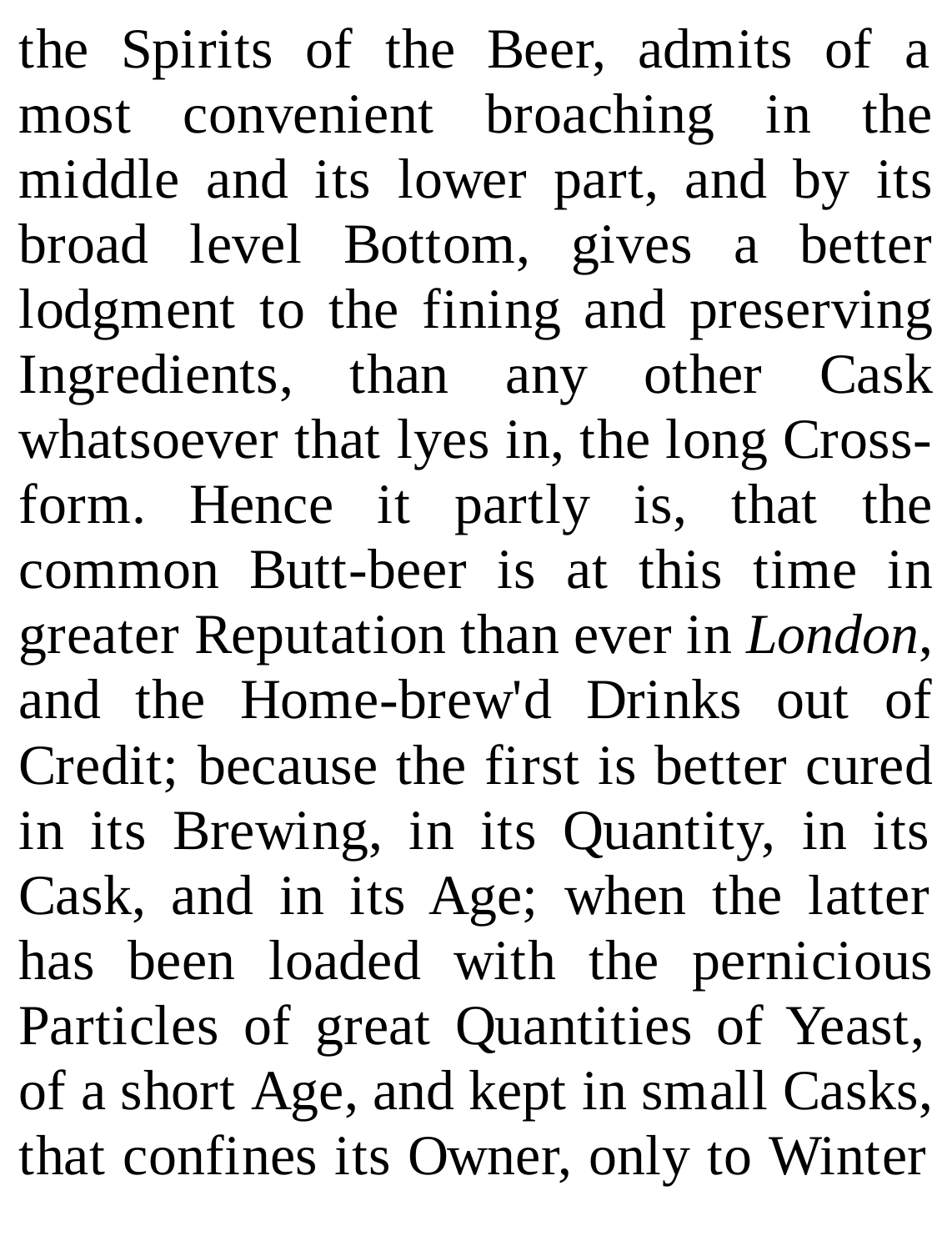the Spirits of the Beer, admits of a most convenient broaching in the middle and its lower part, and by its broad level Bottom, gives a better lodgment to the fining and preserving Ingredients, than any other Cask whatsoever that lyes in, the long Cross-form. Hence it partly is, that the common Butt-beer is at this time in greater Reputation than ever in *London*, and the Home-brew'd Drinks out of Credit; because the first is better cured in its Brewing, in its Quantity, in its Cask, and in its Age; when the latter has been loaded with the pernicious Particles of great Quantities of Yeast, of a short Age, and kept in small Casks, that confines its Owner, only to Winter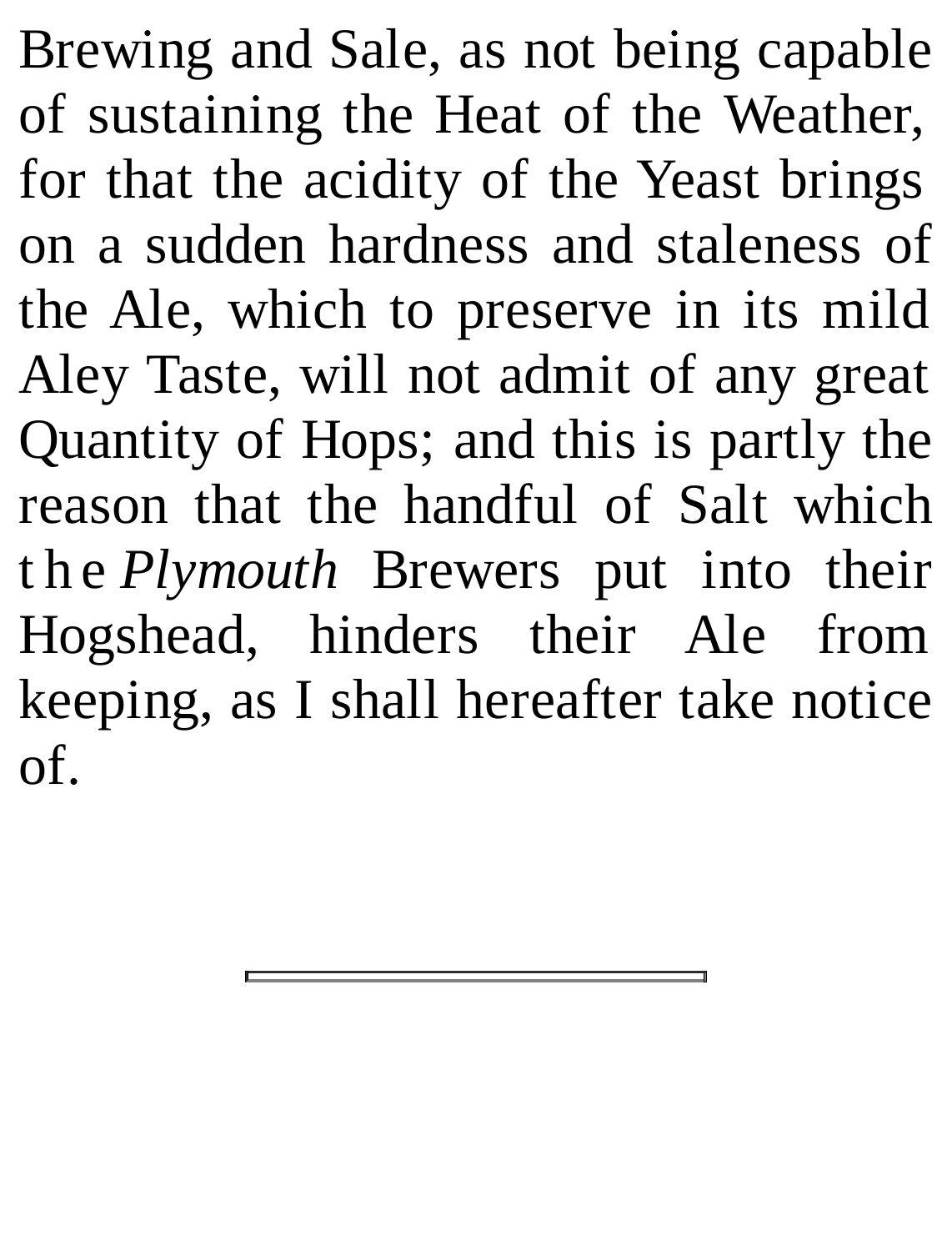Brewing and Sale, as not being capable of sustaining the Heat of the Weather, for that the acidity of the Yeast brings on a sudden hardness and staleness of the Ale, which to preserve in its mild Aley Taste, will not admit of any great Quantity of Hops; and this is partly the reason that the handful of Salt which the *Plymouth* Brewers put into their Hogshead, hinders their Ale from keeping, as I shall hereafter take notice of.

---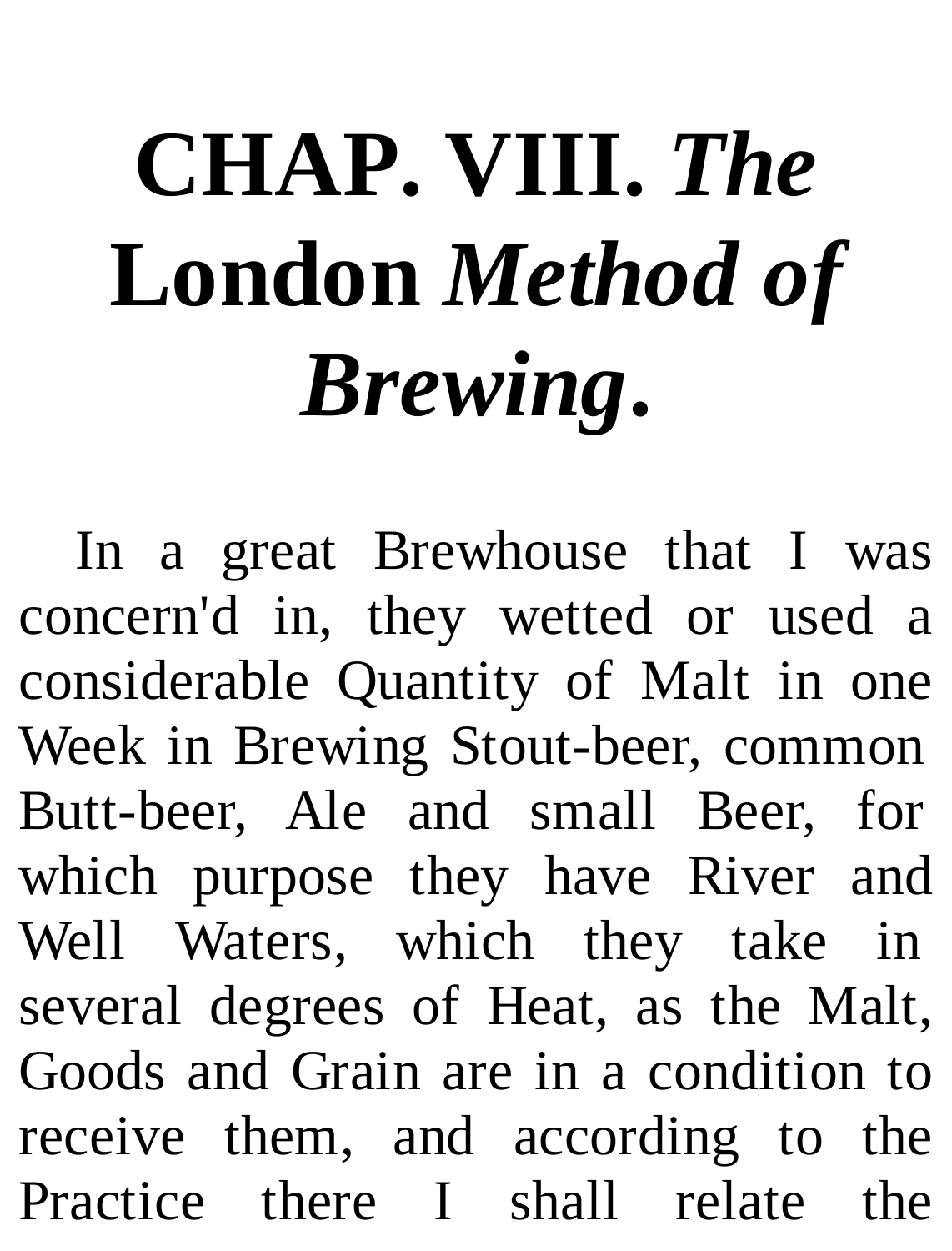# CHAP. VIII. *The* London *Method of Brewing*.

In a great Brewhouse that I was concern'd in, they wetted or used a considerable Quantity of Malt in one Week in Brewing Stout-beer, common Butt-beer, Ale and small Beer, for which purpose they have River and Well Waters, which they take in several degrees of Heat, as the Malt, Goods and Grain are in a condition to receive them, and according to the Practice there I shall relate the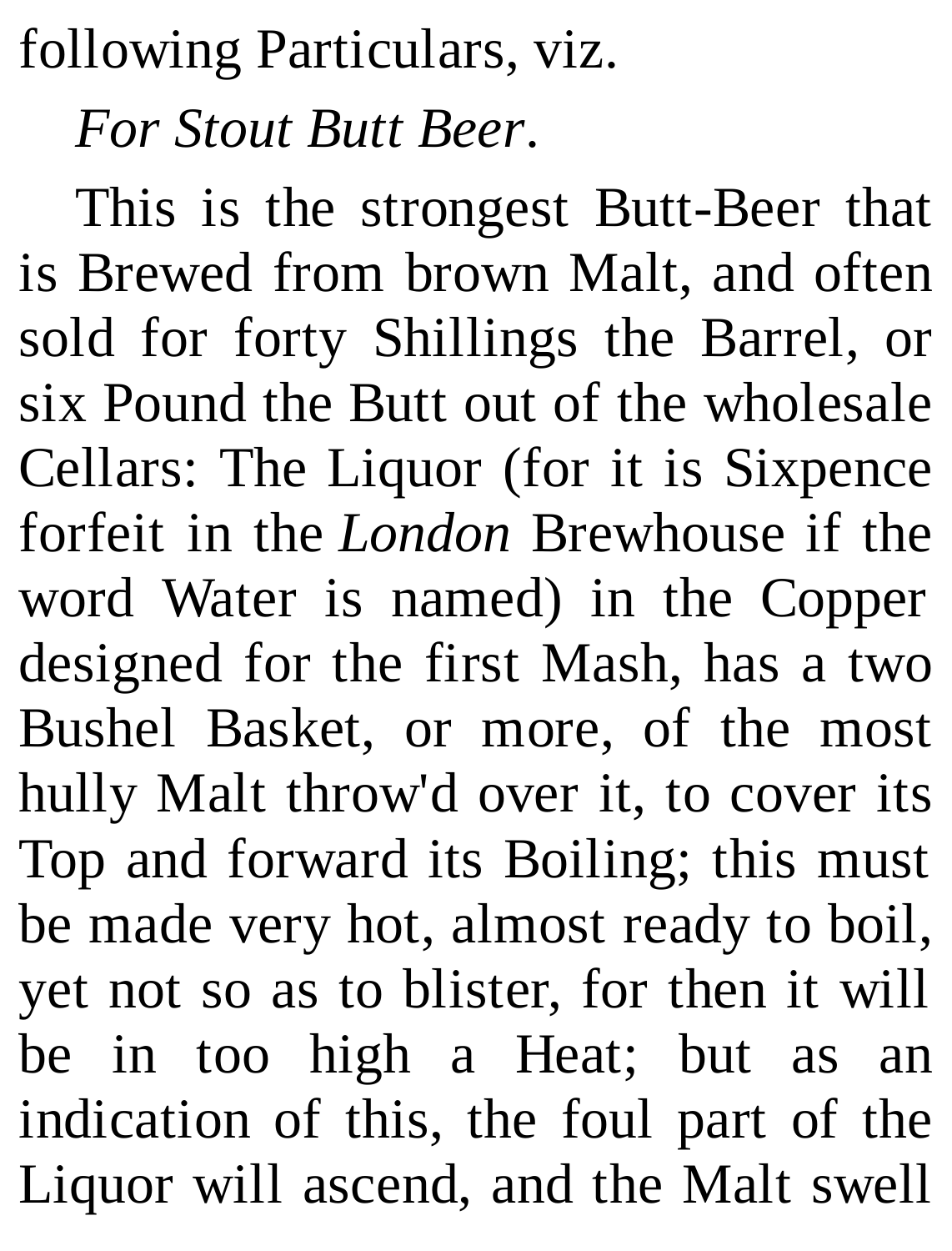following Particulars, viz.

*For Stout Butt Beer*.

This is the strongest Butt-Beer that is Brewed from brown Malt, and often sold for forty Shillings the Barrel, or six Pound the Butt out of the wholesale Cellars: The Liquor (for it is Sixpence forfeit in the *London* Brewhouse if the word Water is named) in the Copper designed for the first Mash, has a two Bushel Basket, or more, of the most hully Malt throw'd over it, to cover its Top and forward its Boiling; this must be made very hot, almost ready to boil, yet not so as to blister, for then it will be in too high a Heat; but as an indication of this, the foul part of the Liquor will ascend, and the Malt swell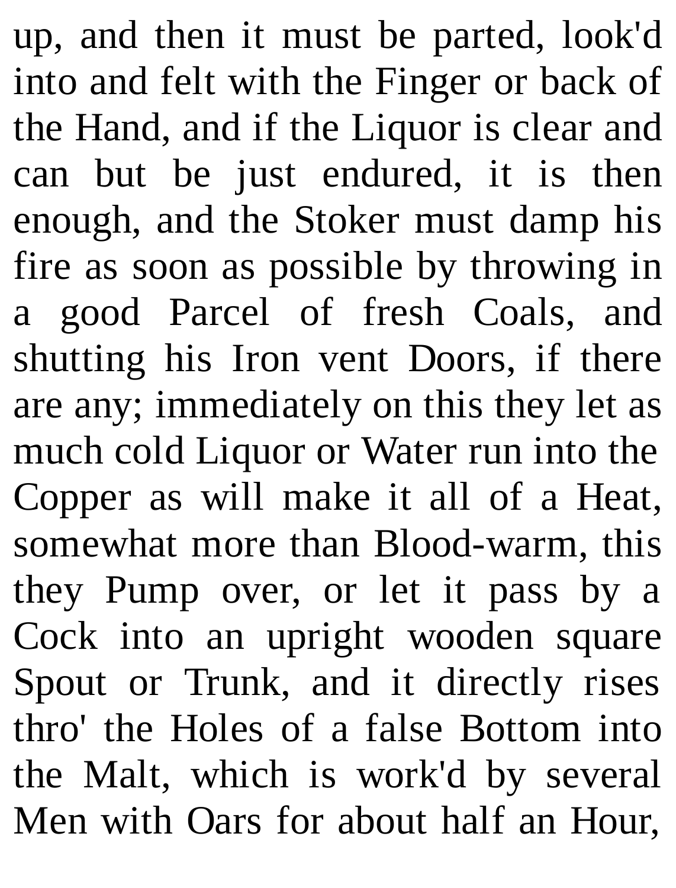up, and then it must be parted, look'd into and felt with the Finger or back of the Hand, and if the Liquor is clear and can but be just endured, it is then enough, and the Stoker must damp his fire as soon as possible by throwing in a good Parcel of fresh Coals, and shutting his Iron vent Doors, if there are any; immediately on this they let as much cold Liquor or Water run into the Copper as will make it all of a Heat, somewhat more than Blood-warm, this they Pump over, or let it pass by a Cock into an upright wooden square Spout or Trunk, and it directly rises thro' the Holes of a false Bottom into the Malt, which is work'd by several Men with Oars for about half an Hour,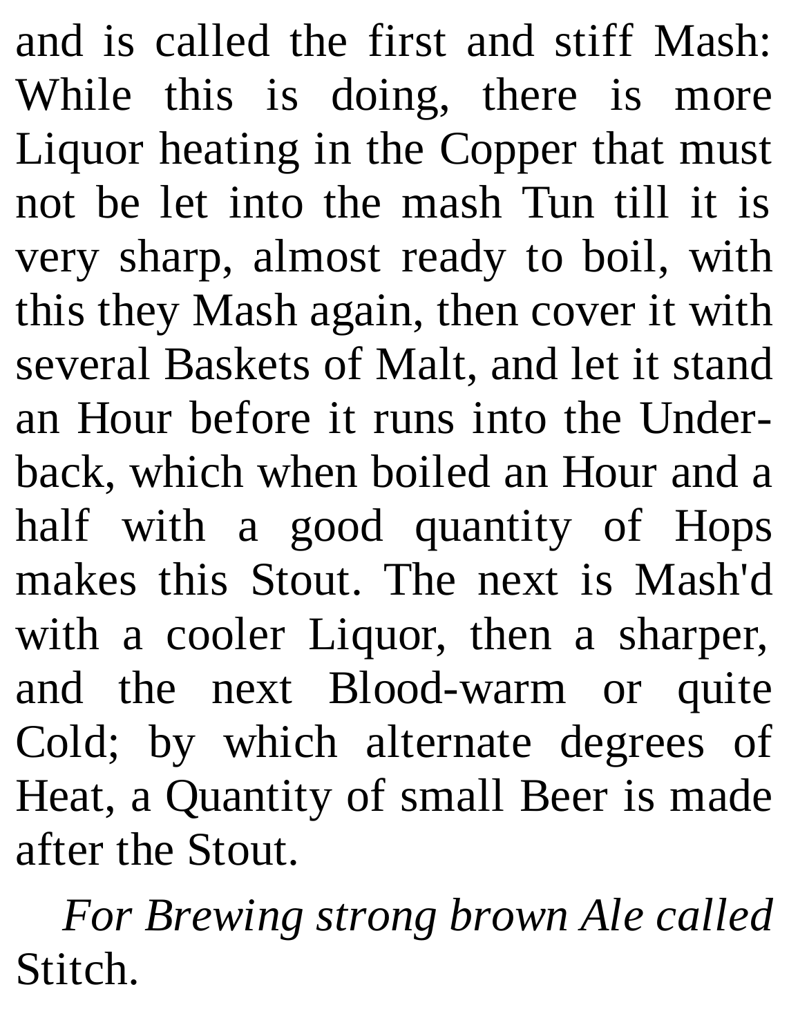and is called the first and stiff Mash: While this is doing, there is more Liquor heating in the Copper that must not be let into the mash Tun till it is very sharp, almost ready to boil, with this they Mash again, then cover it with several Baskets of Malt, and let it stand an Hour before it runs into the Under-back, which when boiled an Hour and a half with a good quantity of Hops makes this Stout. The next is Mash'd with a cooler Liquor, then a sharper, and the next Blood-warm or quite Cold; by which alternate degrees of Heat, a Quantity of small Beer is made after the Stout.

*For Brewing strong brown Ale called* Stitch.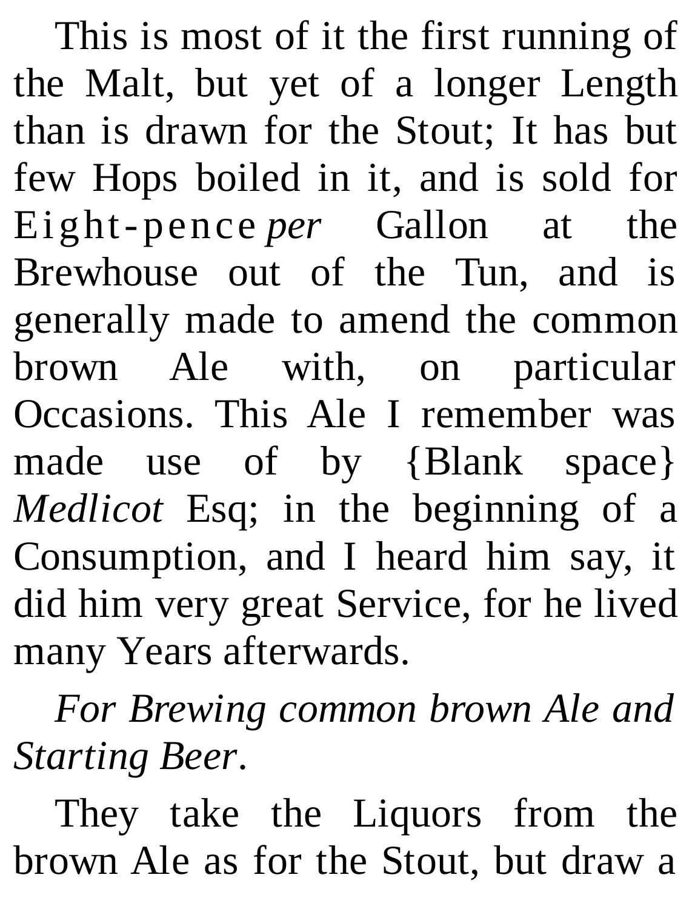This is most of it the first running of the Malt, but yet of a longer Length than is drawn for the Stout; It has but few Hops boiled in it, and is sold for Eight-pence *per* Gallon at the Brewhouse out of the Tun, and is generally made to amend the common brown Ale with, on particular Occasions. This Ale I remember was made use of by {Blank space} *Medlicot* Esq; in the beginning of a Consumption, and I heard him say, it did him very great Service, for he lived many Years afterwards.

*For Brewing common brown Ale and Starting Beer.*

They take the Liquors from the brown Ale as for the Stout, but draw a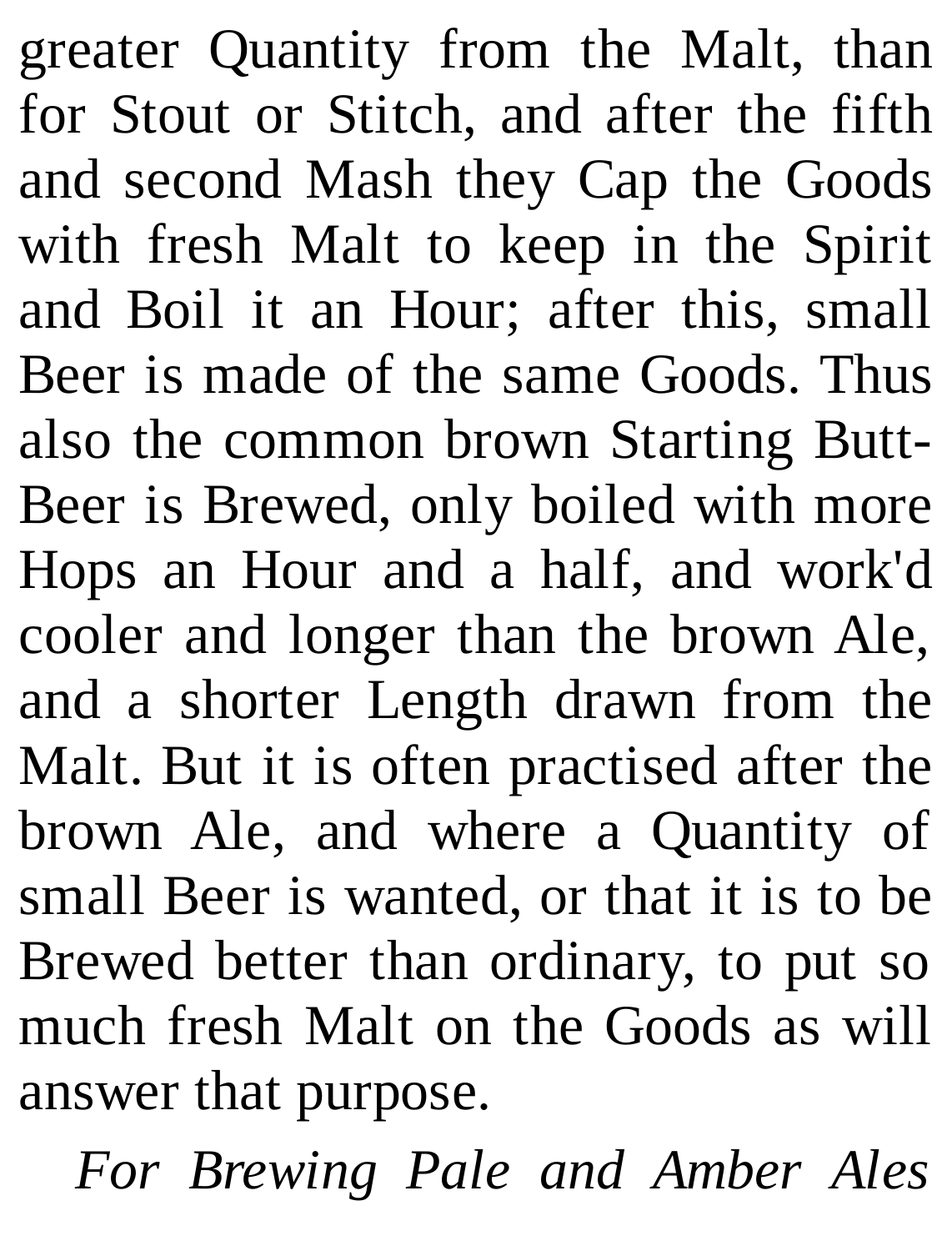greater Quantity from the Malt, than for Stout or Stitch, and after the fifth and second Mash they Cap the Goods with fresh Malt to keep in the Spirit and Boil it an Hour; after this, small Beer is made of the same Goods. Thus also the common brown Starting Butt-Beer is Brewed, only boiled with more Hops an Hour and a half, and work'd cooler and longer than the brown Ale, and a shorter Length drawn from the Malt. But it is often practised after the brown Ale, and where a Quantity of small Beer is wanted, or that it is to be Brewed better than ordinary, to put so much fresh Malt on the Goods as will answer that purpose.

*For Brewing Pale and Amber Ales*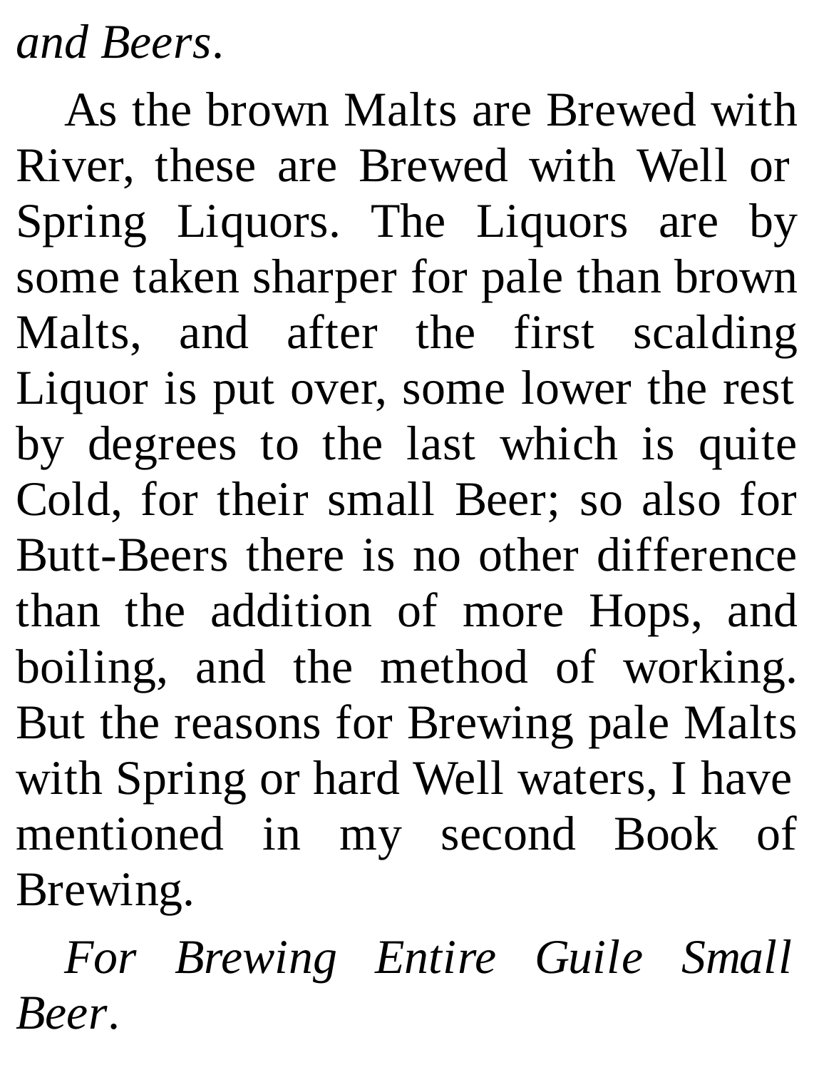*and Beers*.

As the brown Malts are Brewed with River, these are Brewed with Well or Spring Liquors. The Liquors are by some taken sharper for pale than brown Malts, and after the first scalding Liquor is put over, some lower the rest by degrees to the last which is quite Cold, for their small Beer; so also for Butt-Beers there is no other difference than the addition of more Hops, and boiling, and the method of working. But the reasons for Brewing pale Malts with Spring or hard Well waters, I have mentioned in my second Book of Brewing.

*For Brewing Entire Guile Small Beer*.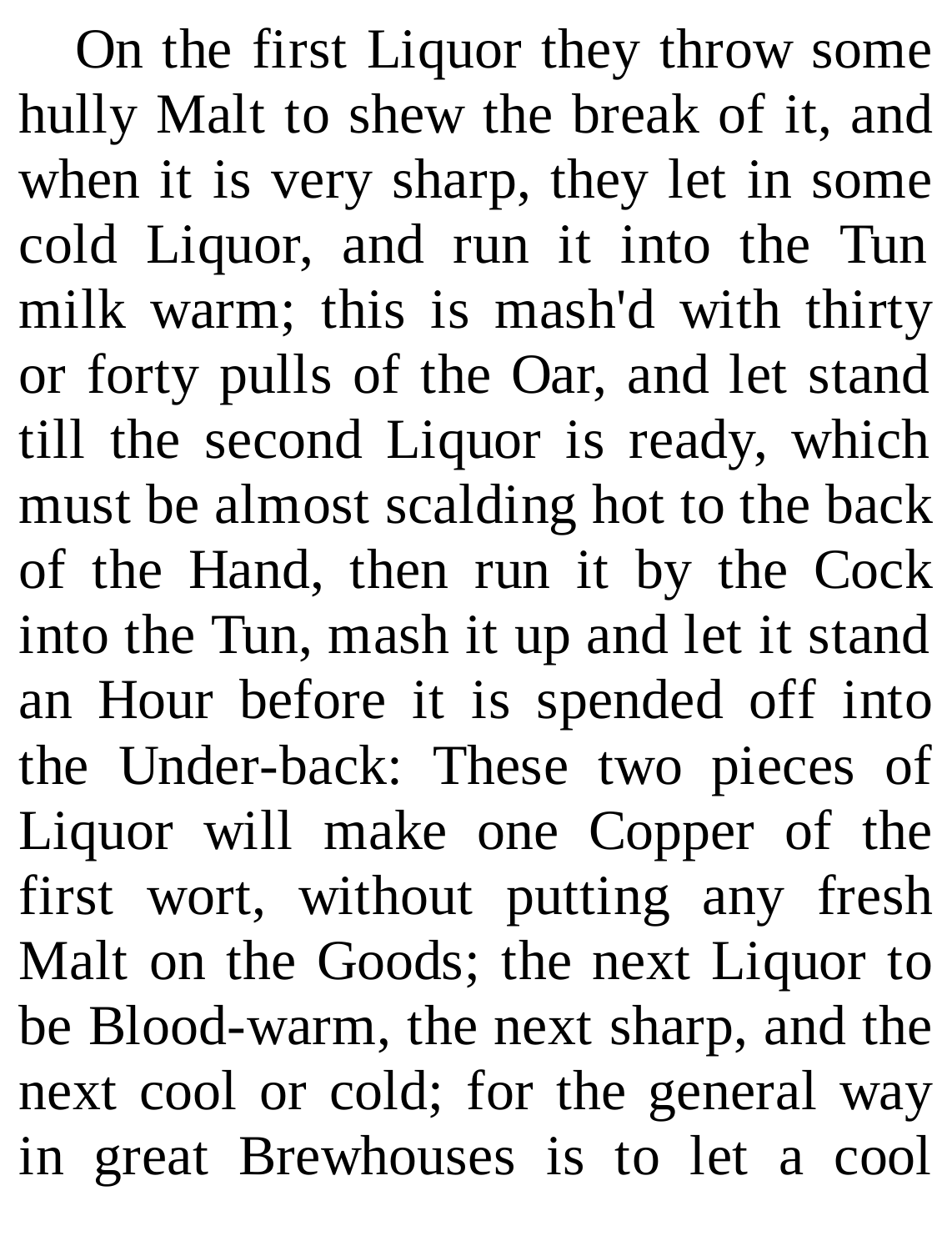On the first Liquor they throw some hully Malt to shew the break of it, and when it is very sharp, they let in some cold Liquor, and run it into the Tun milk warm; this is mash'd with thirty or forty pulls of the Oar, and let stand till the second Liquor is ready, which must be almost scalding hot to the back of the Hand, then run it by the Cock into the Tun, mash it up and let it stand an Hour before it is spended off into the Under-back: These two pieces of Liquor will make one Copper of the first wort, without putting any fresh Malt on the Goods; the next Liquor to be Blood-warm, the next sharp, and the next cool or cold; for the general way in great Brewhouses is to let a cool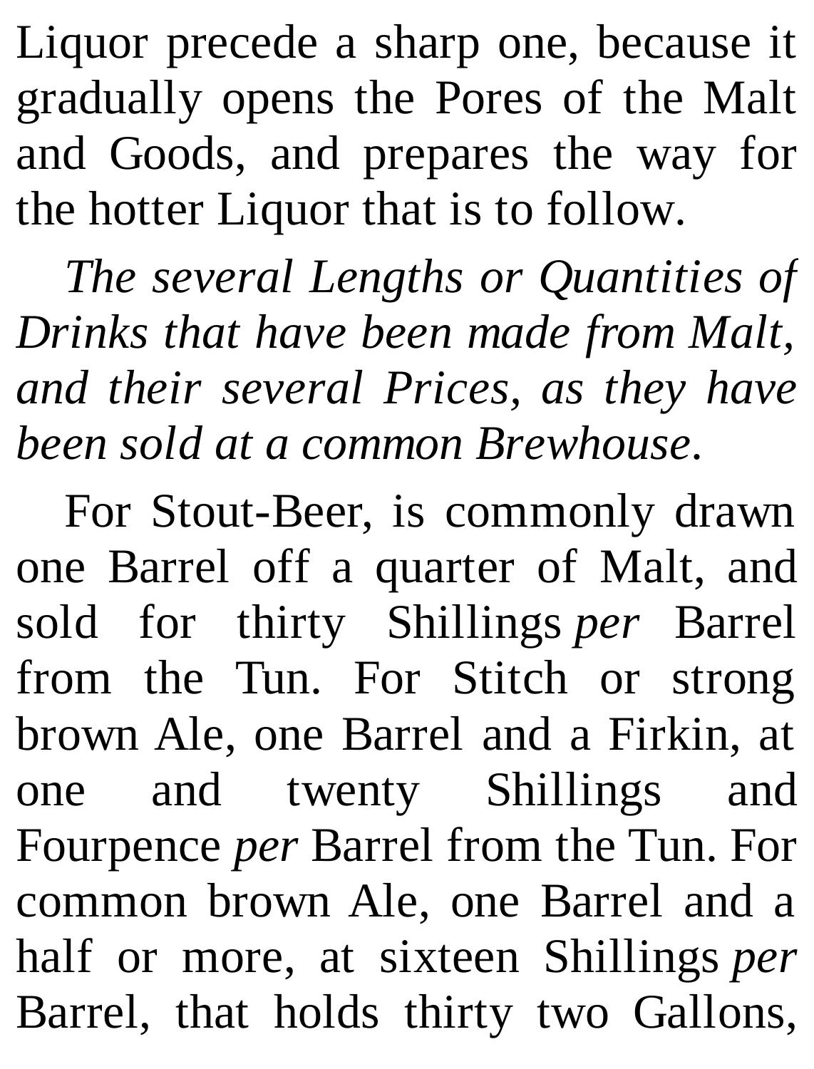Liquor precede a sharp one, because it gradually opens the Pores of the Malt and Goods, and prepares the way for the hotter Liquor that is to follow.

*The several Lengths or Quantities of Drinks that have been made from Malt, and their several Prices, as they have been sold at a common Brewhouse.*

For Stout-Beer, is commonly drawn one Barrel off a quarter of Malt, and sold for thirty Shillings *per* Barrel from the Tun. For Stitch or strong brown Ale, one Barrel and a Firkin, at one and twenty Shillings and Fourpence *per* Barrel from the Tun. For common brown Ale, one Barrel and a half or more, at sixteen Shillings *per* Barrel, that holds thirty two Gallons,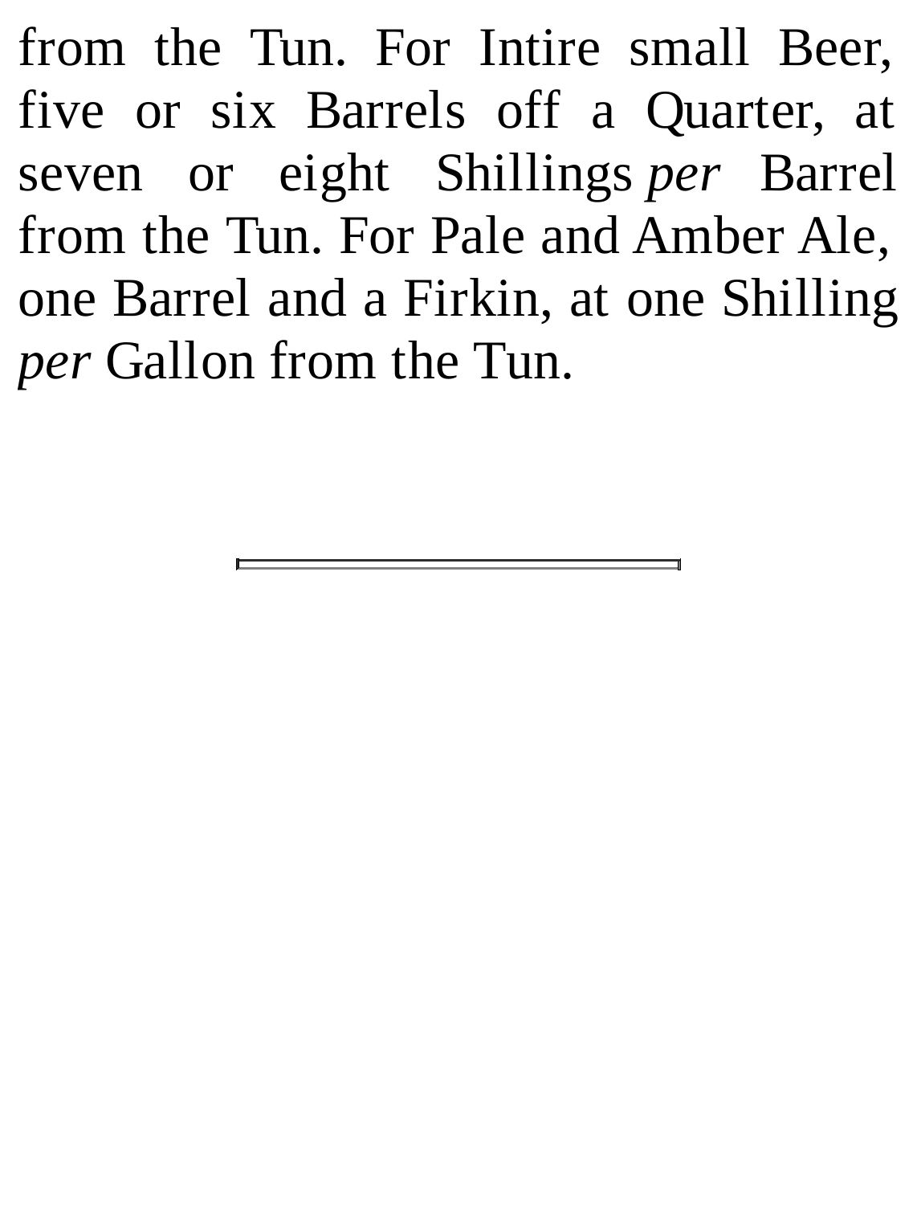from the Tun. For Intire small Beer, five or six Barrels off a Quarter, at seven or eight Shillings *per* Barrel from the Tun. For Pale and Amber Ale, one Barrel and a Firkin, at one Shilling *per* Gallon from the Tun.

---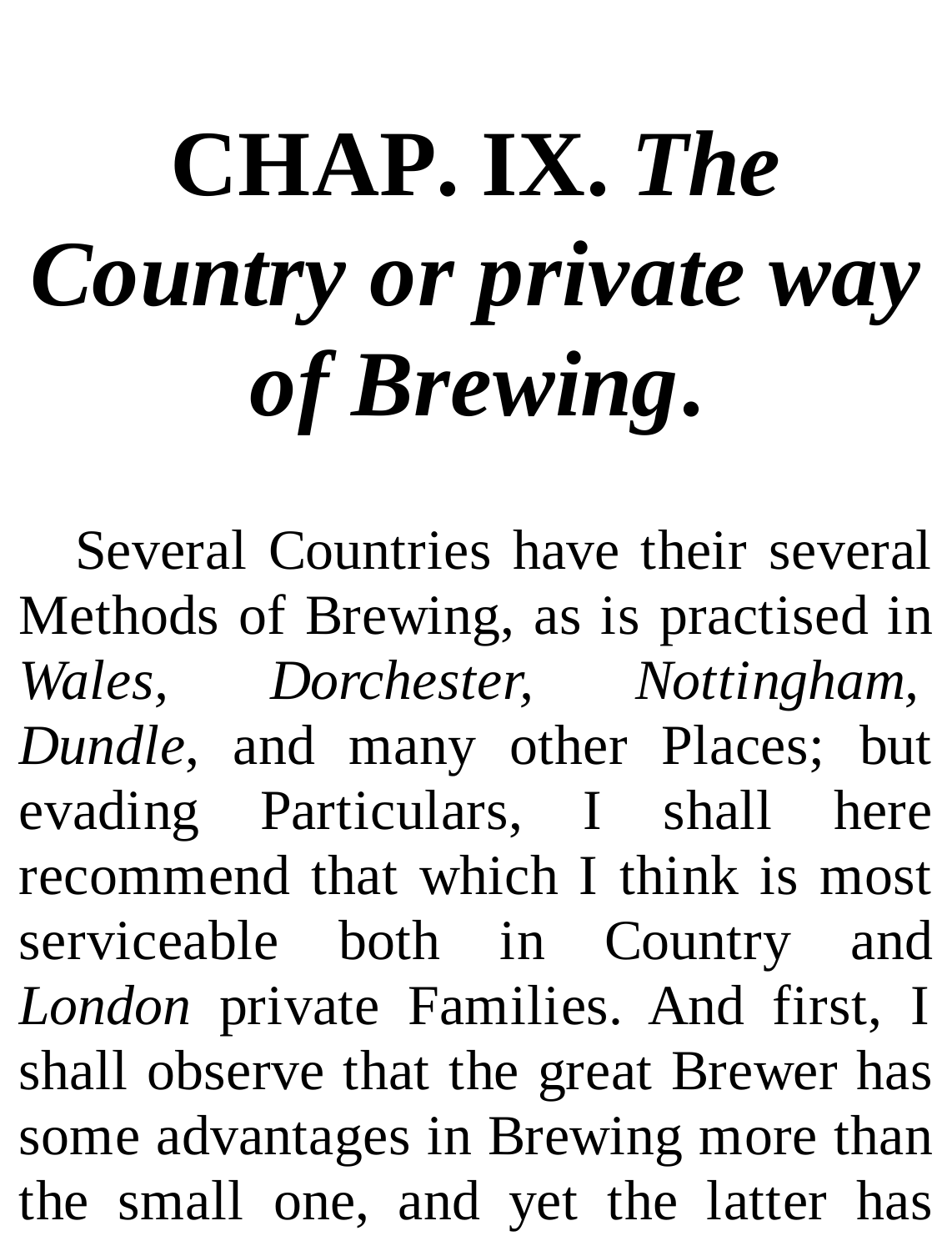# CHAP. IX. *The Country or private way of Brewing.*

Several Countries have their several Methods of Brewing, as is practised in *Wales*, *Dorchester*, *Nottingham*, *Dundle*, and many other Places; but evading Particulars, I shall here recommend that which I think is most serviceable both in Country and *London* private Families. And first, I shall observe that the great Brewer has some advantages in Brewing more than the small one, and yet the latter has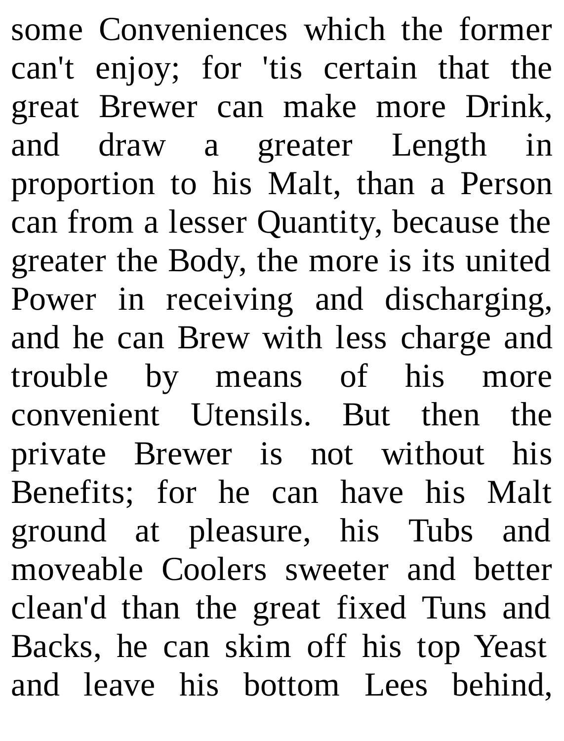some Conveniences which the former can't enjoy; for 'tis certain that the great Brewer can make more Drink, and draw a greater Length in proportion to his Malt, than a Person can from a lesser Quantity, because the greater the Body, the more is its united Power in receiving and discharging, and he can Brew with less charge and trouble by means of his more convenient Utensils. But then the private Brewer is not without his Benefits; for he can have his Malt ground at pleasure, his Tubs and moveable Coolers sweeter and better clean'd than the great fixed Tuns and Backs, he can skim off his top Yeast and leave his bottom Lees behind,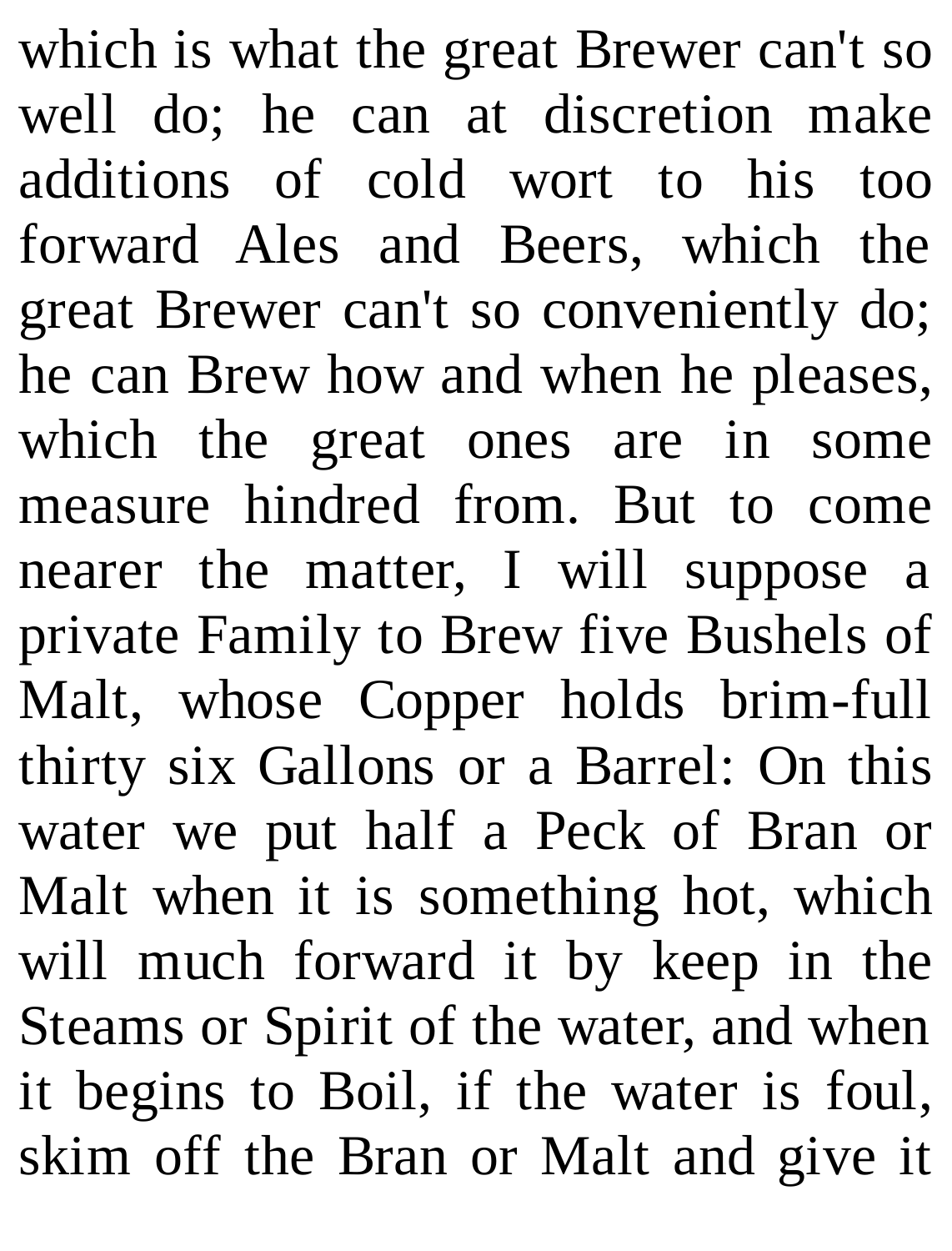which is what the great Brewer can't so well do; he can at discretion make additions of cold wort to his too forward Ales and Beers, which the great Brewer can't so conveniently do; he can Brew how and when he pleases, which the great ones are in some measure hindred from. But to come nearer the matter, I will suppose a private Family to Brew five Bushels of Malt, whose Copper holds brim-full thirty six Gallons or a Barrel: On this water we put half a Peck of Bran or Malt when it is something hot, which will much forward it by keep in the Steams or Spirit of the water, and when it begins to Boil, if the water is foul, skim off the Bran or Malt and give it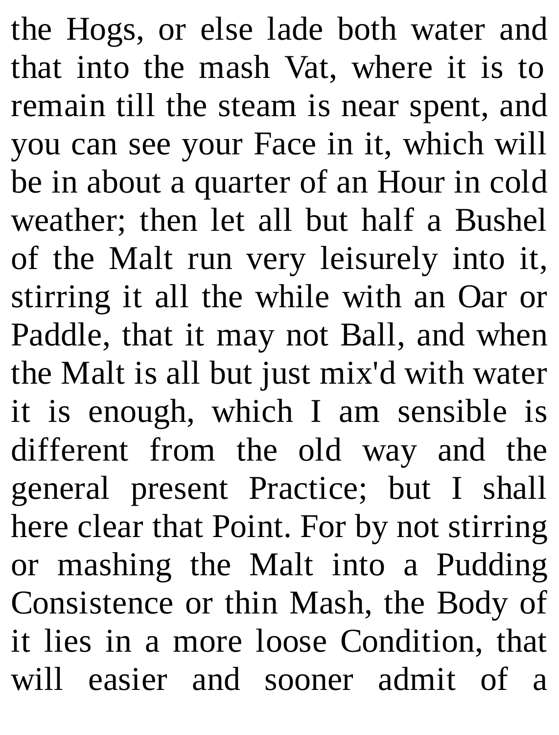the Hogs, or else lade both water and that into the mash Vat, where it is to remain till the steam is near spent, and you can see your Face in it, which will be in about a quarter of an Hour in cold weather; then let all but half a Bushel of the Malt run very leisurely into it, stirring it all the while with an Oar or Paddle, that it may not Ball, and when the Malt is all but just mix'd with water it is enough, which I am sensible is different from the old way and the general present Practice; but I shall here clear that Point. For by not stirring or mashing the Malt into a Pudding Consistence or thin Mash, the Body of it lies in a more loose Condition, that will easier and sooner admit of a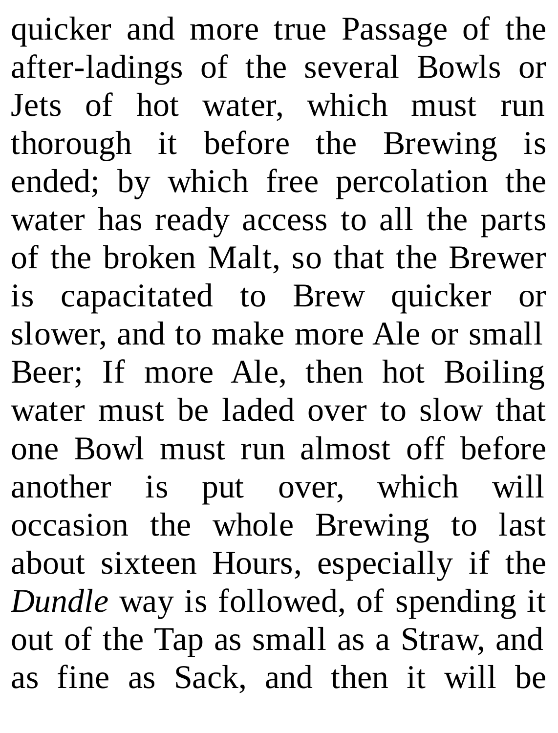quicker and more true Passage of the after-ladings of the several Bowls or Jets of hot water, which must run thorough it before the Brewing is ended; by which free percolation the water has ready access to all the parts of the broken Malt, so that the Brewer is capacitated to Brew quicker or slower, and to make more Ale or small Beer; If more Ale, then hot Boiling water must be laded over to slow that one Bowl must run almost off before another is put over, which will occasion the whole Brewing to last about sixteen Hours, especially if the *Dundle* way is followed, of spending it out of the Tap as small as a Straw, and as fine as Sack, and then it will be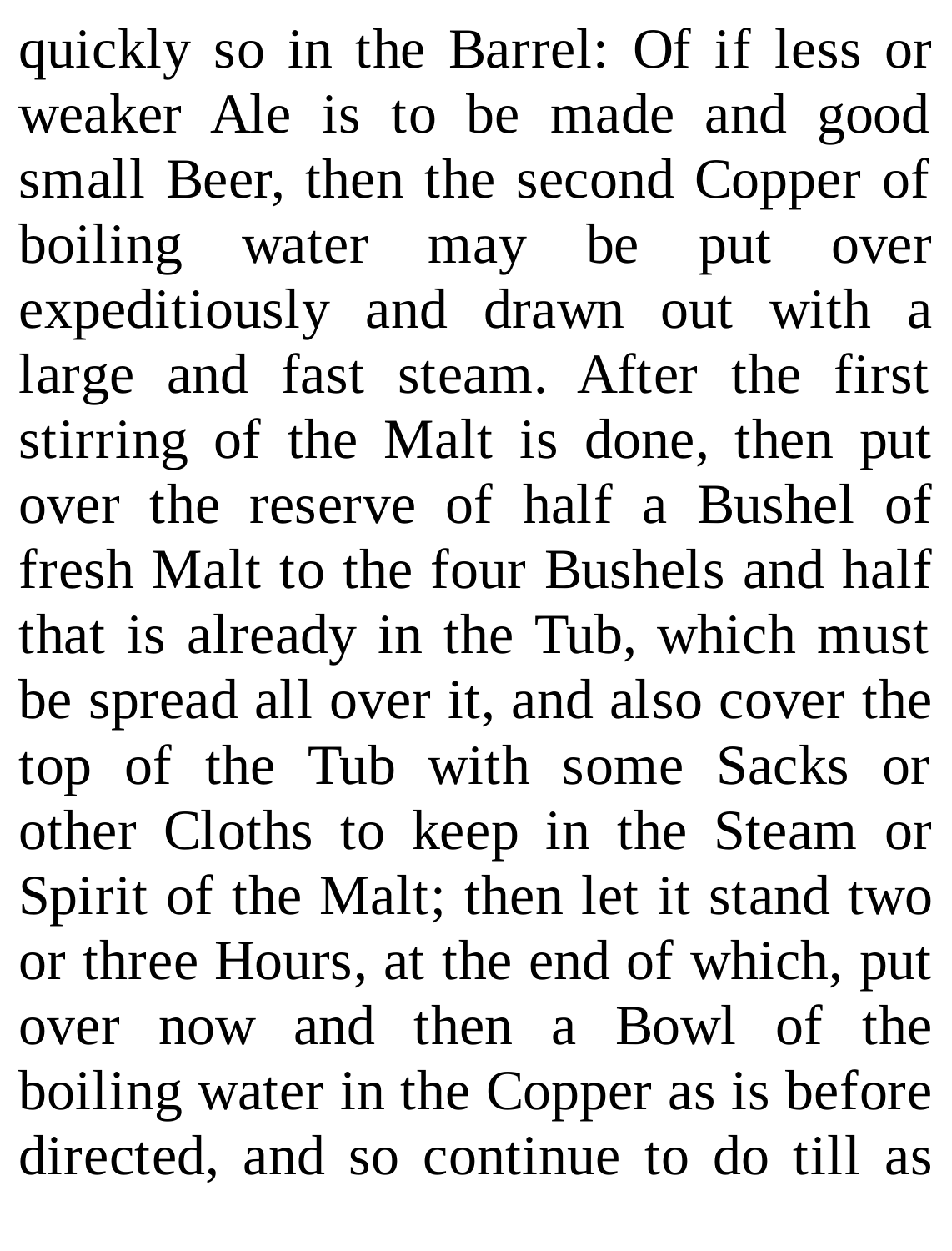quickly so in the Barrel: Of if less or weaker Ale is to be made and good small Beer, then the second Copper of boiling water may be put over expeditiously and drawn out with a large and fast steam. After the first stirring of the Malt is done, then put over the reserve of half a Bushel of fresh Malt to the four Bushels and half that is already in the Tub, which must be spread all over it, and also cover the top of the Tub with some Sacks or other Cloths to keep in the Steam or Spirit of the Malt; then let it stand two or three Hours, at the end of which, put over now and then a Bowl of the boiling water in the Copper as is before directed, and so continue to do till as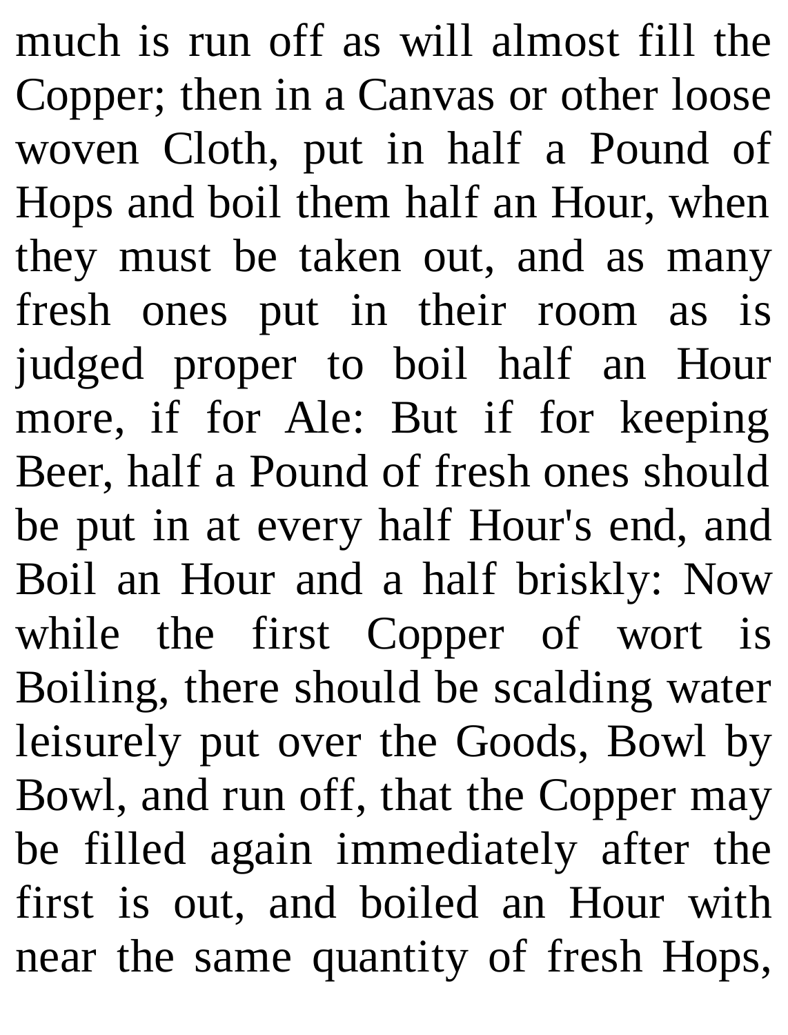much is run off as will almost fill the Copper; then in a Canvas or other loose woven Cloth, put in half a Pound of Hops and boil them half an Hour, when they must be taken out, and as many fresh ones put in their room as is judged proper to boil half an Hour more, if for Ale: But if for keeping Beer, half a Pound of fresh ones should be put in at every half Hour's end, and Boil an Hour and a half briskly: Now while the first Copper of wort is Boiling, there should be scalding water leisurely put over the Goods, Bowl by Bowl, and run off, that the Copper may be filled again immediately after the first is out, and boiled an Hour with near the same quantity of fresh Hops,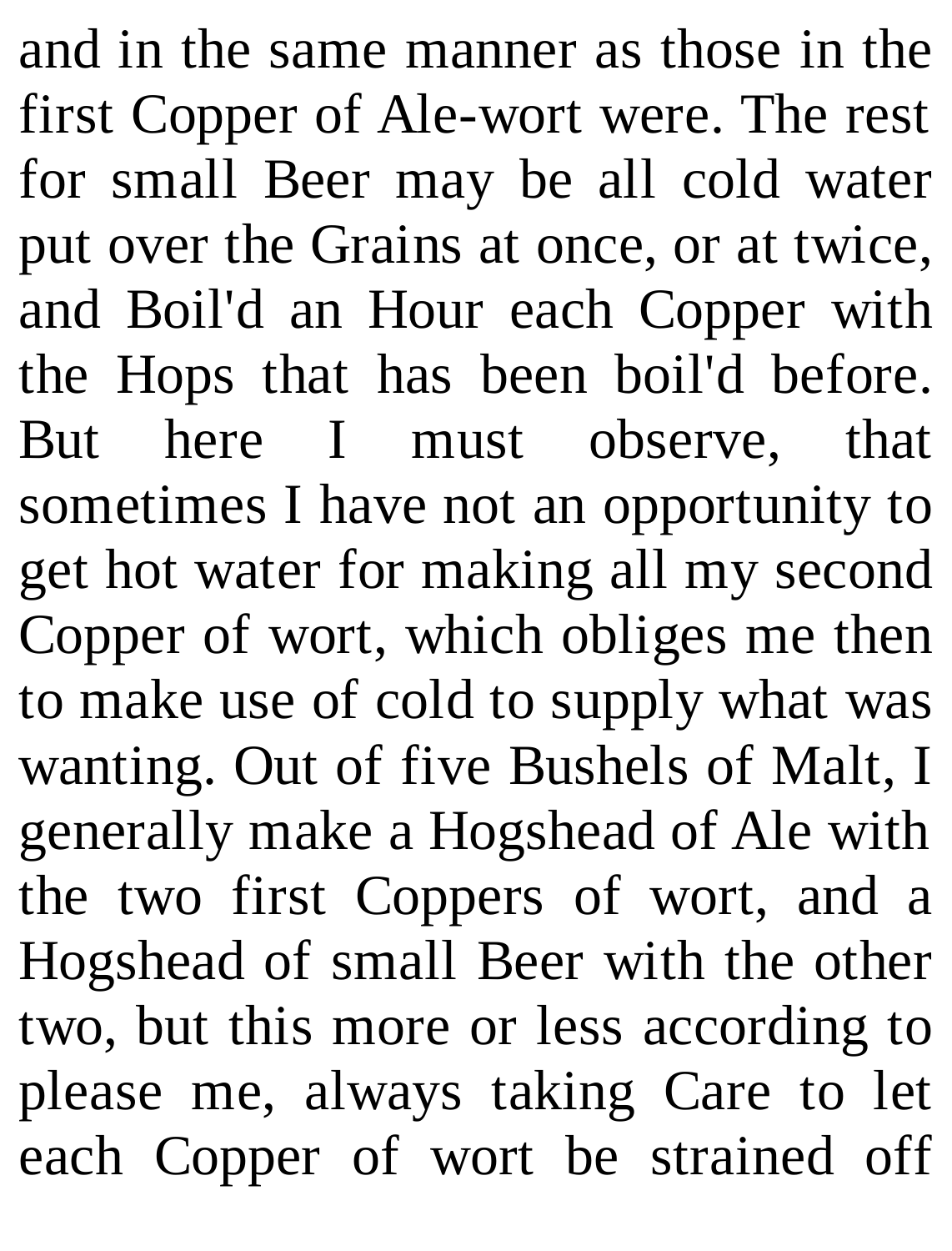and in the same manner as those in the first Copper of Ale-wort were. The rest for small Beer may be all cold water put over the Grains at once, or at twice, and Boil'd an Hour each Copper with the Hops that has been boil'd before. But here I must observe, that sometimes I have not an opportunity to get hot water for making all my second Copper of wort, which obliges me then to make use of cold to supply what was wanting. Out of five Bushels of Malt, I generally make a Hogshead of Ale with the two first Coppers of wort, and a Hogshead of small Beer with the other two, but this more or less according to please me, always taking Care to let each Copper of wort be strained off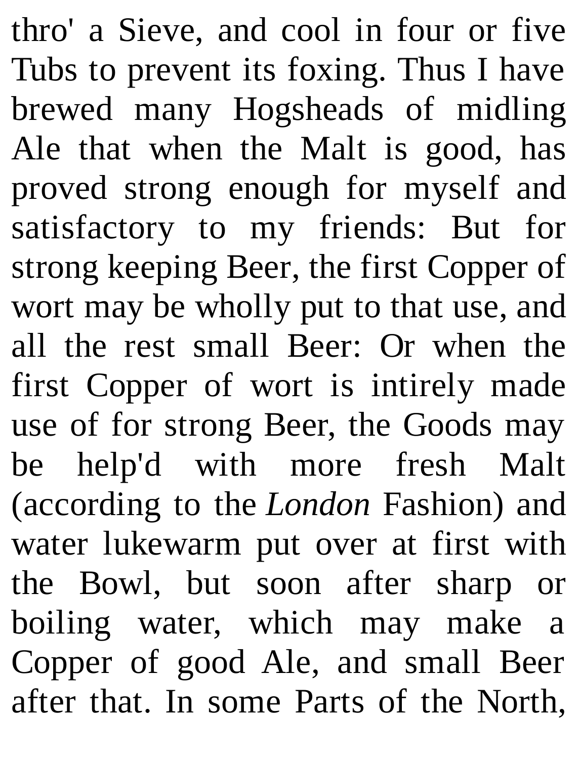thro' a Sieve, and cool in four or five Tubs to prevent its foxing. Thus I have brewed many Hogsheads of midling Ale that when the Malt is good, has proved strong enough for myself and satisfactory to my friends: But for strong keeping Beer, the first Copper of wort may be wholly put to that use, and all the rest small Beer: Or when the first Copper of wort is intirely made use of for strong Beer, the Goods may be help'd with more fresh Malt (according to the *London* Fashion) and water lukewarm put over at first with the Bowl, but soon after sharp or boiling water, which may make a Copper of good Ale, and small Beer after that. In some Parts of the North,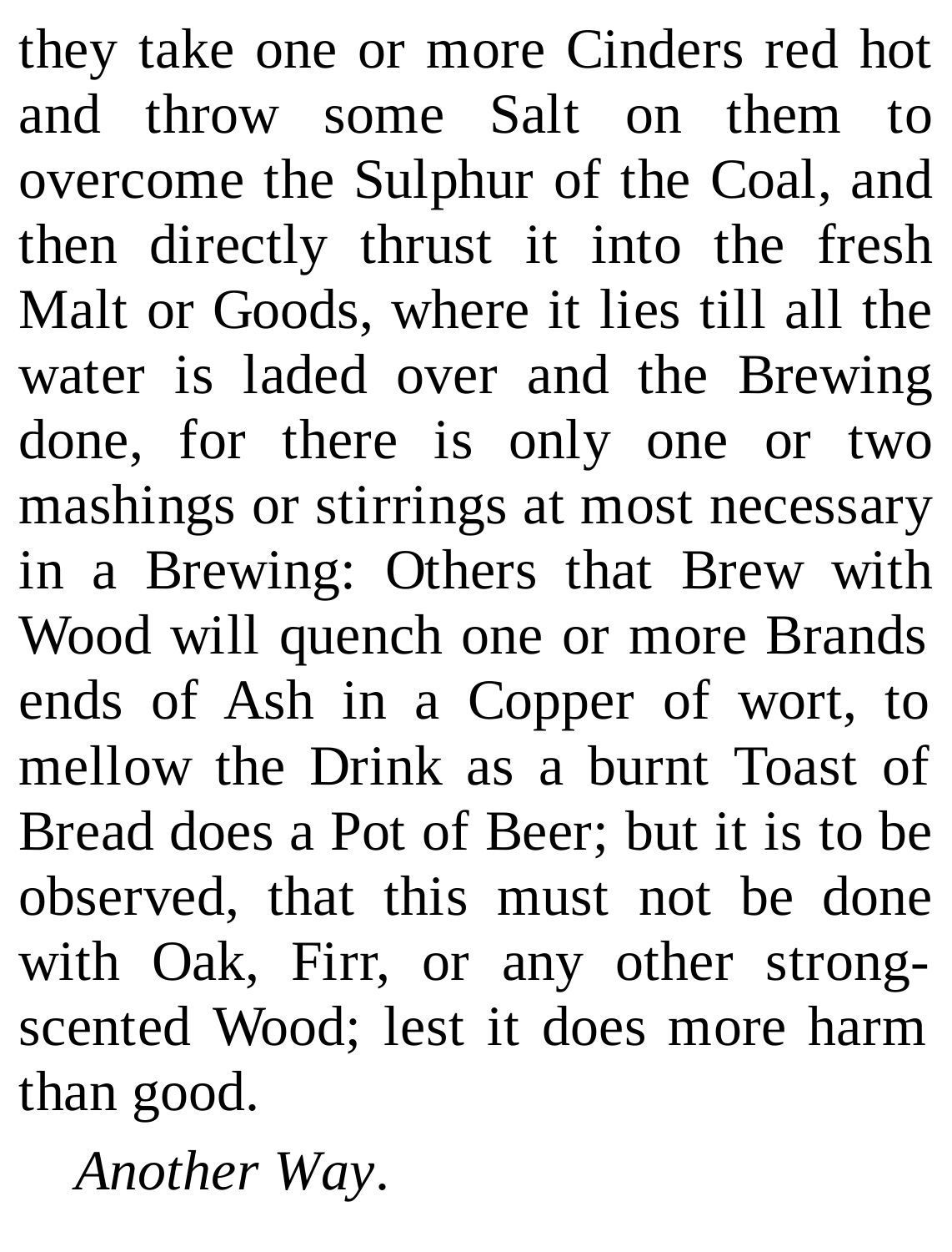they take one or more Cinders red hot and throw some Salt on them to overcome the Sulphur of the Coal, and then directly thrust it into the fresh Malt or Goods, where it lies till all the water is laded over and the Brewing done, for there is only one or two mashings or stirrings at most necessary in a Brewing: Others that Brew with Wood will quench one or more Brands ends of Ash in a Copper of wort, to mellow the Drink as a burnt Toast of Bread does a Pot of Beer; but it is to be observed, that this must not be done with Oak, Firr, or any other strong-scented Wood; lest it does more harm than good.

*Another Way*.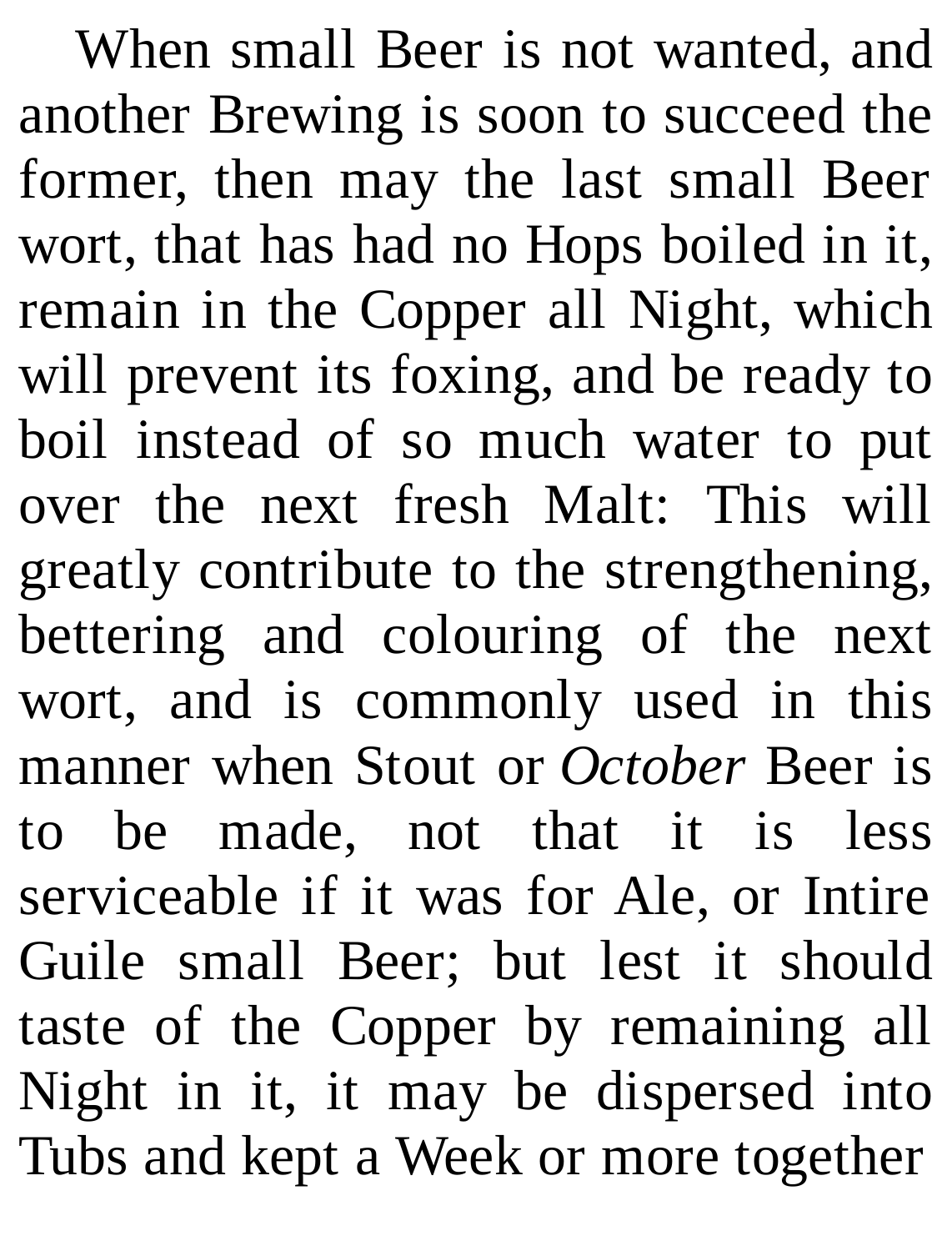When small Beer is not wanted, and another Brewing is soon to succeed the former, then may the last small Beer wort, that has had no Hops boiled in it, remain in the Copper all Night, which will prevent its foxing, and be ready to boil instead of so much water to put over the next fresh Malt: This will greatly contribute to the strengthening, bettering and colouring of the next wort, and is commonly used in this manner when Stout or *October* Beer is to be made, not that it is less serviceable if it was for Ale, or Intire Guile small Beer; but lest it should taste of the Copper by remaining all Night in it, it may be dispersed into Tubs and kept a Week or more together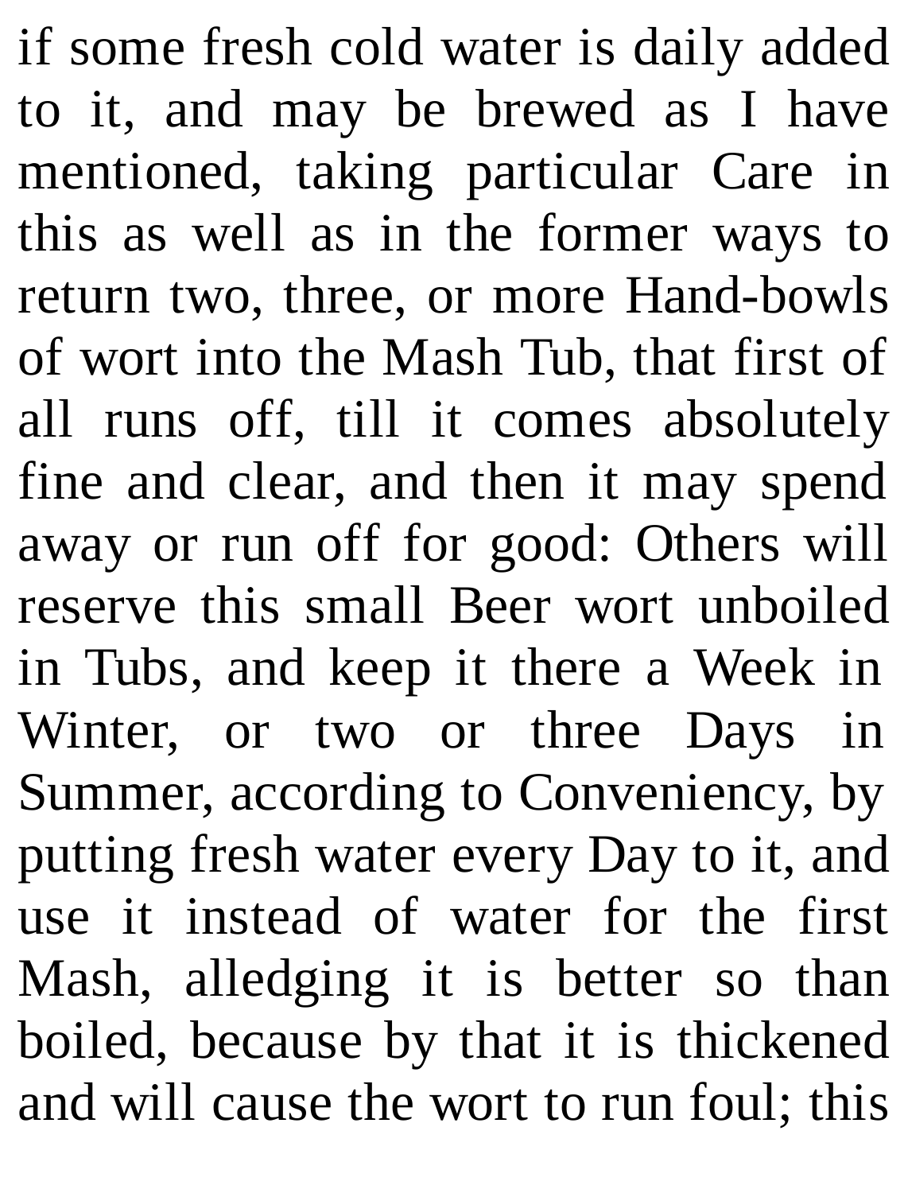if some fresh cold water is daily added to it, and may be brewed as I have mentioned, taking particular Care in this as well as in the former ways to return two, three, or more Hand-bowls of wort into the Mash Tub, that first of all runs off, till it comes absolutely fine and clear, and then it may spend away or run off for good: Others will reserve this small Beer wort unboiled in Tubs, and keep it there a Week in Winter, or two or three Days in Summer, according to Conveniency, by putting fresh water every Day to it, and use it instead of water for the first Mash, alledging it is better so than boiled, because by that it is thickened and will cause the wort to run foul; this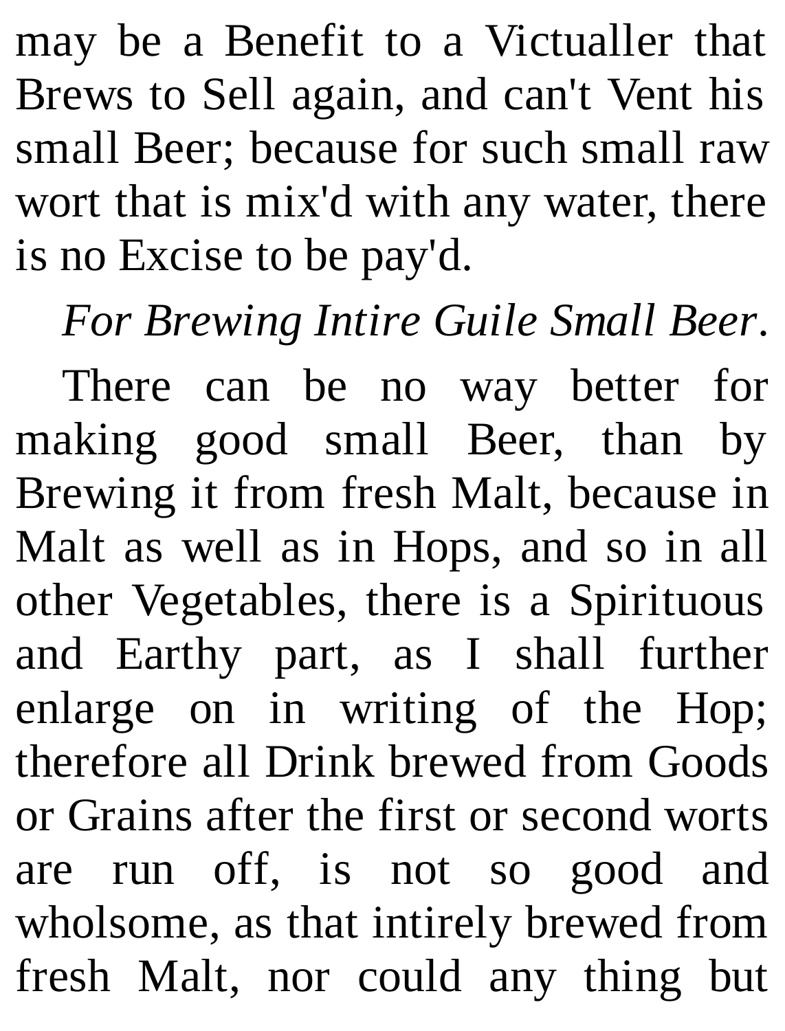may be a Benefit to a Victualler that Brews to Sell again, and can't Vent his small Beer; because for such small raw wort that is mix'd with any water, there is no Excise to be pay'd.

*For Brewing Intire Guile Small Beer*.

There can be no way better for making good small Beer, than by Brewing it from fresh Malt, because in Malt as well as in Hops, and so in all other Vegetables, there is a Spirituous and Earthy part, as I shall further enlarge on in writing of the Hop; therefore all Drink brewed from Goods or Grains after the first or second worts are run off, is not so good and wholsome, as that intirely brewed from fresh Malt, nor could any thing but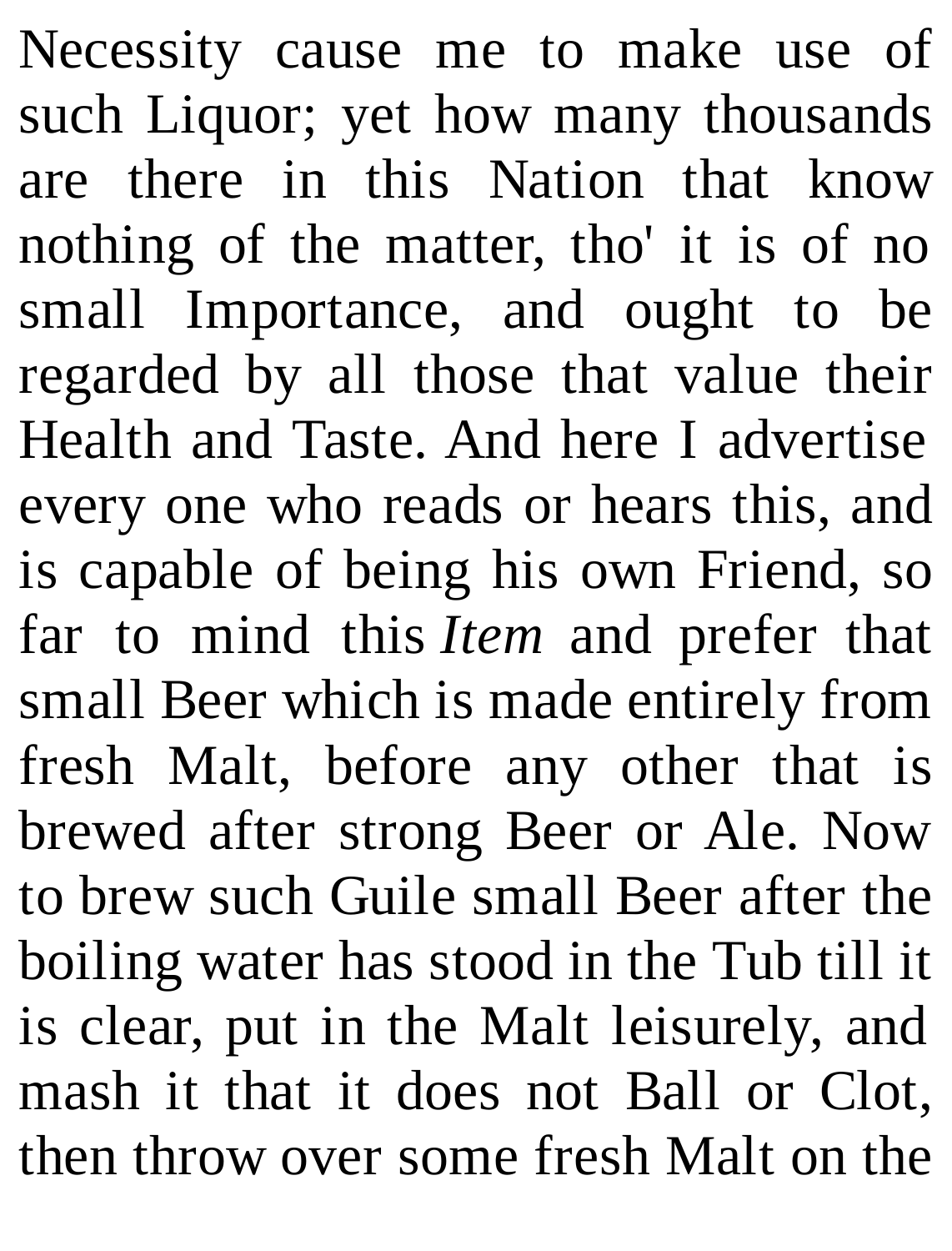Necessity cause me to make use of such Liquor; yet how many thousands are there in this Nation that know nothing of the matter, tho' it is of no small Importance, and ought to be regarded by all those that value their Health and Taste. And here I advertise every one who reads or hears this, and is capable of being his own Friend, so far to mind this *Item* and prefer that small Beer which is made entirely from fresh Malt, before any other that is brewed after strong Beer or Ale. Now to brew such Guile small Beer after the boiling water has stood in the Tub till it is clear, put in the Malt leisurely, and mash it that it does not Ball or Clot, then throw over some fresh Malt on the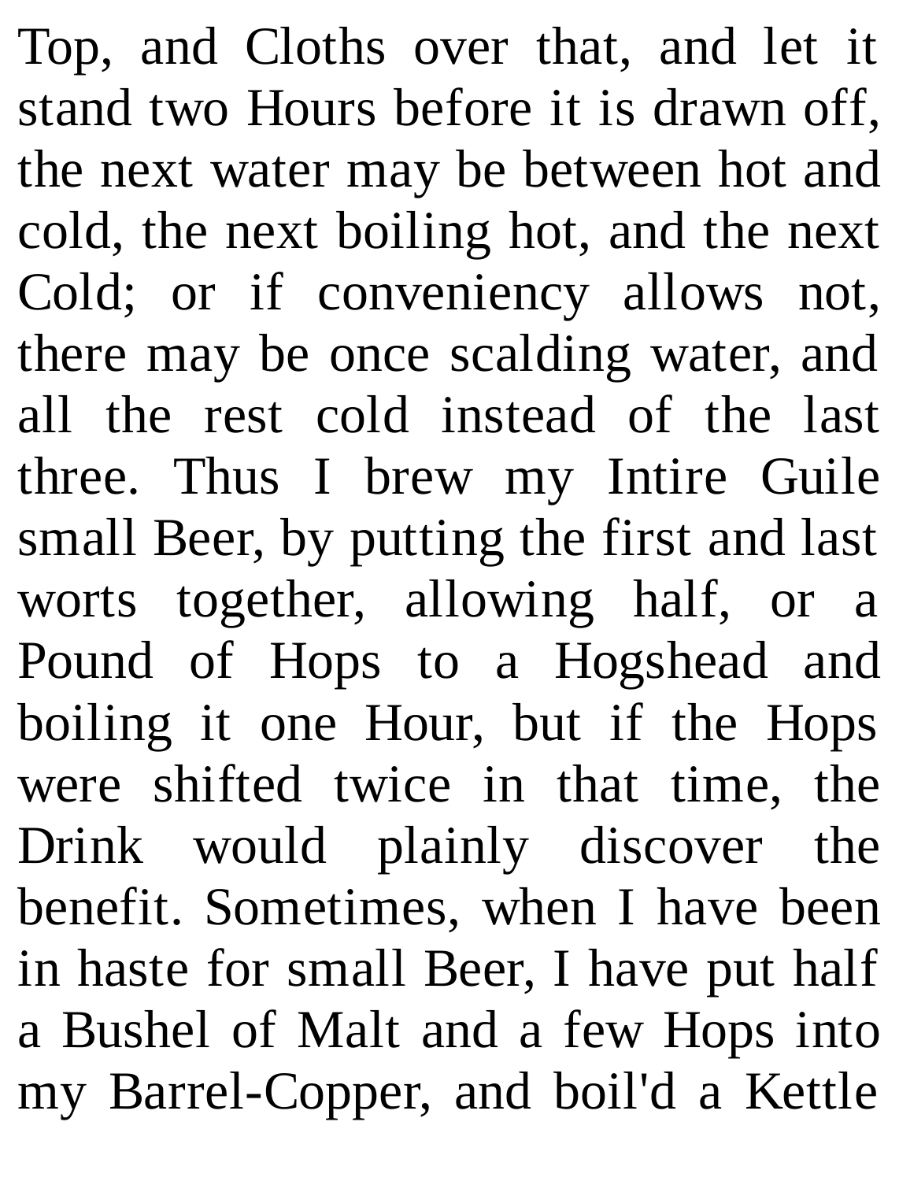Top, and Cloths over that, and let it stand two Hours before it is drawn off, the next water may be between hot and cold, the next boiling hot, and the next Cold; or if conveniency allows not, there may be once scalding water, and all the rest cold instead of the last three. Thus I brew my Intire Guile small Beer, by putting the first and last worts together, allowing half, or a Pound of Hops to a Hogshead and boiling it one Hour, but if the Hops were shifted twice in that time, the Drink would plainly discover the benefit. Sometimes, when I have been in haste for small Beer, I have put half a Bushel of Malt and a few Hops into my Barrel-Copper, and boil'd a Kettle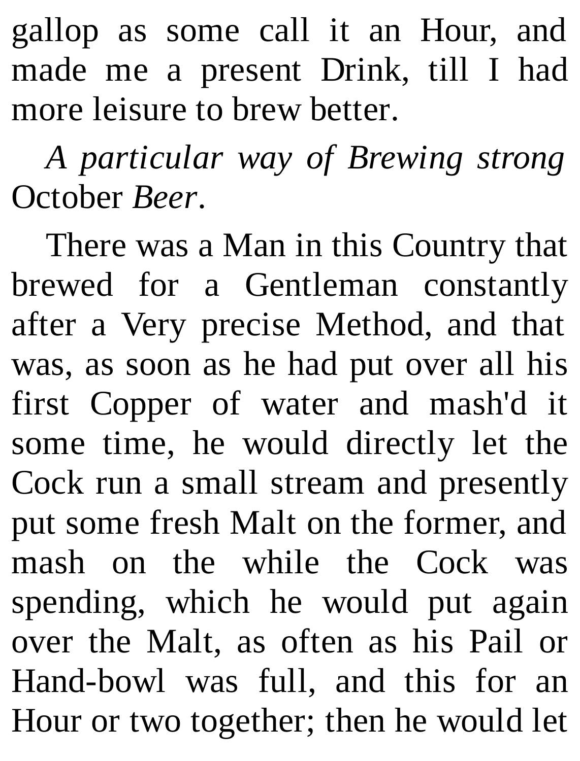gallop as some call it an Hour, and made me a present Drink, till I had more leisure to brew better.

*A particular way of Brewing strong* October *Beer.*

There was a Man in this Country that brewed for a Gentleman constantly after a Very precise Method, and that was, as soon as he had put over all his first Copper of water and mash'd it some time, he would directly let the Cock run a small stream and presently put some fresh Malt on the former, and mash on the while the Cock was spending, which he would put again over the Malt, as often as his Pail or Hand-bowl was full, and this for an Hour or two together; then he would let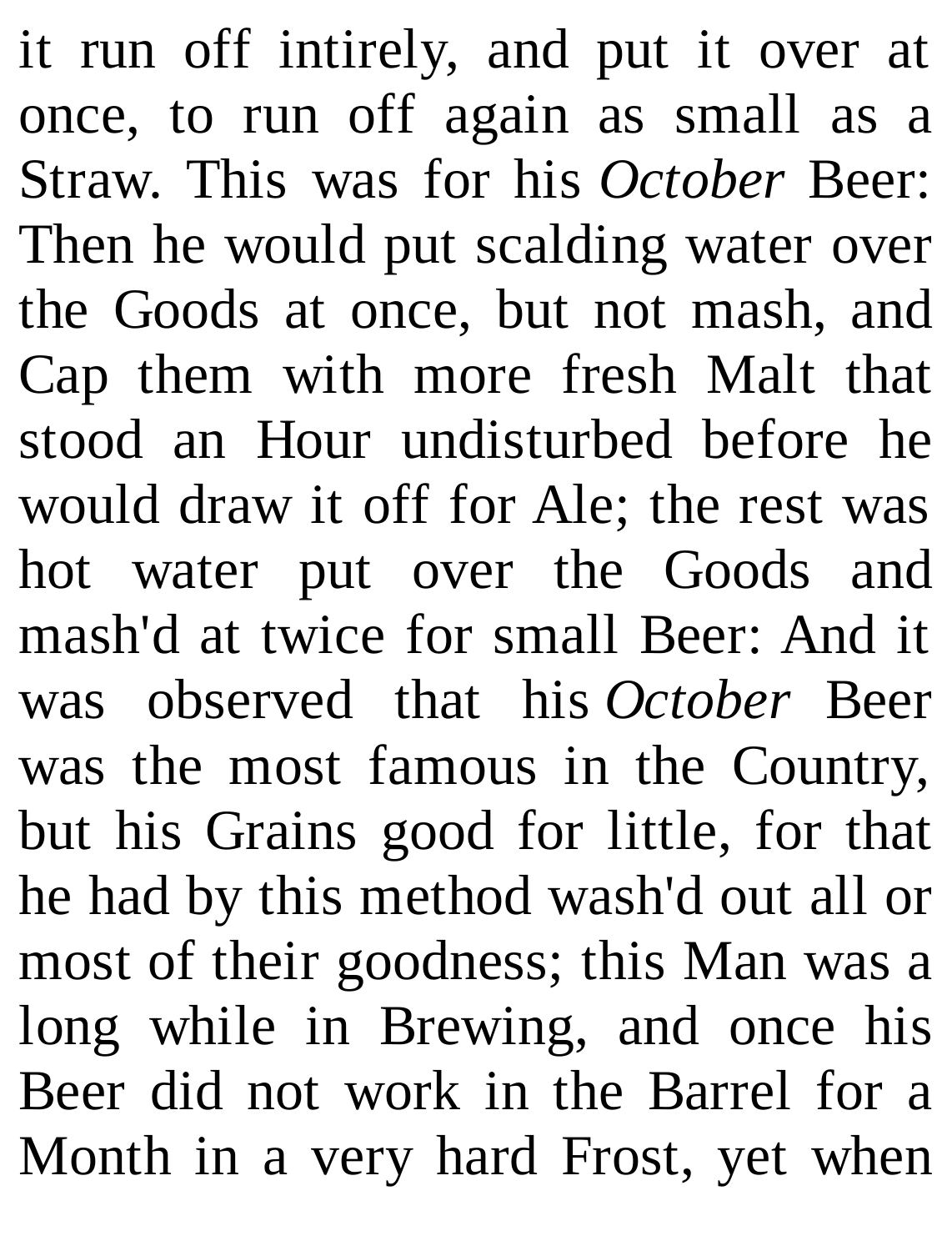it run off intirely, and put it over at once, to run off again as small as a Straw. This was for his *October* Beer: Then he would put scalding water over the Goods at once, but not mash, and Cap them with more fresh Malt that stood an Hour undisturbed before he would draw it off for Ale; the rest was hot water put over the Goods and mash'd at twice for small Beer: And it was observed that his *October* Beer was the most famous in the Country, but his Grains good for little, for that he had by this method wash'd out all or most of their goodness; this Man was a long while in Brewing, and once his Beer did not work in the Barrel for a Month in a very hard Frost, yet when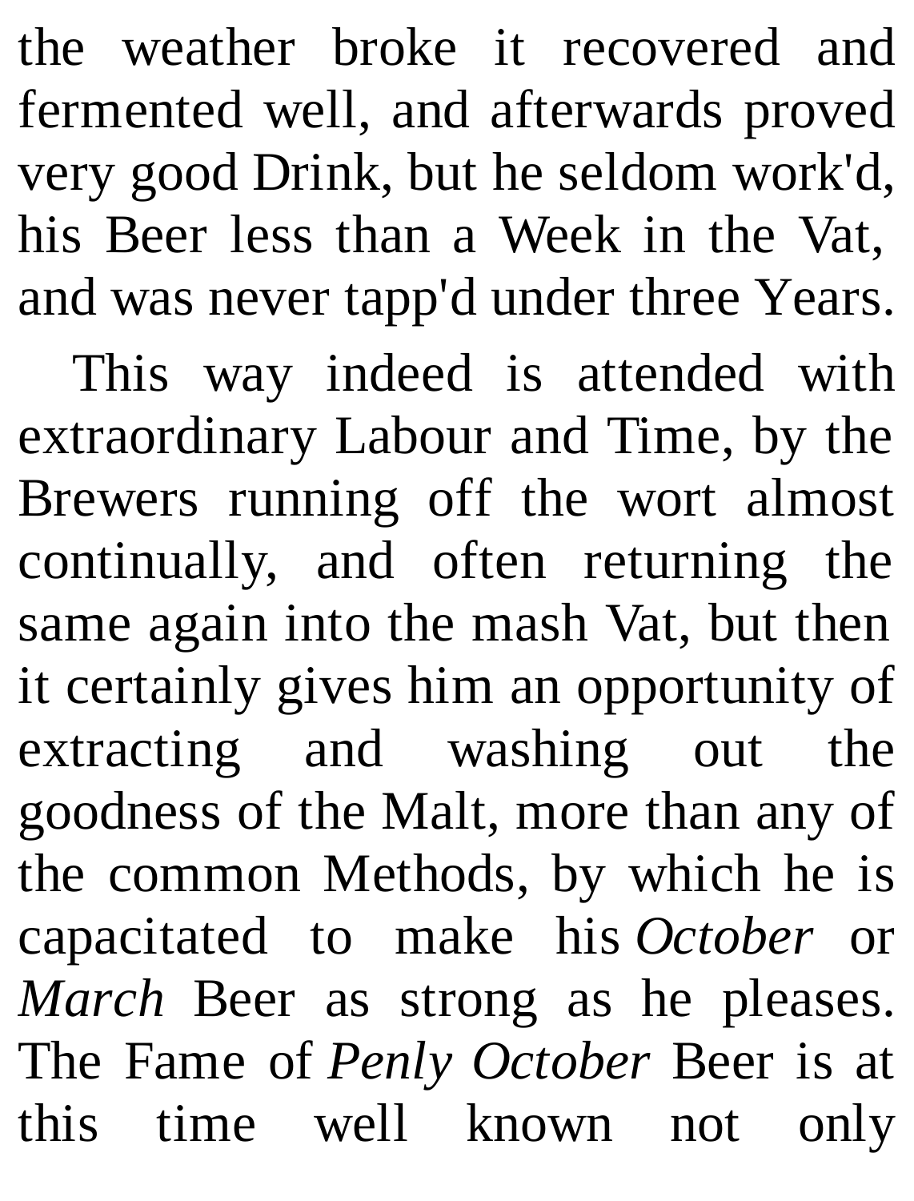the weather broke it recovered and fermented well, and afterwards proved very good Drink, but he seldom work'd, his Beer less than a Week in the Vat, and was never tapp'd under three Years.

This way indeed is attended with extraordinary Labour and Time, by the Brewers running off the wort almost continually, and often returning the same again into the mash Vat, but then it certainly gives him an opportunity of extracting and washing out the goodness of the Malt, more than any of the common Methods, by which he is capacitated to make his *October* or *March* Beer as strong as he pleases. The Fame of *Penly October* Beer is at this time well known not only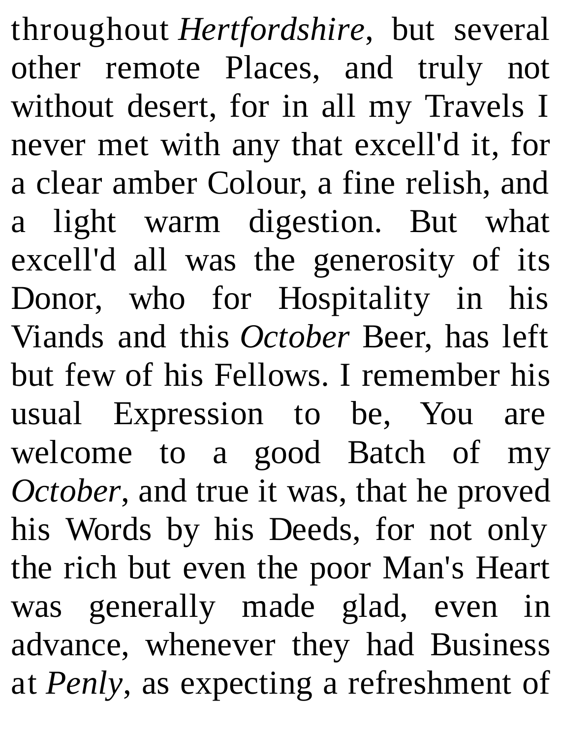throughout *Hertfordshire*, but several other remote Places, and truly not without desert, for in all my Travels I never met with any that excell'd it, for a clear amber Colour, a fine relish, and a light warm digestion. But what excell'd all was the generosity of its Donor, who for Hospitality in his Viands and this *October* Beer, has left but few of his Fellows. I remember his usual Expression to be, You are welcome to a good Batch of my *October*, and true it was, that he proved his Words by his Deeds, for not only the rich but even the poor Man's Heart was generally made glad, even in advance, whenever they had Business at *Penly*, as expecting a refreshment of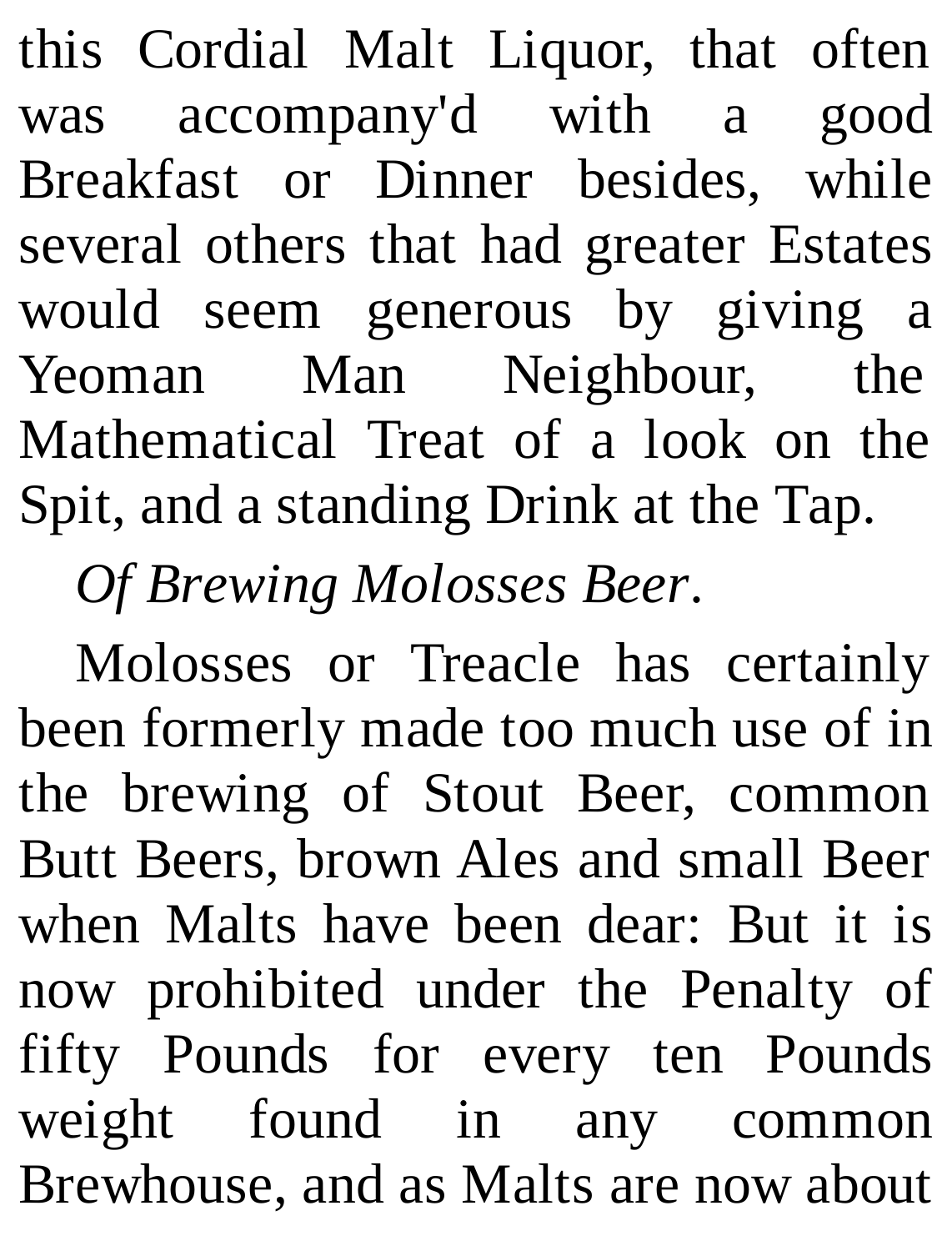this Cordial Malt Liquor, that often was accompany'd with a good Breakfast or Dinner besides, while several others that had greater Estates would seem generous by giving a Yeoman Man Neighbour, the Mathematical Treat of a look on the Spit, and a standing Drink at the Tap.

*Of Brewing Molosses Beer.*

Molosses or Treacle has certainly been formerly made too much use of in the brewing of Stout Beer, common Butt Beers, brown Ales and small Beer when Malts have been dear: But it is now prohibited under the Penalty of fifty Pounds for every ten Pounds weight found in any common Brewhouse, and as Malts are now about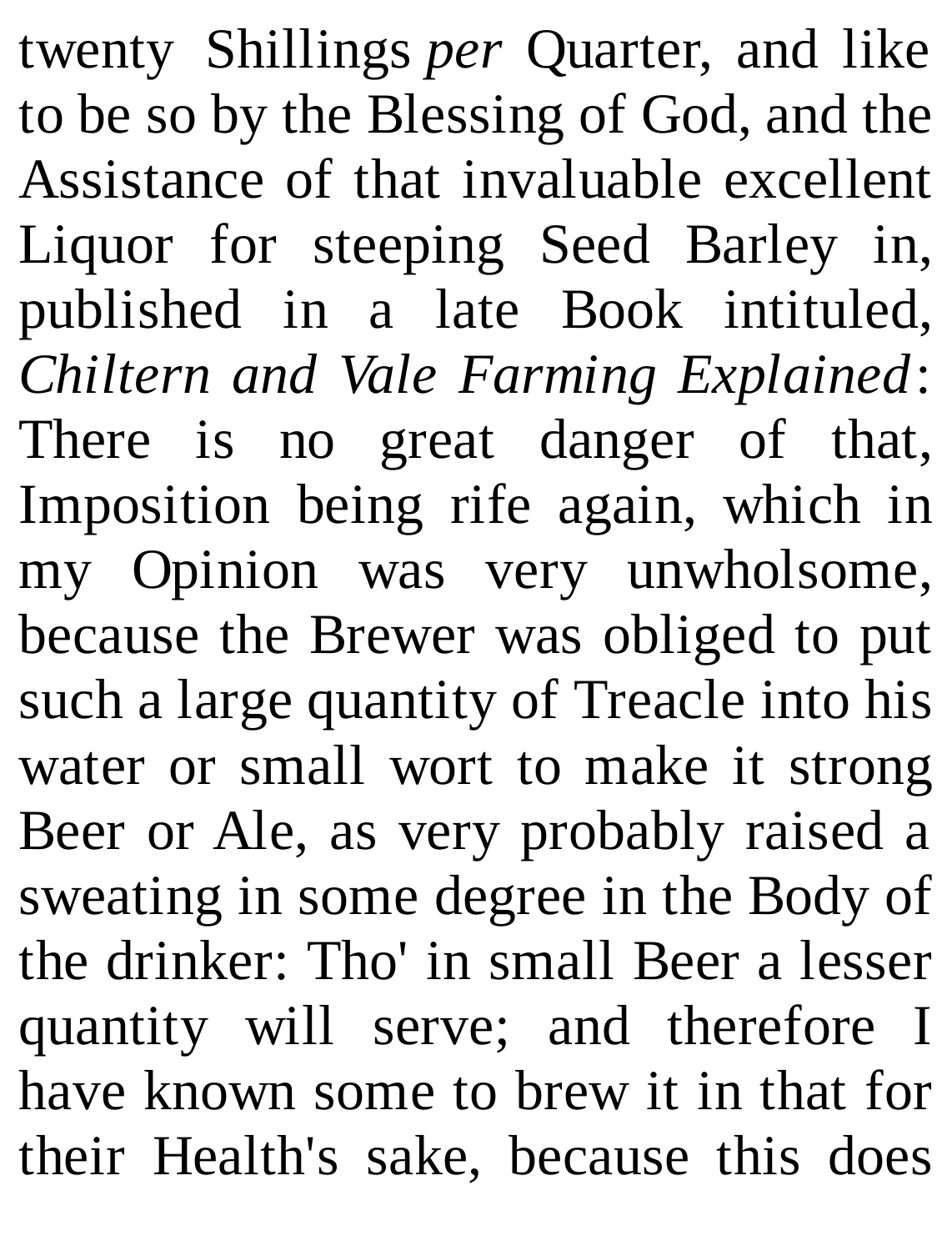twenty Shillings *per* Quarter, and like to be so by the Blessing of God, and the Assistance of that invaluable excellent Liquor for steeping Seed Barley in, published in a late Book intituled, *Chiltern and Vale Farming Explained*: There is no great danger of that, Imposition being rife again, which in my Opinion was very unwholsome, because the Brewer was obliged to put such a large quantity of Treacle into his water or small wort to make it strong Beer or Ale, as very probably raised a sweating in some degree in the Body of the drinker: Tho' in small Beer a lesser quantity will serve; and therefore I have known some to brew it in that for their Health's sake, because this does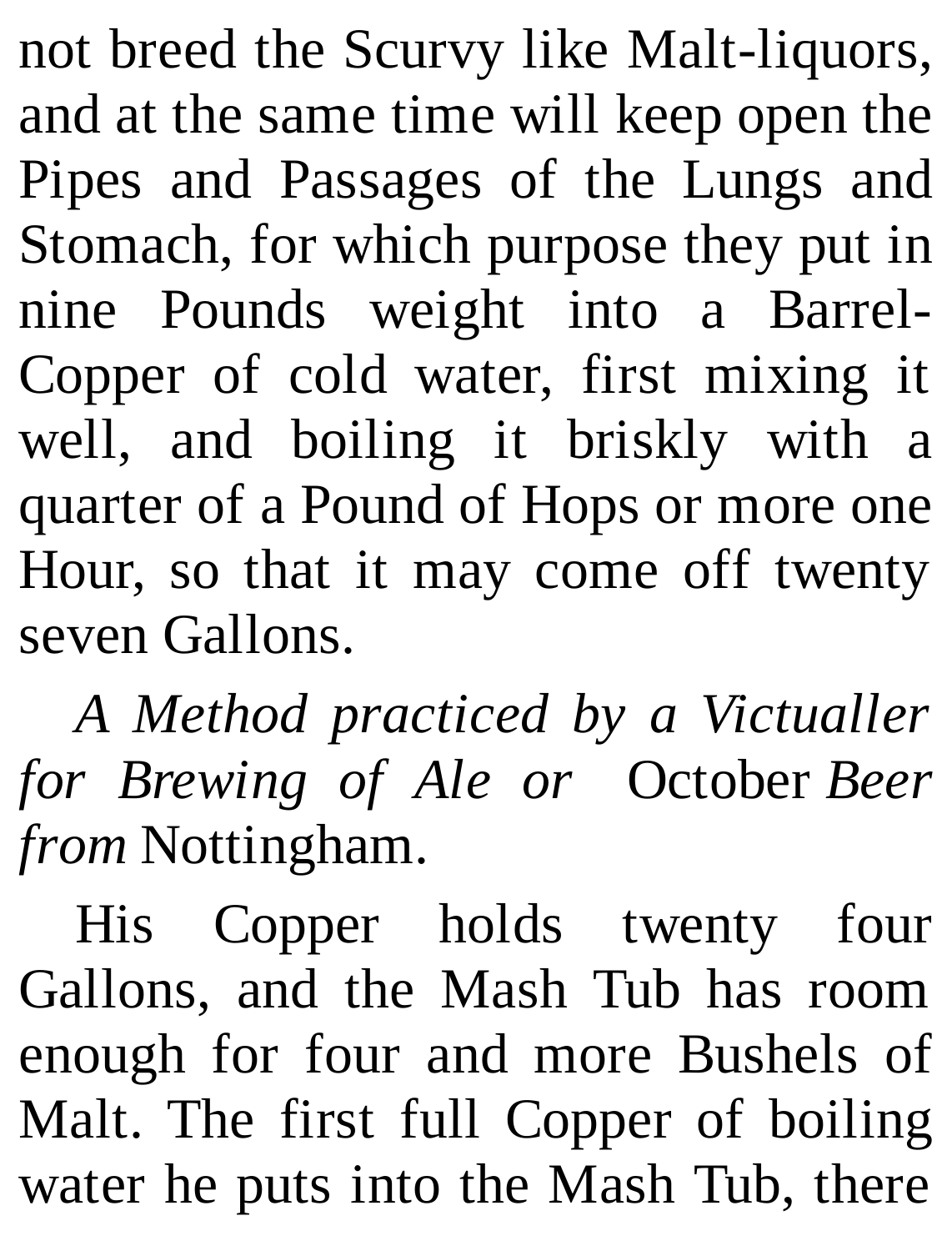not breed the Scurvy like Malt-liquors, and at the same time will keep open the Pipes and Passages of the Lungs and Stomach, for which purpose they put in nine Pounds weight into a Barrel-Copper of cold water, first mixing it well, and boiling it briskly with a quarter of a Pound of Hops or more one Hour, so that it may come off twenty seven Gallons.

*A Method practiced by a Victualler for Brewing of Ale or* October *Beer from* Nottingham.

His Copper holds twenty four Gallons, and the Mash Tub has room enough for four and more Bushels of Malt. The first full Copper of boiling water he puts into the Mash Tub, there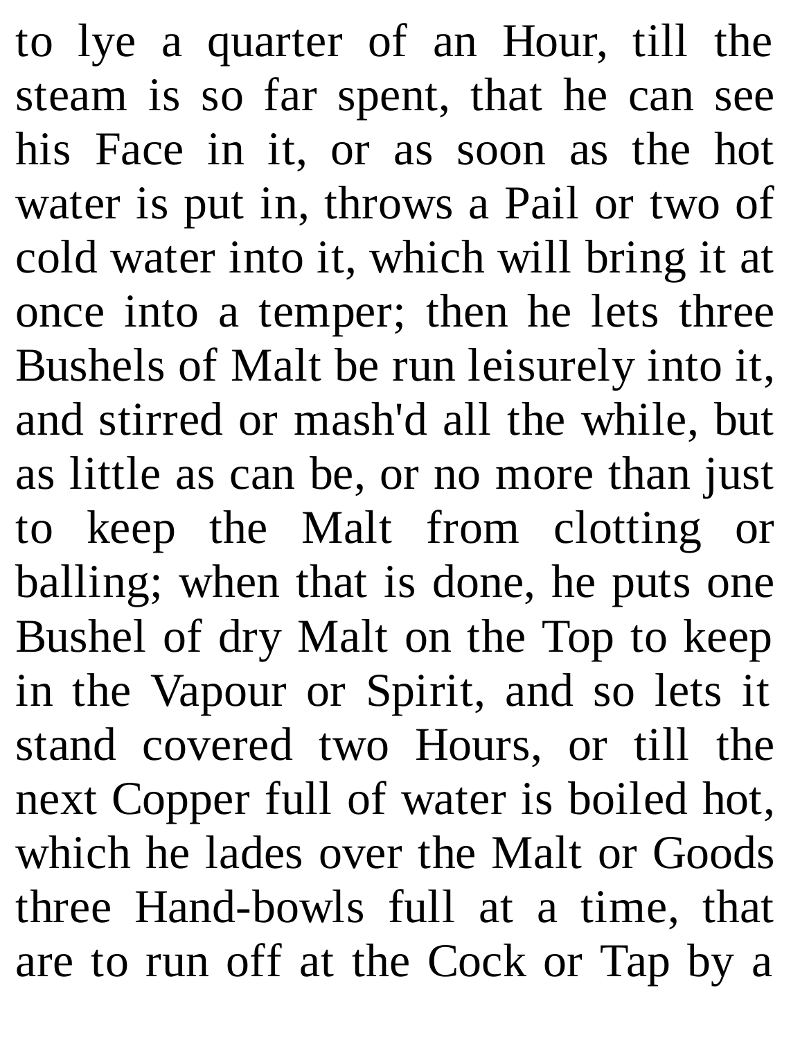to lye a quarter of an Hour, till the steam is so far spent, that he can see his Face in it, or as soon as the hot water is put in, throws a Pail or two of cold water into it, which will bring it at once into a temper; then he lets three Bushels of Malt be run leisurely into it, and stirred or mash'd all the while, but as little as can be, or no more than just to keep the Malt from clotting or balling; when that is done, he puts one Bushel of dry Malt on the Top to keep in the Vapour or Spirit, and so lets it stand covered two Hours, or till the next Copper full of water is boiled hot, which he lades over the Malt or Goods three Hand-bowls full at a time, that are to run off at the Cock or Tap by a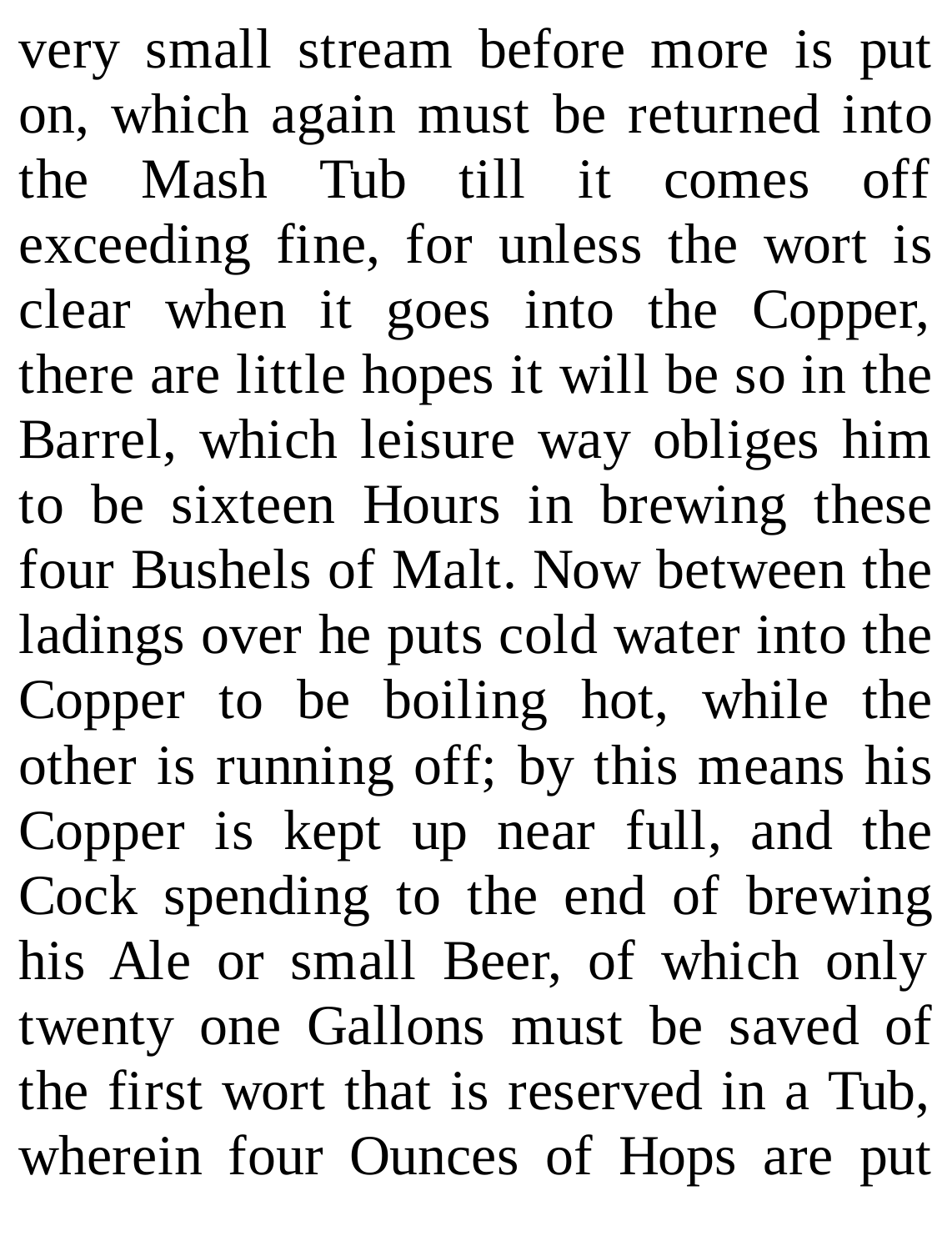very small stream before more is put on, which again must be returned into the Mash Tub till it comes off exceeding fine, for unless the wort is clear when it goes into the Copper, there are little hopes it will be so in the Barrel, which leisure way obliges him to be sixteen Hours in brewing these four Bushels of Malt. Now between the ladings over he puts cold water into the Copper to be boiling hot, while the other is running off; by this means his Copper is kept up near full, and the Cock spending to the end of brewing his Ale or small Beer, of which only twenty one Gallons must be saved of the first wort that is reserved in a Tub, wherein four Ounces of Hops are put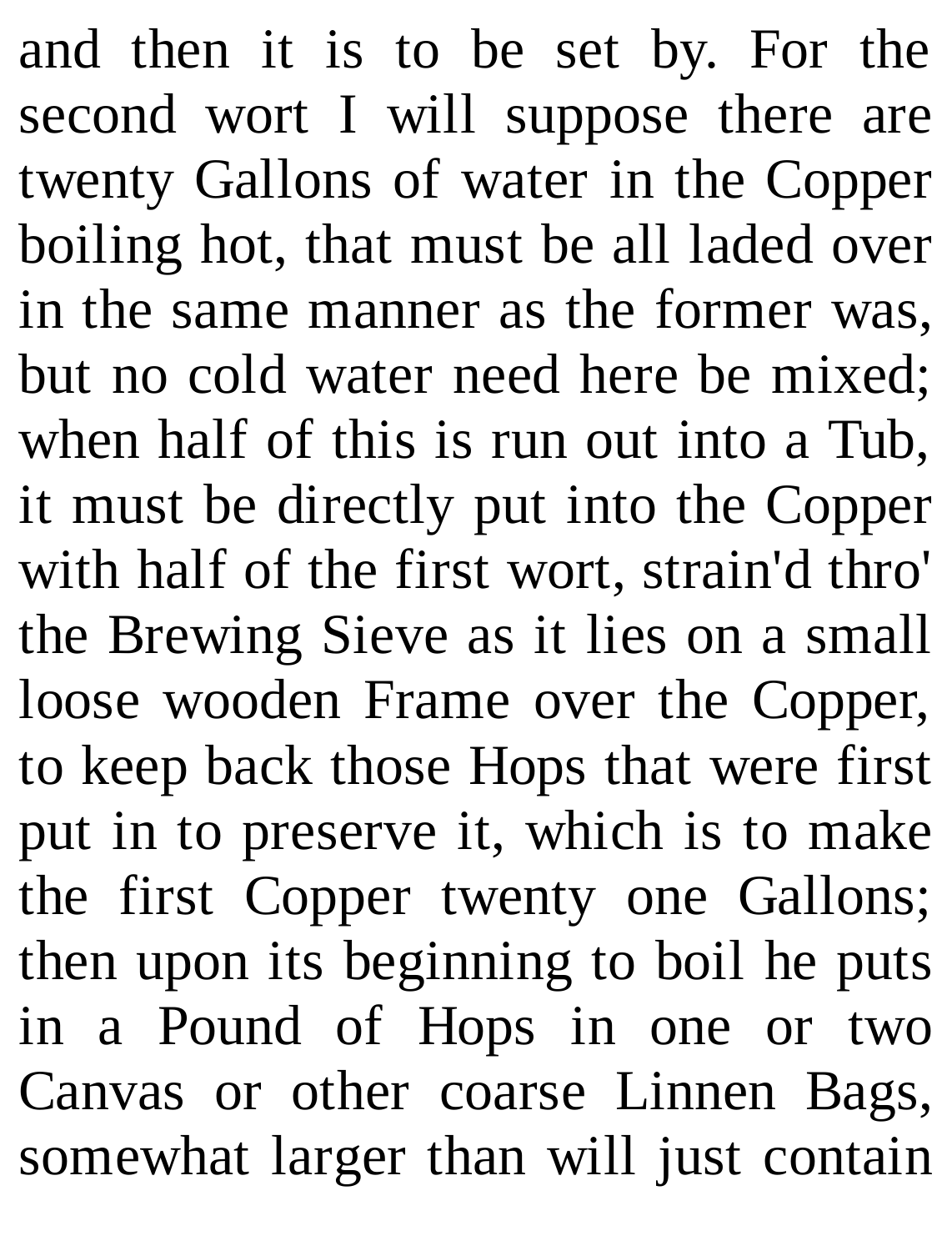and then it is to be set by. For the second wort I will suppose there are twenty Gallons of water in the Copper boiling hot, that must be all laded over in the same manner as the former was, but no cold water need here be mixed; when half of this is run out into a Tub, it must be directly put into the Copper with half of the first wort, strain'd thro' the Brewing Sieve as it lies on a small loose wooden Frame over the Copper, to keep back those Hops that were first put in to preserve it, which is to make the first Copper twenty one Gallons; then upon its beginning to boil he puts in a Pound of Hops in one or two Canvas or other coarse Linnen Bags, somewhat larger than will just contain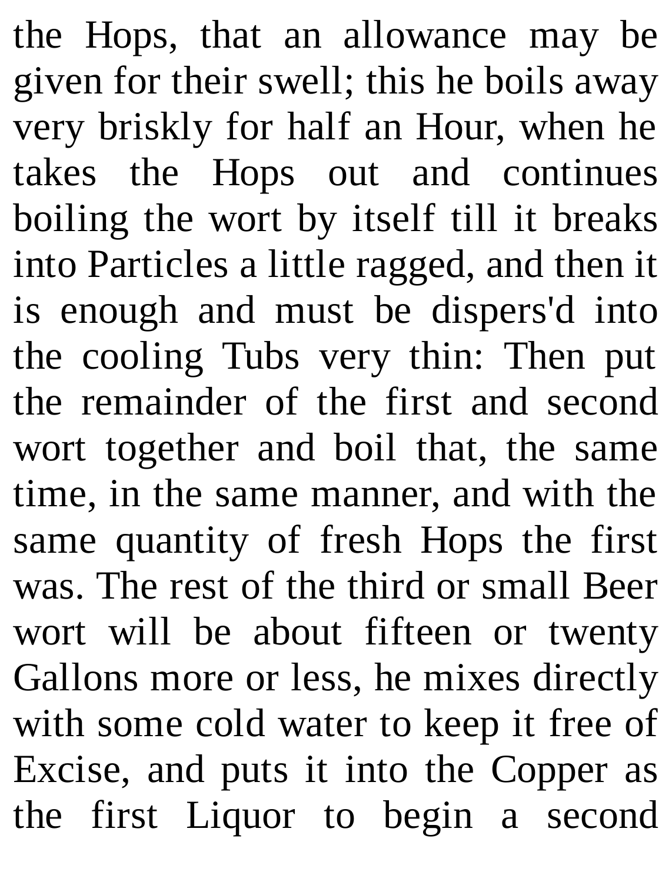the Hops, that an allowance may be given for their swell; this he boils away very briskly for half an Hour, when he takes the Hops out and continues boiling the wort by itself till it breaks into Particles a little ragged, and then it is enough and must be dispers'd into the cooling Tubs very thin: Then put the remainder of the first and second wort together and boil that, the same time, in the same manner, and with the same quantity of fresh Hops the first was. The rest of the third or small Beer wort will be about fifteen or twenty Gallons more or less, he mixes directly with some cold water to keep it free of Excise, and puts it into the Copper as the first Liquor to begin a second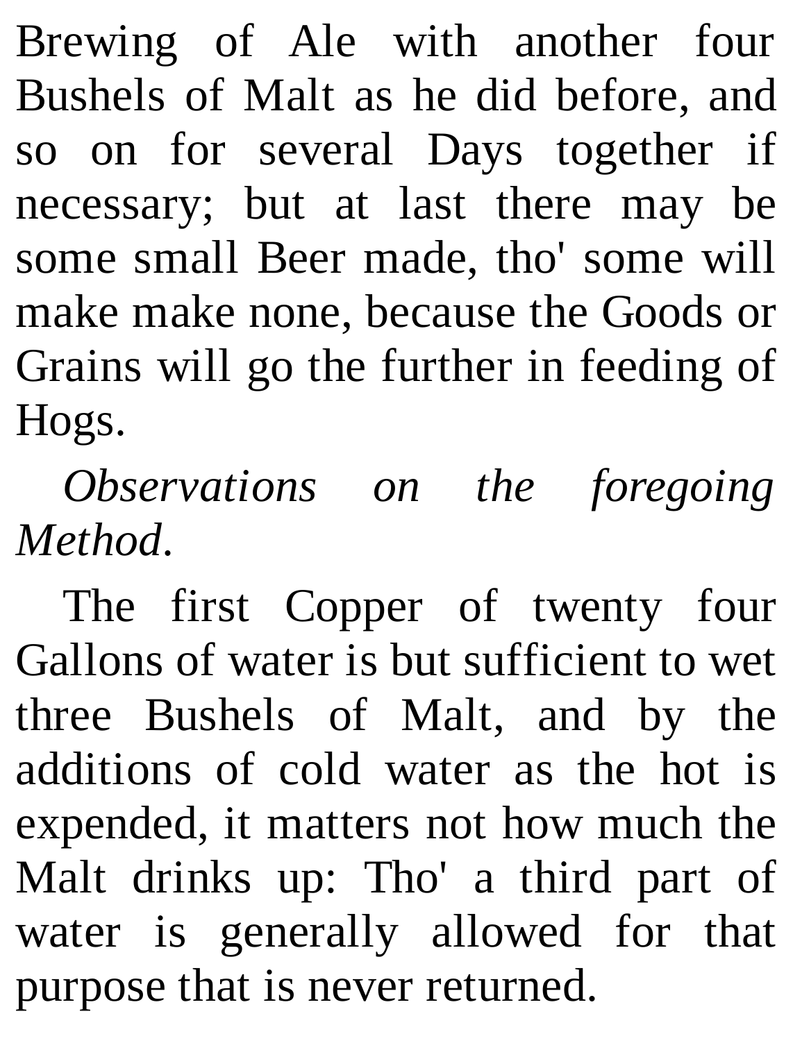Brewing of Ale with another four Bushels of Malt as he did before, and so on for several Days together if necessary; but at last there may be some small Beer made, tho' some will make make none, because the Goods or Grains will go the further in feeding of Hogs.

*Observations on the foregoing Method.*

The first Copper of twenty four Gallons of water is but sufficient to wet three Bushels of Malt, and by the additions of cold water as the hot is expended, it matters not how much the Malt drinks up: Tho' a third part of water is generally allowed for that purpose that is never returned.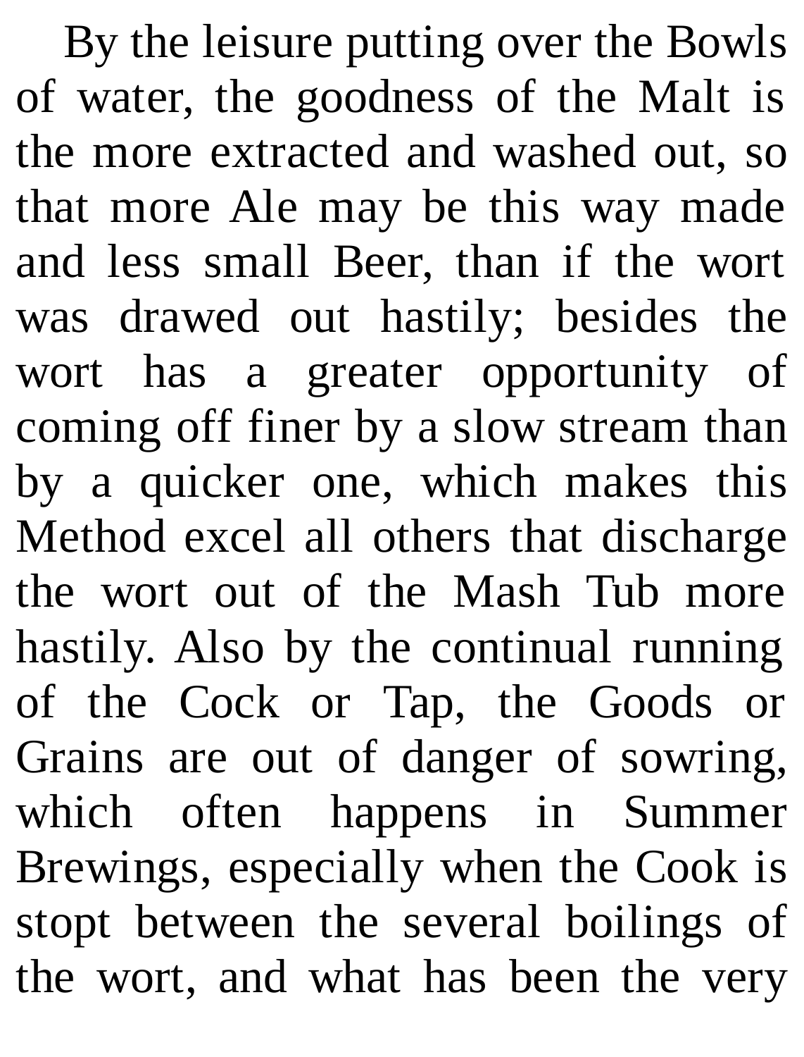By the leisure putting over the Bowls of water, the goodness of the Malt is the more extracted and washed out, so that more Ale may be this way made and less small Beer, than if the wort was drawed out hastily; besides the wort has a greater opportunity of coming off finer by a slow stream than by a quicker one, which makes this Method excel all others that discharge the wort out of the Mash Tub more hastily. Also by the continual running of the Cock or Tap, the Goods or Grains are out of danger of sowring, which often happens in Summer Brewings, especially when the Cook is stopt between the several boilings of the wort, and what has been the very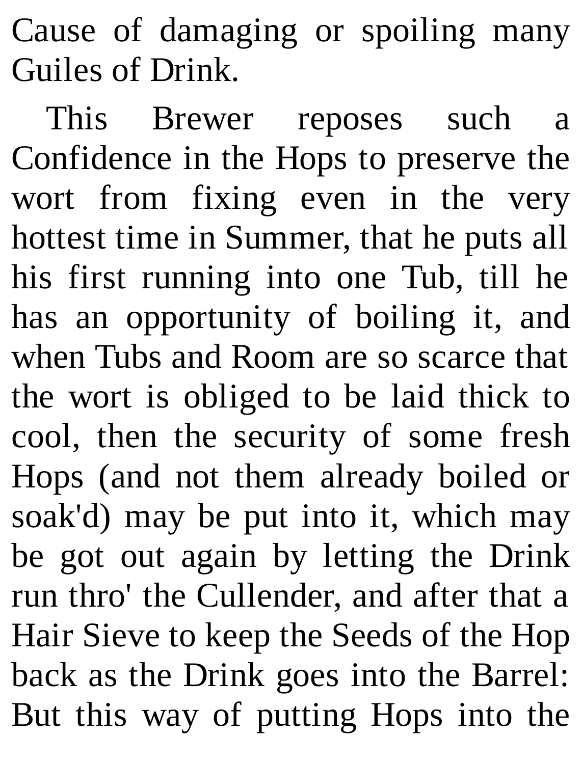Cause of damaging or spoiling many Guiles of Drink.

This Brewer reposes such a Confidence in the Hops to preserve the wort from fixing even in the very hottest time in Summer, that he puts all his first running into one Tub, till he has an opportunity of boiling it, and when Tubs and Room are so scarce that the wort is obliged to be laid thick to cool, then the security of some fresh Hops (and not them already boiled or soak'd) may be put into it, which may be got out again by letting the Drink run thro' the Cullender, and after that a Hair Sieve to keep the Seeds of the Hop back as the Drink goes into the Barrel: But this way of putting Hops into the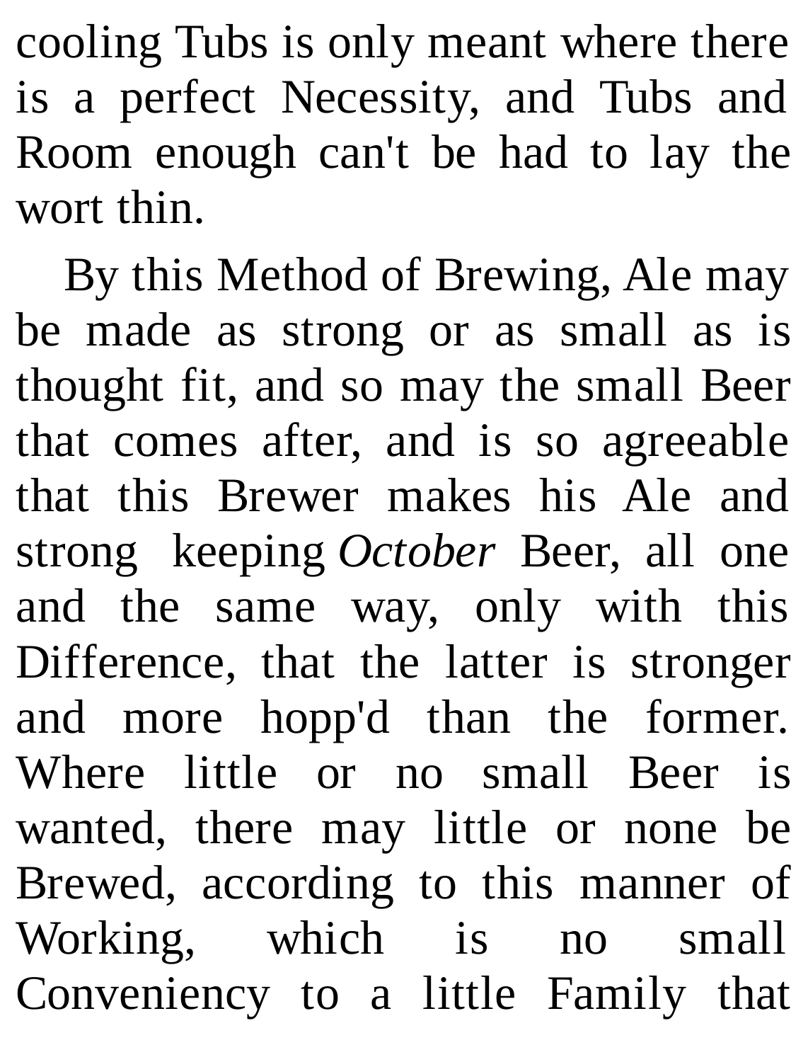cooling Tubs is only meant where there is a perfect Necessity, and Tubs and Room enough can't be had to lay the wort thin.

By this Method of Brewing, Ale may be made as strong or as small as is thought fit, and so may the small Beer that comes after, and is so agreeable that this Brewer makes his Ale and strong keeping *October* Beer, all one and the same way, only with this Difference, that the latter is stronger and more hopp'd than the former. Where little or no small Beer is wanted, there may little or none be Brewed, according to this manner of Working, which is no small Conveniency to a little Family that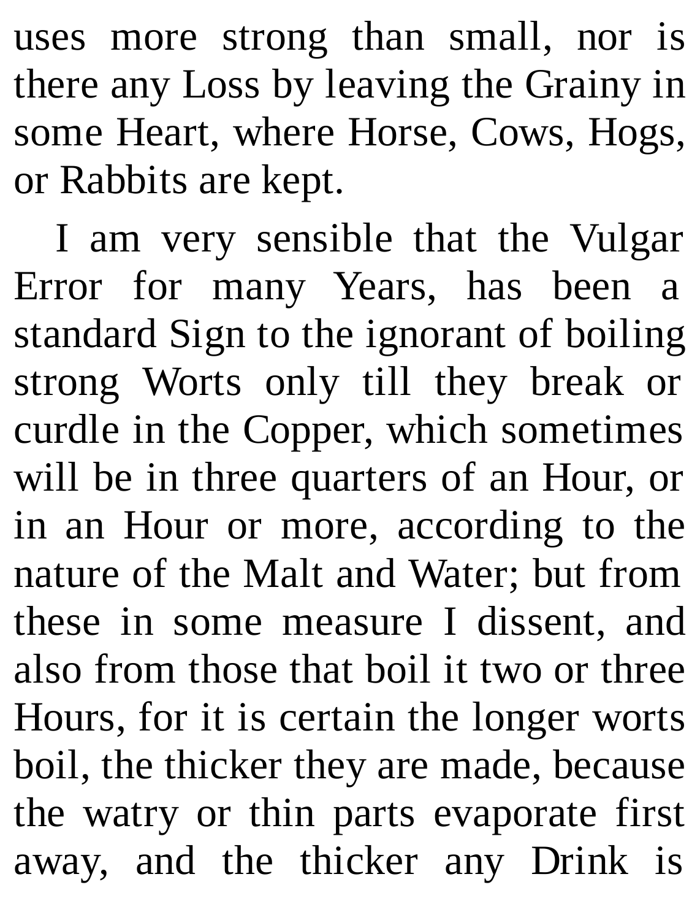uses more strong than small, nor is there any Loss by leaving the Grainy in some Heart, where Horse, Cows, Hogs, or Rabbits are kept.

I am very sensible that the Vulgar Error for many Years, has been a standard Sign to the ignorant of boiling strong Worts only till they break or curdle in the Copper, which sometimes will be in three quarters of an Hour, or in an Hour or more, according to the nature of the Malt and Water; but from these in some measure I dissent, and also from those that boil it two or three Hours, for it is certain the longer worts boil, the thicker they are made, because the watry or thin parts evaporate first away, and the thicker any Drink is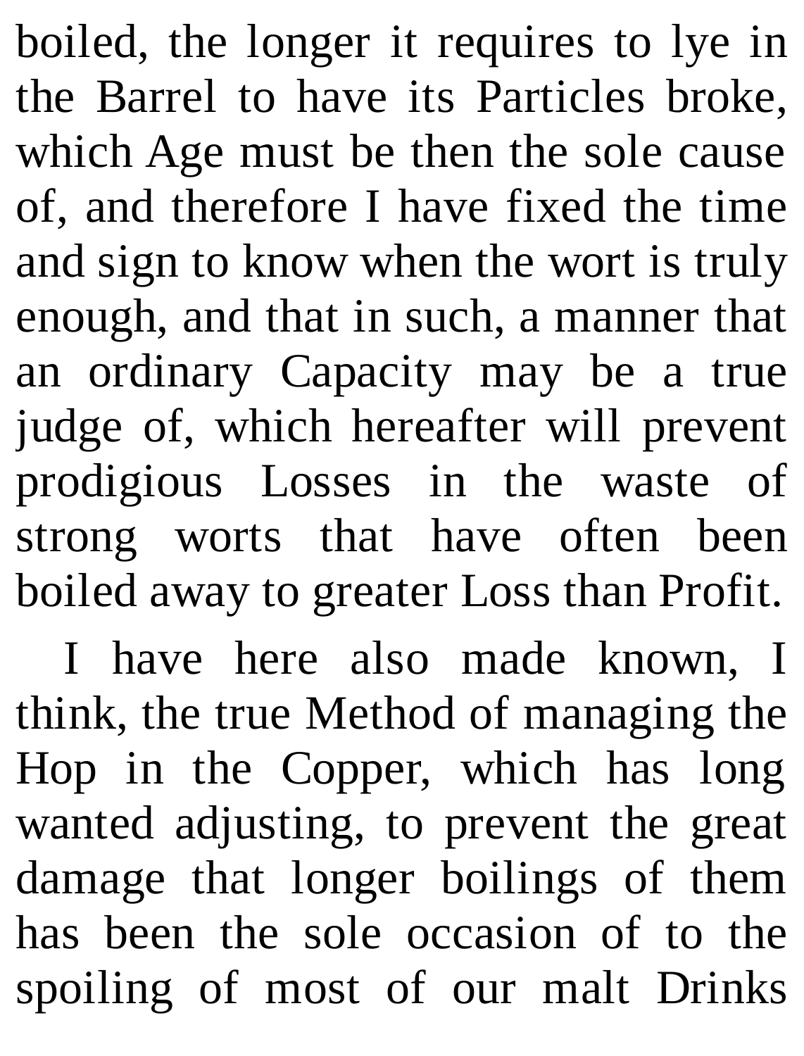boiled, the longer it requires to lye in the Barrel to have its Particles broke, which Age must be then the sole cause of, and therefore I have fixed the time and sign to know when the wort is truly enough, and that in such, a manner that an ordinary Capacity may be a true judge of, which hereafter will prevent prodigious Losses in the waste of strong worts that have often been boiled away to greater Loss than Profit.

I have here also made known, I think, the true Method of managing the Hop in the Copper, which has long wanted adjusting, to prevent the great damage that longer boilings of them has been the sole occasion of to the spoiling of most of our malt Drinks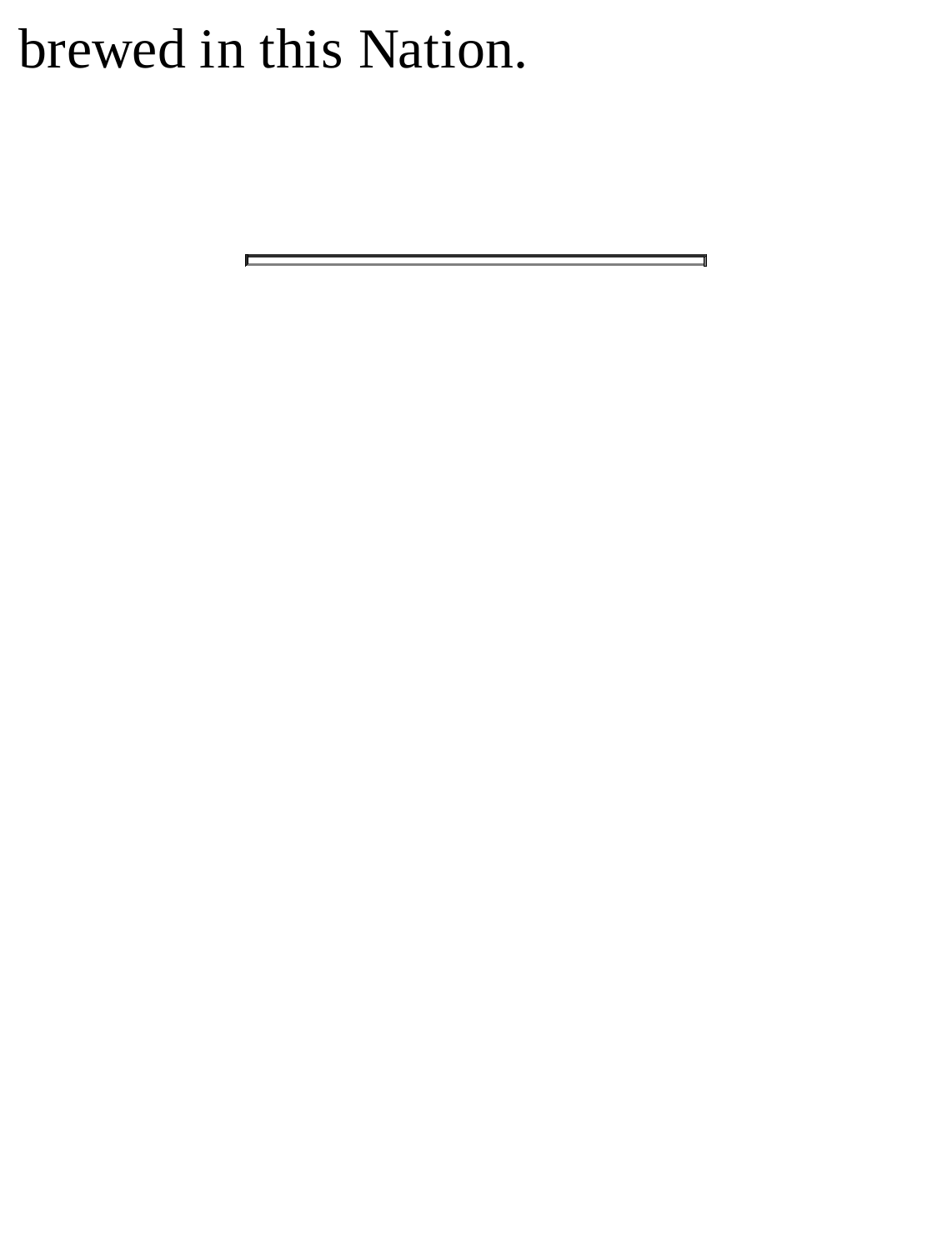brewed in this Nation.

---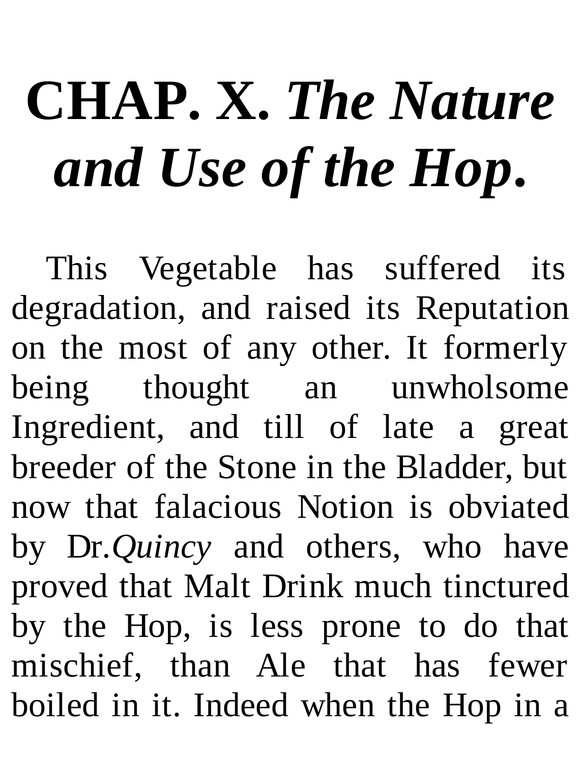# CHAP. X. *The Nature and Use of the Hop*.

This Vegetable has suffered its degradation, and raised its Reputation on the most of any other. It formerly being thought an unwholsome Ingredient, and till of late a great breeder of the Stone in the Bladder, but now that falacious Notion is obviated by Dr.*Quincy* and others, who have proved that Malt Drink much tinctured by the Hop, is less prone to do that mischief, than Ale that has fewer boiled in it. Indeed when the Hop in a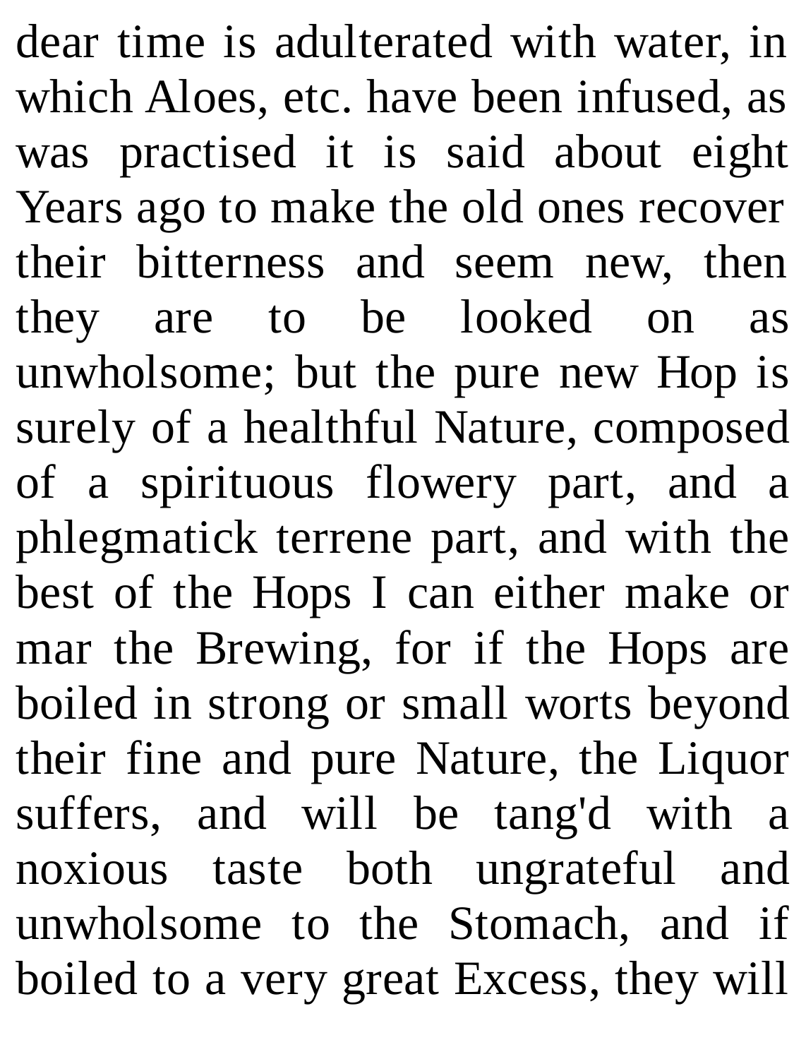dear time is adulterated with water, in which Aloes, etc. have been infused, as was practised it is said about eight Years ago to make the old ones recover their bitterness and seem new, then they are to be looked on as unwholsome; but the pure new Hop is surely of a healthful Nature, composed of a spirituous flowery part, and a phlegmatick terrene part, and with the best of the Hops I can either make or mar the Brewing, for if the Hops are boiled in strong or small worts beyond their fine and pure Nature, the Liquor suffers, and will be tang'd with a noxious taste both ungrateful and unwholsome to the Stomach, and if boiled to a very great Excess, they will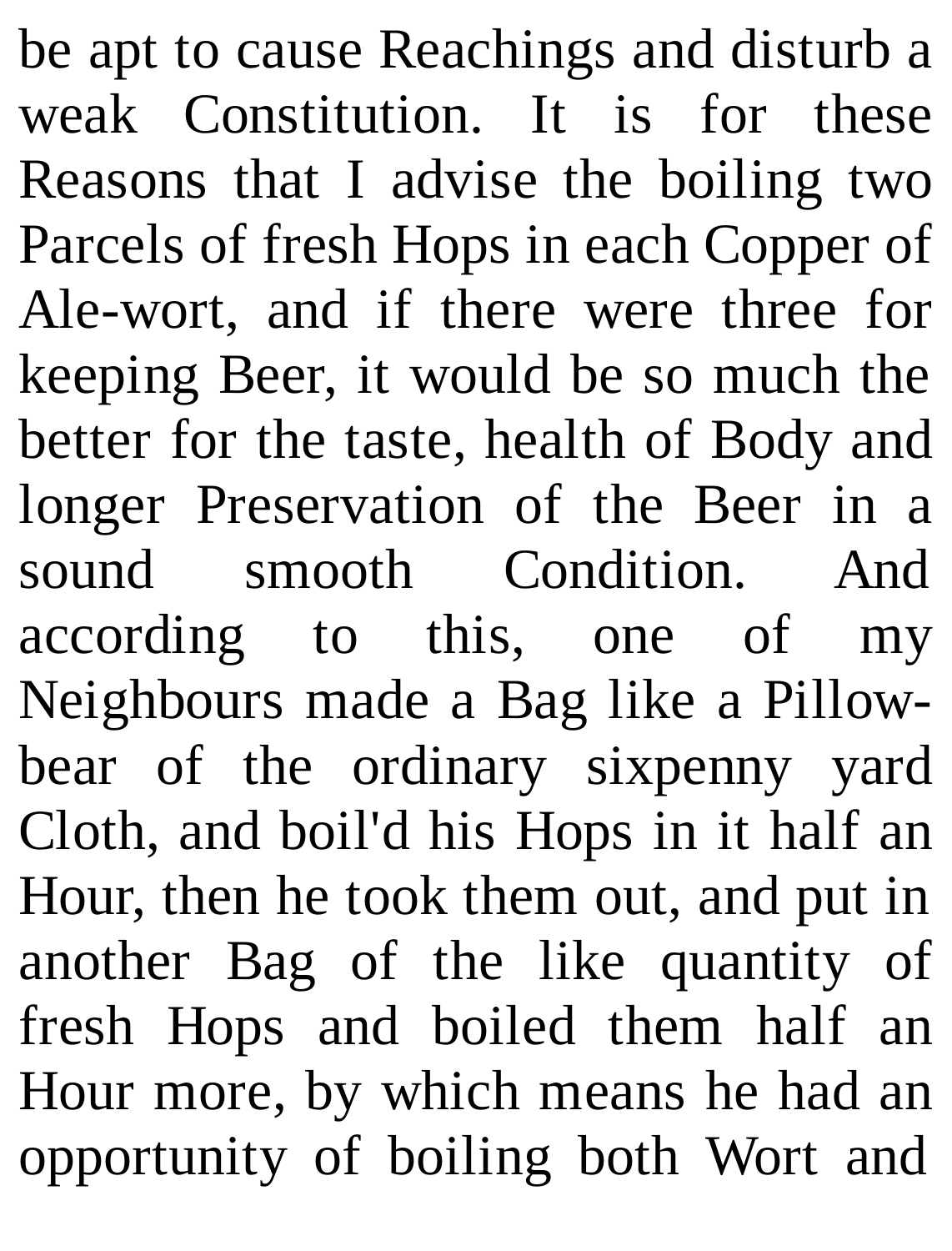be apt to cause Reachings and disturb a weak Constitution. It is for these Reasons that I advise the boiling two Parcels of fresh Hops in each Copper of Ale-wort, and if there were three for keeping Beer, it would be so much the better for the taste, health of Body and longer Preservation of the Beer in a sound smooth Condition. And according to this, one of my Neighbours made a Bag like a Pillow-bear of the ordinary sixpenny yard Cloth, and boil'd his Hops in it half an Hour, then he took them out, and put in another Bag of the like quantity of fresh Hops and boiled them half an Hour more, by which means he had an opportunity of boiling both Wort and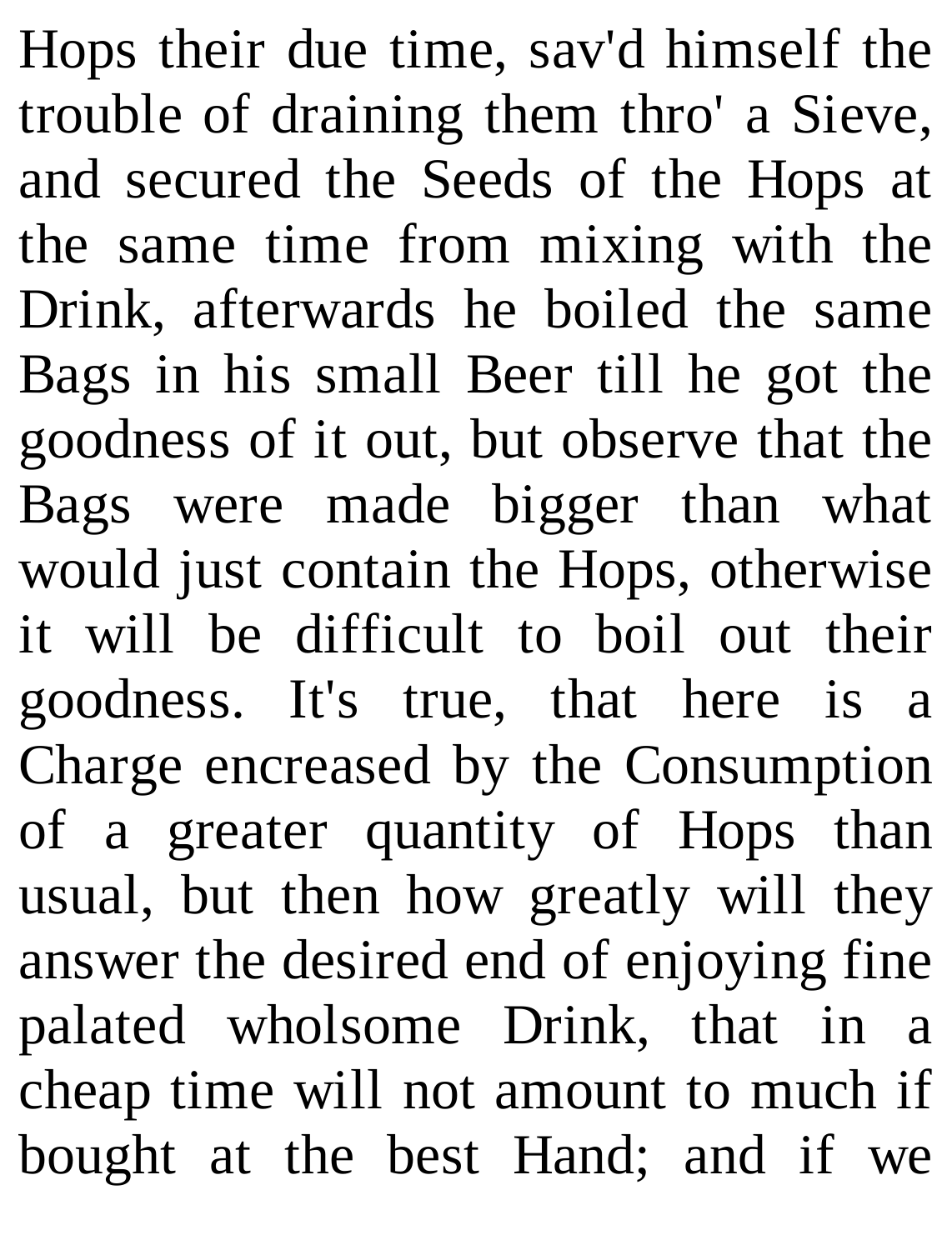Hops their due time, sav'd himself the trouble of draining them thro' a Sieve, and secured the Seeds of the Hops at the same time from mixing with the Drink, afterwards he boiled the same Bags in his small Beer till he got the goodness of it out, but observe that the Bags were made bigger than what would just contain the Hops, otherwise it will be difficult to boil out their goodness. It's true, that here is a Charge encreased by the Consumption of a greater quantity of Hops than usual, but then how greatly will they answer the desired end of enjoying fine palated wholsome Drink, that in a cheap time will not amount to much if bought at the best Hand; and if we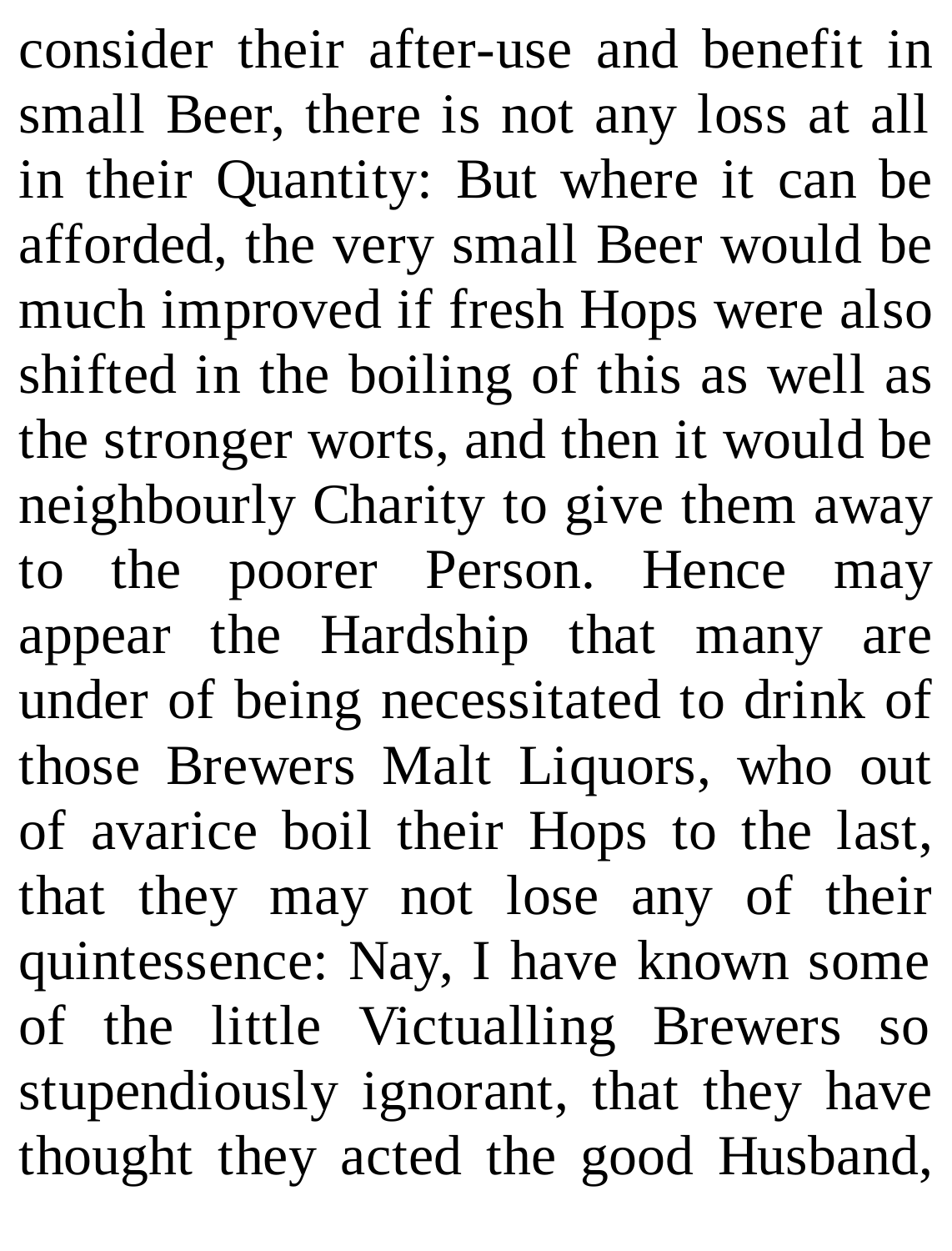consider their after-use and benefit in small Beer, there is not any loss at all in their Quantity: But where it can be afforded, the very small Beer would be much improved if fresh Hops were also shifted in the boiling of this as well as the stronger worts, and then it would be neighbourly Charity to give them away to the poorer Person. Hence may appear the Hardship that many are under of being necessitated to drink of those Brewers Malt Liquors, who out of avarice boil their Hops to the last, that they may not lose any of their quintessence: Nay, I have known some of the little Victualling Brewers so stupendiously ignorant, that they have thought they acted the good Husband,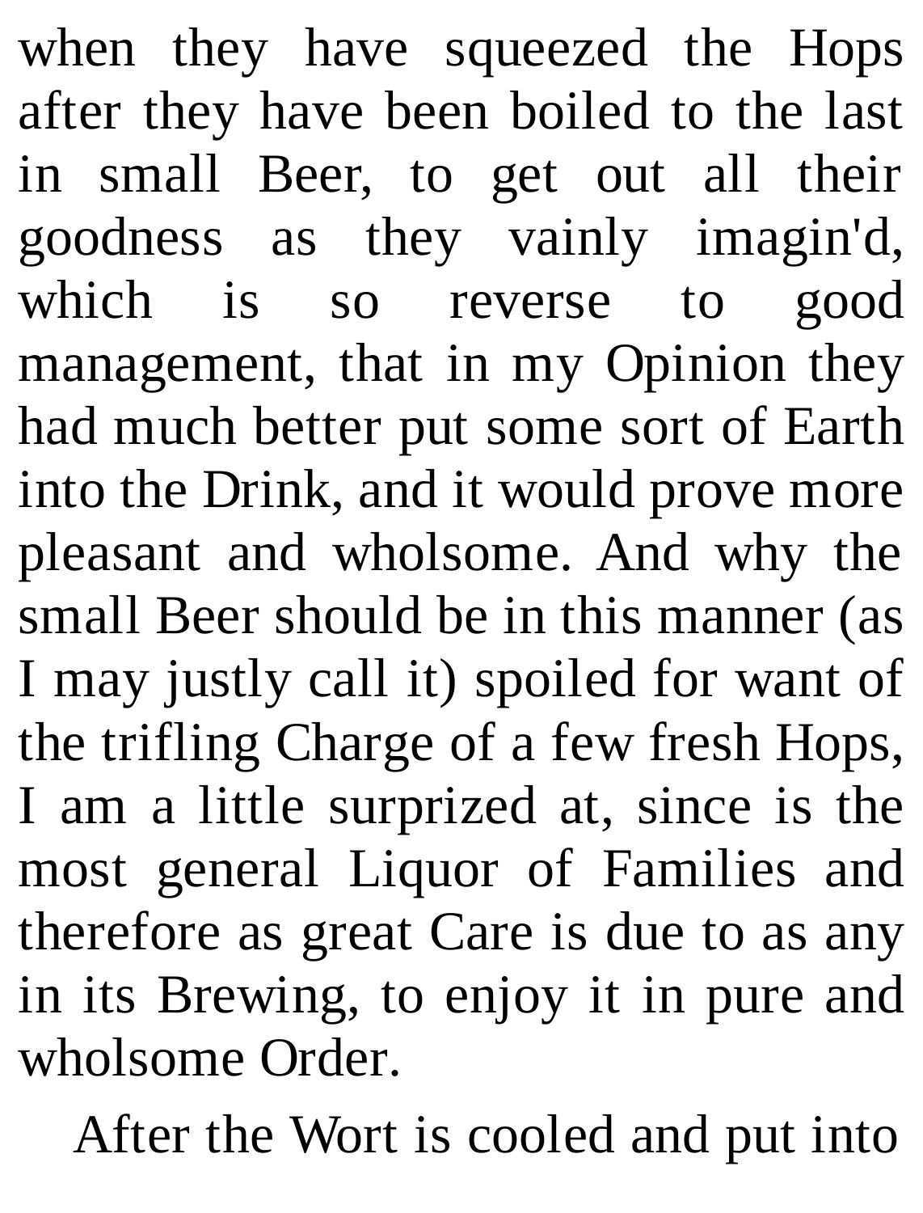when they have squeezed the Hops after they have been boiled to the last in small Beer, to get out all their goodness as they vainly imagin'd, which is so reverse to good management, that in my Opinion they had much better put some sort of Earth into the Drink, and it would prove more pleasant and wholsome. And why the small Beer should be in this manner (as I may justly call it) spoiled for want of the trifling Charge of a few fresh Hops, I am a little surprized at, since is the most general Liquor of Families and therefore as great Care is due to as any in its Brewing, to enjoy it in pure and wholsome Order.

After the Wort is cooled and put into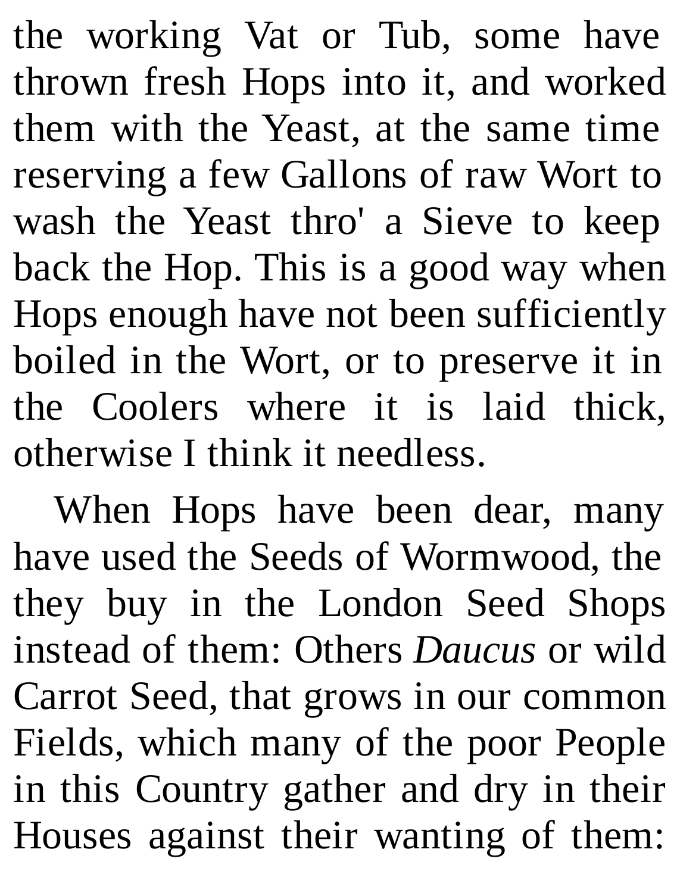the working Vat or Tub, some have thrown fresh Hops into it, and worked them with the Yeast, at the same time reserving a few Gallons of raw Wort to wash the Yeast thro' a Sieve to keep back the Hop. This is a good way when Hops enough have not been sufficiently boiled in the Wort, or to preserve it in the Coolers where it is laid thick, otherwise I think it needless.

When Hops have been dear, many have used the Seeds of Wormwood, the they buy in the London Seed Shops instead of them: Others *Daucus* or wild Carrot Seed, that grows in our common Fields, which many of the poor People in this Country gather and dry in their Houses against their wanting of them: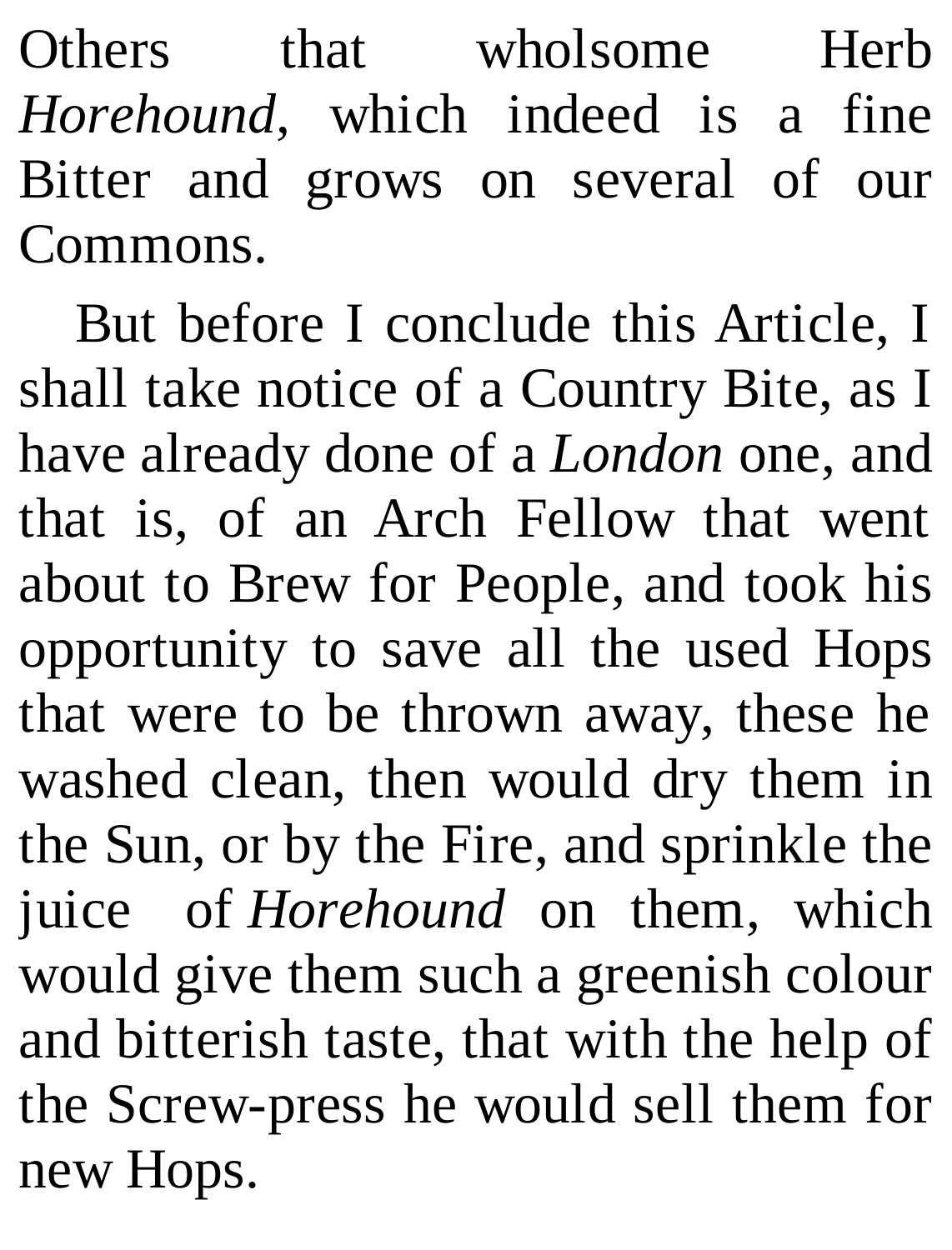Others that wholsome Herb *Horehound*, which indeed is a fine Bitter and grows on several of our Commons.

But before I conclude this Article, I shall take notice of a Country Bite, as I have already done of a *London* one, and that is, of an Arch Fellow that went about to Brew for People, and took his opportunity to save all the used Hops that were to be thrown away, these he washed clean, then would dry them in the Sun, or by the Fire, and sprinkle the juice of *Horehound* on them, which would give them such a greenish colour and bitterish taste, that with the help of the Screw-press he would sell them for new Hops.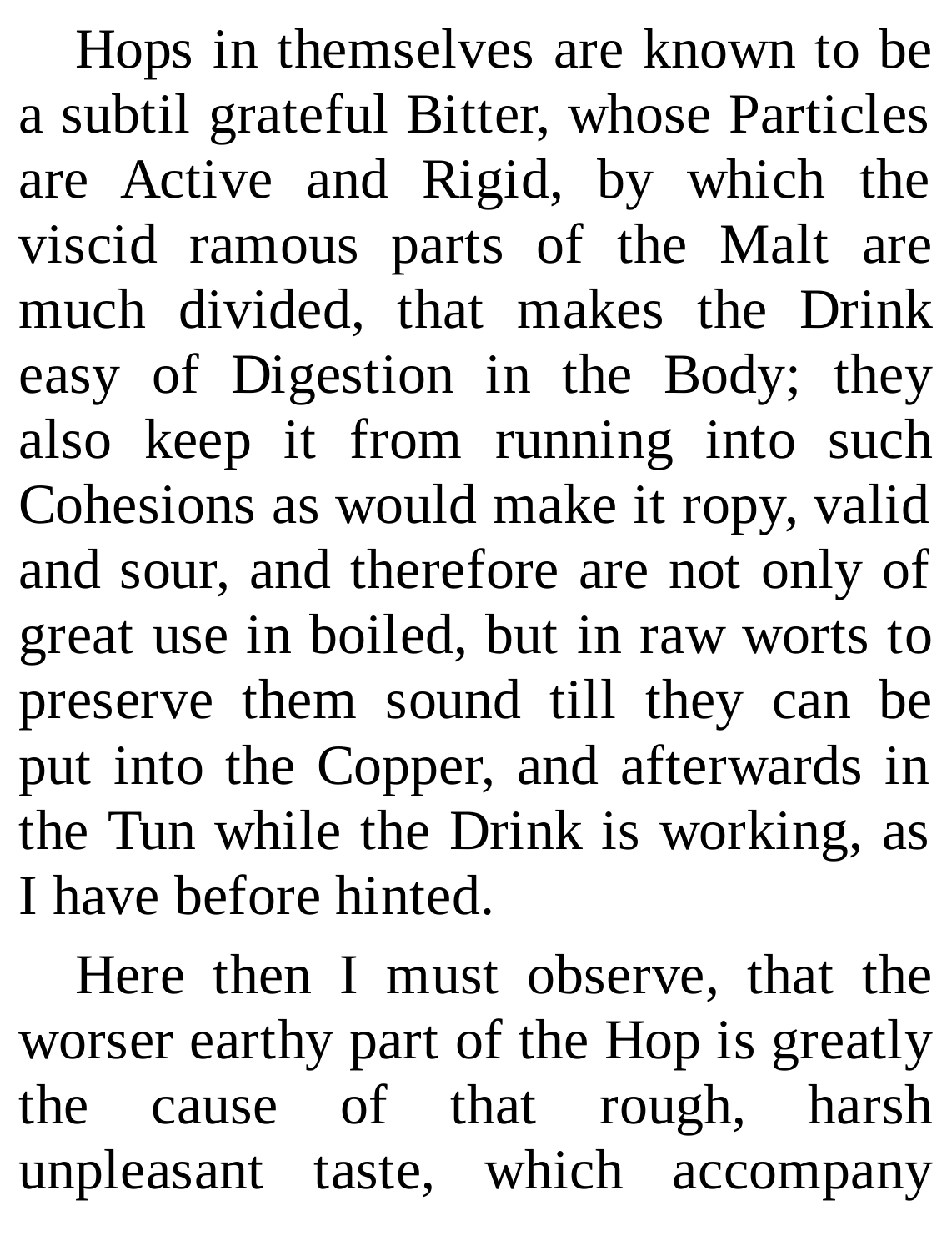Hops in themselves are known to be a subtil grateful Bitter, whose Particles are Active and Rigid, by which the viscid ramous parts of the Malt are much divided, that makes the Drink easy of Digestion in the Body; they also keep it from running into such Cohesions as would make it ropy, valid and sour, and therefore are not only of great use in boiled, but in raw worts to preserve them sound till they can be put into the Copper, and afterwards in the Tun while the Drink is working, as I have before hinted.

Here then I must observe, that the worser earthy part of the Hop is greatly the cause of that rough, harsh unpleasant taste, which accompany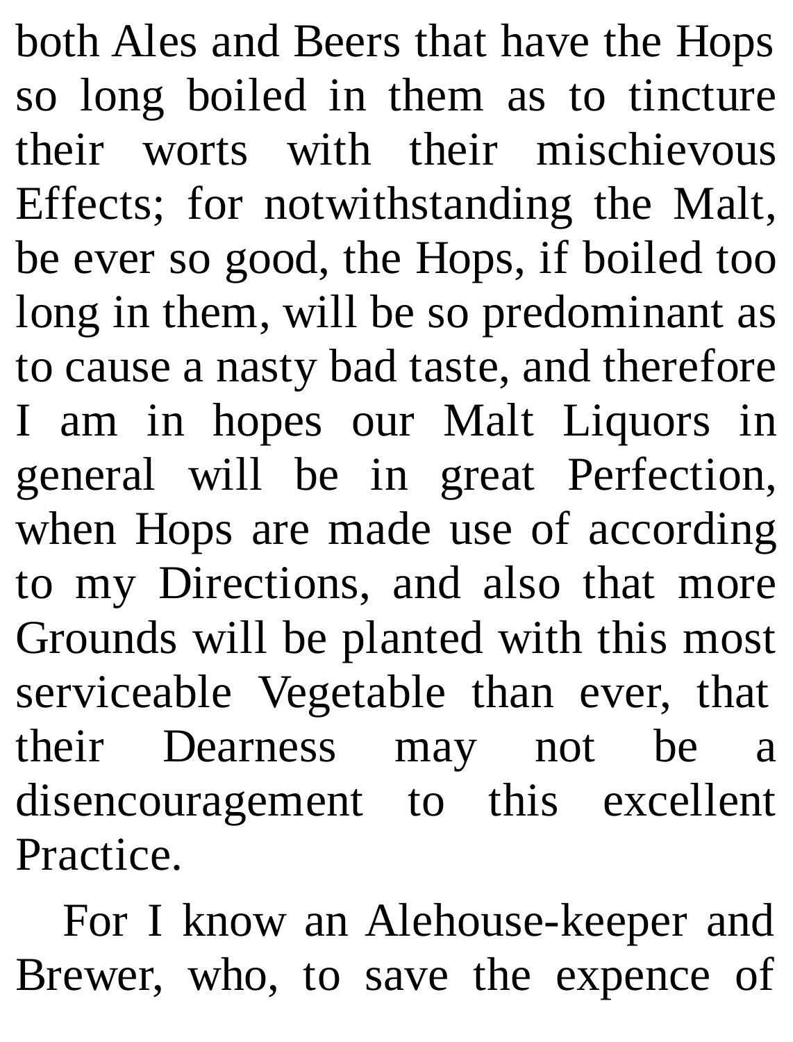both Ales and Beers that have the Hops so long boiled in them as to tincture their worts with their mischievous Effects; for notwithstanding the Malt, be ever so good, the Hops, if boiled too long in them, will be so predominant as to cause a nasty bad taste, and therefore I am in hopes our Malt Liquors in general will be in great Perfection, when Hops are made use of according to my Directions, and also that more Grounds will be planted with this most serviceable Vegetable than ever, that their Dearness may not be a disencouragement to this excellent Practice.

For I know an Alehouse-keeper and Brewer, who, to save the expence of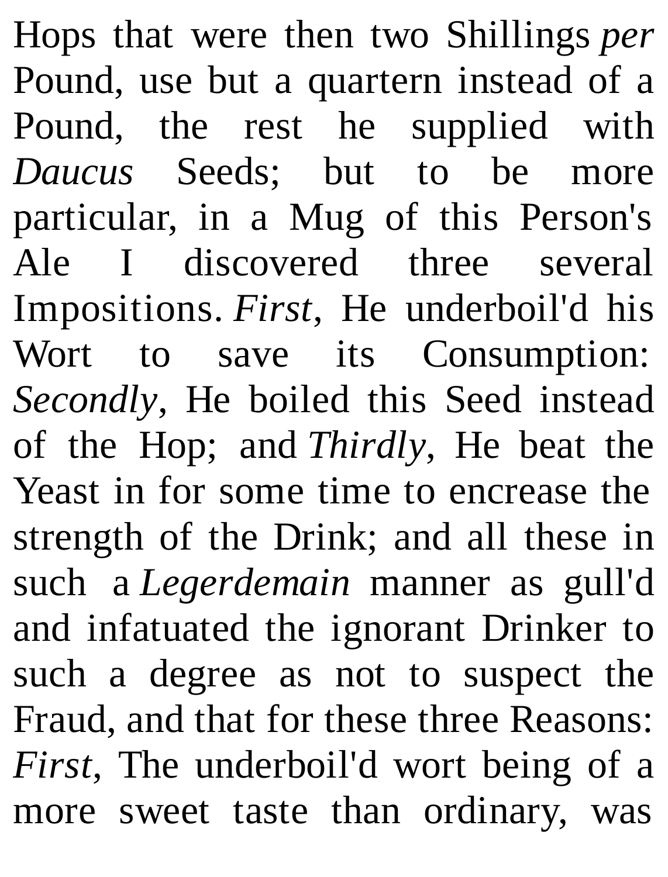Hops that were then two Shillings *per* Pound, use but a quartern instead of a Pound, the rest he supplied with *Daucus* Seeds; but to be more particular, in a Mug of this Person's Ale I discovered three several Impositions. *First*, He underboil'd his Wort to save its Consumption: *Secondly*, He boiled this Seed instead of the Hop; and *Thirdly*, He beat the Yeast in for some time to encrease the strength of the Drink; and all these in such a *Legerdemain* manner as gull'd and infatuated the ignorant Drinker to such a degree as not to suspect the Fraud, and that for these three Reasons: *First*, The underboil'd wort being of a more sweet taste than ordinary, was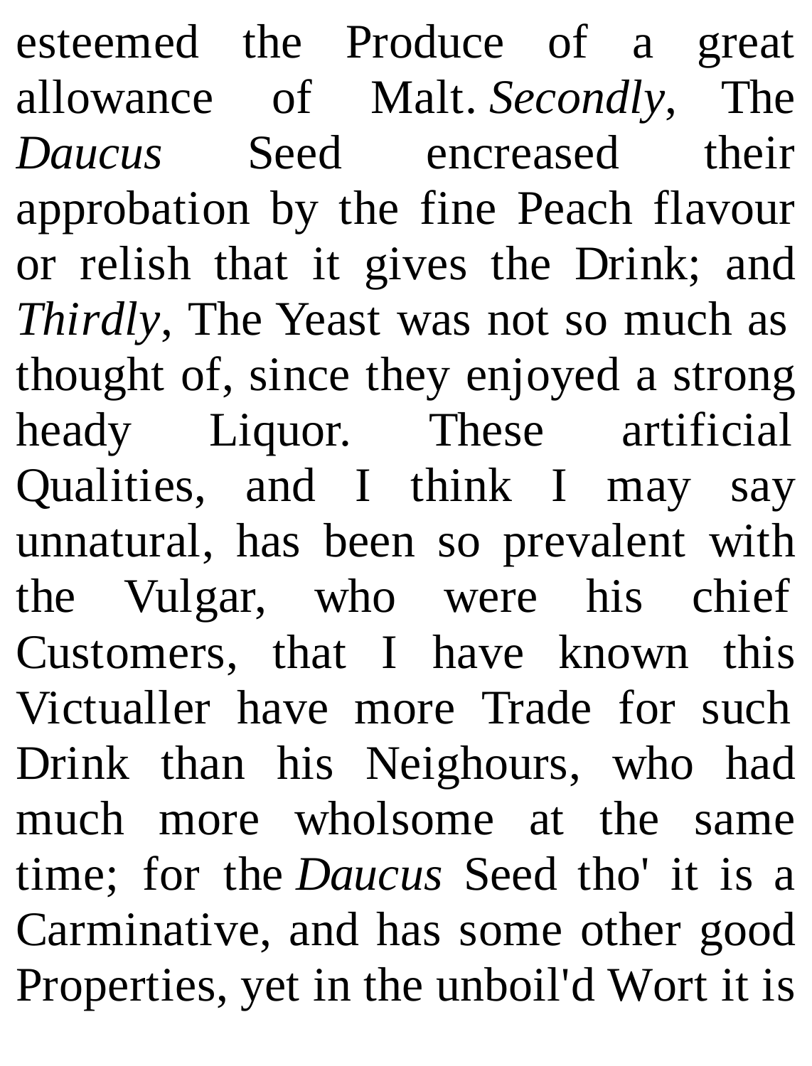esteemed the Produce of a great allowance of Malt. *Secondly*, The *Daucus* Seed encreased their approbation by the fine Peach flavour or relish that it gives the Drink; and *Thirdly*, The Yeast was not so much as thought of, since they enjoyed a strong heady Liquor. These artificial Qualities, and I think I may say unnatural, has been so prevalent with the Vulgar, who were his chief Customers, that I have known this Victualler have more Trade for such Drink than his Neighours, who had much more wholsome at the same time; for the *Daucus* Seed tho' it is a Carminative, and has some other good Properties, yet in the unboil'd Wort it is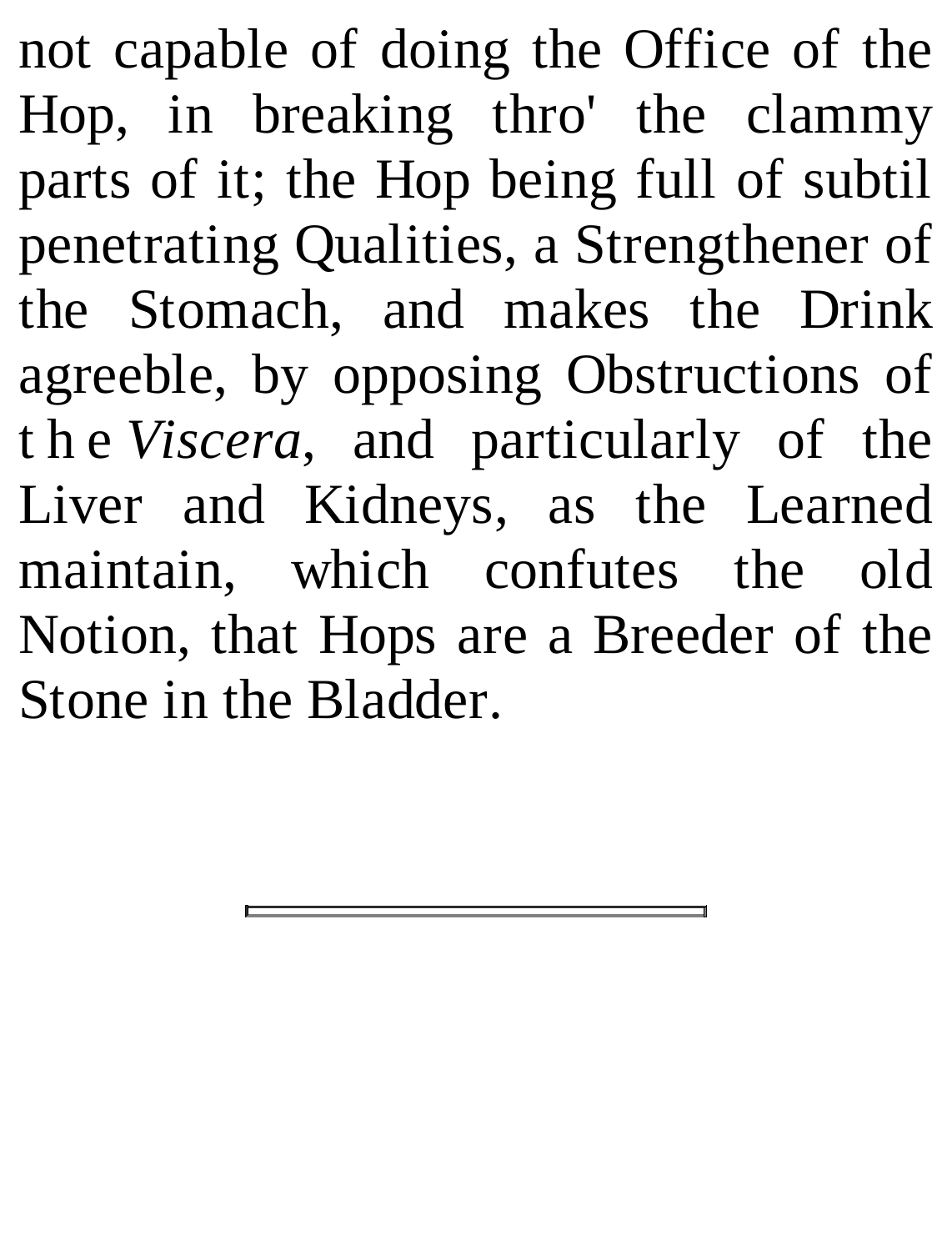not capable of doing the Office of the Hop, in breaking thro' the clammy parts of it; the Hop being full of subtil penetrating Qualities, a Strengthener of the Stomach, and makes the Drink agreeble, by opposing Obstructions of the *Viscera*, and particularly of the Liver and Kidneys, as the Learned maintain, which confutes the old Notion, that Hops are a Breeder of the Stone in the Bladder.

---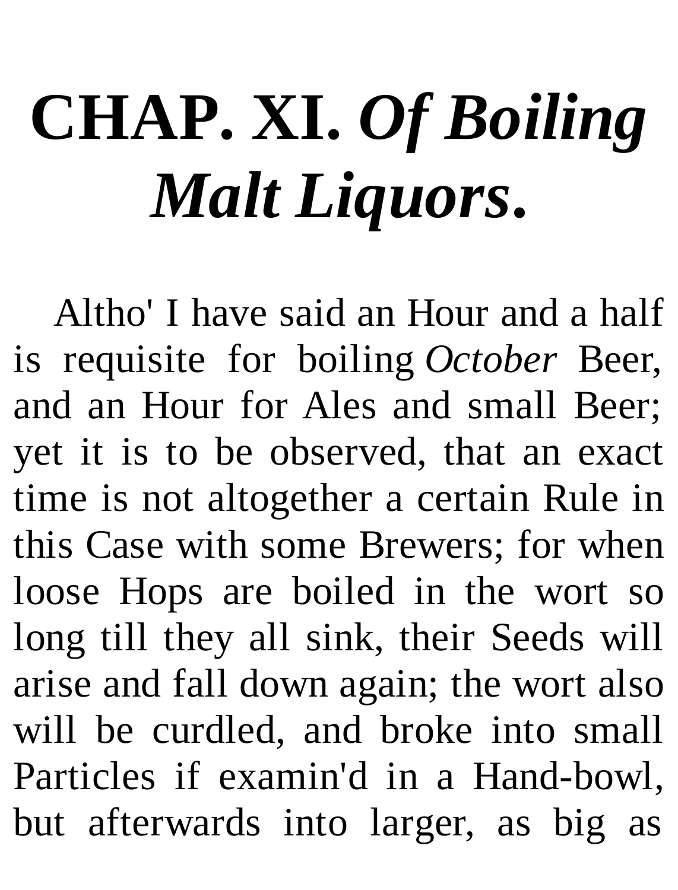# CHAP. XI. *Of Boiling Malt Liquors.*

Altho' I have said an Hour and a half is requisite for boiling *October* Beer, and an Hour for Ales and small Beer; yet it is to be observed, that an exact time is not altogether a certain Rule in this Case with some Brewers; for when loose Hops are boiled in the wort so long till they all sink, their Seeds will arise and fall down again; the wort also will be curdled, and broke into small Particles if examin'd in a Hand-bowl, but afterwards into larger, as big as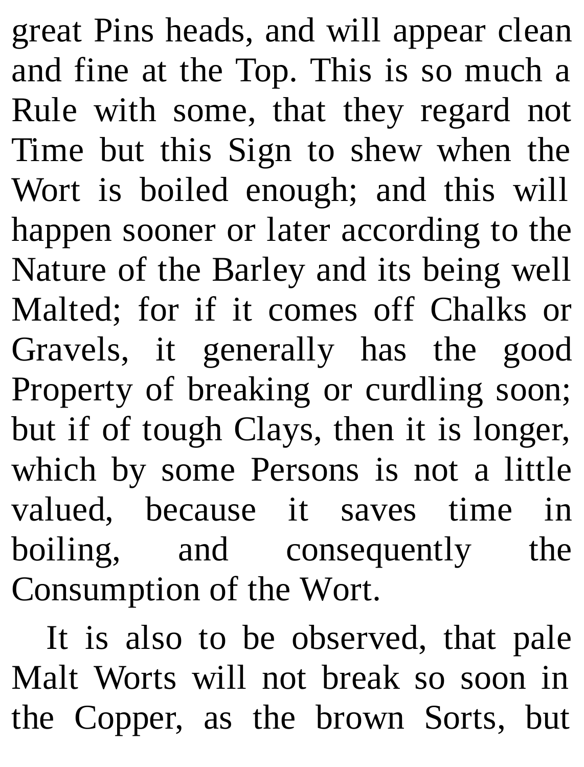great Pins heads, and will appear clean and fine at the Top. This is so much a Rule with some, that they regard not Time but this Sign to shew when the Wort is boiled enough; and this will happen sooner or later according to the Nature of the Barley and its being well Malted; for if it comes off Chalks or Gravels, it generally has the good Property of breaking or curdling soon; but if of tough Clays, then it is longer, which by some Persons is not a little valued, because it saves time in boiling, and consequently the Consumption of the Wort.

It is also to be observed, that pale Malt Worts will not break so soon in the Copper, as the brown Sorts, but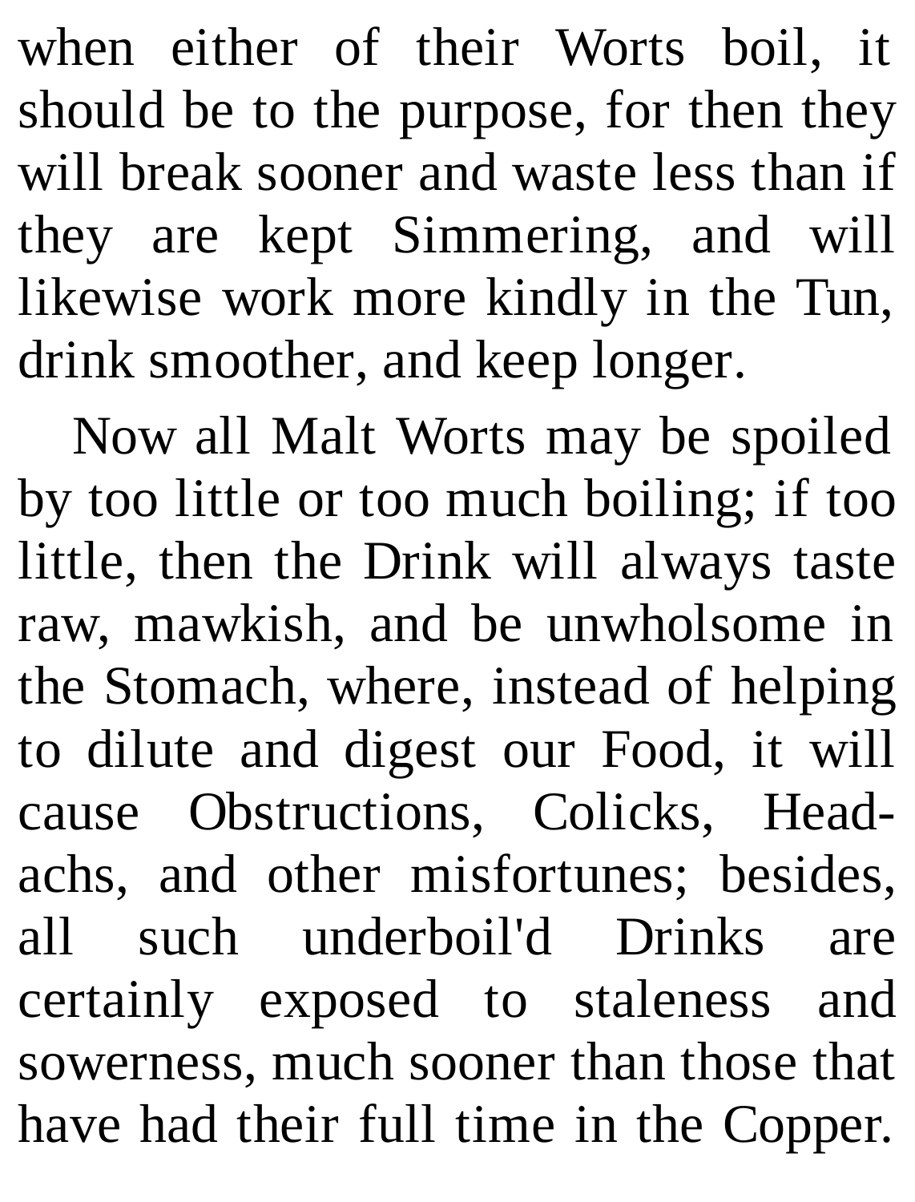when either of their Worts boil, it should be to the purpose, for then they will break sooner and waste less than if they are kept Simmering, and will likewise work more kindly in the Tun, drink smoother, and keep longer.

Now all Malt Worts may be spoiled by too little or too much boiling; if too little, then the Drink will always taste raw, mawkish, and be unwholsome in the Stomach, where, instead of helping to dilute and digest our Food, it will cause Obstructions, Colicks, Head-achs, and other misfortunes; besides, all such underboil'd Drinks are certainly exposed to staleness and sowerness, much sooner than those that have had their full time in the Copper.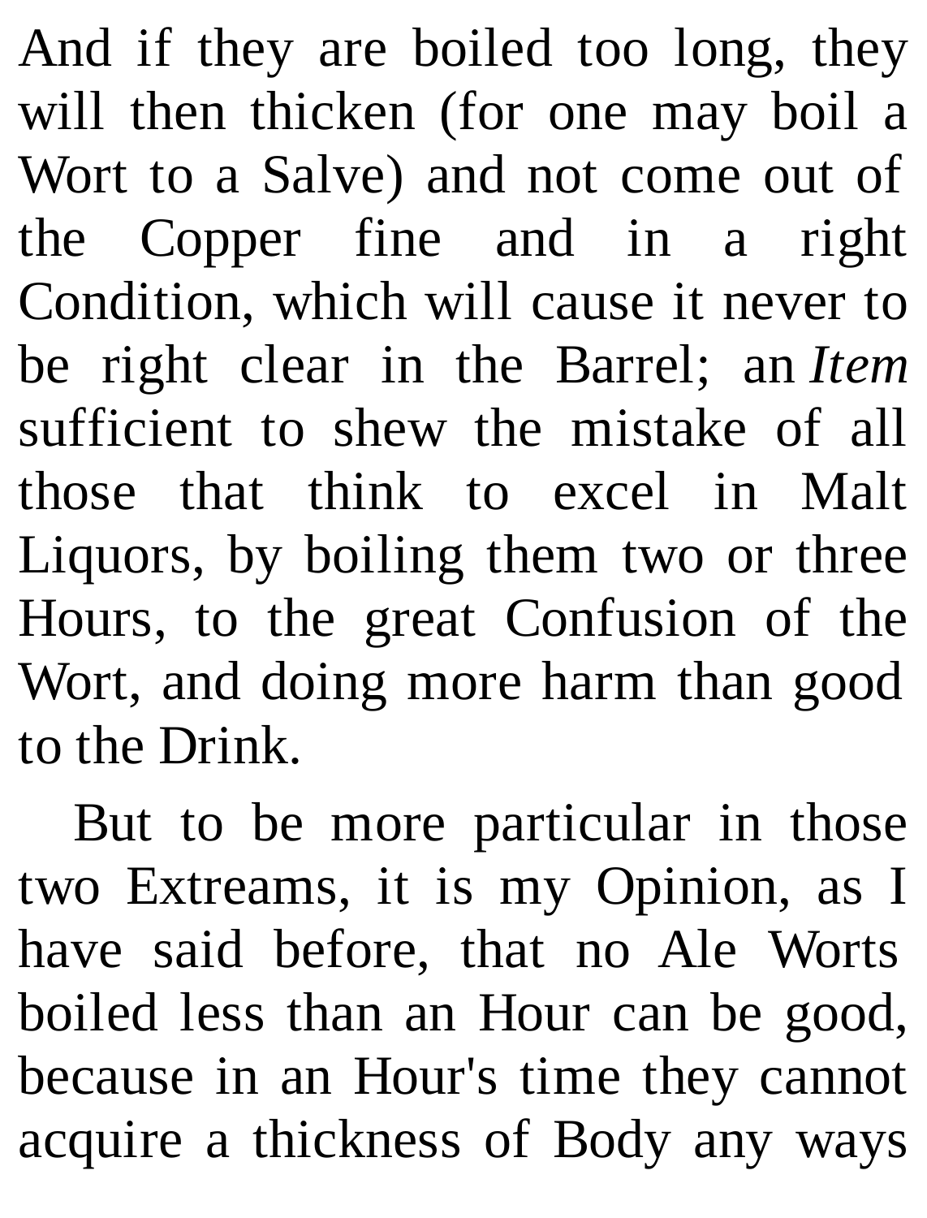And if they are boiled too long, they will then thicken (for one may boil a Wort to a Salve) and not come out of the Copper fine and in a right Condition, which will cause it never to be right clear in the Barrel; an *Item* sufficient to shew the mistake of all those that think to excel in Malt Liquors, by boiling them two or three Hours, to the great Confusion of the Wort, and doing more harm than good to the Drink.

But to be more particular in those two Extreams, it is my Opinion, as I have said before, that no Ale Worts boiled less than an Hour can be good, because in an Hour's time they cannot acquire a thickness of Body any ways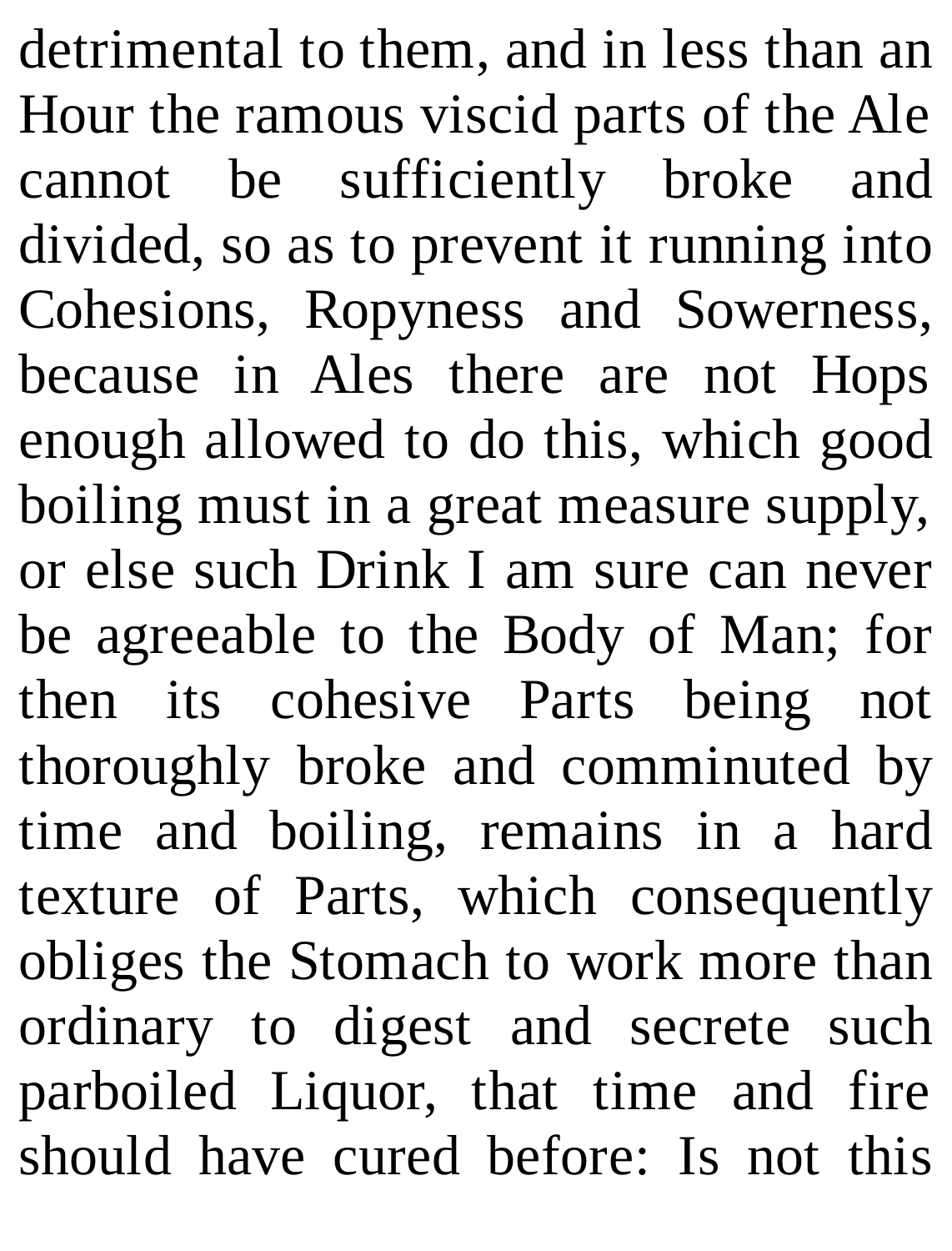detrimental to them, and in less than an Hour the ramous viscid parts of the Ale cannot be sufficiently broke and divided, so as to prevent it running into Cohesions, Ropyness and Sowerness, because in Ales there are not Hops enough allowed to do this, which good boiling must in a great measure supply, or else such Drink I am sure can never be agreeable to the Body of Man; for then its cohesive Parts being not thoroughly broke and comminuted by time and boiling, remains in a hard texture of Parts, which consequently obliges the Stomach to work more than ordinary to digest and secrete such parboiled Liquor, that time and fire should have cured before: Is not this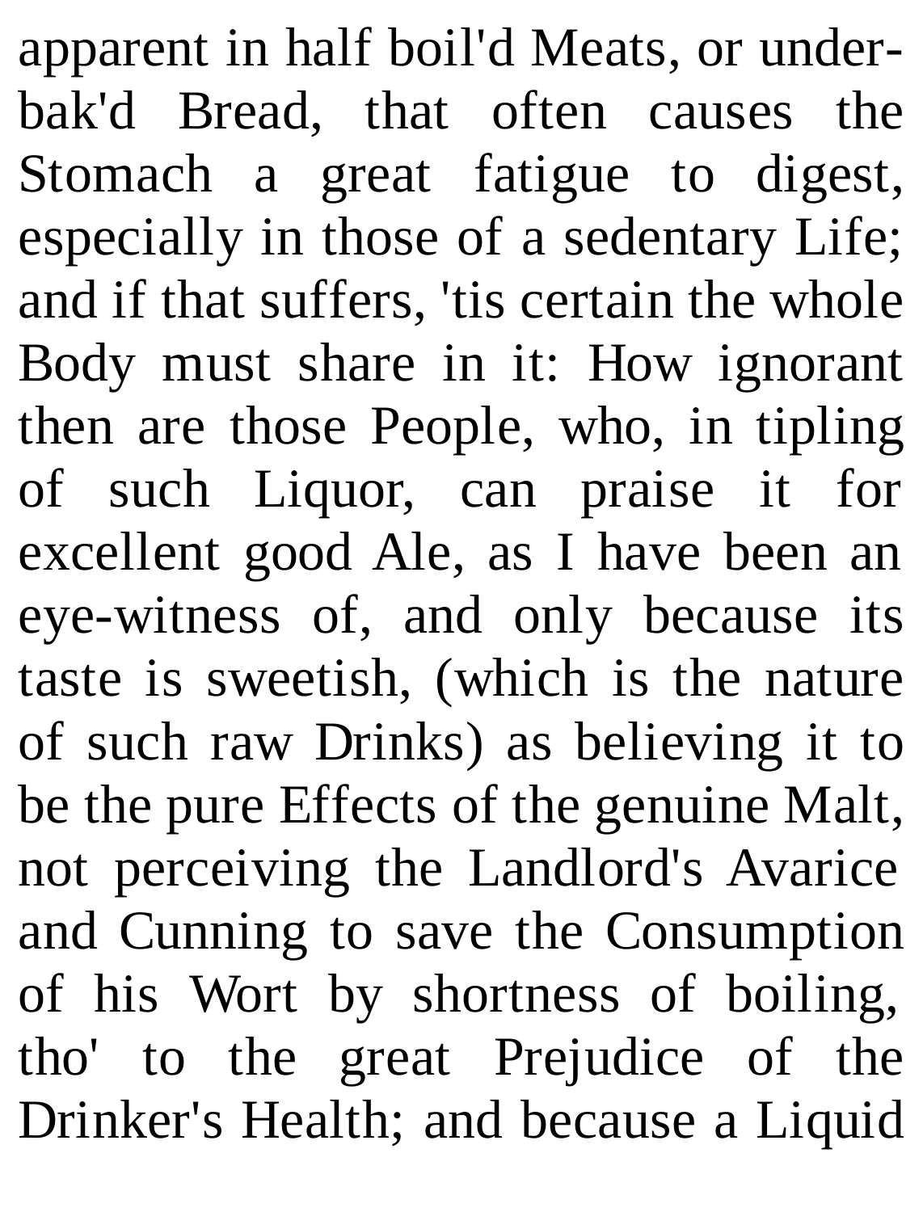apparent in half boil'd Meats, or under-bak'd Bread, that often causes the Stomach a great fatigue to digest, especially in those of a sedentary Life; and if that suffers, 'tis certain the whole Body must share in it: How ignorant then are those People, who, in tipling of such Liquor, can praise it for excellent good Ale, as I have been an eye-witness of, and only because its taste is sweetish, (which is the nature of such raw Drinks) as believing it to be the pure Effects of the genuine Malt, not perceiving the Landlord's Avarice and Cunning to save the Consumption of his Wort by shortness of boiling, tho' to the great Prejudice of the Drinker's Health; and because a Liquid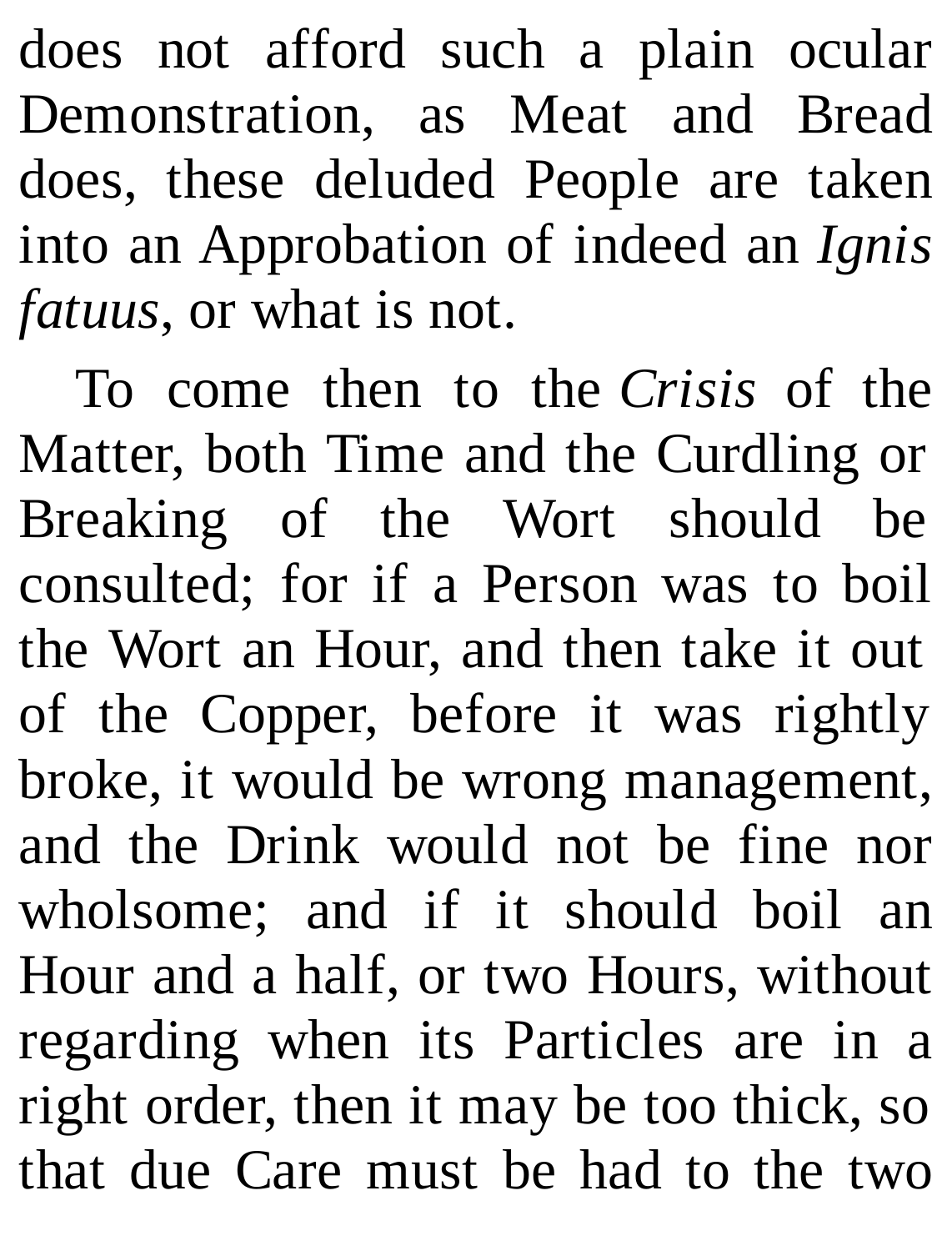does not afford such a plain ocular Demonstration, as Meat and Bread does, these deluded People are taken into an Approbation of indeed an *Ignis fatuus*, or what is not.

To come then to the *Crisis* of the Matter, both Time and the Curdling or Breaking of the Wort should be consulted; for if a Person was to boil the Wort an Hour, and then take it out of the Copper, before it was rightly broke, it would be wrong management, and the Drink would not be fine nor wholsome; and if it should boil an Hour and a half, or two Hours, without regarding when its Particles are in a right order, then it may be too thick, so that due Care must be had to the two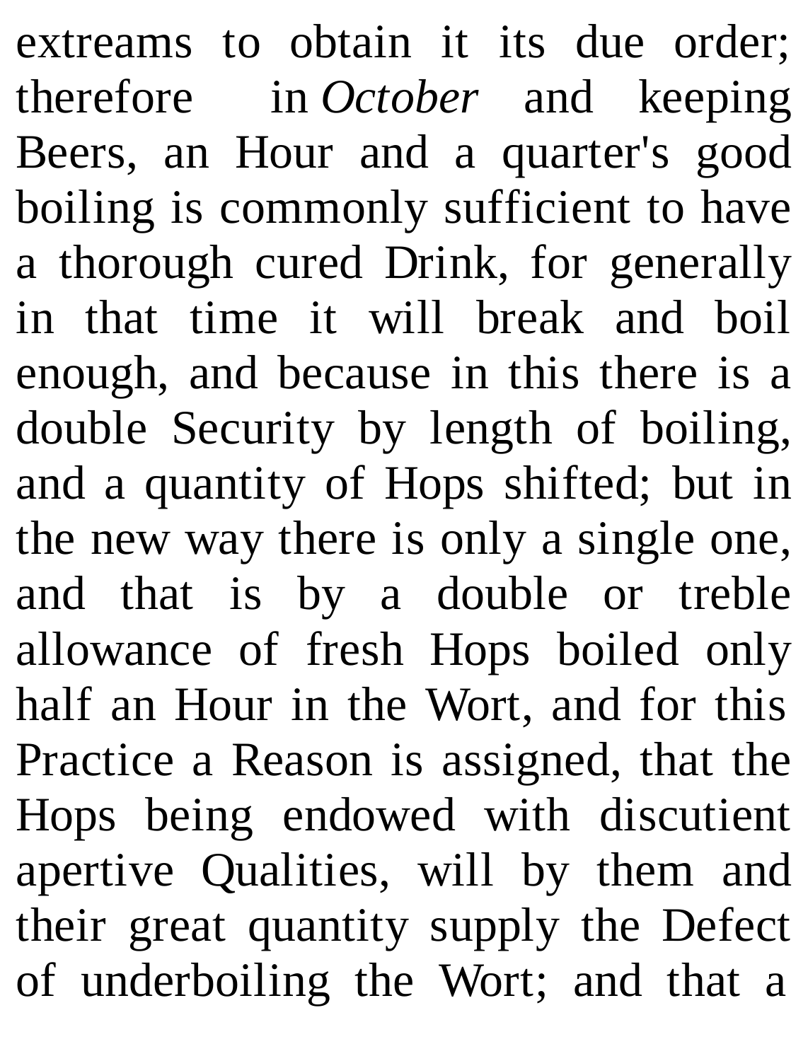extreams to obtain it its due order; therefore in *October* and keeping Beers, an Hour and a quarter's good boiling is commonly sufficient to have a thorough cured Drink, for generally in that time it will break and boil enough, and because in this there is a double Security by length of boiling, and a quantity of Hops shifted; but in the new way there is only a single one, and that is by a double or treble allowance of fresh Hops boiled only half an Hour in the Wort, and for this Practice a Reason is assigned, that the Hops being endowed with discutient apertive Qualities, will by them and their great quantity supply the Defect of underboiling the Wort; and that a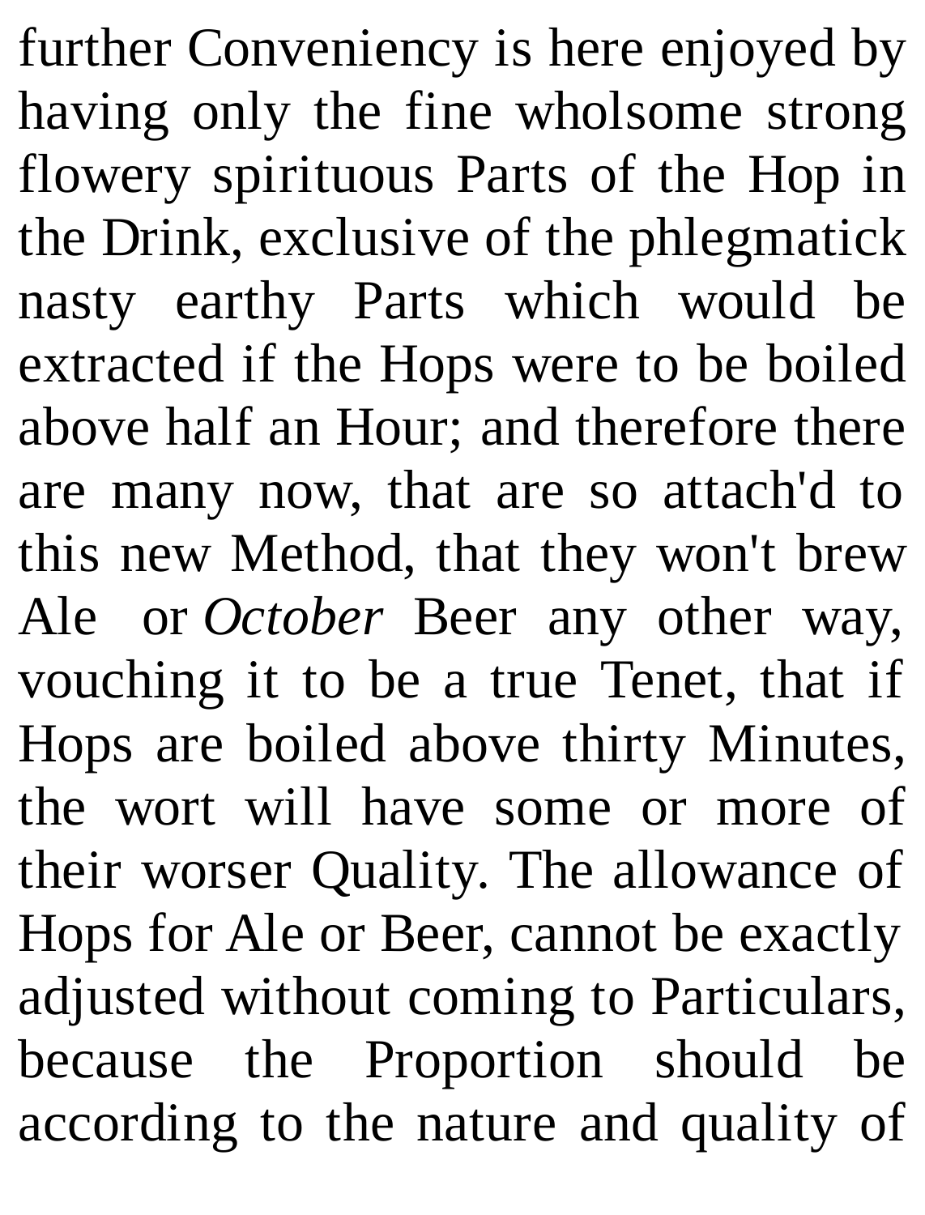further Conveniency is here enjoyed by having only the fine wholsome strong flowery spirituous Parts of the Hop in the Drink, exclusive of the phlegmatick nasty earthy Parts which would be extracted if the Hops were to be boiled above half an Hour; and therefore there are many now, that are so attach'd to this new Method, that they won't brew Ale or *October* Beer any other way, vouching it to be a true Tenet, that if Hops are boiled above thirty Minutes, the wort will have some or more of their worser Quality. The allowance of Hops for Ale or Beer, cannot be exactly adjusted without coming to Particulars, because the Proportion should be according to the nature and quality of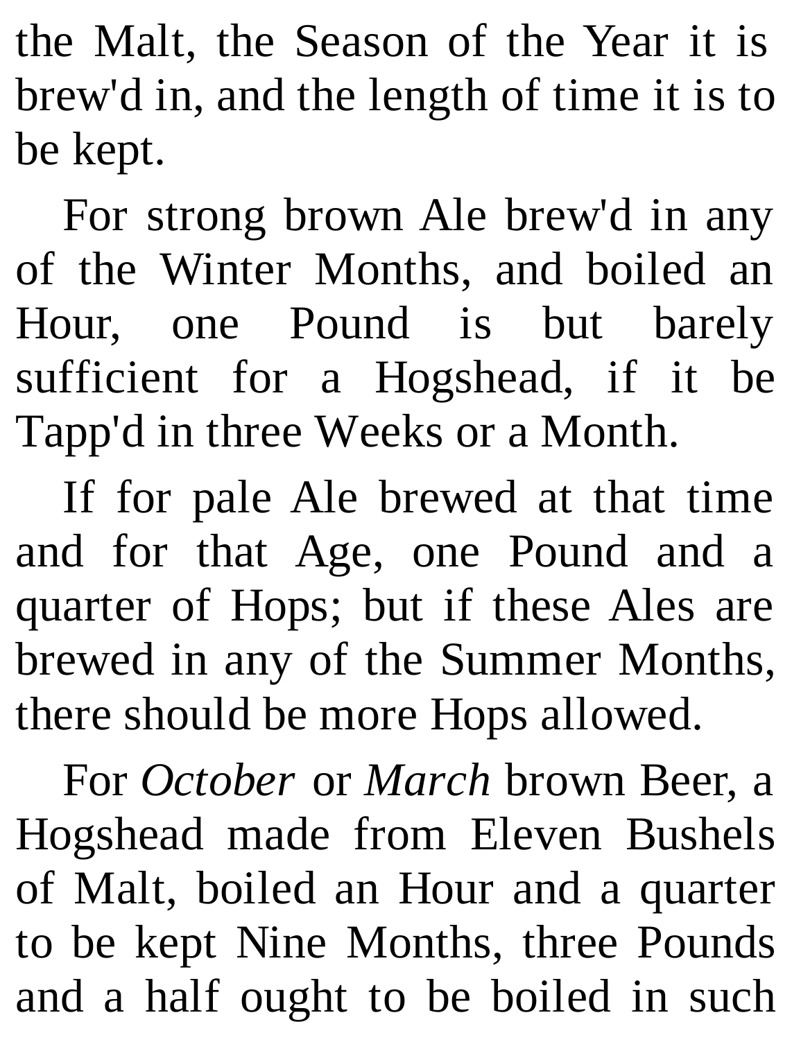the Malt, the Season of the Year it is brew'd in, and the length of time it is to be kept.

For strong brown Ale brew'd in any of the Winter Months, and boiled an Hour, one Pound is but barely sufficient for a Hogshead, if it be Tapp'd in three Weeks or a Month.

If for pale Ale brewed at that time and for that Age, one Pound and a quarter of Hops; but if these Ales are brewed in any of the Summer Months, there should be more Hops allowed.

For *October* or *March* brown Beer, a Hogshead made from Eleven Bushels of Malt, boiled an Hour and a quarter to be kept Nine Months, three Pounds and a half ought to be boiled in such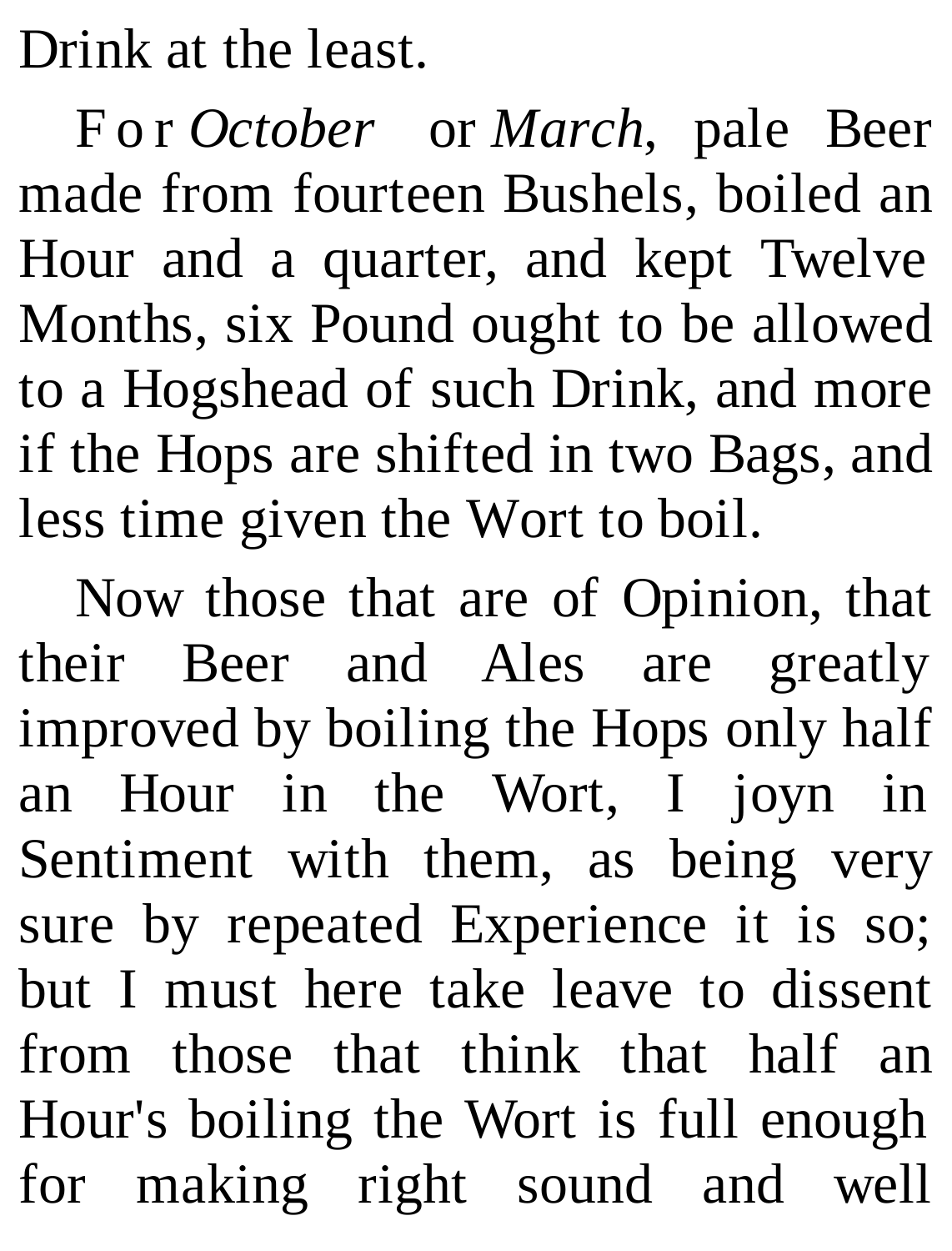Drink at the least.

For *October* or *March*, pale Beer made from fourteen Bushels, boiled an Hour and a quarter, and kept Twelve Months, six Pound ought to be allowed to a Hogshead of such Drink, and more if the Hops are shifted in two Bags, and less time given the Wort to boil.

Now those that are of Opinion, that their Beer and Ales are greatly improved by boiling the Hops only half an Hour in the Wort, I joyn in Sentiment with them, as being very sure by repeated Experience it is so; but I must here take leave to dissent from those that think that half an Hour's boiling the Wort is full enough for making right sound and well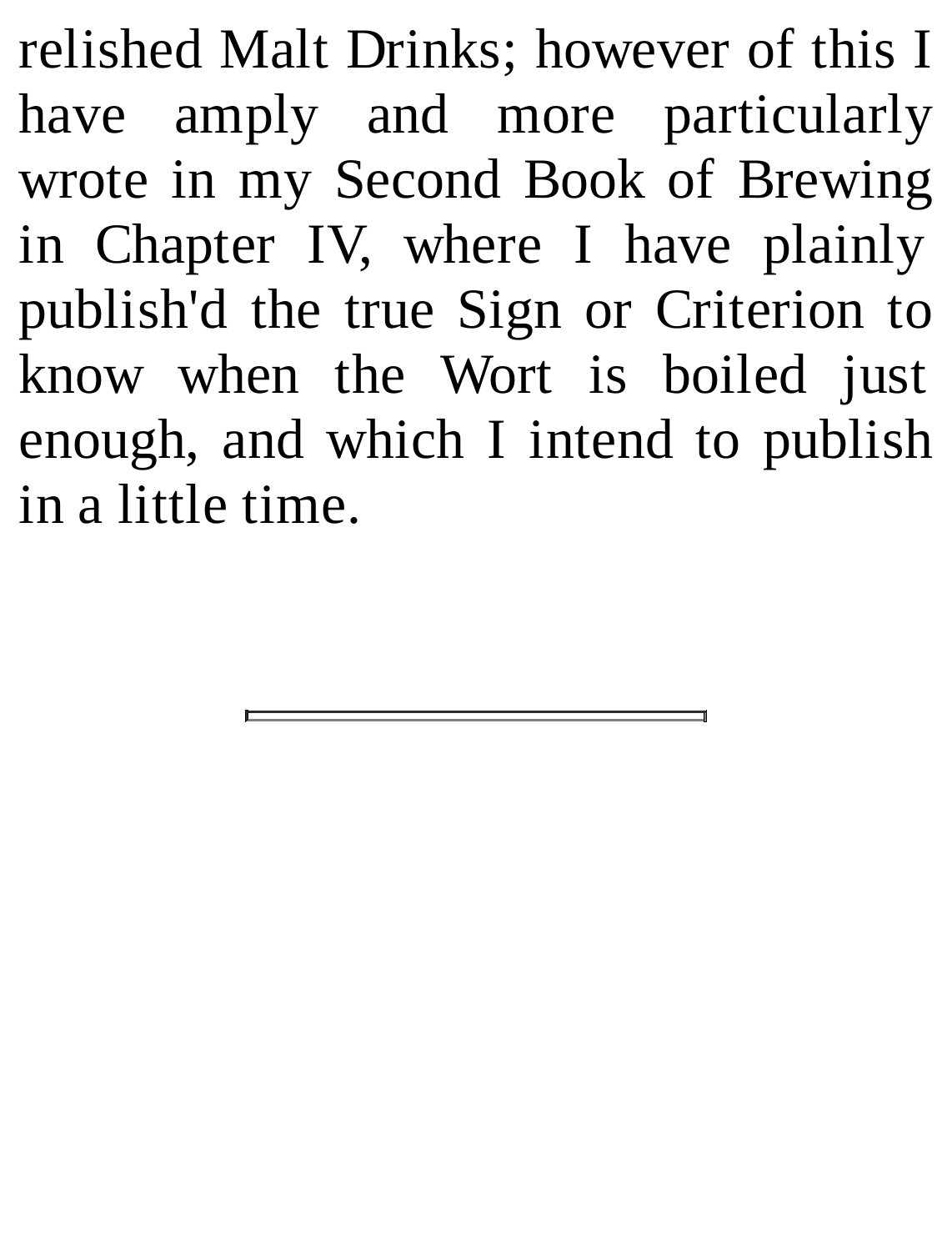relished Malt Drinks; however of this I have amply and more particularly wrote in my Second Book of Brewing in Chapter IV, where I have plainly publish'd the true Sign or Criterion to know when the Wort is boiled just enough, and which I intend to publish in a little time.

---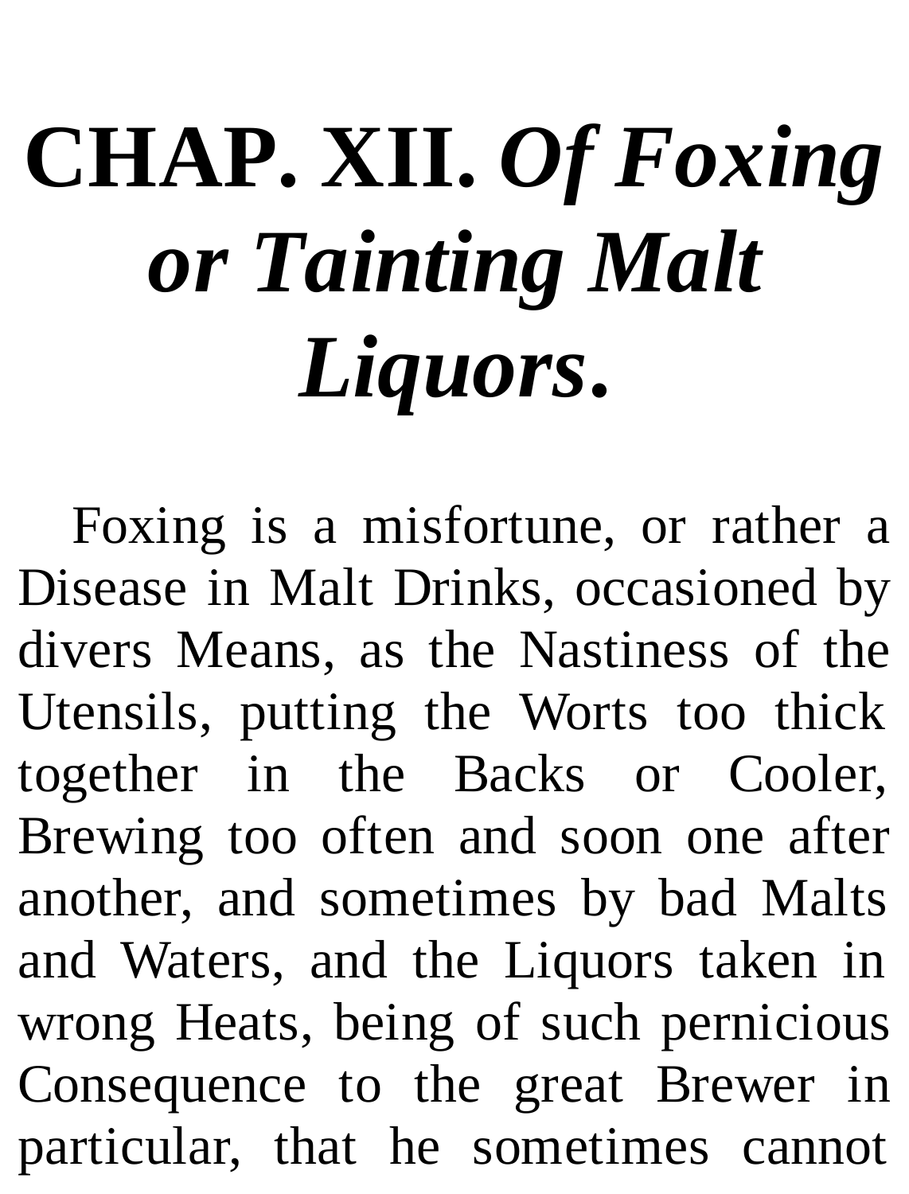# CHAP. XII. *Of Foxing or Tainting Malt Liquors.*

Foxing is a misfortune, or rather a Disease in Malt Drinks, occasioned by divers Means, as the Nastiness of the Utensils, putting the Worts too thick together in the Backs or Cooler, Brewing too often and soon one after another, and sometimes by bad Malts and Waters, and the Liquors taken in wrong Heats, being of such pernicious Consequence to the great Brewer in particular, that he sometimes cannot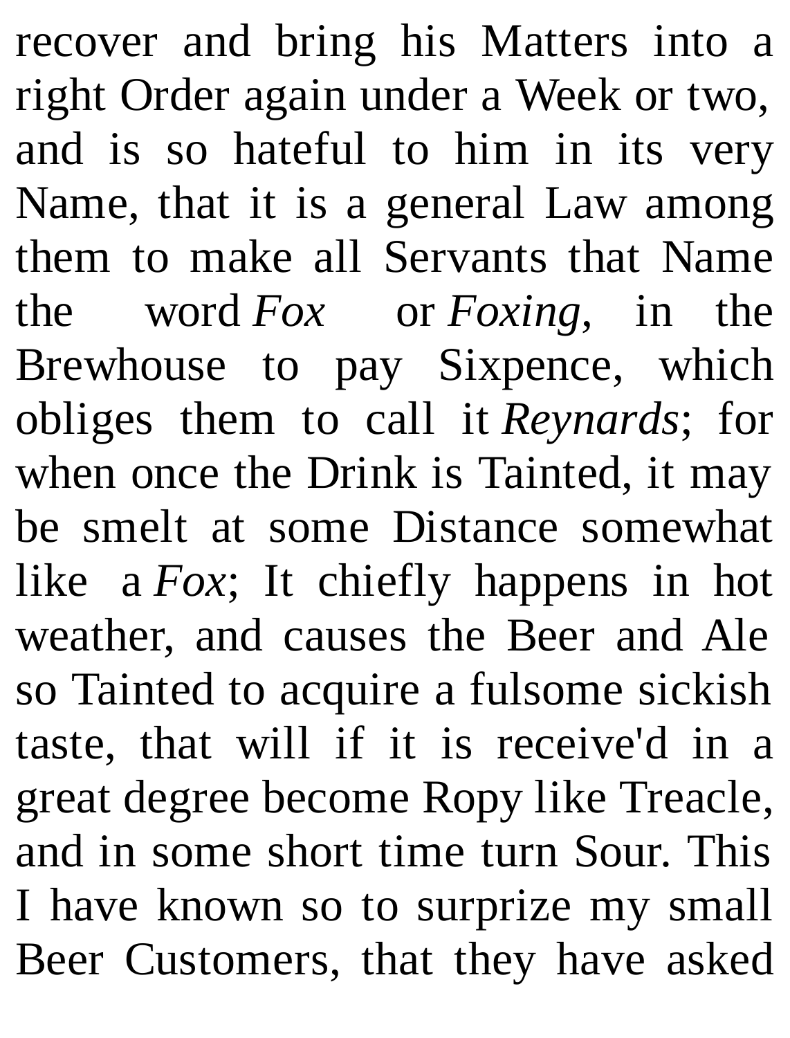recover and bring his Matters into a right Order again under a Week or two, and is so hateful to him in its very Name, that it is a general Law among them to make all Servants that Name the word *Fox* or *Foxing*, in the Brewhouse to pay Sixpence, which obliges them to call it *Reynards*; for when once the Drink is Tainted, it may be smelt at some Distance somewhat like a *Fox*; It chiefly happens in hot weather, and causes the Beer and Ale so Tainted to acquire a fulsome sickish taste, that will if it is receive'd in a great degree become Ropy like Treacle, and in some short time turn Sour. This I have known so to surprize my small Beer Customers, that they have asked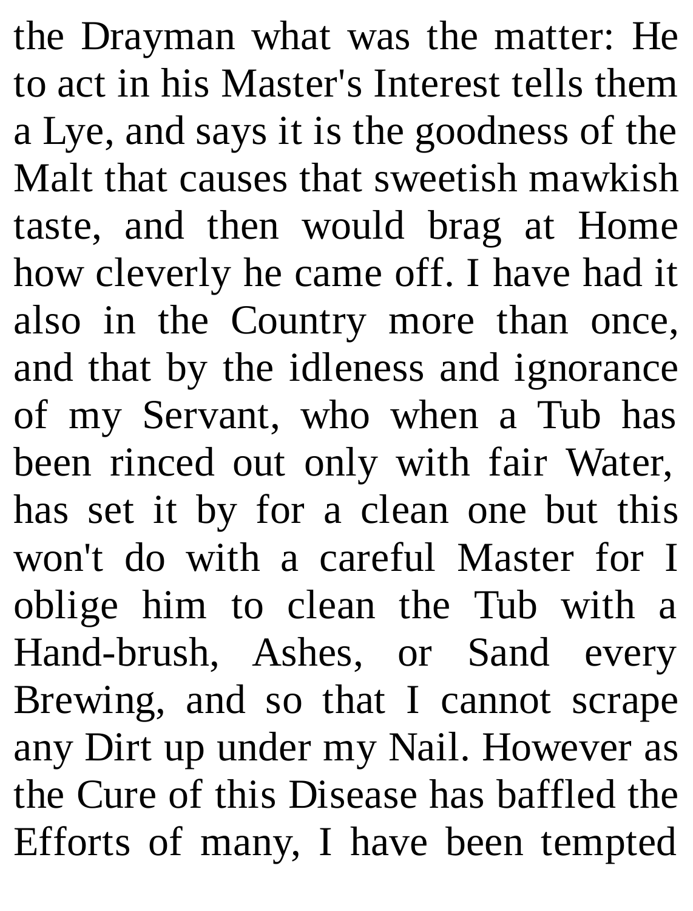the Drayman what was the matter: He to act in his Master's Interest tells them a Lye, and says it is the goodness of the Malt that causes that sweetish mawkish taste, and then would brag at Home how cleverly he came off. I have had it also in the Country more than once, and that by the idleness and ignorance of my Servant, who when a Tub has been rinced out only with fair Water, has set it by for a clean one but this won't do with a careful Master for I oblige him to clean the Tub with a Hand-brush, Ashes, or Sand every Brewing, and so that I cannot scrape any Dirt up under my Nail. However as the Cure of this Disease has baffled the Efforts of many, I have been tempted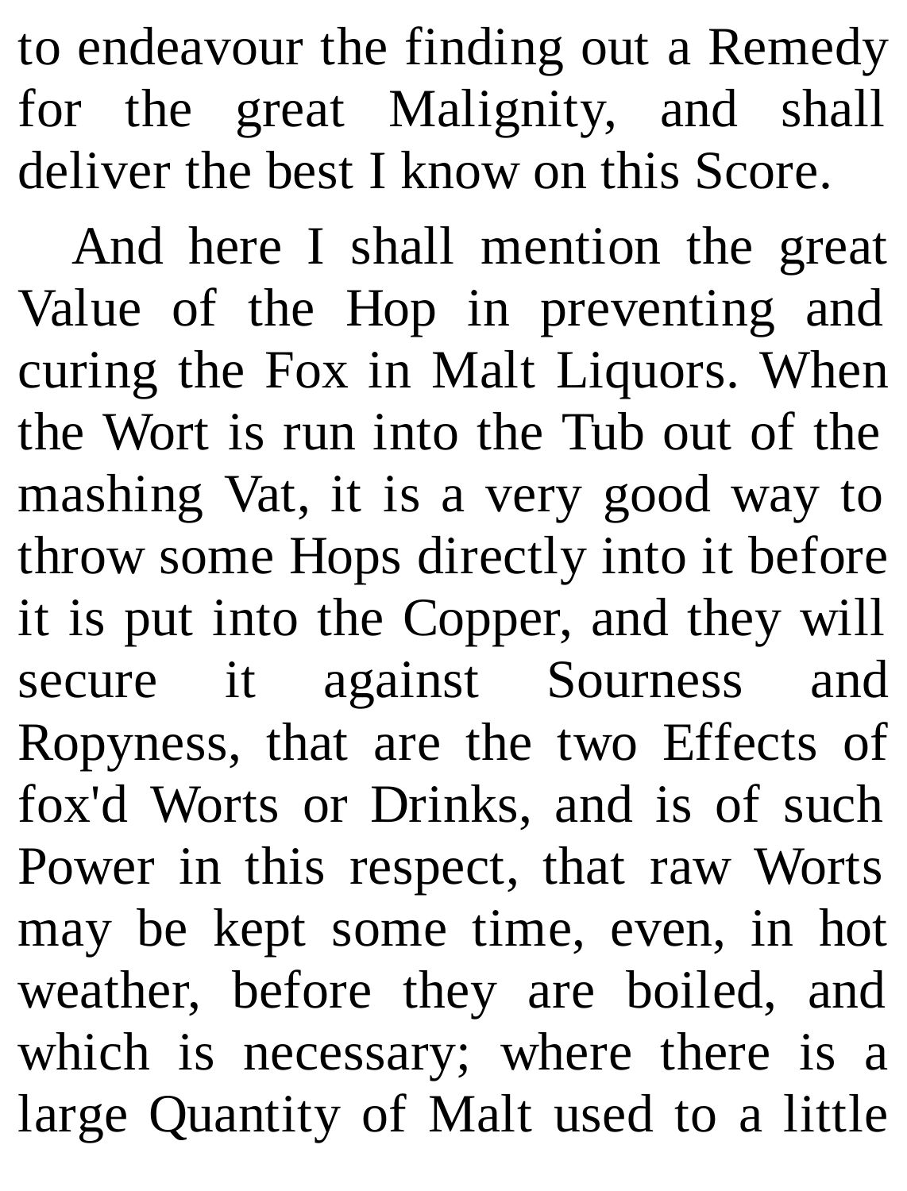to endeavour the finding out a Remedy for the great Malignity, and shall deliver the best I know on this Score.

And here I shall mention the great Value of the Hop in preventing and curing the Fox in Malt Liquors. When the Wort is run into the Tub out of the mashing Vat, it is a very good way to throw some Hops directly into it before it is put into the Copper, and they will secure it against Sourness and Ropyness, that are the two Effects of fox'd Worts or Drinks, and is of such Power in this respect, that raw Worts may be kept some time, even, in hot weather, before they are boiled, and which is necessary; where there is a large Quantity of Malt used to a little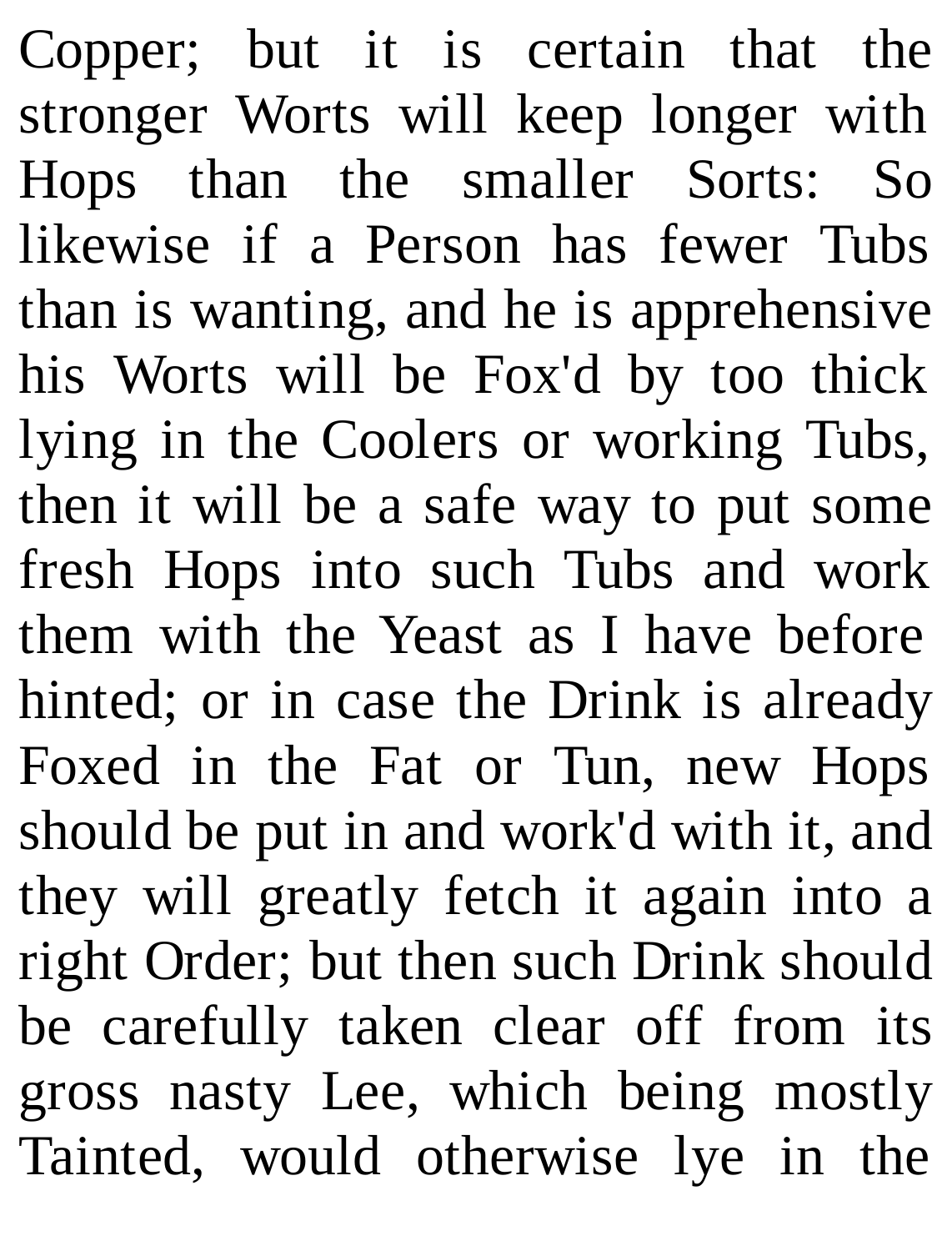Copper; but it is certain that the stronger Worts will keep longer with Hops than the smaller Sorts: So likewise if a Person has fewer Tubs than is wanting, and he is apprehensive his Worts will be Fox'd by too thick lying in the Coolers or working Tubs, then it will be a safe way to put some fresh Hops into such Tubs and work them with the Yeast as I have before hinted; or in case the Drink is already Foxed in the Fat or Tun, new Hops should be put in and work'd with it, and they will greatly fetch it again into a right Order; but then such Drink should be carefully taken clear off from its gross nasty Lee, which being mostly Tainted, would otherwise lye in the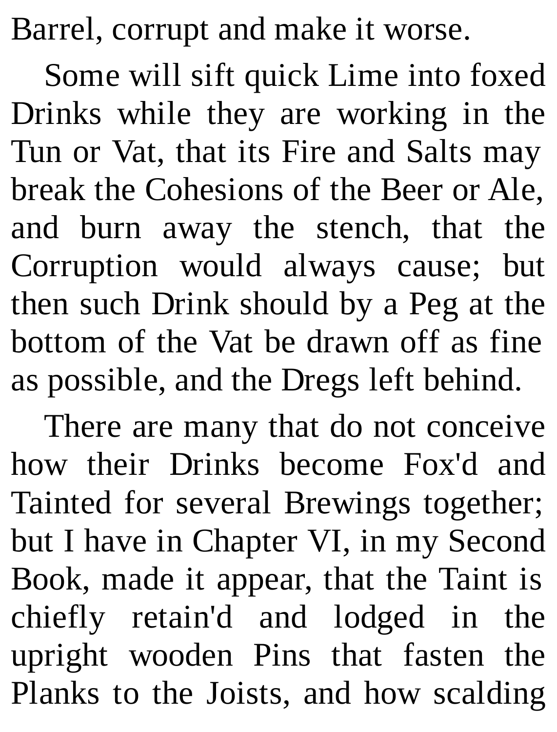Barrel, corrupt and make it worse.

Some will sift quick Lime into foxed Drinks while they are working in the Tun or Vat, that its Fire and Salts may break the Cohesions of the Beer or Ale, and burn away the stench, that the Corruption would always cause; but then such Drink should by a Peg at the bottom of the Vat be drawn off as fine as possible, and the Dregs left behind.

There are many that do not conceive how their Drinks become Fox'd and Tainted for several Brewings together; but I have in Chapter VI, in my Second Book, made it appear, that the Taint is chiefly retain'd and lodged in the upright wooden Pins that fasten the Planks to the Joists, and how scalding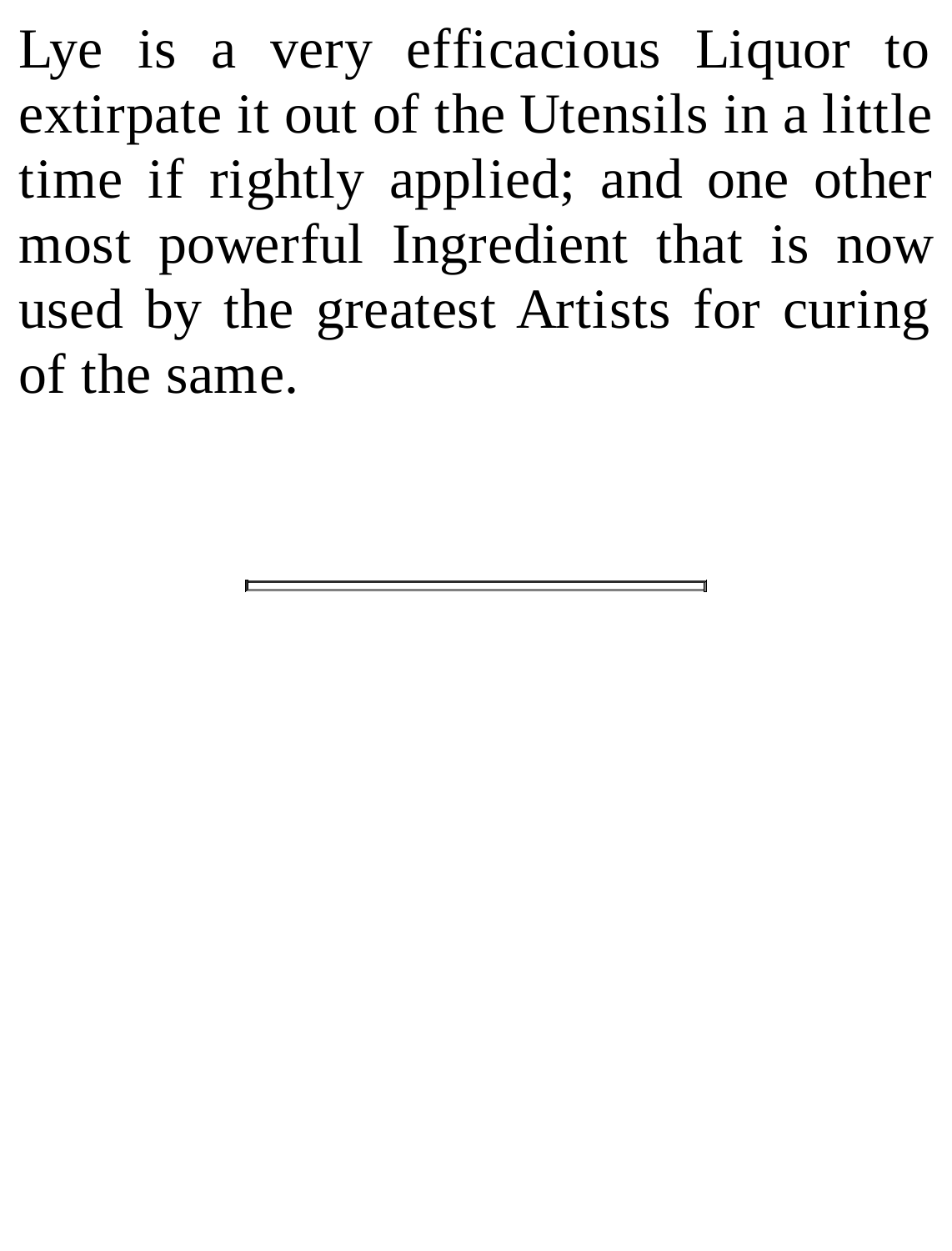Lye is a very efficacious Liquor to extirpate it out of the Utensils in a little time if rightly applied; and one other most powerful Ingredient that is now used by the greatest Artists for curing of the same.

---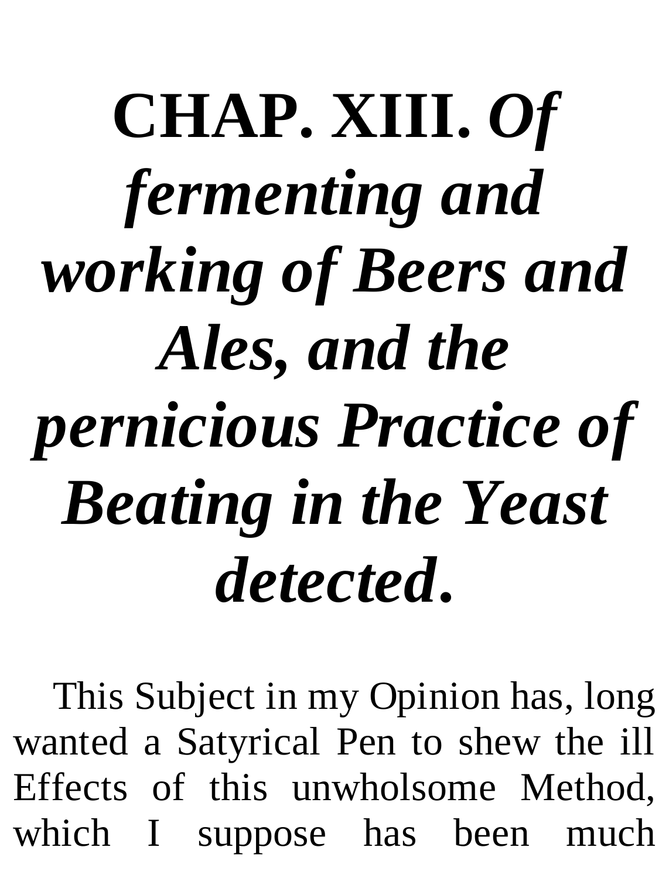# CHAP. XIII. *Of fermenting and working of Beers and Ales, and the pernicious Practice of Beating in the Yeast detected.*

This Subject in my Opinion has, long wanted a Satyrical Pen to shew the ill Effects of this unwholsome Method, which I suppose has been much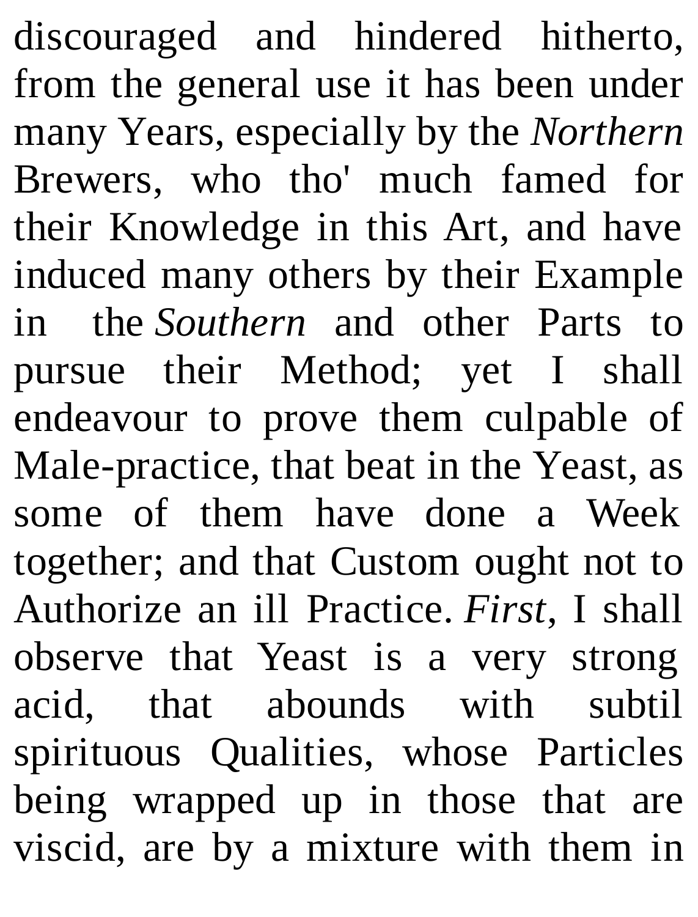discouraged and hindered hitherto, from the general use it has been under many Years, especially by the *Northern* Brewers, who tho' much famed for their Knowledge in this Art, and have induced many others by their Example in the *Southern* and other Parts to pursue their Method; yet I shall endeavour to prove them culpable of Male-practice, that beat in the Yeast, as some of them have done a Week together; and that Custom ought not to Authorize an ill Practice. *First*, I shall observe that Yeast is a very strong acid, that abounds with subtil spirituous Qualities, whose Particles being wrapped up in those that are viscid, are by a mixture with them in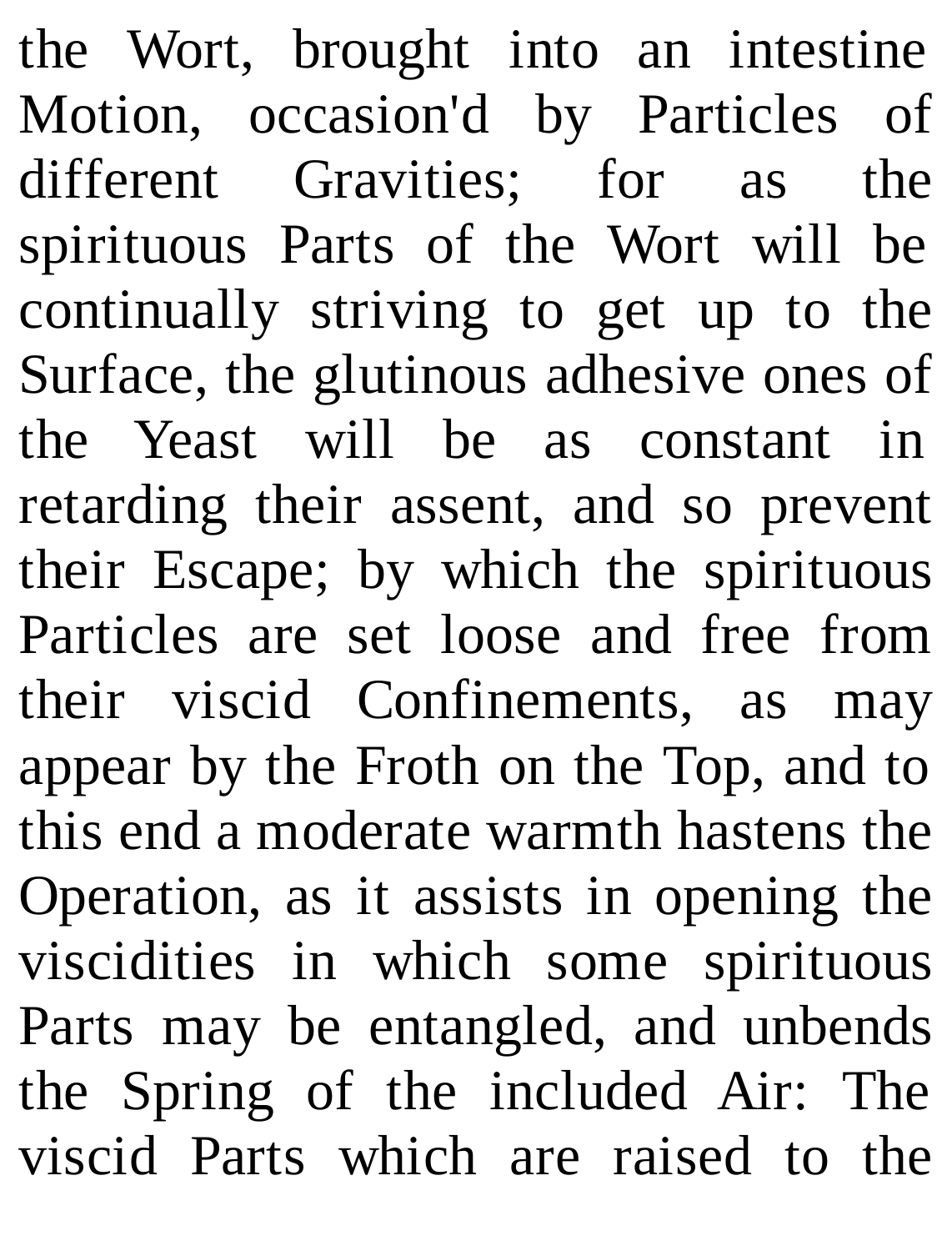the Wort, brought into an intestine Motion, occasion'd by Particles of different Gravities; for as the spirituous Parts of the Wort will be continually striving to get up to the Surface, the glutinous adhesive ones of the Yeast will be as constant in retarding their assent, and so prevent their Escape; by which the spirituous Particles are set loose and free from their viscid Confinements, as may appear by the Froth on the Top, and to this end a moderate warmth hastens the Operation, as it assists in opening the viscidities in which some spirituous Parts may be entangled, and unbends the Spring of the included Air: The viscid Parts which are raised to the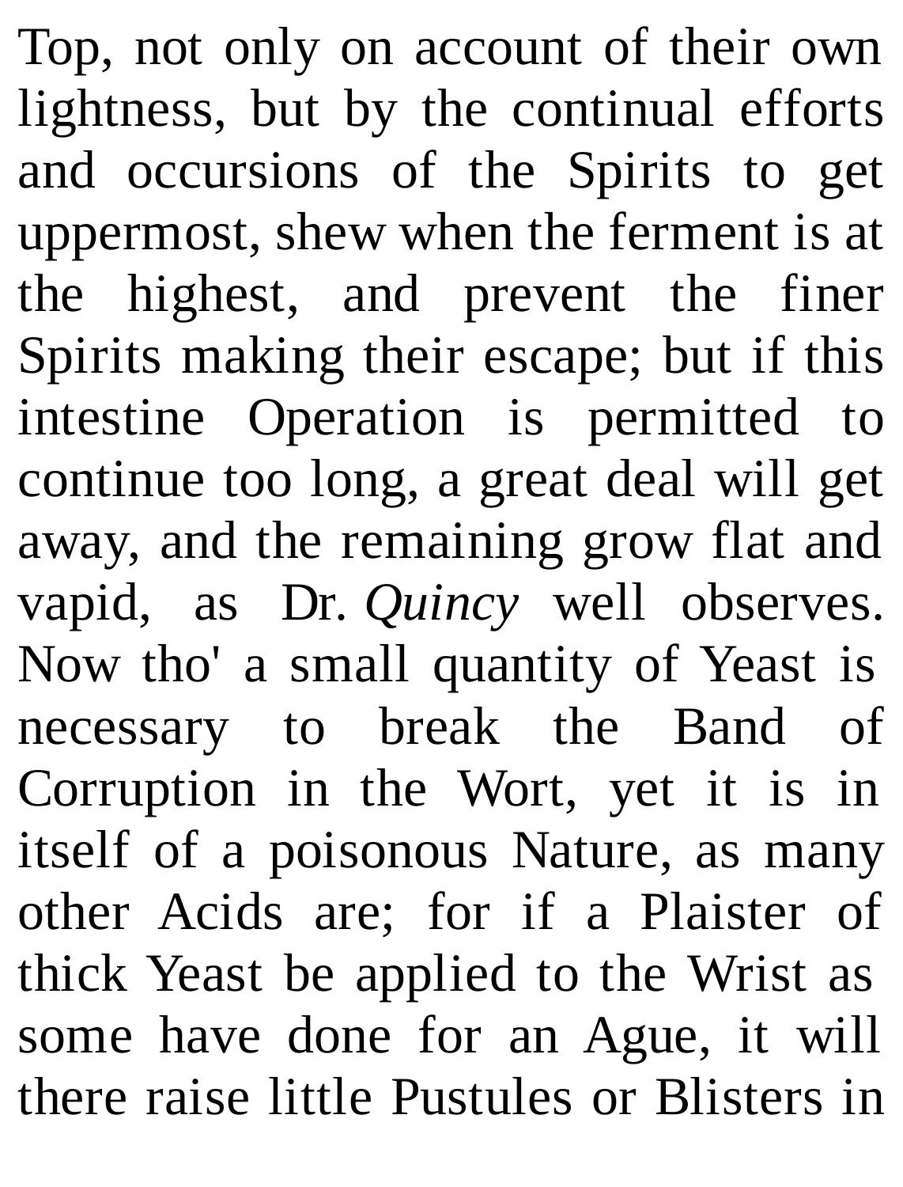Top, not only on account of their own lightness, but by the continual efforts and occursions of the Spirits to get uppermost, shew when the ferment is at the highest, and prevent the finer Spirits making their escape; but if this intestine Operation is permitted to continue too long, a great deal will get away, and the remaining grow flat and vapid, as Dr. *Quincy* well observes. Now tho' a small quantity of Yeast is necessary to break the Band of Corruption in the Wort, yet it is in itself of a poisonous Nature, as many other Acids are; for if a Plaister of thick Yeast be applied to the Wrist as some have done for an Ague, it will there raise little Pustules or Blisters in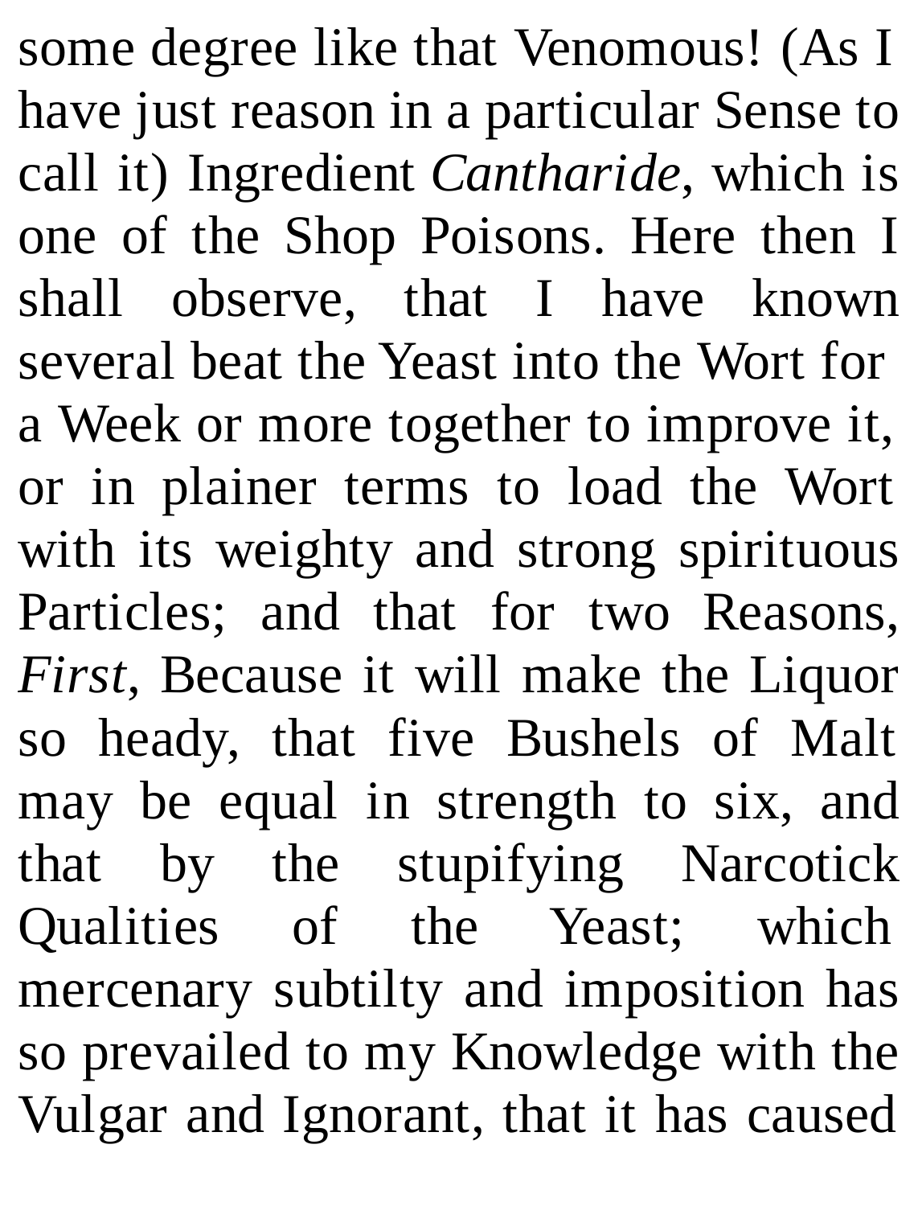some degree like that Venomous! (As I have just reason in a particular Sense to call it) Ingredient *Cantharide*, which is one of the Shop Poisons. Here then I shall observe, that I have known several beat the Yeast into the Wort for a Week or more together to improve it, or in plainer terms to load the Wort with its weighty and strong spirituous Particles; and that for two Reasons, *First*, Because it will make the Liquor so heady, that five Bushels of Malt may be equal in strength to six, and that by the stupifying Narcotick Qualities of the Yeast; which mercenary subtilty and imposition has so prevailed to my Knowledge with the Vulgar and Ignorant, that it has caused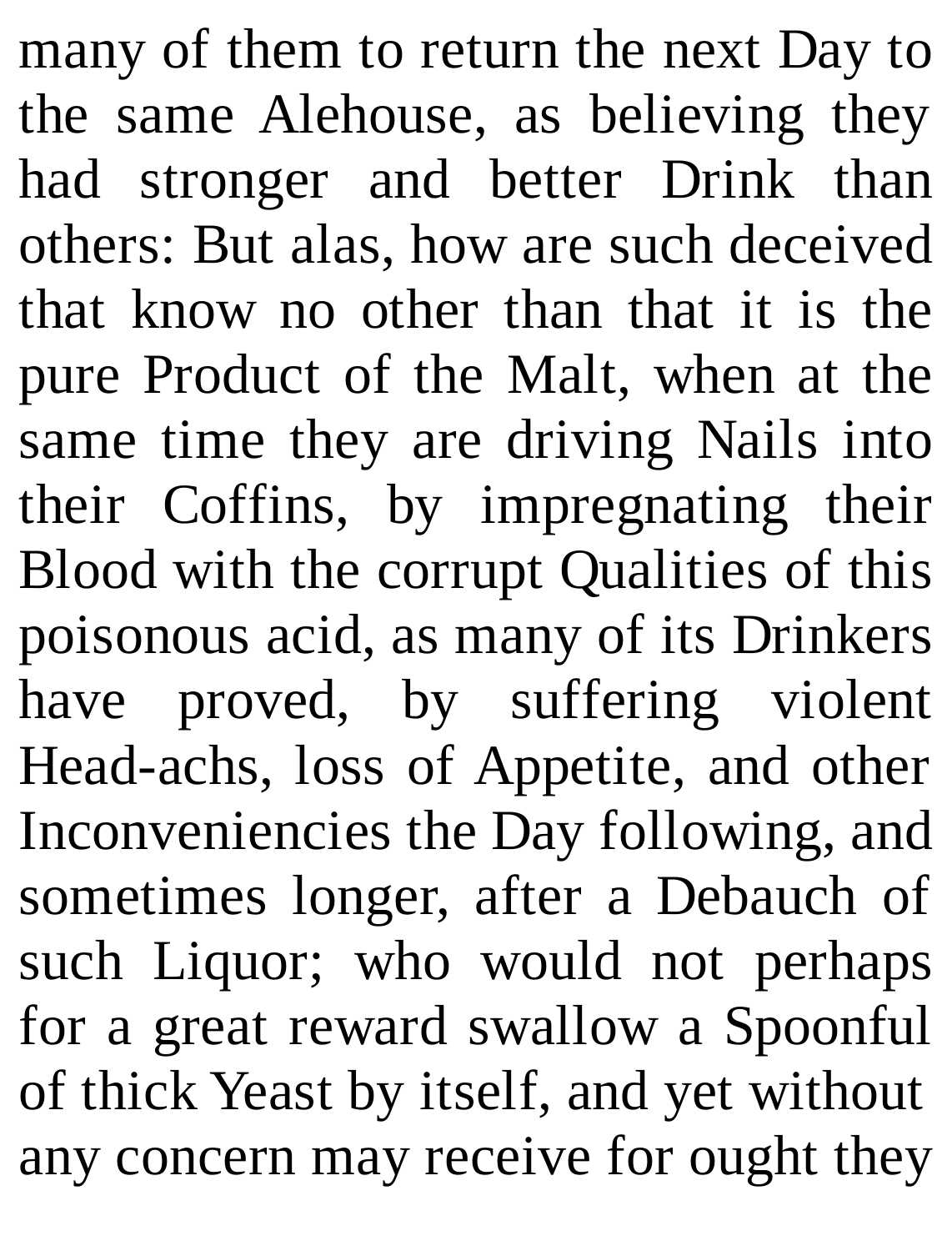many of them to return the next Day to the same Alehouse, as believing they had stronger and better Drink than others: But alas, how are such deceived that know no other than that it is the pure Product of the Malt, when at the same time they are driving Nails into their Coffins, by impregnating their Blood with the corrupt Qualities of this poisonous acid, as many of its Drinkers have proved, by suffering violent Head-achs, loss of Appetite, and other Inconveniencies the Day following, and sometimes longer, after a Debauch of such Liquor; who would not perhaps for a great reward swallow a Spoonful of thick Yeast by itself, and yet without any concern may receive for ought they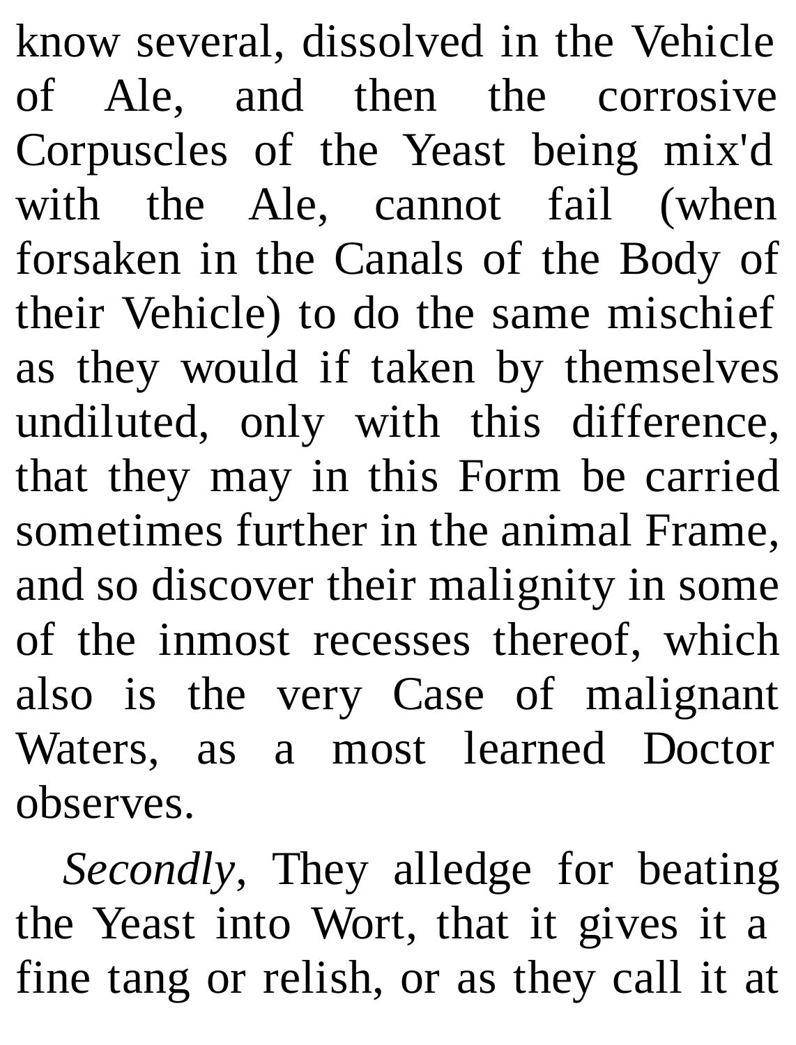know several, dissolved in the Vehicle of Ale, and then the corrosive Corpuscles of the Yeast being mix'd with the Ale, cannot fail (when forsaken in the Canals of the Body of their Vehicle) to do the same mischief as they would if taken by themselves undiluted, only with this difference, that they may in this Form be carried sometimes further in the animal Frame, and so discover their malignity in some of the inmost recesses thereof, which also is the very Case of malignant Waters, as a most learned Doctor observes.

*Secondly*, They alledge for beating the Yeast into Wort, that it gives it a fine tang or relish, or as they call it at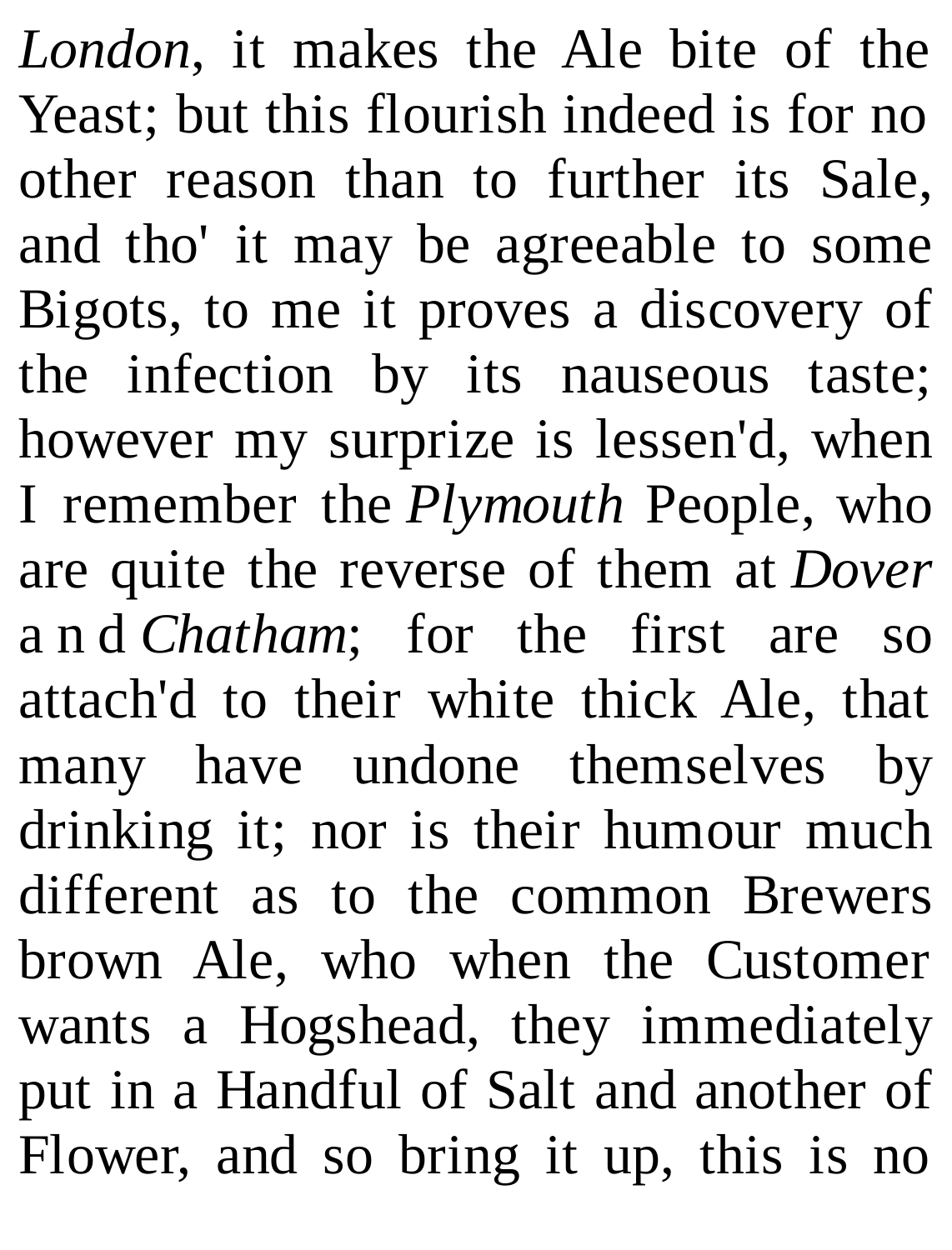*London*, it makes the Ale bite of the Yeast; but this flourish indeed is for no other reason than to further its Sale, and tho' it may be agreeable to some Bigots, to me it proves a discovery of the infection by its nauseous taste; however my surprize is lessen'd, when I remember the *Plymouth* People, who are quite the reverse of them at *Dover* and *Chatham*; for the first are so attach'd to their white thick Ale, that many have undone themselves by drinking it; nor is their humour much different as to the common Brewers brown Ale, who when the Customer wants a Hogshead, they immediately put in a Handful of Salt and another of Flower, and so bring it up, this is no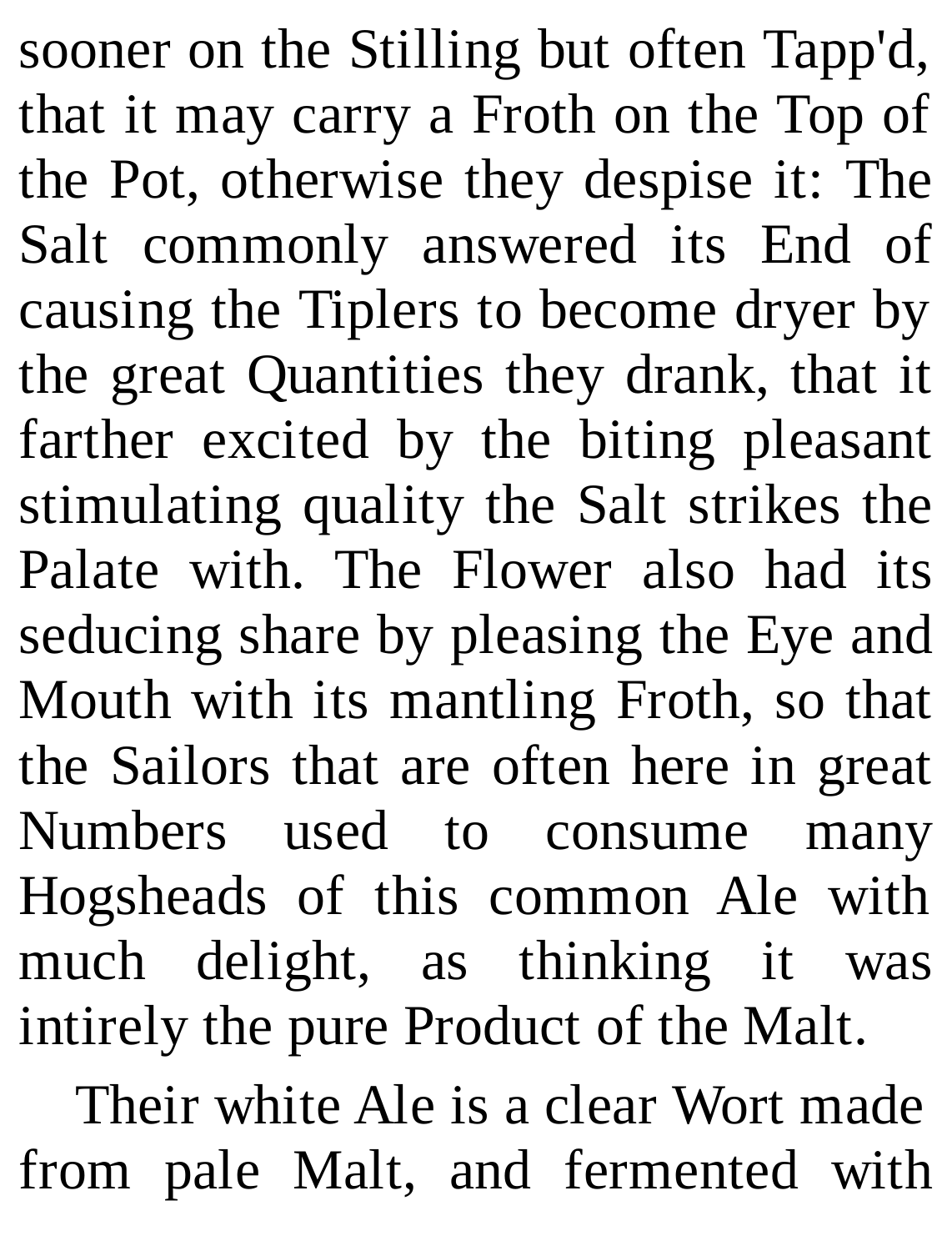sooner on the Stilling but often Tapp'd, that it may carry a Froth on the Top of the Pot, otherwise they despise it: The Salt commonly answered its End of causing the Tiplers to become dryer by the great Quantities they drank, that it farther excited by the biting pleasant stimulating quality the Salt strikes the Palate with. The Flower also had its seducing share by pleasing the Eye and Mouth with its mantling Froth, so that the Sailors that are often here in great Numbers used to consume many Hogsheads of this common Ale with much delight, as thinking it was intirely the pure Product of the Malt.

Their white Ale is a clear Wort made from pale Malt, and fermented with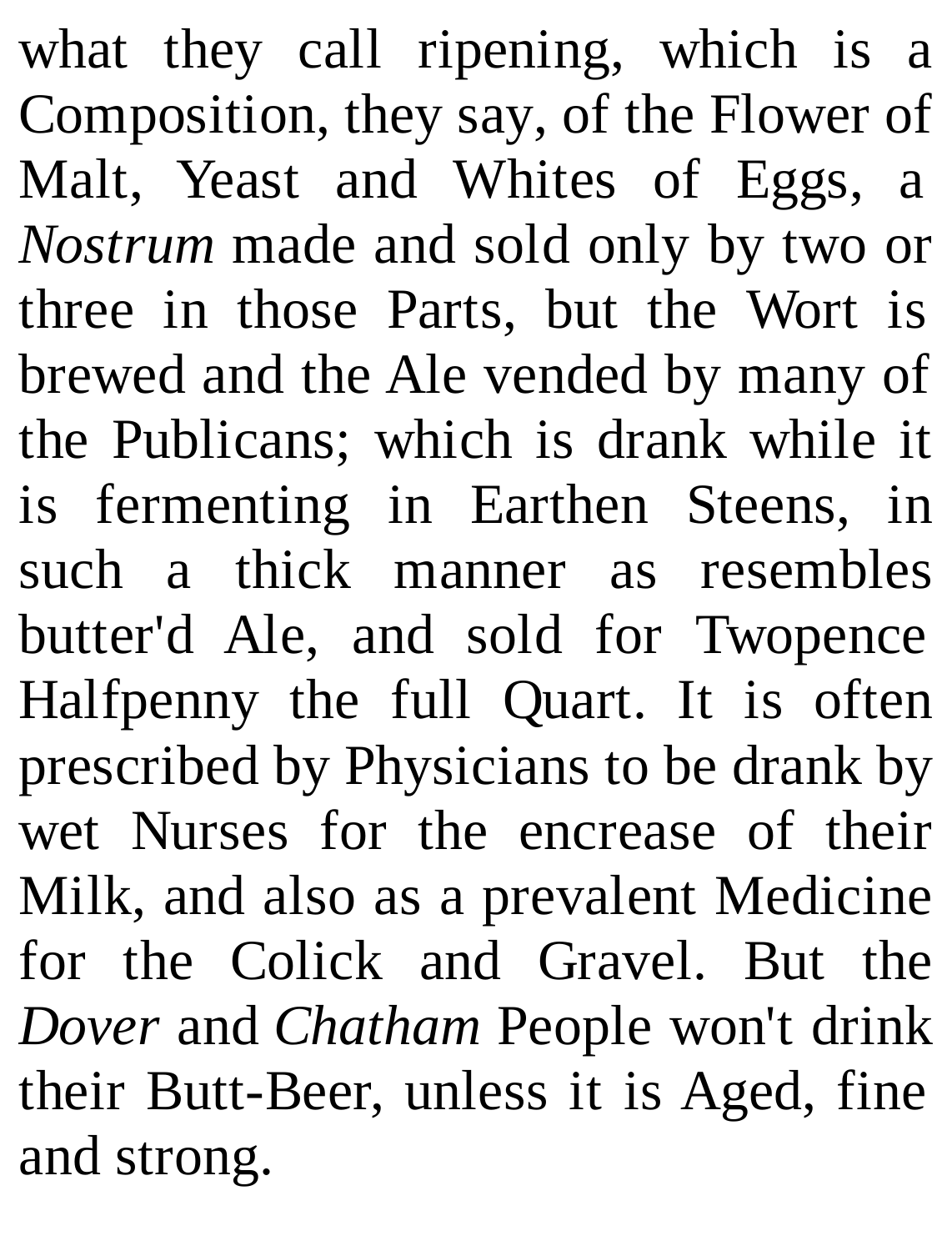what they call ripening, which is a Composition, they say, of the Flower of Malt, Yeast and Whites of Eggs, a *Nostrum* made and sold only by two or three in those Parts, but the Wort is brewed and the Ale vended by many of the Publicans; which is drank while it is fermenting in Earthen Steens, in such a thick manner as resembles butter'd Ale, and sold for Twopence Halfpenny the full Quart. It is often prescribed by Physicians to be drank by wet Nurses for the encrease of their Milk, and also as a prevalent Medicine for the Colick and Gravel. But the *Dover* and *Chatham* People won't drink their Butt-Beer, unless it is Aged, fine and strong.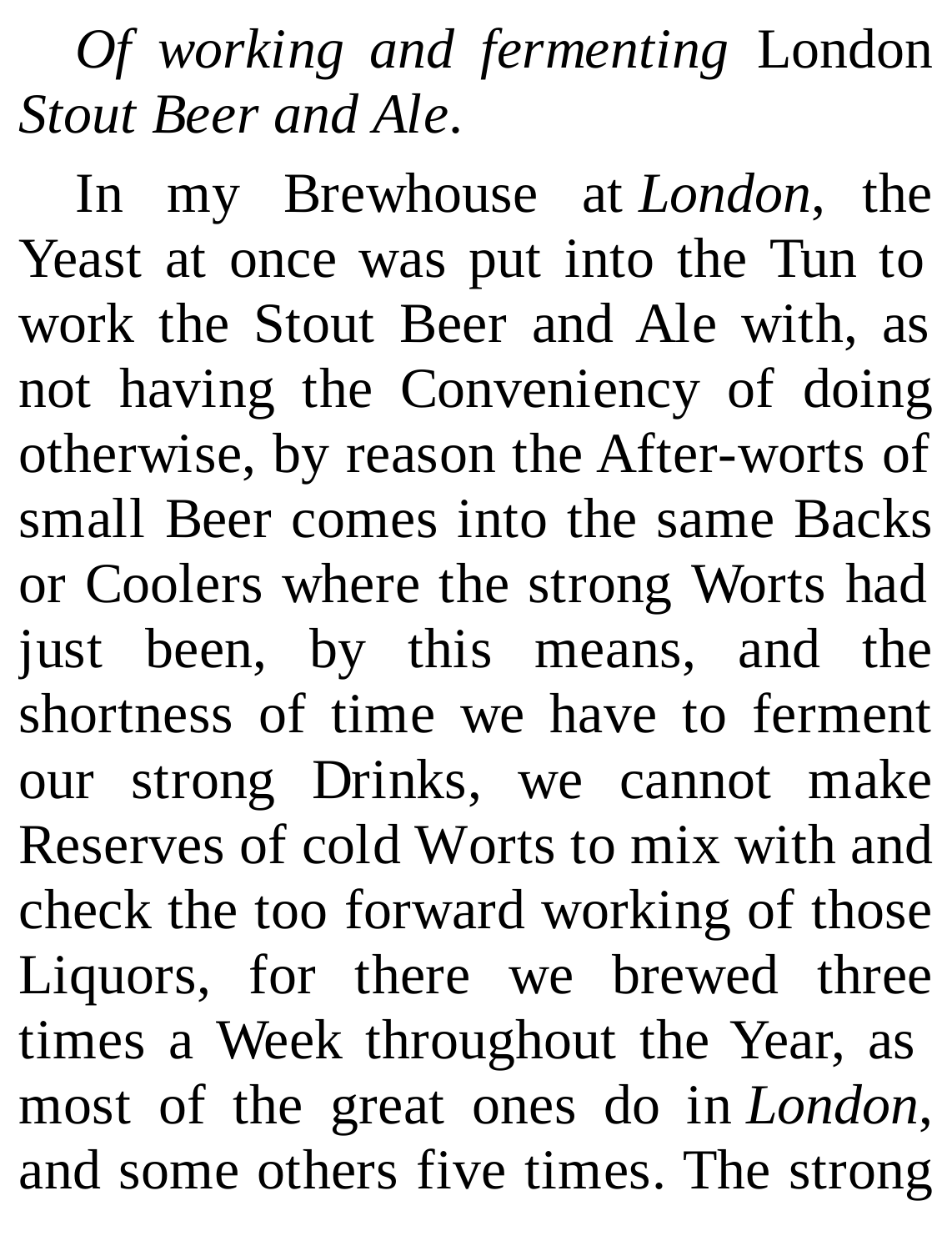*Of working and fermenting* London *Stout Beer and Ale*.

In my Brewhouse at *London*, the Yeast at once was put into the Tun to work the Stout Beer and Ale with, as not having the Conveniency of doing otherwise, by reason the After-worts of small Beer comes into the same Backs or Coolers where the strong Worts had just been, by this means, and the shortness of time we have to ferment our strong Drinks, we cannot make Reserves of cold Worts to mix with and check the too forward working of those Liquors, for there we brewed three times a Week throughout the Year, as most of the great ones do in *London*, and some others five times. The strong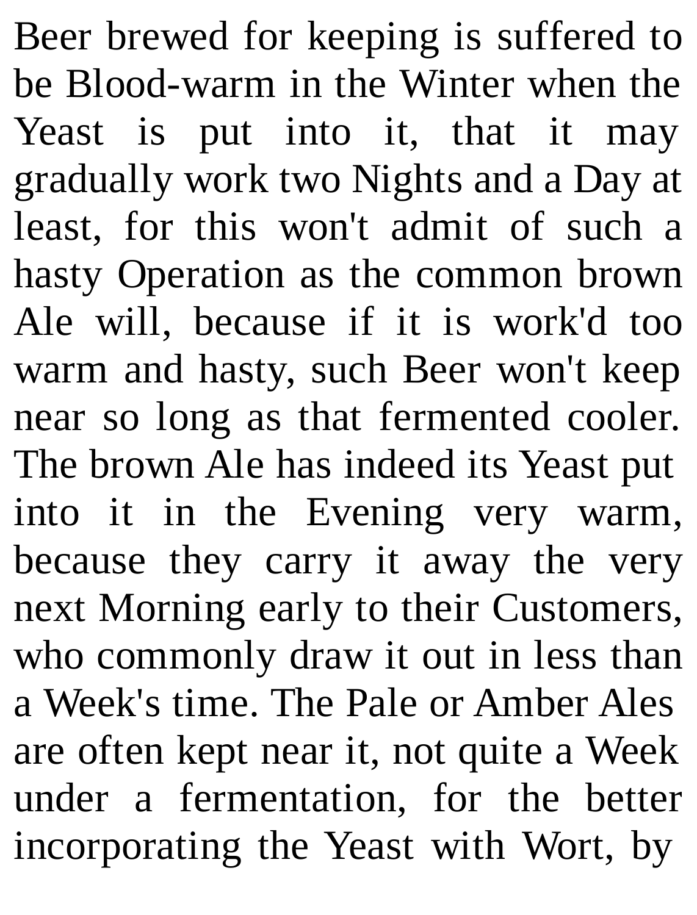Beer brewed for keeping is suffered to be Blood-warm in the Winter when the Yeast is put into it, that it may gradually work two Nights and a Day at least, for this won't admit of such a hasty Operation as the common brown Ale will, because if it is work'd too warm and hasty, such Beer won't keep near so long as that fermented cooler. The brown Ale has indeed its Yeast put into it in the Evening very warm, because they carry it away the very next Morning early to their Customers, who commonly draw it out in less than a Week's time. The Pale or Amber Ales are often kept near it, not quite a Week under a fermentation, for the better incorporating the Yeast with Wort, by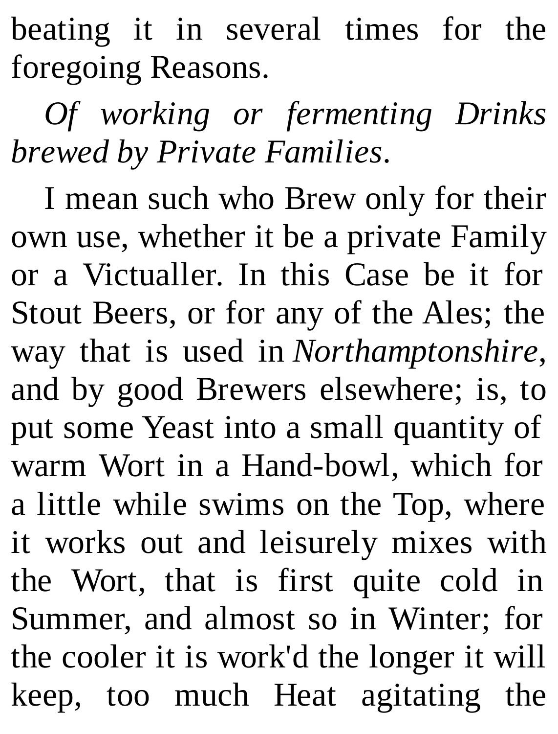beating it in several times for the foregoing Reasons.

*Of working or fermenting Drinks brewed by Private Families.*

I mean such who Brew only for their own use, whether it be a private Family or a Victualler. In this Case be it for Stout Beers, or for any of the Ales; the way that is used in *Northamptonshire*, and by good Brewers elsewhere; is, to put some Yeast into a small quantity of warm Wort in a Hand-bowl, which for a little while swims on the Top, where it works out and leisurely mixes with the Wort, that is first quite cold in Summer, and almost so in Winter; for the cooler it is work'd the longer it will keep, too much Heat agitating the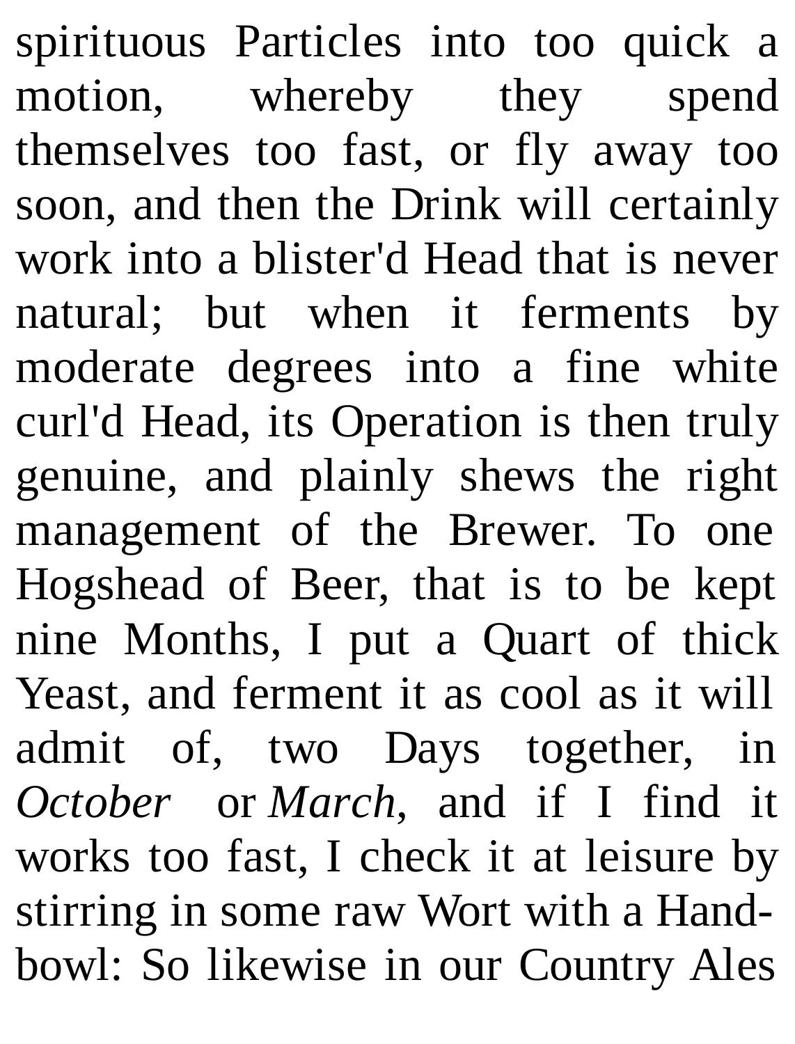spirituous Particles into too quick a motion, whereby they spend themselves too fast, or fly away too soon, and then the Drink will certainly work into a blister'd Head that is never natural; but when it ferments by moderate degrees into a fine white curl'd Head, its Operation is then truly genuine, and plainly shews the right management of the Brewer. To one Hogshead of Beer, that is to be kept nine Months, I put a Quart of thick Yeast, and ferment it as cool as it will admit of, two Days together, in *October* or *March*, and if I find it works too fast, I check it at leisure by stirring in some raw Wort with a Hand-bowl: So likewise in our Country Ales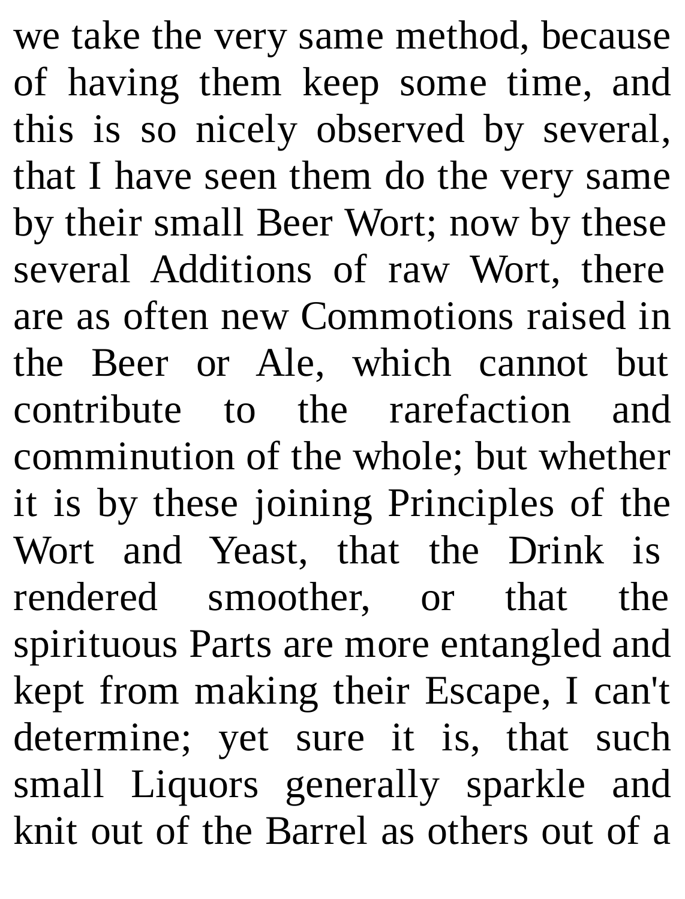we take the very same method, because of having them keep some time, and this is so nicely observed by several, that I have seen them do the very same by their small Beer Wort; now by these several Additions of raw Wort, there are as often new Commotions raised in the Beer or Ale, which cannot but contribute to the rarefaction and comminution of the whole; but whether it is by these joining Principles of the Wort and Yeast, that the Drink is rendered smoother, or that the spirituous Parts are more entangled and kept from making their Escape, I can't determine; yet sure it is, that such small Liquors generally sparkle and knit out of the Barrel as others out of a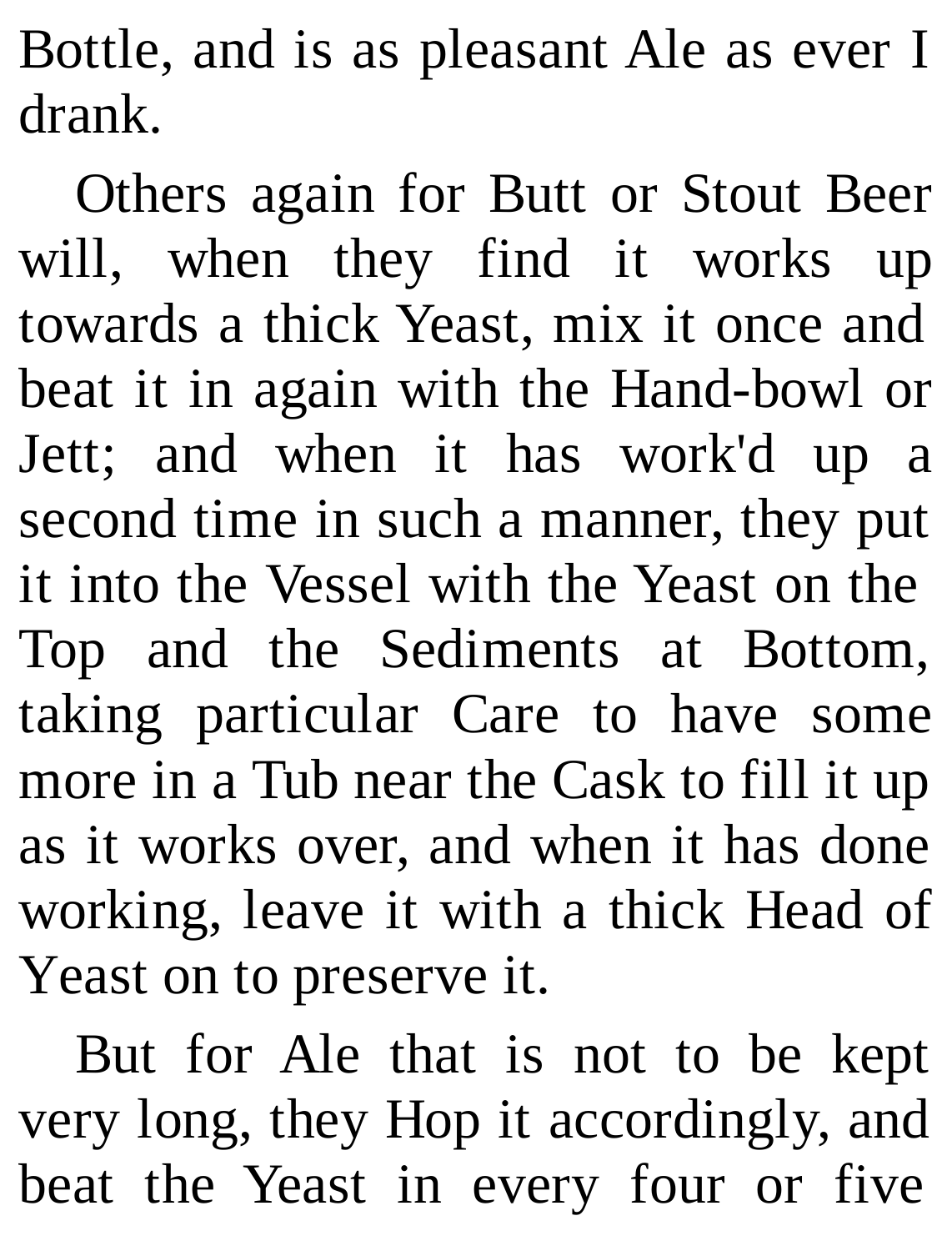Bottle, and is as pleasant Ale as ever I drank.

Others again for Butt or Stout Beer will, when they find it works up towards a thick Yeast, mix it once and beat it in again with the Hand-bowl or Jett; and when it has work'd up a second time in such a manner, they put it into the Vessel with the Yeast on the Top and the Sediments at Bottom, taking particular Care to have some more in a Tub near the Cask to fill it up as it works over, and when it has done working, leave it with a thick Head of Yeast on to preserve it.

But for Ale that is not to be kept very long, they Hop it accordingly, and beat the Yeast in every four or five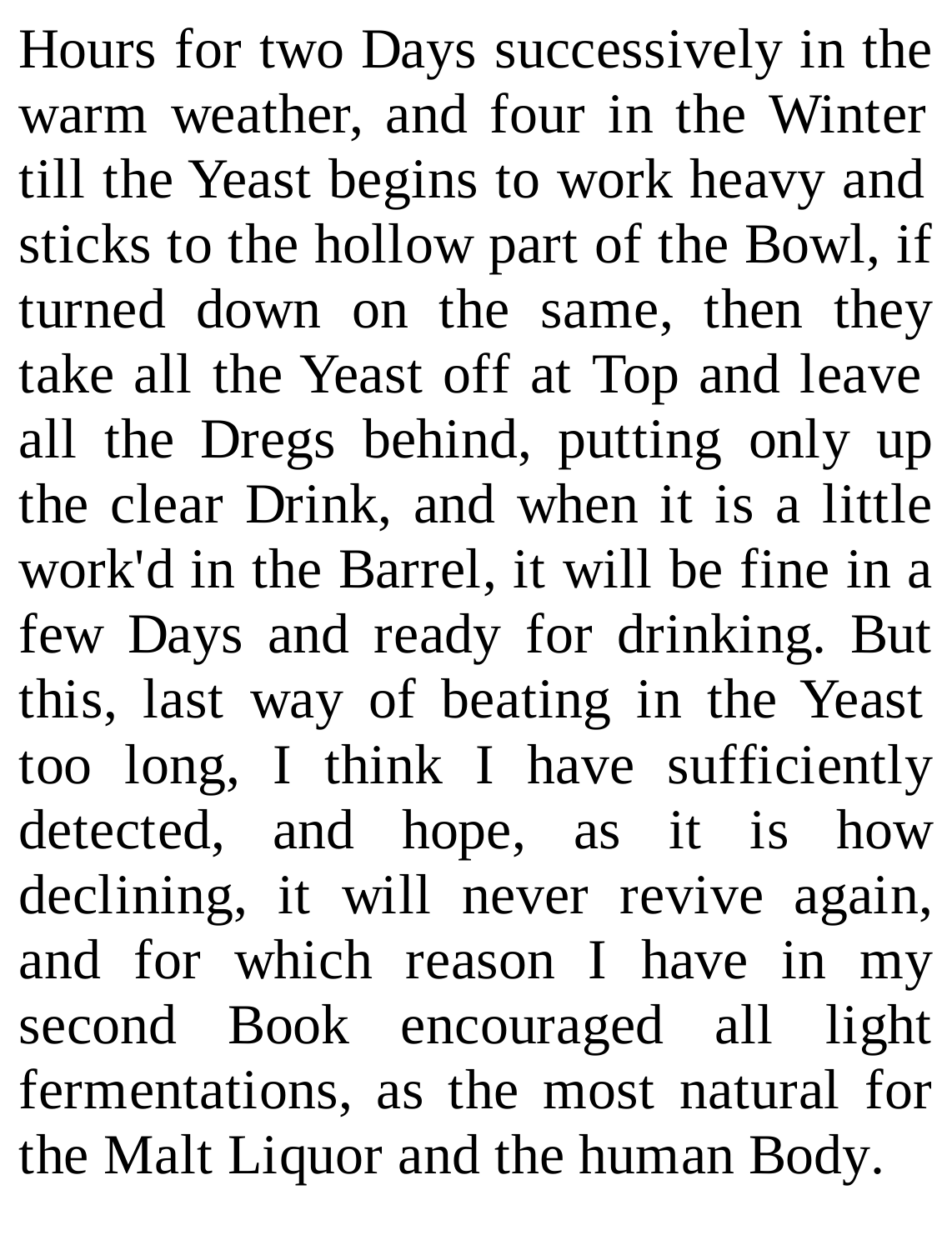Hours for two Days successively in the warm weather, and four in the Winter till the Yeast begins to work heavy and sticks to the hollow part of the Bowl, if turned down on the same, then they take all the Yeast off at Top and leave all the Dregs behind, putting only up the clear Drink, and when it is a little work'd in the Barrel, it will be fine in a few Days and ready for drinking. But this, last way of beating in the Yeast too long, I think I have sufficiently detected, and hope, as it is how declining, it will never revive again, and for which reason I have in my second Book encouraged all light fermentations, as the most natural for the Malt Liquor and the human Body.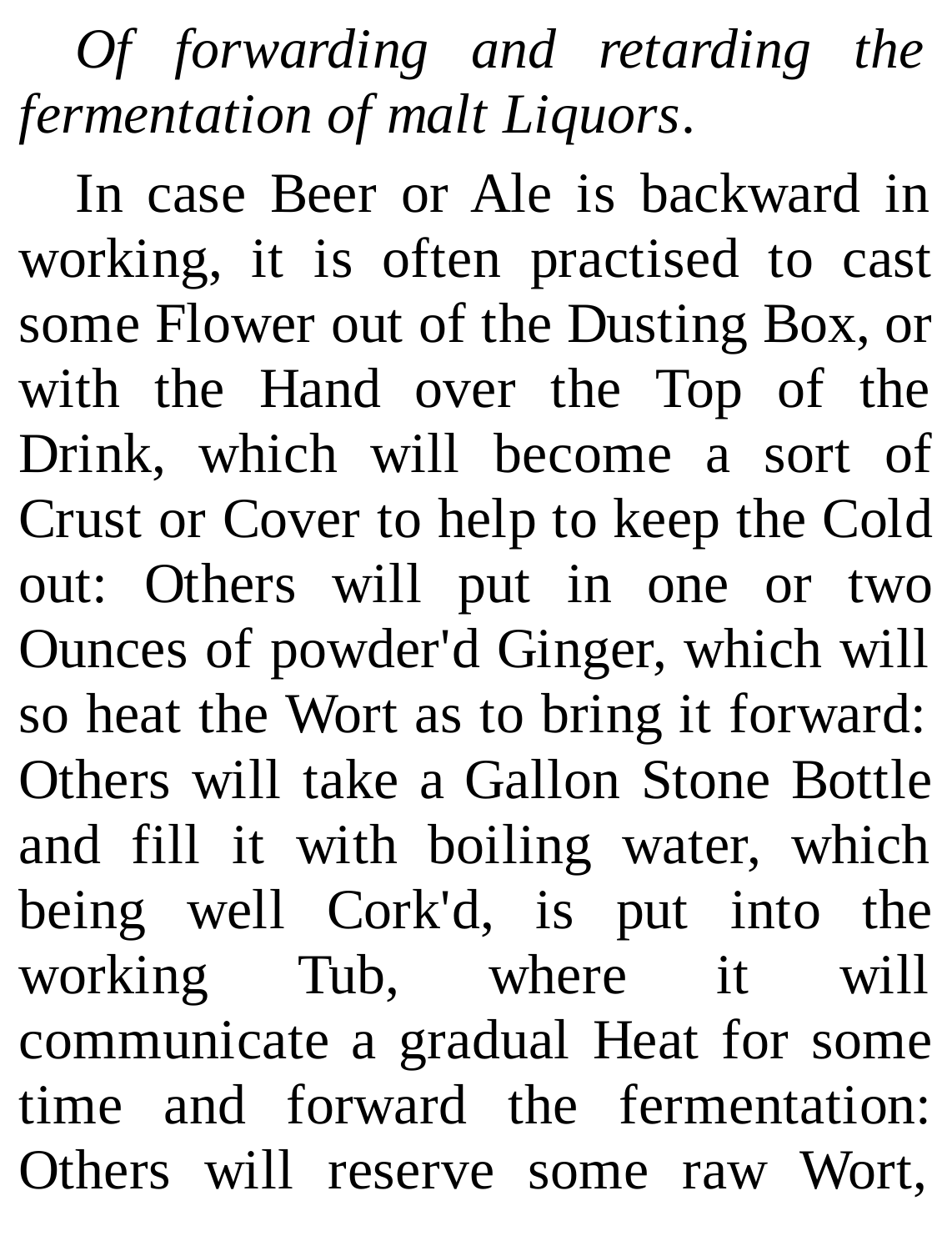*Of forwarding and retarding the fermentation of malt Liquors*.

In case Beer or Ale is backward in working, it is often practised to cast some Flower out of the Dusting Box, or with the Hand over the Top of the Drink, which will become a sort of Crust or Cover to help to keep the Cold out: Others will put in one or two Ounces of powder'd Ginger, which will so heat the Wort as to bring it forward: Others will take a Gallon Stone Bottle and fill it with boiling water, which being well Cork'd, is put into the working Tub, where it will communicate a gradual Heat for some time and forward the fermentation: Others will reserve some raw Wort,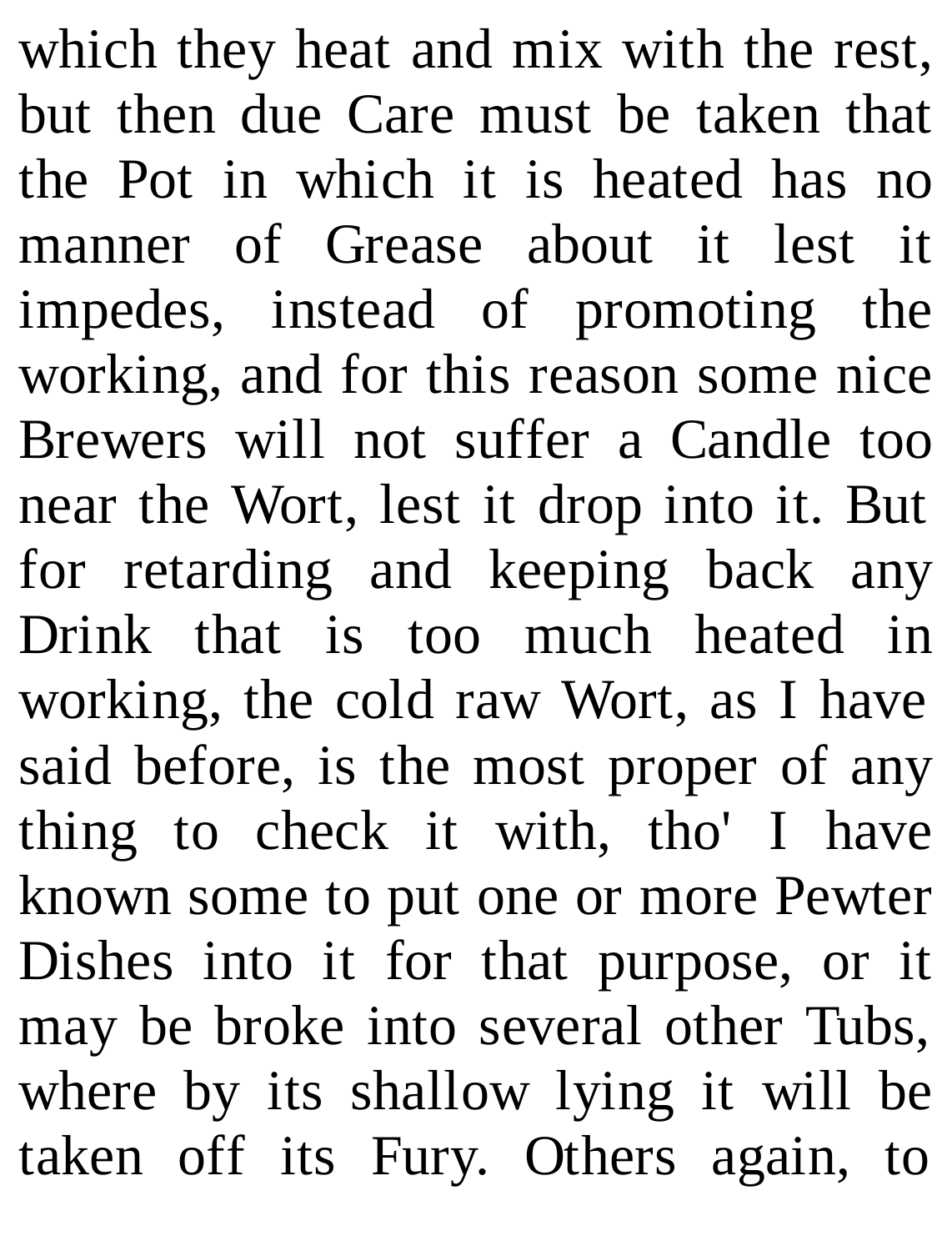which they heat and mix with the rest, but then due Care must be taken that the Pot in which it is heated has no manner of Grease about it lest it impedes, instead of promoting the working, and for this reason some nice Brewers will not suffer a Candle too near the Wort, lest it drop into it. But for retarding and keeping back any Drink that is too much heated in working, the cold raw Wort, as I have said before, is the most proper of any thing to check it with, tho' I have known some to put one or more Pewter Dishes into it for that purpose, or it may be broke into several other Tubs, where by its shallow lying it will be taken off its Fury. Others again, to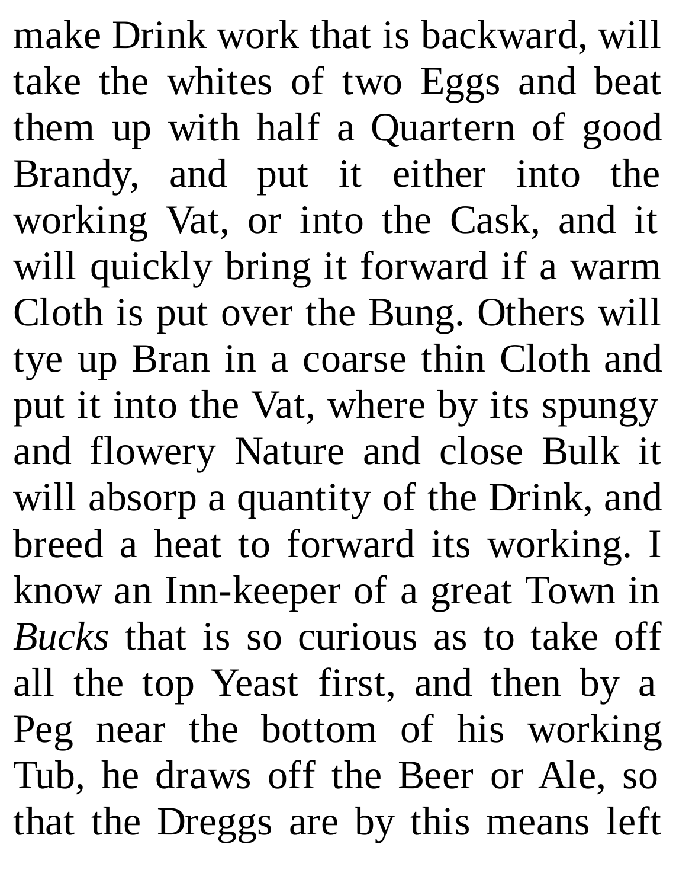make Drink work that is backward, will take the whites of two Eggs and beat them up with half a Quartern of good Brandy, and put it either into the working Vat, or into the Cask, and it will quickly bring it forward if a warm Cloth is put over the Bung. Others will tye up Bran in a coarse thin Cloth and put it into the Vat, where by its spungy and flowery Nature and close Bulk it will absorp a quantity of the Drink, and breed a heat to forward its working. I know an Inn-keeper of a great Town in *Bucks* that is so curious as to take off all the top Yeast first, and then by a Peg near the bottom of his working Tub, he draws off the Beer or Ale, so that the Dreggs are by this means left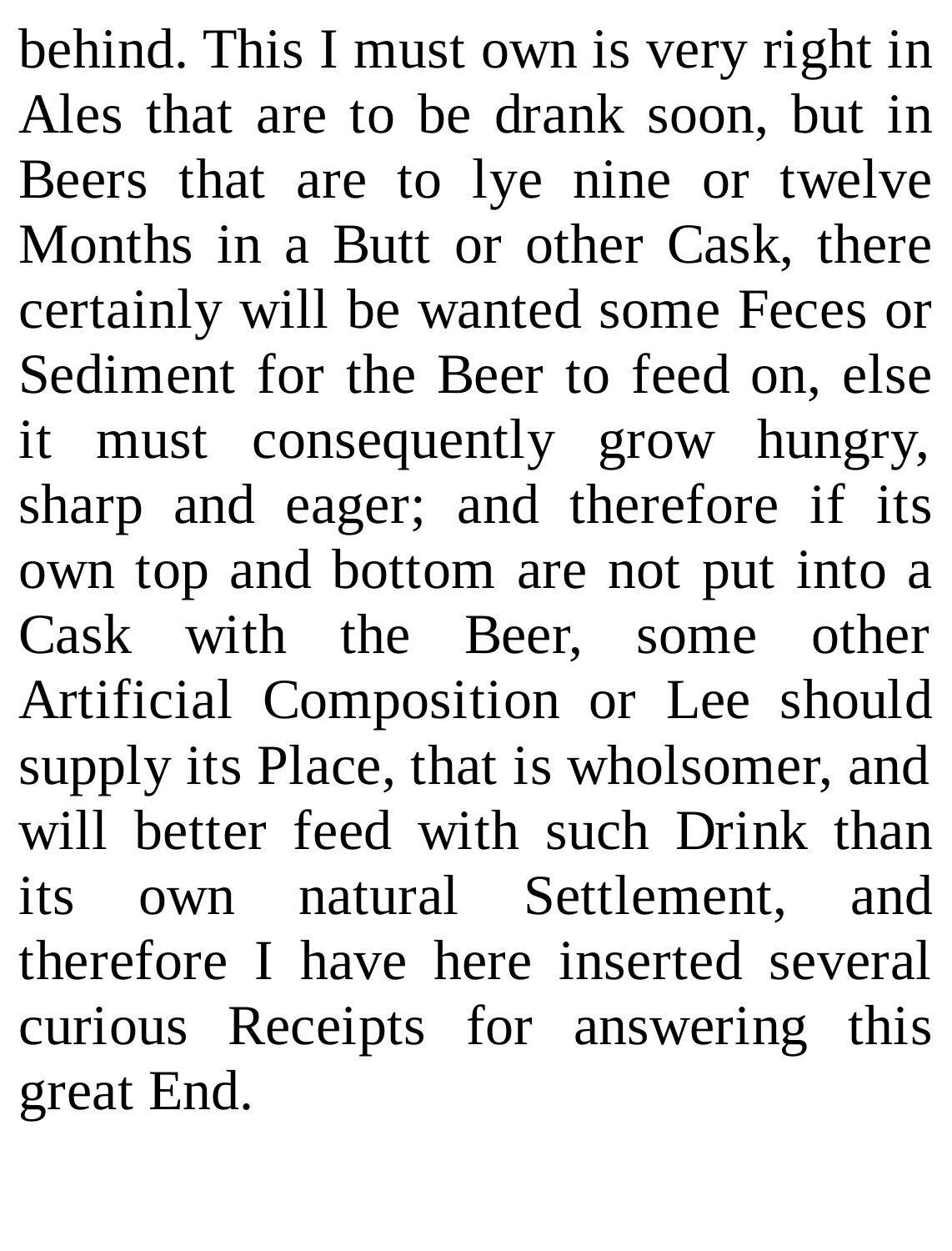behind. This I must own is very right in Ales that are to be drank soon, but in Beers that are to lye nine or twelve Months in a Butt or other Cask, there certainly will be wanted some Feces or Sediment for the Beer to feed on, else it must consequently grow hungry, sharp and eager; and therefore if its own top and bottom are not put into a Cask with the Beer, some other Artificial Composition or Lee should supply its Place, that is wholsomer, and will better feed with such Drink than its own natural Settlement, and therefore I have here inserted several curious Receipts for answering this great End.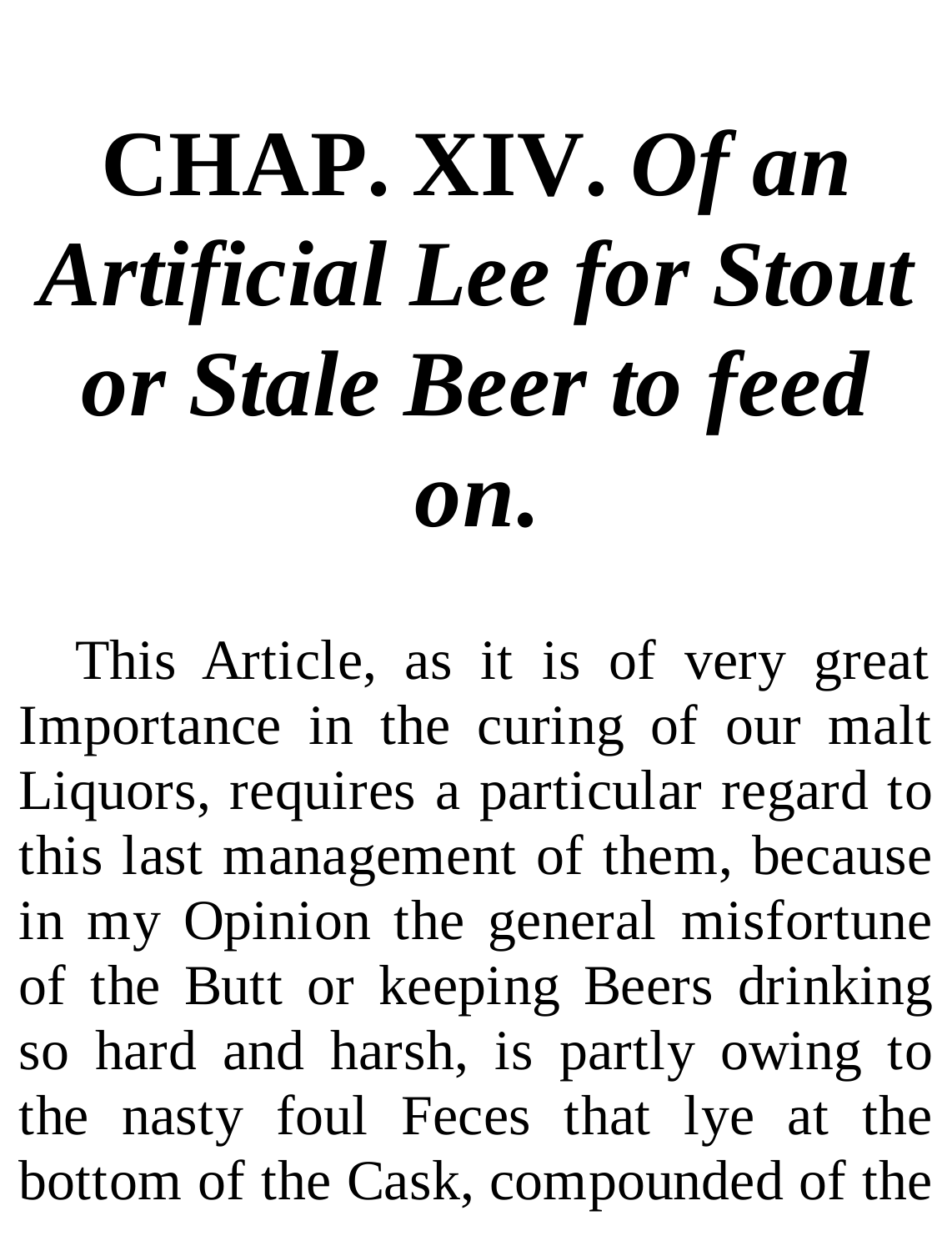# CHAP. XIV. *Of an Artificial Lee for Stout or Stale Beer to feed on.*

This Article, as it is of very great Importance in the curing of our malt Liquors, requires a particular regard to this last management of them, because in my Opinion the general misfortune of the Butt or keeping Beers drinking so hard and harsh, is partly owing to the nasty foul Feces that lye at the bottom of the Cask, compounded of the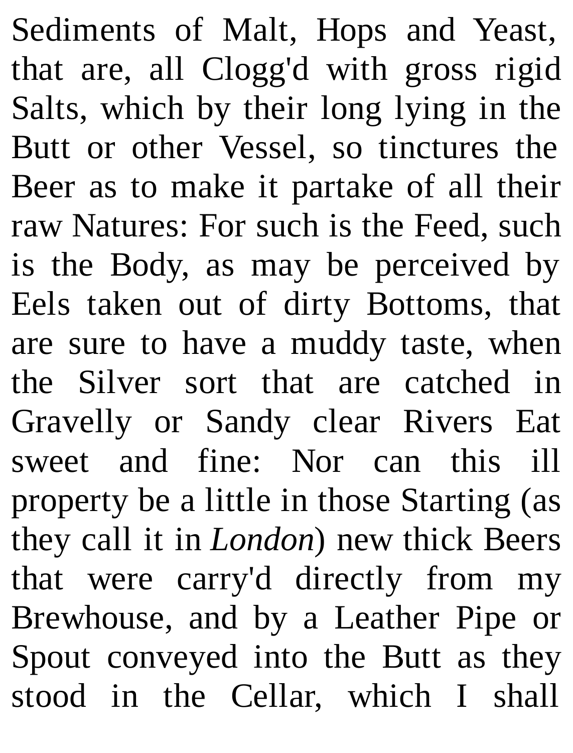Sediments of Malt, Hops and Yeast, that are, all Clogg'd with gross rigid Salts, which by their long lying in the Butt or other Vessel, so tinctures the Beer as to make it partake of all their raw Natures: For such is the Feed, such is the Body, as may be perceived by Eels taken out of dirty Bottoms, that are sure to have a muddy taste, when the Silver sort that are catched in Gravelly or Sandy clear Rivers Eat sweet and fine: Nor can this ill property be a little in those Starting (as they call it in *London*) new thick Beers that were carry'd directly from my Brewhouse, and by a Leather Pipe or Spout conveyed into the Butt as they stood in the Cellar, which I shall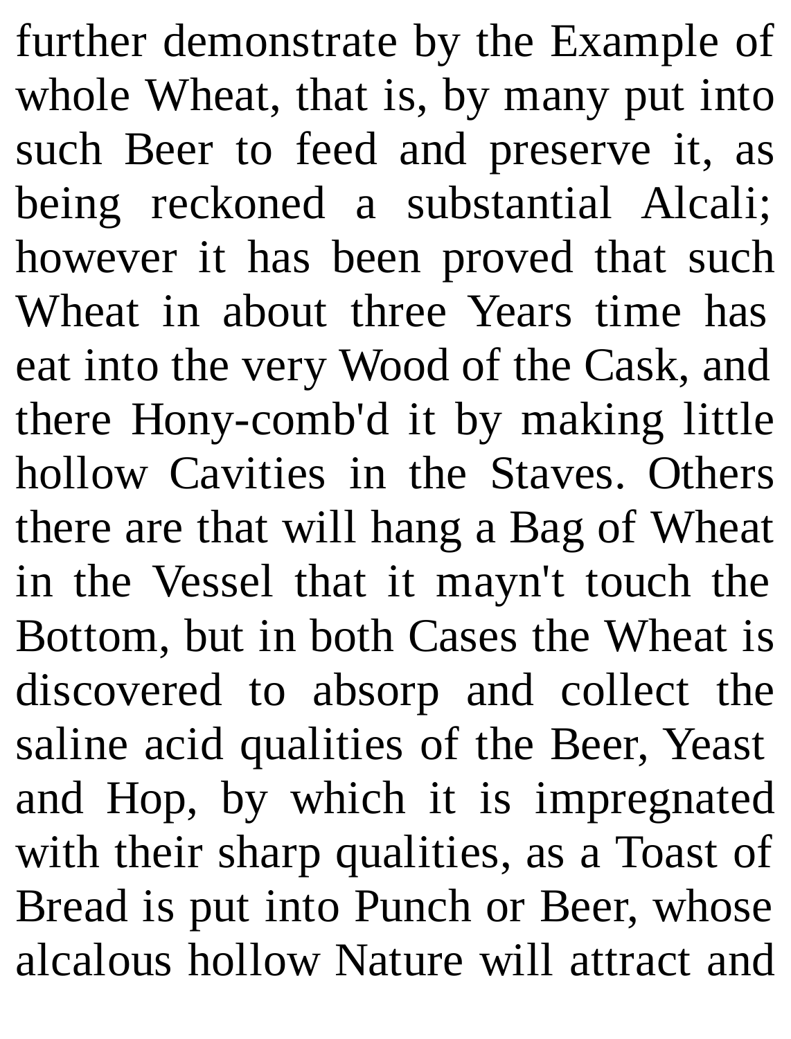further demonstrate by the Example of whole Wheat, that is, by many put into such Beer to feed and preserve it, as being reckoned a substantial Alcali; however it has been proved that such Wheat in about three Years time has eat into the very Wood of the Cask, and there Hony-comb'd it by making little hollow Cavities in the Staves. Others there are that will hang a Bag of Wheat in the Vessel that it mayn't touch the Bottom, but in both Cases the Wheat is discovered to absorp and collect the saline acid qualities of the Beer, Yeast and Hop, by which it is impregnated with their sharp qualities, as a Toast of Bread is put into Punch or Beer, whose alcalous hollow Nature will attract and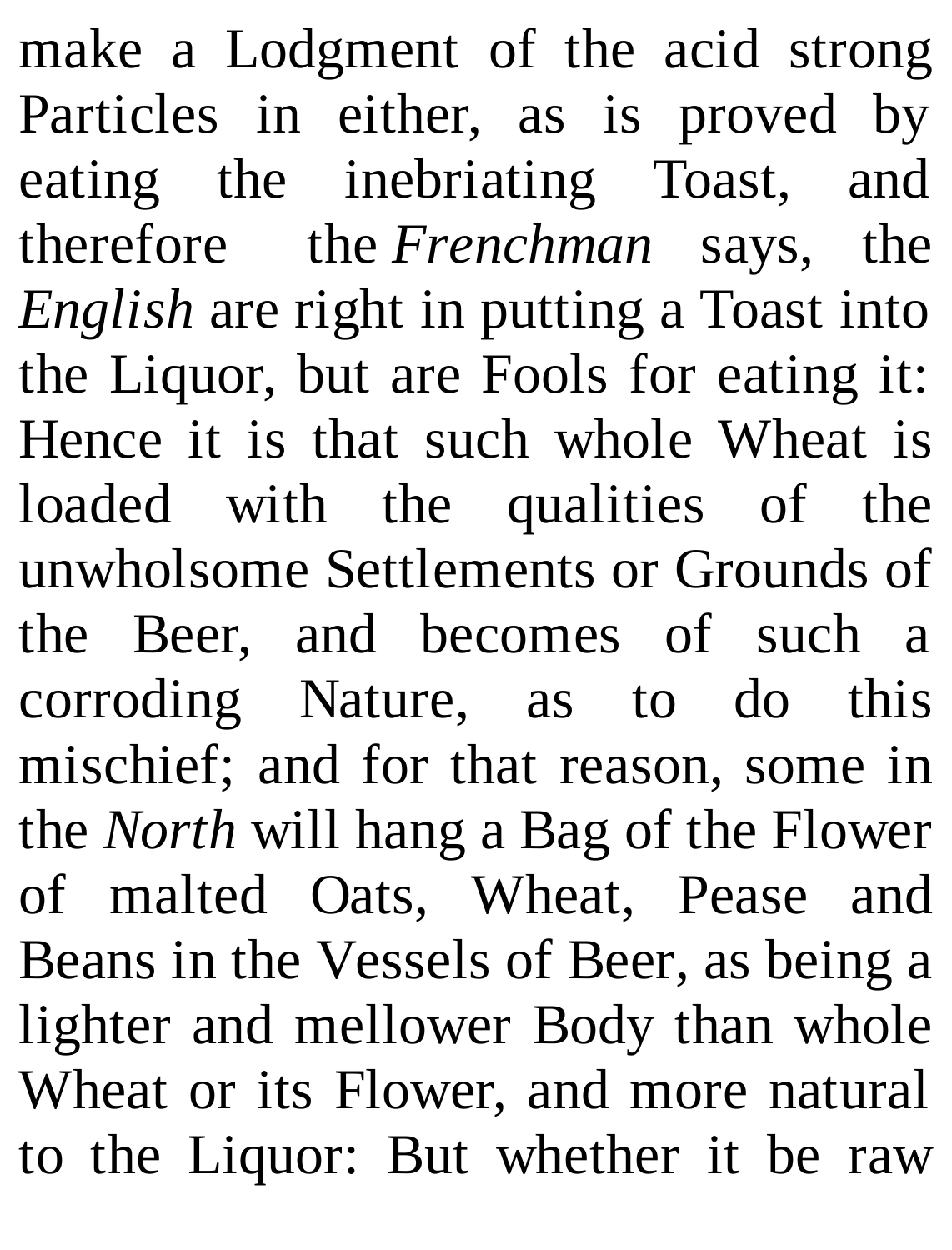make a Lodgment of the acid strong Particles in either, as is proved by eating the inebriating Toast, and therefore the *Frenchman* says, the *English* are right in putting a Toast into the Liquor, but are Fools for eating it: Hence it is that such whole Wheat is loaded with the qualities of the unwholsome Settlements or Grounds of the Beer, and becomes of such a corroding Nature, as to do this mischief; and for that reason, some in the *North* will hang a Bag of the Flower of malted Oats, Wheat, Pease and Beans in the Vessels of Beer, as being a lighter and mellower Body than whole Wheat or its Flower, and more natural to the Liquor: But whether it be raw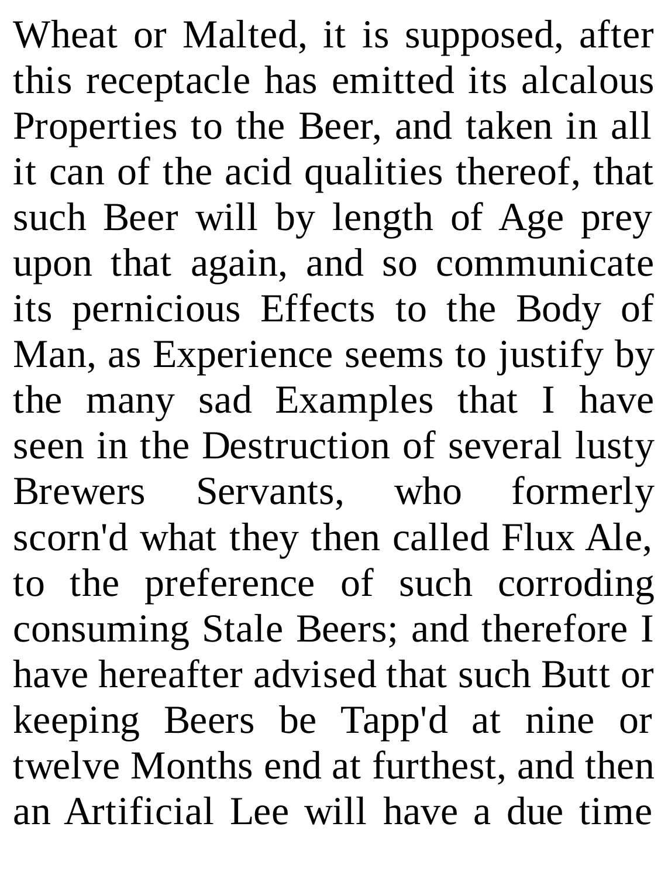Wheat or Malted, it is supposed, after this receptacle has emitted its alcalous Properties to the Beer, and taken in all it can of the acid qualities thereof, that such Beer will by length of Age prey upon that again, and so communicate its pernicious Effects to the Body of Man, as Experience seems to justify by the many sad Examples that I have seen in the Destruction of several lusty Brewers Servants, who formerly scorn'd what they then called Flux Ale, to the preference of such corroding consuming Stale Beers; and therefore I have hereafter advised that such Butt or keeping Beers be Tapp'd at nine or twelve Months end at furthest, and then an Artificial Lee will have a due time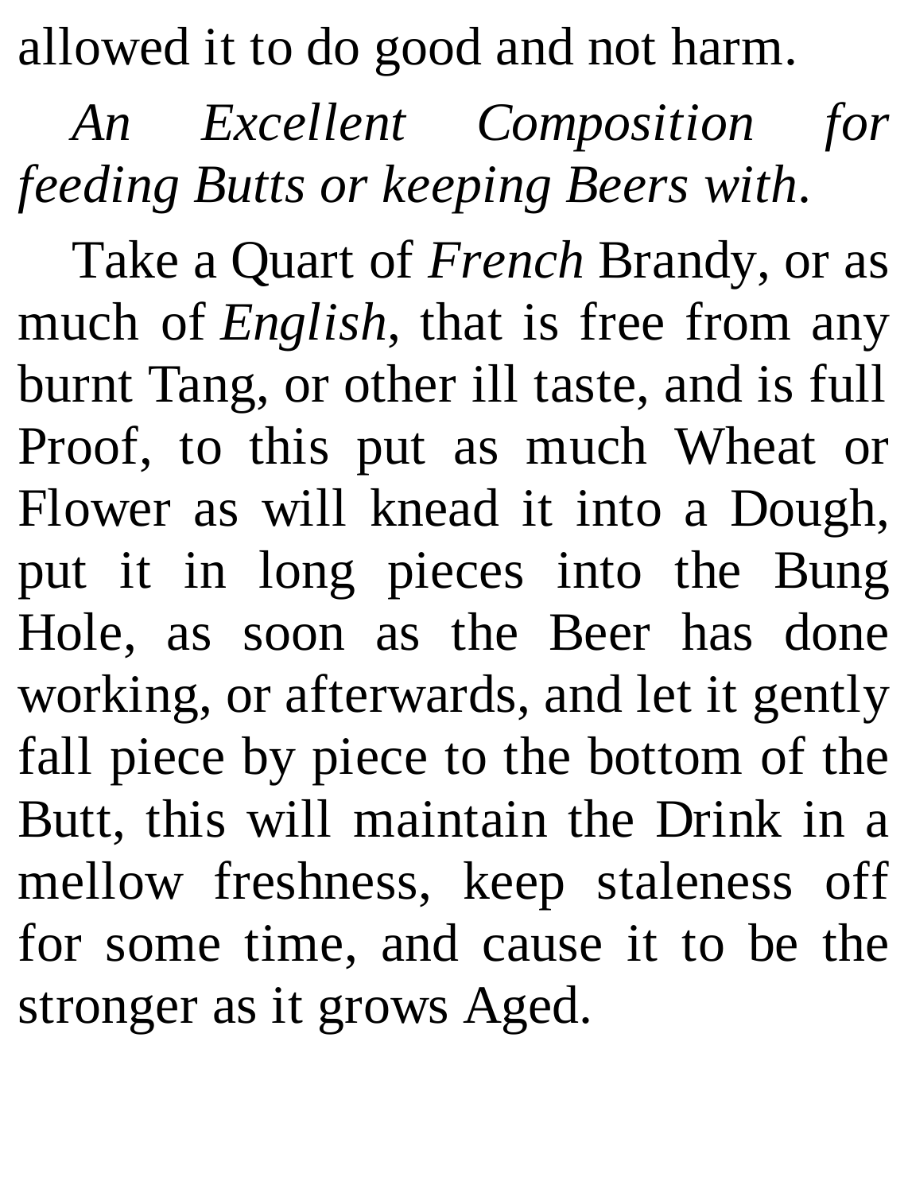allowed it to do good and not harm.

*An Excellent Composition for feeding Butts or keeping Beers with.*

Take a Quart of *French* Brandy, or as much of *English*, that is free from any burnt Tang, or other ill taste, and is full Proof, to this put as much Wheat or Flower as will knead it into a Dough, put it in long pieces into the Bung Hole, as soon as the Beer has done working, or afterwards, and let it gently fall piece by piece to the bottom of the Butt, this will maintain the Drink in a mellow freshness, keep staleness off for some time, and cause it to be the stronger as it grows Aged.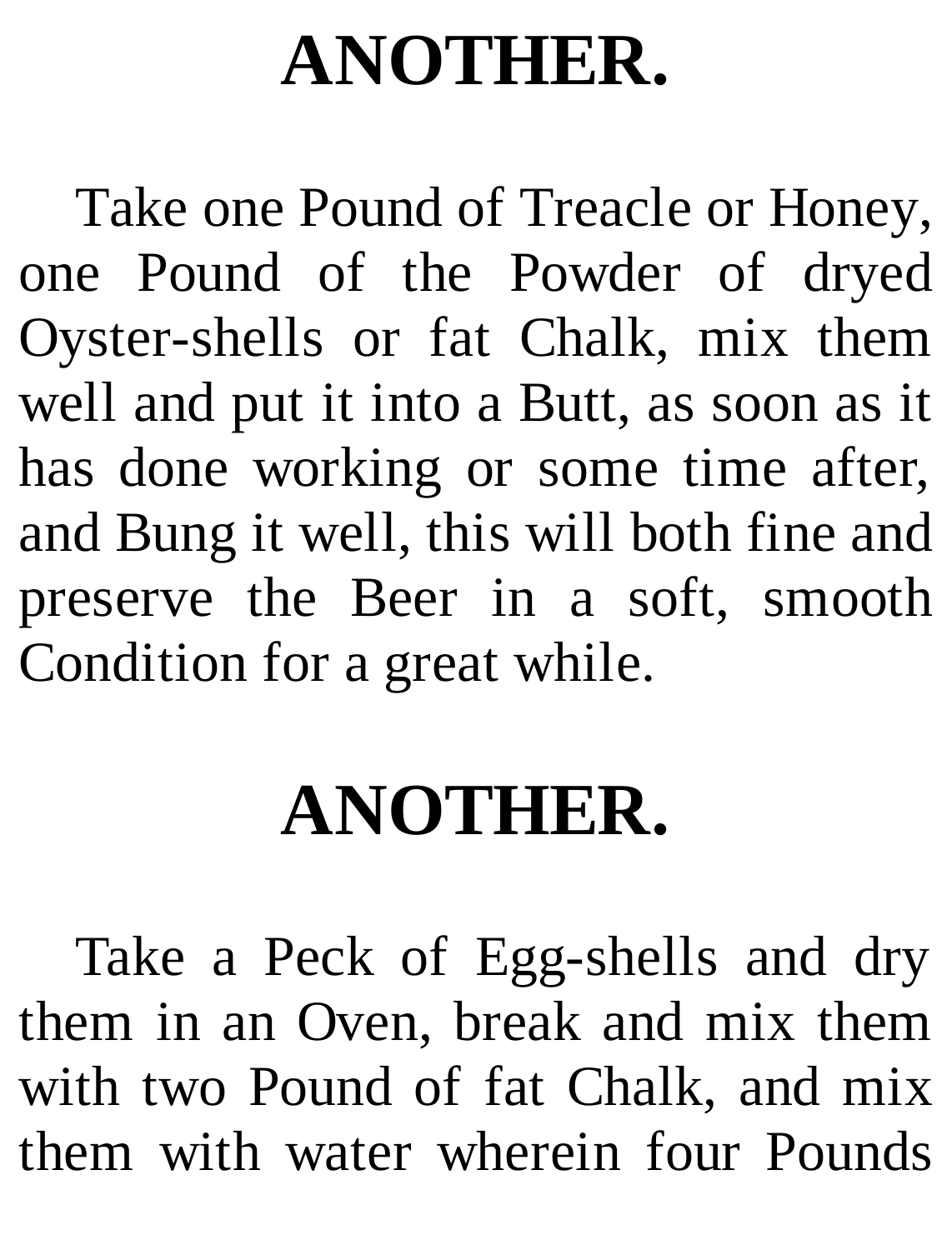# ANOTHER.

Take one Pound of Treacle or Honey, one Pound of the Powder of dryed Oyster-shells or fat Chalk, mix them well and put it into a Butt, as soon as it has done working or some time after, and Bung it well, this will both fine and preserve the Beer in a soft, smooth Condition for a great while.

# ANOTHER.

Take a Peck of Egg-shells and dry them in an Oven, break and mix them with two Pound of fat Chalk, and mix them with water wherein four Pounds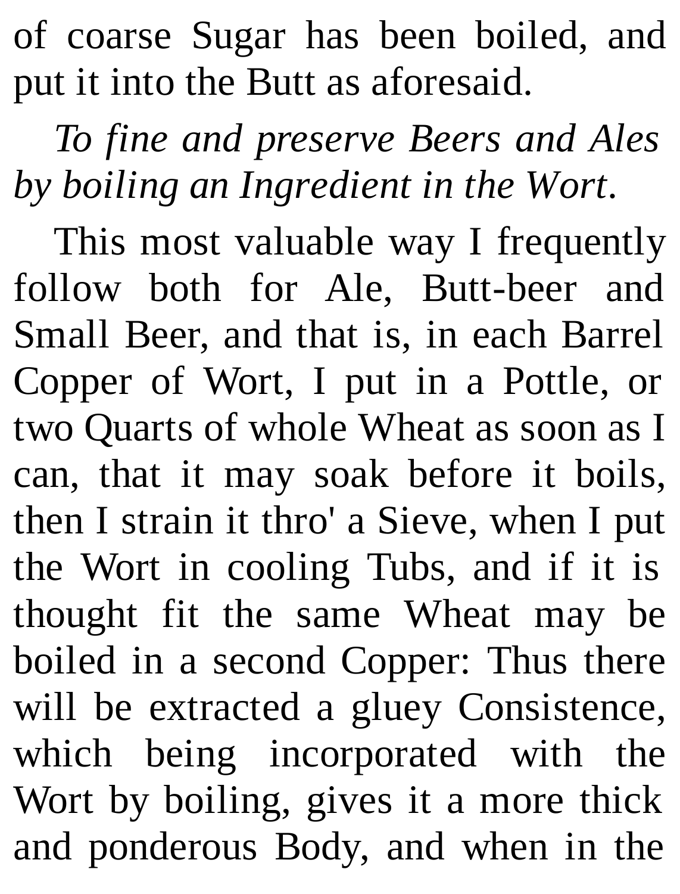of coarse Sugar has been boiled, and put it into the Butt as aforesaid.

*To fine and preserve Beers and Ales by boiling an Ingredient in the Wort.*

This most valuable way I frequently follow both for Ale, Butt-beer and Small Beer, and that is, in each Barrel Copper of Wort, I put in a Pottle, or two Quarts of whole Wheat as soon as I can, that it may soak before it boils, then I strain it thro' a Sieve, when I put the Wort in cooling Tubs, and if it is thought fit the same Wheat may be boiled in a second Copper: Thus there will be extracted a gluey Consistence, which being incorporated with the Wort by boiling, gives it a more thick and ponderous Body, and when in the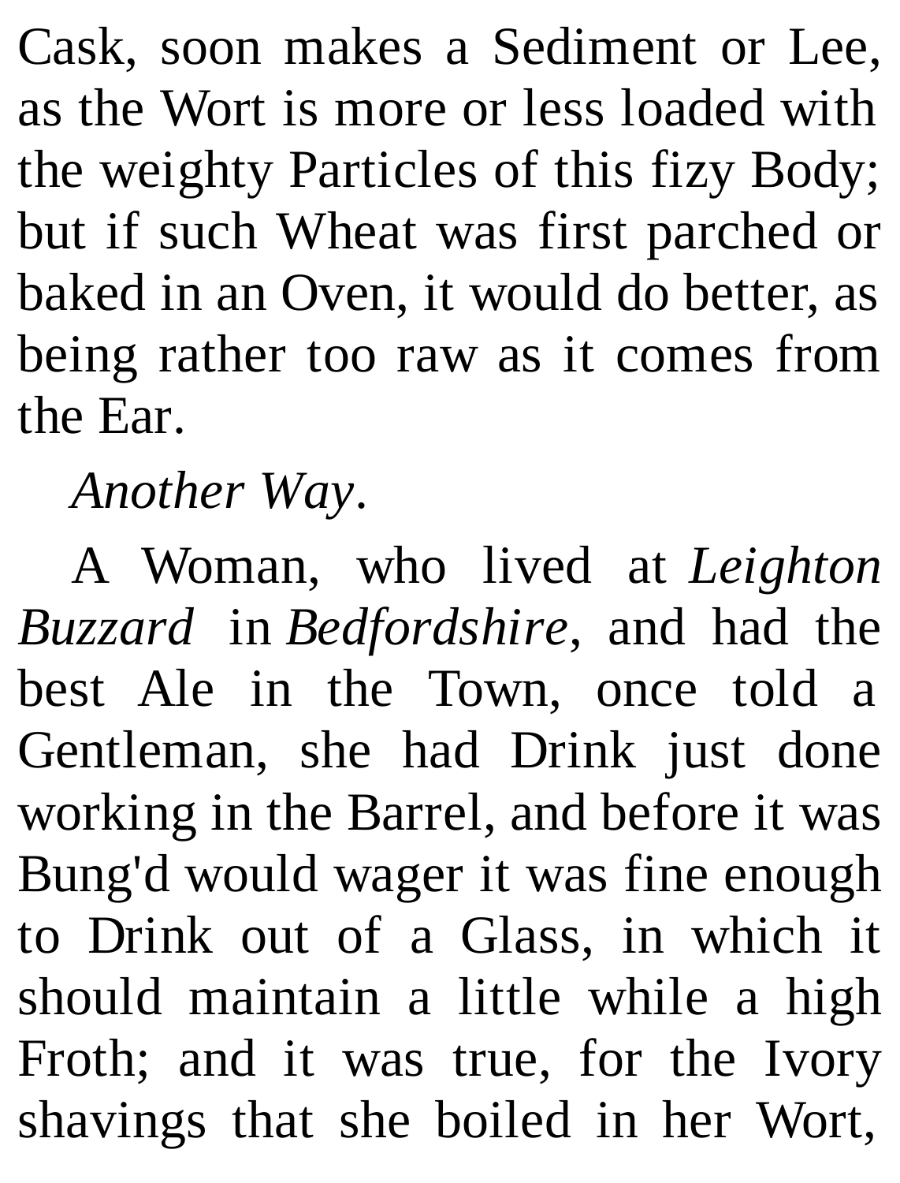Cask, soon makes a Sediment or Lee, as the Wort is more or less loaded with the weighty Particles of this fizy Body; but if such Wheat was first parched or baked in an Oven, it would do better, as being rather too raw as it comes from the Ear.

*Another Way*.

A Woman, who lived at *Leighton Buzzard* in *Bedfordshire*, and had the best Ale in the Town, once told a Gentleman, she had Drink just done working in the Barrel, and before it was Bung'd would wager it was fine enough to Drink out of a Glass, in which it should maintain a little while a high Froth; and it was true, for the Ivory shavings that she boiled in her Wort,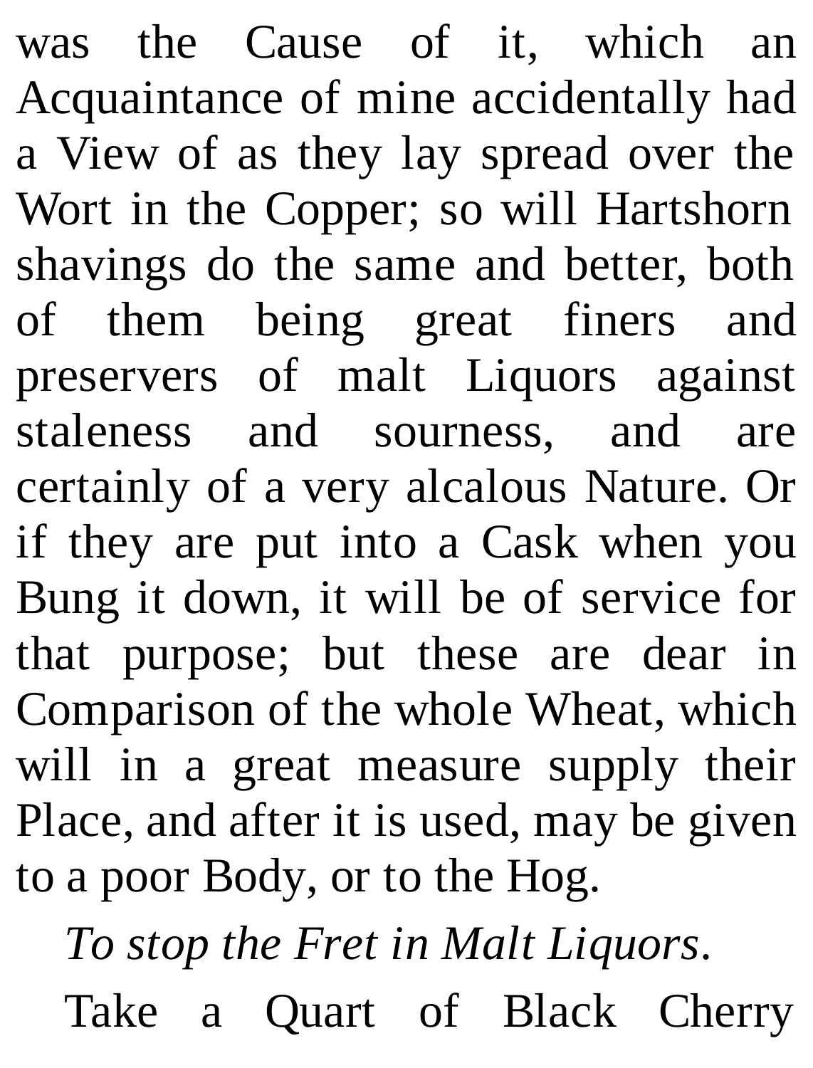was the Cause of it, which an Acquaintance of mine accidentally had a View of as they lay spread over the Wort in the Copper; so will Hartshorn shavings do the same and better, both of them being great finers and preservers of malt Liquors against staleness and sourness, and are certainly of a very alcalous Nature. Or if they are put into a Cask when you Bung it down, it will be of service for that purpose; but these are dear in Comparison of the whole Wheat, which will in a great measure supply their Place, and after it is used, may be given to a poor Body, or to the Hog.

*To stop the Fret in Malt Liquors.*

Take a Quart of Black Cherry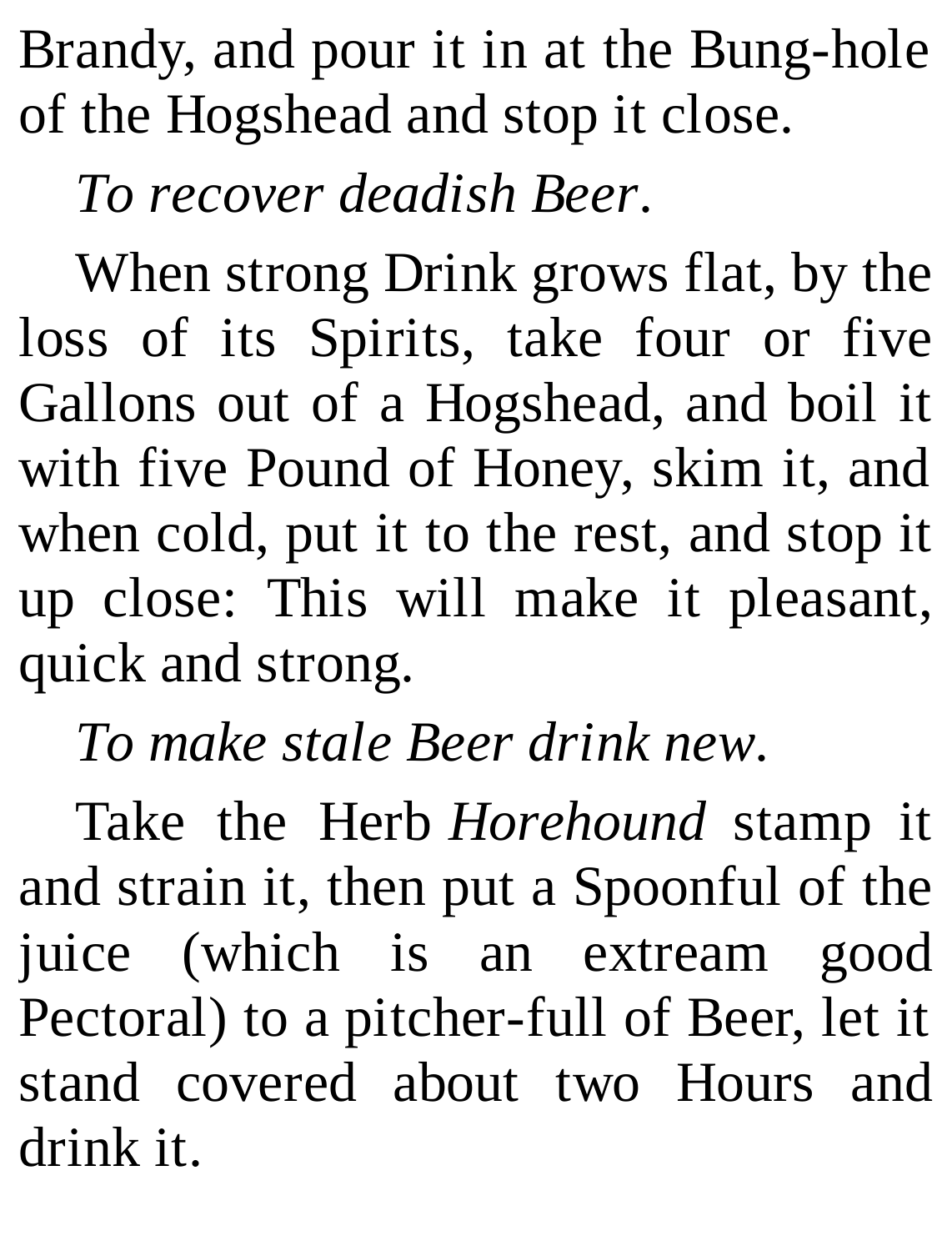Brandy, and pour it in at the Bung-hole of the Hogshead and stop it close.

*To recover deadish Beer*.

When strong Drink grows flat, by the loss of its Spirits, take four or five Gallons out of a Hogshead, and boil it with five Pound of Honey, skim it, and when cold, put it to the rest, and stop it up close: This will make it pleasant, quick and strong.

*To make stale Beer drink new.*

Take the Herb *Horehound* stamp it and strain it, then put a Spoonful of the juice (which is an extream good Pectoral) to a pitcher-full of Beer, let it stand covered about two Hours and drink it.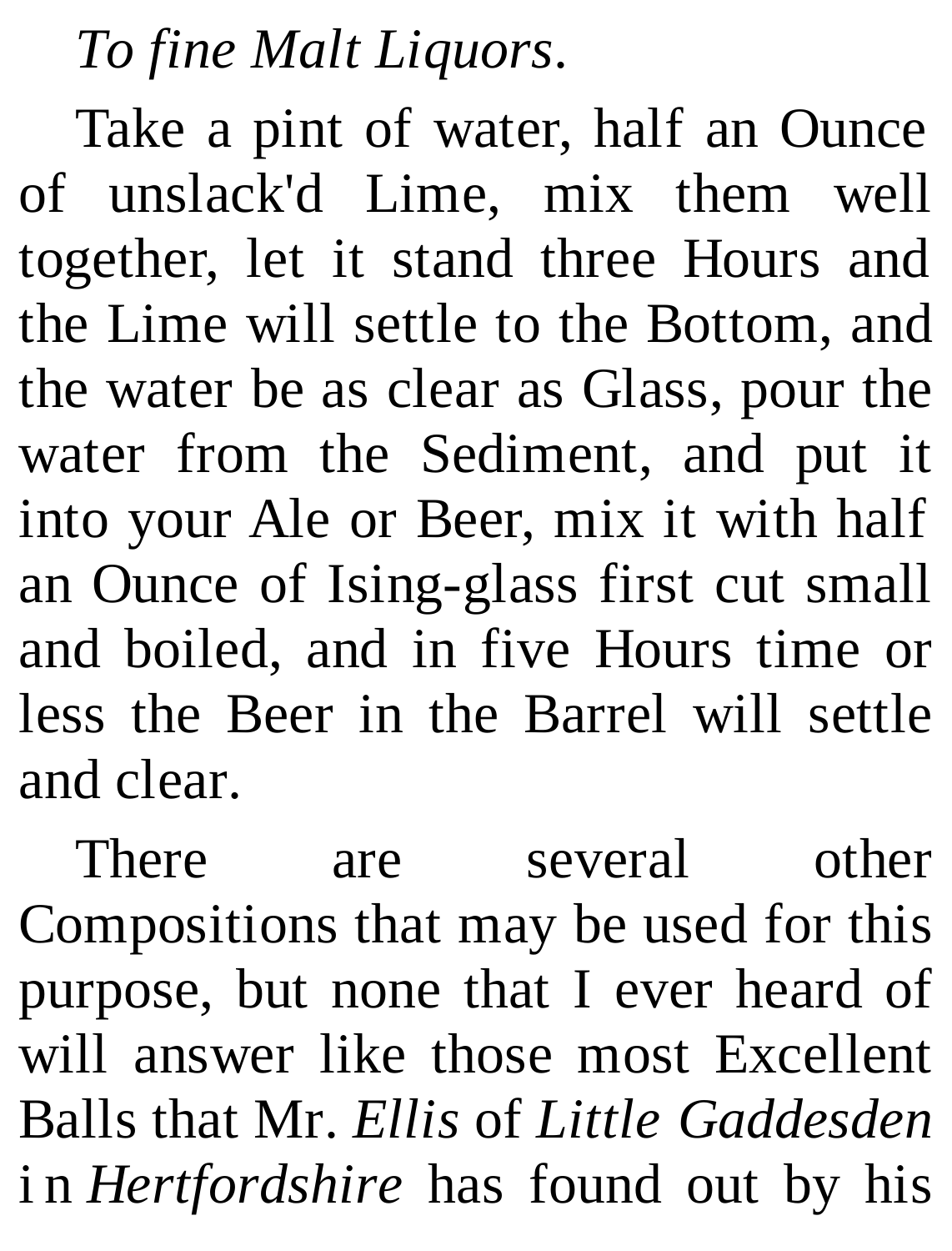*To fine Malt Liquors.*

Take a pint of water, half an Ounce of unslack'd Lime, mix them well together, let it stand three Hours and the Lime will settle to the Bottom, and the water be as clear as Glass, pour the water from the Sediment, and put it into your Ale or Beer, mix it with half an Ounce of Ising-glass first cut small and boiled, and in five Hours time or less the Beer in the Barrel will settle and clear.

There are several other Compositions that may be used for this purpose, but none that I ever heard of will answer like those most Excellent Balls that Mr. *Ellis* of *Little Gaddesden* in *Hertfordshire* has found out by his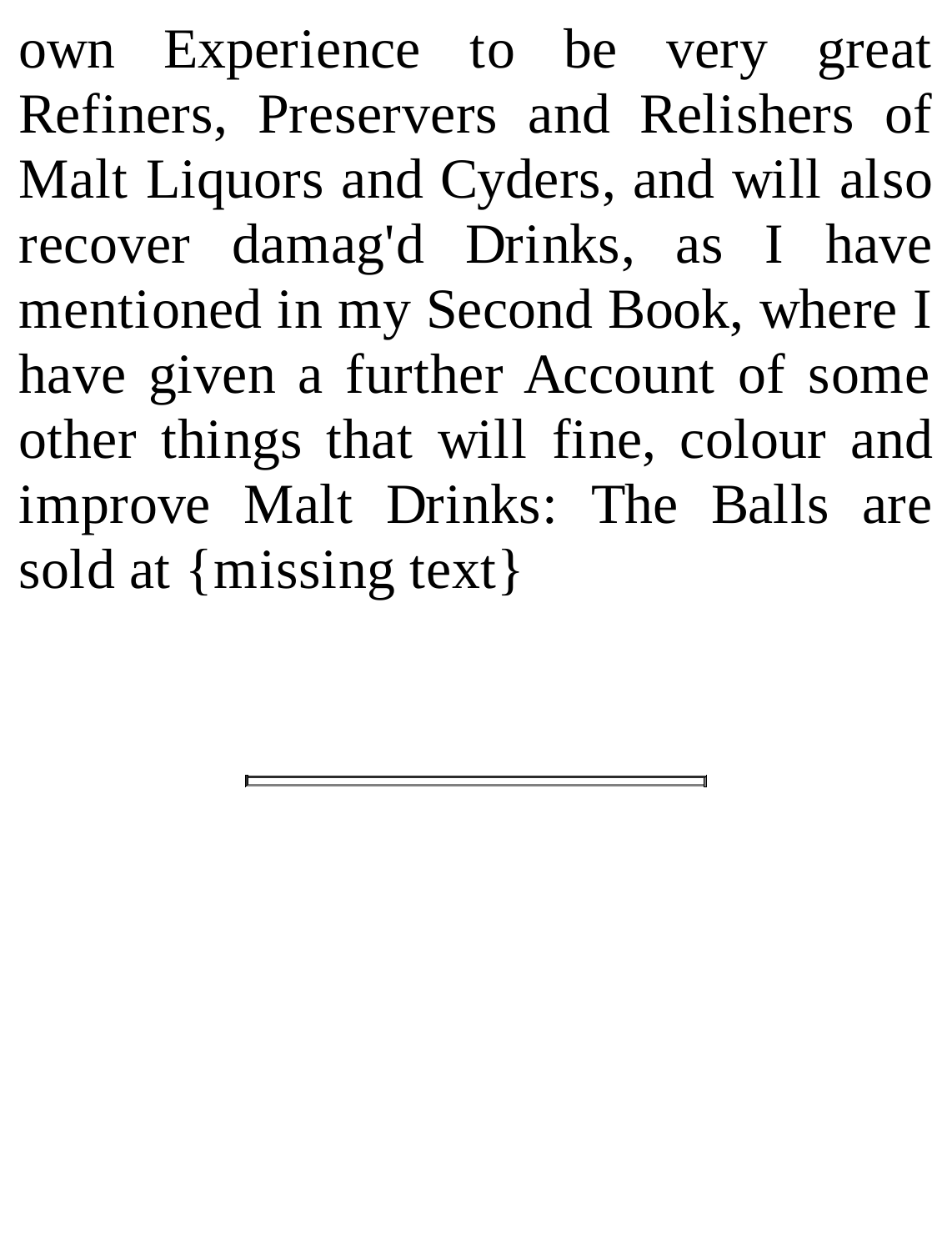own Experience to be very great Refiners, Preservers and Relishers of Malt Liquors and Cyders, and will also recover damag'd Drinks, as I have mentioned in my Second Book, where I have given a further Account of some other things that will fine, colour and improve Malt Drinks: The Balls are sold at {missing text}

---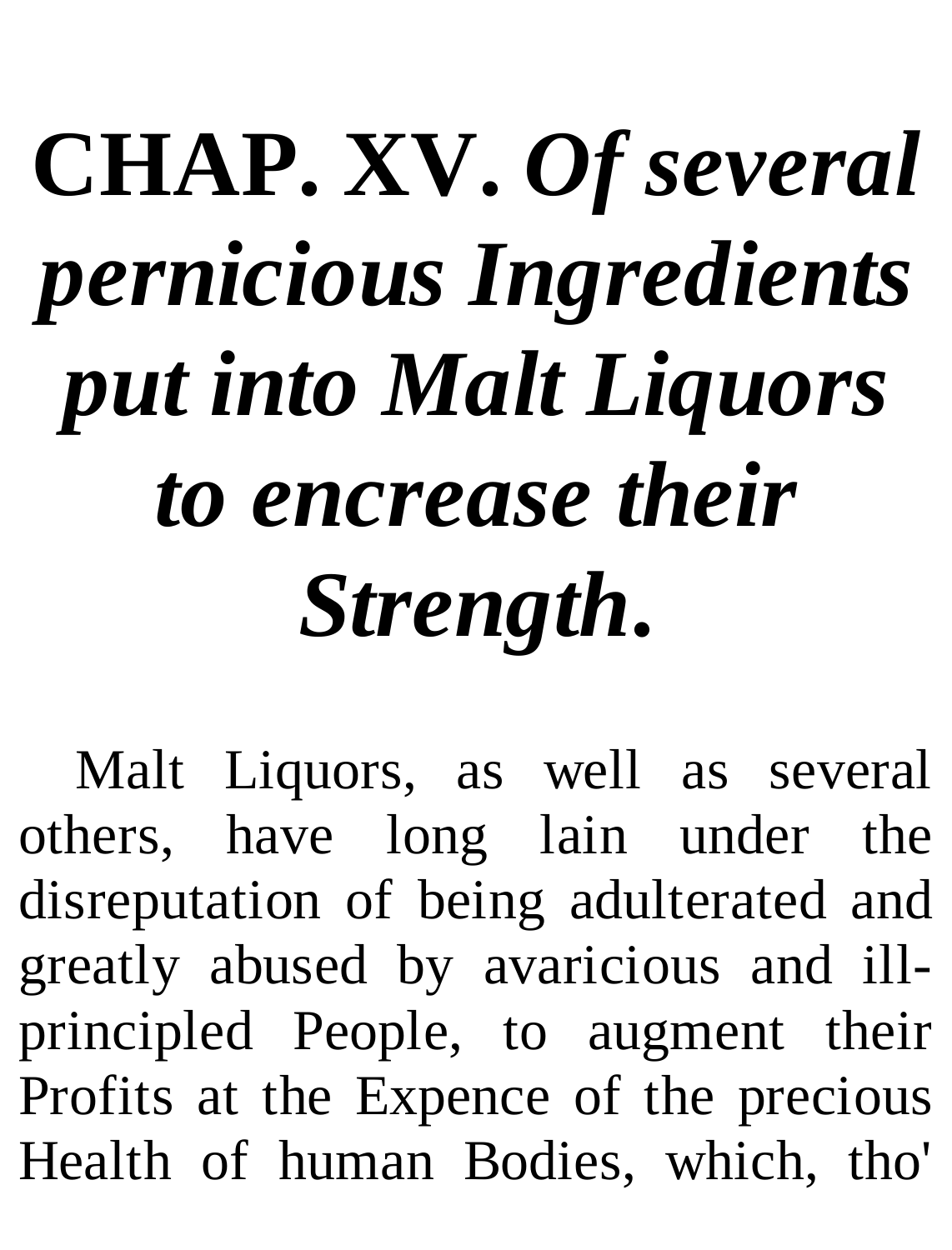# CHAP. XV. *Of several pernicious Ingredients put into Malt Liquors to encrease their Strength.*

Malt Liquors, as well as several others, have long lain under the disreputation of being adulterated and greatly abused by avaricious and ill-principled People, to augment their Profits at the Expence of the precious Health of human Bodies, which, tho'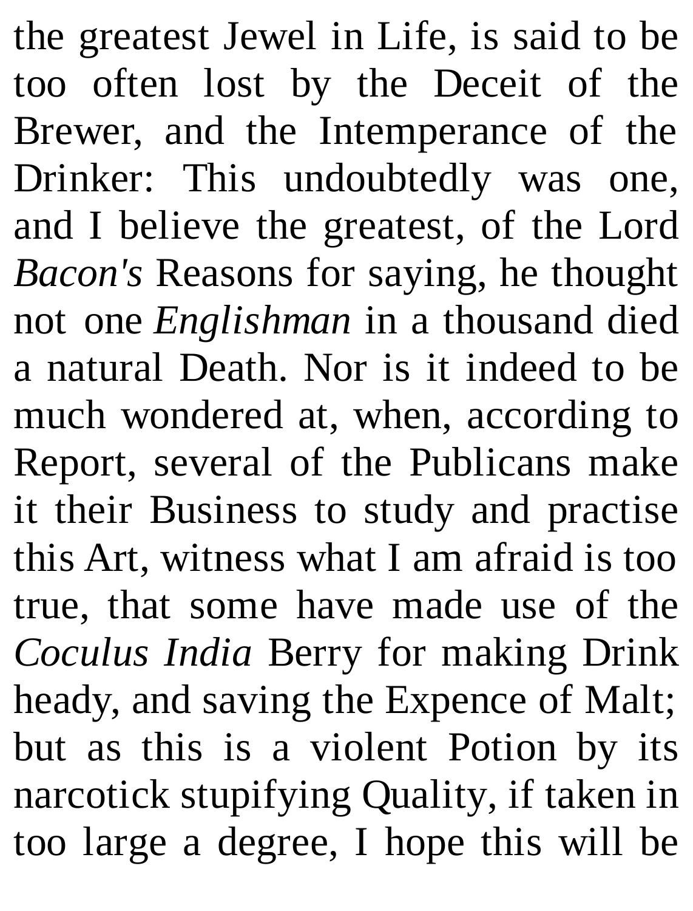the greatest Jewel in Life, is said to be too often lost by the Deceit of the Brewer, and the Intemperance of the Drinker: This undoubtedly was one, and I believe the greatest, of the Lord *Bacon's* Reasons for saying, he thought not one *Englishman* in a thousand died a natural Death. Nor is it indeed to be much wondered at, when, according to Report, several of the Publicans make it their Business to study and practise this Art, witness what I am afraid is too true, that some have made use of the *Coculus India* Berry for making Drink heady, and saving the Expence of Malt; but as this is a violent Potion by its narcotick stupifying Quality, if taken in too large a degree, I hope this will be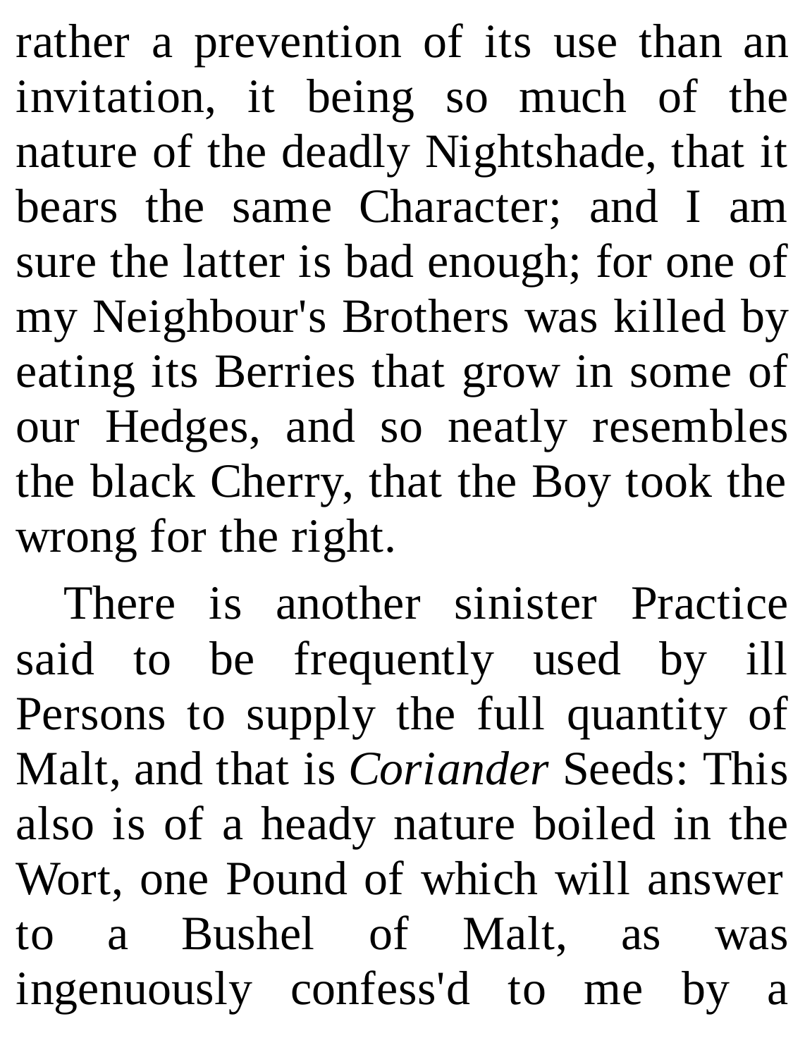rather a prevention of its use than an invitation, it being so much of the nature of the deadly Nightshade, that it bears the same Character; and I am sure the latter is bad enough; for one of my Neighbour's Brothers was killed by eating its Berries that grow in some of our Hedges, and so neatly resembles the black Cherry, that the Boy took the wrong for the right.

There is another sinister Practice said to be frequently used by ill Persons to supply the full quantity of Malt, and that is *Coriander* Seeds: This also is of a heady nature boiled in the Wort, one Pound of which will answer to a Bushel of Malt, as was ingenuously confess'd to me by a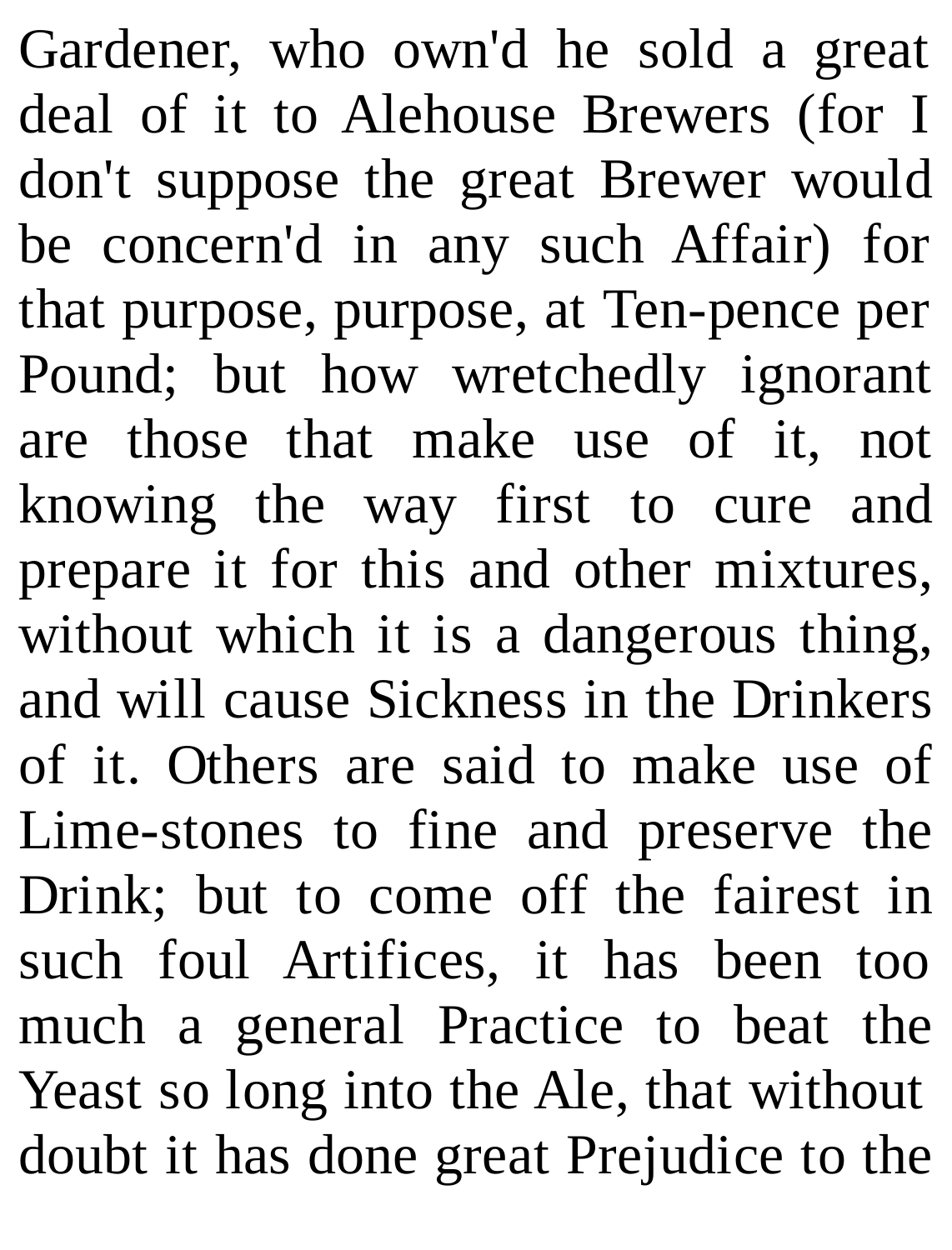Gardener, who own'd he sold a great deal of it to Alehouse Brewers (for I don't suppose the great Brewer would be concern'd in any such Affair) for that purpose, purpose, at Ten-pence per Pound; but how wretchedly ignorant are those that make use of it, not knowing the way first to cure and prepare it for this and other mixtures, without which it is a dangerous thing, and will cause Sickness in the Drinkers of it. Others are said to make use of Lime-stones to fine and preserve the Drink; but to come off the fairest in such foul Artifices, it has been too much a general Practice to beat the Yeast so long into the Ale, that without doubt it has done great Prejudice to the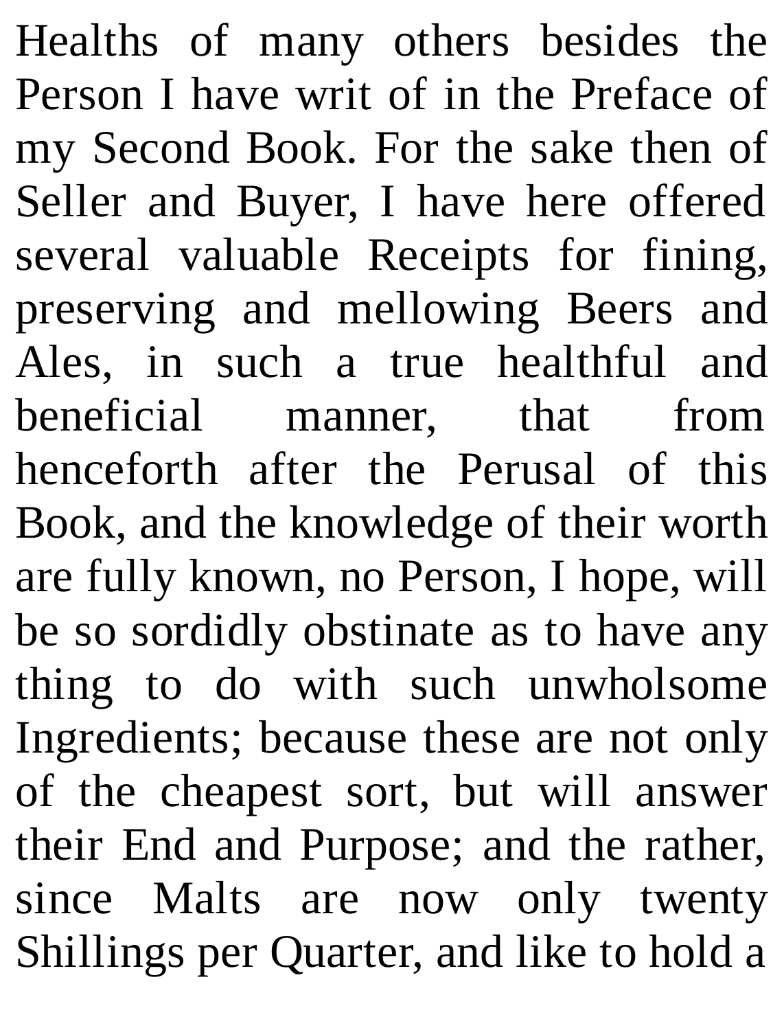Healths of many others besides the Person I have writ of in the Preface of my Second Book. For the sake then of Seller and Buyer, I have here offered several valuable Receipts for fining, preserving and mellowing Beers and Ales, in such a true healthful and beneficial manner, that from henceforth after the Perusal of this Book, and the knowledge of their worth are fully known, no Person, I hope, will be so sordidly obstinate as to have any thing to do with such unwholsome Ingredients; because these are not only of the cheapest sort, but will answer their End and Purpose; and the rather, since Malts are now only twenty Shillings per Quarter, and like to hold a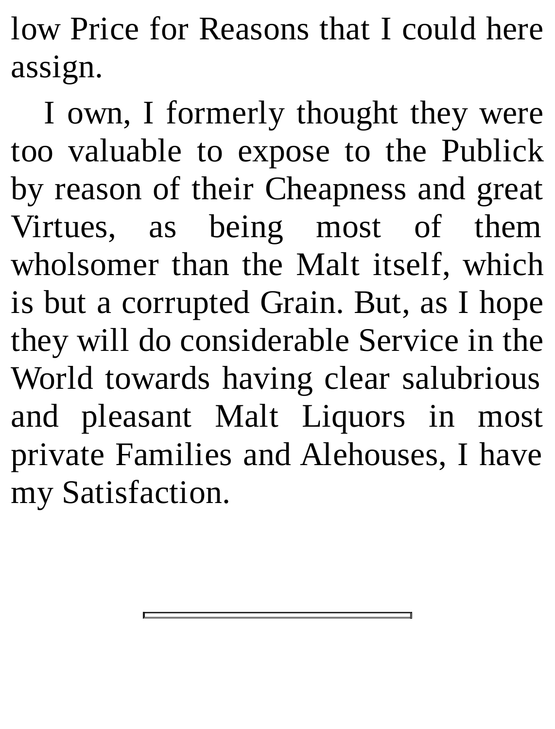low Price for Reasons that I could here assign.

I own, I formerly thought they were too valuable to expose to the Publick by reason of their Cheapness and great Virtues, as being most of them wholsomer than the Malt itself, which is but a corrupted Grain. But, as I hope they will do considerable Service in the World towards having clear salubrious and pleasant Malt Liquors in most private Families and Alehouses, I have my Satisfaction.

---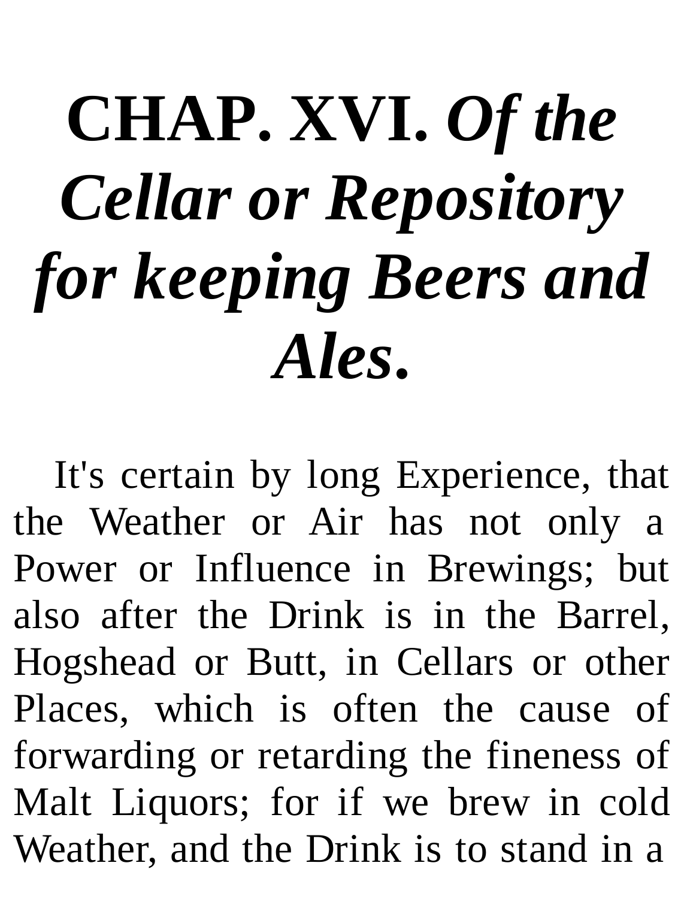# CHAP. XVI. *Of the Cellar or Repository for keeping Beers and Ales.*

It's certain by long Experience, that the Weather or Air has not only a Power or Influence in Brewings; but also after the Drink is in the Barrel, Hogshead or Butt, in Cellars or other Places, which is often the cause of forwarding or retarding the fineness of Malt Liquors; for if we brew in cold Weather, and the Drink is to stand in a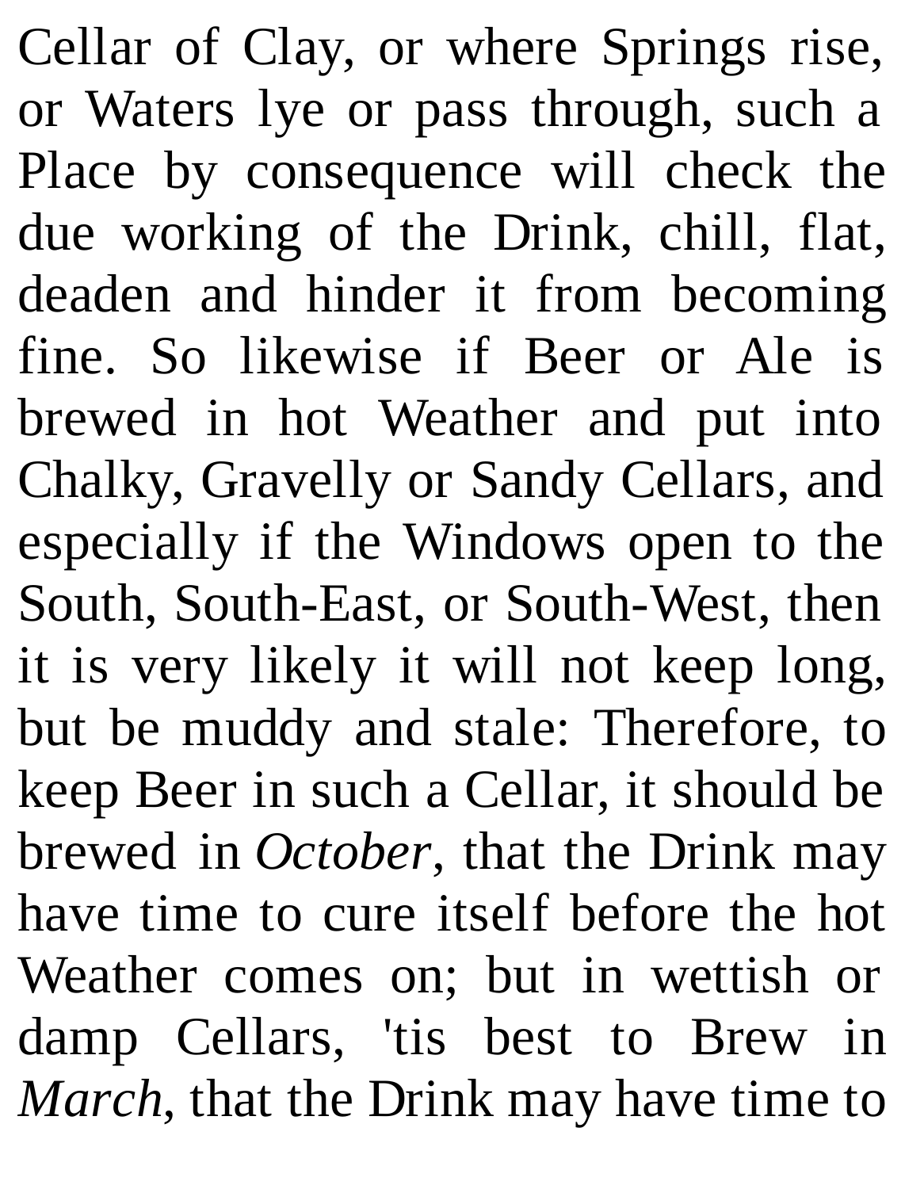Cellar of Clay, or where Springs rise, or Waters lye or pass through, such a Place by consequence will check the due working of the Drink, chill, flat, deaden and hinder it from becoming fine. So likewise if Beer or Ale is brewed in hot Weather and put into Chalky, Gravelly or Sandy Cellars, and especially if the Windows open to the South, South-East, or South-West, then it is very likely it will not keep long, but be muddy and stale: Therefore, to keep Beer in such a Cellar, it should be brewed in *October*, that the Drink may have time to cure itself before the hot Weather comes on; but in wettish or damp Cellars, 'tis best to Brew in *March*, that the Drink may have time to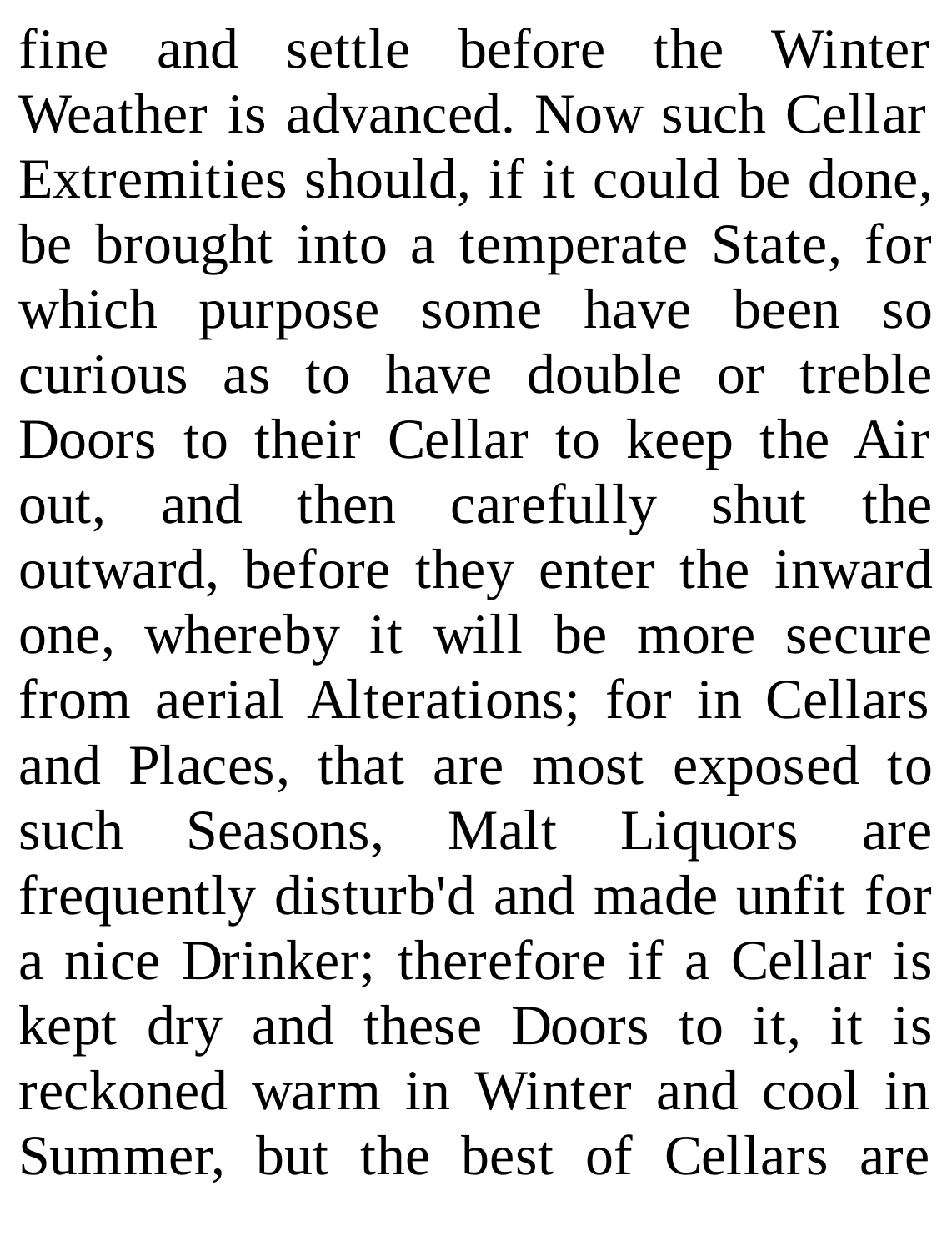fine and settle before the Winter Weather is advanced. Now such Cellar Extremities should, if it could be done, be brought into a temperate State, for which purpose some have been so curious as to have double or treble Doors to their Cellar to keep the Air out, and then carefully shut the outward, before they enter the inward one, whereby it will be more secure from aerial Alterations; for in Cellars and Places, that are most exposed to such Seasons, Malt Liquors are frequently disturb'd and made unfit for a nice Drinker; therefore if a Cellar is kept dry and these Doors to it, it is reckoned warm in Winter and cool in Summer, but the best of Cellars are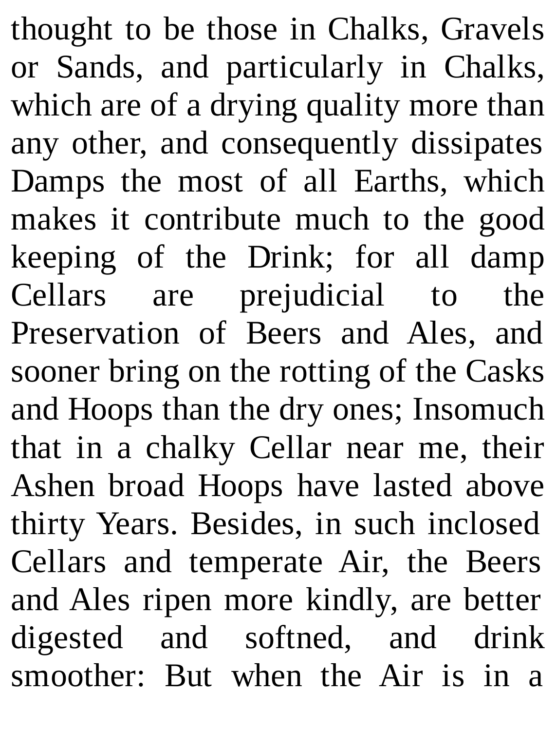thought to be those in Chalks, Gravels or Sands, and particularly in Chalks, which are of a drying quality more than any other, and consequently dissipates Damps the most of all Earths, which makes it contribute much to the good keeping of the Drink; for all damp Cellars are prejudicial to the Preservation of Beers and Ales, and sooner bring on the rotting of the Casks and Hoops than the dry ones; Insomuch that in a chalky Cellar near me, their Ashen broad Hoops have lasted above thirty Years. Besides, in such inclosed Cellars and temperate Air, the Beers and Ales ripen more kindly, are better digested and softned, and drink smoother: But when the Air is in a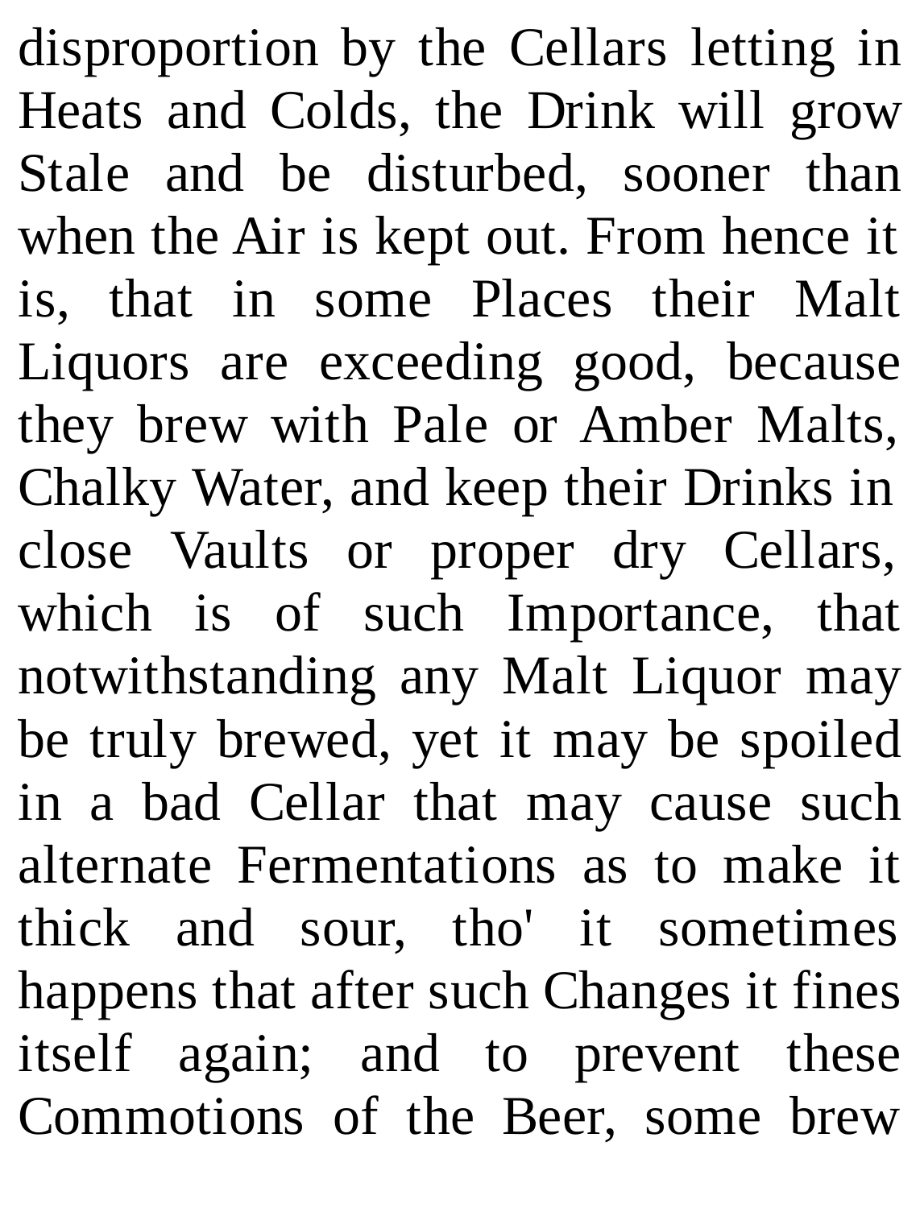disproportion by the Cellars letting in Heats and Colds, the Drink will grow Stale and be disturbed, sooner than when the Air is kept out. From hence it is, that in some Places their Malt Liquors are exceeding good, because they brew with Pale or Amber Malts, Chalky Water, and keep their Drinks in close Vaults or proper dry Cellars, which is of such Importance, that notwithstanding any Malt Liquor may be truly brewed, yet it may be spoiled in a bad Cellar that may cause such alternate Fermentations as to make it thick and sour, tho' it sometimes happens that after such Changes it fines itself again; and to prevent these Commotions of the Beer, some brew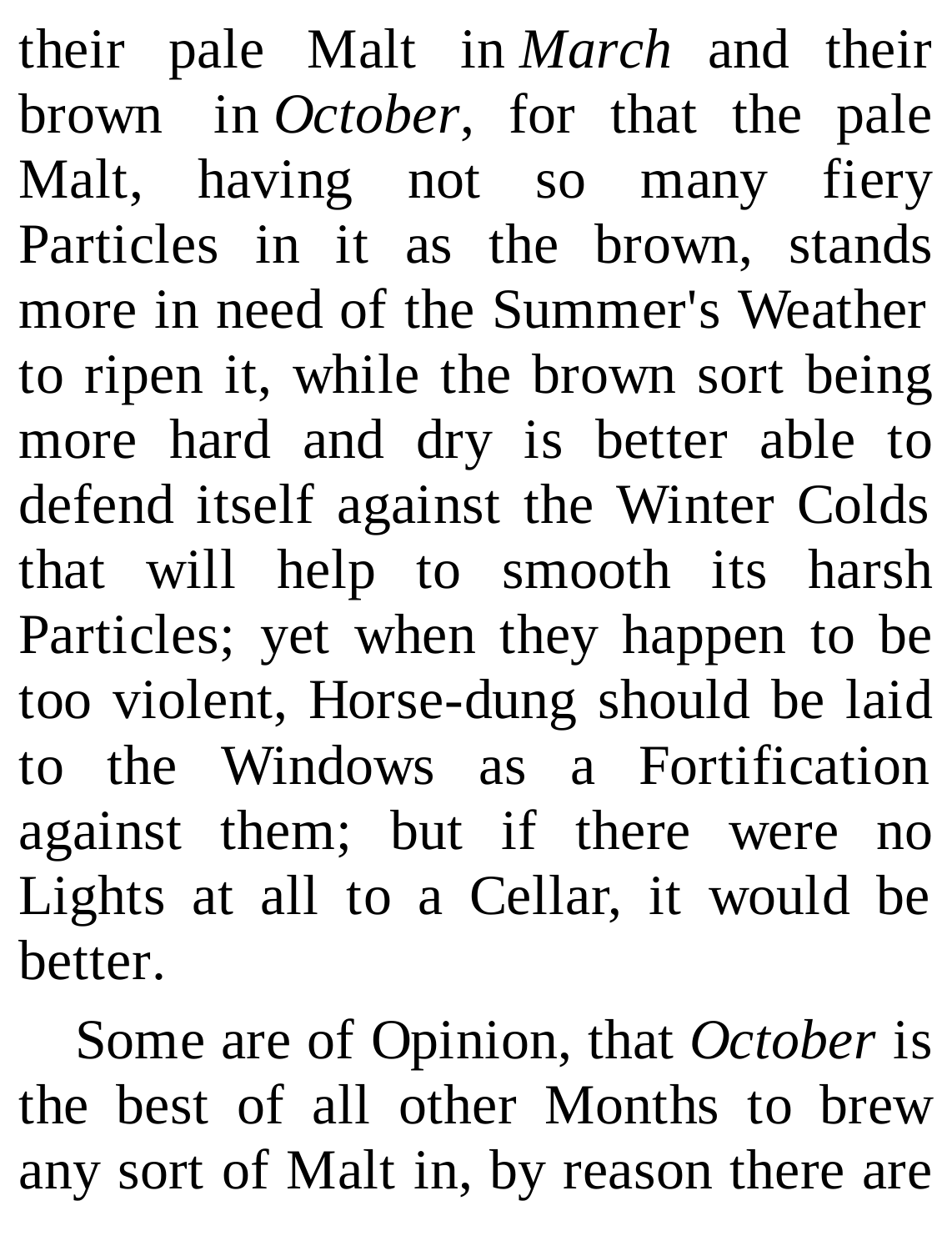their pale Malt in *March* and their brown in *October*, for that the pale Malt, having not so many fiery Particles in it as the brown, stands more in need of the Summer's Weather to ripen it, while the brown sort being more hard and dry is better able to defend itself against the Winter Colds that will help to smooth its harsh Particles; yet when they happen to be too violent, Horse-dung should be laid to the Windows as a Fortification against them; but if there were no Lights at all to a Cellar, it would be better.

Some are of Opinion, that *October* is the best of all other Months to brew any sort of Malt in, by reason there are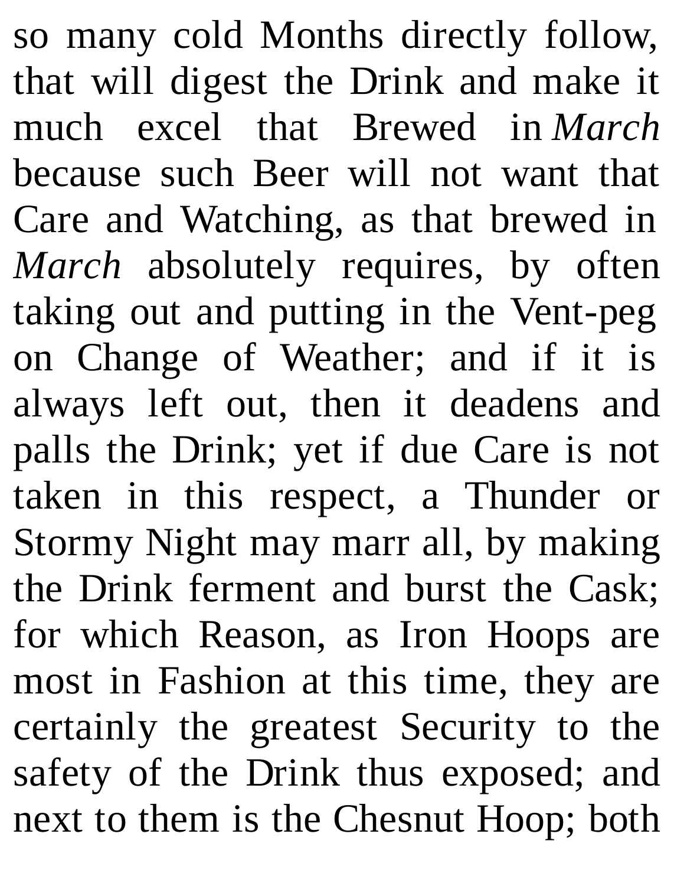so many cold Months directly follow, that will digest the Drink and make it much excel that Brewed in *March* because such Beer will not want that Care and Watching, as that brewed in *March* absolutely requires, by often taking out and putting in the Vent-peg on Change of Weather; and if it is always left out, then it deadens and palls the Drink; yet if due Care is not taken in this respect, a Thunder or Stormy Night may marr all, by making the Drink ferment and burst the Cask; for which Reason, as Iron Hoops are most in Fashion at this time, they are certainly the greatest Security to the safety of the Drink thus exposed; and next to them is the Chesnut Hoop; both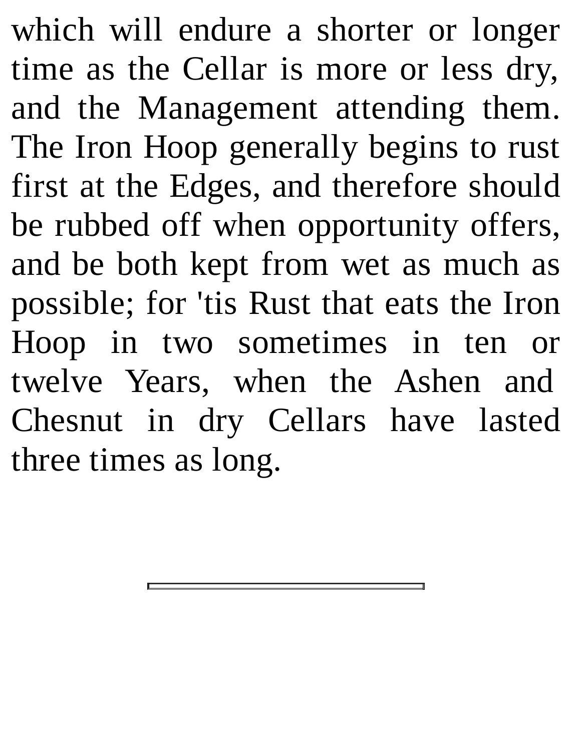which will endure a shorter or longer time as the Cellar is more or less dry, and the Management attending them. The Iron Hoop generally begins to rust first at the Edges, and therefore should be rubbed off when opportunity offers, and be both kept from wet as much as possible; for 'tis Rust that eats the Iron Hoop in two sometimes in ten or twelve Years, when the Ashen and Chesnut in dry Cellars have lasted three times as long.

---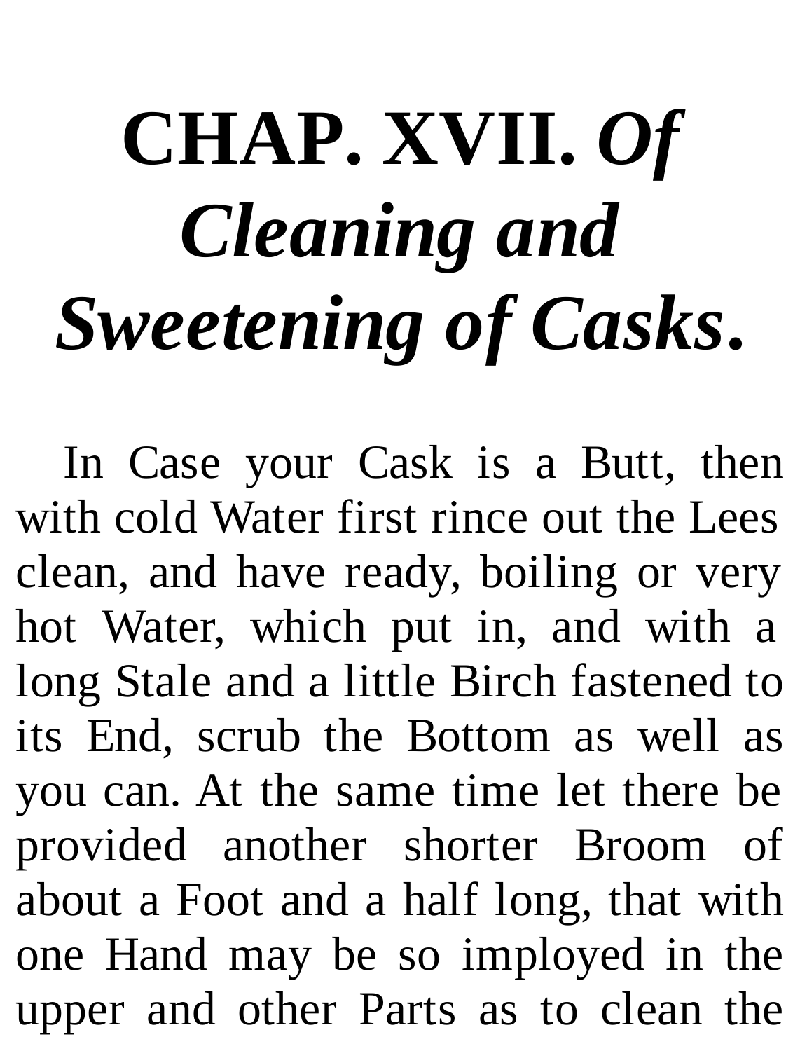# CHAP. XVII. *Of Cleaning and Sweetening of Casks.*

In Case your Cask is a Butt, then with cold Water first rince out the Lees clean, and have ready, boiling or very hot Water, which put in, and with a long Stale and a little Birch fastened to its End, scrub the Bottom as well as you can. At the same time let there be provided another shorter Broom of about a Foot and a half long, that with one Hand may be so imployed in the upper and other Parts as to clean the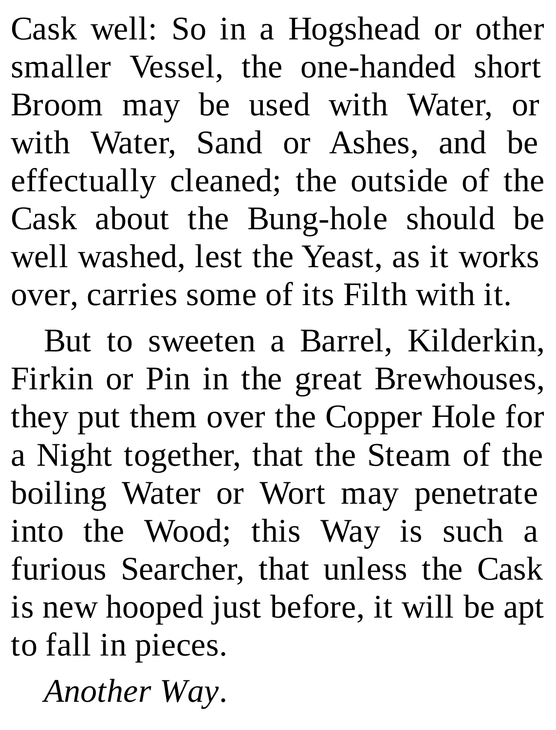Cask well: So in a Hogshead or other smaller Vessel, the one-handed short Broom may be used with Water, or with Water, Sand or Ashes, and be effectually cleaned; the outside of the Cask about the Bung-hole should be well washed, lest the Yeast, as it works over, carries some of its Filth with it.

But to sweeten a Barrel, Kilderkin, Firkin or Pin in the great Brewhouses, they put them over the Copper Hole for a Night together, that the Steam of the boiling Water or Wort may penetrate into the Wood; this Way is such a furious Searcher, that unless the Cask is new hooped just before, it will be apt to fall in pieces.

*Another Way*.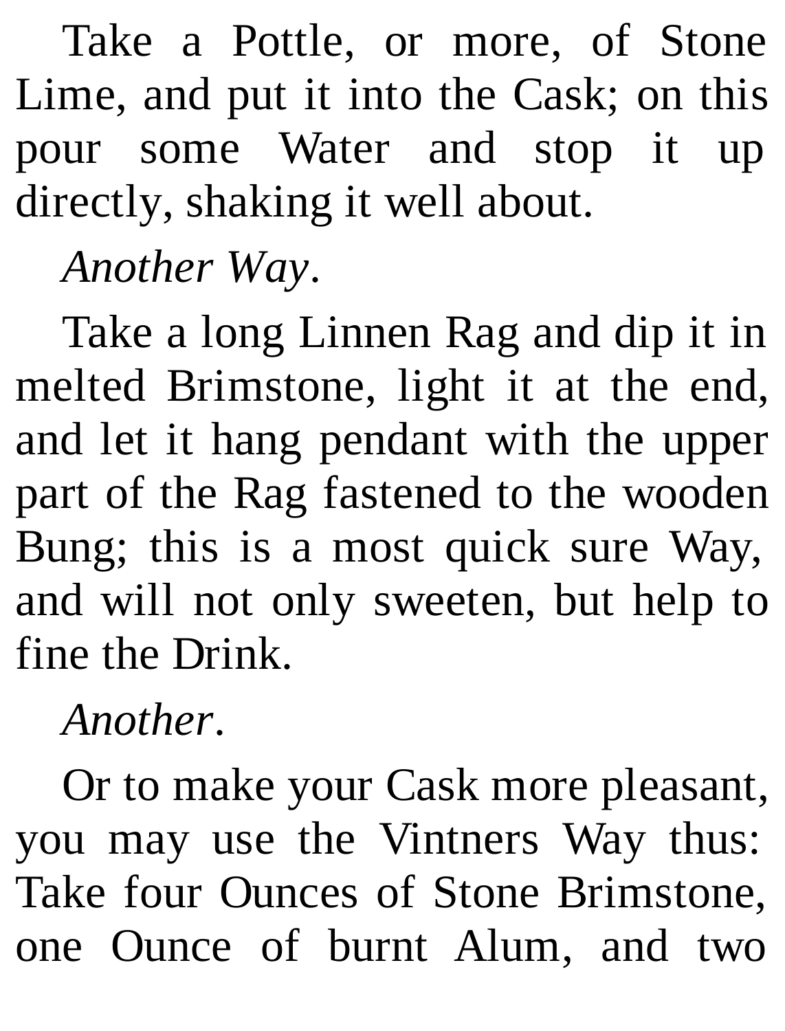Take a Pottle, or more, of Stone Lime, and put it into the Cask; on this pour some Water and stop it up directly, shaking it well about.

*Another Way*.

Take a long Linnen Rag and dip it in melted Brimstone, light it at the end, and let it hang pendant with the upper part of the Rag fastened to the wooden Bung; this is a most quick sure Way, and will not only sweeten, but help to fine the Drink.

*Another*.

Or to make your Cask more pleasant, you may use the Vintners Way thus: Take four Ounces of Stone Brimstone, one Ounce of burnt Alum, and two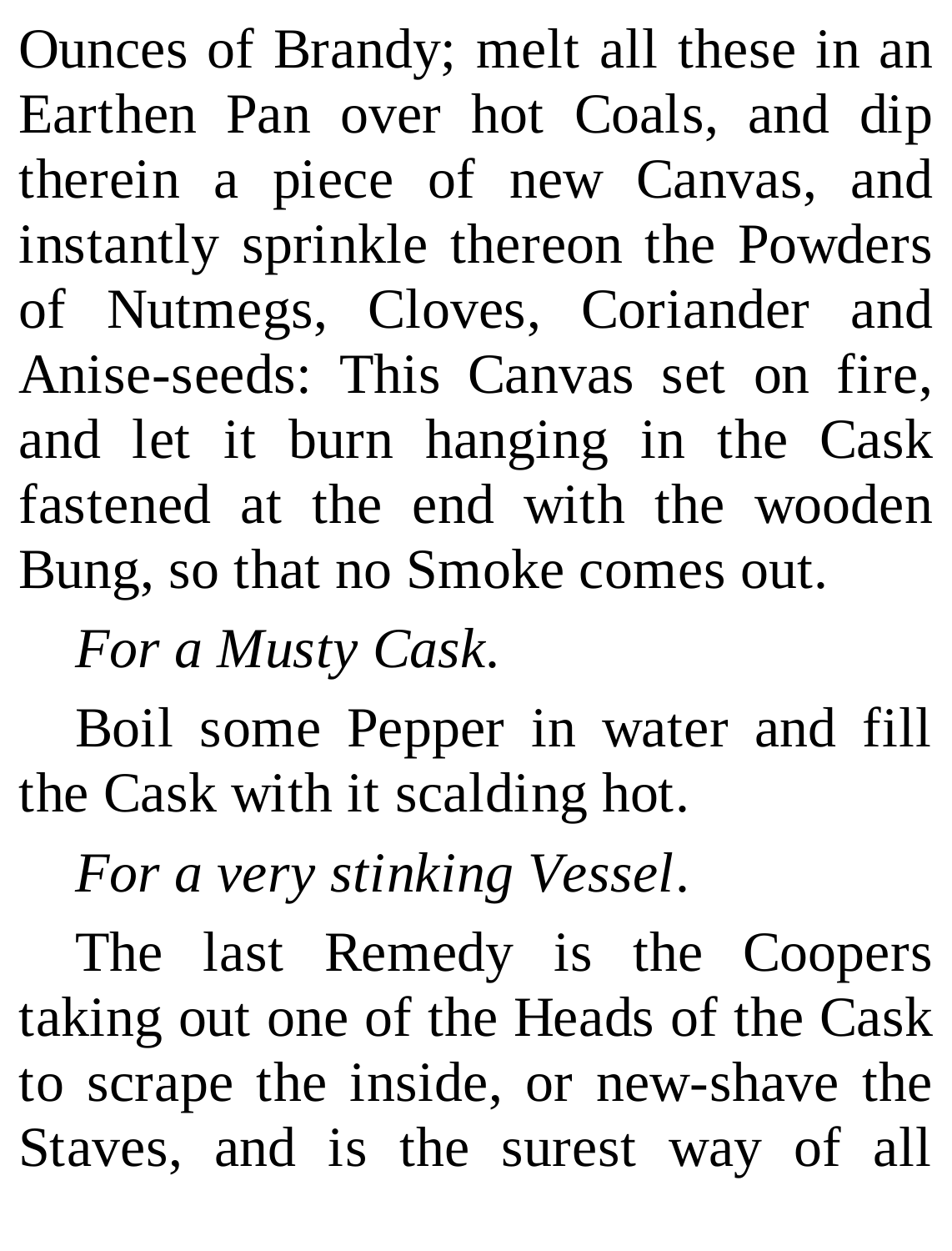Ounces of Brandy; melt all these in an Earthen Pan over hot Coals, and dip therein a piece of new Canvas, and instantly sprinkle thereon the Powders of Nutmegs, Cloves, Coriander and Anise-seeds: This Canvas set on fire, and let it burn hanging in the Cask fastened at the end with the wooden Bung, so that no Smoke comes out.

*For a Musty Cask.*

Boil some Pepper in water and fill the Cask with it scalding hot.

*For a very stinking Vessel*.

The last Remedy is the Coopers taking out one of the Heads of the Cask to scrape the inside, or new-shave the Staves, and is the surest way of all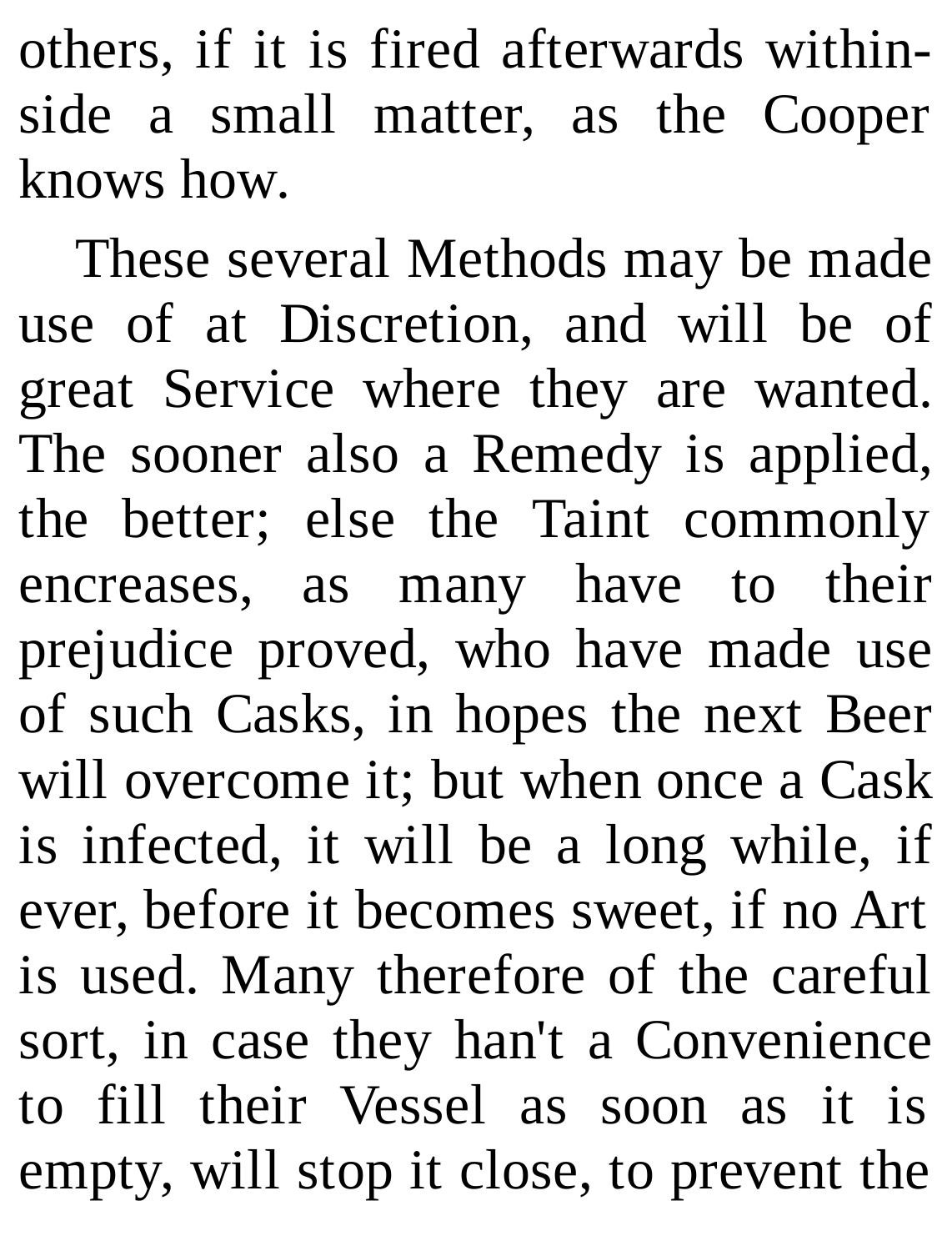others, if it is fired afterwards withinside a small matter, as the Cooper knows how.

These several Methods may be made use of at Discretion, and will be of great Service where they are wanted. The sooner also a Remedy is applied, the better; else the Taint commonly encreases, as many have to their prejudice proved, who have made use of such Casks, in hopes the next Beer will overcome it; but when once a Cask is infected, it will be a long while, if ever, before it becomes sweet, if no Art is used. Many therefore of the careful sort, in case they han't a Convenience to fill their Vessel as soon as it is empty, will stop it close, to prevent the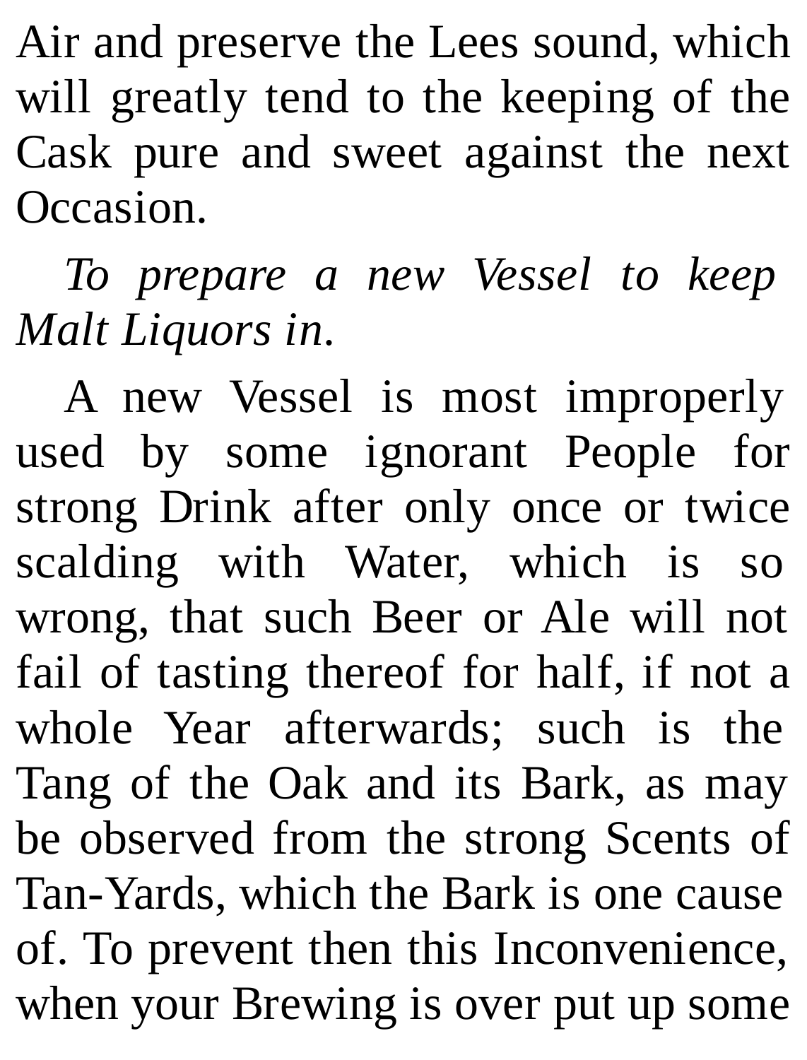Air and preserve the Lees sound, which will greatly tend to the keeping of the Cask pure and sweet against the next Occasion.

*To prepare a new Vessel to keep Malt Liquors in.*

A new Vessel is most improperly used by some ignorant People for strong Drink after only once or twice scalding with Water, which is so wrong, that such Beer or Ale will not fail of tasting thereof for half, if not a whole Year afterwards; such is the Tang of the Oak and its Bark, as may be observed from the strong Scents of Tan-Yards, which the Bark is one cause of. To prevent then this Inconvenience, when your Brewing is over put up some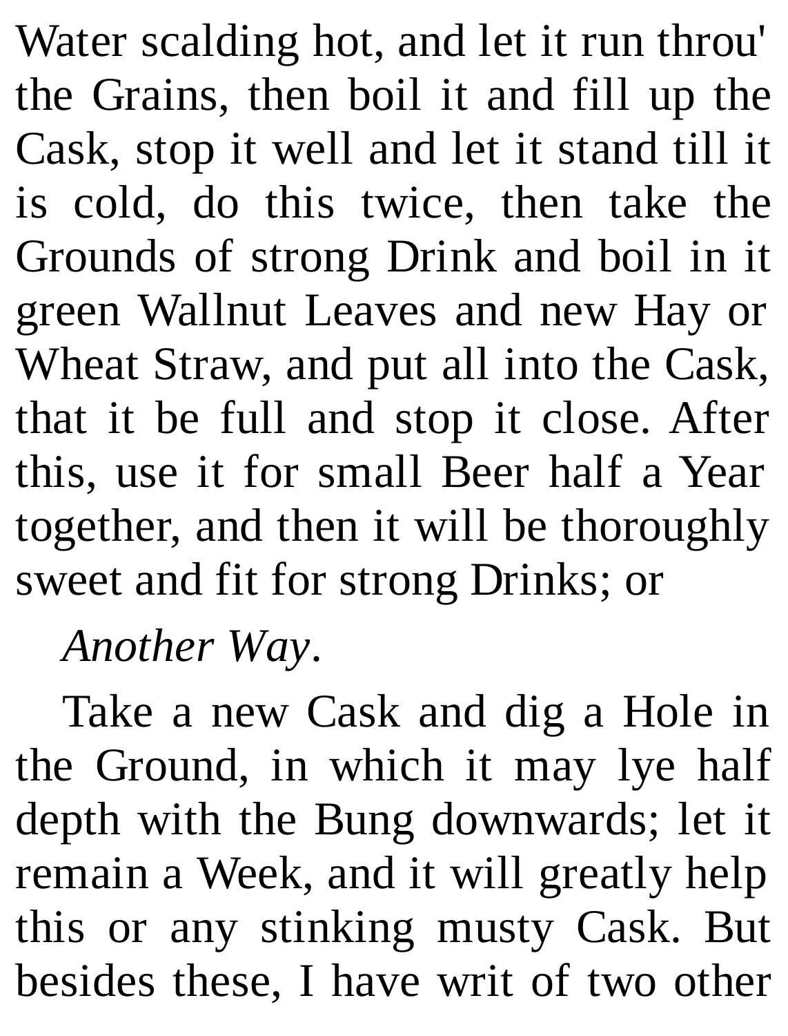Water scalding hot, and let it run throu' the Grains, then boil it and fill up the Cask, stop it well and let it stand till it is cold, do this twice, then take the Grounds of strong Drink and boil in it green Wallnut Leaves and new Hay or Wheat Straw, and put all into the Cask, that it be full and stop it close. After this, use it for small Beer half a Year together, and then it will be thoroughly sweet and fit for strong Drinks; or

*Another Way*.

Take a new Cask and dig a Hole in the Ground, in which it may lye half depth with the Bung downwards; let it remain a Week, and it will greatly help this or any stinking musty Cask. But besides these, I have writ of two other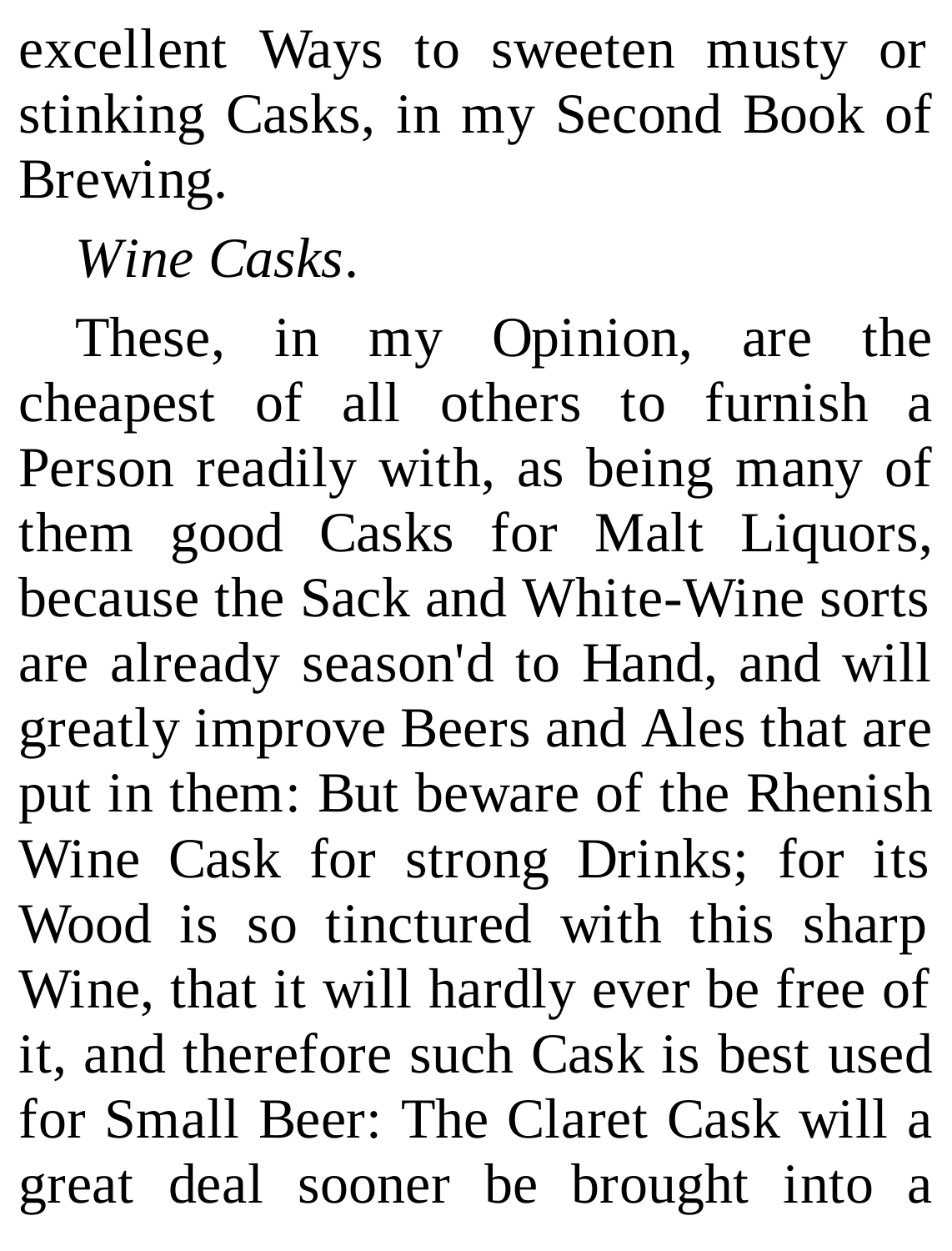excellent Ways to sweeten musty or stinking Casks, in my Second Book of Brewing.

*Wine Casks.*

These, in my Opinion, are the cheapest of all others to furnish a Person readily with, as being many of them good Casks for Malt Liquors, because the Sack and White-Wine sorts are already season'd to Hand, and will greatly improve Beers and Ales that are put in them: But beware of the Rhenish Wine Cask for strong Drinks; for its Wood is so tinctured with this sharp Wine, that it will hardly ever be free of it, and therefore such Cask is best used for Small Beer: The Claret Cask will a great deal sooner be brought into a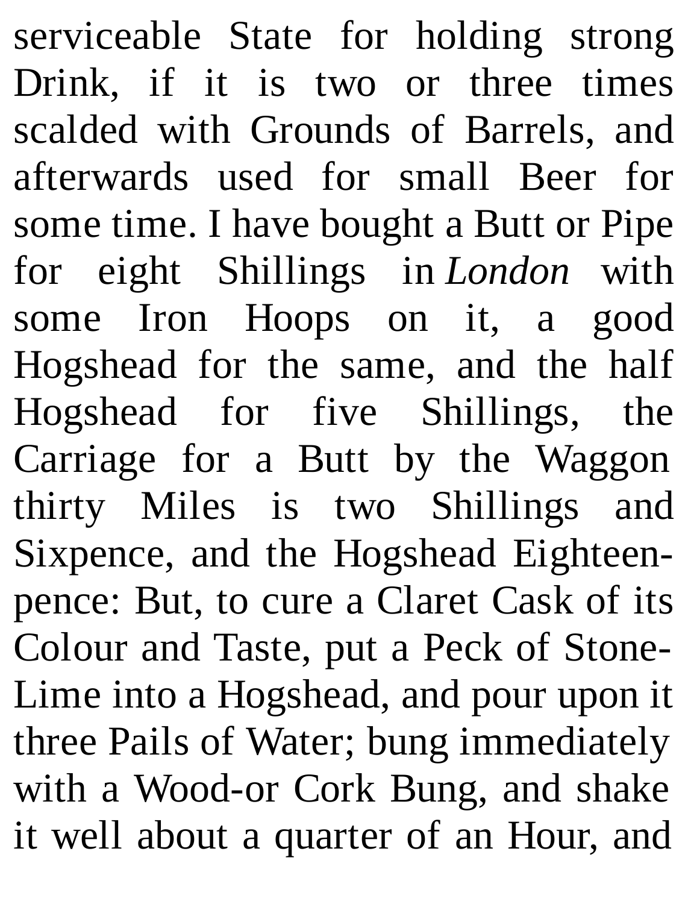serviceable State for holding strong Drink, if it is two or three times scalded with Grounds of Barrels, and afterwards used for small Beer for some time. I have bought a Butt or Pipe for eight Shillings in *London* with some Iron Hoops on it, a good Hogshead for the same, and the half Hogshead for five Shillings, the Carriage for a Butt by the Waggon thirty Miles is two Shillings and Sixpence, and the Hogshead Eighteen-pence: But, to cure a Claret Cask of its Colour and Taste, put a Peck of Stone-Lime into a Hogshead, and pour upon it three Pails of Water; bung immediately with a Wood-or Cork Bung, and shake it well about a quarter of an Hour, and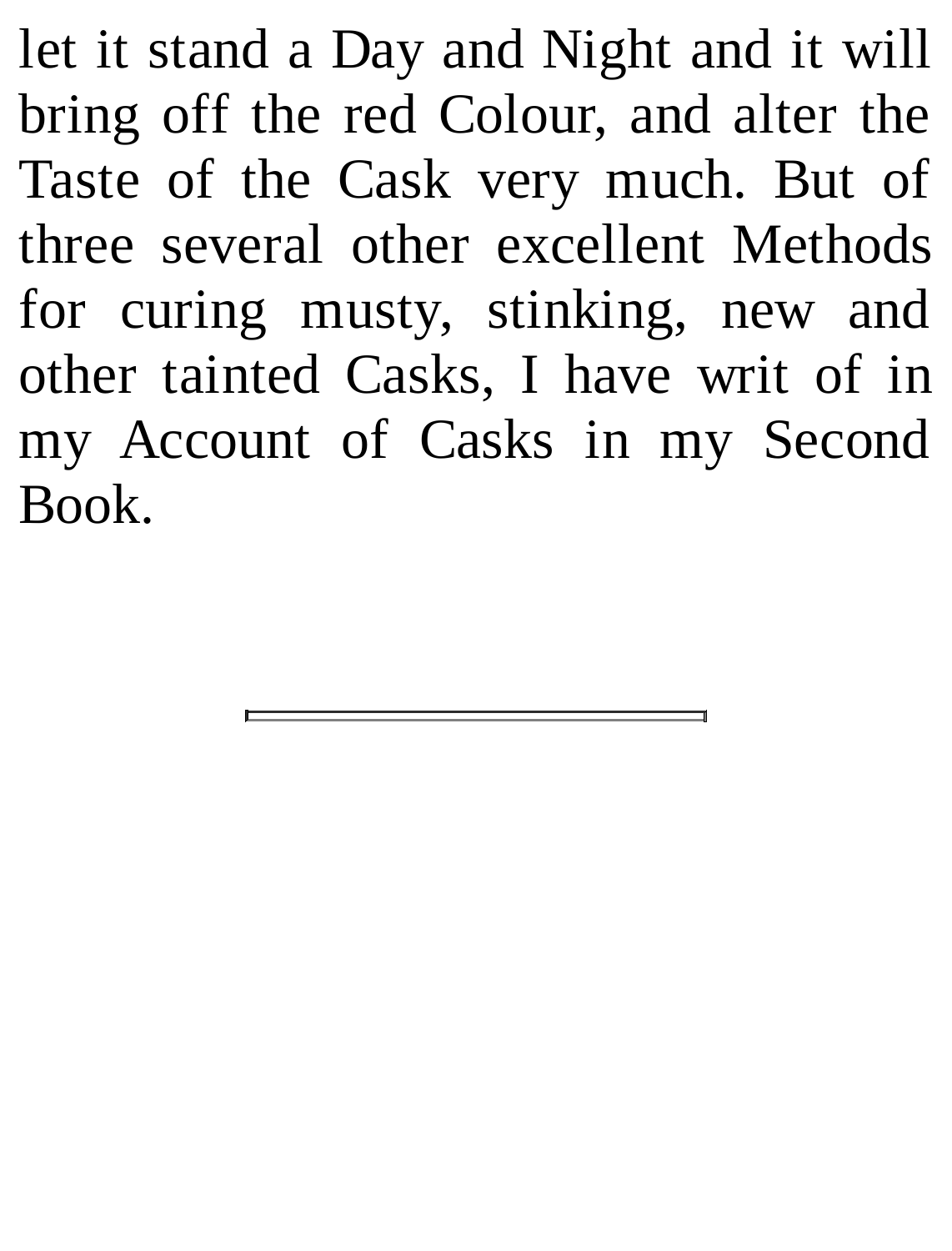let it stand a Day and Night and it will bring off the red Colour, and alter the Taste of the Cask very much. But of three several other excellent Methods for curing musty, stinking, new and other tainted Casks, I have writ of in my Account of Casks in my Second Book.

---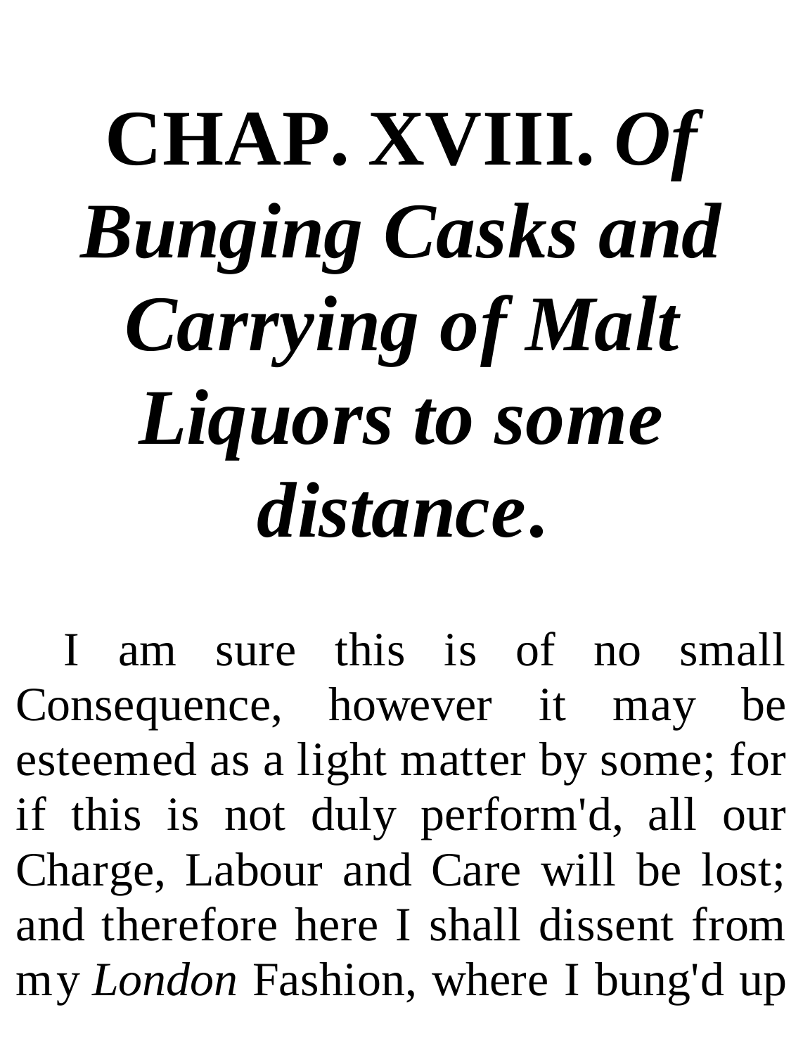# CHAP. XVIII. *Of Bunging Casks and Carrying of Malt Liquors to some distance.*

I am sure this is of no small Consequence, however it may be esteemed as a light matter by some; for if this is not duly perform'd, all our Charge, Labour and Care will be lost; and therefore here I shall dissent from my *London* Fashion, where I bung'd up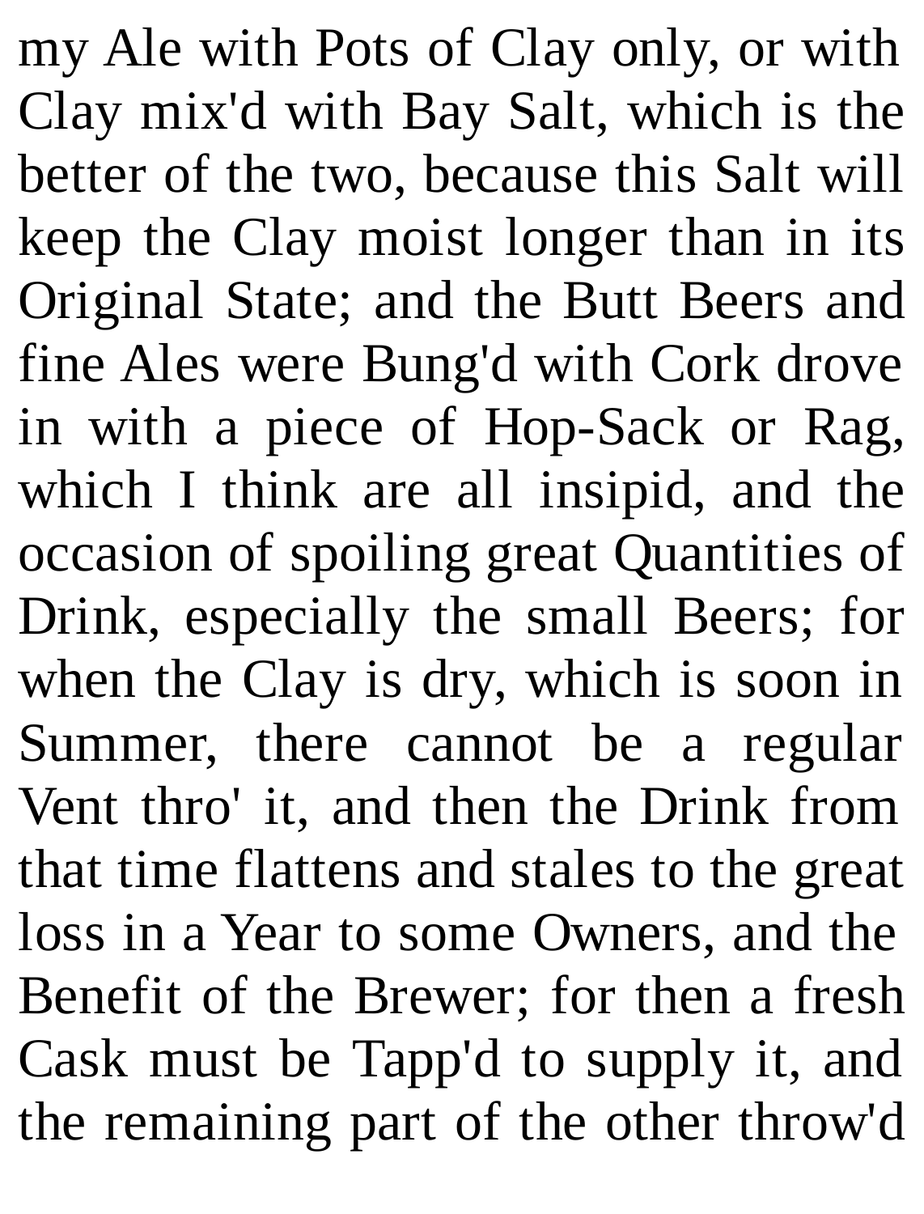my Ale with Pots of Clay only, or with Clay mix'd with Bay Salt, which is the better of the two, because this Salt will keep the Clay moist longer than in its Original State; and the Butt Beers and fine Ales were Bung'd with Cork drove in with a piece of Hop-Sack or Rag, which I think are all insipid, and the occasion of spoiling great Quantities of Drink, especially the small Beers; for when the Clay is dry, which is soon in Summer, there cannot be a regular Vent thro' it, and then the Drink from that time flattens and stales to the great loss in a Year to some Owners, and the Benefit of the Brewer; for then a fresh Cask must be Tapp'd to supply it, and the remaining part of the other throw'd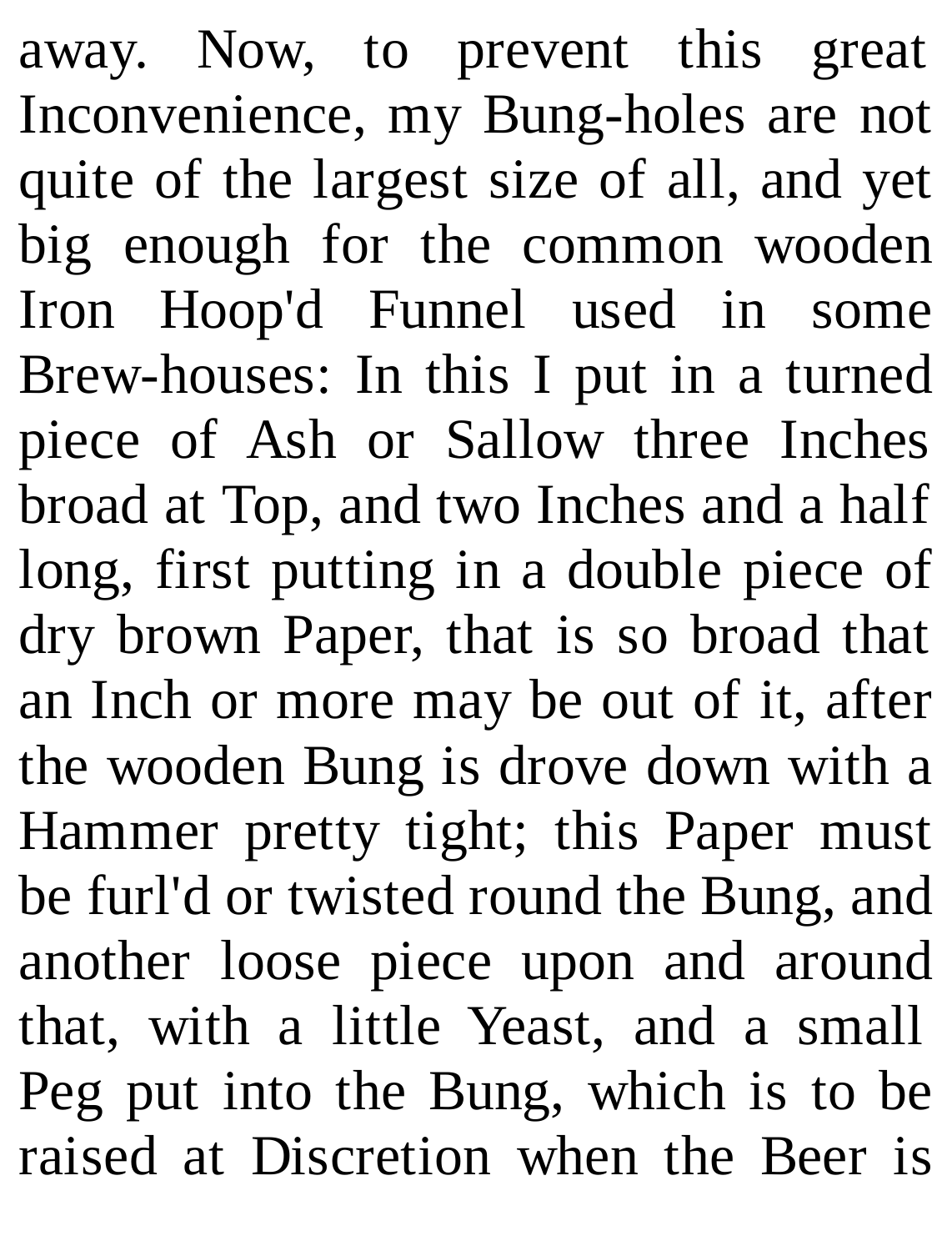away. Now, to prevent this great Inconvenience, my Bung-holes are not quite of the largest size of all, and yet big enough for the common wooden Iron Hoop'd Funnel used in some Brew-houses: In this I put in a turned piece of Ash or Sallow three Inches broad at Top, and two Inches and a half long, first putting in a double piece of dry brown Paper, that is so broad that an Inch or more may be out of it, after the wooden Bung is drove down with a Hammer pretty tight; this Paper must be furl'd or twisted round the Bung, and another loose piece upon and around that, with a little Yeast, and a small Peg put into the Bung, which is to be raised at Discretion when the Beer is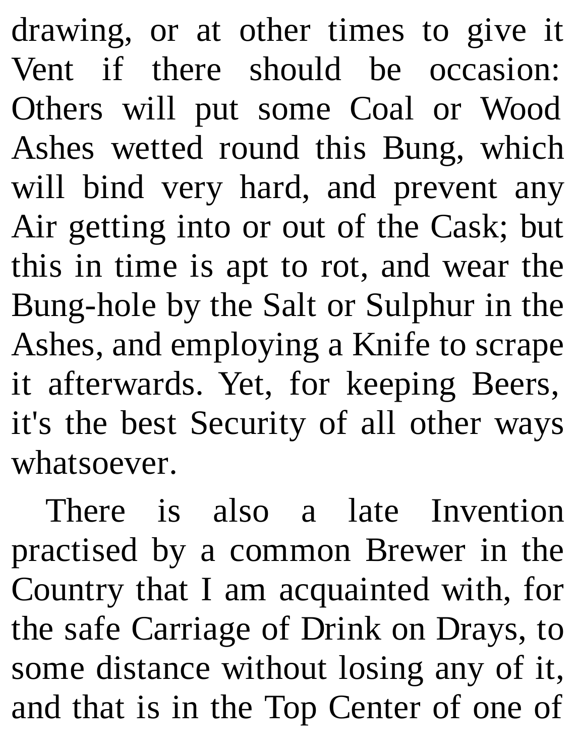drawing, or at other times to give it Vent if there should be occasion: Others will put some Coal or Wood Ashes wetted round this Bung, which will bind very hard, and prevent any Air getting into or out of the Cask; but this in time is apt to rot, and wear the Bung-hole by the Salt or Sulphur in the Ashes, and employing a Knife to scrape it afterwards. Yet, for keeping Beers, it's the best Security of all other ways whatsoever.

There is also a late Invention practised by a common Brewer in the Country that I am acquainted with, for the safe Carriage of Drink on Drays, to some distance without losing any of it, and that is in the Top Center of one of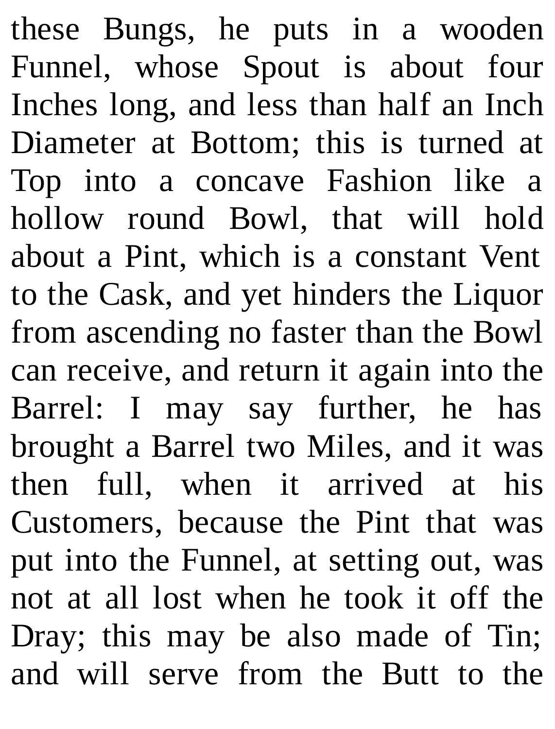these Bungs, he puts in a wooden Funnel, whose Spout is about four Inches long, and less than half an Inch Diameter at Bottom; this is turned at Top into a concave Fashion like a hollow round Bowl, that will hold about a Pint, which is a constant Vent to the Cask, and yet hinders the Liquor from ascending no faster than the Bowl can receive, and return it again into the Barrel: I may say further, he has brought a Barrel two Miles, and it was then full, when it arrived at his Customers, because the Pint that was put into the Funnel, at setting out, was not at all lost when he took it off the Dray; this may be also made of Tin; and will serve from the Butt to the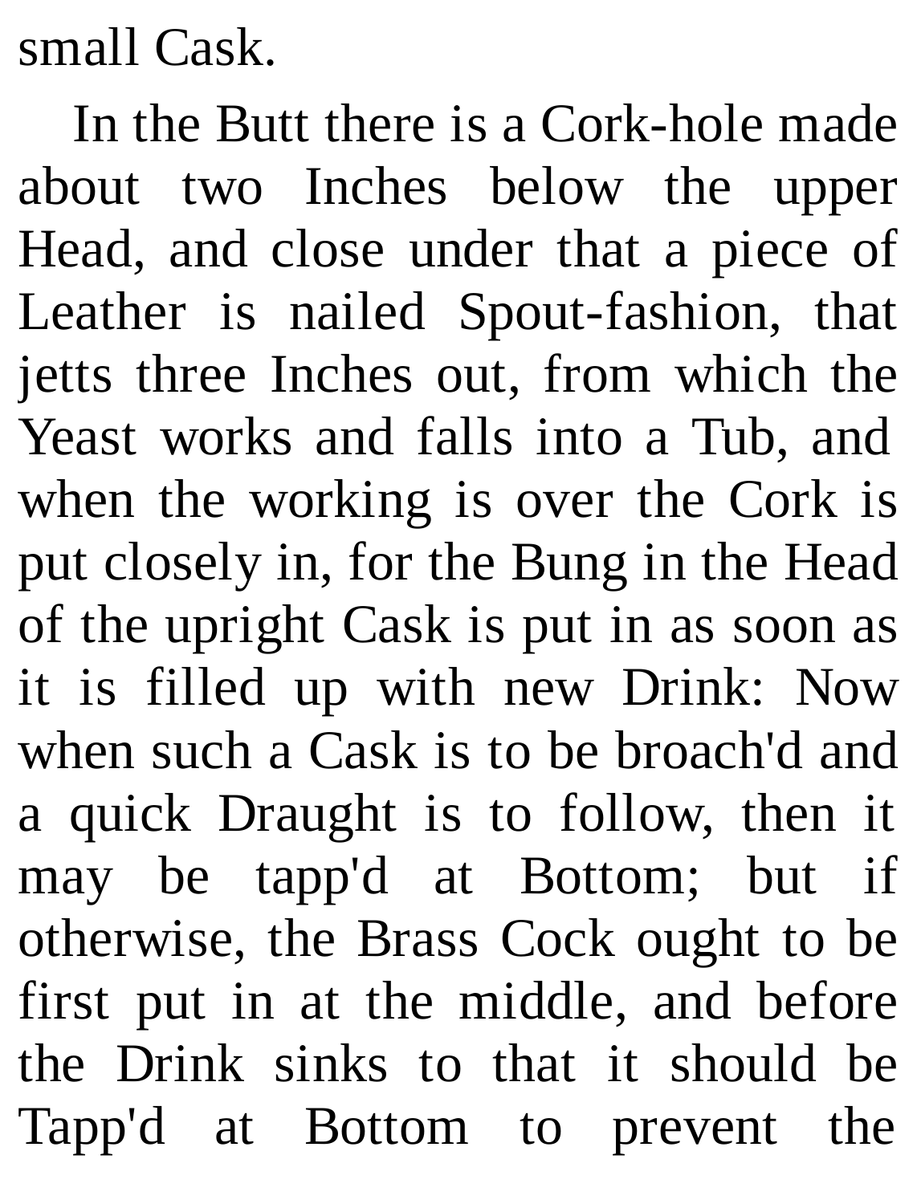small Cask.

In the Butt there is a Cork-hole made about two Inches below the upper Head, and close under that a piece of Leather is nailed Spout-fashion, that jetts three Inches out, from which the Yeast works and falls into a Tub, and when the working is over the Cork is put closely in, for the Bung in the Head of the upright Cask is put in as soon as it is filled up with new Drink: Now when such a Cask is to be broach'd and a quick Draught is to follow, then it may be tapp'd at Bottom; but if otherwise, the Brass Cock ought to be first put in at the middle, and before the Drink sinks to that it should be Tapp'd at Bottom to prevent the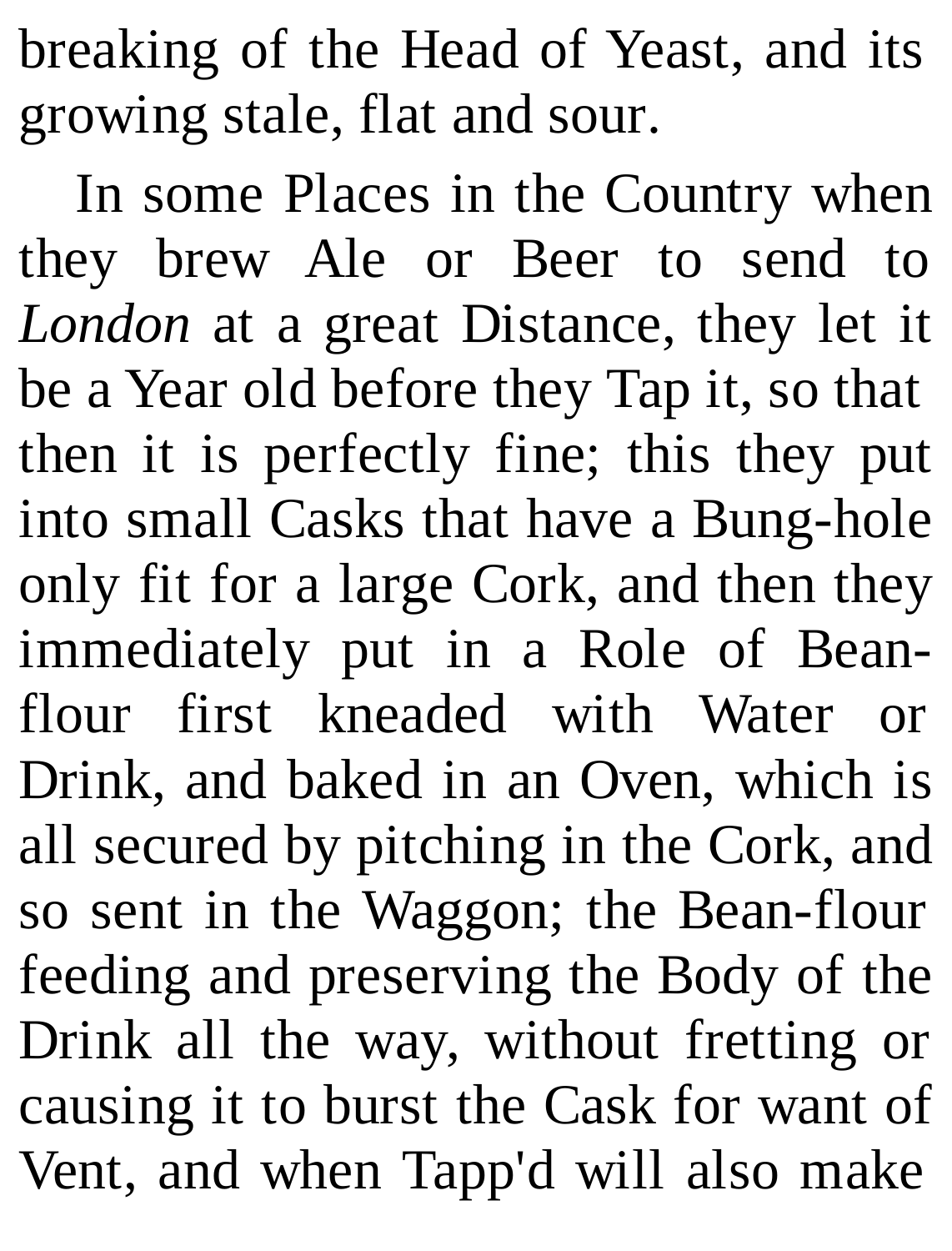breaking of the Head of Yeast, and its growing stale, flat and sour.

In some Places in the Country when they brew Ale or Beer to send to *London* at a great Distance, they let it be a Year old before they Tap it, so that then it is perfectly fine; this they put into small Casks that have a Bung-hole only fit for a large Cork, and then they immediately put in a Role of Bean-flour first kneaded with Water or Drink, and baked in an Oven, which is all secured by pitching in the Cork, and so sent in the Waggon; the Bean-flour feeding and preserving the Body of the Drink all the way, without fretting or causing it to burst the Cask for want of Vent, and when Tapp'd will also make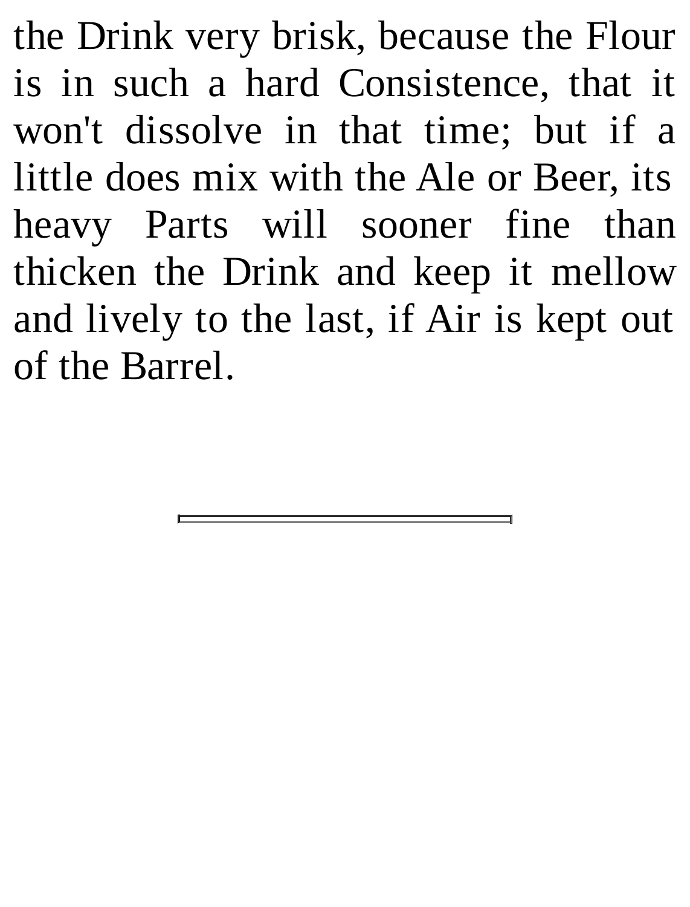the Drink very brisk, because the Flour is in such a hard Consistence, that it won't dissolve in that time; but if a little does mix with the Ale or Beer, its heavy Parts will sooner fine than thicken the Drink and keep it mellow and lively to the last, if Air is kept out of the Barrel.

---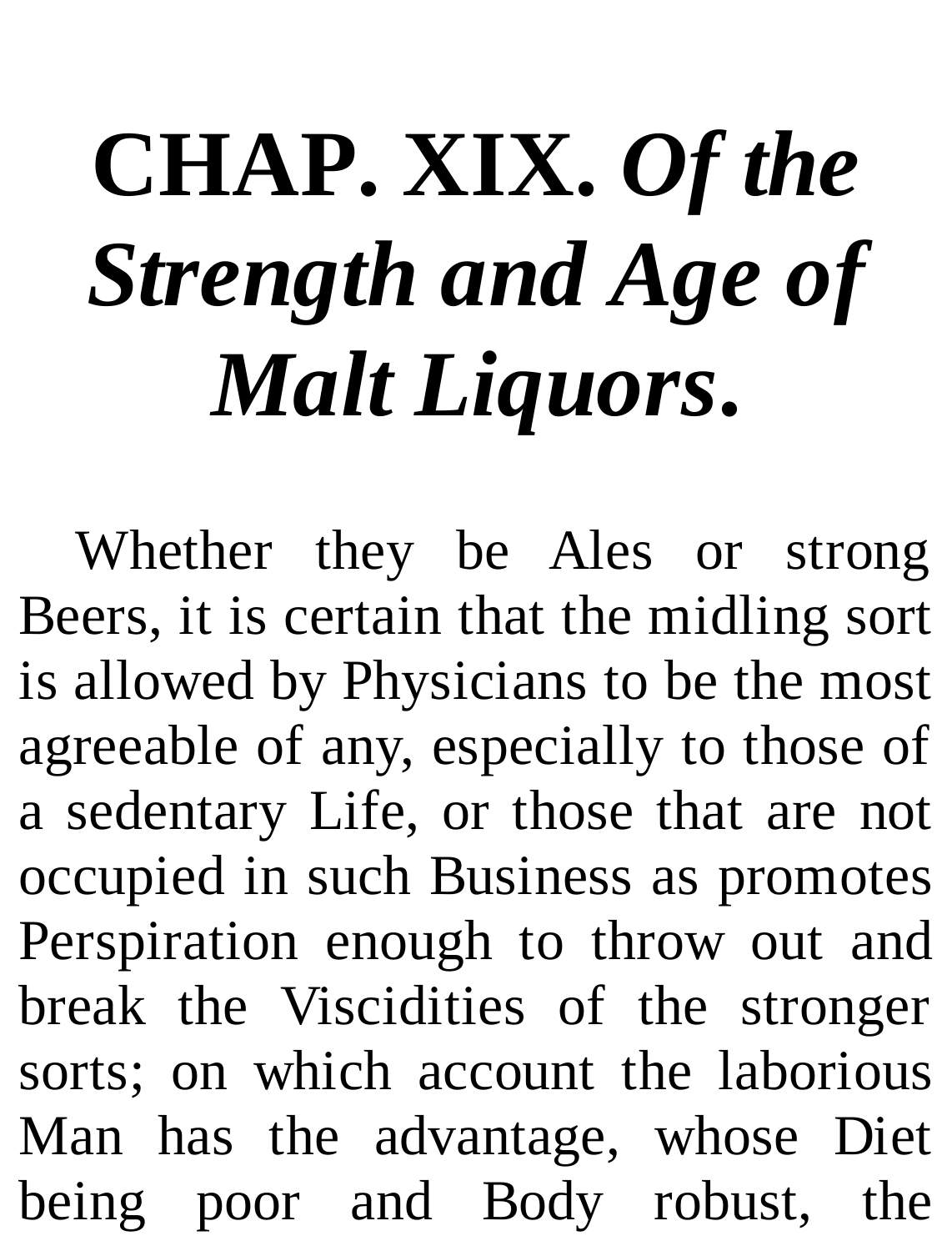# CHAP. XIX. *Of the Strength and Age of Malt Liquors*.

Whether they be Ales or strong Beers, it is certain that the midling sort is allowed by Physicians to be the most agreeable of any, especially to those of a sedentary Life, or those that are not occupied in such Business as promotes Perspiration enough to throw out and break the Viscidities of the stronger sorts; on which account the laborious Man has the advantage, whose Diet being poor and Body robust, the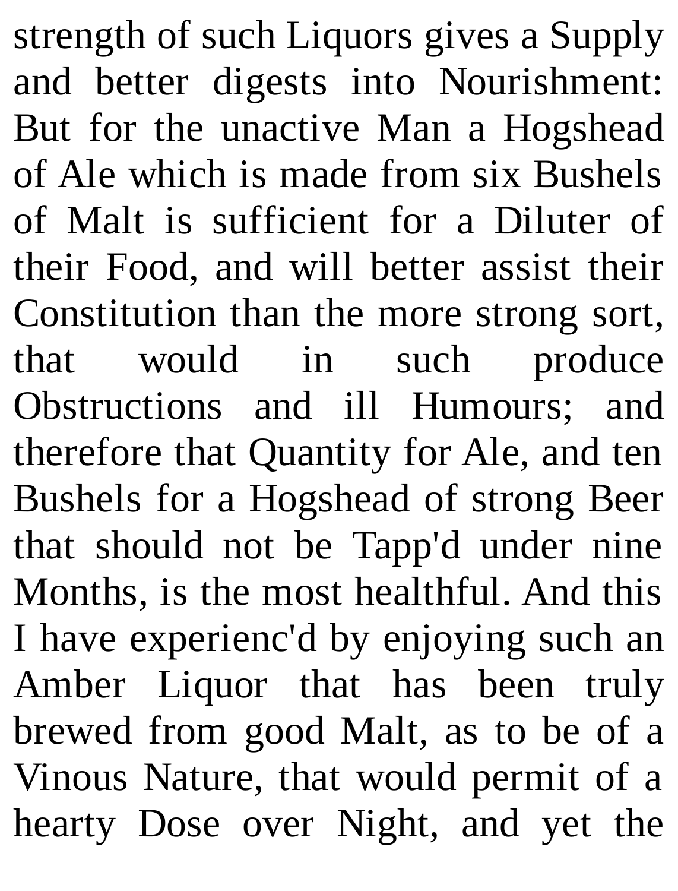strength of such Liquors gives a Supply and better digests into Nourishment: But for the unactive Man a Hogshead of Ale which is made from six Bushels of Malt is sufficient for a Diluter of their Food, and will better assist their Constitution than the more strong sort, that would in such produce Obstructions and ill Humours; and therefore that Quantity for Ale, and ten Bushels for a Hogshead of strong Beer that should not be Tapp'd under nine Months, is the most healthful. And this I have experienc'd by enjoying such an Amber Liquor that has been truly brewed from good Malt, as to be of a Vinous Nature, that would permit of a hearty Dose over Night, and yet the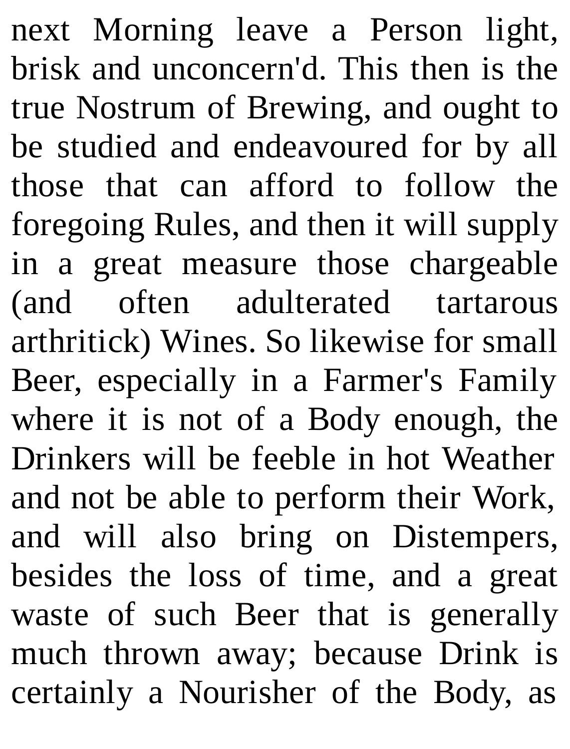next Morning leave a Person light, brisk and unconcern'd. This then is the true Nostrum of Brewing, and ought to be studied and endeavoured for by all those that can afford to follow the foregoing Rules, and then it will supply in a great measure those chargeable (and often adulterated tartarous arthritick) Wines. So likewise for small Beer, especially in a Farmer's Family where it is not of a Body enough, the Drinkers will be feeble in hot Weather and not be able to perform their Work, and will also bring on Distempers, besides the loss of time, and a great waste of such Beer that is generally much thrown away; because Drink is certainly a Nourisher of the Body, as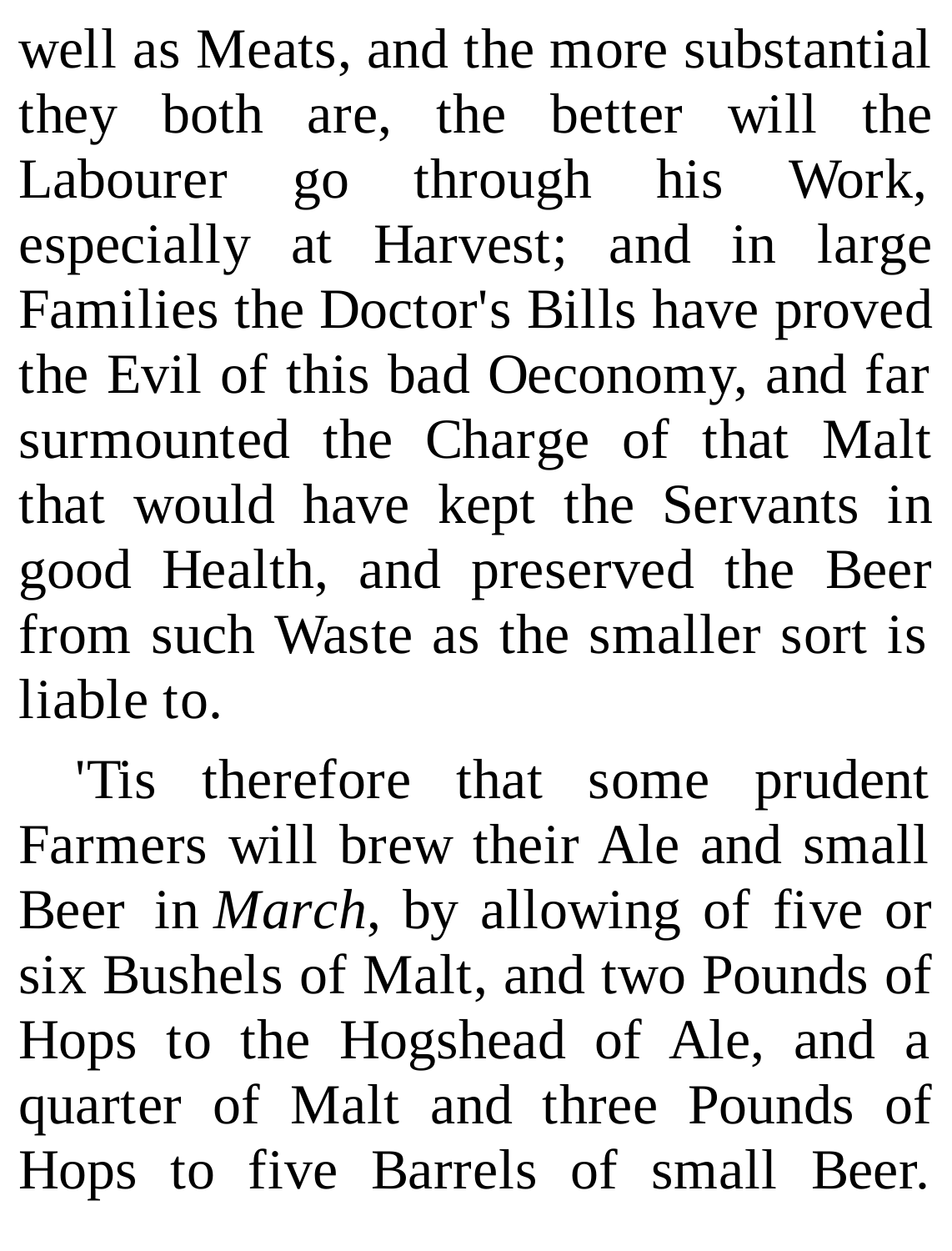well as Meats, and the more substantial they both are, the better will the Labourer go through his Work, especially at Harvest; and in large Families the Doctor's Bills have proved the Evil of this bad Oeconomy, and far surmounted the Charge of that Malt that would have kept the Servants in good Health, and preserved the Beer from such Waste as the smaller sort is liable to.

'Tis therefore that some prudent Farmers will brew their Ale and small Beer in *March*, by allowing of five or six Bushels of Malt, and two Pounds of Hops to the Hogshead of Ale, and a quarter of Malt and three Pounds of Hops to five Barrels of small Beer.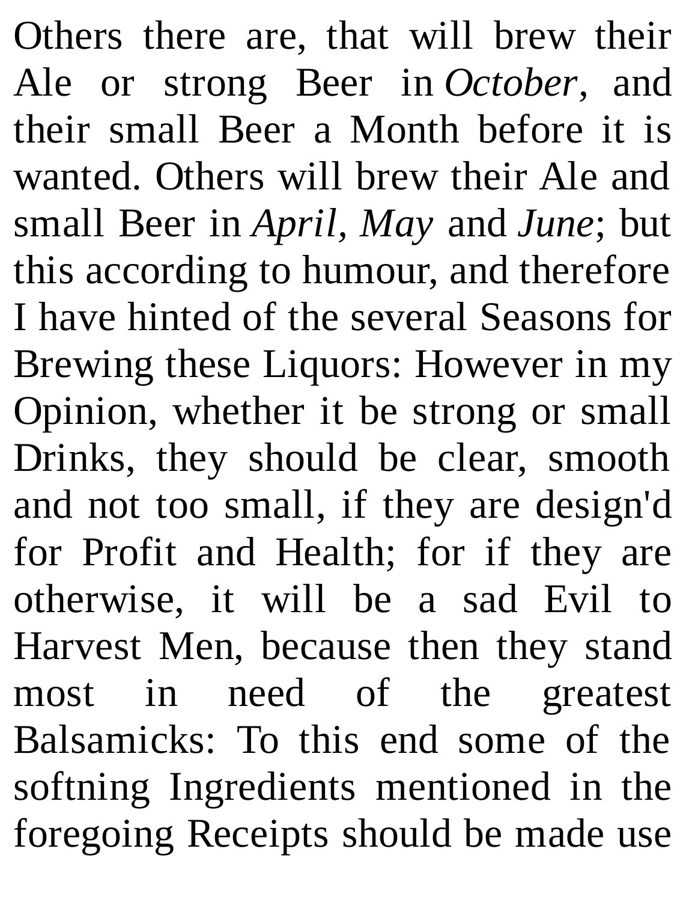Others there are, that will brew their Ale or strong Beer in *October*, and their small Beer a Month before it is wanted. Others will brew their Ale and small Beer in *April*, *May* and *June*; but this according to humour, and therefore I have hinted of the several Seasons for Brewing these Liquors: However in my Opinion, whether it be strong or small Drinks, they should be clear, smooth and not too small, if they are design'd for Profit and Health; for if they are otherwise, it will be a sad Evil to Harvest Men, because then they stand most in need of the greatest Balsamicks: To this end some of the softning Ingredients mentioned in the foregoing Receipts should be made use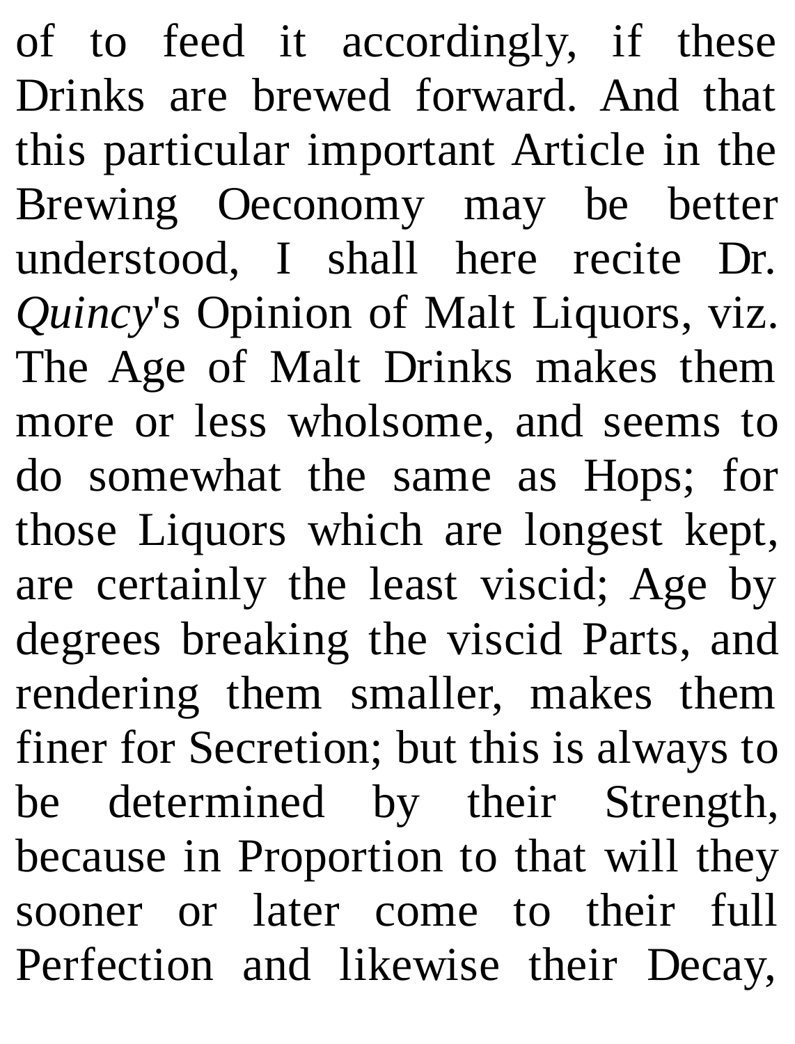of to feed it accordingly, if these Drinks are brewed forward. And that this particular important Article in the Brewing Oeconomy may be better understood, I shall here recite Dr. *Quincy*'s Opinion of Malt Liquors, viz. The Age of Malt Drinks makes them more or less wholsome, and seems to do somewhat the same as Hops; for those Liquors which are longest kept, are certainly the least viscid; Age by degrees breaking the viscid Parts, and rendering them smaller, makes them finer for Secretion; but this is always to be determined by their Strength, because in Proportion to that will they sooner or later come to their full Perfection and likewise their Decay,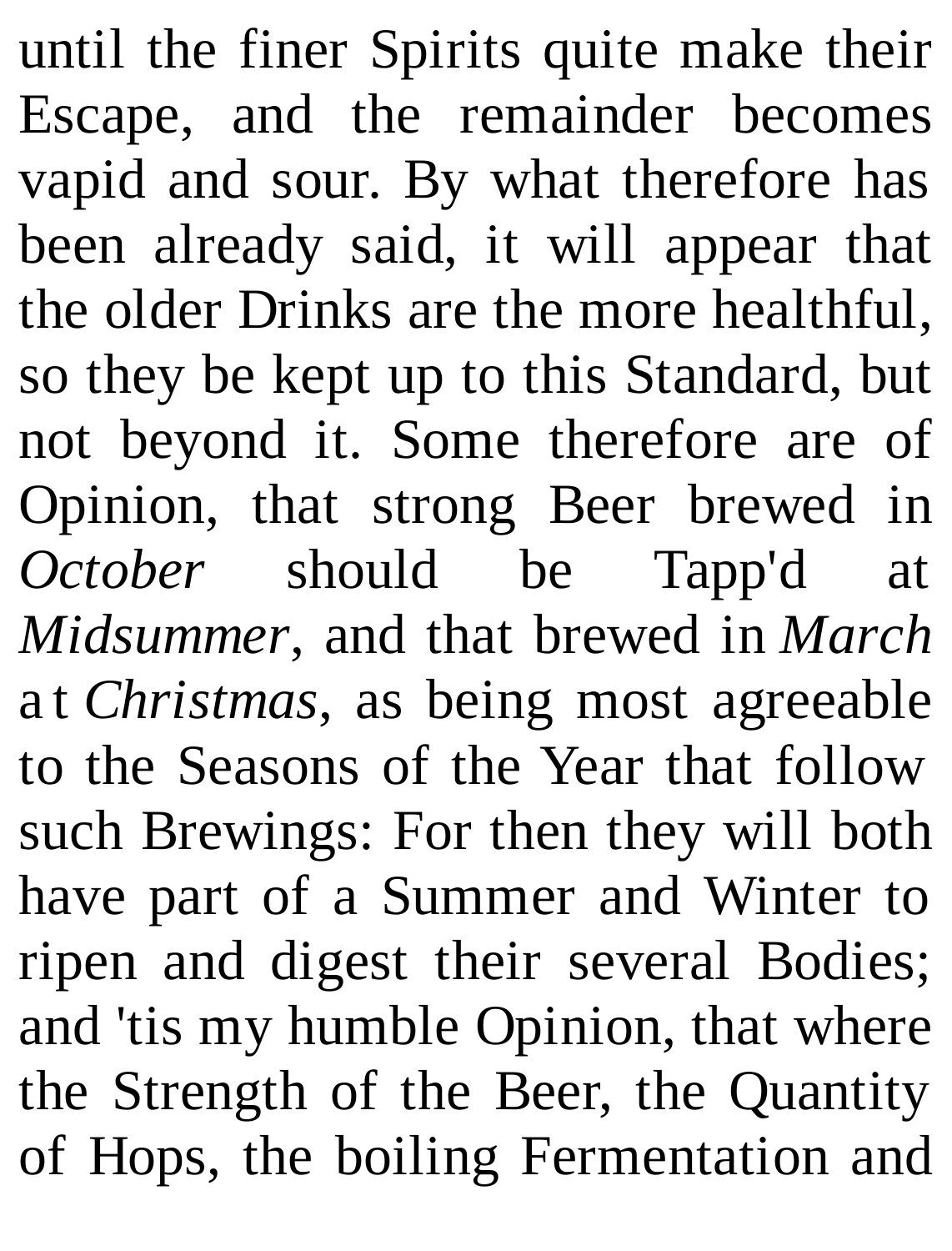until the finer Spirits quite make their Escape, and the remainder becomes vapid and sour. By what therefore has been already said, it will appear that the older Drinks are the more healthful, so they be kept up to this Standard, but not beyond it. Some therefore are of Opinion, that strong Beer brewed in *October* should be Tapp'd at *Midsummer*, and that brewed in *March* at *Christmas*, as being most agreeable to the Seasons of the Year that follow such Brewings: For then they will both have part of a Summer and Winter to ripen and digest their several Bodies; and 'tis my humble Opinion, that where the Strength of the Beer, the Quantity of Hops, the boiling Fermentation and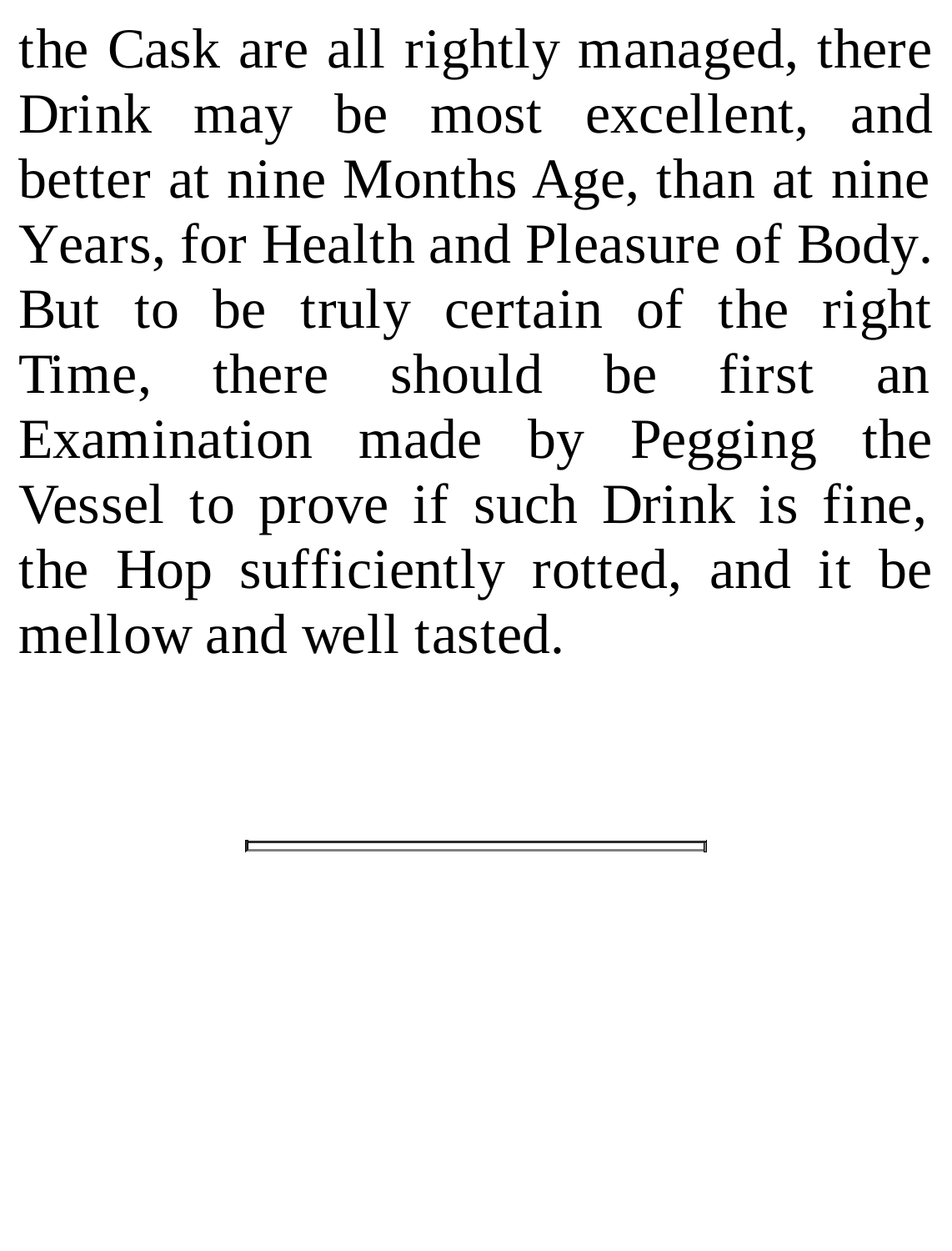the Cask are all rightly managed, there Drink may be most excellent, and better at nine Months Age, than at nine Years, for Health and Pleasure of Body. But to be truly certain of the right Time, there should be first an Examination made by Pegging the Vessel to prove if such Drink is fine, the Hop sufficiently rotted, and it be mellow and well tasted.

---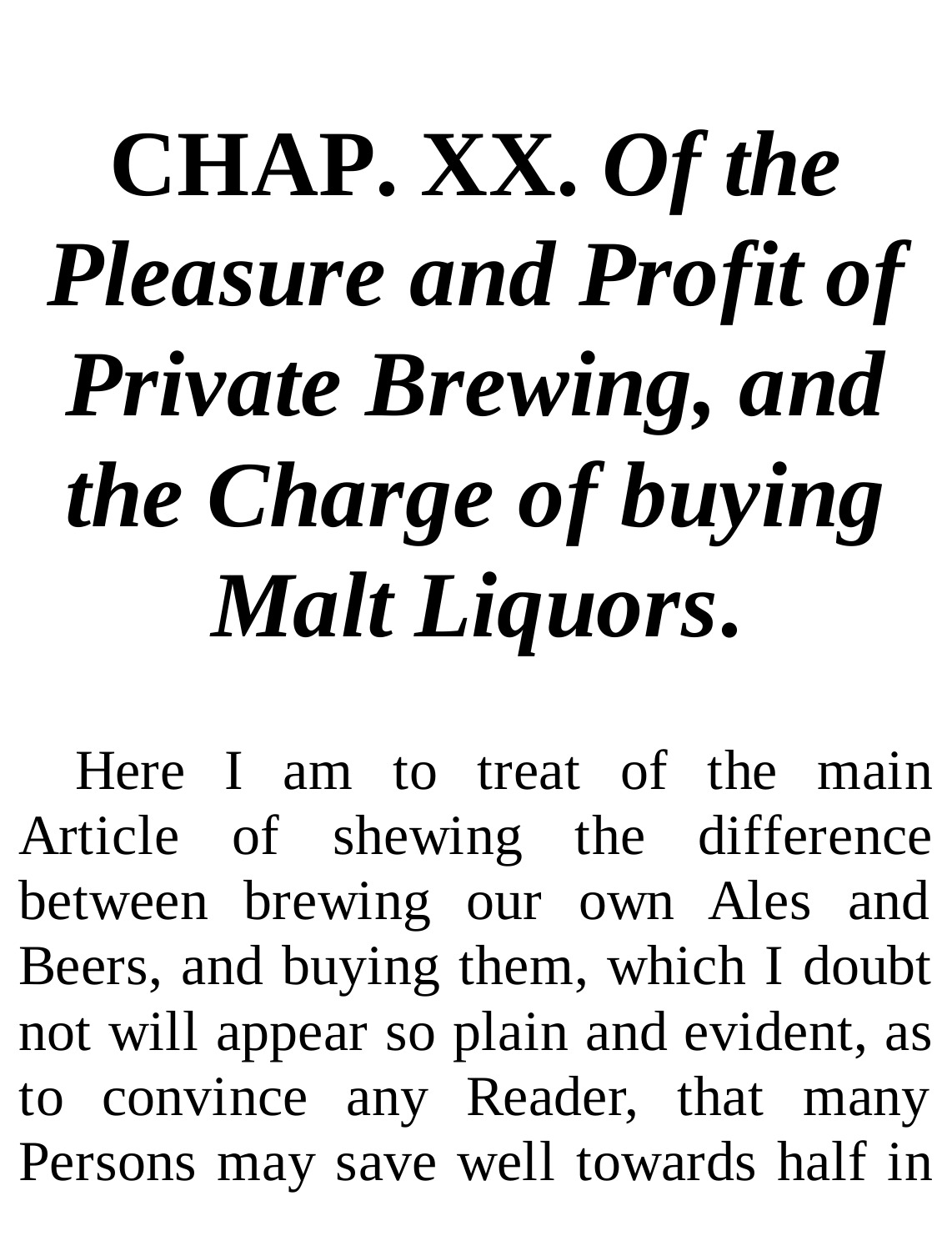# CHAP. XX. *Of the Pleasure and Profit of Private Brewing, and the Charge of buying Malt Liquors.*

Here I am to treat of the main Article of shewing the difference between brewing our own Ales and Beers, and buying them, which I doubt not will appear so plain and evident, as to convince any Reader, that many Persons may save well towards half in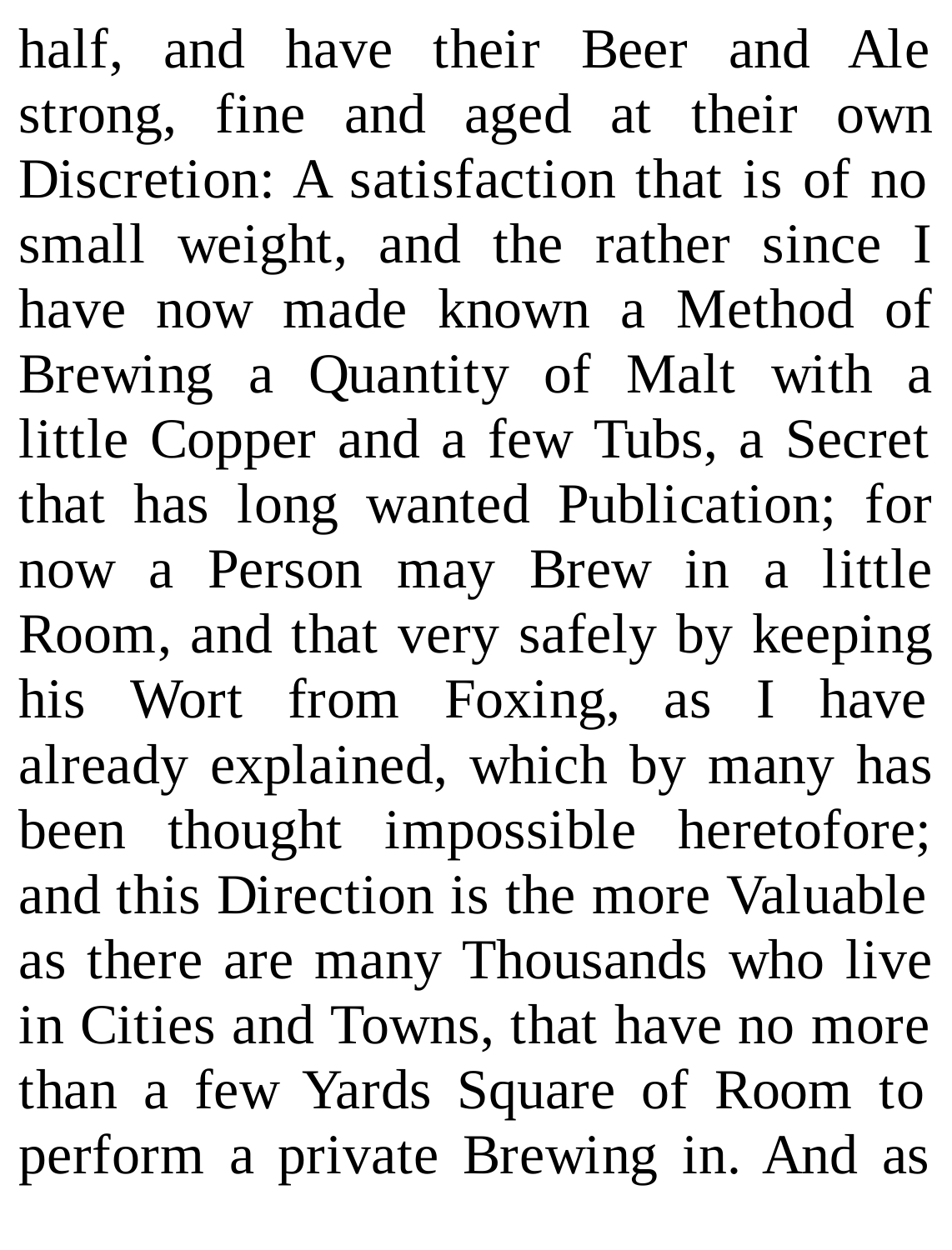half, and have their Beer and Ale strong, fine and aged at their own Discretion: A satisfaction that is of no small weight, and the rather since I have now made known a Method of Brewing a Quantity of Malt with a little Copper and a few Tubs, a Secret that has long wanted Publication; for now a Person may Brew in a little Room, and that very safely by keeping his Wort from Foxing, as I have already explained, which by many has been thought impossible heretofore; and this Direction is the more Valuable as there are many Thousands who live in Cities and Towns, that have no more than a few Yards Square of Room to perform a private Brewing in. And as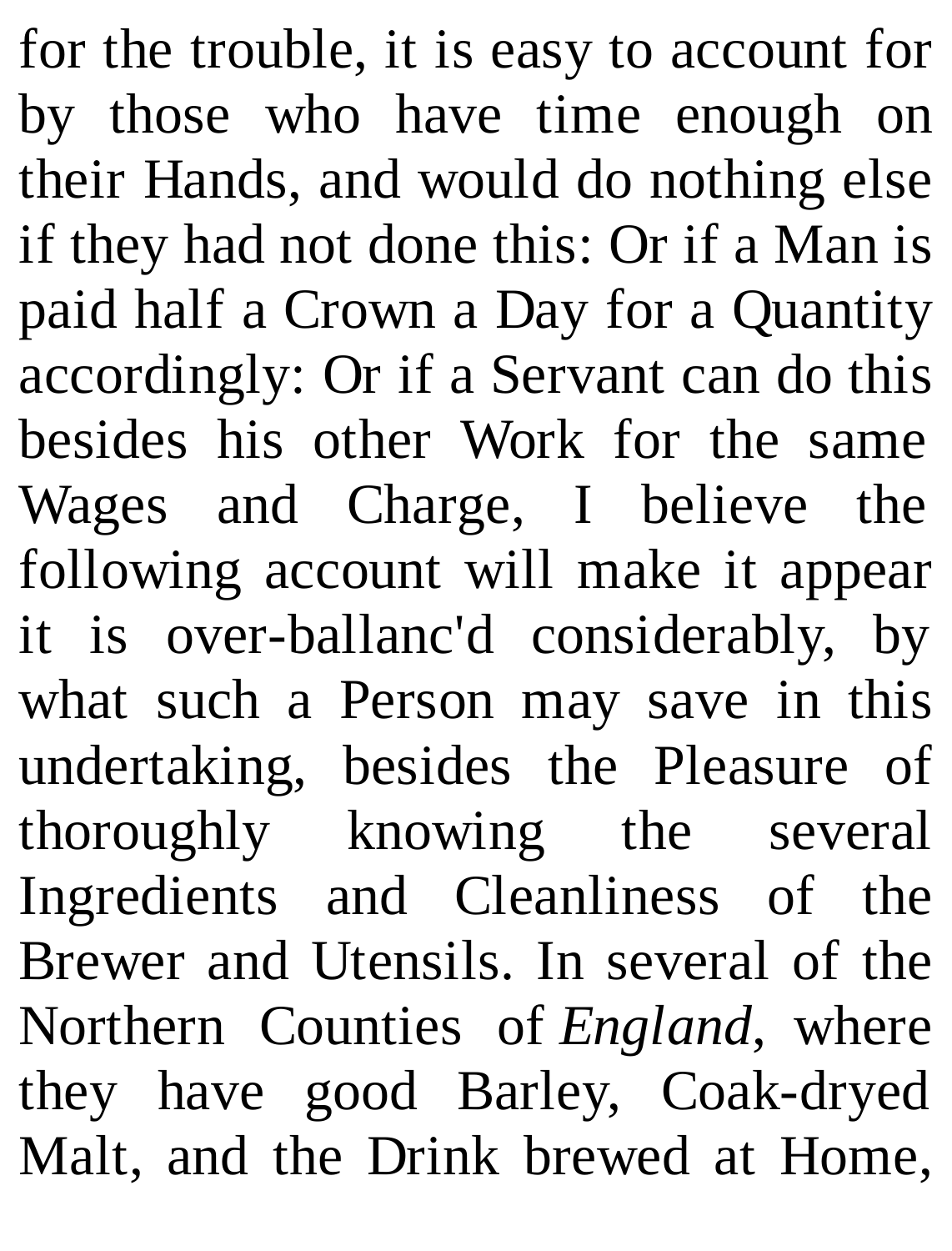for the trouble, it is easy to account for by those who have time enough on their Hands, and would do nothing else if they had not done this: Or if a Man is paid half a Crown a Day for a Quantity accordingly: Or if a Servant can do this besides his other Work for the same Wages and Charge, I believe the following account will make it appear it is over-ballanc'd considerably, by what such a Person may save in this undertaking, besides the Pleasure of thoroughly knowing the several Ingredients and Cleanliness of the Brewer and Utensils. In several of the Northern Counties of *England*, where they have good Barley, Coak-dryed Malt, and the Drink brewed at Home,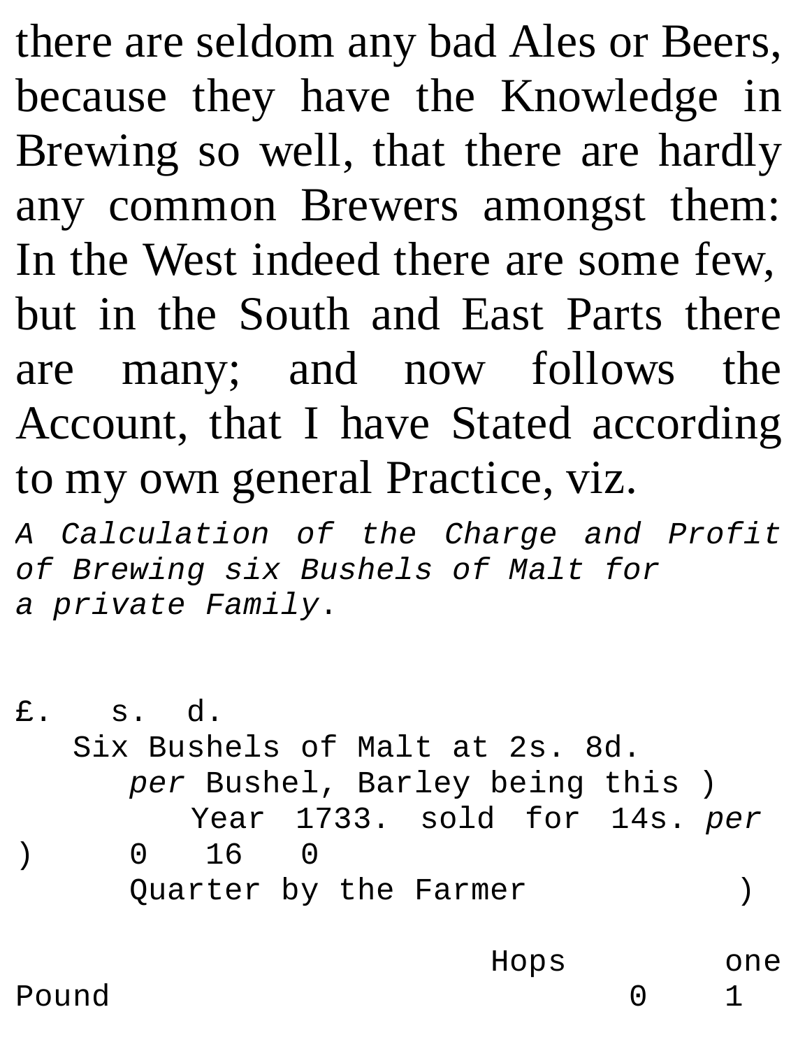there are seldom any bad Ales or Beers, because they have the Knowledge in Brewing so well, that there are hardly any common Brewers amongst them: In the West indeed there are some few, but in the South and East Parts there are many; and now follows the Account, that I have Stated according to my own general Practice, viz.

*A Calculation of the Charge and Profit of Brewing six Bushels of Malt for a private Family*.

| | £. | s. | d. |
|---|---|---|---|
| Six Bushels of Malt at 2s. 8d. *per* Bushel, Barley being this Year 1733. sold for 14s. *per* Quarter by the Farmer | 0 | 16 | 0 |
| Hops one Pound | 0 | 1 | |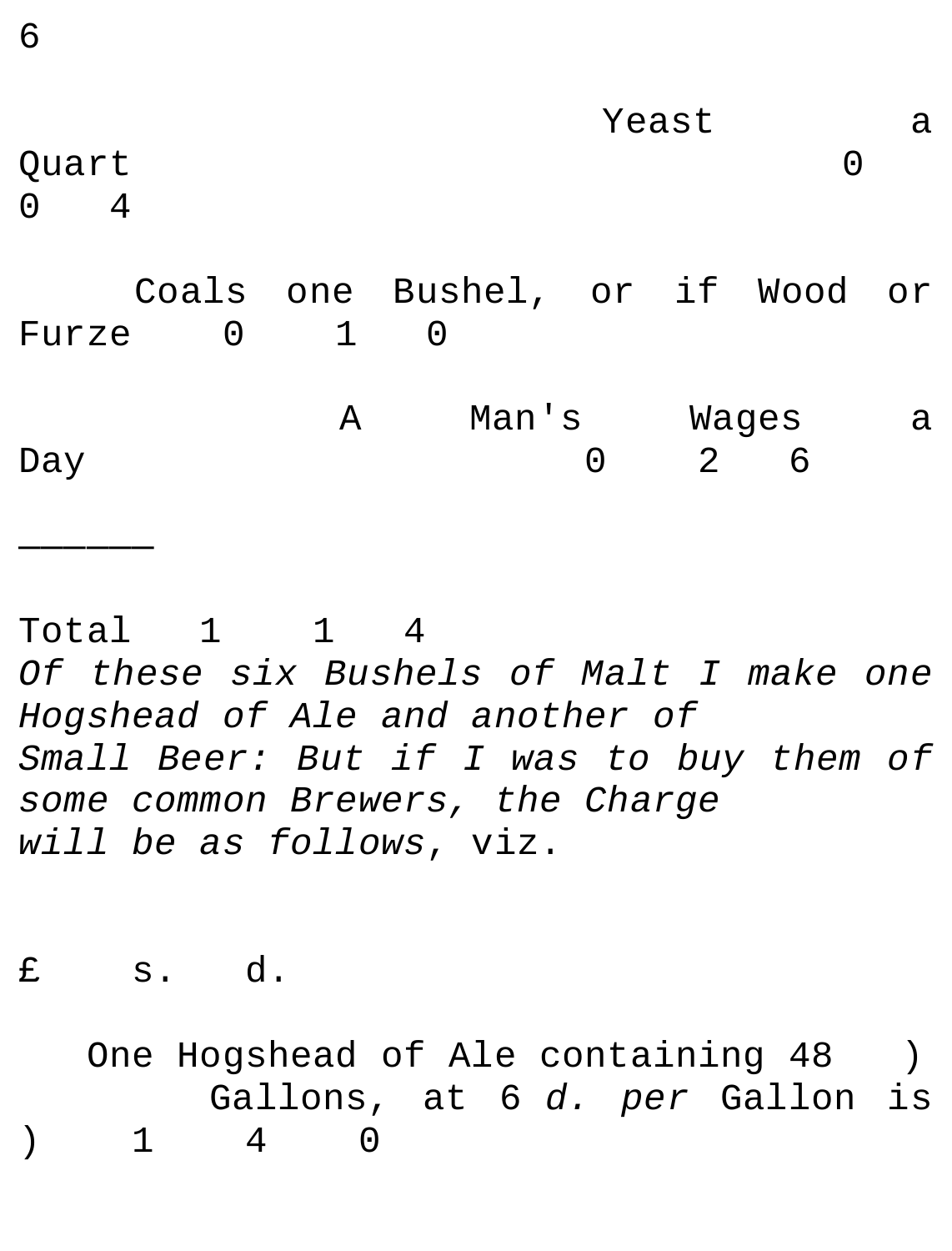6

| | £ | s. | d. |
|---|---|---|---|
| Yeast a Quart | 0 | 0 | 4 |
| Coals one Bushel, or if Wood or Furze | 0 | 1 | 0 |
| A Man's Wages a Day | 0 | 2 | 6 |
| Total | 1 | 1 | 4 |

*Of these six Bushels of Malt I make one Hogshead of Ale and another of Small Beer: But if I was to buy them of some common Brewers, the Charge will be as follows*, viz.

| | £ | s. | d. |
|---|---|---|---|
| One Hogshead of Ale containing 48 Gallons, at 6 *d. per* Gallon is | 1 | 4 | 0 |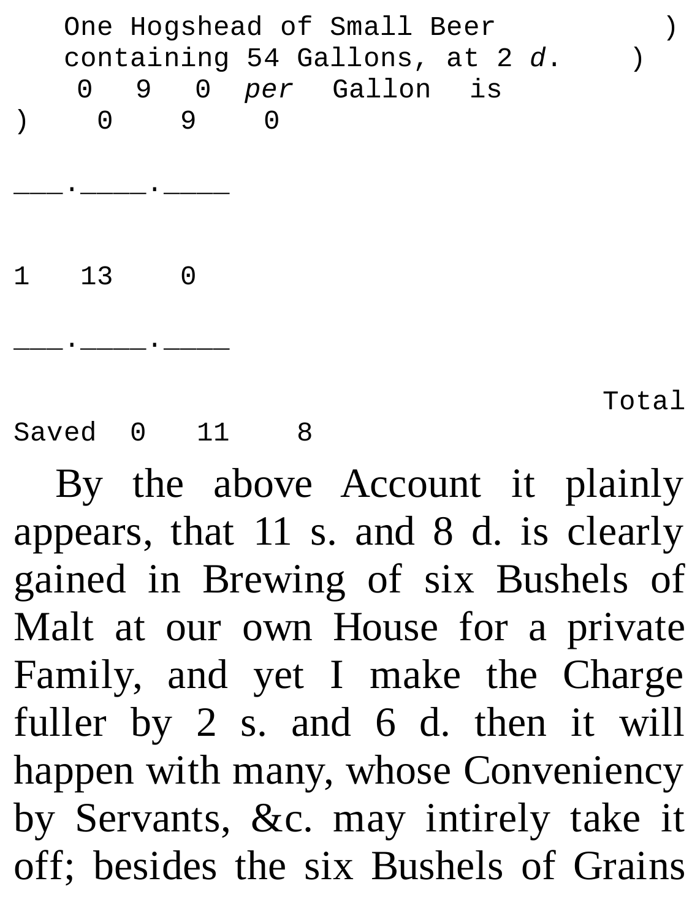| | |
|---|---|
| One Hogshead of Small Beer containing 54 Gallons, at 2 *d.* *per* Gallon is | 0 9 0 |
| | 1 13 0 |
| Total Saved | 0 11 8 |

By the above Account it plainly appears, that 11 s. and 8 d. is clearly gained in Brewing of six Bushels of Malt at our own House for a private Family, and yet I make the Charge fuller by 2 s. and 6 d. then it will happen with many, whose Conveniency by Servants, &c. may intirely take it off; besides the six Bushels of Grains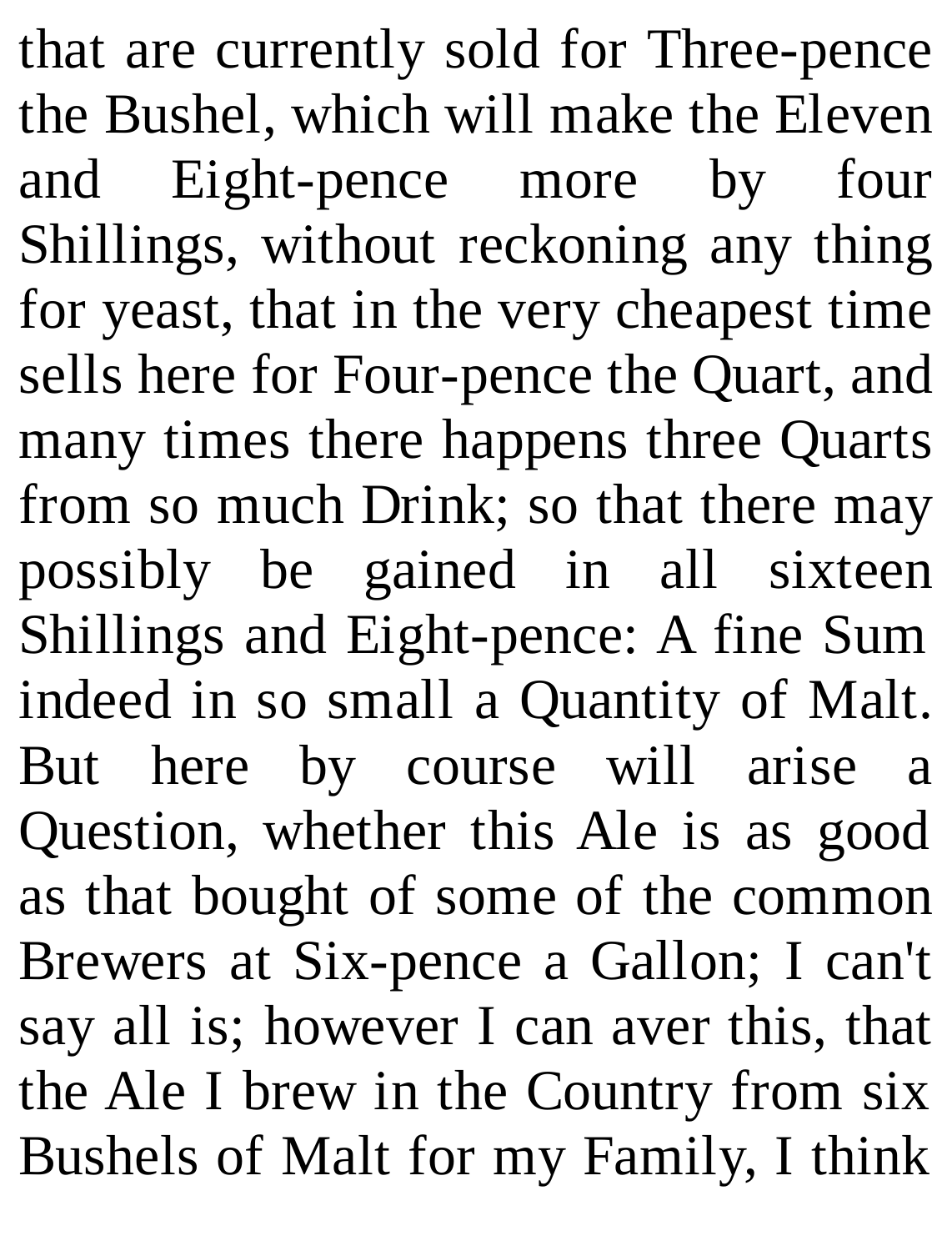that are currently sold for Three-pence the Bushel, which will make the Eleven and Eight-pence more by four Shillings, without reckoning any thing for yeast, that in the very cheapest time sells here for Four-pence the Quart, and many times there happens three Quarts from so much Drink; so that there may possibly be gained in all sixteen Shillings and Eight-pence: A fine Sum indeed in so small a Quantity of Malt. But here by course will arise a Question, whether this Ale is as good as that bought of some of the common Brewers at Six-pence a Gallon; I can't say all is; however I can aver this, that the Ale I brew in the Country from six Bushels of Malt for my Family, I think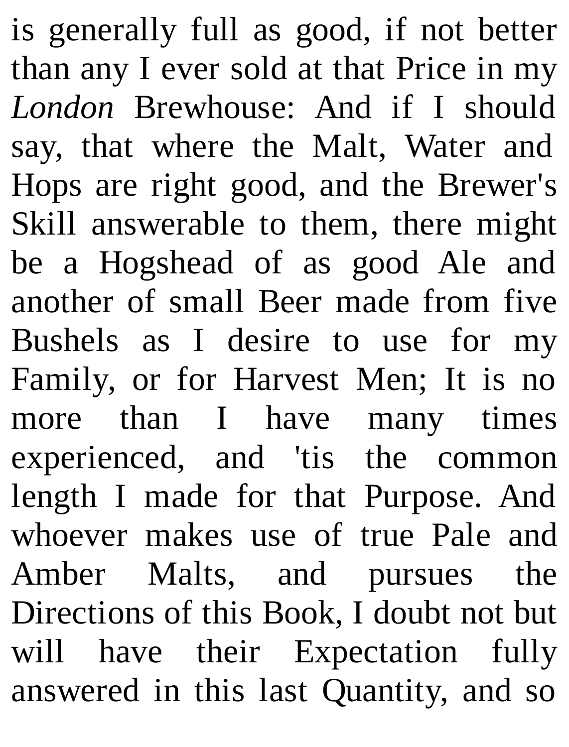is generally full as good, if not better than any I ever sold at that Price in my *London* Brewhouse: And if I should say, that where the Malt, Water and Hops are right good, and the Brewer's Skill answerable to them, there might be a Hogshead of as good Ale and another of small Beer made from five Bushels as I desire to use for my Family, or for Harvest Men; It is no more than I have many times experienced, and 'tis the common length I made for that Purpose. And whoever makes use of true Pale and Amber Malts, and pursues the Directions of this Book, I doubt not but will have their Expectation fully answered in this last Quantity, and so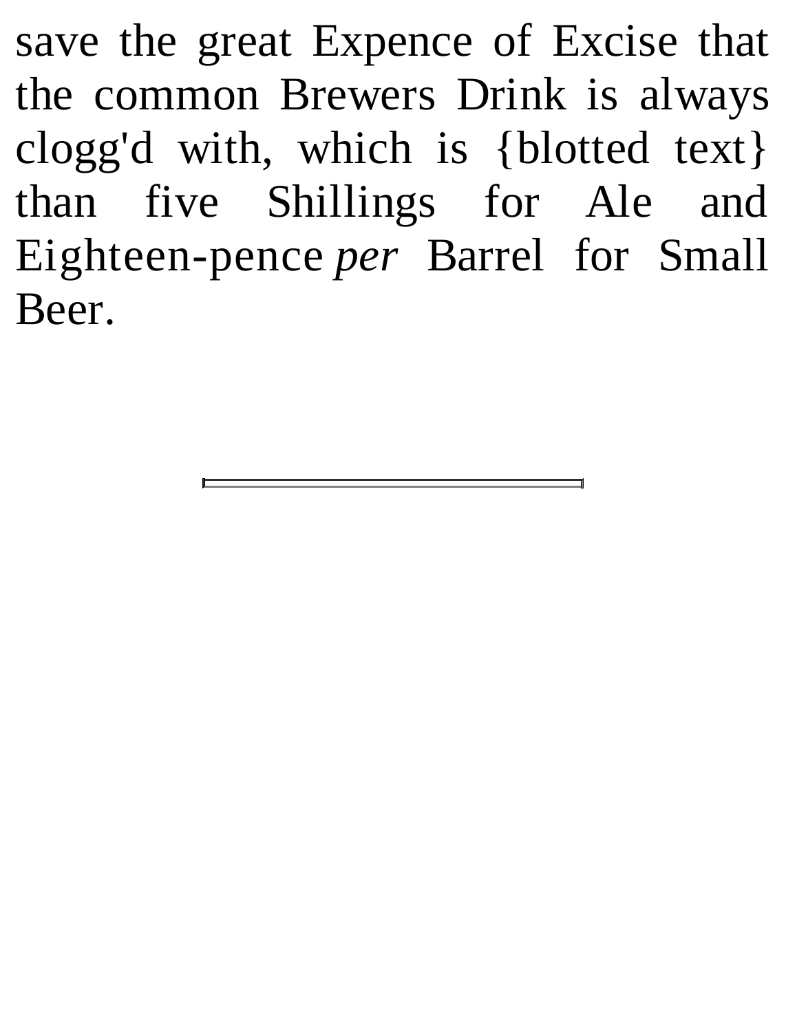save the great Expence of Excise that the common Brewers Drink is always clogg'd with, which is {blotted text} than five Shillings for Ale and Eighteen-pence *per* Barrel for Small Beer.

---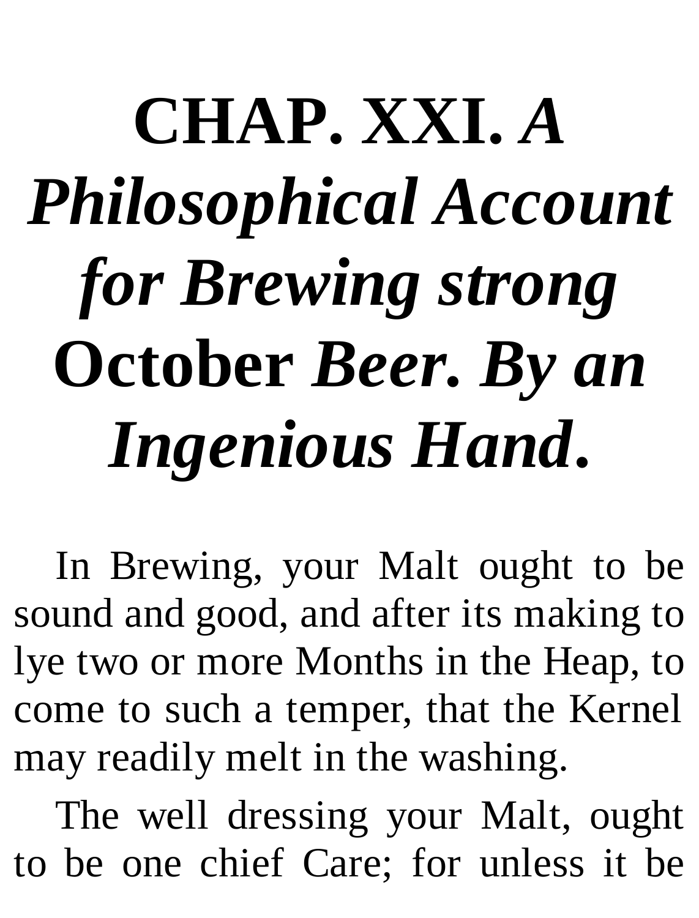# CHAP. XXI. *A Philosophical Account for Brewing strong* October *Beer. By an Ingenious Hand*.

In Brewing, your Malt ought to be sound and good, and after its making to lye two or more Months in the Heap, to come to such a temper, that the Kernel may readily melt in the washing.

The well dressing your Malt, ought to be one chief Care; for unless it be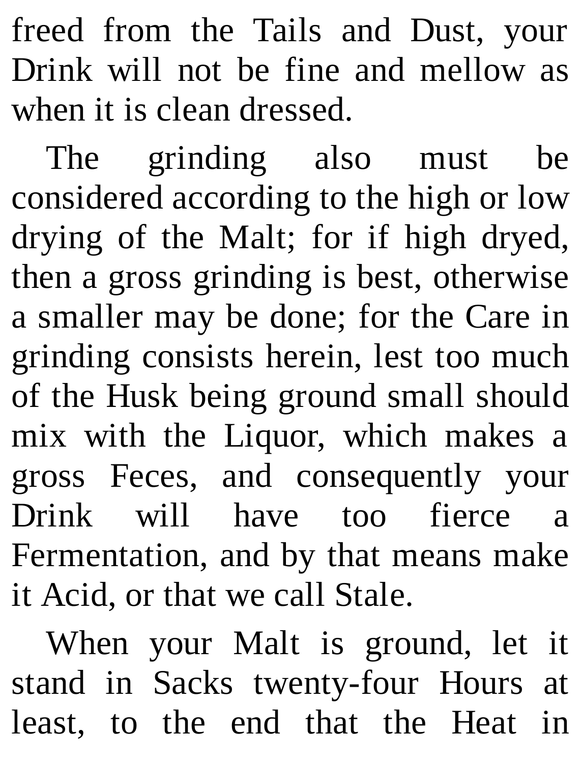freed from the Tails and Dust, your Drink will not be fine and mellow as when it is clean dressed.

The grinding also must be considered according to the high or low drying of the Malt; for if high dryed, then a gross grinding is best, otherwise a smaller may be done; for the Care in grinding consists herein, lest too much of the Husk being ground small should mix with the Liquor, which makes a gross Feces, and consequently your Drink will have too fierce a Fermentation, and by that means make it Acid, or that we call Stale.

When your Malt is ground, let it stand in Sacks twenty-four Hours at least, to the end that the Heat in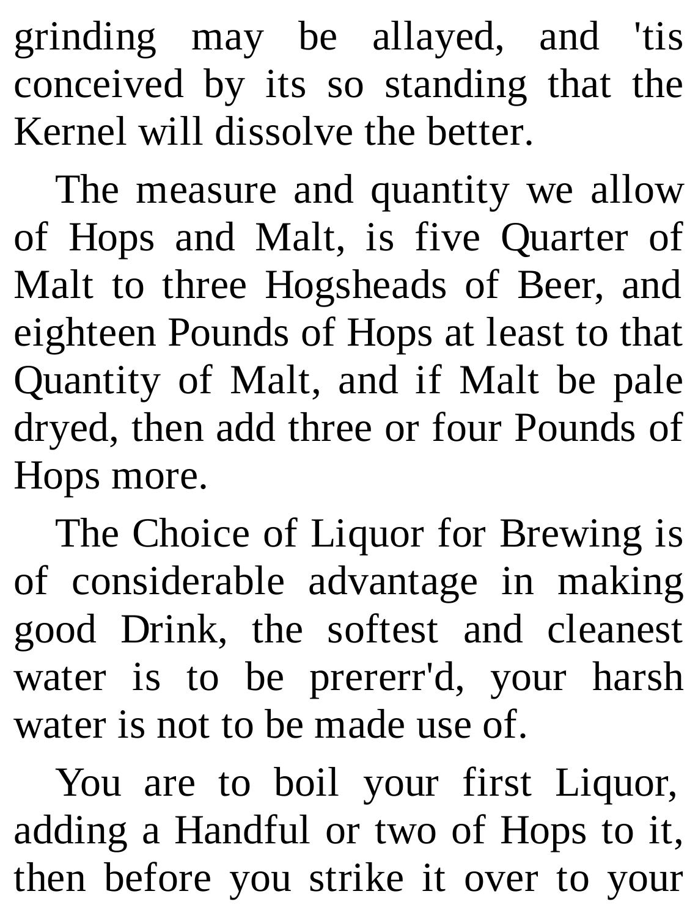grinding may be allayed, and 'tis conceived by its so standing that the Kernel will dissolve the better.

The measure and quantity we allow of Hops and Malt, is five Quarter of Malt to three Hogsheads of Beer, and eighteen Pounds of Hops at least to that Quantity of Malt, and if Malt be pale dryed, then add three or four Pounds of Hops more.

The Choice of Liquor for Brewing is of considerable advantage in making good Drink, the softest and cleanest water is to be prererr'd, your harsh water is not to be made use of.

You are to boil your first Liquor, adding a Handful or two of Hops to it, then before you strike it over to your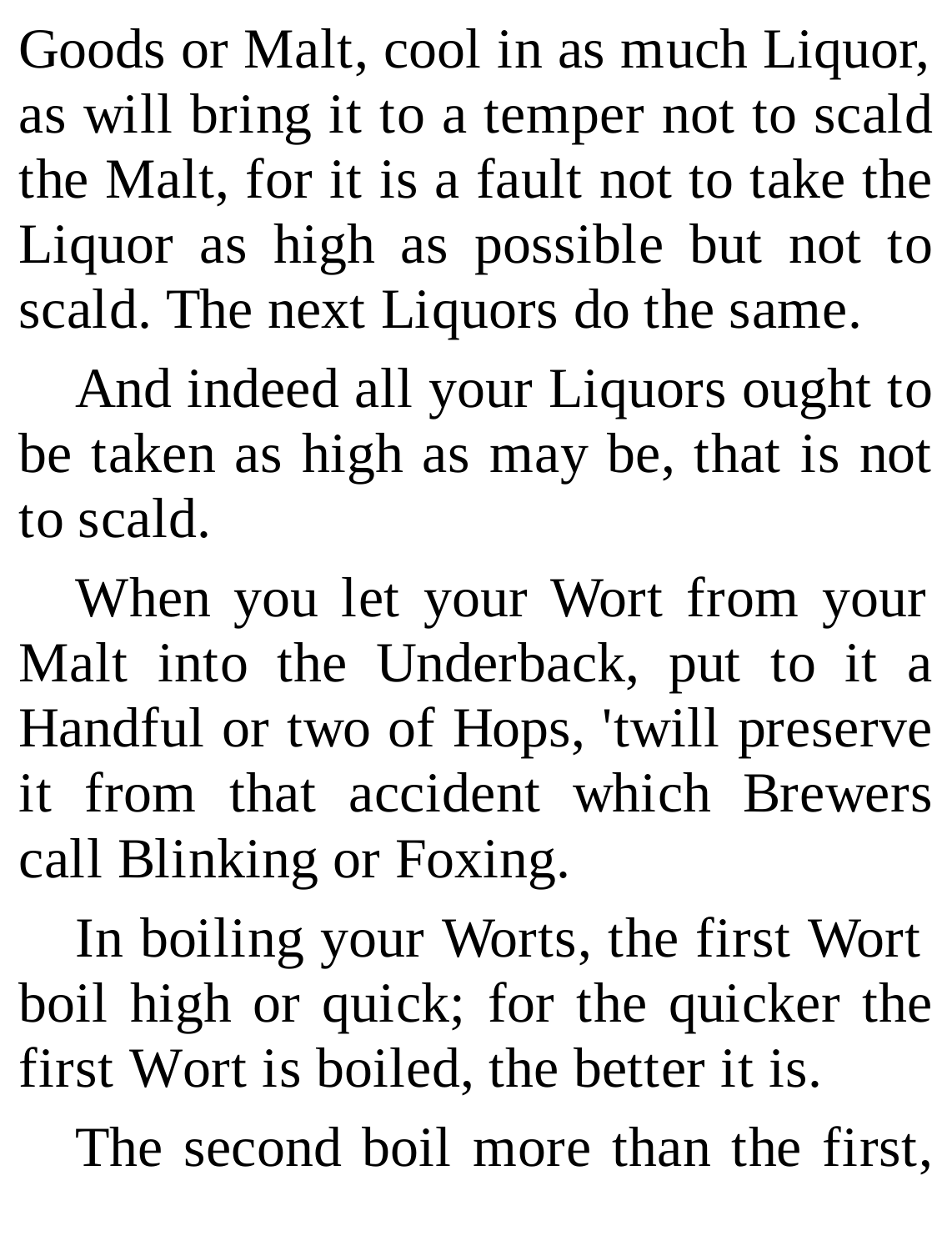Goods or Malt, cool in as much Liquor, as will bring it to a temper not to scald the Malt, for it is a fault not to take the Liquor as high as possible but not to scald. The next Liquors do the same.

And indeed all your Liquors ought to be taken as high as may be, that is not to scald.

When you let your Wort from your Malt into the Underback, put to it a Handful or two of Hops, 'twill preserve it from that accident which Brewers call Blinking or Foxing.

In boiling your Worts, the first Wort boil high or quick; for the quicker the first Wort is boiled, the better it is.

The second boil more than the first,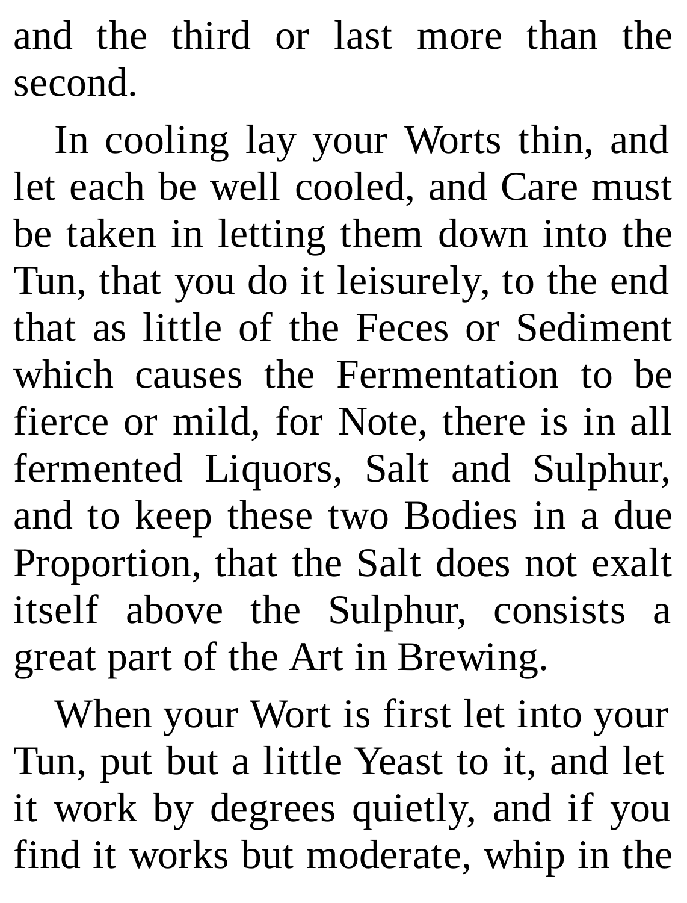and the third or last more than the second.

In cooling lay your Worts thin, and let each be well cooled, and Care must be taken in letting them down into the Tun, that you do it leisurely, to the end that as little of the Feces or Sediment which causes the Fermentation to be fierce or mild, for Note, there is in all fermented Liquors, Salt and Sulphur, and to keep these two Bodies in a due Proportion, that the Salt does not exalt itself above the Sulphur, consists a great part of the Art in Brewing.

When your Wort is first let into your Tun, put but a little Yeast to it, and let it work by degrees quietly, and if you find it works but moderate, whip in the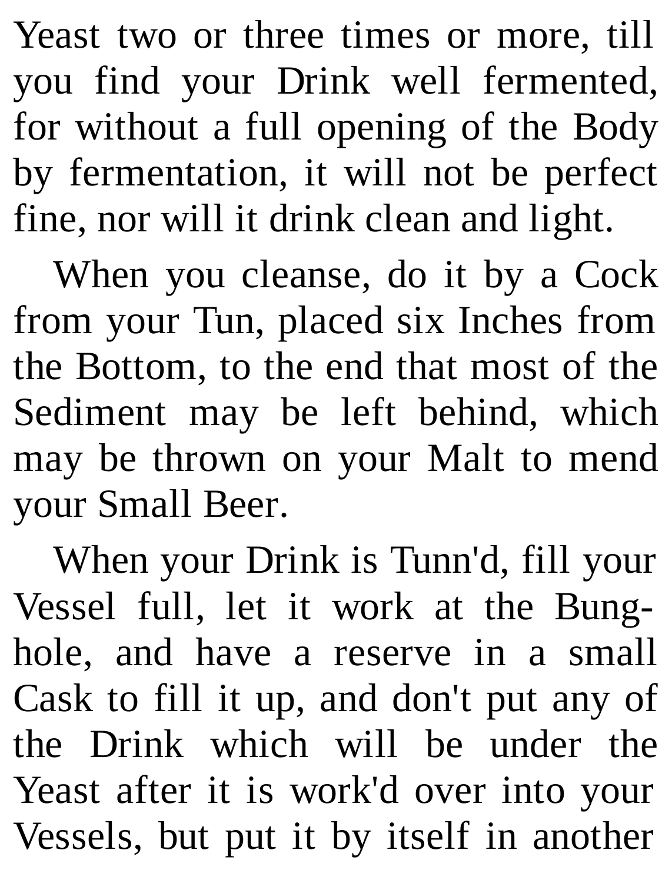Yeast two or three times or more, till you find your Drink well fermented, for without a full opening of the Body by fermentation, it will not be perfect fine, nor will it drink clean and light.

When you cleanse, do it by a Cock from your Tun, placed six Inches from the Bottom, to the end that most of the Sediment may be left behind, which may be thrown on your Malt to mend your Small Beer.

When your Drink is Tunn'd, fill your Vessel full, let it work at the Bung-hole, and have a reserve in a small Cask to fill it up, and don't put any of the Drink which will be under the Yeast after it is work'd over into your Vessels, but put it by itself in another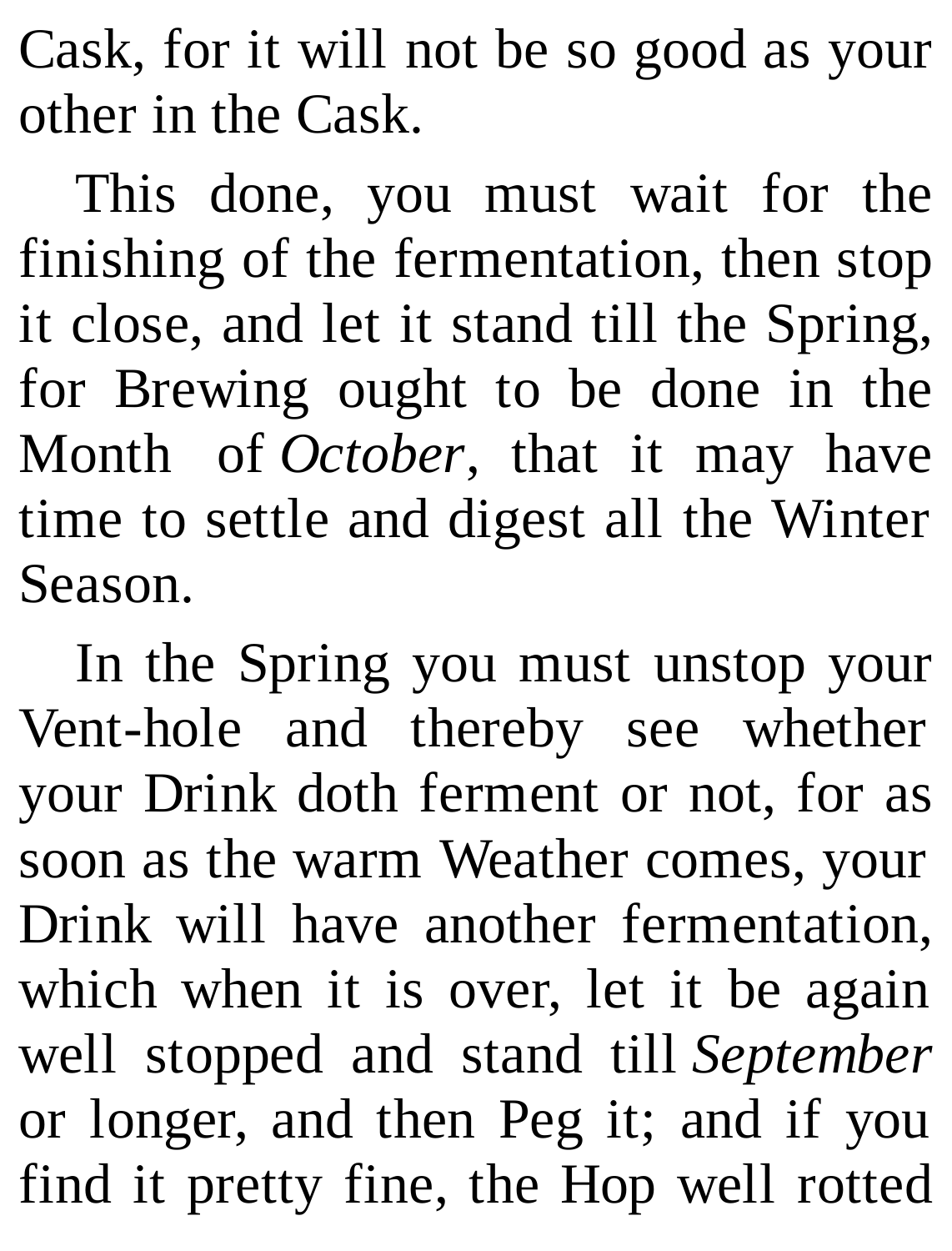Cask, for it will not be so good as your other in the Cask.

This done, you must wait for the finishing of the fermentation, then stop it close, and let it stand till the Spring, for Brewing ought to be done in the Month of *October*, that it may have time to settle and digest all the Winter Season.

In the Spring you must unstop your Vent-hole and thereby see whether your Drink doth ferment or not, for as soon as the warm Weather comes, your Drink will have another fermentation, which when it is over, let it be again well stopped and stand till *September* or longer, and then Peg it; and if you find it pretty fine, the Hop well rotted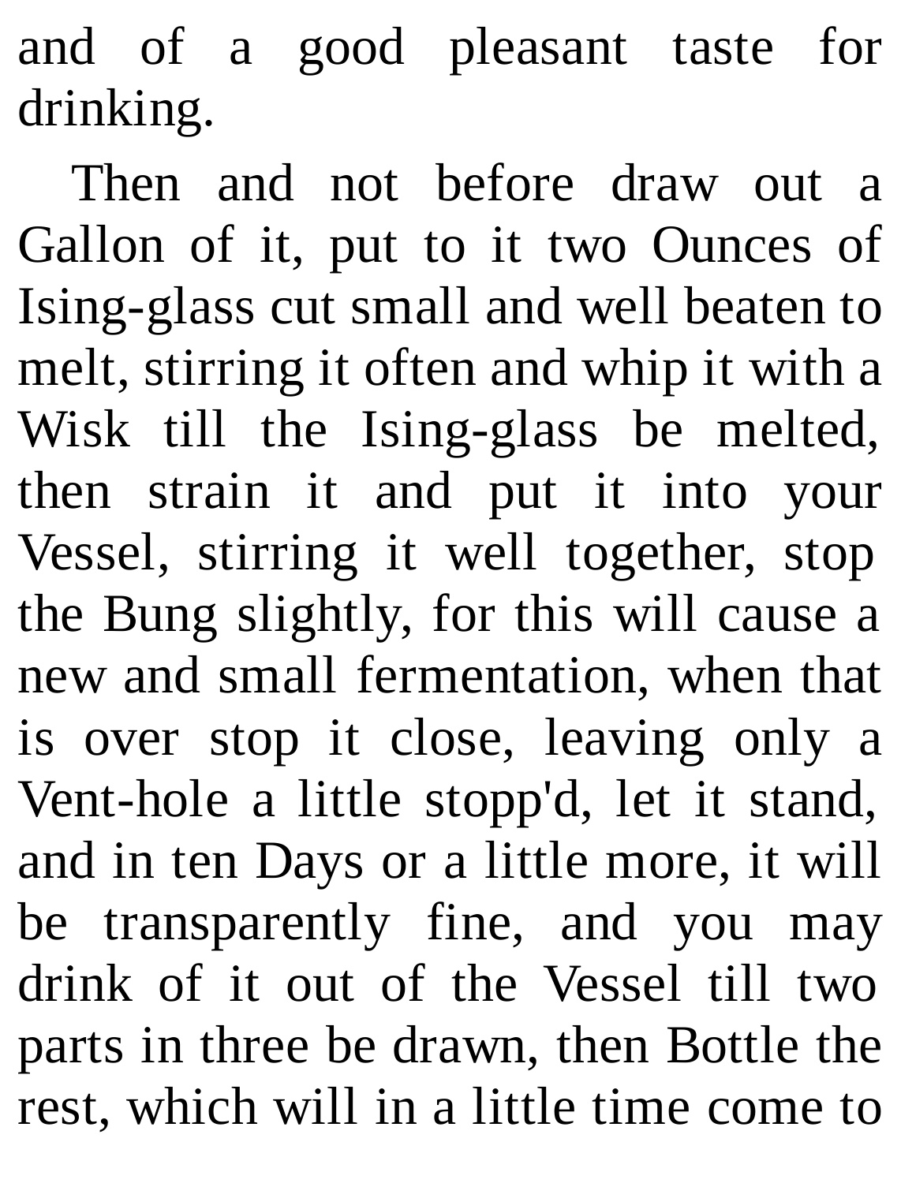and of a good pleasant taste for drinking.

Then and not before draw out a Gallon of it, put to it two Ounces of Ising-glass cut small and well beaten to melt, stirring it often and whip it with a Wisk till the Ising-glass be melted, then strain it and put it into your Vessel, stirring it well together, stop the Bung slightly, for this will cause a new and small fermentation, when that is over stop it close, leaving only a Vent-hole a little stopp'd, let it stand, and in ten Days or a little more, it will be transparently fine, and you may drink of it out of the Vessel till two parts in three be drawn, then Bottle the rest, which will in a little time come to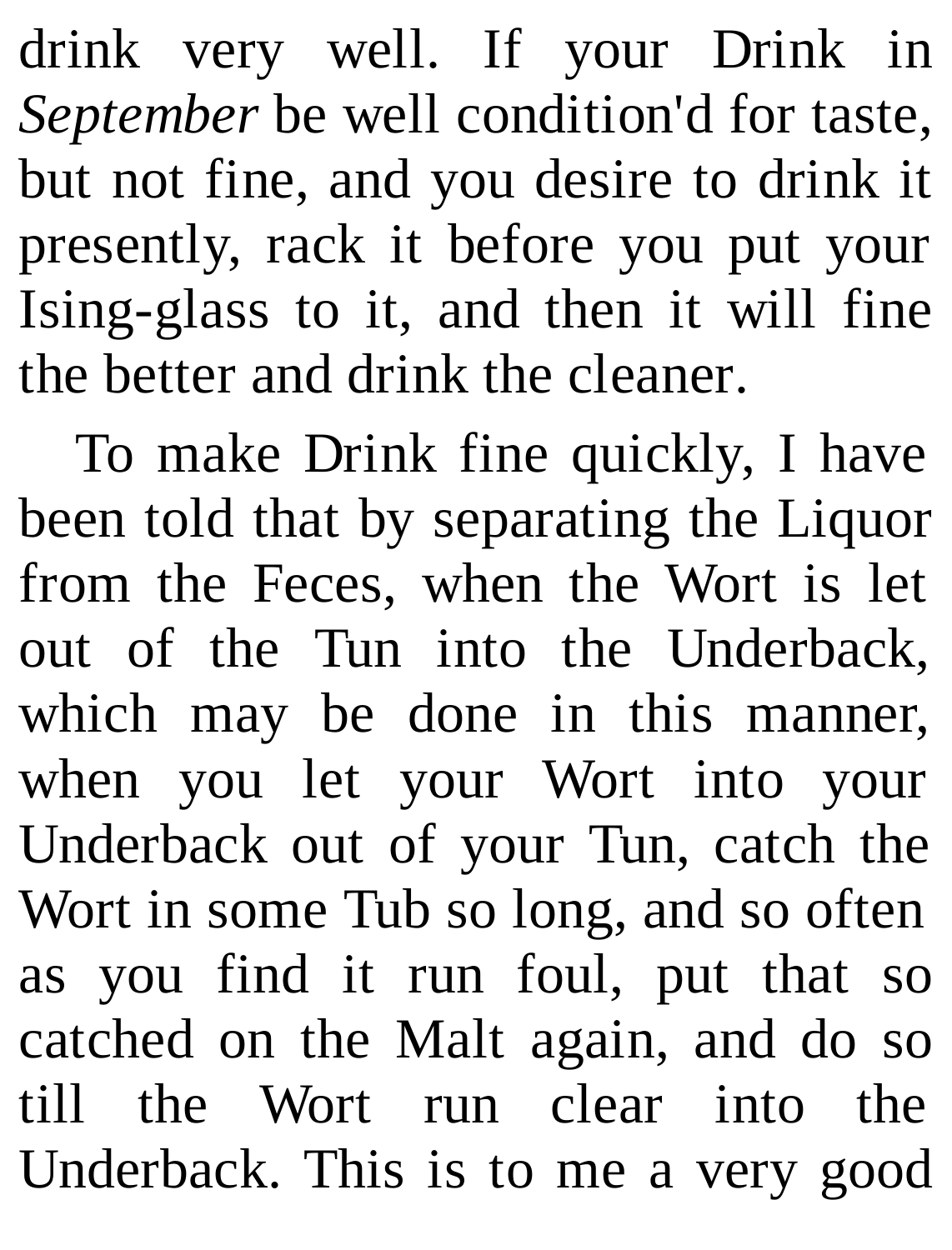drink very well. If your Drink in *September* be well condition'd for taste, but not fine, and you desire to drink it presently, rack it before you put your Ising-glass to it, and then it will fine the better and drink the cleaner.

To make Drink fine quickly, I have been told that by separating the Liquor from the Feces, when the Wort is let out of the Tun into the Underback, which may be done in this manner, when you let your Wort into your Underback out of your Tun, catch the Wort in some Tub so long, and so often as you find it run foul, put that so catched on the Malt again, and do so till the Wort run clear into the Underback. This is to me a very good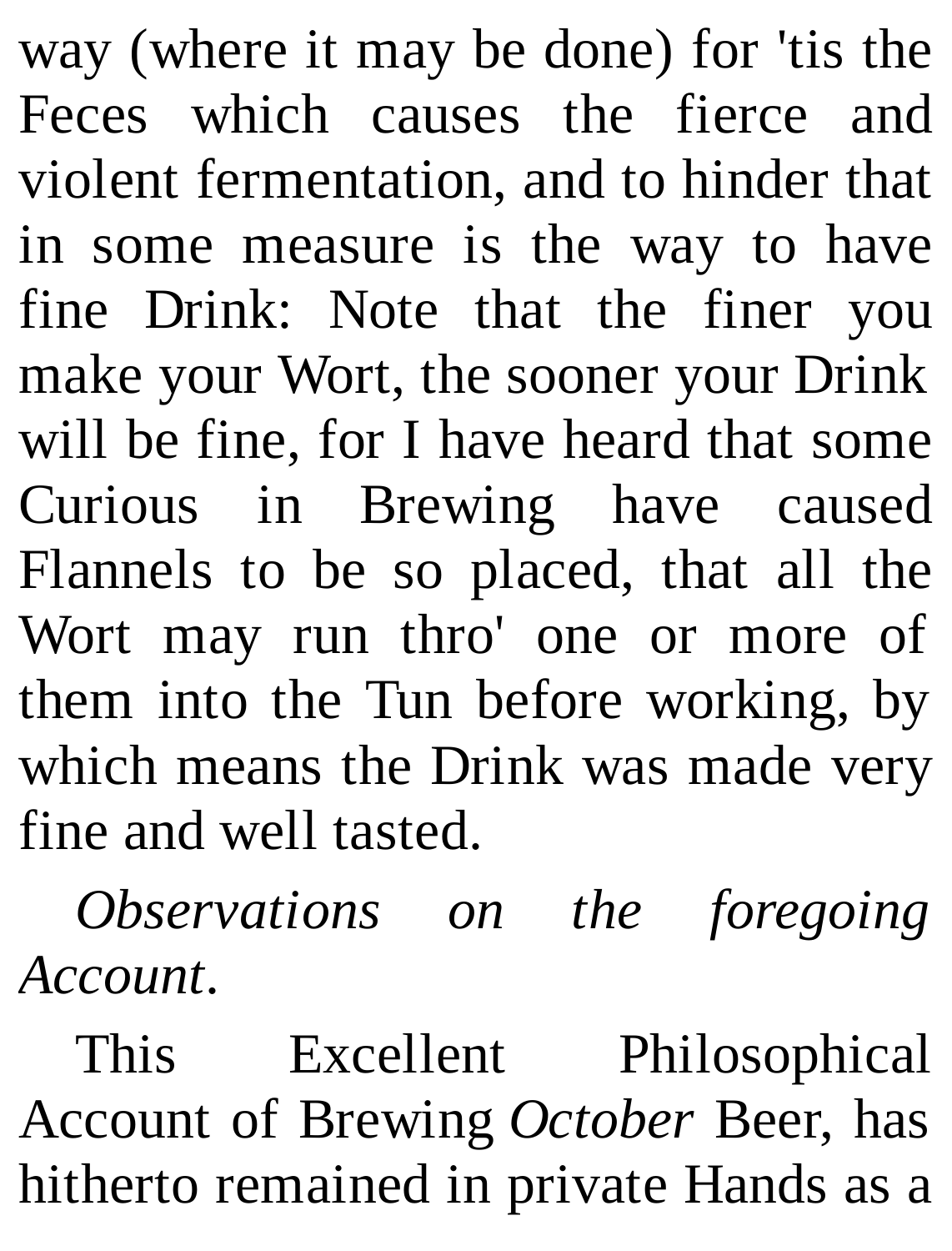way (where it may be done) for 'tis the Feces which causes the fierce and violent fermentation, and to hinder that in some measure is the way to have fine Drink: Note that the finer you make your Wort, the sooner your Drink will be fine, for I have heard that some Curious in Brewing have caused Flannels to be so placed, that all the Wort may run thro' one or more of them into the Tun before working, by which means the Drink was made very fine and well tasted.

*Observations on the foregoing Account*.

This Excellent Philosophical Account of Brewing *October* Beer, has hitherto remained in private Hands as a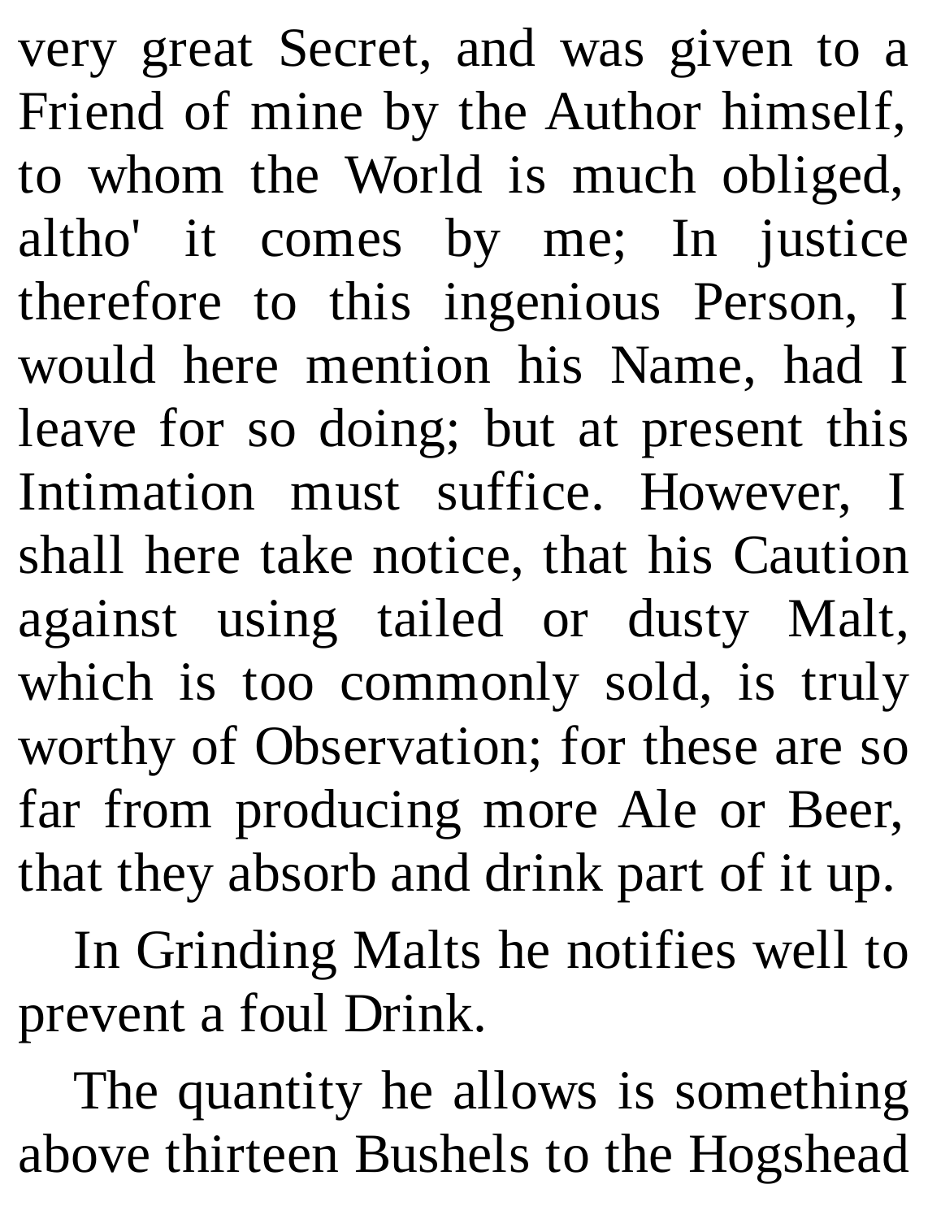very great Secret, and was given to a Friend of mine by the Author himself, to whom the World is much obliged, altho' it comes by me; In justice therefore to this ingenious Person, I would here mention his Name, had I leave for so doing; but at present this Intimation must suffice. However, I shall here take notice, that his Caution against using tailed or dusty Malt, which is too commonly sold, is truly worthy of Observation; for these are so far from producing more Ale or Beer, that they absorb and drink part of it up.

In Grinding Malts he notifies well to prevent a foul Drink.

The quantity he allows is something above thirteen Bushels to the Hogshead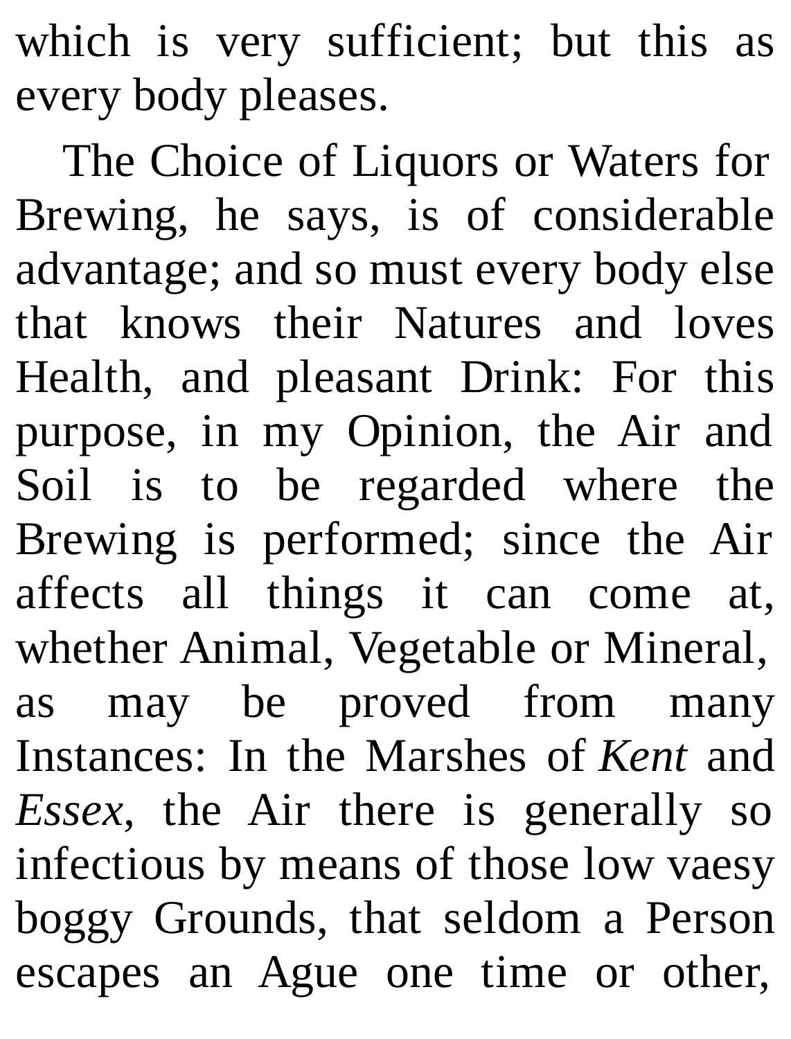which is very sufficient; but this as every body pleases.

The Choice of Liquors or Waters for Brewing, he says, is of considerable advantage; and so must every body else that knows their Natures and loves Health, and pleasant Drink: For this purpose, in my Opinion, the Air and Soil is to be regarded where the Brewing is performed; since the Air affects all things it can come at, whether Animal, Vegetable or Mineral, as may be proved from many Instances: In the Marshes of *Kent* and *Essex*, the Air there is generally so infectious by means of those low vaesy boggy Grounds, that seldom a Person escapes an Ague one time or other,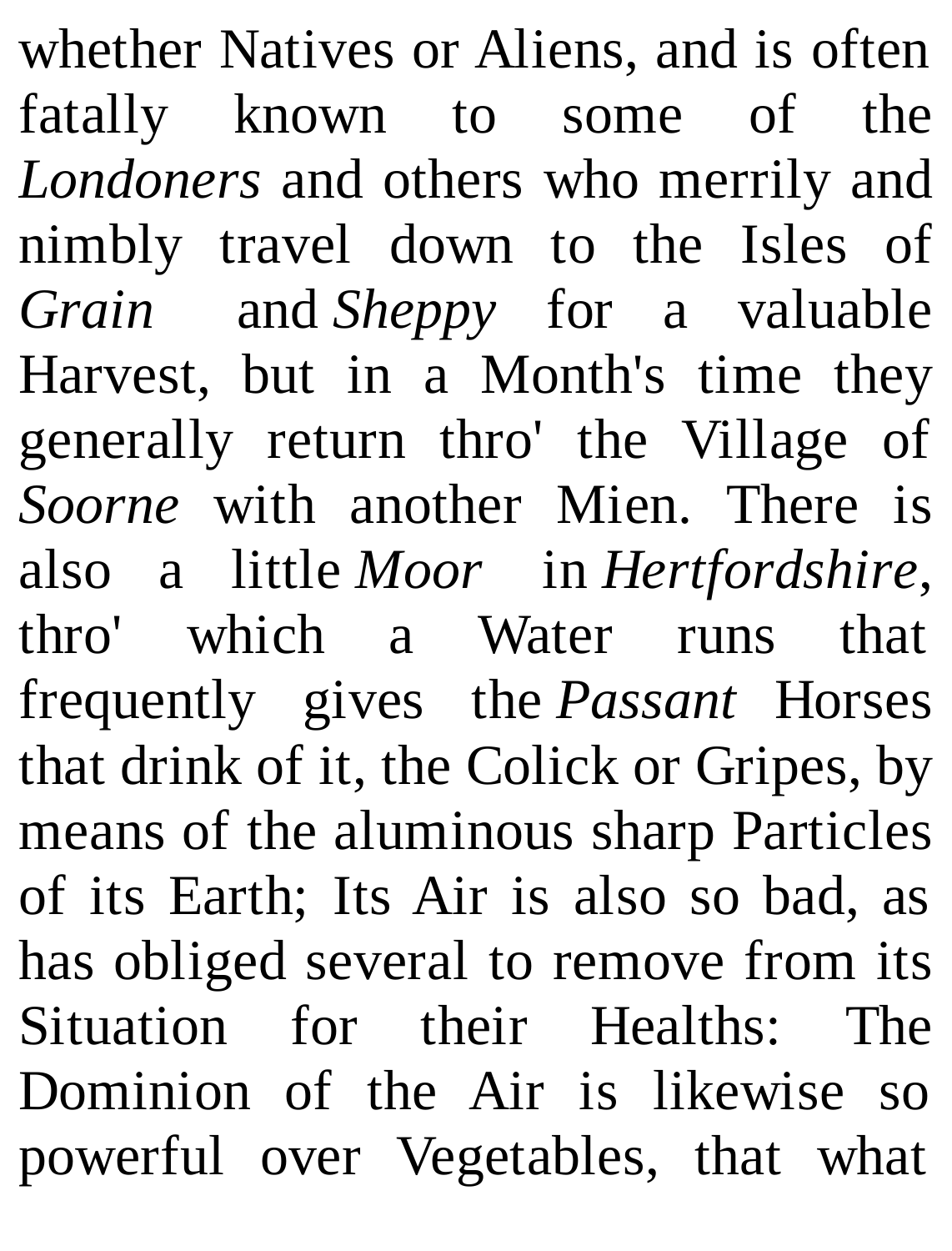whether Natives or Aliens, and is often fatally known to some of the *Londoners* and others who merrily and nimbly travel down to the Isles of *Grain* and *Sheppy* for a valuable Harvest, but in a Month's time they generally return thro' the Village of *Soorne* with another Mien. There is also a little *Moor* in *Hertfordshire*, thro' which a Water runs that frequently gives the *Passant* Horses that drink of it, the Colick or Gripes, by means of the aluminous sharp Particles of its Earth; Its Air is also so bad, as has obliged several to remove from its Situation for their Healths: The Dominion of the Air is likewise so powerful over Vegetables, that what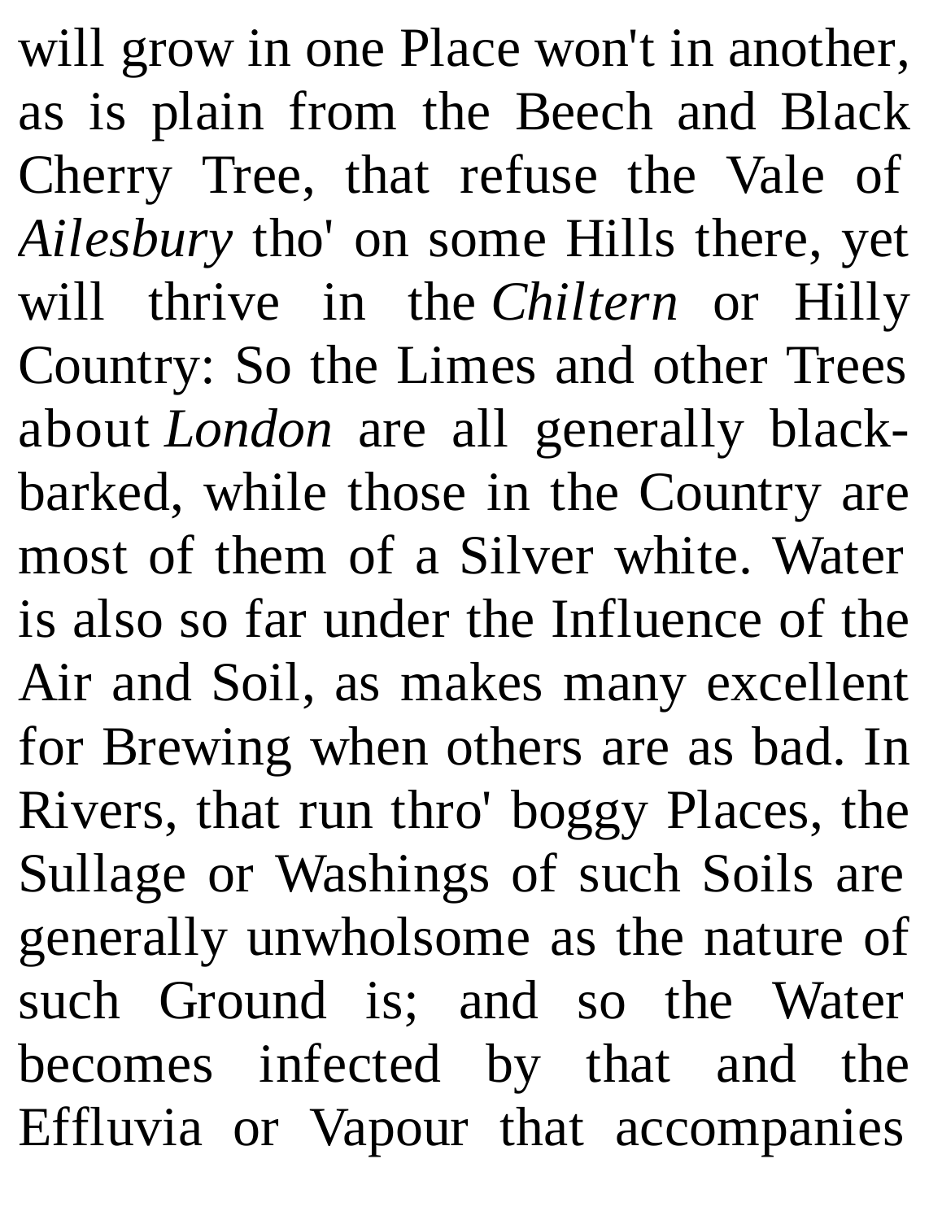will grow in one Place won't in another, as is plain from the Beech and Black Cherry Tree, that refuse the Vale of *Ailesbury* tho' on some Hills there, yet will thrive in the *Chiltern* or Hilly Country: So the Limes and other Trees about *London* are all generally black-barked, while those in the Country are most of them of a Silver white. Water is also so far under the Influence of the Air and Soil, as makes many excellent for Brewing when others are as bad. In Rivers, that run thro' boggy Places, the Sullage or Washings of such Soils are generally unwholsome as the nature of such Ground is; and so the Water becomes infected by that and the Effluvia or Vapour that accompanies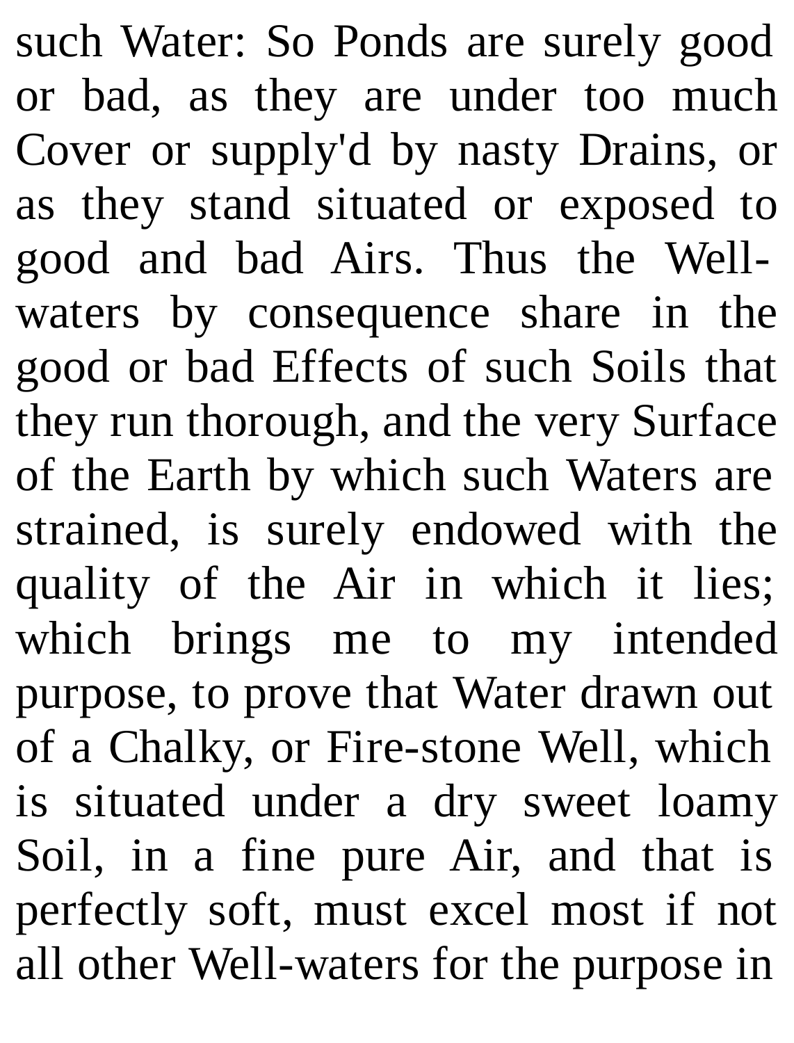such Water: So Ponds are surely good or bad, as they are under too much Cover or supply'd by nasty Drains, or as they stand situated or exposed to good and bad Airs. Thus the Well-waters by consequence share in the good or bad Effects of such Soils that they run thorough, and the very Surface of the Earth by which such Waters are strained, is surely endowed with the quality of the Air in which it lies; which brings me to my intended purpose, to prove that Water drawn out of a Chalky, or Fire-stone Well, which is situated under a dry sweet loamy Soil, in a fine pure Air, and that is perfectly soft, must excel most if not all other Well-waters for the purpose in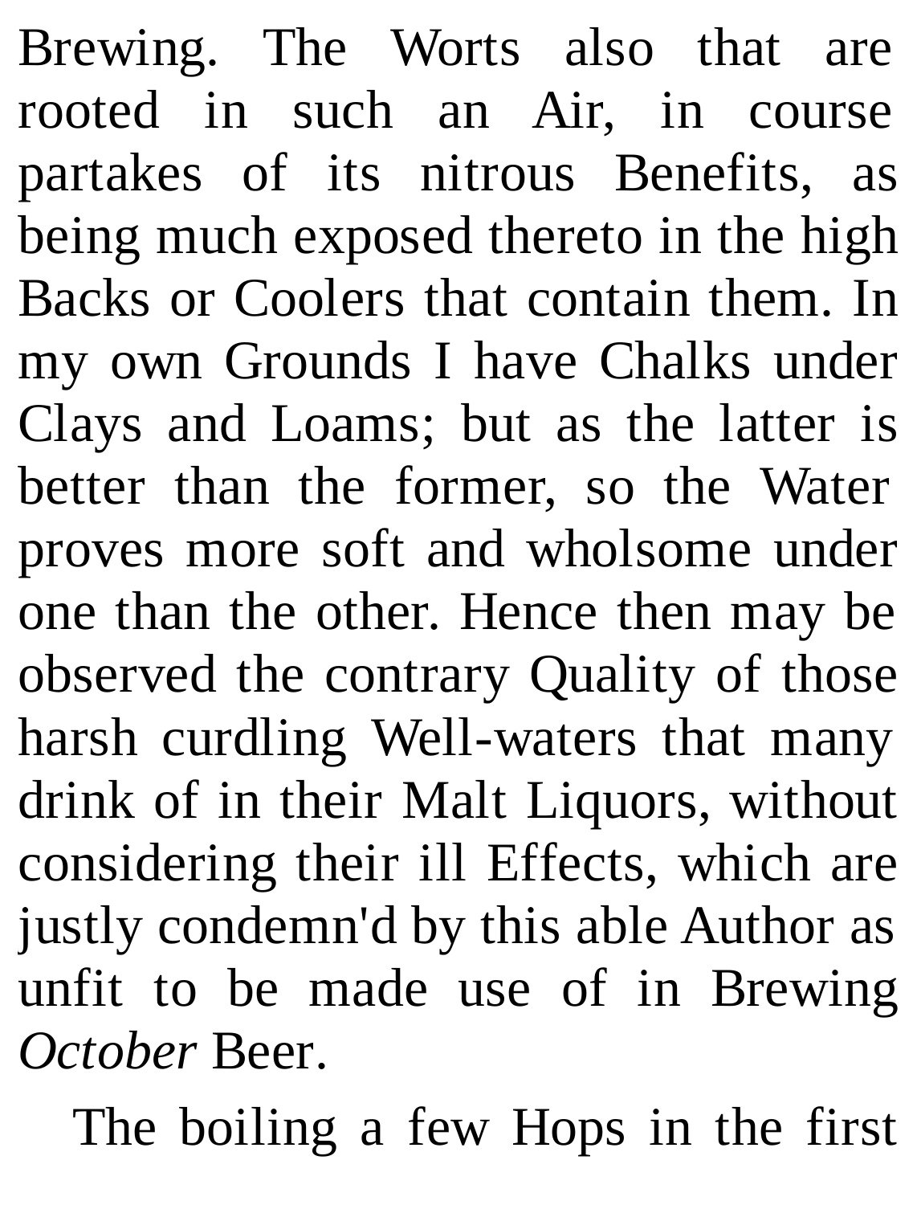Brewing. The Worts also that are rooted in such an Air, in course partakes of its nitrous Benefits, as being much exposed thereto in the high Backs or Coolers that contain them. In my own Grounds I have Chalks under Clays and Loams; but as the latter is better than the former, so the Water proves more soft and wholsome under one than the other. Hence then may be observed the contrary Quality of those harsh curdling Well-waters that many drink of in their Malt Liquors, without considering their ill Effects, which are justly condemn'd by this able Author as unfit to be made use of in Brewing *October* Beer.

The boiling a few Hops in the first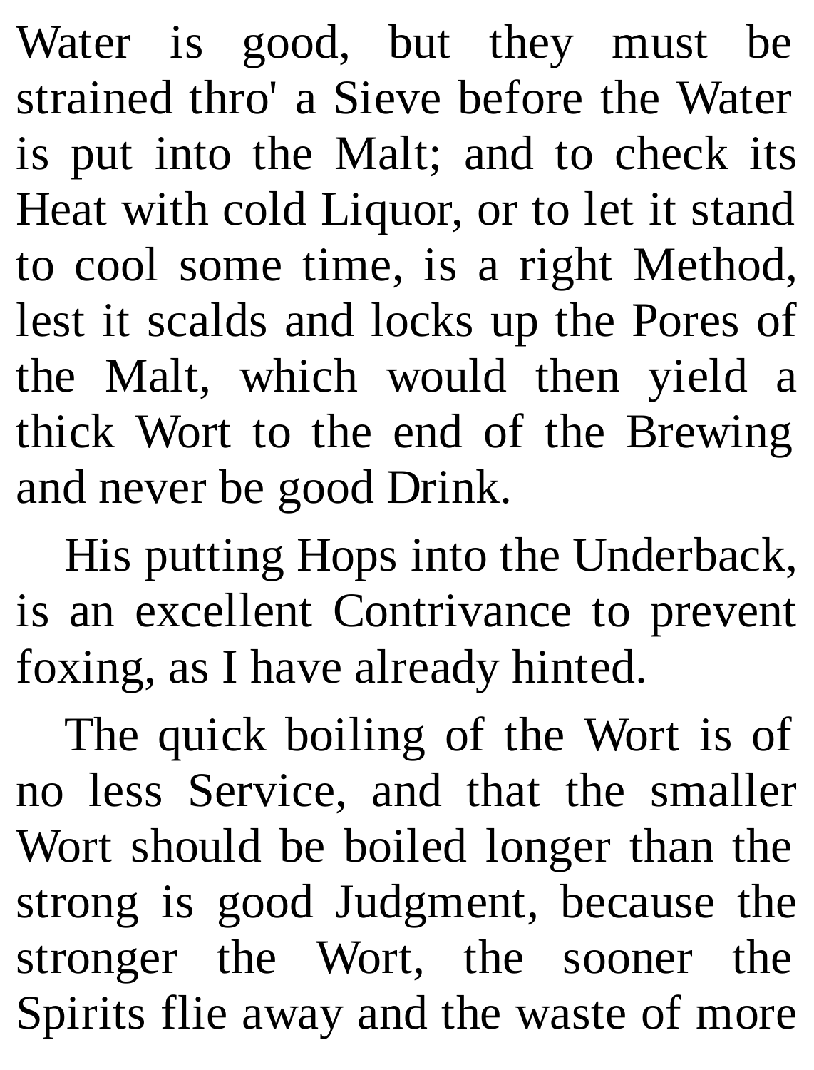Water is good, but they must be strained thro' a Sieve before the Water is put into the Malt; and to check its Heat with cold Liquor, or to let it stand to cool some time, is a right Method, lest it scalds and locks up the Pores of the Malt, which would then yield a thick Wort to the end of the Brewing and never be good Drink.

His putting Hops into the Underback, is an excellent Contrivance to prevent foxing, as I have already hinted.

The quick boiling of the Wort is of no less Service, and that the smaller Wort should be boiled longer than the strong is good Judgment, because the stronger the Wort, the sooner the Spirits flie away and the waste of more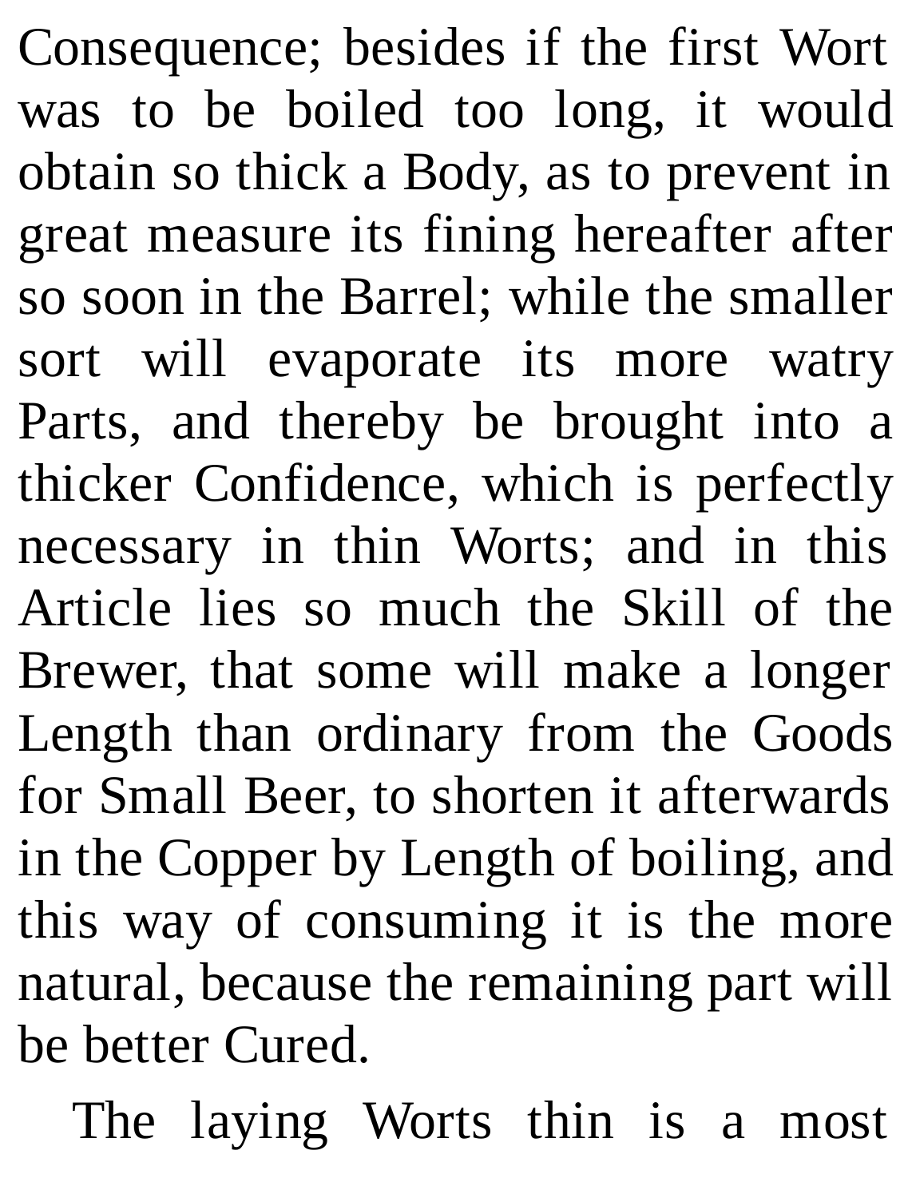Consequence; besides if the first Wort was to be boiled too long, it would obtain so thick a Body, as to prevent in great measure its fining hereafter after so soon in the Barrel; while the smaller sort will evaporate its more watry Parts, and thereby be brought into a thicker Confidence, which is perfectly necessary in thin Worts; and in this Article lies so much the Skill of the Brewer, that some will make a longer Length than ordinary from the Goods for Small Beer, to shorten it afterwards in the Copper by Length of boiling, and this way of consuming it is the more natural, because the remaining part will be better Cured.

The laying Worts thin is a most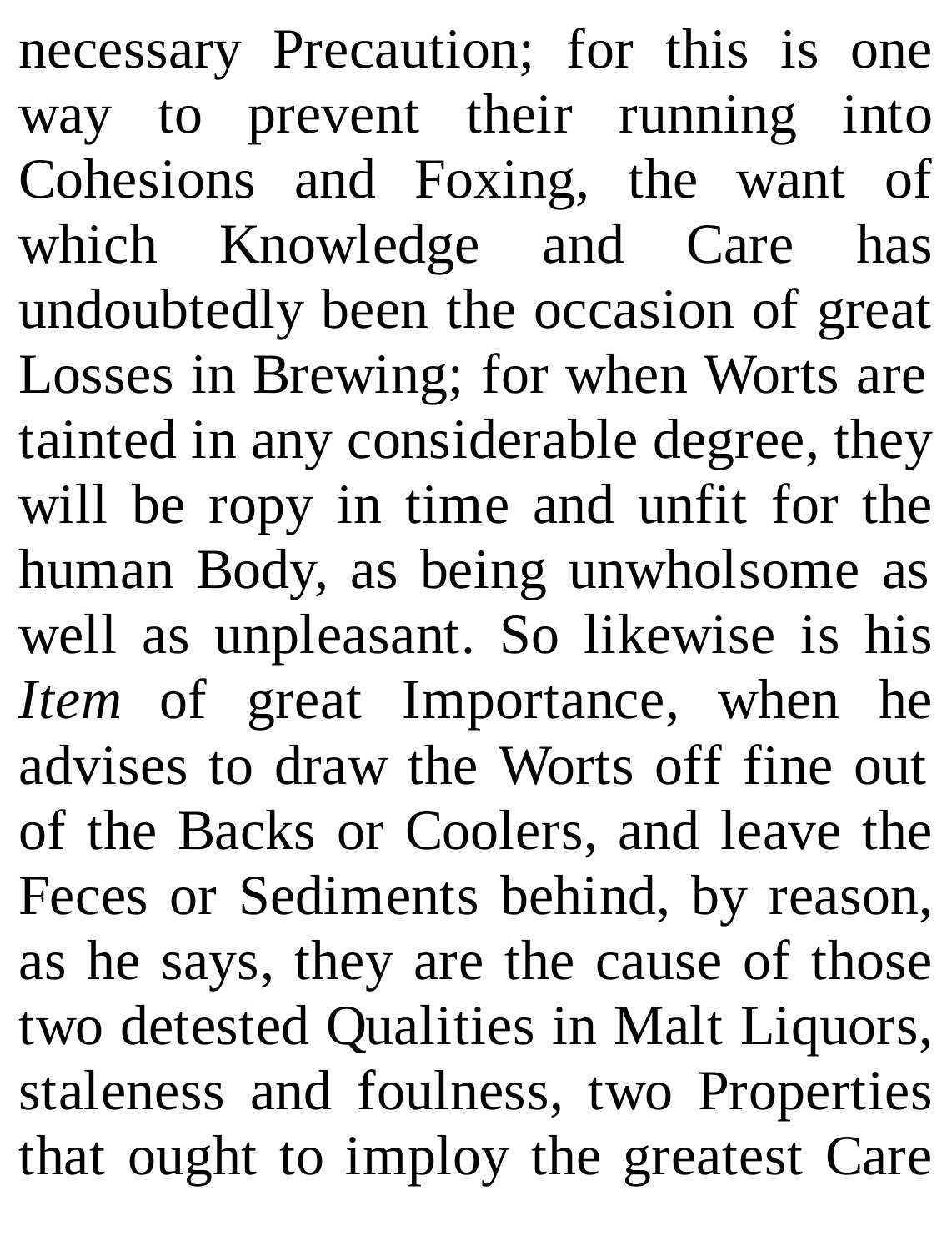necessary Precaution; for this is one way to prevent their running into Cohesions and Foxing, the want of which Knowledge and Care has undoubtedly been the occasion of great Losses in Brewing; for when Worts are tainted in any considerable degree, they will be ropy in time and unfit for the human Body, as being unwholsome as well as unpleasant. So likewise is his *Item* of great Importance, when he advises to draw the Worts off fine out of the Backs or Coolers, and leave the Feces or Sediments behind, by reason, as he says, they are the cause of those two detested Qualities in Malt Liquors, staleness and foulness, two Properties that ought to imploy the greatest Care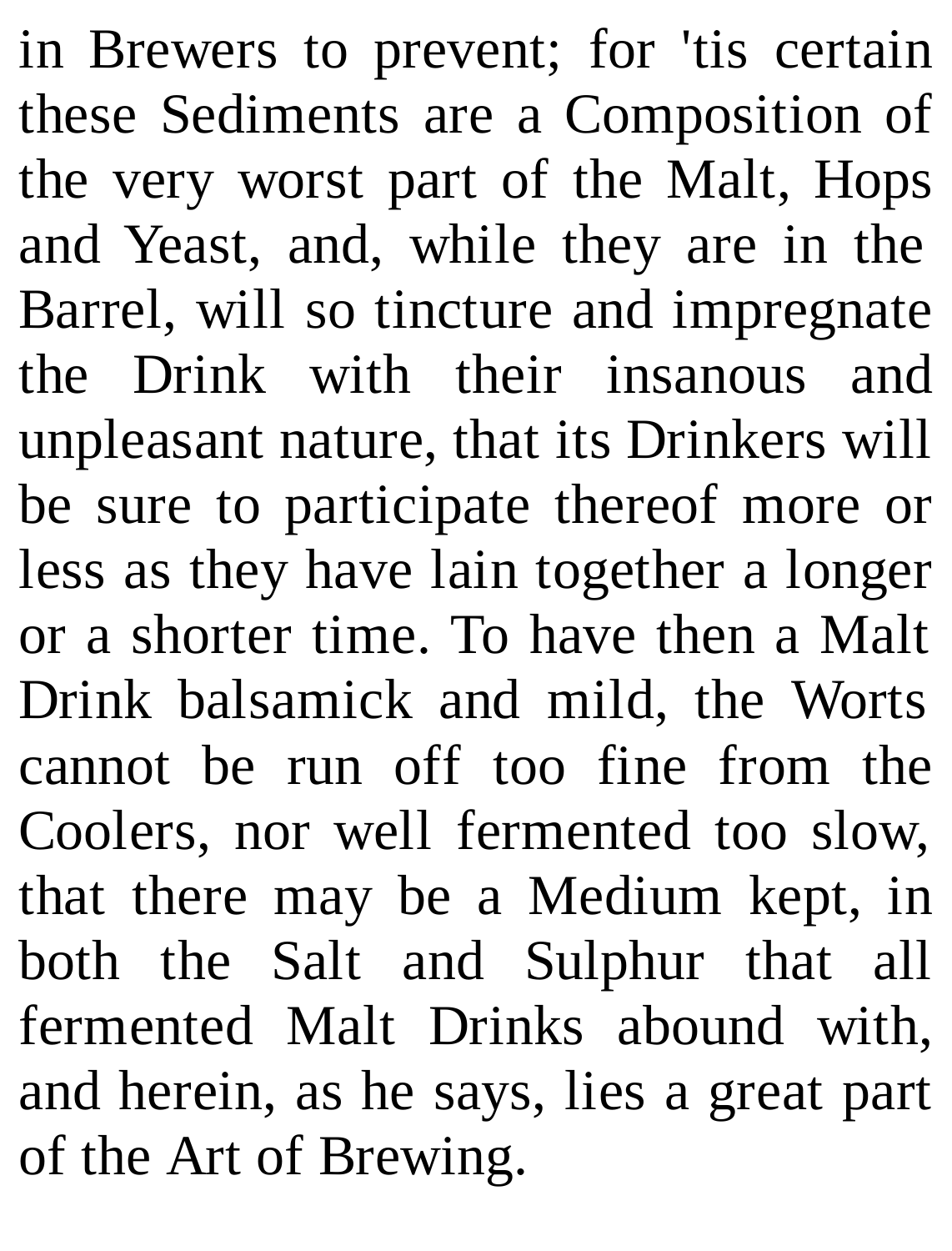in Brewers to prevent; for 'tis certain these Sediments are a Composition of the very worst part of the Malt, Hops and Yeast, and, while they are in the Barrel, will so tincture and impregnate the Drink with their insanous and unpleasant nature, that its Drinkers will be sure to participate thereof more or less as they have lain together a longer or a shorter time. To have then a Malt Drink balsamick and mild, the Worts cannot be run off too fine from the Coolers, nor well fermented too slow, that there may be a Medium kept, in both the Salt and Sulphur that all fermented Malt Drinks abound with, and herein, as he says, lies a great part of the Art of Brewing.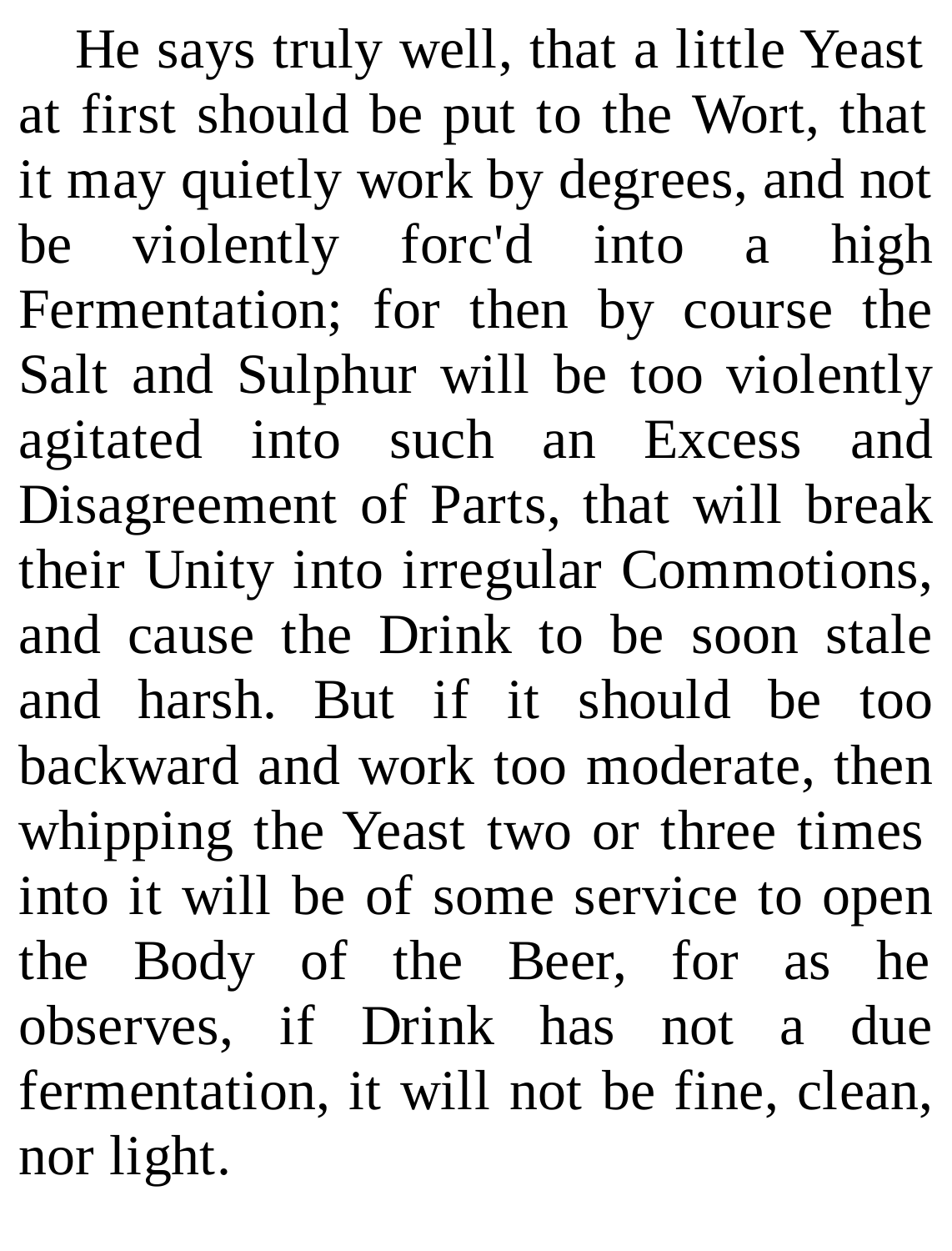He says truly well, that a little Yeast at first should be put to the Wort, that it may quietly work by degrees, and not be violently forc'd into a high Fermentation; for then by course the Salt and Sulphur will be too violently agitated into such an Excess and Disagreement of Parts, that will break their Unity into irregular Commotions, and cause the Drink to be soon stale and harsh. But if it should be too backward and work too moderate, then whipping the Yeast two or three times into it will be of some service to open the Body of the Beer, for as he observes, if Drink has not a due fermentation, it will not be fine, clean, nor light.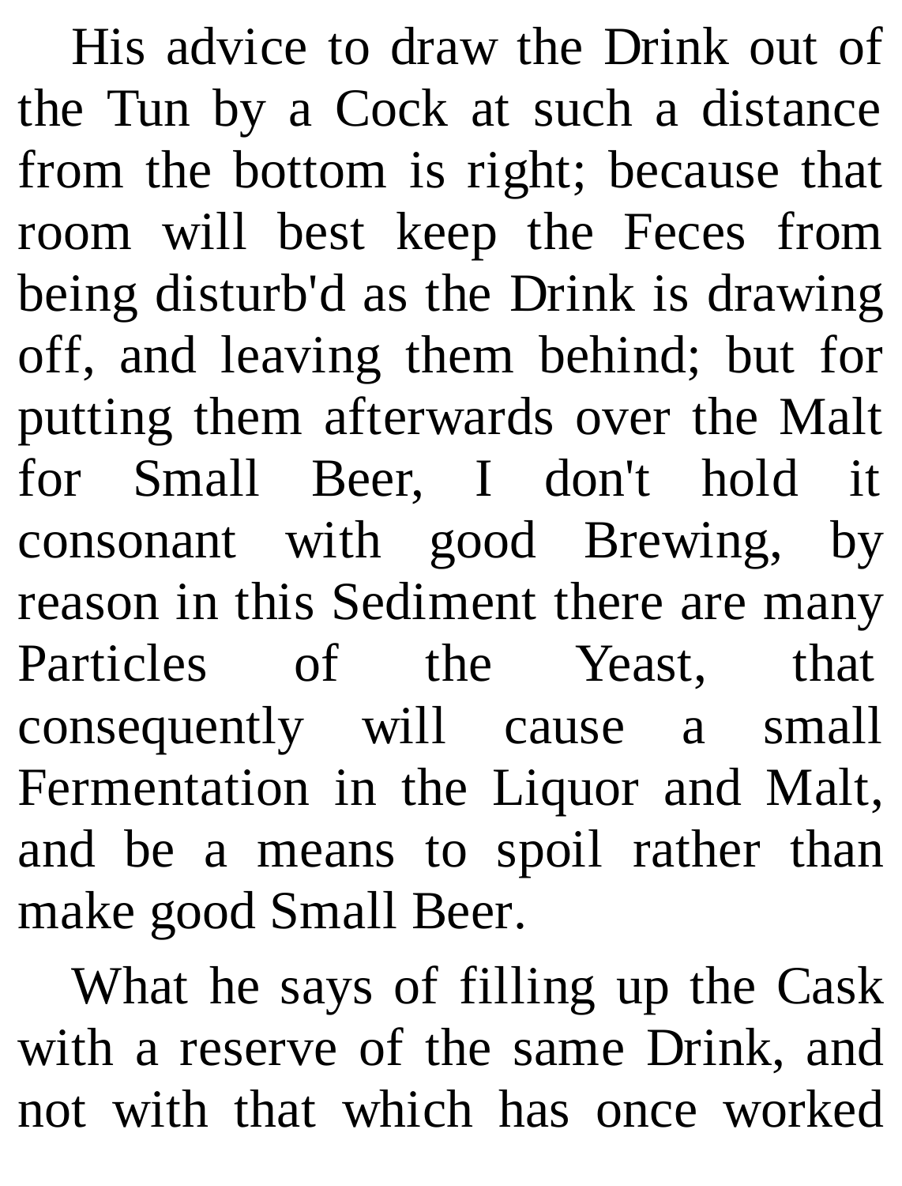His advice to draw the Drink out of the Tun by a Cock at such a distance from the bottom is right; because that room will best keep the Feces from being disturb'd as the Drink is drawing off, and leaving them behind; but for putting them afterwards over the Malt for Small Beer, I don't hold it consonant with good Brewing, by reason in this Sediment there are many Particles of the Yeast, that consequently will cause a small Fermentation in the Liquor and Malt, and be a means to spoil rather than make good Small Beer.

What he says of filling up the Cask with a reserve of the same Drink, and not with that which has once worked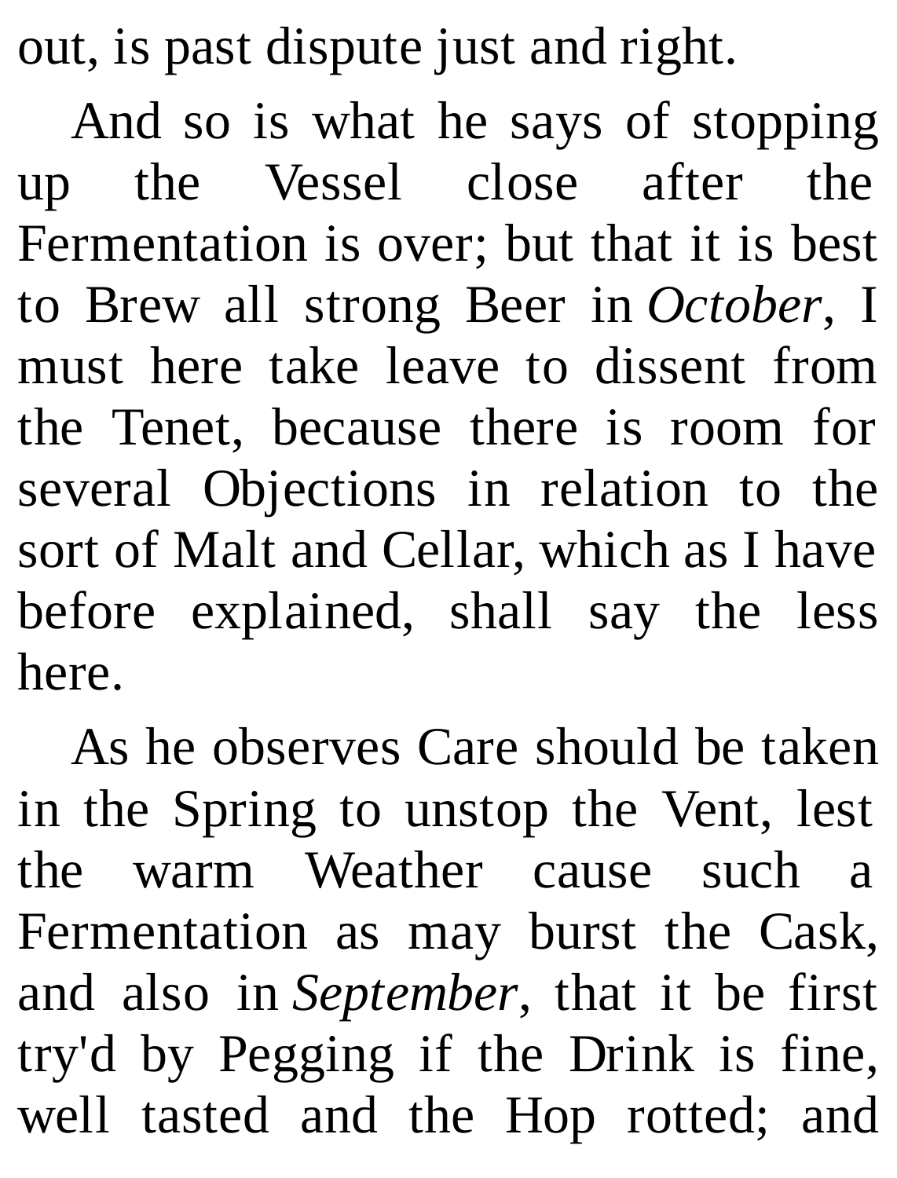out, is past dispute just and right.

And so is what he says of stopping up the Vessel close after the Fermentation is over; but that it is best to Brew all strong Beer in *October*, I must here take leave to dissent from the Tenet, because there is room for several Objections in relation to the sort of Malt and Cellar, which as I have before explained, shall say the less here.

As he observes Care should be taken in the Spring to unstop the Vent, lest the warm Weather cause such a Fermentation as may burst the Cask, and also in *September*, that it be first try'd by Pegging if the Drink is fine, well tasted and the Hop rotted; and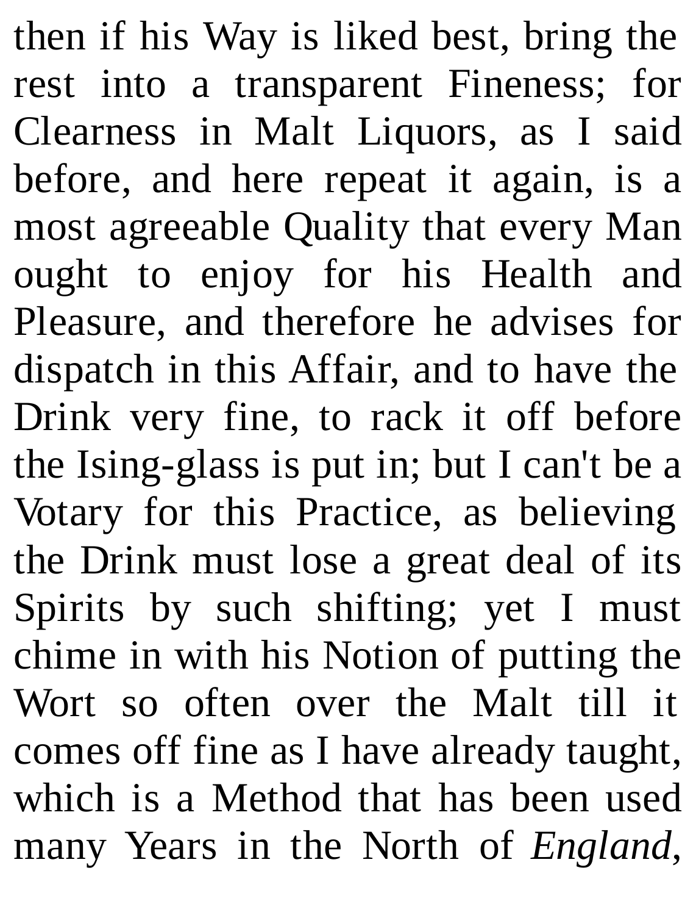then if his Way is liked best, bring the rest into a transparent Fineness; for Clearness in Malt Liquors, as I said before, and here repeat it again, is a most agreeable Quality that every Man ought to enjoy for his Health and Pleasure, and therefore he advises for dispatch in this Affair, and to have the Drink very fine, to rack it off before the Ising-glass is put in; but I can't be a Votary for this Practice, as believing the Drink must lose a great deal of its Spirits by such shifting; yet I must chime in with his Notion of putting the Wort so often over the Malt till it comes off fine as I have already taught, which is a Method that has been used many Years in the North of *England*,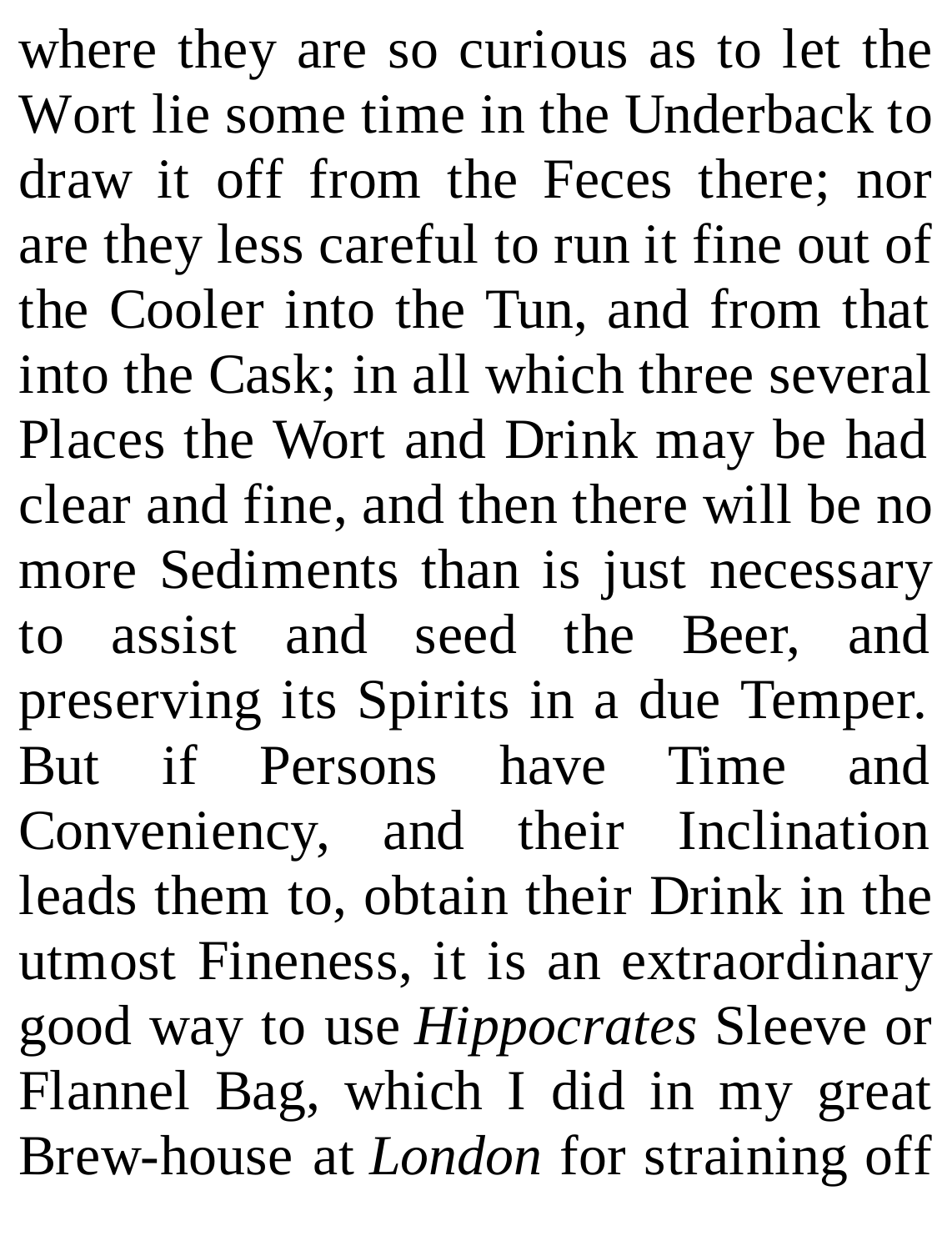where they are so curious as to let the Wort lie some time in the Underback to draw it off from the Feces there; nor are they less careful to run it fine out of the Cooler into the Tun, and from that into the Cask; in all which three several Places the Wort and Drink may be had clear and fine, and then there will be no more Sediments than is just necessary to assist and seed the Beer, and preserving its Spirits in a due Temper. But if Persons have Time and Conveniency, and their Inclination leads them to, obtain their Drink in the utmost Fineness, it is an extraordinary good way to use *Hippocrates* Sleeve or Flannel Bag, which I did in my great Brew-house at *London* for straining off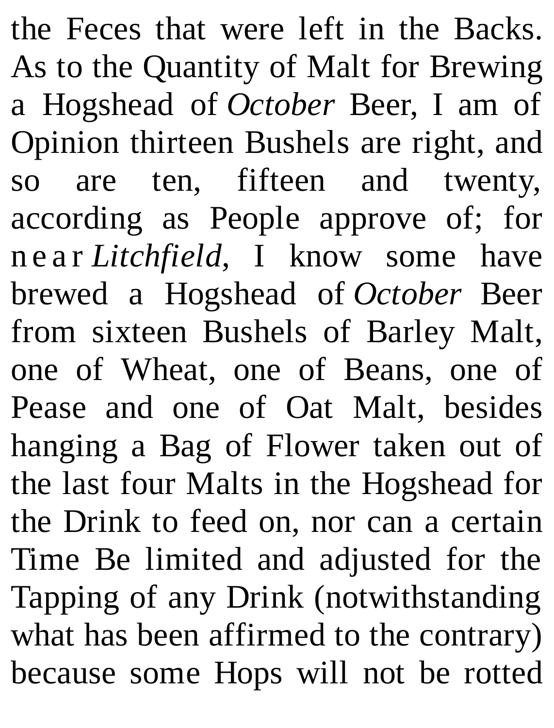the Feces that were left in the Backs. As to the Quantity of Malt for Brewing a Hogshead of *October* Beer, I am of Opinion thirteen Bushels are right, and so are ten, fifteen and twenty, according as People approve of; for near *Litchfield*, I know some have brewed a Hogshead of *October* Beer from sixteen Bushels of Barley Malt, one of Wheat, one of Beans, one of Pease and one of Oat Malt, besides hanging a Bag of Flower taken out of the last four Malts in the Hogshead for the Drink to feed on, nor can a certain Time Be limited and adjusted for the Tapping of any Drink (notwithstanding what has been affirmed to the contrary) because some Hops will not be rotted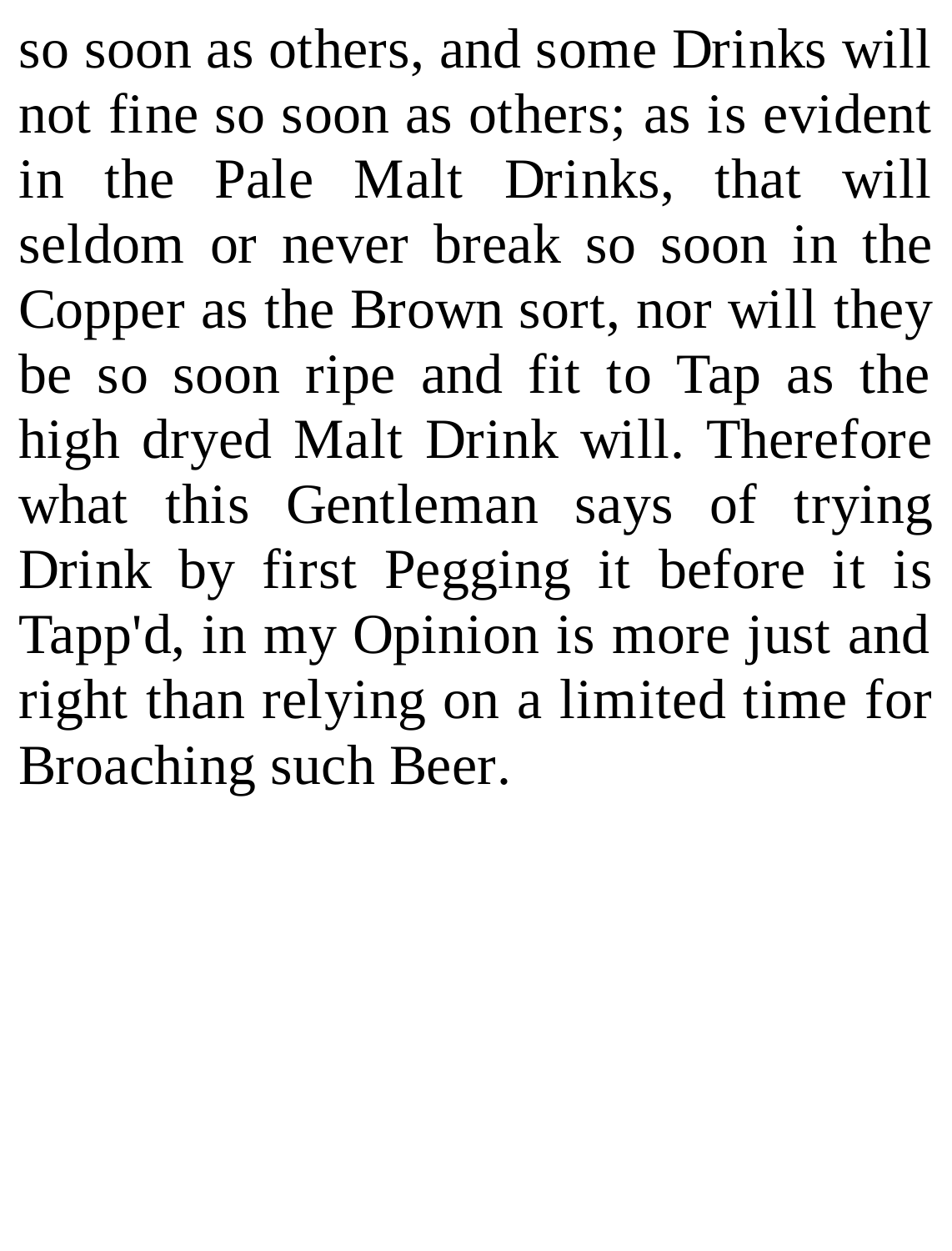so soon as others, and some Drinks will not fine so soon as others; as is evident in the Pale Malt Drinks, that will seldom or never break so soon in the Copper as the Brown sort, nor will they be so soon ripe and fit to Tap as the high dryed Malt Drink will. Therefore what this Gentleman says of trying Drink by first Pegging it before it is Tapp'd, in my Opinion is more just and right than relying on a limited time for Broaching such Beer.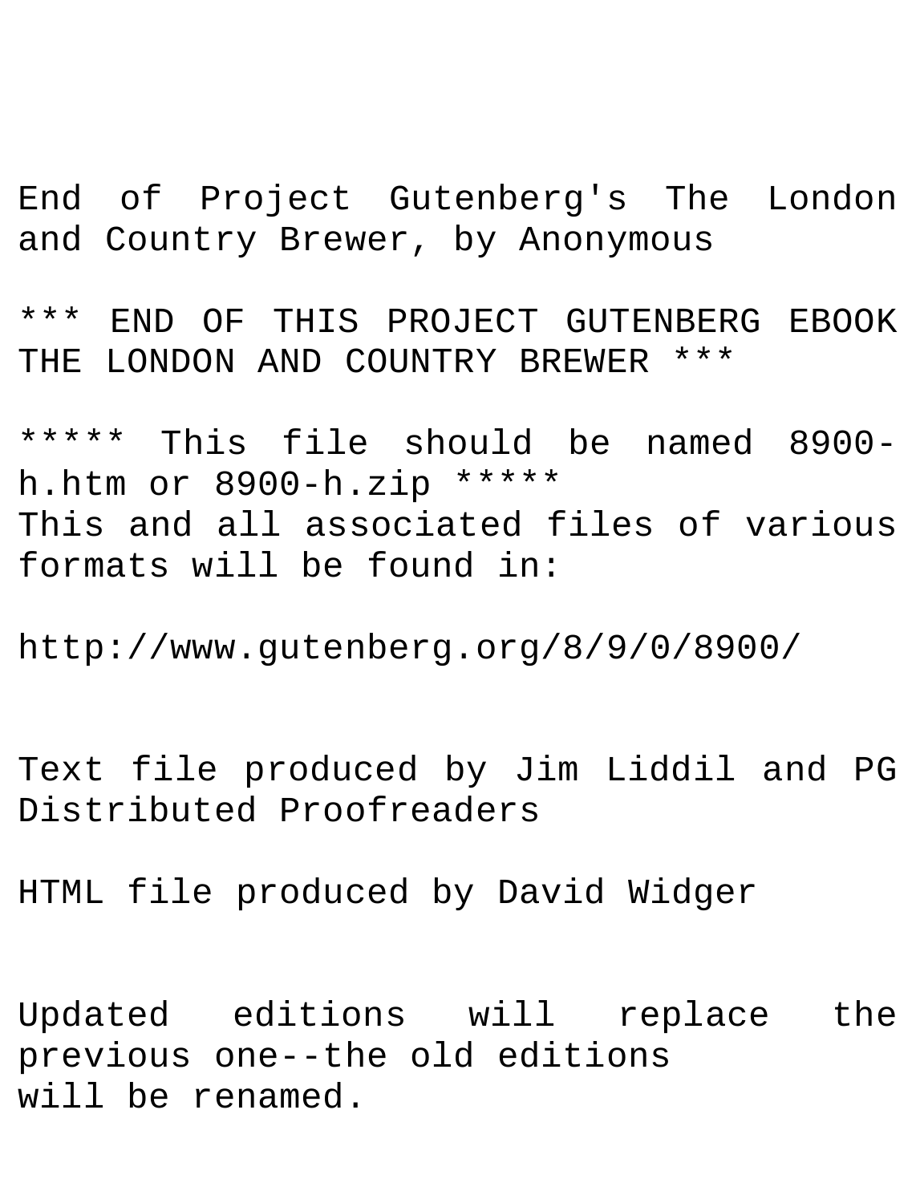End of Project Gutenberg's The London and Country Brewer, by Anonymous

*** END OF THIS PROJECT GUTENBERG EBOOK THE LONDON AND COUNTRY BREWER ***

***** This file should be named 8900-h.htm or 8900-h.zip *****
This and all associated files of various formats will be found in:

http://www.gutenberg.org/8/9/0/8900/

Text file produced by Jim Liddil and PG Distributed Proofreaders

HTML file produced by David Widger

Updated editions will replace the previous one--the old editions
will be renamed.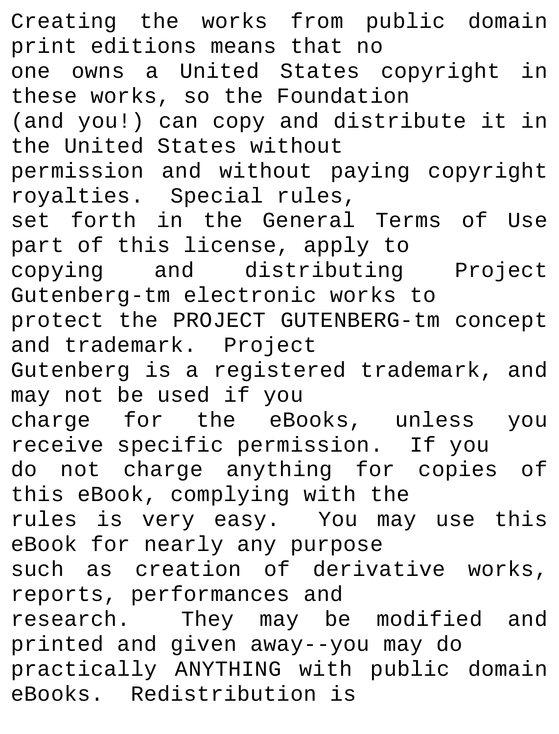Creating the works from public domain print editions means that no one owns a United States copyright in these works, so the Foundation (and you!) can copy and distribute it in the United States without permission and without paying copyright royalties. Special rules, set forth in the General Terms of Use part of this license, apply to copying and distributing Project Gutenberg-tm electronic works to protect the PROJECT GUTENBERG-tm concept and trademark. Project Gutenberg is a registered trademark, and may not be used if you charge for the eBooks, unless you receive specific permission. If you do not charge anything for copies of this eBook, complying with the rules is very easy. You may use this eBook for nearly any purpose such as creation of derivative works, reports, performances and research. They may be modified and printed and given away--you may do practically ANYTHING with public domain eBooks. Redistribution is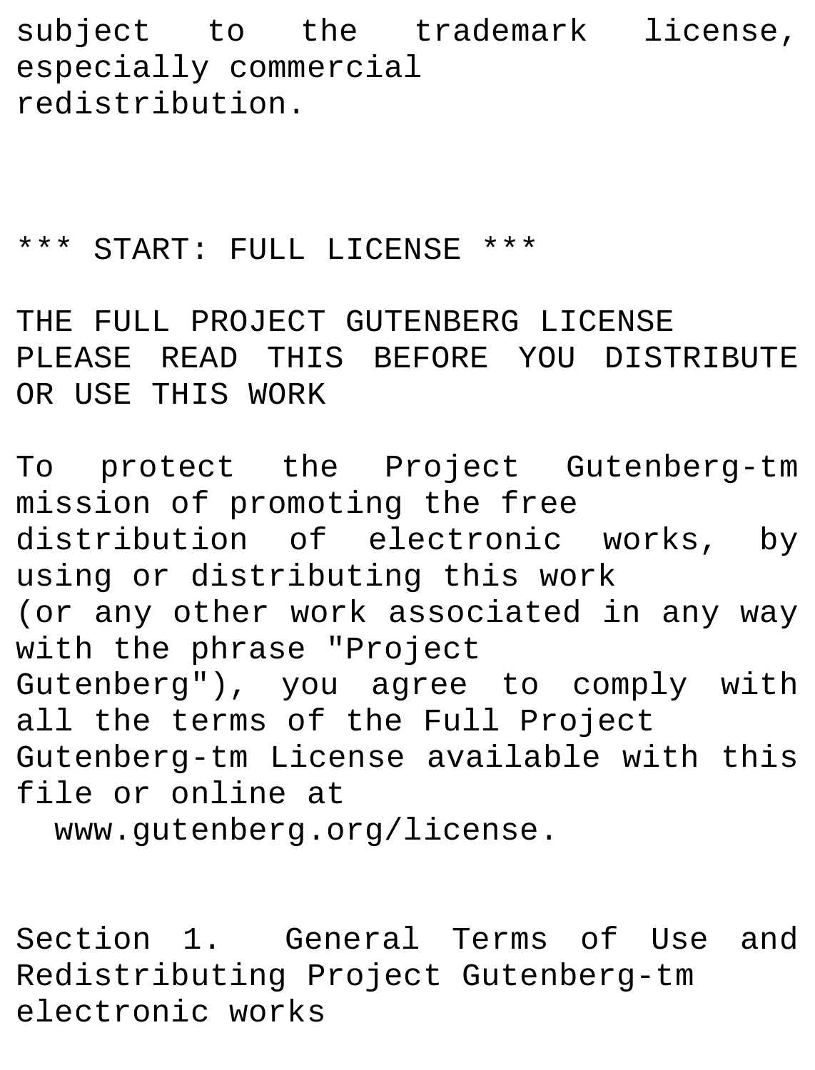subject to the trademark license, especially commercial redistribution.

*** START: FULL LICENSE ***

THE FULL PROJECT GUTENBERG LICENSE
PLEASE READ THIS BEFORE YOU DISTRIBUTE OR USE THIS WORK

To protect the Project Gutenberg-tm mission of promoting the free distribution of electronic works, by using or distributing this work (or any other work associated in any way with the phrase "Project Gutenberg"), you agree to comply with all the terms of the Full Project Gutenberg-tm License available with this file or online at
  www.gutenberg.org/license.

Section 1.  General Terms of Use and Redistributing Project Gutenberg-tm electronic works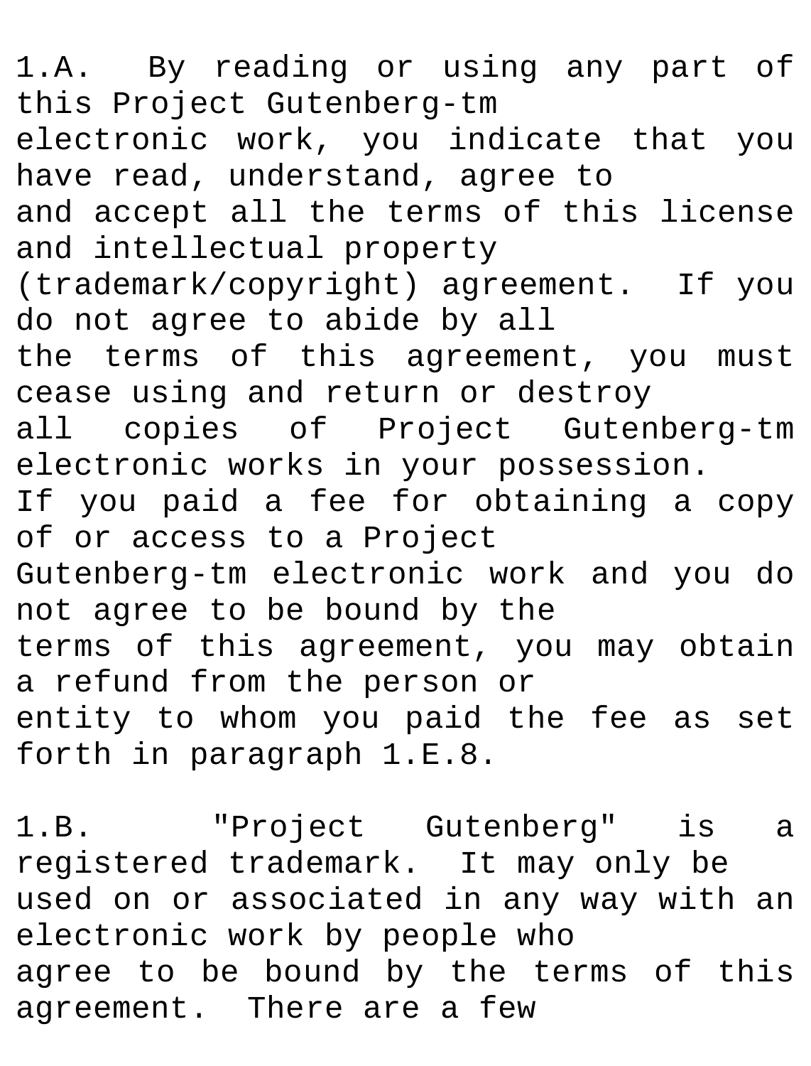1.A. By reading or using any part of this Project Gutenberg-tm electronic work, you indicate that you have read, understand, agree to and accept all the terms of this license and intellectual property (trademark/copyright) agreement. If you do not agree to abide by all the terms of this agreement, you must cease using and return or destroy all copies of Project Gutenberg-tm electronic works in your possession. If you paid a fee for obtaining a copy of or access to a Project Gutenberg-tm electronic work and you do not agree to be bound by the terms of this agreement, you may obtain a refund from the person or entity to whom you paid the fee as set forth in paragraph 1.E.8.

1.B. "Project Gutenberg" is a registered trademark. It may only be used on or associated in any way with an electronic work by people who agree to be bound by the terms of this agreement. There are a few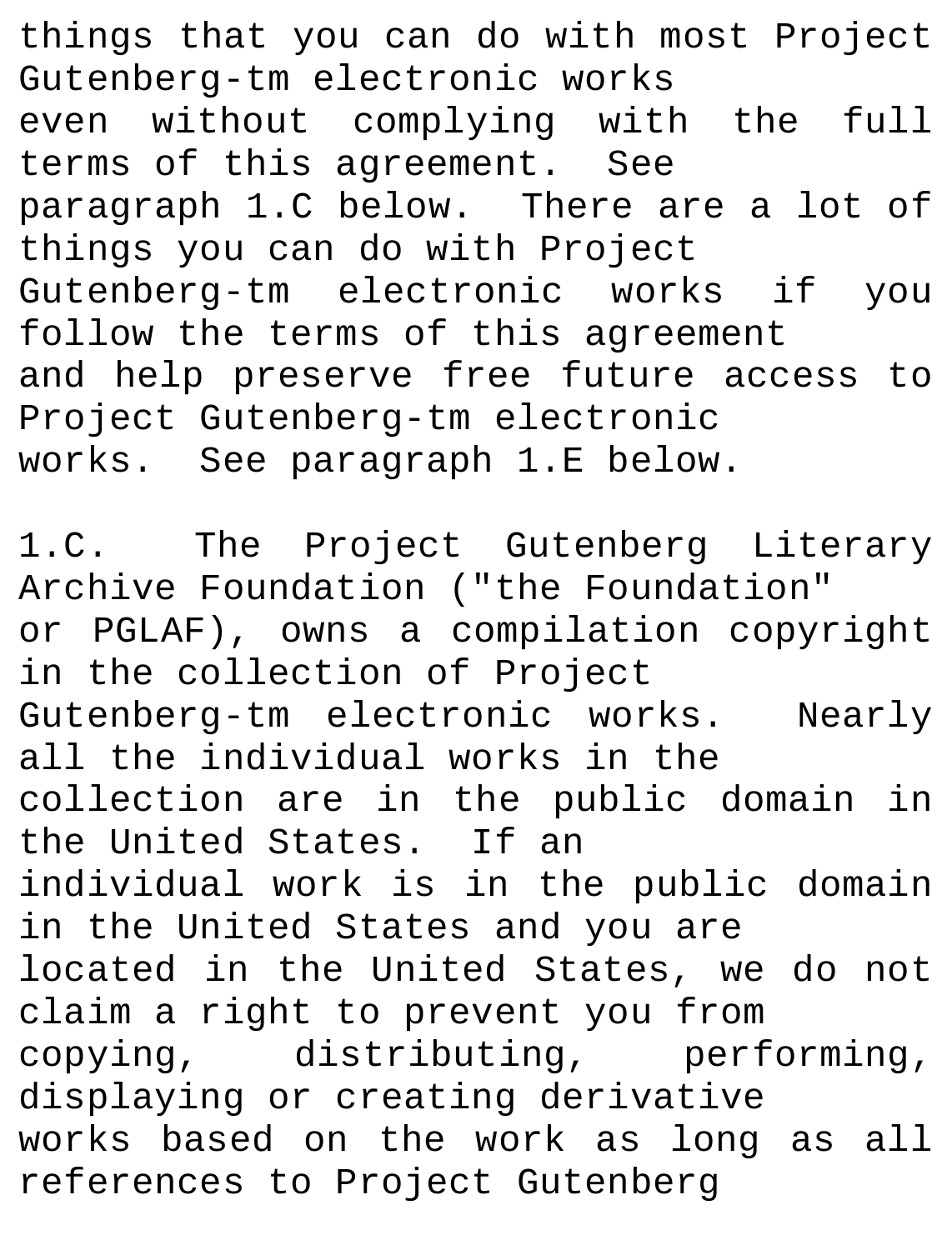things that you can do with most Project Gutenberg-tm electronic works even without complying with the full terms of this agreement. See paragraph 1.C below. There are a lot of things you can do with Project Gutenberg-tm electronic works if you follow the terms of this agreement and help preserve free future access to Project Gutenberg-tm electronic works. See paragraph 1.E below.

1.C. The Project Gutenberg Literary Archive Foundation ("the Foundation" or PGLAF), owns a compilation copyright in the collection of Project Gutenberg-tm electronic works. Nearly all the individual works in the collection are in the public domain in the United States. If an individual work is in the public domain in the United States and you are located in the United States, we do not claim a right to prevent you from copying, distributing, performing, displaying or creating derivative works based on the work as long as all references to Project Gutenberg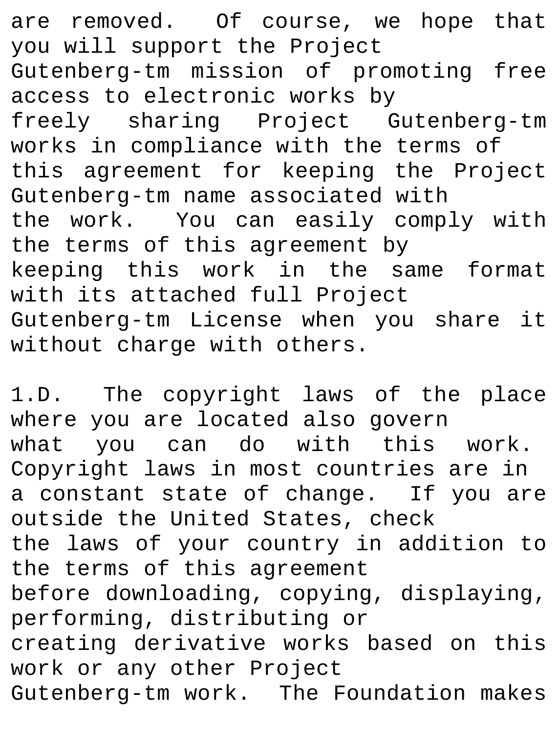are removed. Of course, we hope that you will support the Project Gutenberg-tm mission of promoting free access to electronic works by freely sharing Project Gutenberg-tm works in compliance with the terms of this agreement for keeping the Project Gutenberg-tm name associated with the work. You can easily comply with the terms of this agreement by keeping this work in the same format with its attached full Project Gutenberg-tm License when you share it without charge with others.

1.D. The copyright laws of the place where you are located also govern what you can do with this work. Copyright laws in most countries are in a constant state of change. If you are outside the United States, check the laws of your country in addition to the terms of this agreement before downloading, copying, displaying, performing, distributing or creating derivative works based on this work or any other Project Gutenberg-tm work. The Foundation makes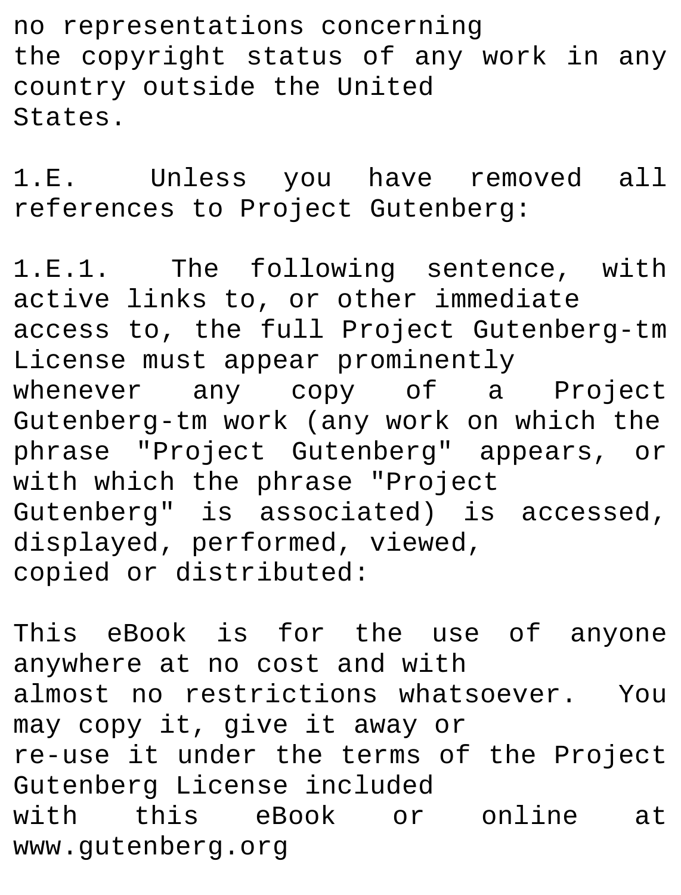no representations concerning the copyright status of any work in any country outside the United States.

1.E. Unless you have removed all references to Project Gutenberg:

1.E.1. The following sentence, with active links to, or other immediate access to, the full Project Gutenberg-tm License must appear prominently whenever any copy of a Project Gutenberg-tm work (any work on which the phrase "Project Gutenberg" appears, or with which the phrase "Project Gutenberg" is associated) is accessed, displayed, performed, viewed, copied or distributed:

This eBook is for the use of anyone anywhere at no cost and with almost no restrictions whatsoever. You may copy it, give it away or re-use it under the terms of the Project Gutenberg License included with this eBook or online at www.gutenberg.org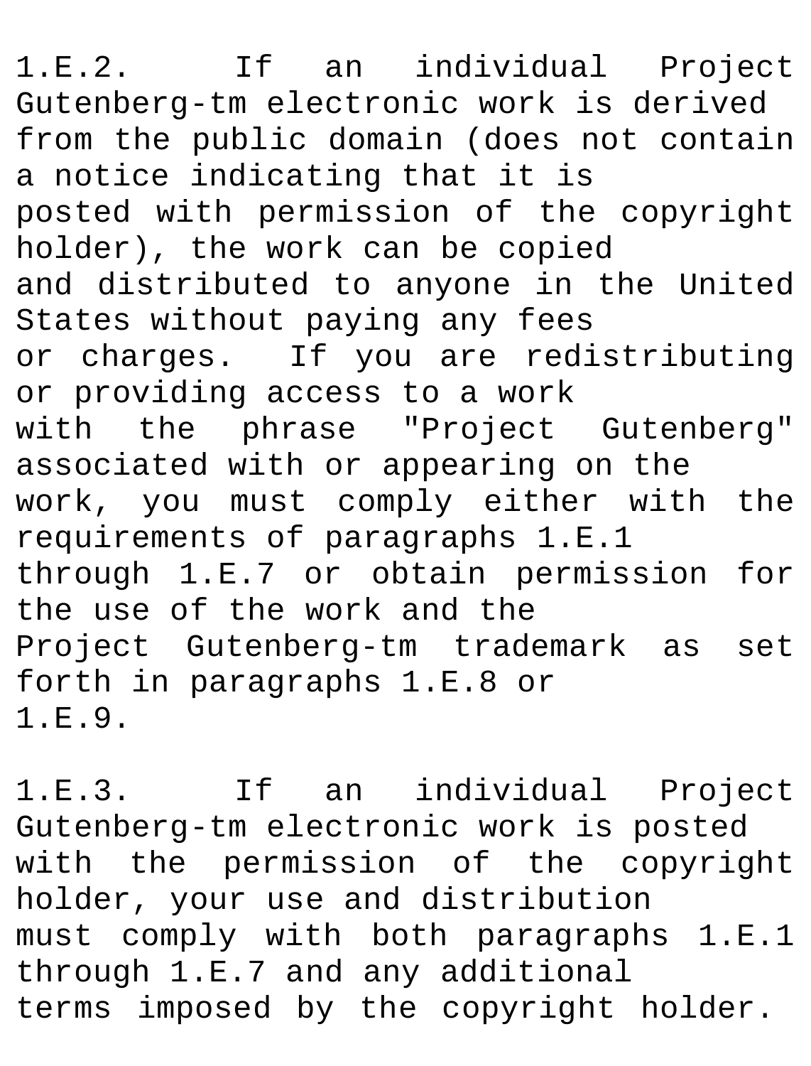1.E.2. If an individual Project Gutenberg-tm electronic work is derived from the public domain (does not contain a notice indicating that it is posted with permission of the copyright holder), the work can be copied and distributed to anyone in the United States without paying any fees or charges. If you are redistributing or providing access to a work with the phrase "Project Gutenberg" associated with or appearing on the work, you must comply either with the requirements of paragraphs 1.E.1 through 1.E.7 or obtain permission for the use of the work and the Project Gutenberg-tm trademark as set forth in paragraphs 1.E.8 or 1.E.9.

1.E.3. If an individual Project Gutenberg-tm electronic work is posted with the permission of the copyright holder, your use and distribution must comply with both paragraphs 1.E.1 through 1.E.7 and any additional terms imposed by the copyright holder.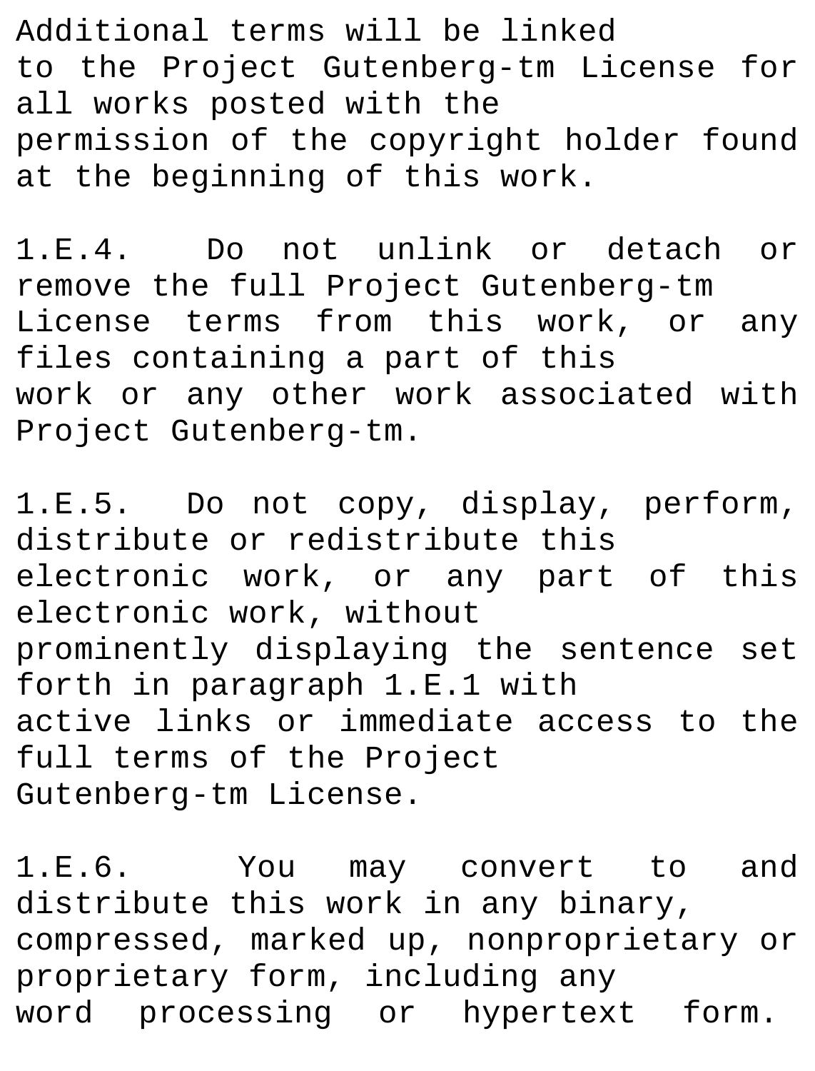Additional terms will be linked to the Project Gutenberg-tm License for all works posted with the permission of the copyright holder found at the beginning of this work.

1.E.4. Do not unlink or detach or remove the full Project Gutenberg-tm License terms from this work, or any files containing a part of this work or any other work associated with Project Gutenberg-tm.

1.E.5. Do not copy, display, perform, distribute or redistribute this electronic work, or any part of this electronic work, without prominently displaying the sentence set forth in paragraph 1.E.1 with active links or immediate access to the full terms of the Project Gutenberg-tm License.

1.E.6. You may convert to and distribute this work in any binary, compressed, marked up, nonproprietary or proprietary form, including any word processing or hypertext form.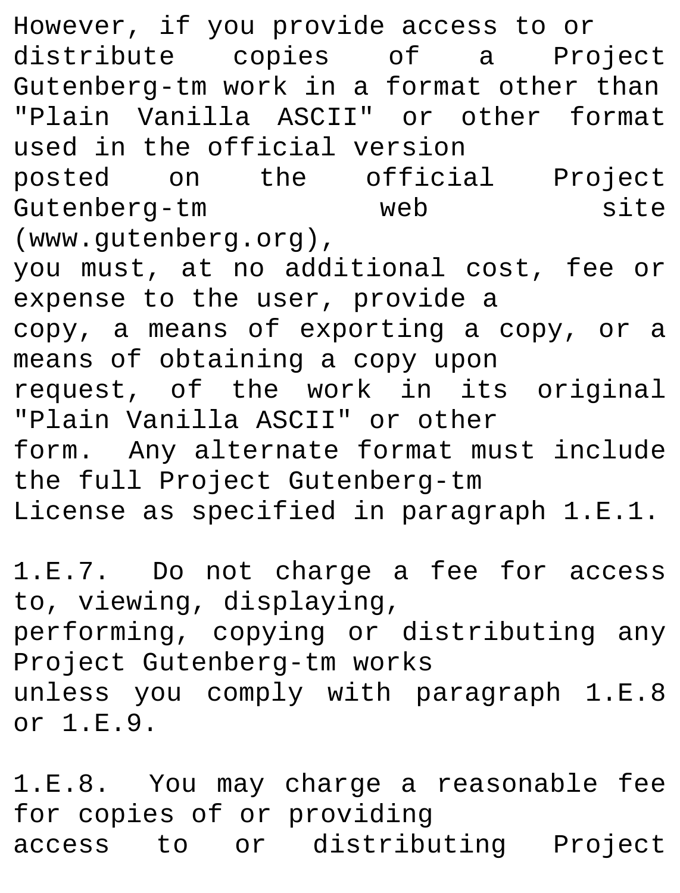However, if you provide access to or distribute copies of a Project Gutenberg-tm work in a format other than "Plain Vanilla ASCII" or other format used in the official version posted on the official Project Gutenberg-tm web site (www.gutenberg.org), you must, at no additional cost, fee or expense to the user, provide a copy, a means of exporting a copy, or a means of obtaining a copy upon request, of the work in its original "Plain Vanilla ASCII" or other form. Any alternate format must include the full Project Gutenberg-tm License as specified in paragraph 1.E.1.

1.E.7. Do not charge a fee for access to, viewing, displaying, performing, copying or distributing any Project Gutenberg-tm works unless you comply with paragraph 1.E.8 or 1.E.9.

1.E.8. You may charge a reasonable fee for copies of or providing access to or distributing Project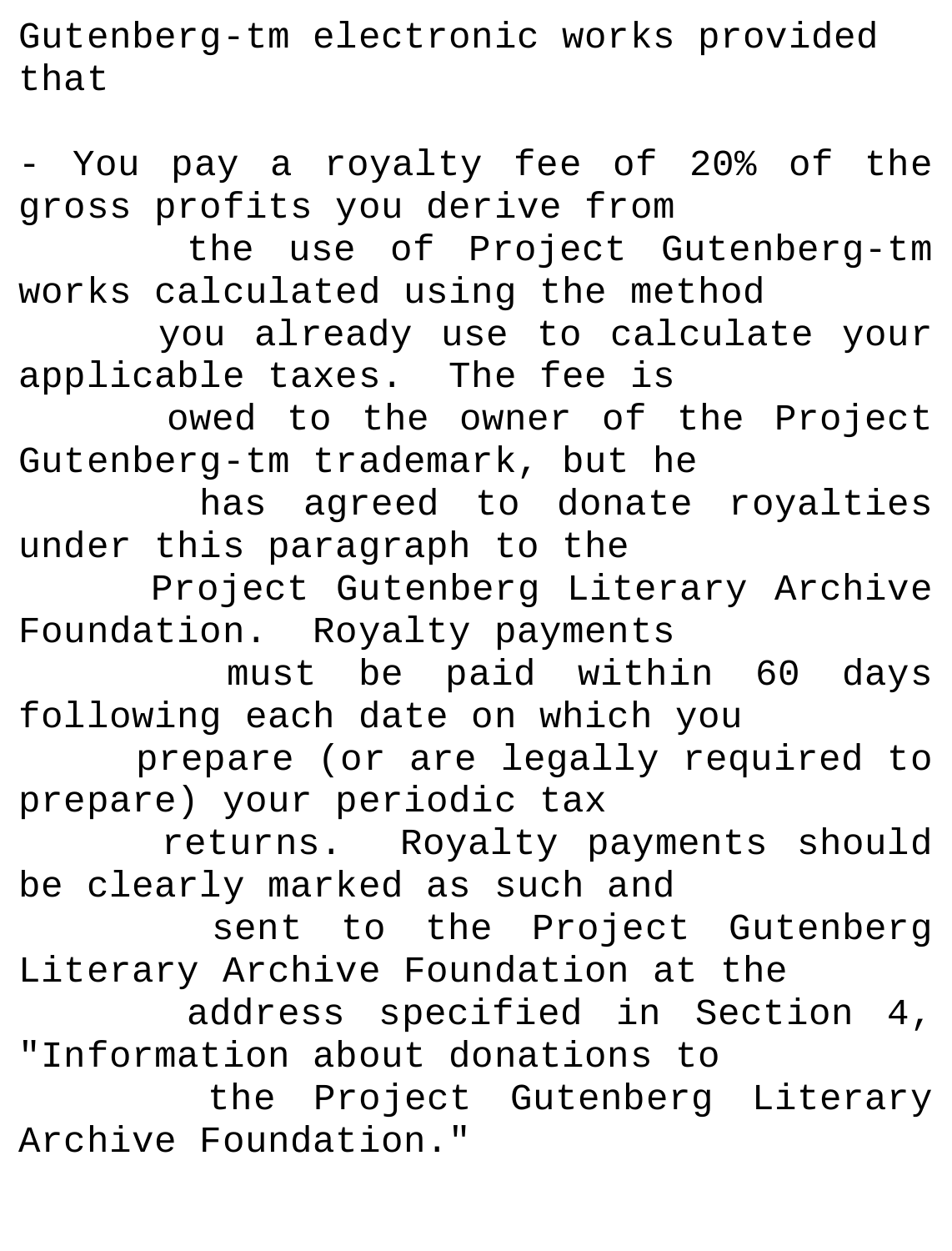Gutenberg-tm electronic works provided that

- You pay a royalty fee of 20% of the gross profits you derive from the use of Project Gutenberg-tm works calculated using the method you already use to calculate your applicable taxes. The fee is owed to the owner of the Project Gutenberg-tm trademark, but he has agreed to donate royalties under this paragraph to the Project Gutenberg Literary Archive Foundation. Royalty payments must be paid within 60 days following each date on which you prepare (or are legally required to prepare) your periodic tax returns. Royalty payments should be clearly marked as such and sent to the Project Gutenberg Literary Archive Foundation at the address specified in Section 4, "Information about donations to the Project Gutenberg Literary Archive Foundation."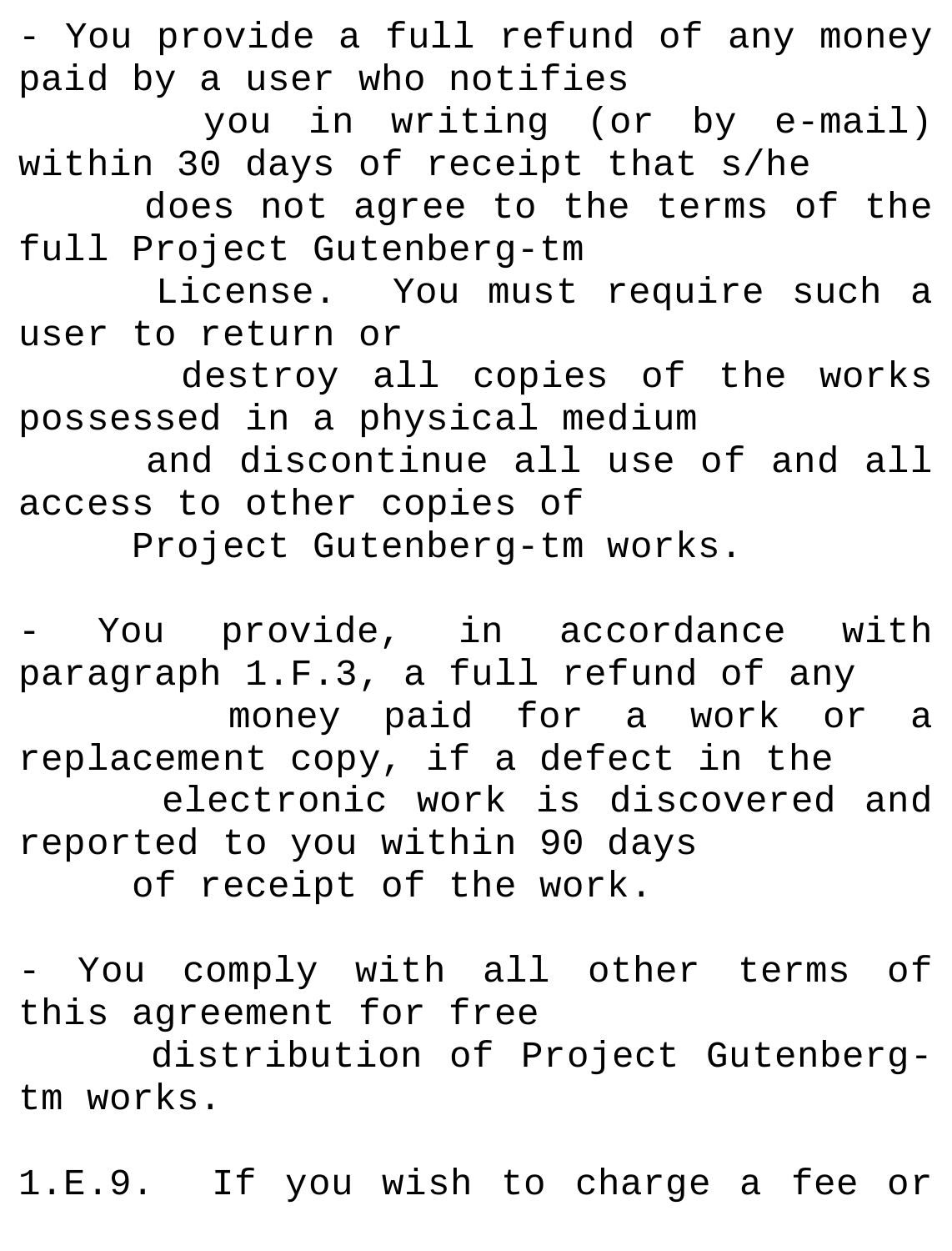- You provide a full refund of any money paid by a user who notifies you in writing (or by e-mail) within 30 days of receipt that s/he does not agree to the terms of the full Project Gutenberg-tm License. You must require such a user to return or destroy all copies of the works possessed in a physical medium and discontinue all use of and all access to other copies of Project Gutenberg-tm works.

- You provide, in accordance with paragraph 1.F.3, a full refund of any money paid for a work or a replacement copy, if a defect in the electronic work is discovered and reported to you within 90 days of receipt of the work.

- You comply with all other terms of this agreement for free distribution of Project Gutenberg-tm works.

1.E.9. If you wish to charge a fee or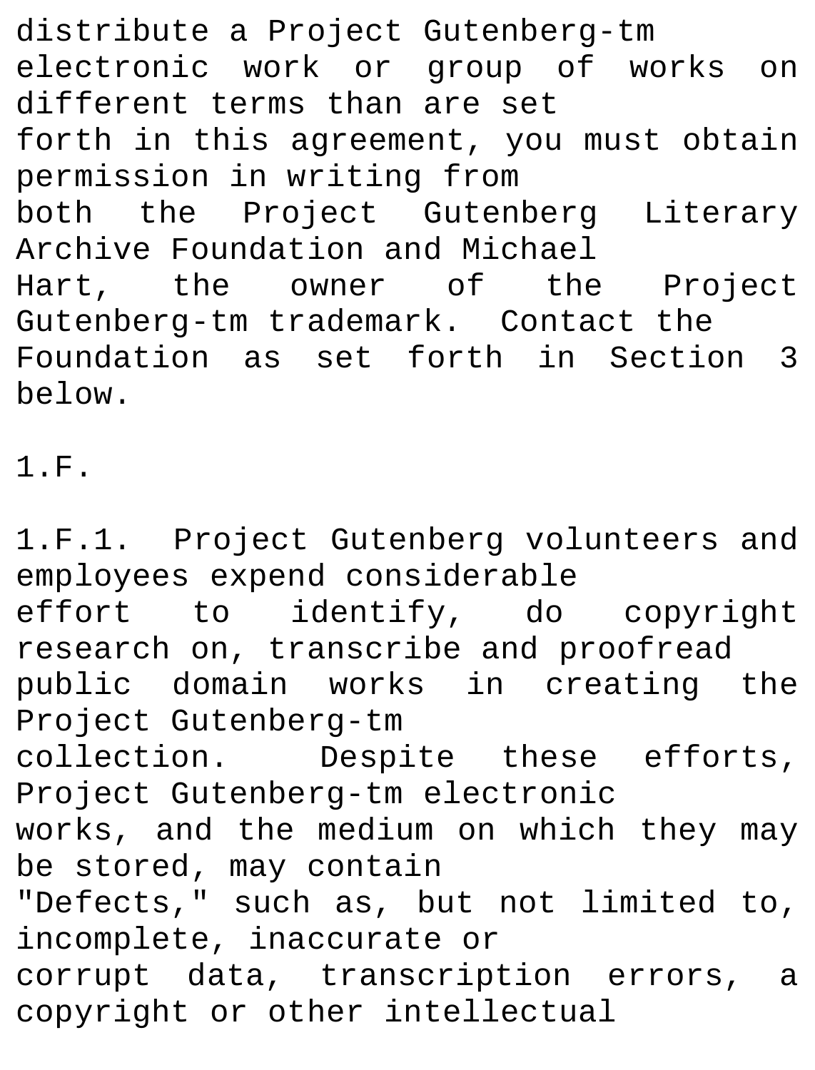distribute a Project Gutenberg-tm electronic work or group of works on different terms than are set forth in this agreement, you must obtain permission in writing from both the Project Gutenberg Literary Archive Foundation and Michael Hart, the owner of the Project Gutenberg-tm trademark.  Contact the Foundation as set forth in Section 3 below.

1.F.

1.F.1.  Project Gutenberg volunteers and employees expend considerable effort to identify, do copyright research on, transcribe and proofread public domain works in creating the Project Gutenberg-tm collection.  Despite these efforts, Project Gutenberg-tm electronic works, and the medium on which they may be stored, may contain "Defects," such as, but not limited to, incomplete, inaccurate or corrupt data, transcription errors, a copyright or other intellectual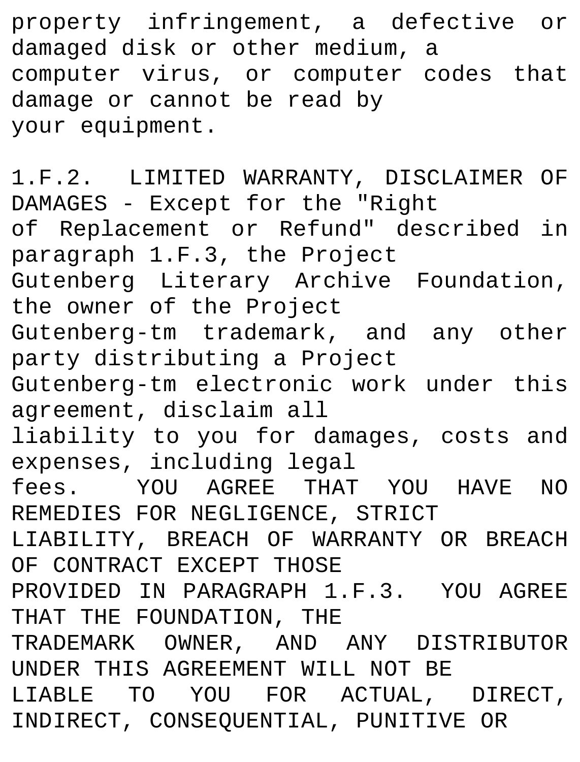property infringement, a defective or damaged disk or other medium, a computer virus, or computer codes that damage or cannot be read by your equipment.

1.F.2. LIMITED WARRANTY, DISCLAIMER OF DAMAGES - Except for the "Right of Replacement or Refund" described in paragraph 1.F.3, the Project Gutenberg Literary Archive Foundation, the owner of the Project Gutenberg-tm trademark, and any other party distributing a Project Gutenberg-tm electronic work under this agreement, disclaim all liability to you for damages, costs and expenses, including legal fees. YOU AGREE THAT YOU HAVE NO REMEDIES FOR NEGLIGENCE, STRICT LIABILITY, BREACH OF WARRANTY OR BREACH OF CONTRACT EXCEPT THOSE PROVIDED IN PARAGRAPH 1.F.3. YOU AGREE THAT THE FOUNDATION, THE TRADEMARK OWNER, AND ANY DISTRIBUTOR UNDER THIS AGREEMENT WILL NOT BE LIABLE TO YOU FOR ACTUAL, DIRECT, INDIRECT, CONSEQUENTIAL, PUNITIVE OR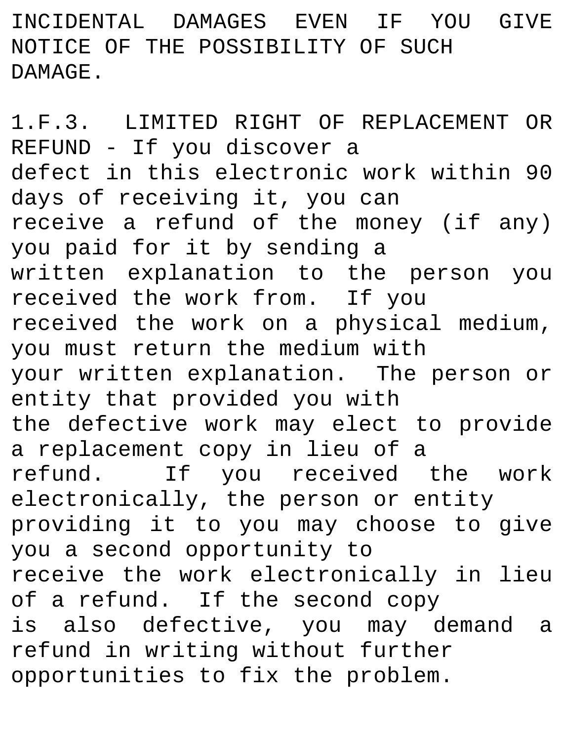INCIDENTAL DAMAGES EVEN IF YOU GIVE NOTICE OF THE POSSIBILITY OF SUCH DAMAGE.

1.F.3. LIMITED RIGHT OF REPLACEMENT OR REFUND - If you discover a defect in this electronic work within 90 days of receiving it, you can receive a refund of the money (if any) you paid for it by sending a written explanation to the person you received the work from. If you received the work on a physical medium, you must return the medium with your written explanation. The person or entity that provided you with the defective work may elect to provide a replacement copy in lieu of a refund. If you received the work electronically, the person or entity providing it to you may choose to give you a second opportunity to receive the work electronically in lieu of a refund. If the second copy is also defective, you may demand a refund in writing without further opportunities to fix the problem.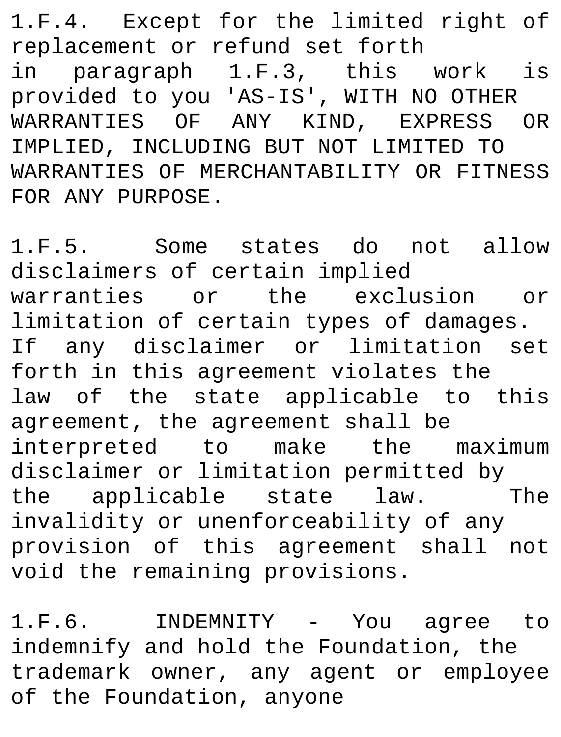1.F.4. Except for the limited right of replacement or refund set forth in paragraph 1.F.3, this work is provided to you 'AS-IS', WITH NO OTHER WARRANTIES OF ANY KIND, EXPRESS OR IMPLIED, INCLUDING BUT NOT LIMITED TO WARRANTIES OF MERCHANTABILITY OR FITNESS FOR ANY PURPOSE.

1.F.5. Some states do not allow disclaimers of certain implied warranties or the exclusion or limitation of certain types of damages. If any disclaimer or limitation set forth in this agreement violates the law of the state applicable to this agreement, the agreement shall be interpreted to make the maximum disclaimer or limitation permitted by the applicable state law. The invalidity or unenforceability of any provision of this agreement shall not void the remaining provisions.

1.F.6. INDEMNITY - You agree to indemnify and hold the Foundation, the trademark owner, any agent or employee of the Foundation, anyone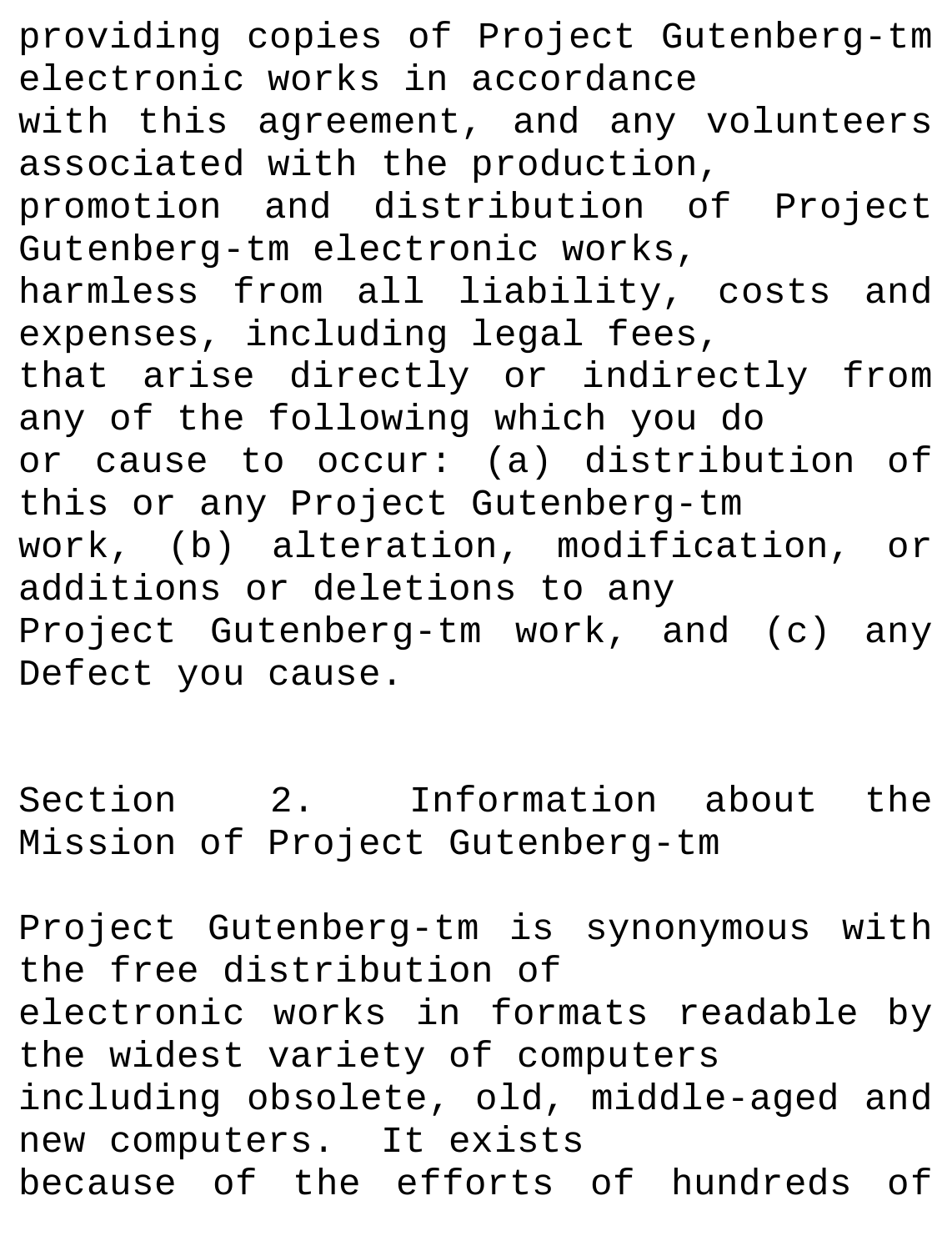providing copies of Project Gutenberg-tm electronic works in accordance with this agreement, and any volunteers associated with the production, promotion and distribution of Project Gutenberg-tm electronic works, harmless from all liability, costs and expenses, including legal fees, that arise directly or indirectly from any of the following which you do or cause to occur: (a) distribution of this or any Project Gutenberg-tm work, (b) alteration, modification, or additions or deletions to any Project Gutenberg-tm work, and (c) any Defect you cause.

Section 2. Information about the Mission of Project Gutenberg-tm

Project Gutenberg-tm is synonymous with the free distribution of electronic works in formats readable by the widest variety of computers including obsolete, old, middle-aged and new computers. It exists because of the efforts of hundreds of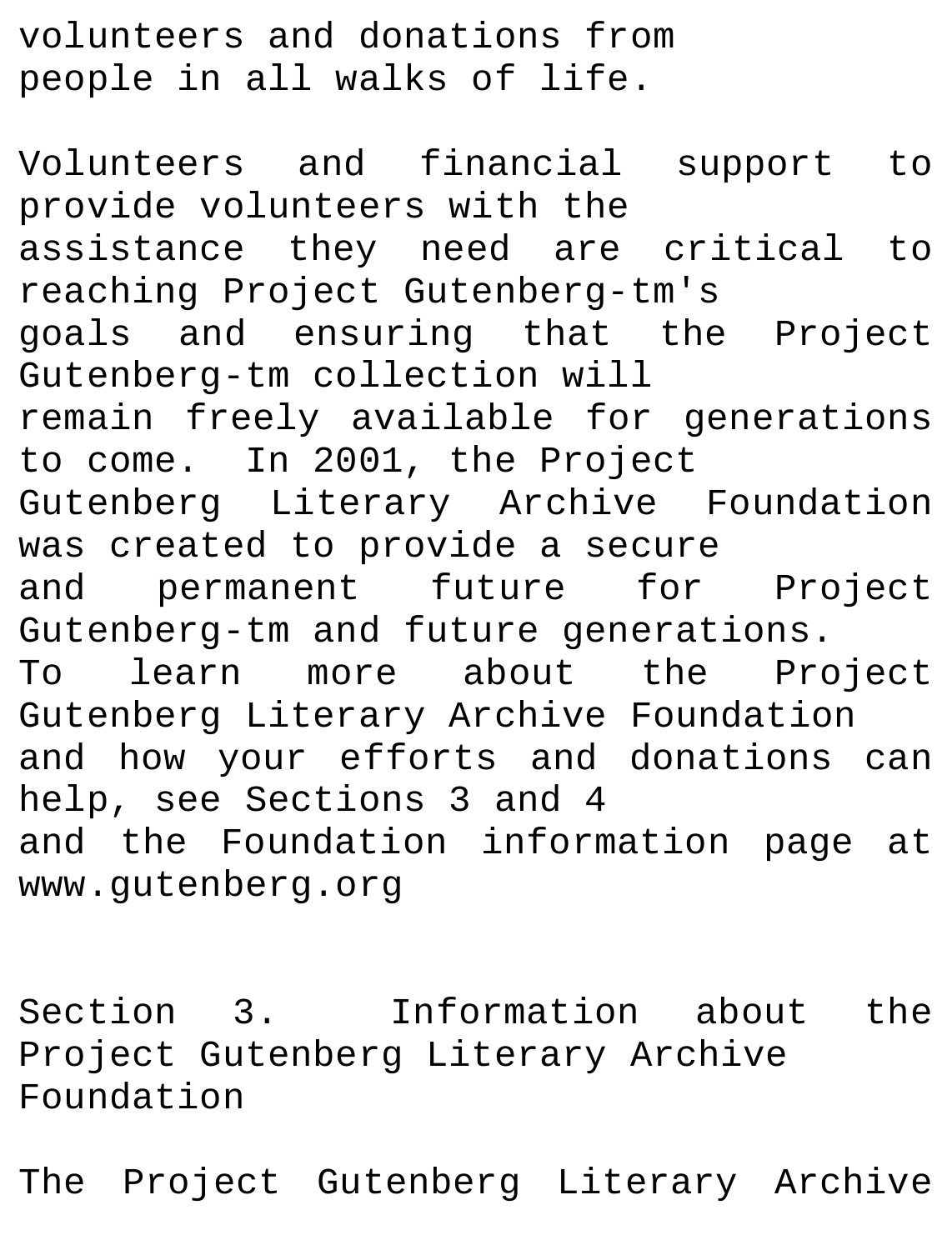volunteers and donations from people in all walks of life.

Volunteers and financial support to provide volunteers with the assistance they need are critical to reaching Project Gutenberg-tm's goals and ensuring that the Project Gutenberg-tm collection will remain freely available for generations to come. In 2001, the Project Gutenberg Literary Archive Foundation was created to provide a secure and permanent future for Project Gutenberg-tm and future generations. To learn more about the Project Gutenberg Literary Archive Foundation and how your efforts and donations can help, see Sections 3 and 4 and the Foundation information page at www.gutenberg.org

## Section 3. Information about the Project Gutenberg Literary Archive Foundation

The Project Gutenberg Literary Archive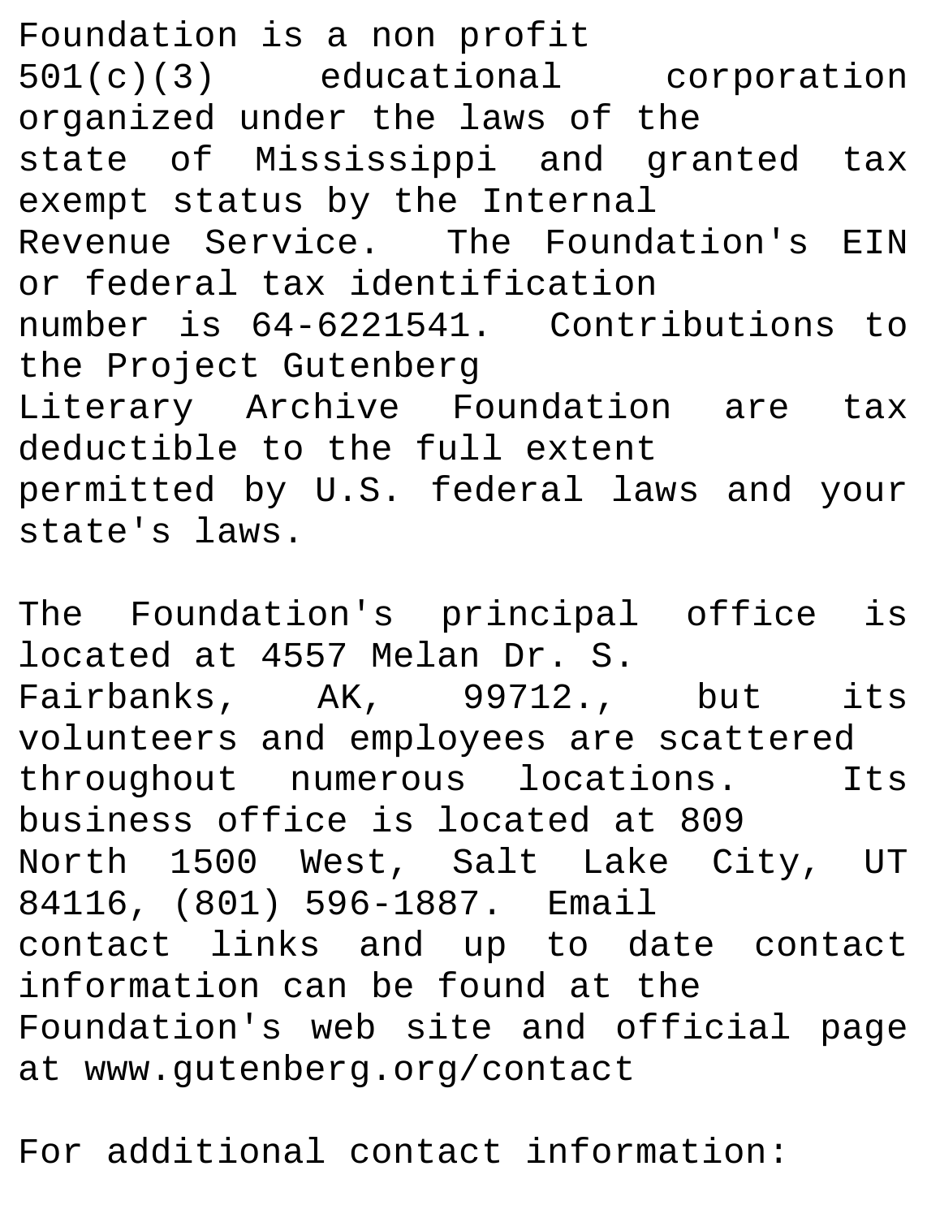Foundation is a non profit 501(c)(3) educational corporation organized under the laws of the state of Mississippi and granted tax exempt status by the Internal Revenue Service. The Foundation's EIN or federal tax identification number is 64-6221541. Contributions to the Project Gutenberg Literary Archive Foundation are tax deductible to the full extent permitted by U.S. federal laws and your state's laws.

The Foundation's principal office is located at 4557 Melan Dr. S. Fairbanks, AK, 99712., but its volunteers and employees are scattered throughout numerous locations. Its business office is located at 809 North 1500 West, Salt Lake City, UT 84116, (801) 596-1887. Email contact links and up to date contact information can be found at the Foundation's web site and official page at www.gutenberg.org/contact

For additional contact information: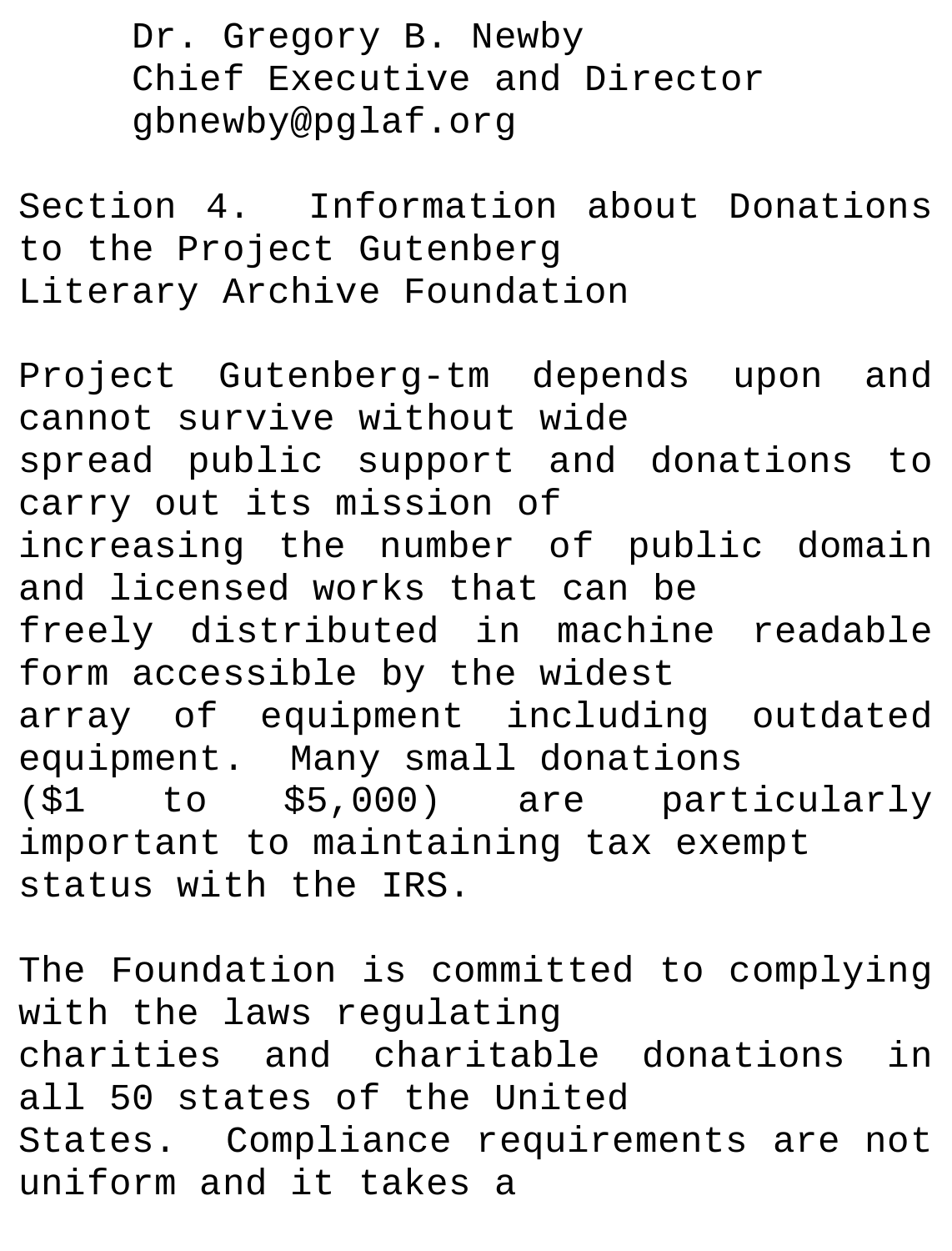Dr. Gregory B. Newby
Chief Executive and Director
gbnewby@pglaf.org

Section 4. Information about Donations to the Project Gutenberg Literary Archive Foundation

Project Gutenberg-tm depends upon and cannot survive without wide spread public support and donations to carry out its mission of increasing the number of public domain and licensed works that can be freely distributed in machine readable form accessible by the widest array of equipment including outdated equipment. Many small donations ($1 to $5,000) are particularly important to maintaining tax exempt status with the IRS.

The Foundation is committed to complying with the laws regulating charities and charitable donations in all 50 states of the United States. Compliance requirements are not uniform and it takes a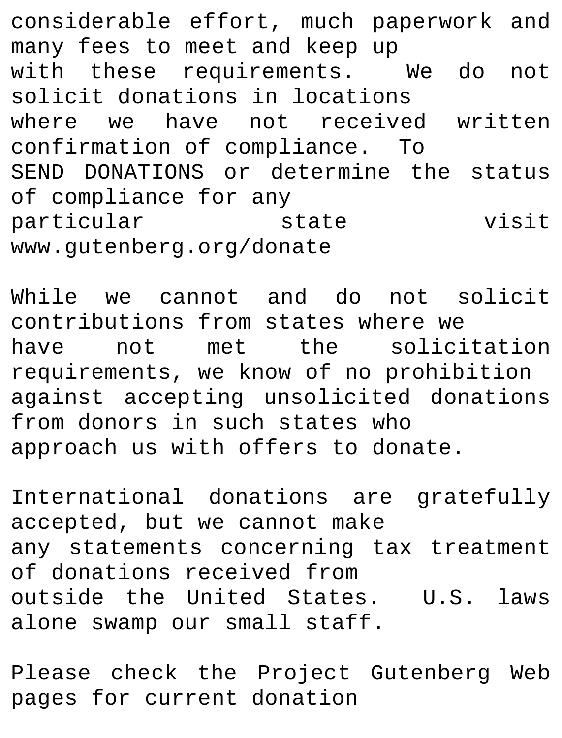considerable effort, much paperwork and many fees to meet and keep up with these requirements. We do not solicit donations in locations where we have not received written confirmation of compliance. To SEND DONATIONS or determine the status of compliance for any particular state visit www.gutenberg.org/donate

While we cannot and do not solicit contributions from states where we have not met the solicitation requirements, we know of no prohibition against accepting unsolicited donations from donors in such states who approach us with offers to donate.

International donations are gratefully accepted, but we cannot make any statements concerning tax treatment of donations received from outside the United States. U.S. laws alone swamp our small staff.

Please check the Project Gutenberg Web pages for current donation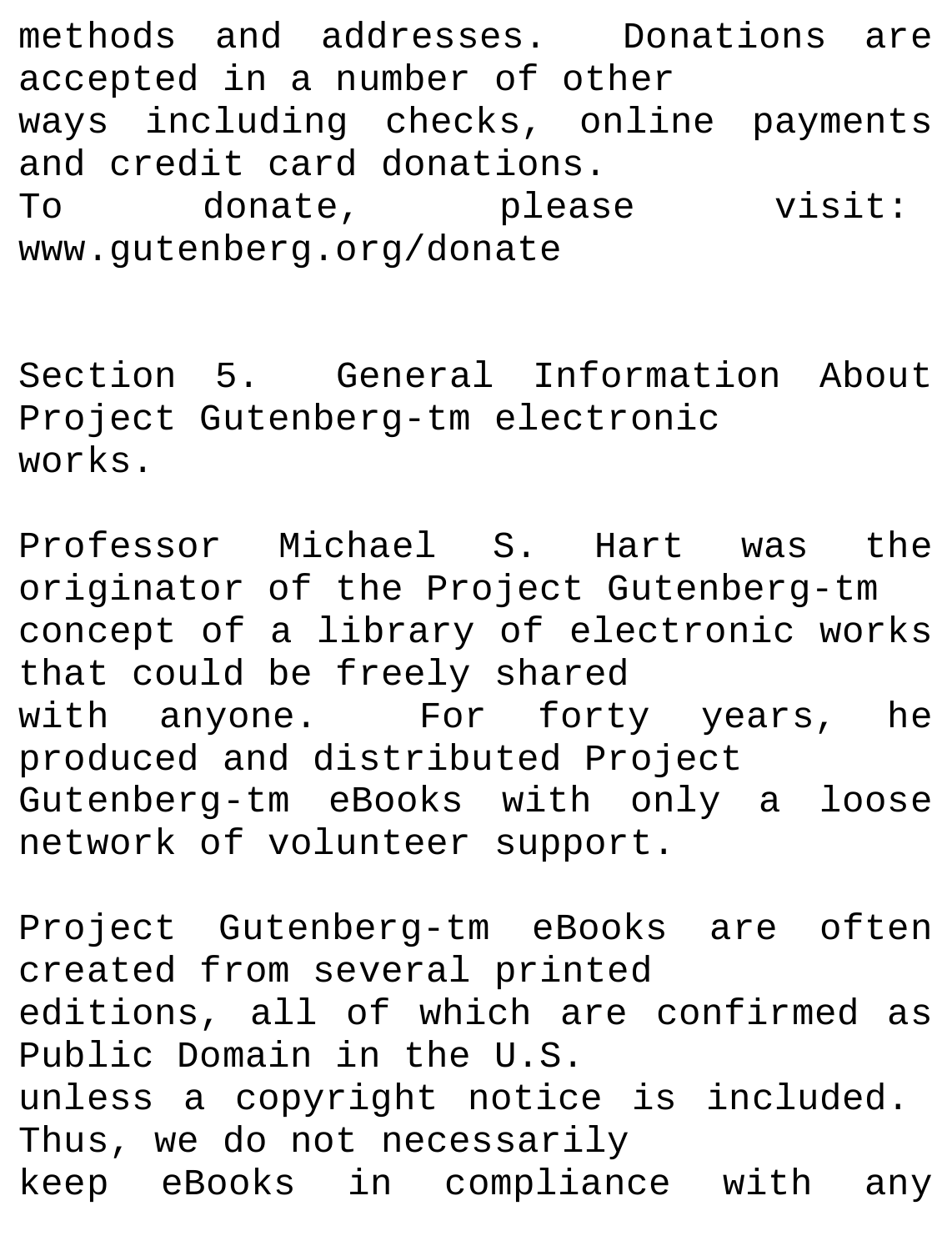methods and addresses. Donations are accepted in a number of other ways including checks, online payments and credit card donations. To donate, please visit: www.gutenberg.org/donate

Section 5. General Information About Project Gutenberg-tm electronic works.

Professor Michael S. Hart was the originator of the Project Gutenberg-tm concept of a library of electronic works that could be freely shared with anyone. For forty years, he produced and distributed Project Gutenberg-tm eBooks with only a loose network of volunteer support.

Project Gutenberg-tm eBooks are often created from several printed editions, all of which are confirmed as Public Domain in the U.S. unless a copyright notice is included. Thus, we do not necessarily keep eBooks in compliance with any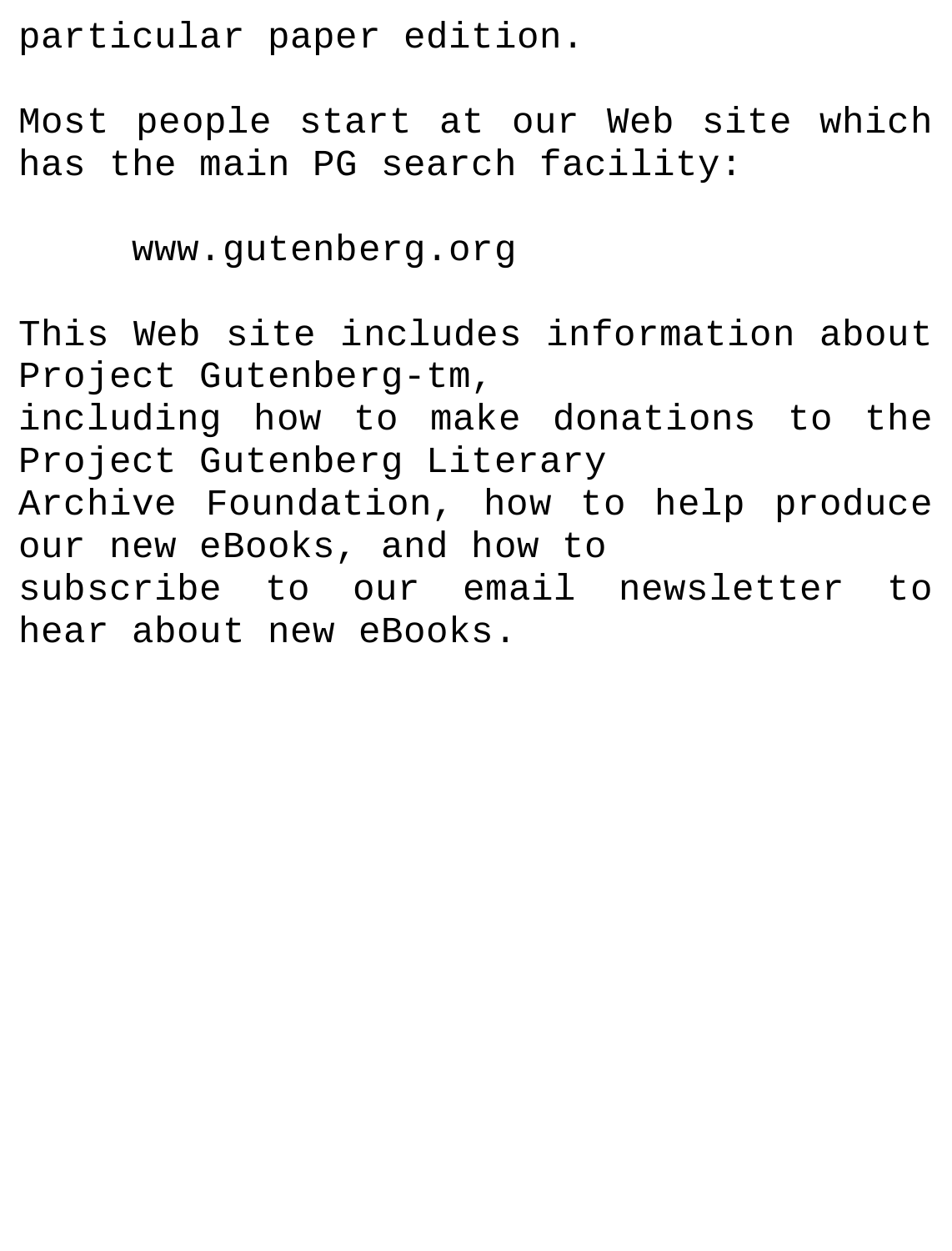particular paper edition.

Most people start at our Web site which has the main PG search facility:

www.gutenberg.org

This Web site includes information about Project Gutenberg-tm,
including how to make donations to the Project Gutenberg Literary
Archive Foundation, how to help produce our new eBooks, and how to
subscribe to our email newsletter to hear about new eBooks.